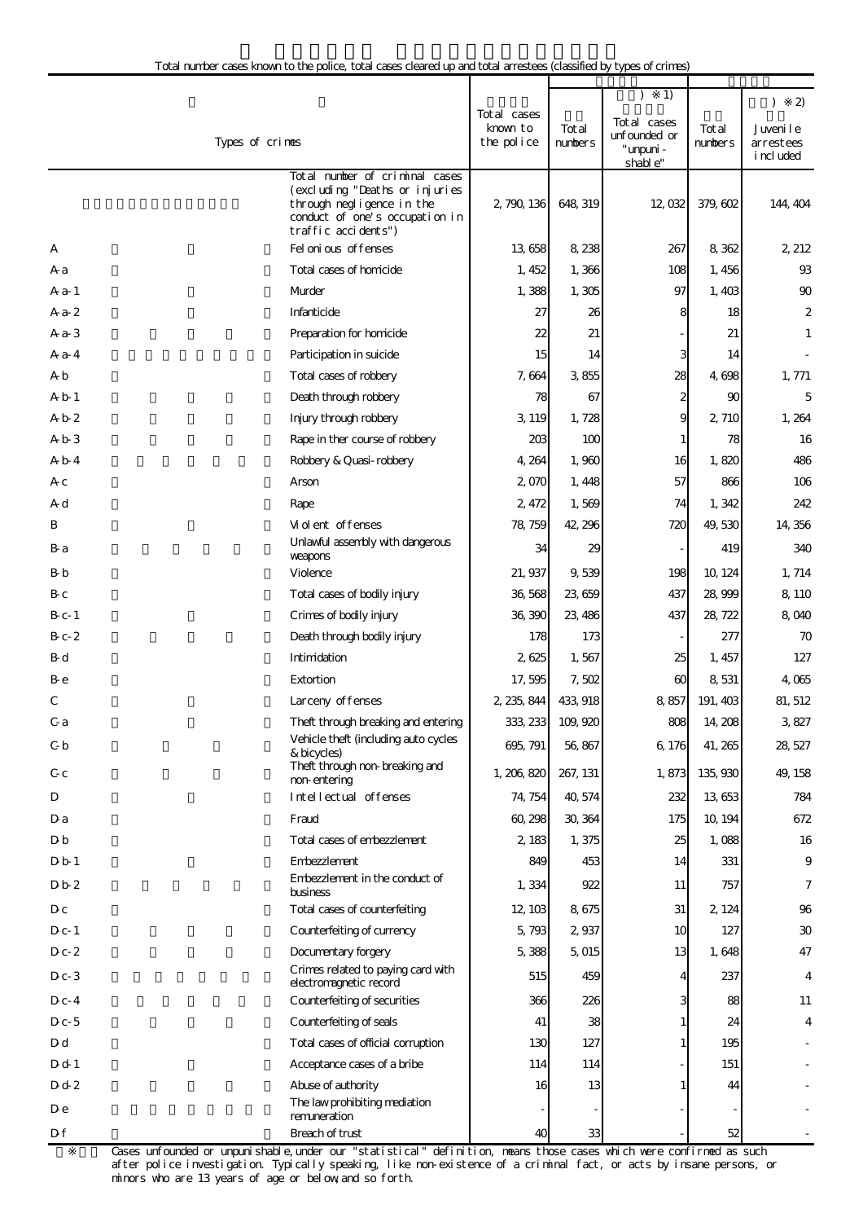Total number cases known to the police, total cases cleared up and total arrestees (classified by types of crimes)

| | Types of crimes | Total cases known to the police | Total numbers | ) ※1) Total cases unfounded or "unpunishable" | Total numbers | ) ※2) Juvenile arrestees included |
|---|---|---|---|---|---|---|
| | Total number of criminal cases (excluding "Deaths or injuries through negligence in the conduct of one's occupation in traffic accidents") | 2,790,136 | 648,319 | 12,032 | 379,602 | 144,404 |
| A | Felonious offenses | 13,658 | 8,238 | 267 | 8,362 | 2,212 |
| A-a | Total cases of homicide | 1,452 | 1,366 | 108 | 1,456 | 93 |
| A-a-1 | Murder | 1,388 | 1,305 | 97 | 1,403 | 90 |
| A-a-2 | Infanticide | 27 | 26 | 8 | 18 | 2 |
| A-a-3 | Preparation for homicide | 22 | 21 | - | 21 | 1 |
| A-a-4 | Participation in suicide | 15 | 14 | 3 | 14 | - |
| A-b | Total cases of robbery | 7,664 | 3,855 | 28 | 4,698 | 1,771 |
| A-b-1 | Death through robbery | 78 | 67 | 2 | 90 | 5 |
| A-b-2 | Injury through robbery | 3,119 | 1,728 | 9 | 2,710 | 1,264 |
| A-b-3 | Rape in ther course of robbery | 203 | 100 | 1 | 78 | 16 |
| A-b-4 | Robbery & Quasi-robbery | 4,264 | 1,960 | 16 | 1,820 | 486 |
| A-c | Arson | 2,070 | 1,448 | 57 | 866 | 106 |
| A-d | Rape | 2,472 | 1,569 | 74 | 1,342 | 242 |
| B | Violent offenses | 78,759 | 42,296 | 720 | 49,530 | 14,356 |
| B-a | Unlawful assembly with dangerous weapons | 34 | 29 | - | 419 | 340 |
| B-b | Violence | 21,937 | 9,539 | 198 | 10,124 | 1,714 |
| B-c | Total cases of bodily injury | 36,568 | 23,659 | 437 | 28,999 | 8,110 |
| B-c-1 | Crimes of bodily injury | 36,390 | 23,486 | 437 | 28,722 | 8,040 |
| B-c-2 | Death through bodily injury | 178 | 173 | - | 277 | 70 |
| B-d | Intimidation | 2,625 | 1,567 | 25 | 1,457 | 127 |
| B-e | Extortion | 17,595 | 7,502 | 60 | 8,531 | 4,065 |
| C | Larceny offenses | 2,235,844 | 433,918 | 8,857 | 191,403 | 81,512 |
| C-a | Theft through breaking and entering | 333,233 | 109,920 | 808 | 14,208 | 3,827 |
| C-b | Vehicle theft (including auto cycles & bicycles) | 695,791 | 56,867 | 6,176 | 41,265 | 28,527 |
| C-c | Theft through non-breaking and non-entering | 1,206,820 | 267,131 | 1,873 | 135,930 | 49,158 |
| D | Intellectual offenses | 74,754 | 40,574 | 232 | 13,653 | 784 |
| D-a | Fraud | 60,298 | 30,364 | 175 | 10,194 | 672 |
| D-b | Total cases of embezzlement | 2,183 | 1,375 | 25 | 1,088 | 16 |
| D-b-1 | Embezzlement | 849 | 453 | 14 | 331 | 9 |
| D-b-2 | Embezzlement in the conduct of business | 1,334 | 922 | 11 | 757 | 7 |
| D-c | Total cases of counterfeiting | 12,103 | 8,675 | 31 | 2,124 | 96 |
| D-c-1 | Counterfeiting of currency | 5,793 | 2,937 | 10 | 127 | 30 |
| D-c-2 | Documentary forgery | 5,388 | 5,015 | 13 | 1,648 | 47 |
| D-c-3 | Crimes related to paying card with electromagnetic record | 515 | 459 | 4 | 237 | 4 |
| D-c-4 | Counterfeiting of securities | 366 | 226 | 3 | 88 | 11 |
| D-c-5 | Counterfeiting of seals | 41 | 38 | 1 | 24 | 4 |
| D-d | Total cases of official corruption | 130 | 127 | 1 | 195 | - |
| D-d-1 | Acceptance cases of a bribe | 114 | 114 | - | 151 | - |
| D-d-2 | Abuse of authority | 16 | 13 | 1 | 44 | - |
| D-e | The law prohibiting mediation remuneration | - | - | - | - | - |
| D-f | Breach of trust | 40 | 33 | - | 52 | - |

※ Cases unfounded or unpunishable, under our "statistical" definition, means those cases which were confirmed as such after police investigation. Typically speaking, like non-existence of a criminal fact, or acts by insane persons, or minors who are 13 years of age or below, and so forth.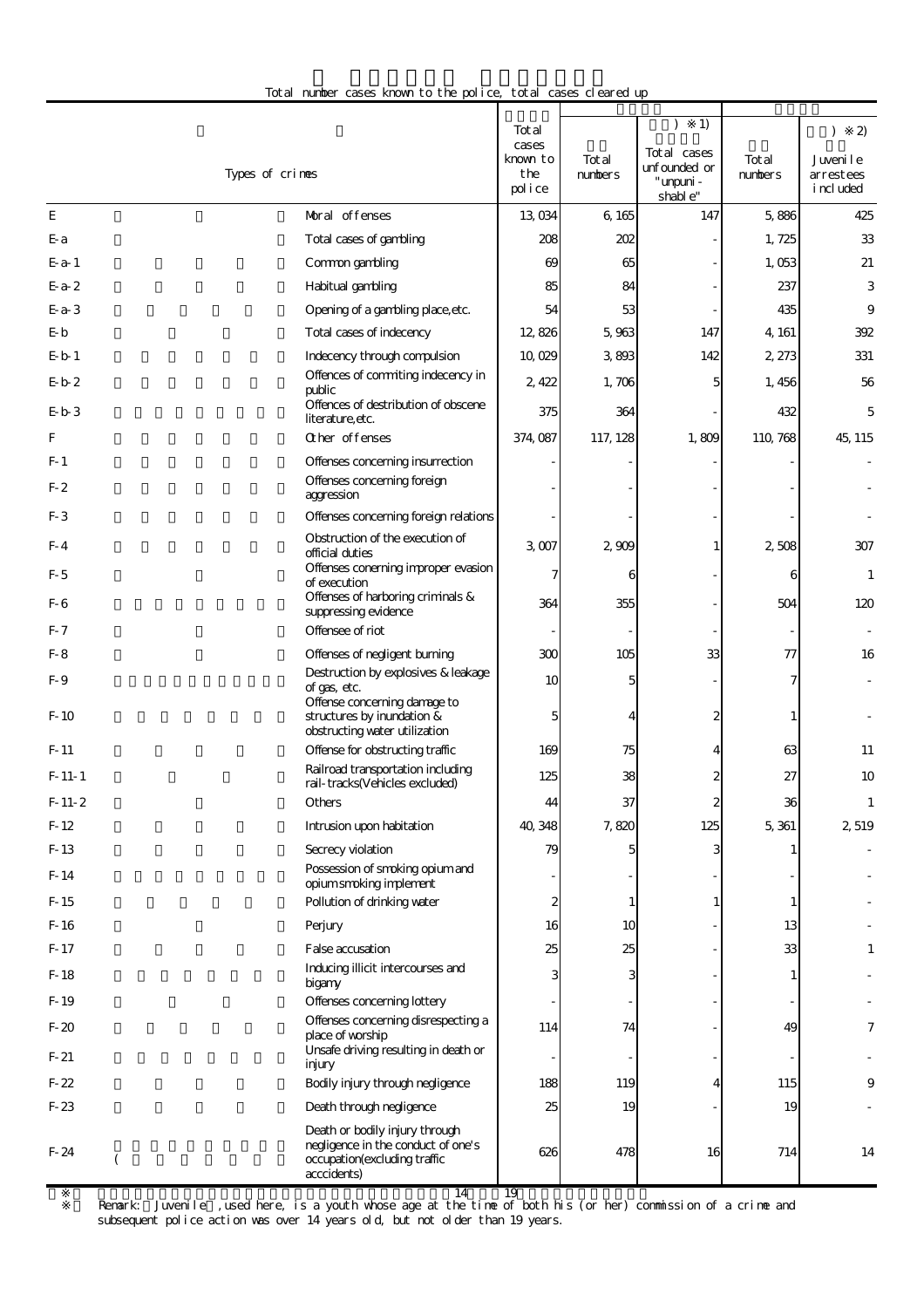Total number cases known to the police, total cases cleared up

| | Types of crimes | Total cases known to the police | Total numbers | ) ※1) Total cases unfounded or "unpunishable" | Total numbers | ) ※2) Juvenile arrestees included |
|---|---|---|---|---|---|---|
| E | Moral offenses | 13,034 | 6,165 | 147 | 5,886 | 425 |
| E-a | Total cases of gambling | 208 | 202 | - | 1,725 | 33 |
| E-a-1 | Common gambling | 69 | 65 | - | 1,053 | 21 |
| E-a-2 | Habitual gambling | 85 | 84 | - | 237 | 3 |
| E-a-3 | Opening of a gambling place,etc. | 54 | 53 | - | 435 | 9 |
| E-b | Total cases of indecency | 12,826 | 5,963 | 147 | 4,161 | 392 |
| E-b-1 | Indecency through compulsion | 10,029 | 3,893 | 142 | 2,273 | 331 |
| E-b-2 | Offences of commiting indecency in public | 2,422 | 1,706 | 5 | 1,456 | 56 |
| E-b-3 | Offences of destribution of obscene literature,etc. | 375 | 364 | - | 432 | 5 |
| F | Other offenses | 374,087 | 117,128 | 1,809 | 110,768 | 45,115 |
| F-1 | Offenses concerning insurrection | - | - | - | - | - |
| F-2 | Offenses concerning foreign aggression | - | - | - | - | - |
| F-3 | Offenses concerning foreign relations | - | - | - | - | - |
| F-4 | Obstruction of the execution of official duties | 3,007 | 2,909 | 1 | 2,508 | 307 |
| F-5 | Offenses conerning improper evasion of execution | 7 | 6 | - | 6 | 1 |
| F-6 | Offenses of harboring criminals & suppressing evidence | 364 | 355 | - | 504 | 120 |
| F-7 | Offensee of riot | - | - | - | - | - |
| F-8 | Offenses of negligent burning | 300 | 105 | 33 | 77 | 16 |
| F-9 | Destruction by explosives & leakage of gas, etc. | 10 | 5 | - | 7 | - |
| F-10 | Offense concerning damage to structures by inundation & obstructing water utilization | 5 | 4 | 2 | 1 | - |
| F-11 | Offense for obstructing traffic | 169 | 75 | 4 | 63 | 11 |
| F-11-1 | Railroad transportation including rail-tracks(Vehicles excluded) | 125 | 38 | 2 | 27 | 10 |
| F-11-2 | Others | 44 | 37 | 2 | 36 | 1 |
| F-12 | Intrusion upon habitation | 40,348 | 7,820 | 125 | 5,361 | 2,519 |
| F-13 | Secrecy violation | 79 | 5 | 3 | 1 | - |
| F-14 | Possession of smoking opium and opium smoking implement | - | - | - | - | - |
| F-15 | Pollution of drinking water | 2 | 1 | 1 | 1 | - |
| F-16 | Perjury | 16 | 10 | - | 13 | - |
| F-17 | False accusation | 25 | 25 | - | 33 | 1 |
| F-18 | Inducing illicit intercourses and bigamy | 3 | 3 | - | 1 | - |
| F-19 | Offenses concerning lottery | - | - | - | - | - |
| F-20 | Offenses concerning disrespecting a place of worship | 114 | 74 | - | 49 | 7 |
| F-21 | Unsafe driving resulting in death or injury | - | - | - | - | - |
| F-22 | Bodily injury through negligence | 188 | 119 | 4 | 115 | 9 |
| F-23 | Death through negligence | 25 | 19 | - | 19 | - |
| F-24 | Death or bodily injury through negligence in the conduct of one's occupation(excluding traffic acccidents) | 626 | 478 | 16 | 714 | 14 |

※ 14 19

※ Remark: Juvenile ,used here, is a youth whose age at the time of both his (or her) commission of a crime and subsequent police action was over 14 years old, but not older than 19 years.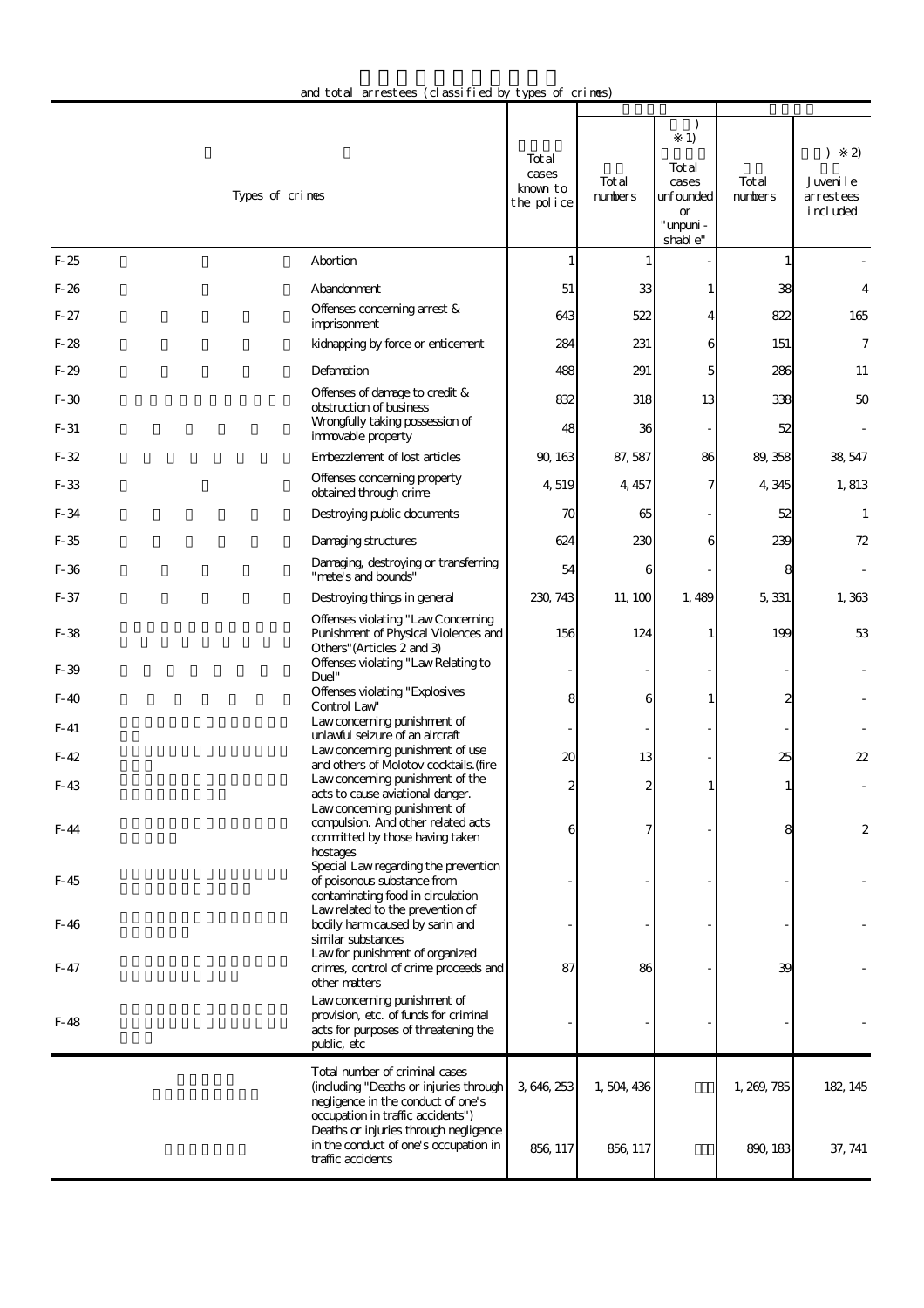and total arrestees (classified by types of crimes)

| | Types of crimes | Total cases known to the police | Total numbers | ※1) Total cases unfounded or "unpunishable" | Total numbers | ※2) Juvenile arrestees included |
|---|---|---|---|---|---|---|
| F-25 | Abortion | 1 | 1 | - | 1 | - |
| F-26 | Abandonment | 51 | 33 | 1 | 38 | 4 |
| F-27 | Offenses concerning arrest & imprisonment | 643 | 522 | 4 | 822 | 165 |
| F-28 | kidnapping by force or enticement | 284 | 231 | 6 | 151 | 7 |
| F-29 | Defamation | 488 | 291 | 5 | 286 | 11 |
| F-30 | Offenses of damage to credit & obstruction of business | 832 | 318 | 13 | 338 | 50 |
| F-31 | Wrongfully taking possession of immovable property | 48 | 36 | - | 52 | - |
| F-32 | Embezzlement of lost articles | 90,163 | 87,587 | 86 | 89,358 | 38,547 |
| F-33 | Offenses concerning property obtained through crime | 4,519 | 4,457 | 7 | 4,345 | 1,813 |
| F-34 | Destroying public documents | 70 | 65 | - | 52 | 1 |
| F-35 | Damaging structures | 624 | 230 | 6 | 239 | 72 |
| F-36 | Damaging, destroying or transferring "mete's and bounds" | 54 | 6 | - | 8 | - |
| F-37 | Destroying things in general | 230,743 | 11,100 | 1,489 | 5,331 | 1,363 |
| F-38 | Offenses violating "Law Concerning Punishment of Physical Violences and Others"(Articles 2 and 3) | 156 | 124 | 1 | 199 | 53 |
| F-39 | Offenses violating "Law Relating to Duel" | - | - | - | - | - |
| F-40 | Offenses violating "Explosives Control Law" | 8 | 6 | 1 | 2 | - |
| F-41 | Law concerning punishment of unlawful seizure of an aircraft | - | - | - | - | - |
| F-42 | Law concerning punishment of use and others of Molotov cocktails.(fire | 20 | 13 | - | 25 | 22 |
| F-43 | Law concerning punishment of the acts to cause aviational danger. | 2 | 2 | 1 | 1 | - |
| F-44 | Law concerning punishment of compulsion. And other related acts committed by those having taken hostages | 6 | 7 | - | 8 | 2 |
| F-45 | Special Law regarding the prevention of poisonous substance from contaminating food in circulation | - | - | - | - | - |
| F-46 | Law related to the prevention of bodily harm caused by sarin and similar substances | - | - | - | - | - |
| F-47 | Law for punishment of organized crimes, control of crime proceeds and other matters | 87 | 86 | - | 39 | - |
| F-48 | Law concerning punishment of provision, etc. of funds for criminal acts for purposes of threatening the public, etc | - | - | - | - | - |
| | Total number of criminal cases (including "Deaths or injuries through negligence in the conduct of one's occupation in traffic accidents") | 3,646,253 | 1,504,436 | | 1,269,785 | 182,145 |
| | Deaths or injuries through negligence in the conduct of one's occupation in traffic accidents | 856,117 | 856,117 | | 890,183 | 37,741 |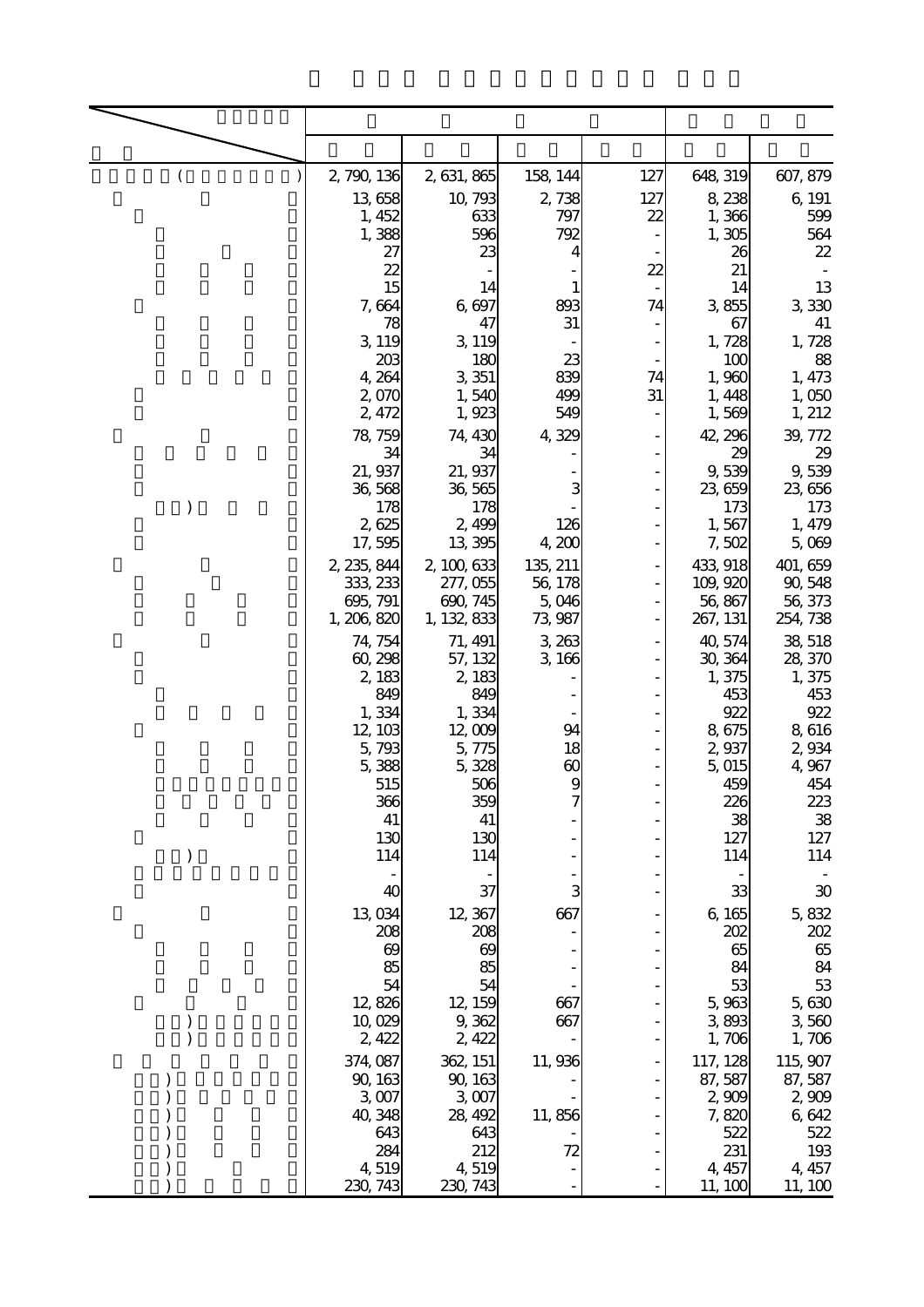| | | | | | |
|---|---|---|---|---|---|
| ( ) | 2,790,136 | 2,631,865 | 158,144 | 127 | 648,319 | 607,879 |
| | 13,658 | 10,793 | 2,738 | 127 | 8,238 | 6,191 |
| | 1,452 | 633 | 797 | 22 | 1,366 | 599 |
| | 1,388 | 596 | 792 | - | 1,305 | 564 |
| | 27 | 23 | 4 | - | 26 | 22 |
| | 22 | - | - | 22 | 21 | - |
| | 15 | 14 | 1 | - | 14 | 13 |
| | 7,664 | 6,697 | 893 | 74 | 3,855 | 3,330 |
| | 78 | 47 | 31 | - | 67 | 41 |
| | 3,119 | 3,119 | - | - | 1,728 | 1,728 |
| | 203 | 180 | 23 | - | 100 | 88 |
| | 4,264 | 3,351 | 839 | 74 | 1,960 | 1,473 |
| | 2,070 | 1,540 | 499 | 31 | 1,448 | 1,050 |
| | 2,472 | 1,923 | 549 | - | 1,569 | 1,212 |
| | 78,759 | 74,430 | 4,329 | - | 42,296 | 39,772 |
| | 34 | 34 | - | - | 29 | 29 |
| | 21,937 | 21,937 | - | - | 9,539 | 9,539 |
| | 36,568 | 36,565 | 3 | - | 23,659 | 23,656 |
| ) | 178 | 178 | - | - | 173 | 173 |
| | 2,625 | 2,499 | 126 | - | 1,567 | 1,479 |
| | 17,595 | 13,395 | 4,200 | - | 7,502 | 5,069 |
| | 2,235,844 | 2,100,633 | 135,211 | - | 433,918 | 401,659 |
| | 333,233 | 277,055 | 56,178 | - | 109,920 | 90,548 |
| | 695,791 | 690,745 | 5,046 | - | 56,867 | 56,373 |
| | 1,206,820 | 1,132,833 | 73,987 | - | 267,131 | 254,738 |
| | 74,754 | 71,491 | 3,263 | - | 40,574 | 38,518 |
| | 60,298 | 57,132 | 3,166 | - | 30,364 | 28,370 |
| | 2,183 | 2,183 | - | - | 1,375 | 1,375 |
| | 849 | 849 | - | - | 453 | 453 |
| | 1,334 | 1,334 | - | - | 922 | 922 |
| | 12,103 | 12,009 | 94 | - | 8,675 | 8,616 |
| | 5,793 | 5,775 | 18 | - | 2,937 | 2,934 |
| | 5,388 | 5,328 | 60 | - | 5,015 | 4,967 |
| | 515 | 506 | 9 | - | 459 | 454 |
| | 366 | 359 | 7 | - | 226 | 223 |
| | 41 | 41 | - | - | 38 | 38 |
| | 130 | 130 | - | - | 127 | 127 |
| ) | 114 | 114 | - | - | 114 | 114 |
| | - | - | - | - | - | - |
| | 40 | 37 | 3 | - | 33 | 30 |
| | 13,034 | 12,367 | 667 | - | 6,165 | 5,832 |
| | 208 | 208 | - | - | 202 | 202 |
| | 69 | 69 | - | - | 65 | 65 |
| | 85 | 85 | - | - | 84 | 84 |
| | 54 | 54 | - | - | 53 | 53 |
| | 12,826 | 12,159 | 667 | - | 5,963 | 5,630 |
| ) | 10,029 | 9,362 | 667 | - | 3,893 | 3,560 |
| ) | 2,422 | 2,422 | - | - | 1,706 | 1,706 |
| | 374,087 | 362,151 | 11,936 | - | 117,128 | 115,907 |
| ) | 90,163 | 90,163 | - | - | 87,587 | 87,587 |
| ) | 3,007 | 3,007 | - | - | 2,909 | 2,909 |
| ) | 40,348 | 28,492 | 11,856 | - | 7,820 | 6,642 |
| ) | 643 | 643 | - | - | 522 | 522 |
| ) | 284 | 212 | 72 | - | 231 | 193 |
| ) | 4,519 | 4,519 | - | - | 4,457 | 4,457 |
| ) | 230,743 | 230,743 | - | - | 11,100 | 11,100 |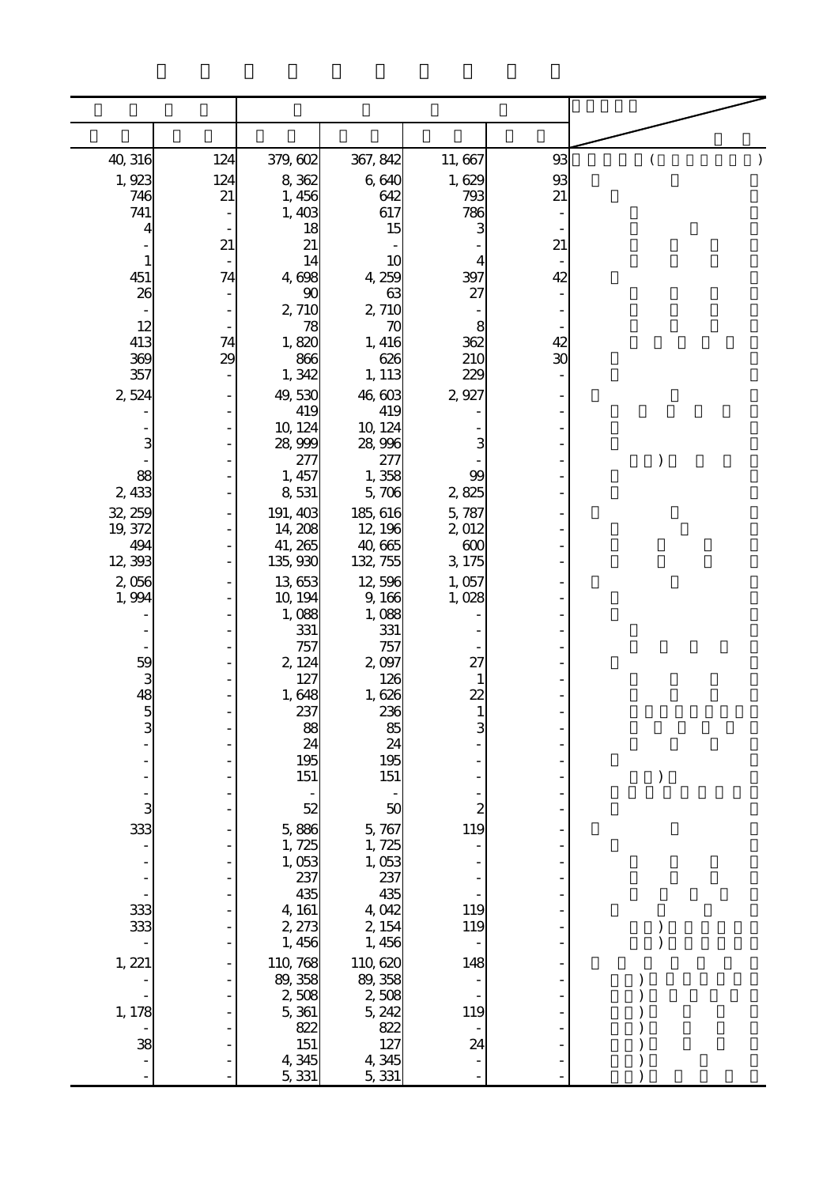| | | | | | | |
|---|---|---|---|---|---|---|
| 40,316 | 124 | 379,602 | 367,842 | 11,667 | 93 | |
| 1,923 | 124 | 8,362 | 6,640 | 1,629 | 93 | |
| 746 | 21 | 1,456 | 642 | 793 | 21 | |
| 741 | - | 1,403 | 617 | 786 | - | |
| 4 | - | 18 | 15 | 3 | - | |
| - | 21 | 21 | - | - | 21 | |
| 1 | - | 14 | 10 | 4 | - | |
| 451 | 74 | 4,698 | 4,259 | 397 | 42 | |
| 26 | - | 90 | 63 | 27 | - | |
| - | - | 2,710 | 2,710 | - | - | |
| 12 | - | 78 | 70 | 8 | - | |
| 413 | 74 | 1,820 | 1,416 | 362 | 42 | |
| 369 | 29 | 866 | 626 | 210 | 30 | |
| 357 | - | 1,342 | 1,113 | 229 | - | |
| 2,524 | - | 49,530 | 46,603 | 2,927 | - | |
| - | - | 419 | 419 | - | - | |
| - | - | 10,124 | 10,124 | - | - | |
| 3 | - | 28,999 | 28,996 | 3 | - | |
| - | - | 277 | 277 | - | - | |
| 88 | - | 1,457 | 1,358 | 99 | - | |
| 2,433 | - | 8,531 | 5,706 | 2,825 | - | |
| 32,259 | - | 191,403 | 185,616 | 5,787 | - | |
| 19,372 | - | 14,208 | 12,196 | 2,012 | - | |
| 494 | - | 41,265 | 40,665 | 600 | - | |
| 12,393 | - | 135,930 | 132,755 | 3,175 | - | |
| 2,056 | - | 13,653 | 12,596 | 1,057 | - | |
| 1,994 | - | 10,194 | 9,166 | 1,028 | - | |
| - | - | 1,088 | 1,088 | - | - | |
| - | - | 331 | 331 | - | - | |
| - | - | 757 | 757 | - | - | |
| 59 | - | 2,124 | 2,097 | 27 | - | |
| 3 | - | 127 | 126 | 1 | - | |
| 48 | - | 1,648 | 1,626 | 22 | - | |
| 5 | - | 237 | 236 | 1 | - | |
| 3 | - | 88 | 85 | 3 | - | |
| - | - | 24 | 24 | - | - | |
| - | - | 195 | 195 | - | - | |
| - | - | 151 | 151 | - | - | |
| - | - | - | - | - | - | |
| 3 | - | 52 | 50 | 2 | - | |
| 333 | - | 5,886 | 5,767 | 119 | - | |
| - | - | 1,725 | 1,725 | - | - | |
| - | - | 1,053 | 1,053 | - | - | |
| - | - | 237 | 237 | - | - | |
| - | - | 435 | 435 | - | - | |
| 333 | - | 4,161 | 4,042 | 119 | - | |
| 333 | - | 2,273 | 2,154 | 119 | - | |
| - | - | 1,456 | 1,456 | - | - | |
| 1,221 | - | 110,768 | 110,620 | 148 | - | |
| - | - | 89,358 | 89,358 | - | - | |
| - | - | 2,508 | 2,508 | - | - | |
| 1,178 | - | 5,361 | 5,242 | 119 | - | |
| - | - | 822 | 822 | - | - | |
| 38 | - | 151 | 127 | 24 | - | |
| - | - | 4,345 | 4,345 | - | - | |
| - | - | 5,331 | 5,331 | - | - | |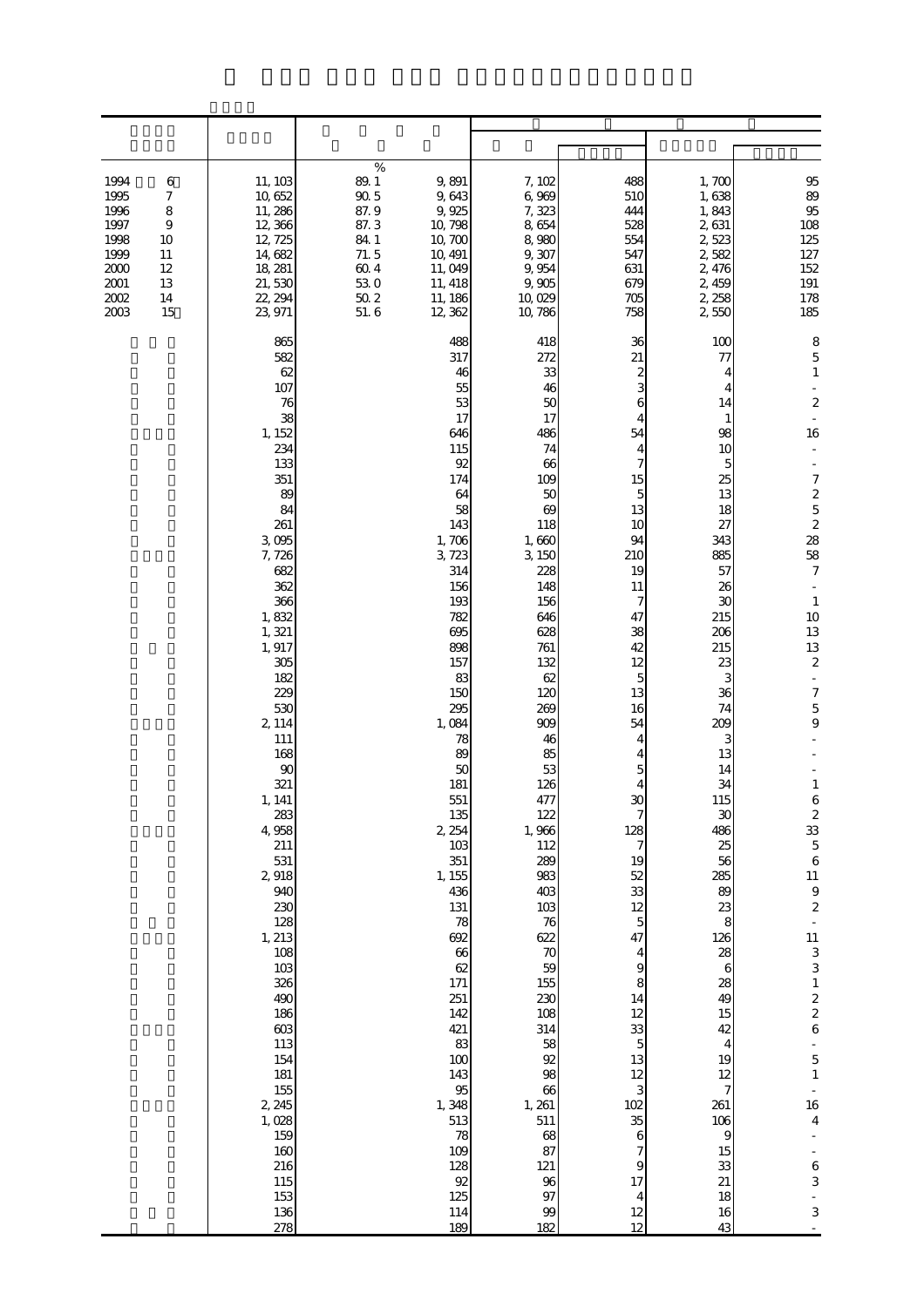| | | | | | | | |
|---|---|---|---|---|---|---|---|
| | | % | | | | | |
| 1994 6 | 11,103 | 89.1 | 9,891 | 7,102 | 488 | 1,700 | 95 |
| 1995 7 | 10,652 | 90.5 | 9,643 | 6,969 | 510 | 1,638 | 89 |
| 1996 8 | 11,286 | 87.9 | 9,925 | 7,323 | 444 | 1,843 | 95 |
| 1997 9 | 12,366 | 87.3 | 10,798 | 8,654 | 528 | 2,631 | 108 |
| 1998 10 | 12,725 | 84.1 | 10,700 | 8,980 | 554 | 2,523 | 125 |
| 1999 11 | 14,682 | 71.5 | 10,491 | 9,307 | 547 | 2,582 | 127 |
| 2000 12 | 18,281 | 60.4 | 11,049 | 9,954 | 631 | 2,476 | 152 |
| 2001 13 | 21,530 | 53.0 | 11,418 | 9,905 | 679 | 2,459 | 191 |
| 2002 14 | 22,294 | 50.2 | 11,186 | 10,029 | 705 | 2,258 | 178 |
| 2003 15 | 23,971 | 51.6 | 12,362 | 10,786 | 758 | 2,550 | 185 |
| | 865 | | 488 | 418 | 36 | 100 | 8 |
| | 582 | | 317 | 272 | 21 | 77 | 5 |
| | 62 | | 46 | 33 | 2 | 4 | 1 |
| | 107 | | 55 | 46 | 3 | 4 | - |
| | 76 | | 53 | 50 | 6 | 14 | 2 |
| | 38 | | 17 | 17 | 4 | 1 | - |
| | 1,152 | | 646 | 486 | 54 | 98 | 16 |
| | 234 | | 115 | 74 | 4 | 10 | - |
| | 133 | | 92 | 66 | 7 | 5 | - |
| | 351 | | 174 | 109 | 15 | 25 | 7 |
| | 89 | | 64 | 50 | 5 | 13 | 2 |
| | 84 | | 58 | 69 | 13 | 18 | 5 |
| | 261 | | 143 | 118 | 10 | 27 | 2 |
| | 3,095 | | 1,706 | 1,660 | 94 | 343 | 28 |
| | 7,726 | | 3,723 | 3,150 | 210 | 885 | 58 |
| | 682 | | 314 | 228 | 19 | 57 | 7 |
| | 362 | | 156 | 148 | 11 | 26 | - |
| | 366 | | 193 | 156 | 7 | 30 | 1 |
| | 1,832 | | 782 | 646 | 47 | 215 | 10 |
| | 1,321 | | 695 | 628 | 38 | 206 | 13 |
| | 1,917 | | 898 | 761 | 42 | 215 | 13 |
| | 305 | | 157 | 132 | 12 | 23 | 2 |
| | 182 | | 83 | 62 | 5 | 3 | - |
| | 229 | | 150 | 120 | 13 | 36 | 7 |
| | 530 | | 295 | 269 | 16 | 74 | 5 |
| | 2,114 | | 1,084 | 909 | 54 | 209 | 9 |
| | 111 | | 78 | 46 | 4 | 3 | - |
| | 168 | | 89 | 85 | 4 | 13 | - |
| | 90 | | 50 | 53 | 5 | 14 | - |
| | 321 | | 181 | 126 | 4 | 34 | 1 |
| | 1,141 | | 551 | 477 | 30 | 115 | 6 |
| | 283 | | 135 | 122 | 7 | 30 | 2 |
| | 4,958 | | 2,254 | 1,966 | 128 | 486 | 33 |
| | 211 | | 103 | 112 | 7 | 25 | 5 |
| | 531 | | 351 | 289 | 19 | 56 | 6 |
| | 2,918 | | 1,155 | 983 | 52 | 285 | 11 |
| | 940 | | 436 | 403 | 33 | 89 | 9 |
| | 230 | | 131 | 103 | 12 | 23 | 2 |
| | 128 | | 78 | 76 | 5 | 8 | - |
| | 1,213 | | 692 | 622 | 47 | 126 | 11 |
| | 108 | | 66 | 70 | 4 | 28 | 3 |
| | 103 | | 62 | 59 | 9 | 6 | 3 |
| | 326 | | 171 | 155 | 8 | 28 | 1 |
| | 490 | | 251 | 230 | 14 | 49 | 2 |
| | 186 | | 142 | 108 | 12 | 15 | 2 |
| | 603 | | 421 | 314 | 33 | 42 | 6 |
| | 113 | | 83 | 58 | 5 | 4 | - |
| | 154 | | 100 | 92 | 13 | 19 | 5 |
| | 181 | | 143 | 98 | 12 | 12 | 1 |
| | 155 | | 95 | 66 | 3 | 7 | - |
| | 2,245 | | 1,348 | 1,261 | 102 | 261 | 16 |
| | 1,028 | | 513 | 511 | 35 | 106 | 4 |
| | 159 | | 78 | 68 | 6 | 9 | - |
| | 160 | | 109 | 87 | 7 | 15 | - |
| | 216 | | 128 | 121 | 9 | 33 | 6 |
| | 115 | | 92 | 96 | 17 | 21 | 3 |
| | 153 | | 125 | 97 | 4 | 18 | - |
| | 136 | | 114 | 99 | 12 | 16 | 3 |
| | 278 | | 189 | 182 | 12 | 43 | - |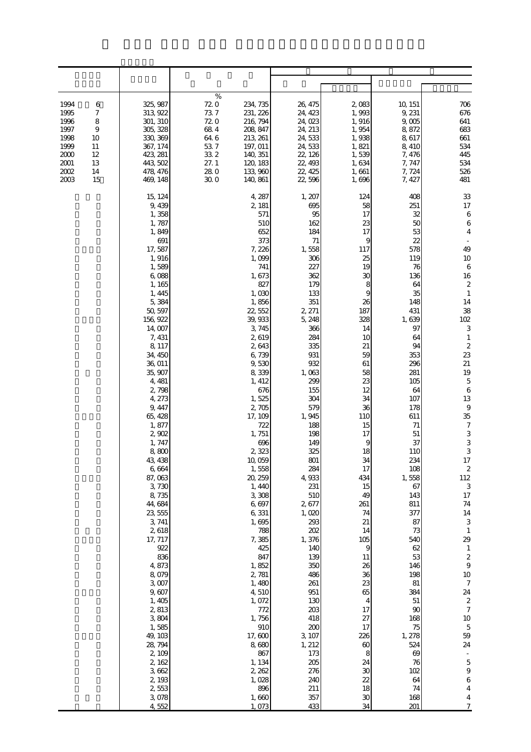| | | | % | | | | | |
|---|---|---|---|---|---|---|---|---|
| 1994 | 6 | 325,987 | 72.0 | 234,735 | 26,475 | 2,083 | 10,151 | 706 |
| 1995 | 7 | 313,922 | 73.7 | 231,226 | 24,423 | 1,993 | 9,231 | 676 |
| 1996 | 8 | 301,310 | 72.0 | 216,794 | 24,023 | 1,916 | 9,005 | 641 |
| 1997 | 9 | 305,328 | 68.4 | 208,847 | 24,213 | 1,954 | 8,872 | 683 |
| 1998 | 10 | 330,369 | 64.6 | 213,261 | 24,533 | 1,938 | 8,617 | 661 |
| 1999 | 11 | 367,174 | 53.7 | 197,011 | 24,533 | 1,821 | 8,410 | 534 |
| 2000 | 12 | 423,281 | 33.2 | 140,351 | 22,126 | 1,539 | 7,476 | 445 |
| 2001 | 13 | 443,502 | 27.1 | 120,183 | 22,493 | 1,634 | 7,747 | 534 |
| 2002 | 14 | 478,476 | 28.0 | 133,960 | 22,425 | 1,661 | 7,724 | 526 |
| 2003 | 15 | 469,148 | 30.0 | 140,861 | 22,596 | 1,696 | 7,427 | 481 |
| | | 15,124 | | 4,287 | 1,207 | 124 | 408 | 33 |
| | | 9,439 | | 2,181 | 695 | 58 | 251 | 17 |
| | | 1,358 | | 571 | 95 | 17 | 32 | 6 |
| | | 1,787 | | 510 | 162 | 23 | 50 | 6 |
| | | 1,849 | | 652 | 184 | 17 | 53 | 4 |
| | | 691 | | 373 | 71 | 9 | 22 | - |
| | | 17,587 | | 7,226 | 1,558 | 117 | 578 | 49 |
| | | 1,916 | | 1,099 | 306 | 25 | 119 | 10 |
| | | 1,589 | | 741 | 227 | 19 | 76 | 6 |
| | | 6,088 | | 1,673 | 362 | 30 | 136 | 16 |
| | | 1,165 | | 827 | 179 | 8 | 64 | 2 |
| | | 1,445 | | 1,030 | 133 | 9 | 35 | 1 |
| | | 5,384 | | 1,856 | 351 | 26 | 148 | 14 |
| | | 50,597 | | 22,552 | 2,271 | 187 | 431 | 38 |
| | | 156,922 | | 39,933 | 5,248 | 328 | 1,639 | 102 |
| | | 14,007 | | 3,745 | 366 | 14 | 97 | 3 |
| | | 7,431 | | 2,619 | 284 | 10 | 64 | 1 |
| | | 8,117 | | 2,643 | 335 | 21 | 94 | 2 |
| | | 34,450 | | 6,739 | 931 | 59 | 353 | 23 |
| | | 36,011 | | 9,530 | 932 | 61 | 296 | 21 |
| | | 35,907 | | 8,339 | 1,063 | 58 | 281 | 19 |
| | | 4,481 | | 1,412 | 299 | 23 | 105 | 5 |
| | | 2,798 | | 676 | 155 | 12 | 64 | 6 |
| | | 4,273 | | 1,525 | 304 | 34 | 107 | 13 |
| | | 9,447 | | 2,705 | 579 | 36 | 178 | 9 |
| | | 65,428 | | 17,109 | 1,945 | 110 | 611 | 35 |
| | | 1,877 | | 722 | 188 | 15 | 71 | 7 |
| | | 2,902 | | 1,751 | 198 | 17 | 51 | 3 |
| | | 1,747 | | 696 | 149 | 9 | 37 | 3 |
| | | 8,800 | | 2,323 | 325 | 18 | 110 | 3 |
| | | 43,438 | | 10,059 | 801 | 34 | 234 | 17 |
| | | 6,664 | | 1,558 | 284 | 17 | 108 | 2 |
| | | 87,063 | | 20,259 | 4,933 | 434 | 1,558 | 112 |
| | | 3,730 | | 1,440 | 231 | 15 | 67 | 3 |
| | | 8,735 | | 3,308 | 510 | 49 | 143 | 17 |
| | | 44,684 | | 6,697 | 2,677 | 261 | 811 | 74 |
| | | 23,555 | | 6,331 | 1,020 | 74 | 377 | 14 |
| | | 3,741 | | 1,695 | 293 | 21 | 87 | 3 |
| | | 2,618 | | 788 | 202 | 14 | 73 | 1 |
| | | 17,717 | | 7,385 | 1,376 | 105 | 540 | 29 |
| | | 922 | | 425 | 140 | 9 | 62 | 1 |
| | | 836 | | 847 | 139 | 11 | 53 | 2 |
| | | 4,873 | | 1,852 | 350 | 26 | 146 | 9 |
| | | 8,079 | | 2,781 | 486 | 36 | 198 | 10 |
| | | 3,007 | | 1,480 | 261 | 23 | 81 | 7 |
| | | 9,607 | | 4,510 | 951 | 65 | 384 | 24 |
| | | 1,405 | | 1,072 | 130 | 4 | 51 | 2 |
| | | 2,813 | | 772 | 203 | 17 | 90 | 7 |
| | | 3,804 | | 1,756 | 418 | 27 | 168 | 10 |
| | | 1,585 | | 910 | 200 | 17 | 75 | 5 |
| | | 49,103 | | 17,600 | 3,107 | 226 | 1,278 | 59 |
| | | 28,794 | | 8,680 | 1,212 | 60 | 524 | 24 |
| | | 2,109 | | 867 | 173 | 8 | 69 | - |
| | | 2,162 | | 1,134 | 205 | 24 | 76 | 5 |
| | | 3,662 | | 2,262 | 276 | 30 | 102 | 9 |
| | | 2,193 | | 1,028 | 240 | 22 | 64 | 6 |
| | | 2,553 | | 896 | 211 | 18 | 74 | 4 |
| | | 3,078 | | 1,660 | 357 | 30 | 168 | 4 |
| | | 4,552 | | 1,073 | 433 | 34 | 201 | 7 |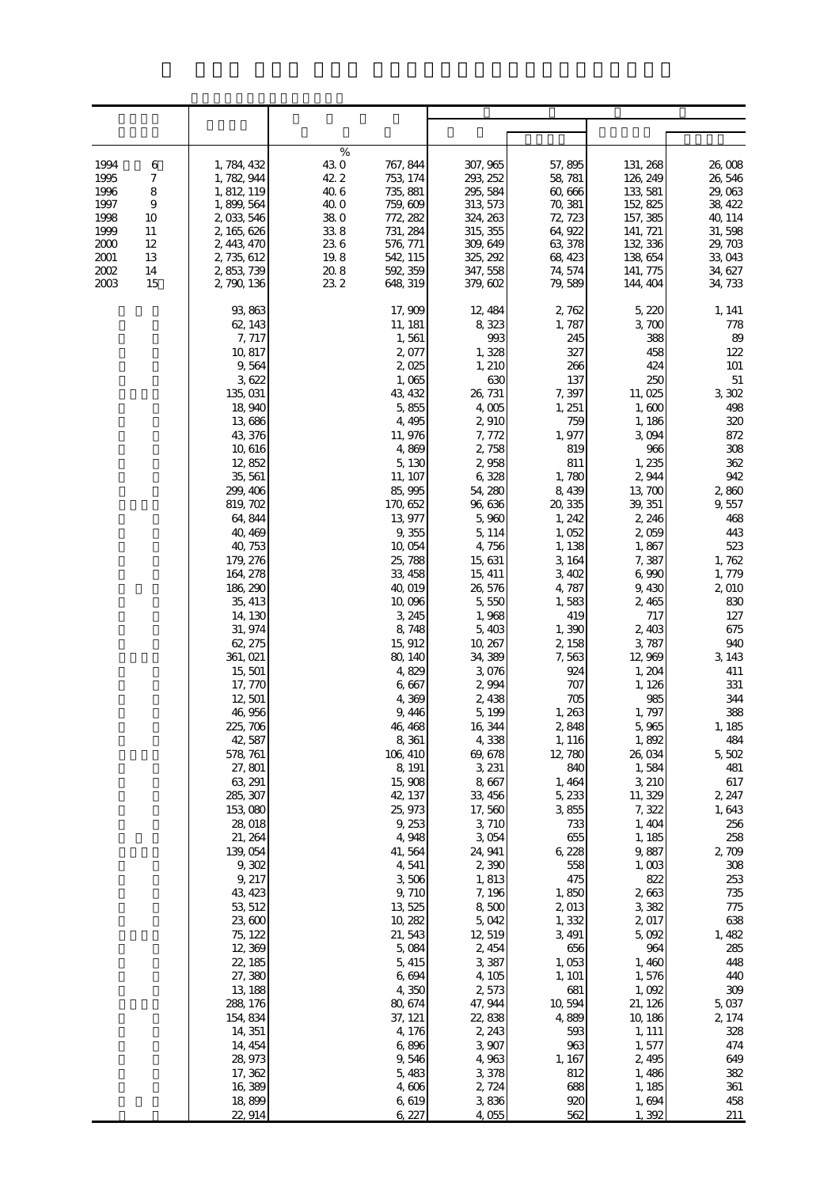| | | % | | | | | |
|---|---|---|---|---|---|---|---|
| 1994 6 | 1,784,432 | 43.0 | 767,844 | 307,965 | 57,895 | 131,268 | 26,008 |
| 1995 7 | 1,782,944 | 42.2 | 753,174 | 293,252 | 58,781 | 126,249 | 26,546 |
| 1996 8 | 1,812,119 | 40.6 | 735,881 | 295,584 | 60,666 | 133,581 | 29,063 |
| 1997 9 | 1,899,564 | 40.0 | 759,609 | 313,573 | 70,381 | 152,825 | 38,422 |
| 1998 10 | 2,033,546 | 38.0 | 772,282 | 324,263 | 72,723 | 157,385 | 40,114 |
| 1999 11 | 2,165,626 | 33.8 | 731,284 | 315,355 | 64,922 | 141,721 | 31,598 |
| 2000 12 | 2,443,470 | 23.6 | 576,771 | 309,649 | 63,378 | 132,336 | 29,703 |
| 2001 13 | 2,735,612 | 19.8 | 542,115 | 325,292 | 68,423 | 138,654 | 33,043 |
| 2002 14 | 2,853,739 | 20.8 | 592,359 | 347,558 | 74,574 | 141,775 | 34,627 |
| 2003 15 | 2,790,136 | 23.2 | 648,319 | 379,602 | 79,589 | 144,404 | 34,733 |
| | 93,863 | | 17,909 | 12,484 | 2,762 | 5,220 | 1,141 |
| | 62,143 | | 11,181 | 8,323 | 1,787 | 3,700 | 778 |
| | 7,717 | | 1,561 | 993 | 245 | 388 | 89 |
| | 10,817 | | 2,077 | 1,328 | 327 | 458 | 122 |
| | 9,564 | | 2,025 | 1,210 | 266 | 424 | 101 |
| | 3,622 | | 1,065 | 630 | 137 | 250 | 51 |
| | 135,031 | | 43,432 | 26,731 | 7,397 | 11,025 | 3,302 |
| | 18,940 | | 5,855 | 4,005 | 1,251 | 1,600 | 498 |
| | 13,686 | | 4,495 | 2,910 | 759 | 1,186 | 320 |
| | 43,376 | | 11,976 | 7,772 | 1,977 | 3,094 | 872 |
| | 10,616 | | 4,869 | 2,758 | 819 | 966 | 308 |
| | 12,852 | | 5,130 | 2,958 | 811 | 1,235 | 362 |
| | 35,561 | | 11,107 | 6,328 | 1,780 | 2,944 | 942 |
| | 299,406 | | 85,995 | 54,280 | 8,439 | 13,700 | 2,860 |
| | 819,702 | | 170,652 | 96,636 | 20,335 | 39,351 | 9,557 |
| | 64,844 | | 13,977 | 5,960 | 1,242 | 2,246 | 468 |
| | 40,469 | | 9,355 | 5,114 | 1,052 | 2,059 | 443 |
| | 40,753 | | 10,054 | 4,756 | 1,138 | 1,867 | 523 |
| | 179,276 | | 25,788 | 15,631 | 3,164 | 7,387 | 1,762 |
| | 164,278 | | 33,458 | 15,411 | 3,402 | 6,990 | 1,779 |
| | 186,290 | | 40,019 | 26,576 | 4,787 | 9,430 | 2,010 |
| | 35,413 | | 10,096 | 5,550 | 1,583 | 2,465 | 830 |
| | 14,130 | | 3,245 | 1,968 | 419 | 717 | 127 |
| | 31,974 | | 8,748 | 5,403 | 1,390 | 2,403 | 675 |
| | 62,275 | | 15,912 | 10,267 | 2,158 | 3,787 | 940 |
| | 361,021 | | 80,140 | 34,389 | 7,563 | 12,969 | 3,143 |
| | 15,501 | | 4,829 | 3,076 | 924 | 1,204 | 411 |
| | 17,770 | | 6,667 | 2,994 | 707 | 1,126 | 331 |
| | 12,501 | | 4,369 | 2,438 | 705 | 985 | 344 |
| | 46,956 | | 9,446 | 5,199 | 1,263 | 1,797 | 388 |
| | 225,706 | | 46,468 | 16,344 | 2,848 | 5,965 | 1,185 |
| | 42,587 | | 8,361 | 4,338 | 1,116 | 1,892 | 484 |
| | 578,761 | | 106,410 | 69,678 | 12,780 | 26,034 | 5,502 |
| | 27,801 | | 8,191 | 3,231 | 840 | 1,584 | 481 |
| | 63,291 | | 15,908 | 8,667 | 1,464 | 3,210 | 617 |
| | 285,307 | | 42,137 | 33,456 | 5,233 | 11,329 | 2,247 |
| | 153,080 | | 25,973 | 17,560 | 3,855 | 7,322 | 1,643 |
| | 28,018 | | 9,253 | 3,710 | 733 | 1,404 | 256 |
| | 21,264 | | 4,948 | 3,054 | 655 | 1,185 | 258 |
| | 139,054 | | 41,564 | 24,941 | 6,228 | 9,887 | 2,709 |
| | 9,302 | | 4,541 | 2,390 | 558 | 1,003 | 308 |
| | 9,217 | | 3,506 | 1,813 | 475 | 822 | 253 |
| | 43,423 | | 9,710 | 7,196 | 1,850 | 2,663 | 735 |
| | 53,512 | | 13,525 | 8,500 | 2,013 | 3,382 | 775 |
| | 23,600 | | 10,282 | 5,042 | 1,332 | 2,017 | 638 |
| | 75,122 | | 21,543 | 12,519 | 3,491 | 5,092 | 1,482 |
| | 12,369 | | 5,084 | 2,454 | 656 | 964 | 285 |
| | 22,185 | | 5,415 | 3,387 | 1,053 | 1,460 | 448 |
| | 27,380 | | 6,694 | 4,105 | 1,101 | 1,576 | 440 |
| | 13,188 | | 4,350 | 2,573 | 681 | 1,092 | 309 |
| | 288,176 | | 80,674 | 47,944 | 10,594 | 21,126 | 5,037 |
| | 154,834 | | 37,121 | 22,838 | 4,889 | 10,186 | 2,174 |
| | 14,351 | | 4,176 | 2,243 | 593 | 1,111 | 328 |
| | 14,454 | | 6,896 | 3,907 | 963 | 1,577 | 474 |
| | 28,973 | | 9,546 | 4,963 | 1,167 | 2,495 | 649 |
| | 17,362 | | 5,483 | 3,378 | 812 | 1,486 | 382 |
| | 16,389 | | 4,606 | 2,724 | 688 | 1,185 | 361 |
| | 18,899 | | 6,619 | 3,836 | 920 | 1,694 | 458 |
| | 22,914 | | 6,227 | 4,055 | 562 | 1,392 | 211 |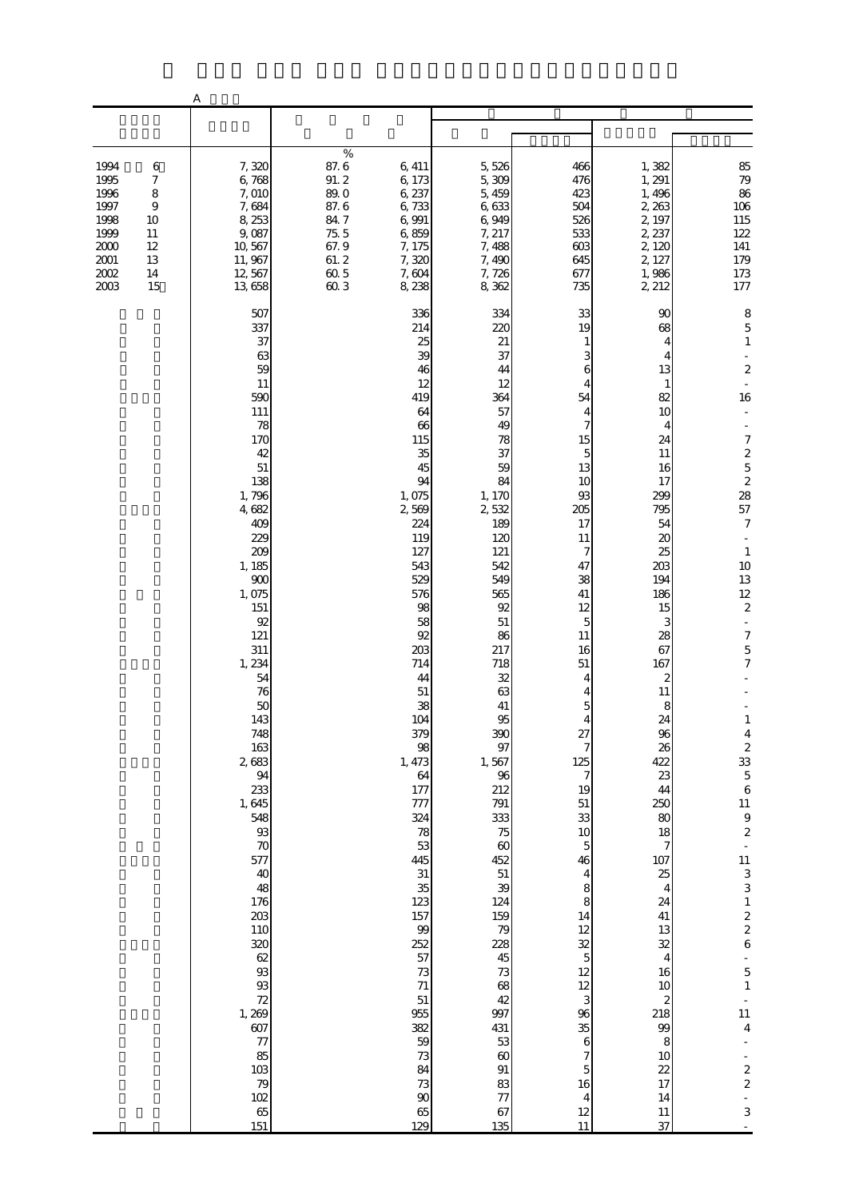A

| | | | | | | | |
|---|---|---|---|---|---|---|---|
| | | % | | | | | |
| 1994 6 | 7,320 | 87.6 | 6,411 | 5,526 | 466 | 1,382 | 85 |
| 1995 7 | 6,768 | 91.2 | 6,173 | 5,309 | 476 | 1,291 | 79 |
| 1996 8 | 7,010 | 89.0 | 6,237 | 5,459 | 423 | 1,496 | 86 |
| 1997 9 | 7,684 | 87.6 | 6,733 | 6,633 | 504 | 2,263 | 106 |
| 1998 10 | 8,253 | 84.7 | 6,991 | 6,949 | 526 | 2,197 | 115 |
| 1999 11 | 9,087 | 75.5 | 6,859 | 7,217 | 533 | 2,237 | 122 |
| 2000 12 | 10,567 | 67.9 | 7,175 | 7,488 | 603 | 2,120 | 141 |
| 2001 13 | 11,967 | 61.2 | 7,320 | 7,490 | 645 | 2,127 | 179 |
| 2002 14 | 12,567 | 60.5 | 7,604 | 7,726 | 677 | 1,986 | 173 |
| 2003 15 | 13,658 | 60.3 | 8,238 | 8,362 | 735 | 2,212 | 177 |
| | 507 | | 336 | 334 | 33 | 90 | 8 |
| | 337 | | 214 | 220 | 19 | 68 | 5 |
| | 37 | | 25 | 21 | 1 | 4 | 1 |
| | 63 | | 39 | 37 | 3 | 4 | - |
| | 59 | | 46 | 44 | 6 | 13 | 2 |
| | 11 | | 12 | 12 | 4 | 1 | - |
| | 590 | | 419 | 364 | 54 | 82 | 16 |
| | 111 | | 64 | 57 | 4 | 10 | - |
| | 78 | | 66 | 49 | 7 | 4 | - |
| | 170 | | 115 | 78 | 15 | 24 | 7 |
| | 42 | | 35 | 37 | 5 | 11 | 2 |
| | 51 | | 45 | 59 | 13 | 16 | 5 |
| | 138 | | 94 | 84 | 10 | 17 | 2 |
| | 1,796 | | 1,075 | 1,170 | 93 | 299 | 28 |
| | 4,682 | | 2,569 | 2,532 | 205 | 795 | 57 |
| | 409 | | 224 | 189 | 17 | 54 | 7 |
| | 229 | | 119 | 120 | 11 | 20 | - |
| | 209 | | 127 | 121 | 7 | 25 | 1 |
| | 1,185 | | 543 | 542 | 47 | 203 | 10 |
| | 900 | | 529 | 549 | 38 | 194 | 13 |
| | 1,075 | | 576 | 565 | 41 | 186 | 12 |
| | 151 | | 98 | 92 | 12 | 15 | 2 |
| | 92 | | 58 | 51 | 5 | 3 | - |
| | 121 | | 92 | 86 | 11 | 28 | 7 |
| | 311 | | 203 | 217 | 16 | 67 | 5 |
| | 1,234 | | 714 | 718 | 51 | 167 | 7 |
| | 54 | | 44 | 32 | 4 | 2 | - |
| | 76 | | 51 | 63 | 4 | 11 | - |
| | 50 | | 38 | 41 | 5 | 8 | - |
| | 143 | | 104 | 95 | 4 | 24 | 1 |
| | 748 | | 379 | 390 | 27 | 96 | 4 |
| | 163 | | 98 | 97 | 7 | 26 | 2 |
| | 2,683 | | 1,473 | 1,567 | 125 | 422 | 33 |
| | 94 | | 64 | 96 | 7 | 23 | 5 |
| | 233 | | 177 | 212 | 19 | 44 | 6 |
| | 1,645 | | 777 | 791 | 51 | 250 | 11 |
| | 548 | | 324 | 333 | 33 | 80 | 9 |
| | 93 | | 78 | 75 | 10 | 18 | 2 |
| | 70 | | 53 | 60 | 5 | 7 | - |
| | 577 | | 445 | 452 | 46 | 107 | 11 |
| | 40 | | 31 | 51 | 4 | 25 | 3 |
| | 48 | | 35 | 39 | 8 | 4 | 3 |
| | 176 | | 123 | 124 | 8 | 24 | 1 |
| | 203 | | 157 | 159 | 14 | 41 | 2 |
| | 110 | | 99 | 79 | 12 | 13 | 2 |
| | 320 | | 252 | 228 | 32 | 32 | 6 |
| | 62 | | 57 | 45 | 5 | 4 | - |
| | 93 | | 73 | 73 | 12 | 16 | 5 |
| | 93 | | 71 | 68 | 12 | 10 | 1 |
| | 72 | | 51 | 42 | 3 | 2 | - |
| | 1,269 | | 955 | 997 | 96 | 218 | 11 |
| | 607 | | 382 | 431 | 35 | 99 | 4 |
| | 77 | | 59 | 53 | 6 | 8 | - |
| | 85 | | 73 | 60 | 7 | 10 | - |
| | 103 | | 84 | 91 | 5 | 22 | 2 |
| | 79 | | 73 | 83 | 16 | 17 | 2 |
| | 102 | | 90 | 77 | 4 | 14 | - |
| | 65 | | 65 | 67 | 12 | 11 | 3 |
| | 151 | | 129 | 135 | 11 | 37 | - |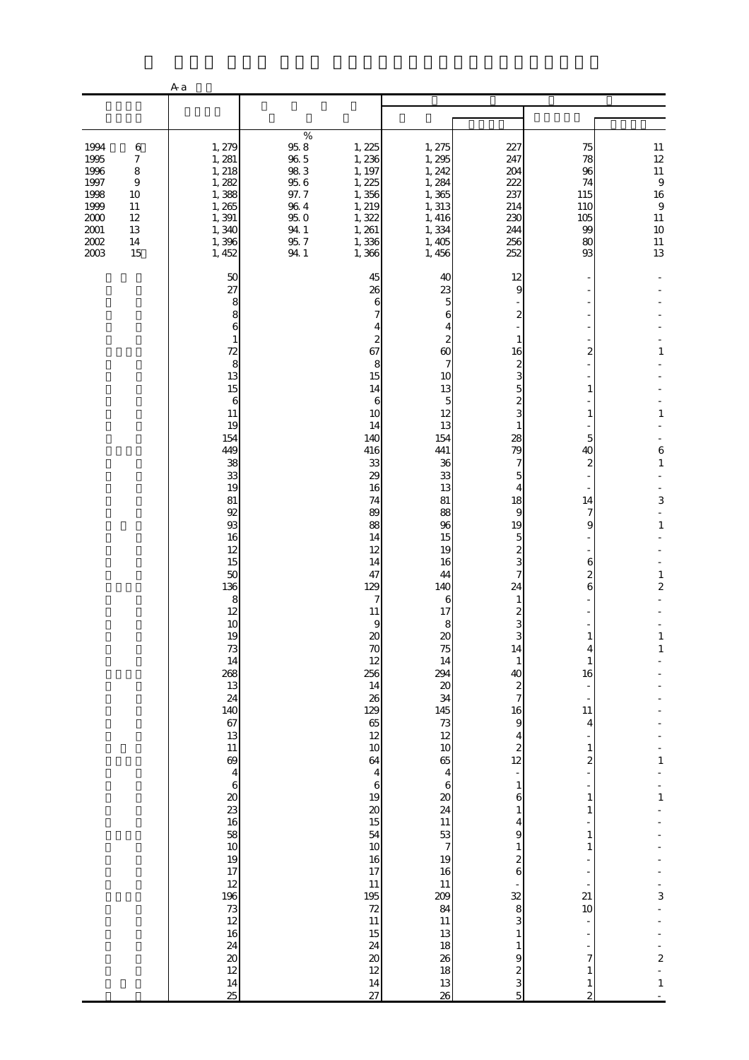A-a

| | | | | | | | |
|---|---|---|---|---|---|---|---|
| 1994 6 | 1,279 | % 95.8 | 1,225 | 1,275 | 227 | 75 | 11 |
| 1995 7 | 1,281 | 96.5 | 1,236 | 1,295 | 247 | 78 | 12 |
| 1996 8 | 1,218 | 98.3 | 1,197 | 1,242 | 204 | 96 | 11 |
| 1997 9 | 1,282 | 95.6 | 1,225 | 1,284 | 222 | 74 | 9 |
| 1998 10 | 1,388 | 97.7 | 1,356 | 1,365 | 237 | 115 | 16 |
| 1999 11 | 1,265 | 96.4 | 1,219 | 1,313 | 214 | 110 | 9 |
| 2000 12 | 1,391 | 95.0 | 1,322 | 1,416 | 230 | 105 | 11 |
| 2001 13 | 1,340 | 94.1 | 1,261 | 1,334 | 244 | 99 | 10 |
| 2002 14 | 1,396 | 95.7 | 1,336 | 1,405 | 256 | 80 | 11 |
| 2003 15 | 1,452 | 94.1 | 1,366 | 1,456 | 252 | 93 | 13 |
| | 50 | | 45 | 40 | 12 | - | - |
| | 27 | | 26 | 23 | 9 | - | - |
| | 8 | | 6 | 5 | - | - | - |
| | 8 | | 7 | 6 | 2 | - | - |
| | 6 | | 4 | 4 | - | - | - |
| | 1 | | 2 | 2 | 1 | - | - |
| | 72 | | 67 | 60 | 16 | 2 | 1 |
| | 8 | | 8 | 7 | 2 | - | - |
| | 13 | | 15 | 10 | 3 | - | - |
| | 15 | | 14 | 13 | 5 | 1 | - |
| | 6 | | 6 | 5 | 2 | - | - |
| | 11 | | 10 | 12 | 3 | 1 | 1 |
| | 19 | | 14 | 13 | 1 | - | - |
| | 154 | | 140 | 154 | 28 | 5 | - |
| | 449 | | 416 | 441 | 79 | 40 | 6 |
| | 38 | | 33 | 36 | 7 | 2 | 1 |
| | 33 | | 29 | 33 | 5 | - | - |
| | 19 | | 16 | 13 | 4 | - | - |
| | 81 | | 74 | 81 | 18 | 14 | 3 |
| | 92 | | 89 | 88 | 9 | 7 | - |
| | 93 | | 88 | 96 | 19 | 9 | 1 |
| | 16 | | 14 | 15 | 5 | - | - |
| | 12 | | 12 | 19 | 2 | - | - |
| | 15 | | 14 | 16 | 3 | 6 | - |
| | 50 | | 47 | 44 | 7 | 2 | 1 |
| | 136 | | 129 | 140 | 24 | 6 | 2 |
| | 8 | | 7 | 6 | 1 | - | - |
| | 12 | | 11 | 17 | 2 | - | - |
| | 10 | | 9 | 8 | 3 | - | - |
| | 19 | | 20 | 20 | 3 | 1 | 1 |
| | 73 | | 70 | 75 | 14 | 4 | 1 |
| | 14 | | 12 | 14 | 1 | 1 | - |
| | 268 | | 256 | 294 | 40 | 16 | - |
| | 13 | | 14 | 20 | 2 | - | - |
| | 24 | | 26 | 34 | 7 | - | - |
| | 140 | | 129 | 145 | 16 | 11 | - |
| | 67 | | 65 | 73 | 9 | 4 | - |
| | 13 | | 12 | 12 | 4 | - | - |
| | 11 | | 10 | 10 | 2 | 1 | - |
| | 69 | | 64 | 65 | 12 | 2 | 1 |
| | 4 | | 4 | 4 | - | - | - |
| | 6 | | 6 | 6 | 1 | - | - |
| | 20 | | 19 | 20 | 6 | 1 | 1 |
| | 23 | | 20 | 24 | 1 | 1 | - |
| | 16 | | 15 | 11 | 4 | - | - |
| | 58 | | 54 | 53 | 9 | 1 | - |
| | 10 | | 10 | 7 | 1 | 1 | - |
| | 19 | | 16 | 19 | 2 | - | - |
| | 17 | | 17 | 16 | 6 | - | - |
| | 12 | | 11 | 11 | - | - | - |
| | 196 | | 195 | 209 | 32 | 21 | 3 |
| | 73 | | 72 | 84 | 8 | 10 | - |
| | 12 | | 11 | 11 | 3 | - | - |
| | 16 | | 15 | 13 | 1 | - | - |
| | 24 | | 24 | 18 | 1 | - | - |
| | 20 | | 20 | 26 | 9 | 7 | 2 |
| | 12 | | 12 | 18 | 2 | 1 | - |
| | 14 | | 14 | 13 | 3 | 1 | 1 |
| | 25 | | 27 | 26 | 5 | 2 | - |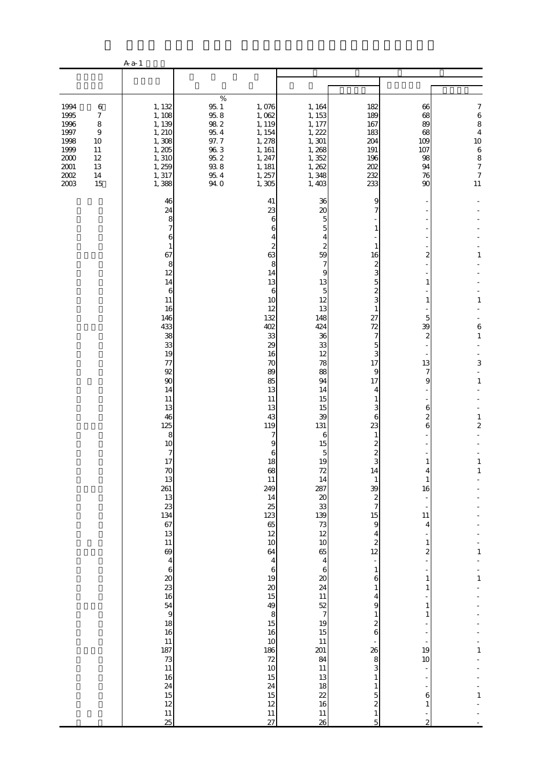A-a-1

| | | % | | | | | |
|---|---|---|---|---|---|---|---|
| 1994 6 | 1,132 | 95.1 | 1,076 | 1,164 | 182 | 66 | 7 |
| 1995 7 | 1,108 | 95.8 | 1,062 | 1,153 | 189 | 68 | 6 |
| 1996 8 | 1,139 | 98.2 | 1,119 | 1,177 | 167 | 89 | 8 |
| 1997 9 | 1,210 | 95.4 | 1,154 | 1,222 | 183 | 68 | 4 |
| 1998 10 | 1,308 | 97.7 | 1,278 | 1,301 | 204 | 109 | 10 |
| 1999 11 | 1,205 | 96.3 | 1,161 | 1,268 | 191 | 107 | 6 |
| 2000 12 | 1,310 | 95.2 | 1,247 | 1,352 | 196 | 98 | 8 |
| 2001 13 | 1,259 | 93.8 | 1,181 | 1,262 | 202 | 94 | 7 |
| 2002 14 | 1,317 | 95.4 | 1,257 | 1,348 | 232 | 76 | 7 |
| 2003 15 | 1,388 | 94.0 | 1,305 | 1,403 | 233 | 90 | 11 |
| | 46 | | 41 | 36 | 9 | - | - |
| | 24 | | 23 | 20 | 7 | - | - |
| | 8 | | 6 | 5 | - | - | - |
| | 7 | | 6 | 5 | 1 | - | - |
| | 6 | | 4 | 4 | - | - | - |
| | 1 | | 2 | 2 | 1 | - | - |
| | 67 | | 63 | 59 | 16 | 2 | 1 |
| | 8 | | 8 | 7 | 2 | - | - |
| | 12 | | 14 | 9 | 3 | - | - |
| | 14 | | 13 | 13 | 5 | 1 | - |
| | 6 | | 6 | 5 | 2 | - | - |
| | 11 | | 10 | 12 | 3 | 1 | 1 |
| | 16 | | 12 | 13 | 1 | - | - |
| | 146 | | 132 | 148 | 27 | 5 | - |
| | 433 | | 402 | 424 | 72 | 39 | 6 |
| | 38 | | 33 | 36 | 7 | 2 | 1 |
| | 33 | | 29 | 33 | 5 | - | - |
| | 19 | | 16 | 12 | 3 | - | - |
| | 77 | | 70 | 78 | 17 | 13 | 3 |
| | 92 | | 89 | 88 | 9 | 7 | - |
| | 90 | | 85 | 94 | 17 | 9 | 1 |
| | 14 | | 13 | 14 | 4 | - | - |
| | 11 | | 11 | 15 | 1 | - | - |
| | 13 | | 13 | 15 | 3 | 6 | - |
| | 46 | | 43 | 39 | 6 | 2 | 1 |
| | 125 | | 119 | 131 | 23 | 6 | 2 |
| | 8 | | 7 | 6 | 1 | - | - |
| | 10 | | 9 | 15 | 2 | - | - |
| | 7 | | 6 | 5 | 2 | - | - |
| | 17 | | 18 | 19 | 3 | 1 | 1 |
| | 70 | | 68 | 72 | 14 | 4 | 1 |
| | 13 | | 11 | 14 | 1 | 1 | - |
| | 261 | | 249 | 287 | 39 | 16 | - |
| | 13 | | 14 | 20 | 2 | - | - |
| | 23 | | 25 | 33 | 7 | - | - |
| | 134 | | 123 | 139 | 15 | 11 | - |
| | 67 | | 65 | 73 | 9 | 4 | - |
| | 13 | | 12 | 12 | 4 | - | - |
| | 11 | | 10 | 10 | 2 | 1 | - |
| | 69 | | 64 | 65 | 12 | 2 | 1 |
| | 4 | | 4 | 4 | - | - | - |
| | 6 | | 6 | 6 | 1 | - | - |
| | 20 | | 19 | 20 | 6 | 1 | 1 |
| | 23 | | 20 | 24 | 1 | 1 | - |
| | 16 | | 15 | 11 | 4 | - | - |
| | 54 | | 49 | 52 | 9 | 1 | - |
| | 9 | | 8 | 7 | 1 | 1 | - |
| | 18 | | 15 | 19 | 2 | - | - |
| | 16 | | 16 | 15 | 6 | - | - |
| | 11 | | 10 | 11 | - | - | - |
| | 187 | | 186 | 201 | 26 | 19 | 1 |
| | 73 | | 72 | 84 | 8 | 10 | - |
| | 11 | | 10 | 11 | 3 | - | - |
| | 16 | | 15 | 13 | 1 | - | - |
| | 24 | | 24 | 18 | 1 | - | - |
| | 15 | | 15 | 22 | 5 | 6 | 1 |
| | 12 | | 12 | 16 | 2 | 1 | - |
| | 11 | | 11 | 11 | 1 | - | - |
| | 25 | | 27 | 26 | 5 | 2 | - |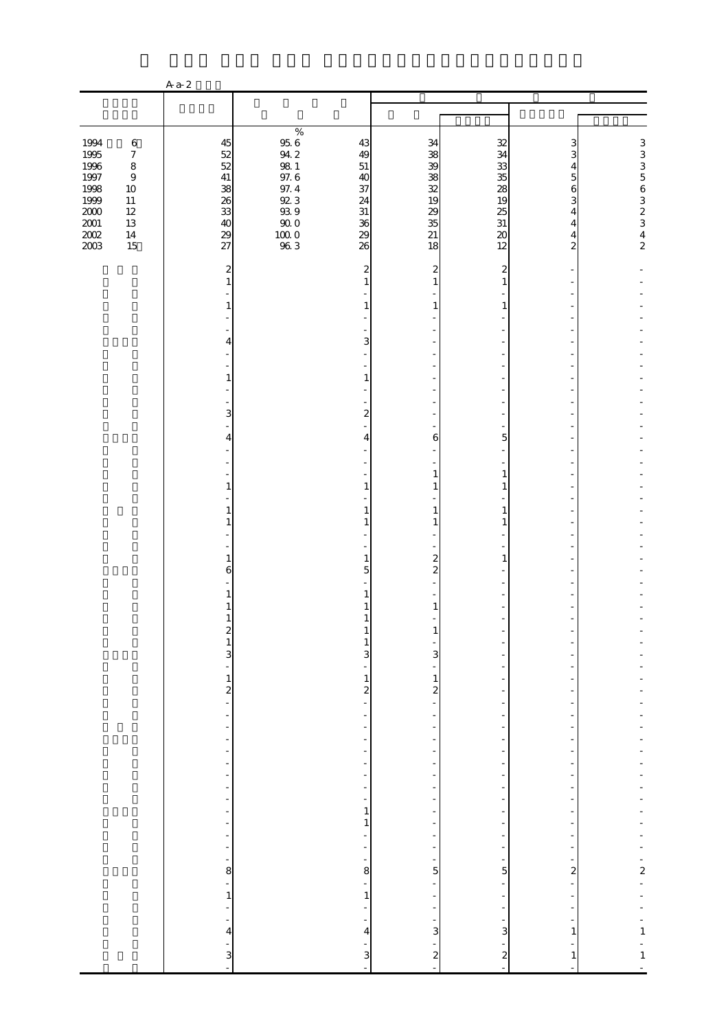A-a-2

| | | % | | | | | |
|---|---|---|---|---|---|---|---|
| 1994 6 | 45 | 95.6 | 43 | 34 | 32 | 3 | 3 |
| 1995 7 | 52 | 94.2 | 49 | 38 | 34 | 3 | 3 |
| 1996 8 | 52 | 98.1 | 51 | 39 | 33 | 4 | 3 |
| 1997 9 | 41 | 97.6 | 40 | 38 | 35 | 5 | 5 |
| 1998 10 | 38 | 97.4 | 37 | 32 | 28 | 6 | 6 |
| 1999 11 | 26 | 92.3 | 24 | 19 | 19 | 3 | 3 |
| 2000 12 | 33 | 93.9 | 31 | 29 | 25 | 4 | 2 |
| 2001 13 | 40 | 90.0 | 36 | 35 | 31 | 4 | 3 |
| 2002 14 | 29 | 100.0 | 29 | 21 | 20 | 4 | 4 |
| 2003 15 | 27 | 96.3 | 26 | 18 | 12 | 2 | 2 |
| | 2 | | 2 | 2 | 2 | - | - |
| | 1 | | 1 | 1 | 1 | - | - |
| | - | | - | - | - | - | - |
| | 1 | | 1 | 1 | 1 | - | - |
| | - | | - | - | - | - | - |
| | - | | - | - | - | - | - |
| | 4 | | 3 | - | - | - | - |
| | - | | - | - | - | - | - |
| | - | | - | - | - | - | - |
| | 1 | | 1 | - | - | - | - |
| | - | | - | - | - | - | - |
| | - | | - | - | - | - | - |
| | 3 | | 2 | - | - | - | - |
| | - | | - | - | - | - | - |
| | 4 | | 4 | 6 | 5 | - | - |
| | - | | - | - | - | - | - |
| | - | | - | - | - | - | - |
| | - | | - | 1 | 1 | - | - |
| | 1 | | 1 | 1 | 1 | - | - |
| | - | | - | - | - | - | - |
| | 1 | | 1 | 1 | 1 | - | - |
| | 1 | | 1 | 1 | 1 | - | - |
| | - | | - | - | - | - | - |
| | - | | - | - | - | - | - |
| | 1 | | 1 | 2 | 1 | - | - |
| | 6 | | 5 | 2 | - | - | - |
| | - | | - | - | - | - | - |
| | 1 | | 1 | - | - | - | - |
| | 1 | | 1 | 1 | - | - | - |
| | 1 | | 1 | - | - | - | - |
| | 2 | | 1 | 1 | - | - | - |
| | 1 | | 1 | - | - | - | - |
| | 3 | | 3 | 3 | - | - | - |
| | - | | - | - | - | - | - |
| | 1 | | 1 | 1 | - | - | - |
| | 2 | | 2 | 2 | - | - | - |
| | - | | - | - | - | - | - |
| | - | | - | - | - | - | - |
| | - | | - | - | - | - | - |
| | - | | - | - | - | - | - |
| | - | | - | - | - | - | - |
| | - | | - | - | - | - | - |
| | - | | - | - | - | - | - |
| | - | | - | - | - | - | - |
| | - | | - | - | - | - | - |
| | - | | 1 | - | - | - | - |
| | - | | 1 | - | - | - | - |
| | - | | - | - | - | - | - |
| | - | | - | - | - | - | - |
| | - | | - | - | - | - | - |
| | 8 | | 8 | 5 | 5 | 2 | 2 |
| | - | | - | - | - | - | - |
| | 1 | | 1 | - | - | - | - |
| | - | | - | - | - | - | - |
| | - | | - | - | - | - | - |
| | 4 | | 4 | 3 | 3 | 1 | 1 |
| | - | | - | - | - | - | - |
| | 3 | | 3 | 2 | 2 | 1 | 1 |
| | - | | - | - | - | - | - |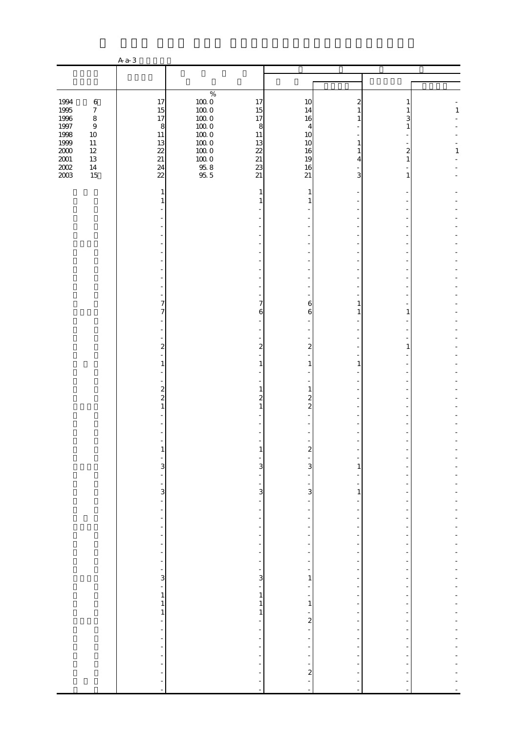A-a-3

| | | | | | | | |
|---|---|---|---|---|---|---|---|
| | | % | | | | | |
| 1994 6 | 17 | 100.0 | 17 | 10 | 2 | 1 | - |
| 1995 7 | 15 | 100.0 | 15 | 14 | 1 | 1 | 1 |
| 1996 8 | 17 | 100.0 | 17 | 16 | 1 | 3 | - |
| 1997 9 | 8 | 100.0 | 8 | 4 | - | 1 | - |
| 1998 10 | 11 | 100.0 | 11 | 10 | - | - | - |
| 1999 11 | 13 | 100.0 | 13 | 10 | 1 | - | - |
| 2000 12 | 22 | 100.0 | 22 | 16 | 1 | 2 | 1 |
| 2001 13 | 21 | 100.0 | 21 | 19 | 4 | 1 | - |
| 2002 14 | 24 | 95.8 | 23 | 16 | - | - | - |
| 2003 15 | 22 | 95.5 | 21 | 21 | 3 | 1 | - |
| | 1 | | 1 | 1 | - | - | - |
| | 1 | | 1 | 1 | - | - | - |
| | - | | - | - | - | - | - |
| | - | | - | - | - | - | - |
| | - | | - | - | - | - | - |
| | - | | - | - | - | - | - |
| | - | | - | - | - | - | - |
| | - | | - | - | - | - | - |
| | - | | - | - | - | - | - |
| | - | | - | - | - | - | - |
| | - | | - | - | - | - | - |
| | - | | - | - | - | - | - |
| | - | | - | - | - | - | - |
| | 7 | | 7 | 6 | 1 | - | - |
| | 7 | | 6 | 6 | 1 | 1 | - |
| | - | | - | - | - | - | - |
| | - | | - | - | - | - | - |
| | - | | - | - | - | - | - |
| | 2 | | 2 | 2 | - | 1 | - |
| | - | | - | - | - | - | - |
| | 1 | | 1 | 1 | 1 | - | - |
| | - | | - | - | - | - | - |
| | - | | - | - | - | - | - |
| | 2 | | 1 | 1 | - | - | - |
| | 2 | | 2 | 2 | - | - | - |
| | 1 | | 1 | 2 | - | - | - |
| | - | | - | - | - | - | - |
| | - | | - | - | - | - | - |
| | - | | - | - | - | - | - |
| | - | | - | - | - | - | - |
| | 1 | | 1 | 2 | - | - | - |
| | - | | - | - | - | - | - |
| | 3 | | 3 | 3 | 1 | - | - |
| | - | | - | - | - | - | - |
| | - | | - | - | - | - | - |
| | 3 | | 3 | 3 | 1 | - | - |
| | - | | - | - | - | - | - |
| | - | | - | - | - | - | - |
| | - | | - | - | - | - | - |
| | - | | - | - | - | - | - |
| | - | | - | - | - | - | - |
| | - | | - | - | - | - | - |
| | - | | - | - | - | - | - |
| | - | | - | - | - | - | - |
| | - | | - | - | - | - | - |
| | 3 | | 3 | 1 | - | - | - |
| | - | | - | - | - | - | - |
| | 1 | | 1 | - | - | - | - |
| | 1 | | 1 | 1 | - | - | - |
| | 1 | | 1 | - | - | - | - |
| | - | | - | 2 | - | - | - |
| | - | | - | - | - | - | - |
| | - | | - | - | - | - | - |
| | - | | - | - | - | - | - |
| | - | | - | - | - | - | - |
| | - | | - | - | - | - | - |
| | - | | - | 2 | - | - | - |
| | - | | - | - | - | - | - |
| | - | | - | - | - | - | - |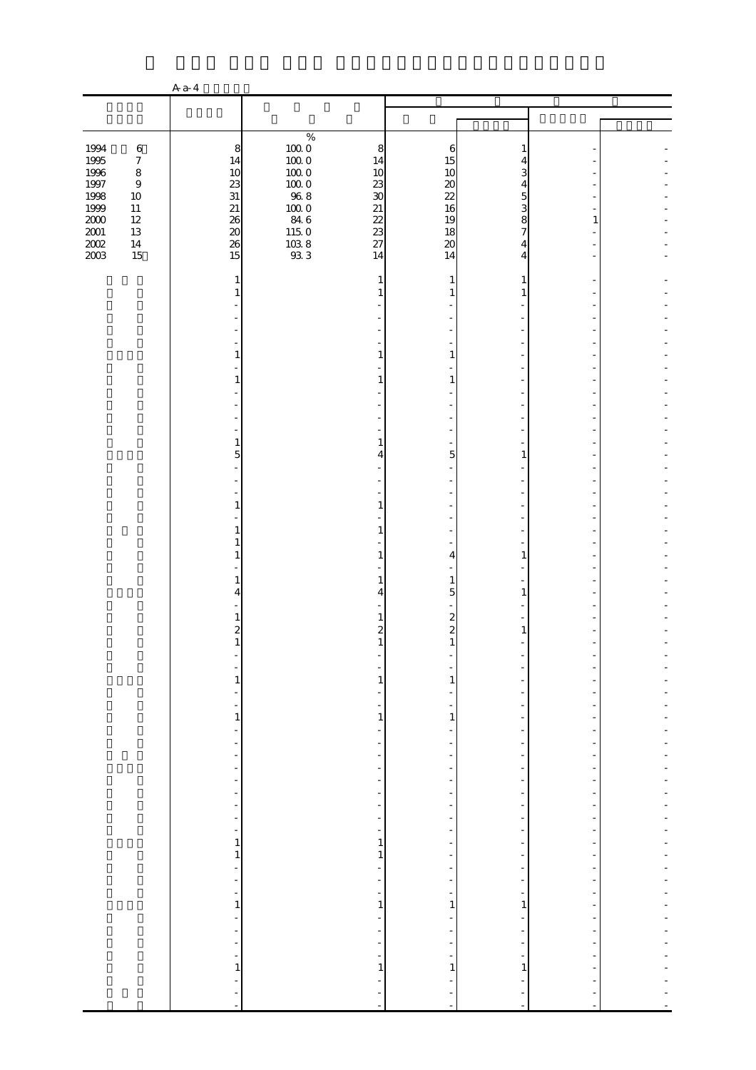A-a-4

| | | | | | | | |
|---|---|---|---|---|---|---|---|
| | | % | | | | | |
| 1994 6 | 8 | 100.0 | 8 | 6 | 1 | - | - |
| 1995 7 | 14 | 100.0 | 14 | 15 | 4 | - | - |
| 1996 8 | 10 | 100.0 | 10 | 10 | 3 | - | - |
| 1997 9 | 23 | 100.0 | 23 | 20 | 4 | - | - |
| 1998 10 | 31 | 96.8 | 30 | 22 | 5 | - | - |
| 1999 11 | 21 | 100.0 | 21 | 16 | 3 | - | - |
| 2000 12 | 26 | 84.6 | 22 | 19 | 8 | 1 | - |
| 2001 13 | 20 | 115.0 | 23 | 18 | 7 | - | - |
| 2002 14 | 26 | 103.8 | 27 | 20 | 4 | - | - |
| 2003 15 | 15 | 93.3 | 14 | 14 | 4 | - | - |
| | 1 | | 1 | 1 | 1 | - | - |
| | 1 | | 1 | 1 | 1 | - | - |
| | - | | - | - | - | - | - |
| | - | | - | - | - | - | - |
| | - | | - | - | - | - | - |
| | - | | - | - | - | - | - |
| | 1 | | 1 | 1 | - | - | - |
| | - | | - | - | - | - | - |
| | 1 | | 1 | 1 | - | - | - |
| | - | | - | - | - | - | - |
| | - | | - | - | - | - | - |
| | - | | - | - | - | - | - |
| | - | | - | - | - | - | - |
| | 1 | | 1 | - | - | - | - |
| | 5 | | 4 | 5 | 1 | - | - |
| | - | | - | - | - | - | - |
| | - | | - | - | - | - | - |
| | - | | - | - | - | - | - |
| | 1 | | 1 | - | - | - | - |
| | - | | - | - | - | - | - |
| | 1 | | 1 | - | - | - | - |
| | 1 | | - | - | - | - | - |
| | 1 | | 1 | 4 | 1 | - | - |
| | - | | - | - | - | - | - |
| | 1 | | 1 | 1 | - | - | - |
| | 4 | | 4 | 5 | 1 | - | - |
| | - | | - | - | - | - | - |
| | 1 | | 1 | 2 | - | - | - |
| | 2 | | 2 | 2 | 1 | - | - |
| | 1 | | 1 | 1 | - | - | - |
| | - | | - | - | - | - | - |
| | - | | - | - | - | - | - |
| | 1 | | 1 | 1 | - | - | - |
| | - | | - | - | - | - | - |
| | - | | - | - | - | - | - |
| | 1 | | 1 | 1 | - | - | - |
| | - | | - | - | - | - | - |
| | - | | - | - | - | - | - |
| | - | | - | - | - | - | - |
| | - | | - | - | - | - | - |
| | - | | - | - | - | - | - |
| | - | | - | - | - | - | - |
| | - | | - | - | - | - | - |
| | - | | - | - | - | - | - |
| | - | | - | - | - | - | - |
| | 1 | | 1 | - | - | - | - |
| | 1 | | 1 | - | - | - | - |
| | - | | - | - | - | - | - |
| | - | | - | - | - | - | - |
| | - | | - | - | - | - | - |
| | 1 | | 1 | 1 | 1 | - | - |
| | - | | - | - | - | - | - |
| | - | | - | - | - | - | - |
| | - | | - | - | - | - | - |
| | - | | - | - | - | - | - |
| | 1 | | 1 | 1 | 1 | - | - |
| | - | | - | - | - | - | - |
| | - | | - | - | - | - | - |
| | - | | - | - | - | - | - |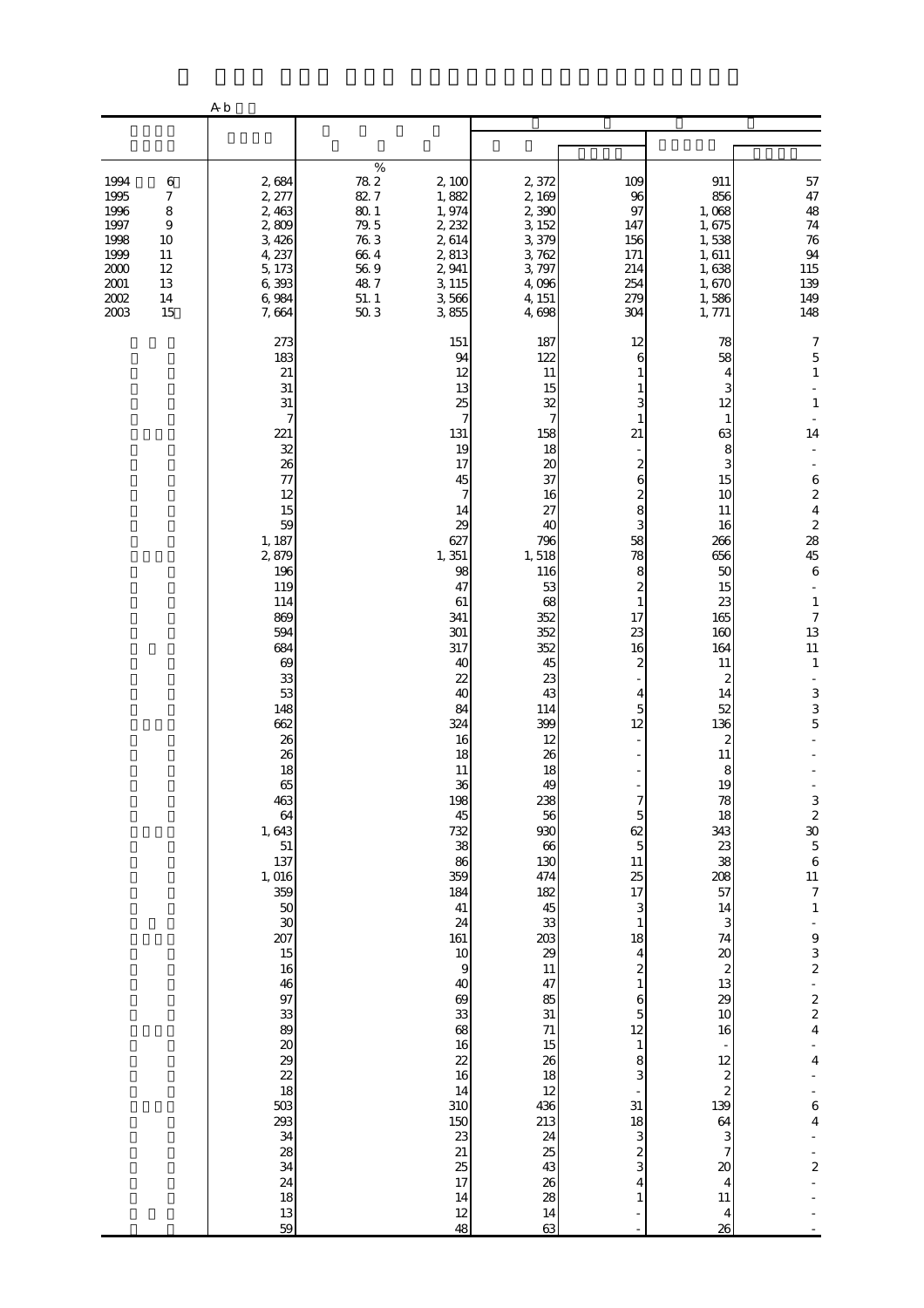A-b

| | | | | | | | | |
|---|---|---|---|---|---|---|---|---|
| | | | % | | | | | |
| 1994 | 6 | 2,684 | 78.2 | 2,100 | 2,372 | 109 | 911 | 57 |
| 1995 | 7 | 2,277 | 82.7 | 1,882 | 2,169 | 96 | 856 | 47 |
| 1996 | 8 | 2,463 | 80.1 | 1,974 | 2,390 | 97 | 1,068 | 48 |
| 1997 | 9 | 2,809 | 79.5 | 2,232 | 3,152 | 147 | 1,675 | 74 |
| 1998 | 10 | 3,426 | 76.3 | 2,614 | 3,379 | 156 | 1,538 | 76 |
| 1999 | 11 | 4,237 | 66.4 | 2,813 | 3,762 | 171 | 1,611 | 94 |
| 2000 | 12 | 5,173 | 56.9 | 2,941 | 3,797 | 214 | 1,638 | 115 |
| 2001 | 13 | 6,393 | 48.7 | 3,115 | 4,096 | 254 | 1,670 | 139 |
| 2002 | 14 | 6,984 | 51.1 | 3,566 | 4,151 | 279 | 1,586 | 149 |
| 2003 | 15 | 7,664 | 50.3 | 3,855 | 4,698 | 304 | 1,771 | 148 |
| | | 273 | | 151 | 187 | 12 | 78 | 7 |
| | | 183 | | 94 | 122 | 6 | 58 | 5 |
| | | 21 | | 12 | 11 | 1 | 4 | 1 |
| | | 31 | | 13 | 15 | 1 | 3 | - |
| | | 31 | | 25 | 32 | 3 | 12 | 1 |
| | | 7 | | 7 | 7 | 1 | 1 | - |
| | | 221 | | 131 | 158 | 21 | 63 | 14 |
| | | 32 | | 19 | 18 | - | 8 | - |
| | | 26 | | 17 | 20 | 2 | 3 | - |
| | | 77 | | 45 | 37 | 6 | 15 | 6 |
| | | 12 | | 7 | 16 | 2 | 10 | 2 |
| | | 15 | | 14 | 27 | 8 | 11 | 4 |
| | | 59 | | 29 | 40 | 3 | 16 | 2 |
| | | 1,187 | | 627 | 796 | 58 | 266 | 28 |
| | | 2,879 | | 1,351 | 1,518 | 78 | 656 | 45 |
| | | 196 | | 98 | 116 | 8 | 50 | 6 |
| | | 119 | | 47 | 53 | 2 | 15 | - |
| | | 114 | | 61 | 68 | 1 | 23 | 1 |
| | | 869 | | 341 | 352 | 17 | 165 | 7 |
| | | 594 | | 301 | 352 | 23 | 160 | 13 |
| | | 684 | | 317 | 352 | 16 | 164 | 11 |
| | | 69 | | 40 | 45 | 2 | 11 | 1 |
| | | 33 | | 22 | 23 | - | 2 | - |
| | | 53 | | 40 | 43 | 4 | 14 | 3 |
| | | 148 | | 84 | 114 | 5 | 52 | 3 |
| | | 662 | | 324 | 399 | 12 | 136 | 5 |
| | | 26 | | 16 | 12 | - | 2 | - |
| | | 26 | | 18 | 26 | - | 11 | - |
| | | 18 | | 11 | 18 | - | 8 | - |
| | | 65 | | 36 | 49 | - | 19 | - |
| | | 463 | | 198 | 238 | 7 | 78 | 3 |
| | | 64 | | 45 | 56 | 5 | 18 | 2 |
| | | 1,643 | | 732 | 930 | 62 | 343 | 30 |
| | | 51 | | 38 | 66 | 5 | 23 | 5 |
| | | 137 | | 86 | 130 | 11 | 38 | 6 |
| | | 1,016 | | 359 | 474 | 25 | 208 | 11 |
| | | 359 | | 184 | 182 | 17 | 57 | 7 |
| | | 50 | | 41 | 45 | 3 | 14 | 1 |
| | | 30 | | 24 | 33 | 1 | 3 | - |
| | | 207 | | 161 | 203 | 18 | 74 | 9 |
| | | 15 | | 10 | 29 | 4 | 20 | 3 |
| | | 16 | | 9 | 11 | 2 | 2 | 2 |
| | | 46 | | 40 | 47 | 1 | 13 | - |
| | | 97 | | 69 | 85 | 6 | 29 | 2 |
| | | 33 | | 33 | 31 | 5 | 10 | 2 |
| | | 89 | | 68 | 71 | 12 | 16 | 4 |
| | | 20 | | 16 | 15 | 1 | - | - |
| | | 29 | | 22 | 26 | 8 | 12 | 4 |
| | | 22 | | 16 | 18 | 3 | 2 | - |
| | | 18 | | 14 | 12 | - | 2 | - |
| | | 503 | | 310 | 436 | 31 | 139 | 6 |
| | | 293 | | 150 | 213 | 18 | 64 | 4 |
| | | 34 | | 23 | 24 | 3 | 3 | - |
| | | 28 | | 21 | 25 | 2 | 7 | - |
| | | 34 | | 25 | 43 | 3 | 20 | 2 |
| | | 24 | | 17 | 26 | 4 | 4 | - |
| | | 18 | | 14 | 28 | 1 | 11 | - |
| | | 13 | | 12 | 14 | - | 4 | - |
| | | 59 | | 48 | 63 | - | 26 | - |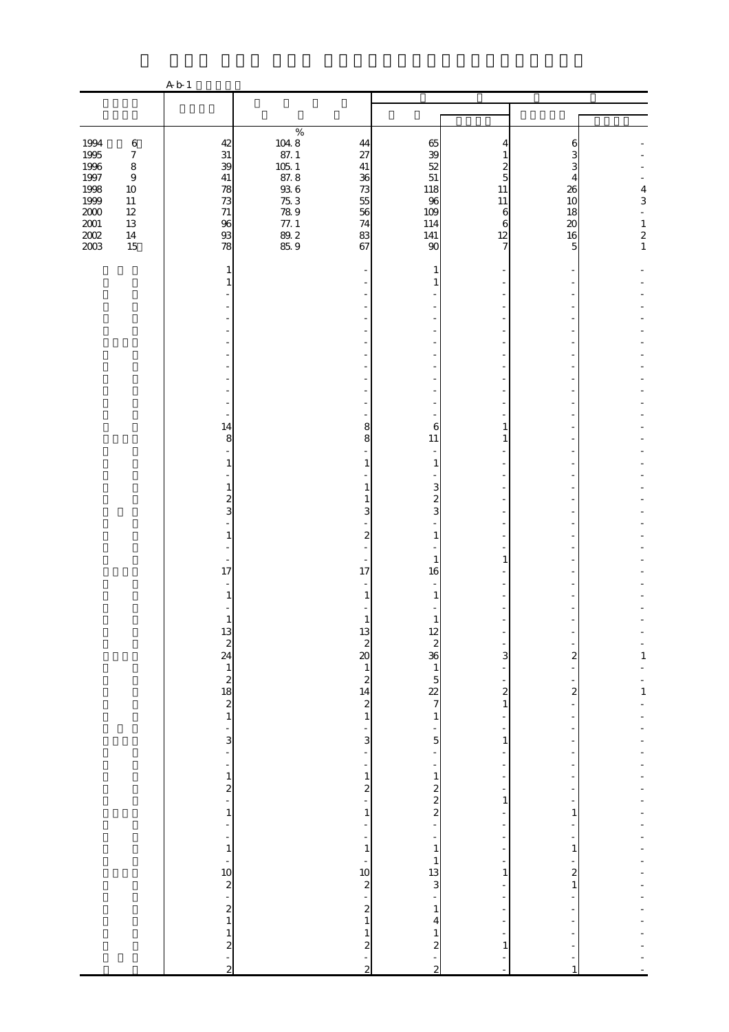A-b-1

| | | % | | | | | |
|---|---|---|---|---|---|---|---|
| 1994 6 | 42 | 104.8 | 44 | 65 | 4 | 6 | - |
| 1995 7 | 31 | 87.1 | 27 | 39 | 1 | 3 | - |
| 1996 8 | 39 | 105.1 | 41 | 52 | 2 | 3 | - |
| 1997 9 | 41 | 87.8 | 36 | 51 | 5 | 4 | - |
| 1998 10 | 78 | 93.6 | 73 | 118 | 11 | 26 | 4 |
| 1999 11 | 73 | 75.3 | 55 | 96 | 11 | 10 | 3 |
| 2000 12 | 71 | 78.9 | 56 | 109 | 6 | 18 | - |
| 2001 13 | 96 | 77.1 | 74 | 114 | 6 | 20 | 1 |
| 2002 14 | 93 | 89.2 | 83 | 141 | 12 | 16 | 2 |
| 2003 15 | 78 | 85.9 | 67 | 90 | 7 | 5 | 1 |
| | 1 | | - | 1 | - | - | - |
| | 1 | | - | 1 | - | - | - |
| | - | | - | - | - | - | - |
| | - | | - | - | - | - | - |
| | - | | - | - | - | - | - |
| | - | | - | - | - | - | - |
| | - | | - | - | - | - | - |
| | - | | - | - | - | - | - |
| | - | | - | - | - | - | - |
| | - | | - | - | - | - | - |
| | - | | - | - | - | - | - |
| | - | | - | - | - | - | - |
| | - | | - | - | - | - | - |
| | 14 | | 8 | 6 | 1 | - | - |
| | 8 | | 8 | 11 | 1 | - | - |
| | - | | - | - | - | - | - |
| | 1 | | 1 | 1 | - | - | - |
| | - | | - | - | - | - | - |
| | 1 | | 1 | 3 | - | - | - |
| | 2 | | 1 | 2 | - | - | - |
| | 3 | | 3 | 3 | - | - | - |
| | - | | - | - | - | - | - |
| | 1 | | 2 | 1 | - | - | - |
| | - | | - | - | - | - | - |
| | - | | - | 1 | 1 | - | - |
| | 17 | | 17 | 16 | - | - | - |
| | - | | - | - | - | - | - |
| | 1 | | 1 | 1 | - | - | - |
| | - | | - | - | - | - | - |
| | 1 | | 1 | 1 | - | - | - |
| | 13 | | 13 | 12 | - | - | - |
| | 2 | | 2 | 2 | - | - | - |
| | 24 | | 20 | 36 | 3 | 2 | 1 |
| | 1 | | 1 | 1 | - | - | - |
| | 2 | | 2 | 5 | - | - | - |
| | 18 | | 14 | 22 | 2 | 2 | 1 |
| | 2 | | 2 | 7 | 1 | - | - |
| | 1 | | 1 | 1 | - | - | - |
| | - | | - | - | - | - | - |
| | 3 | | 3 | 5 | 1 | - | - |
| | - | | - | - | - | - | - |
| | - | | - | - | - | - | - |
| | 1 | | 1 | 1 | - | - | - |
| | 2 | | 2 | 2 | - | - | - |
| | - | | - | 2 | 1 | - | - |
| | 1 | | 1 | 2 | - | 1 | - |
| | - | | - | - | - | - | - |
| | - | | - | - | - | - | - |
| | 1 | | 1 | 1 | - | 1 | - |
| | - | | - | 1 | - | - | - |
| | 10 | | 10 | 13 | 1 | 2 | - |
| | 2 | | 2 | 3 | - | 1 | - |
| | - | | - | - | - | - | - |
| | 2 | | 2 | 1 | - | - | - |
| | 1 | | 1 | 4 | - | - | - |
| | 1 | | 1 | 1 | - | - | - |
| | 2 | | 2 | 2 | 1 | - | - |
| | - | | - | - | - | - | - |
| | 2 | | 2 | 2 | - | 1 | - |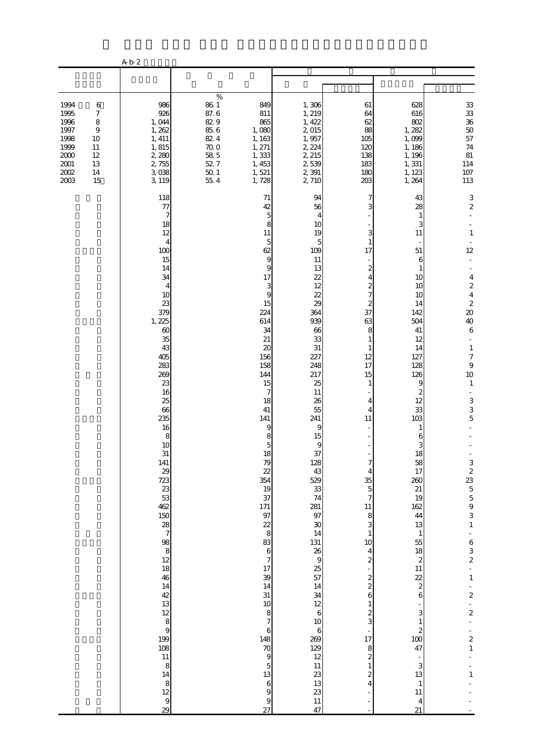A-b-2

| | | | | | | | |
|---|---|---|---|---|---|---|---|
| 1994 6 | 986 | % 86.1 | 849 | 1,306 | 61 | 628 | 33 |
| 1995 7 | 926 | 87.6 | 811 | 1,219 | 64 | 616 | 33 |
| 1996 8 | 1,044 | 82.9 | 865 | 1,422 | 62 | 802 | 36 |
| 1997 9 | 1,262 | 85.6 | 1,080 | 2,015 | 88 | 1,282 | 50 |
| 1998 10 | 1,411 | 82.4 | 1,163 | 1,957 | 105 | 1,099 | 57 |
| 1999 11 | 1,815 | 70.0 | 1,271 | 2,224 | 120 | 1,186 | 74 |
| 2000 12 | 2,280 | 58.5 | 1,333 | 2,215 | 138 | 1,196 | 81 |
| 2001 13 | 2,755 | 52.7 | 1,453 | 2,539 | 183 | 1,331 | 114 |
| 2002 14 | 3,038 | 50.1 | 1,521 | 2,391 | 180 | 1,123 | 107 |
| 2003 15 | 3,119 | 55.4 | 1,728 | 2,710 | 203 | 1,264 | 113 |
| | 118 | | 71 | 94 | 7 | 43 | 3 |
| | 77 | | 42 | 56 | 3 | 28 | 2 |
| | 7 | | 5 | 4 | - | 1 | - |
| | 18 | | 8 | 10 | - | 3 | - |
| | 12 | | 11 | 19 | 3 | 11 | 1 |
| | 4 | | 5 | 5 | 1 | - | - |
| | 100 | | 62 | 109 | 17 | 51 | 12 |
| | 15 | | 9 | 11 | - | 6 | - |
| | 14 | | 9 | 13 | 2 | 1 | - |
| | 34 | | 17 | 22 | 4 | 10 | 4 |
| | 4 | | 3 | 12 | 2 | 10 | 2 |
| | 10 | | 9 | 22 | 7 | 10 | 4 |
| | 23 | | 15 | 29 | 2 | 14 | 2 |
| | 379 | | 224 | 364 | 37 | 142 | 20 |
| | 1,225 | | 614 | 939 | 63 | 504 | 40 |
| | 60 | | 34 | 66 | 8 | 41 | 6 |
| | 35 | | 21 | 33 | 1 | 12 | - |
| | 43 | | 20 | 31 | 1 | 14 | 1 |
| | 405 | | 156 | 227 | 12 | 127 | 7 |
| | 283 | | 158 | 248 | 17 | 128 | 9 |
| | 269 | | 144 | 217 | 15 | 126 | 10 |
| | 23 | | 15 | 25 | 1 | 9 | 1 |
| | 16 | | 7 | 11 | - | 2 | - |
| | 25 | | 18 | 26 | 4 | 12 | 3 |
| | 66 | | 41 | 55 | 4 | 33 | 3 |
| | 235 | | 141 | 241 | 11 | 103 | 5 |
| | 16 | | 9 | 9 | - | 1 | - |
| | 8 | | 8 | 15 | - | 6 | - |
| | 10 | | 5 | 9 | - | 3 | - |
| | 31 | | 18 | 37 | - | 18 | - |
| | 141 | | 79 | 128 | 7 | 58 | 3 |
| | 29 | | 22 | 43 | 4 | 17 | 2 |
| | 723 | | 354 | 529 | 35 | 260 | 23 |
| | 23 | | 19 | 33 | 5 | 21 | 5 |
| | 53 | | 37 | 74 | 7 | 19 | 5 |
| | 462 | | 171 | 281 | 11 | 162 | 9 |
| | 150 | | 97 | 97 | 8 | 44 | 3 |
| | 28 | | 22 | 30 | 3 | 13 | 1 |
| | 7 | | 8 | 14 | 1 | 1 | - |
| | 98 | | 83 | 131 | 10 | 55 | 6 |
| | 8 | | 6 | 26 | 4 | 18 | 3 |
| | 12 | | 7 | 9 | 2 | 2 | 2 |
| | 18 | | 17 | 25 | - | 11 | - |
| | 46 | | 39 | 57 | 2 | 22 | 1 |
| | 14 | | 14 | 14 | 2 | 2 | - |
| | 42 | | 31 | 34 | 6 | 6 | 2 |
| | 13 | | 10 | 12 | 1 | - | - |
| | 12 | | 8 | 6 | 2 | 3 | 2 |
| | 8 | | 7 | 10 | 3 | 1 | - |
| | 9 | | 6 | 6 | - | 2 | - |
| | 199 | | 148 | 269 | 17 | 100 | 2 |
| | 108 | | 70 | 129 | 8 | 47 | 1 |
| | 11 | | 9 | 12 | 2 | - | - |
| | 8 | | 5 | 11 | 1 | 3 | - |
| | 14 | | 13 | 23 | 2 | 13 | 1 |
| | 8 | | 6 | 13 | 4 | 1 | - |
| | 12 | | 9 | 23 | - | 11 | - |
| | 9 | | 9 | 11 | - | 4 | - |
| | 29 | | 27 | 47 | - | 21 | - |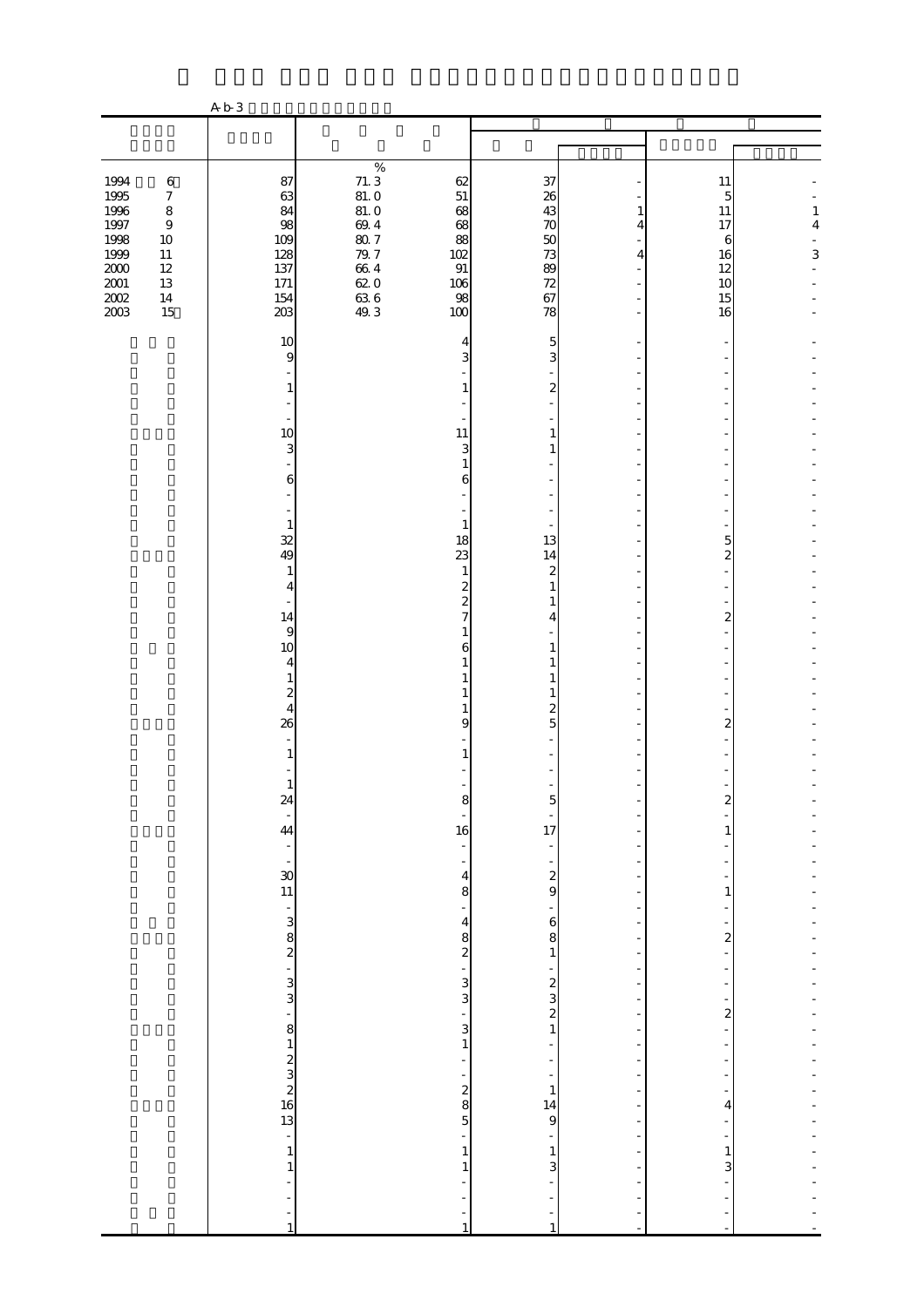A-b-3

| | | | | | | | |
|---|---|---|---|---|---|---|---|
| | | % | | | | | |
| 1994 6 | 87 | 71.3 | 62 | 37 | - | 11 | - |
| 1995 7 | 63 | 81.0 | 51 | 26 | - | 5 | - |
| 1996 8 | 84 | 81.0 | 68 | 43 | 1 | 11 | 1 |
| 1997 9 | 98 | 69.4 | 68 | 70 | 4 | 17 | 4 |
| 1998 10 | 109 | 80.7 | 88 | 50 | - | 6 | - |
| 1999 11 | 128 | 79.7 | 102 | 73 | 4 | 16 | 3 |
| 2000 12 | 137 | 66.4 | 91 | 89 | - | 12 | - |
| 2001 13 | 171 | 62.0 | 106 | 72 | - | 10 | - |
| 2002 14 | 154 | 63.6 | 98 | 67 | - | 15 | - |
| 2003 15 | 203 | 49.3 | 100 | 78 | - | 16 | - |
| | 10 | | 4 | 5 | - | - | - |
| | 9 | | 3 | 3 | - | - | - |
| | - | | - | - | - | - | - |
| | 1 | | 1 | 2 | - | - | - |
| | - | | - | - | - | - | - |
| | - | | - | - | - | - | - |
| | 10 | | 11 | 1 | - | - | - |
| | 3 | | 3 | 1 | - | - | - |
| | - | | 1 | - | - | - | - |
| | 6 | | 6 | - | - | - | - |
| | - | | - | - | - | - | - |
| | - | | - | - | - | - | - |
| | 1 | | 1 | - | - | - | - |
| | 32 | | 18 | 13 | - | 5 | - |
| | 49 | | 23 | 14 | - | 2 | - |
| | 1 | | 1 | 2 | - | - | - |
| | 4 | | 2 | 1 | - | - | - |
| | - | | 2 | 1 | - | - | - |
| | 14 | | 7 | 4 | - | 2 | - |
| | 9 | | 1 | - | - | - | - |
| | 10 | | 6 | 1 | - | - | - |
| | 4 | | 1 | 1 | - | - | - |
| | 1 | | 1 | 1 | - | - | - |
| | 2 | | 1 | 1 | - | - | - |
| | 4 | | 1 | 2 | - | - | - |
| | 26 | | 9 | 5 | - | 2 | - |
| | - | | - | - | - | - | - |
| | 1 | | 1 | - | - | - | - |
| | - | | - | - | - | - | - |
| | 1 | | - | - | - | - | - |
| | 24 | | 8 | 5 | - | 2 | - |
| | - | | - | - | - | - | - |
| | 44 | | 16 | 17 | - | 1 | - |
| | - | | - | - | - | - | - |
| | - | | - | - | - | - | - |
| | 30 | | 4 | 2 | - | - | - |
| | 11 | | 8 | 9 | - | 1 | - |
| | - | | - | - | - | - | - |
| | 3 | | 4 | 6 | - | - | - |
| | 8 | | 8 | 8 | - | 2 | - |
| | 2 | | 2 | 1 | - | - | - |
| | - | | - | - | - | - | - |
| | 3 | | 3 | 2 | - | - | - |
| | 3 | | 3 | 3 | - | - | - |
| | - | | - | 2 | - | 2 | - |
| | 8 | | 3 | 1 | - | - | - |
| | 1 | | 1 | - | - | - | - |
| | 2 | | - | - | - | - | - |
| | 3 | | - | - | - | - | - |
| | 2 | | 2 | 1 | - | - | - |
| | 16 | | 8 | 14 | - | 4 | - |
| | 13 | | 5 | 9 | - | - | - |
| | - | | - | - | - | - | - |
| | 1 | | 1 | 1 | - | 1 | - |
| | 1 | | 1 | 3 | - | 3 | - |
| | - | | - | - | - | - | - |
| | - | | - | - | - | - | - |
| | - | | - | - | - | - | - |
| | 1 | | 1 | 1 | - | - | - |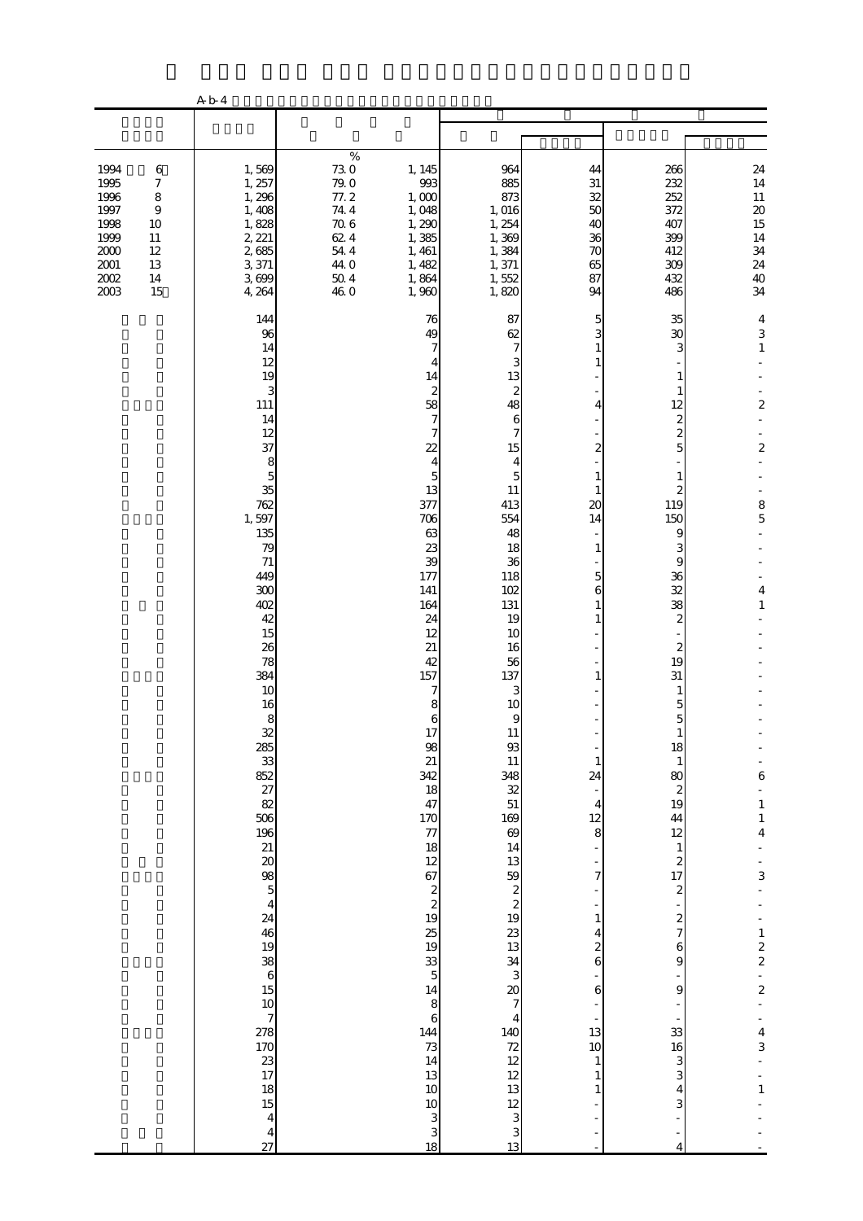A-b-4

| | | % | | | | | |
|---|---|---|---|---|---|---|---|
| 1994　6 | 1,569 | 73.0 | 1,145 | 964 | 44 | 266 | 24 |
| 1995　7 | 1,257 | 79.0 | 993 | 885 | 31 | 232 | 14 |
| 1996　8 | 1,296 | 77.2 | 1,000 | 873 | 32 | 252 | 11 |
| 1997　9 | 1,408 | 74.4 | 1,048 | 1,016 | 50 | 372 | 20 |
| 1998　10 | 1,828 | 70.6 | 1,290 | 1,254 | 40 | 407 | 15 |
| 1999　11 | 2,221 | 62.4 | 1,385 | 1,369 | 36 | 399 | 14 |
| 2000　12 | 2,685 | 54.4 | 1,461 | 1,384 | 70 | 412 | 34 |
| 2001　13 | 3,371 | 44.0 | 1,482 | 1,371 | 65 | 309 | 24 |
| 2002　14 | 3,699 | 50.4 | 1,864 | 1,552 | 87 | 432 | 40 |
| 2003　15 | 4,264 | 46.0 | 1,960 | 1,820 | 94 | 486 | 34 |
| | 144 | | 76 | 87 | 5 | 35 | 4 |
| | 96 | | 49 | 62 | 3 | 30 | 3 |
| | 14 | | 7 | 7 | 1 | 3 | 1 |
| | 12 | | 4 | 3 | 1 | - | - |
| | 19 | | 14 | 13 | - | 1 | - |
| | 3 | | 2 | 2 | - | 1 | - |
| | 111 | | 58 | 48 | 4 | 12 | 2 |
| | 14 | | 7 | 6 | - | 2 | - |
| | 12 | | 7 | 7 | - | 2 | - |
| | 37 | | 22 | 15 | 2 | 5 | 2 |
| | 8 | | 4 | 4 | - | - | - |
| | 5 | | 5 | 5 | 1 | 1 | - |
| | 35 | | 13 | 11 | 1 | 2 | - |
| | 762 | | 377 | 413 | 20 | 119 | 8 |
| | 1,597 | | 706 | 554 | 14 | 150 | 5 |
| | 135 | | 63 | 48 | - | 9 | - |
| | 79 | | 23 | 18 | 1 | 3 | - |
| | 71 | | 39 | 36 | - | 9 | - |
| | 449 | | 177 | 118 | 5 | 36 | - |
| | 300 | | 141 | 102 | 6 | 32 | 4 |
| | 402 | | 164 | 131 | 1 | 38 | 1 |
| | 42 | | 24 | 19 | 1 | 2 | - |
| | 15 | | 12 | 10 | - | - | - |
| | 26 | | 21 | 16 | - | 2 | - |
| | 78 | | 42 | 56 | - | 19 | - |
| | 384 | | 157 | 137 | 1 | 31 | - |
| | 10 | | 7 | 3 | - | 1 | - |
| | 16 | | 8 | 10 | - | 5 | - |
| | 8 | | 6 | 9 | - | 5 | - |
| | 32 | | 17 | 11 | - | 1 | - |
| | 285 | | 98 | 93 | - | 18 | - |
| | 33 | | 21 | 11 | 1 | 1 | - |
| | 852 | | 342 | 348 | 24 | 80 | 6 |
| | 27 | | 18 | 32 | - | 2 | - |
| | 82 | | 47 | 51 | 4 | 19 | 1 |
| | 506 | | 170 | 169 | 12 | 44 | 1 |
| | 196 | | 77 | 69 | 8 | 12 | 4 |
| | 21 | | 18 | 14 | - | 1 | - |
| | 20 | | 12 | 13 | - | 2 | - |
| | 98 | | 67 | 59 | 7 | 17 | 3 |
| | 5 | | 2 | 2 | - | 2 | - |
| | 4 | | 2 | 2 | - | - | - |
| | 24 | | 19 | 19 | 1 | 2 | - |
| | 46 | | 25 | 23 | 4 | 7 | 1 |
| | 19 | | 19 | 13 | 2 | 6 | 2 |
| | 38 | | 33 | 34 | 6 | 9 | 2 |
| | 6 | | 5 | 3 | - | - | - |
| | 15 | | 14 | 20 | 6 | 9 | 2 |
| | 10 | | 8 | 7 | - | - | - |
| | 7 | | 6 | 4 | - | - | - |
| | 278 | | 144 | 140 | 13 | 33 | 4 |
| | 170 | | 73 | 72 | 10 | 16 | 3 |
| | 23 | | 14 | 12 | 1 | 3 | - |
| | 17 | | 13 | 12 | 1 | 3 | - |
| | 18 | | 10 | 13 | 1 | 4 | 1 |
| | 15 | | 10 | 12 | - | 3 | - |
| | 4 | | 3 | 3 | - | - | - |
| | 4 | | 3 | 3 | - | - | - |
| | 27 | | 18 | 13 | - | 4 | - |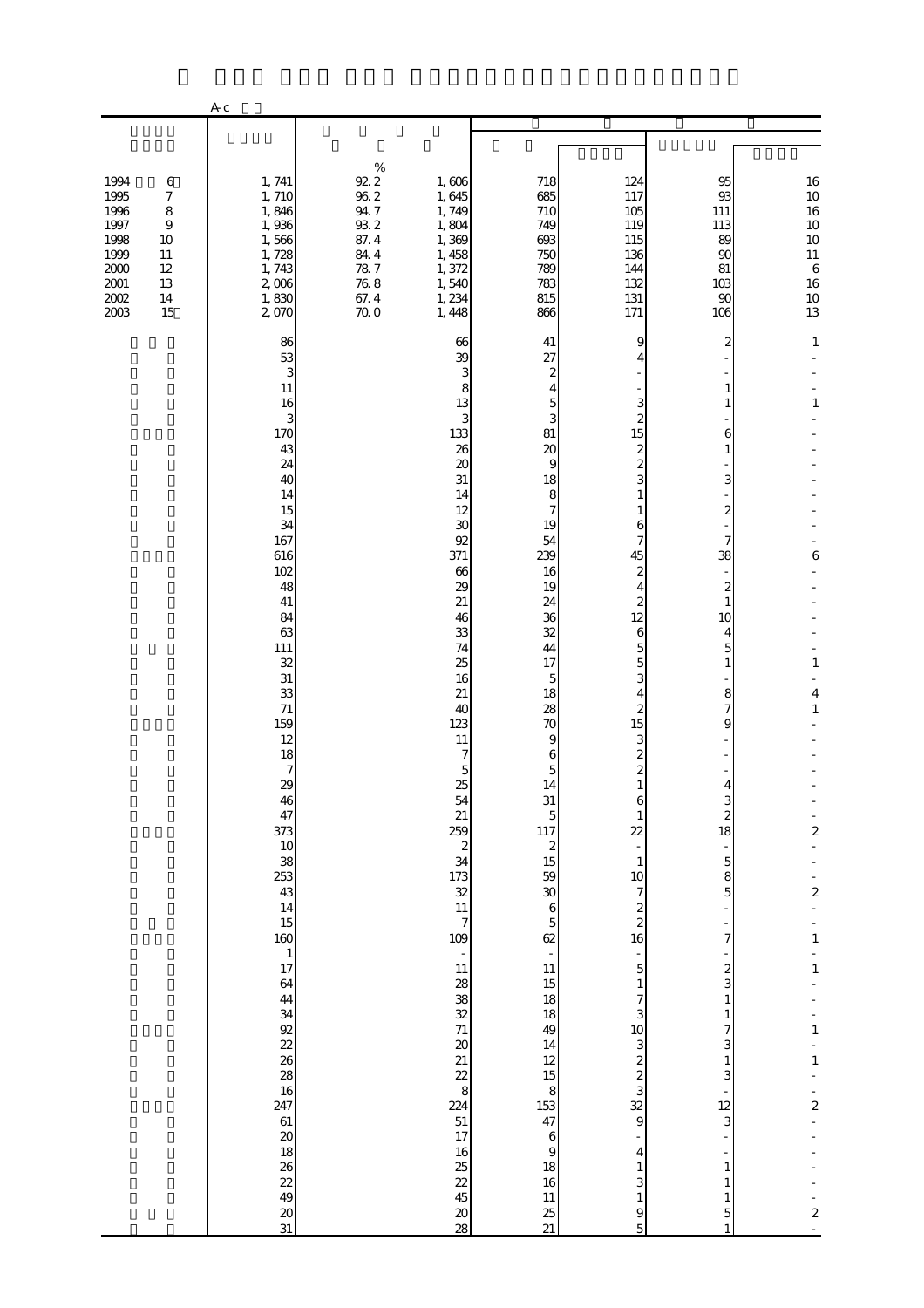A-c

| | | % | | | | | |
|---|---|---|---|---|---|---|---|
| 1994 6 | 1,741 | 92.2 | 1,606 | 718 | 124 | 95 | 16 |
| 1995 7 | 1,710 | 96.2 | 1,645 | 685 | 117 | 93 | 10 |
| 1996 8 | 1,846 | 94.7 | 1,749 | 710 | 105 | 111 | 16 |
| 1997 9 | 1,936 | 93.2 | 1,804 | 749 | 119 | 113 | 10 |
| 1998 10 | 1,566 | 87.4 | 1,369 | 693 | 115 | 89 | 10 |
| 1999 11 | 1,728 | 84.4 | 1,458 | 750 | 136 | 90 | 11 |
| 2000 12 | 1,743 | 78.7 | 1,372 | 789 | 144 | 81 | 6 |
| 2001 13 | 2,006 | 76.8 | 1,540 | 783 | 132 | 103 | 16 |
| 2002 14 | 1,830 | 67.4 | 1,234 | 815 | 131 | 90 | 10 |
| 2003 15 | 2,070 | 70.0 | 1,448 | 866 | 171 | 106 | 13 |
| | 86 | | 66 | 41 | 9 | 2 | 1 |
| | 53 | | 39 | 27 | 4 | - | - |
| | 3 | | 3 | 2 | - | - | - |
| | 11 | | 8 | 4 | - | 1 | - |
| | 16 | | 13 | 5 | 3 | 1 | 1 |
| | 3 | | 3 | 3 | 2 | - | - |
| | 170 | | 133 | 81 | 15 | 6 | - |
| | 43 | | 26 | 20 | 2 | 1 | - |
| | 24 | | 20 | 9 | 2 | - | - |
| | 40 | | 31 | 18 | 3 | 3 | - |
| | 14 | | 14 | 8 | 1 | - | - |
| | 15 | | 12 | 7 | 1 | 2 | - |
| | 34 | | 30 | 19 | 6 | - | - |
| | 167 | | 92 | 54 | 7 | 7 | - |
| | 616 | | 371 | 239 | 45 | 38 | 6 |
| | 102 | | 66 | 16 | 2 | - | - |
| | 48 | | 29 | 19 | 4 | 2 | - |
| | 41 | | 21 | 24 | 2 | 1 | - |
| | 84 | | 46 | 36 | 12 | 10 | - |
| | 63 | | 33 | 32 | 6 | 4 | - |
| | 111 | | 74 | 44 | 5 | 5 | - |
| | 32 | | 25 | 17 | 5 | 1 | 1 |
| | 31 | | 16 | 5 | 3 | - | - |
| | 33 | | 21 | 18 | 4 | 8 | 4 |
| | 71 | | 40 | 28 | 2 | 7 | 1 |
| | 159 | | 123 | 70 | 15 | 9 | - |
| | 12 | | 11 | 9 | 3 | - | - |
| | 18 | | 7 | 6 | 2 | - | - |
| | 7 | | 5 | 5 | 2 | - | - |
| | 29 | | 25 | 14 | 1 | 4 | - |
| | 46 | | 54 | 31 | 6 | 3 | - |
| | 47 | | 21 | 5 | 1 | 2 | - |
| | 373 | | 259 | 117 | 22 | 18 | 2 |
| | 10 | | 2 | 2 | - | - | - |
| | 38 | | 34 | 15 | 1 | 5 | - |
| | 253 | | 173 | 59 | 10 | 8 | - |
| | 43 | | 32 | 30 | 7 | 5 | 2 |
| | 14 | | 11 | 6 | 2 | - | - |
| | 15 | | 7 | 5 | 2 | - | - |
| | 160 | | 109 | 62 | 16 | 7 | 1 |
| | 1 | | - | - | - | - | - |
| | 17 | | 11 | 11 | 5 | 2 | 1 |
| | 64 | | 28 | 15 | 1 | 3 | - |
| | 44 | | 38 | 18 | 7 | 1 | - |
| | 34 | | 32 | 18 | 3 | 1 | - |
| | 92 | | 71 | 49 | 10 | 7 | 1 |
| | 22 | | 20 | 14 | 3 | 3 | - |
| | 26 | | 21 | 12 | 2 | 1 | 1 |
| | 28 | | 22 | 15 | 2 | 3 | - |
| | 16 | | 8 | 8 | 3 | - | - |
| | 247 | | 224 | 153 | 32 | 12 | 2 |
| | 61 | | 51 | 47 | 9 | 3 | - |
| | 20 | | 17 | 6 | - | - | - |
| | 18 | | 16 | 9 | 4 | - | - |
| | 26 | | 25 | 18 | 1 | 1 | - |
| | 22 | | 22 | 16 | 3 | 1 | - |
| | 49 | | 45 | 11 | 1 | 1 | - |
| | 20 | | 20 | 25 | 9 | 5 | 2 |
| | 31 | | 28 | 21 | 5 | 1 | - |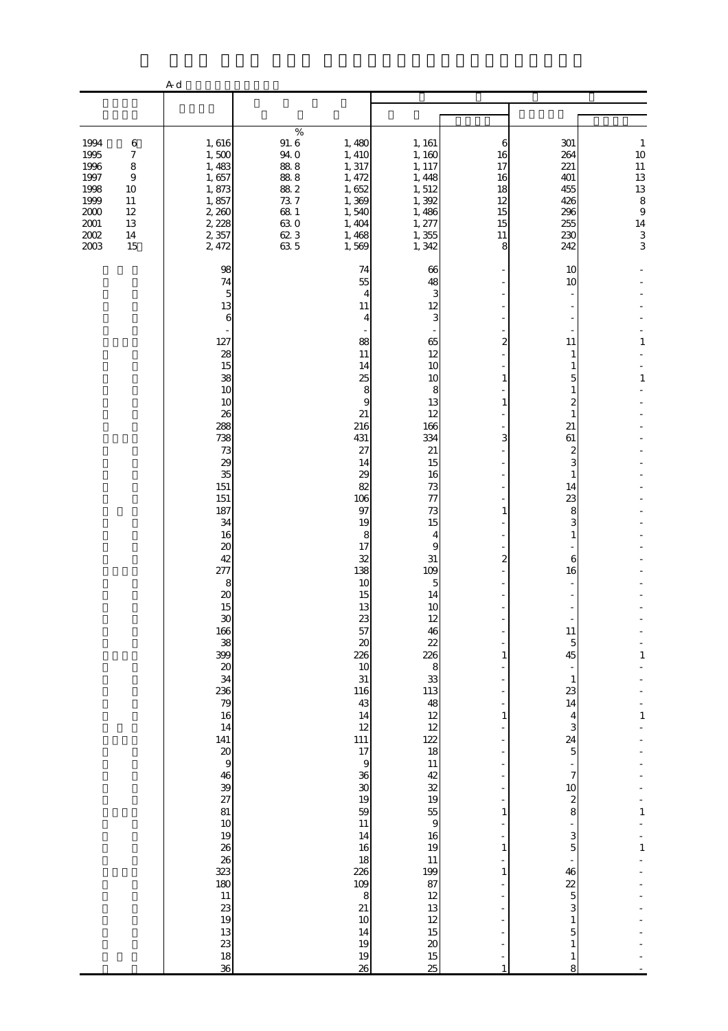A-d

| | | | | | | | |
|---|---|---|---|---|---|---|---|
| 1994 6 | 1,616 | 91.6 % | 1,480 | 1,161 | 6 | 301 | 1 |
| 1995 7 | 1,500 | 94.0 | 1,410 | 1,160 | 16 | 264 | 10 |
| 1996 8 | 1,483 | 88.8 | 1,317 | 1,117 | 17 | 221 | 11 |
| 1997 9 | 1,657 | 88.8 | 1,472 | 1,448 | 16 | 401 | 13 |
| 1998 10 | 1,873 | 88.2 | 1,652 | 1,512 | 18 | 455 | 13 |
| 1999 11 | 1,857 | 73.7 | 1,369 | 1,392 | 12 | 426 | 8 |
| 2000 12 | 2,260 | 68.1 | 1,540 | 1,486 | 15 | 296 | 9 |
| 2001 13 | 2,228 | 63.0 | 1,404 | 1,277 | 15 | 255 | 14 |
| 2002 14 | 2,357 | 62.3 | 1,468 | 1,355 | 11 | 230 | 3 |
| 2003 15 | 2,472 | 63.5 | 1,569 | 1,342 | 8 | 242 | 3 |
| | 98 | | 74 | 66 | - | 10 | - |
| | 74 | | 55 | 48 | - | 10 | - |
| | 5 | | 4 | 3 | - | - | - |
| | 13 | | 11 | 12 | - | - | - |
| | 6 | | 4 | 3 | - | - | - |
| | - | | - | - | - | - | - |
| | 127 | | 88 | 65 | 2 | 11 | 1 |
| | 28 | | 11 | 12 | - | 1 | - |
| | 15 | | 14 | 10 | - | 1 | - |
| | 38 | | 25 | 10 | 1 | 5 | 1 |
| | 10 | | 8 | 8 | - | 1 | - |
| | 10 | | 9 | 13 | 1 | 2 | - |
| | 26 | | 21 | 12 | - | 1 | - |
| | 288 | | 216 | 166 | - | 21 | - |
| | 738 | | 431 | 334 | 3 | 61 | - |
| | 73 | | 27 | 21 | - | 2 | - |
| | 29 | | 14 | 15 | - | 3 | - |
| | 35 | | 29 | 16 | - | 1 | - |
| | 151 | | 82 | 73 | - | 14 | - |
| | 151 | | 106 | 77 | - | 23 | - |
| | 187 | | 97 | 73 | 1 | 8 | - |
| | 34 | | 19 | 15 | - | 3 | - |
| | 16 | | 8 | 4 | - | 1 | - |
| | 20 | | 17 | 9 | - | - | - |
| | 42 | | 32 | 31 | 2 | 6 | - |
| | 277 | | 138 | 109 | - | 16 | - |
| | 8 | | 10 | 5 | - | - | - |
| | 20 | | 15 | 14 | - | - | - |
| | 15 | | 13 | 10 | - | - | - |
| | 30 | | 23 | 12 | - | - | - |
| | 166 | | 57 | 46 | - | 11 | - |
| | 38 | | 20 | 22 | - | 5 | - |
| | 399 | | 226 | 226 | 1 | 45 | 1 |
| | 20 | | 10 | 8 | - | - | - |
| | 34 | | 31 | 33 | - | 1 | - |
| | 236 | | 116 | 113 | - | 23 | - |
| | 79 | | 43 | 48 | - | 14 | - |
| | 16 | | 14 | 12 | 1 | 4 | 1 |
| | 14 | | 12 | 12 | - | 3 | - |
| | 141 | | 111 | 122 | - | 24 | - |
| | 20 | | 17 | 18 | - | 5 | - |
| | 9 | | 9 | 11 | - | - | - |
| | 46 | | 36 | 42 | - | 7 | - |
| | 39 | | 30 | 32 | - | 10 | - |
| | 27 | | 19 | 19 | - | 2 | - |
| | 81 | | 59 | 55 | 1 | 8 | 1 |
| | 10 | | 11 | 9 | - | - | - |
| | 19 | | 14 | 16 | - | 3 | - |
| | 26 | | 16 | 19 | 1 | 5 | 1 |
| | 26 | | 18 | 11 | - | - | - |
| | 323 | | 226 | 199 | 1 | 46 | - |
| | 180 | | 109 | 87 | - | 22 | - |
| | 11 | | 8 | 12 | - | 5 | - |
| | 23 | | 21 | 13 | - | 3 | - |
| | 19 | | 10 | 12 | - | 1 | - |
| | 13 | | 14 | 15 | - | 5 | - |
| | 23 | | 19 | 20 | - | 1 | - |
| | 18 | | 19 | 15 | - | 1 | - |
| | 36 | | 26 | 25 | 1 | 8 | - |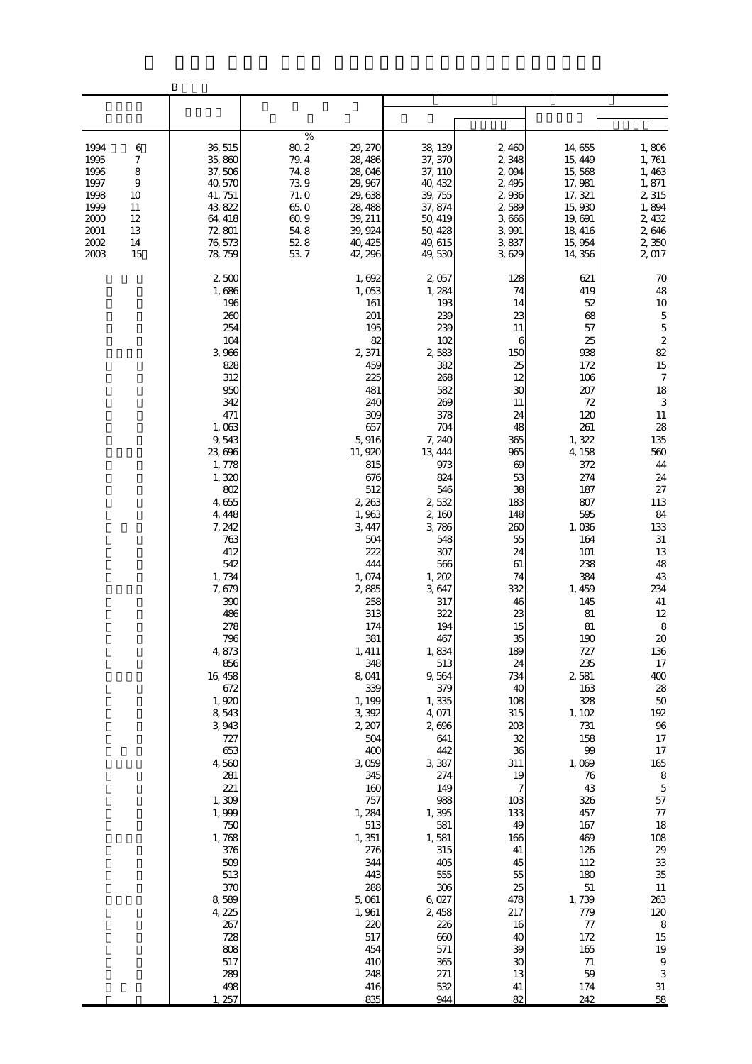B

| | | | | | | | |
|---|---|---|---|---|---|---|---|
| 1994 6 | 36,515 | 80.2 % | 29,270 | 38,139 | 2,460 | 14,655 | 1,806 |
| 1995 7 | 35,860 | 79.4 | 28,486 | 37,370 | 2,348 | 15,449 | 1,761 |
| 1996 8 | 37,506 | 74.8 | 28,046 | 37,110 | 2,094 | 15,568 | 1,463 |
| 1997 9 | 40,570 | 73.9 | 29,967 | 40,432 | 2,495 | 17,981 | 1,871 |
| 1998 10 | 41,751 | 71.0 | 29,638 | 39,755 | 2,936 | 17,321 | 2,315 |
| 1999 11 | 43,822 | 65.0 | 28,488 | 37,874 | 2,589 | 15,930 | 1,894 |
| 2000 12 | 64,418 | 60.9 | 39,211 | 50,419 | 3,666 | 19,691 | 2,432 |
| 2001 13 | 72,801 | 54.8 | 39,924 | 50,428 | 3,991 | 18,416 | 2,646 |
| 2002 14 | 76,573 | 52.8 | 40,425 | 49,615 | 3,837 | 15,954 | 2,350 |
| 2003 15 | 78,759 | 53.7 | 42,296 | 49,530 | 3,629 | 14,356 | 2,017 |
| | 2,500 | | 1,692 | 2,057 | 128 | 621 | 70 |
| | 1,686 | | 1,053 | 1,284 | 74 | 419 | 48 |
| | 196 | | 161 | 193 | 14 | 52 | 10 |
| | 260 | | 201 | 239 | 23 | 68 | 5 |
| | 254 | | 195 | 239 | 11 | 57 | 5 |
| | 104 | | 82 | 102 | 6 | 25 | 2 |
| | 3,966 | | 2,371 | 2,583 | 150 | 938 | 82 |
| | 828 | | 459 | 382 | 25 | 172 | 15 |
| | 312 | | 225 | 268 | 12 | 106 | 7 |
| | 950 | | 481 | 582 | 30 | 207 | 18 |
| | 342 | | 240 | 269 | 11 | 72 | 3 |
| | 471 | | 309 | 378 | 24 | 120 | 11 |
| | 1,063 | | 657 | 704 | 48 | 261 | 28 |
| | 9,543 | | 5,916 | 7,240 | 365 | 1,322 | 135 |
| | 23,696 | | 11,920 | 13,444 | 965 | 4,158 | 560 |
| | 1,778 | | 815 | 973 | 69 | 372 | 44 |
| | 1,320 | | 676 | 824 | 53 | 274 | 24 |
| | 802 | | 512 | 546 | 38 | 187 | 27 |
| | 4,655 | | 2,263 | 2,532 | 183 | 807 | 113 |
| | 4,448 | | 1,963 | 2,160 | 148 | 595 | 84 |
| | 7,242 | | 3,447 | 3,786 | 260 | 1,036 | 133 |
| | 763 | | 504 | 548 | 55 | 164 | 31 |
| | 412 | | 222 | 307 | 24 | 101 | 13 |
| | 542 | | 444 | 566 | 61 | 238 | 48 |
| | 1,734 | | 1,074 | 1,202 | 74 | 384 | 43 |
| | 7,679 | | 2,885 | 3,647 | 332 | 1,459 | 234 |
| | 390 | | 258 | 317 | 46 | 145 | 41 |
| | 486 | | 313 | 322 | 23 | 81 | 12 |
| | 278 | | 174 | 194 | 15 | 81 | 8 |
| | 796 | | 381 | 467 | 35 | 190 | 20 |
| | 4,873 | | 1,411 | 1,834 | 189 | 727 | 136 |
| | 856 | | 348 | 513 | 24 | 235 | 17 |
| | 16,458 | | 8,041 | 9,564 | 734 | 2,581 | 400 |
| | 672 | | 339 | 379 | 40 | 163 | 28 |
| | 1,920 | | 1,199 | 1,335 | 108 | 328 | 50 |
| | 8,543 | | 3,392 | 4,071 | 315 | 1,102 | 192 |
| | 3,943 | | 2,207 | 2,696 | 203 | 731 | 96 |
| | 727 | | 504 | 641 | 32 | 158 | 17 |
| | 653 | | 400 | 442 | 36 | 99 | 17 |
| | 4,560 | | 3,059 | 3,387 | 311 | 1,069 | 165 |
| | 281 | | 345 | 274 | 19 | 76 | 8 |
| | 221 | | 160 | 149 | 7 | 43 | 5 |
| | 1,309 | | 757 | 988 | 103 | 326 | 57 |
| | 1,999 | | 1,284 | 1,395 | 133 | 457 | 77 |
| | 750 | | 513 | 581 | 49 | 167 | 18 |
| | 1,768 | | 1,351 | 1,581 | 166 | 469 | 108 |
| | 376 | | 276 | 315 | 41 | 126 | 29 |
| | 509 | | 344 | 405 | 45 | 112 | 33 |
| | 513 | | 443 | 555 | 55 | 180 | 35 |
| | 370 | | 288 | 306 | 25 | 51 | 11 |
| | 8,589 | | 5,061 | 6,027 | 478 | 1,739 | 263 |
| | 4,225 | | 1,961 | 2,458 | 217 | 779 | 120 |
| | 267 | | 220 | 226 | 16 | 77 | 8 |
| | 728 | | 517 | 660 | 40 | 172 | 15 |
| | 808 | | 454 | 571 | 39 | 165 | 19 |
| | 517 | | 410 | 365 | 30 | 71 | 9 |
| | 289 | | 248 | 271 | 13 | 59 | 3 |
| | 498 | | 416 | 532 | 41 | 174 | 31 |
| | 1,257 | | 835 | 944 | 82 | 242 | 58 |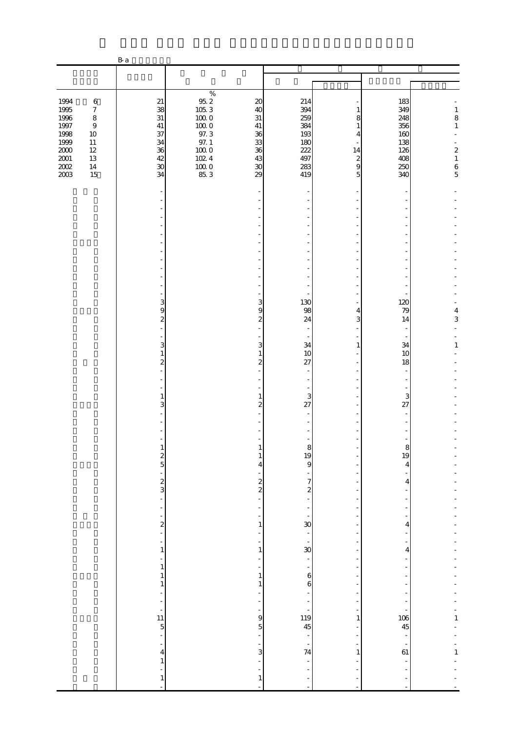B-a

| | | % | | | | | |
|---|---|---|---|---|---|---|---|
| 1994 6 | 21 | 95.2 | 20 | 214 | - | 183 | - |
| 1995 7 | 38 | 105.3 | 40 | 394 | 1 | 349 | 1 |
| 1996 8 | 31 | 100.0 | 31 | 259 | 8 | 248 | 8 |
| 1997 9 | 41 | 100.0 | 41 | 384 | 1 | 356 | 1 |
| 1998 10 | 37 | 97.3 | 36 | 193 | 4 | 160 | - |
| 1999 11 | 34 | 97.1 | 33 | 180 | - | 138 | - |
| 2000 12 | 36 | 100.0 | 36 | 222 | 14 | 126 | 2 |
| 2001 13 | 42 | 102.4 | 43 | 497 | 2 | 408 | 1 |
| 2002 14 | 30 | 100.0 | 30 | 283 | 9 | 250 | 6 |
| 2003 15 | 34 | 85.3 | 29 | 419 | 5 | 340 | 5 |
| | - | | - | - | - | - | - |
| | - | | - | - | - | - | - |
| | - | | - | - | - | - | - |
| | - | | - | - | - | - | - |
| | - | | - | - | - | - | - |
| | - | | - | - | - | - | - |
| | - | | - | - | - | - | - |
| | - | | - | - | - | - | - |
| | - | | - | - | - | - | - |
| | - | | - | - | - | - | - |
| | - | | - | - | - | - | - |
| | - | | - | - | - | - | - |
| | - | | - | - | - | - | - |
| | 3 | | 3 | 130 | - | 120 | - |
| | 9 | | 9 | 98 | 4 | 79 | 4 |
| | 2 | | 2 | 24 | 3 | 14 | 3 |
| | - | | - | - | - | - | - |
| | - | | - | - | - | - | - |
| | 3 | | 3 | 34 | 1 | 34 | 1 |
| | 1 | | 1 | 10 | - | 10 | - |
| | 2 | | 2 | 27 | - | 18 | - |
| | - | | - | - | - | - | - |
| | - | | - | - | - | - | - |
| | - | | - | - | - | - | - |
| | 1 | | 1 | 3 | - | 3 | - |
| | 3 | | 2 | 27 | - | 27 | - |
| | - | | - | - | - | - | - |
| | - | | - | - | - | - | - |
| | - | | - | - | - | - | - |
| | - | | - | - | - | - | - |
| | 1 | | 1 | 8 | - | 8 | - |
| | 2 | | 1 | 19 | - | 19 | - |
| | 5 | | 4 | 9 | - | 4 | - |
| | - | | - | - | - | - | - |
| | 2 | | 2 | 7 | - | 4 | - |
| | 3 | | 2 | 2 | - | - | - |
| | - | | - | - | - | - | - |
| | - | | - | - | - | - | - |
| | - | | - | - | - | - | - |
| | 2 | | 1 | 30 | - | 4 | - |
| | - | | - | - | - | - | - |
| | - | | - | - | - | - | - |
| | 1 | | 1 | 30 | - | 4 | - |
| | - | | - | - | - | - | - |
| | 1 | | - | - | - | - | - |
| | 1 | | 1 | 6 | - | - | - |
| | 1 | | 1 | 6 | - | - | - |
| | - | | - | - | - | - | - |
| | - | | - | - | - | - | - |
| | - | | - | - | - | - | - |
| | 11 | | 9 | 119 | 1 | 106 | 1 |
| | 5 | | 5 | 45 | - | 45 | - |
| | - | | - | - | - | - | - |
| | - | | - | - | - | - | - |
| | 4 | | 3 | 74 | 1 | 61 | 1 |
| | 1 | | - | - | - | - | - |
| | - | | - | - | - | - | - |
| | 1 | | 1 | - | - | - | - |
| | - | | - | - | - | - | - |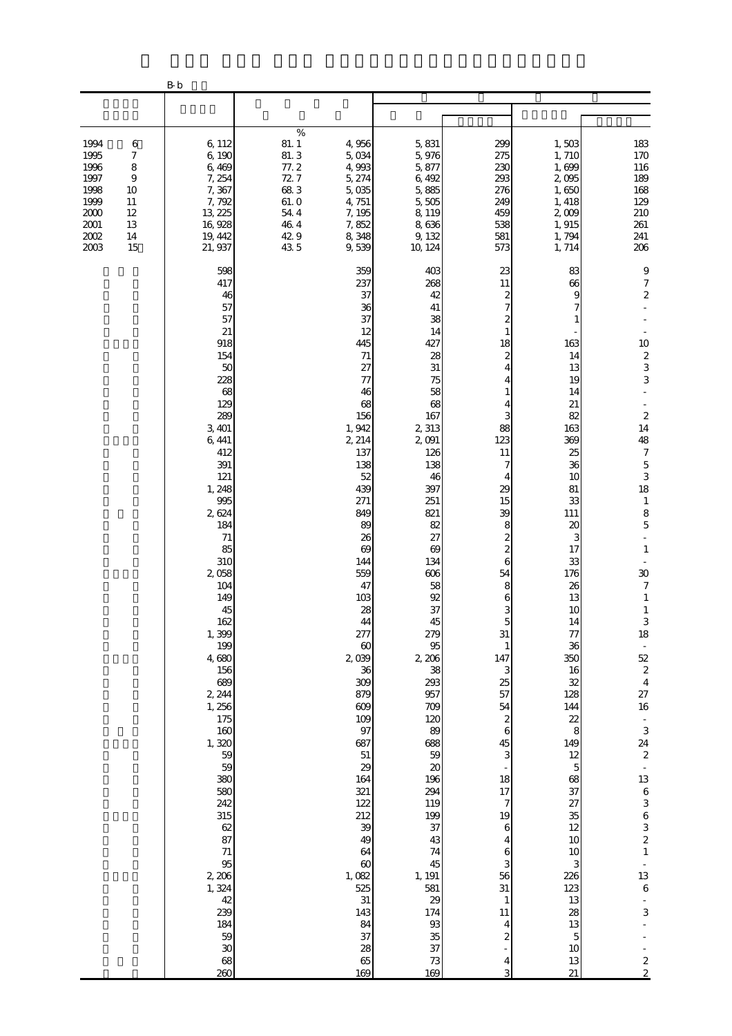B-b

| | | | | | | | |
|---|---|---|---|---|---|---|---|
| | | | | | | | |
| | | % | | | | | |
| 1994 6 | 6, 112 | 81. 1 | 4, 956 | 5, 831 | 299 | 1, 503 | 183 |
| 1995 7 | 6, 190 | 81. 3 | 5, 034 | 5, 976 | 275 | 1, 710 | 170 |
| 1996 8 | 6, 469 | 77. 2 | 4, 993 | 5, 877 | 230 | 1, 699 | 116 |
| 1997 9 | 7, 254 | 72. 7 | 5, 274 | 6, 492 | 293 | 2, 095 | 189 |
| 1998 10 | 7, 367 | 68. 3 | 5, 035 | 5, 885 | 276 | 1, 650 | 168 |
| 1999 11 | 7, 792 | 61. 0 | 4, 751 | 5, 505 | 249 | 1, 418 | 129 |
| 2000 12 | 13, 225 | 54. 4 | 7, 195 | 8, 119 | 459 | 2, 009 | 210 |
| 2001 13 | 16, 928 | 46. 4 | 7, 852 | 8, 636 | 538 | 1, 915 | 261 |
| 2002 14 | 19, 442 | 42. 9 | 8, 348 | 9, 132 | 581 | 1, 794 | 241 |
| 2003 15 | 21, 937 | 43. 5 | 9, 539 | 10, 124 | 573 | 1, 714 | 206 |
| | 598 | | 359 | 403 | 23 | 83 | 9 |
| | 417 | | 237 | 268 | 11 | 66 | 7 |
| | 46 | | 37 | 42 | 2 | 9 | 2 |
| | 57 | | 36 | 41 | 7 | 7 | - |
| | 57 | | 37 | 38 | 2 | 1 | - |
| | 21 | | 12 | 14 | 1 | - | - |
| | 918 | | 445 | 427 | 18 | 163 | 10 |
| | 154 | | 71 | 28 | 2 | 14 | 2 |
| | 50 | | 27 | 31 | 4 | 13 | 3 |
| | 228 | | 77 | 75 | 4 | 19 | 3 |
| | 68 | | 46 | 58 | 1 | 14 | - |
| | 129 | | 68 | 68 | 4 | 21 | - |
| | 289 | | 156 | 167 | 3 | 82 | 2 |
| | 3, 401 | | 1, 942 | 2, 313 | 88 | 163 | 14 |
| | 6, 441 | | 2, 214 | 2, 091 | 123 | 369 | 48 |
| | 412 | | 137 | 126 | 11 | 25 | 7 |
| | 391 | | 138 | 138 | 7 | 36 | 5 |
| | 121 | | 52 | 46 | 4 | 10 | 3 |
| | 1, 248 | | 439 | 397 | 29 | 81 | 18 |
| | 995 | | 271 | 251 | 15 | 33 | 1 |
| | 2, 624 | | 849 | 821 | 39 | 111 | 8 |
| | 184 | | 89 | 82 | 8 | 20 | 5 |
| | 71 | | 26 | 27 | 2 | 3 | - |
| | 85 | | 69 | 69 | 2 | 17 | 1 |
| | 310 | | 144 | 134 | 6 | 33 | - |
| | 2, 058 | | 559 | 606 | 54 | 176 | 30 |
| | 104 | | 47 | 58 | 8 | 26 | 7 |
| | 149 | | 103 | 92 | 6 | 13 | 1 |
| | 45 | | 28 | 37 | 3 | 10 | 1 |
| | 162 | | 44 | 45 | 5 | 14 | 3 |
| | 1, 399 | | 277 | 279 | 31 | 77 | 18 |
| | 199 | | 60 | 95 | 1 | 36 | - |
| | 4, 680 | | 2, 039 | 2, 206 | 147 | 350 | 52 |
| | 156 | | 36 | 38 | 3 | 16 | 2 |
| | 689 | | 309 | 293 | 25 | 32 | 4 |
| | 2, 244 | | 879 | 957 | 57 | 128 | 27 |
| | 1, 256 | | 609 | 709 | 54 | 144 | 16 |
| | 175 | | 109 | 120 | 2 | 22 | - |
| | 160 | | 97 | 89 | 6 | 8 | 3 |
| | 1, 320 | | 687 | 688 | 45 | 149 | 24 |
| | 59 | | 51 | 59 | 3 | 12 | 2 |
| | 59 | | 29 | 20 | - | 5 | - |
| | 380 | | 164 | 196 | 18 | 68 | 13 |
| | 580 | | 321 | 294 | 17 | 37 | 6 |
| | 242 | | 122 | 119 | 7 | 27 | 3 |
| | 315 | | 212 | 199 | 19 | 35 | 6 |
| | 62 | | 39 | 37 | 6 | 12 | 3 |
| | 87 | | 49 | 43 | 4 | 10 | 2 |
| | 71 | | 64 | 74 | 6 | 10 | 1 |
| | 95 | | 60 | 45 | 3 | 3 | - |
| | 2, 206 | | 1, 082 | 1, 191 | 56 | 226 | 13 |
| | 1, 324 | | 525 | 581 | 31 | 123 | 6 |
| | 42 | | 31 | 29 | 1 | 13 | - |
| | 239 | | 143 | 174 | 11 | 28 | 3 |
| | 184 | | 84 | 93 | 4 | 13 | - |
| | 59 | | 37 | 35 | 2 | 5 | - |
| | 30 | | 28 | 37 | - | 10 | - |
| | 68 | | 65 | 73 | 4 | 13 | 2 |
| | 260 | | 169 | 169 | 3 | 21 | 2 |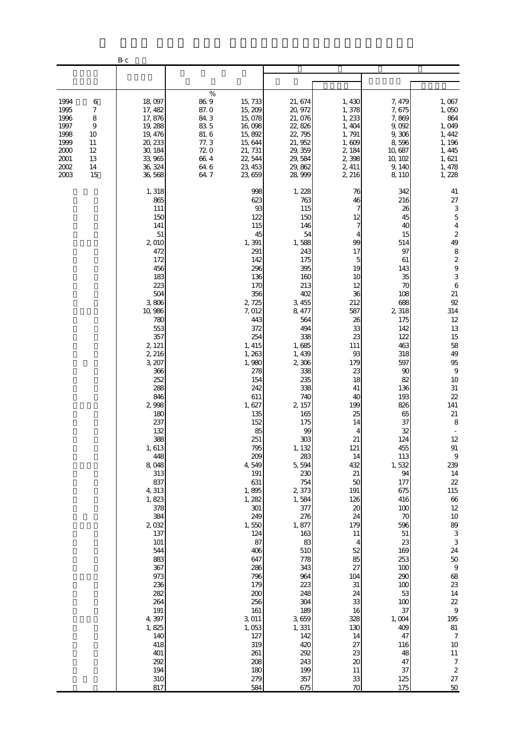B-c

| | | | | | | | |
|---|---|---|---|---|---|---|---|
| | | % | | | | | |
| 1994 6 | 18,097 | 86.9 | 15,733 | 21,674 | 1,430 | 7,479 | 1,067 |
| 1995 7 | 17,482 | 87.0 | 15,209 | 20,972 | 1,378 | 7,675 | 1,050 |
| 1996 8 | 17,876 | 84.3 | 15,078 | 21,076 | 1,233 | 7,869 | 864 |
| 1997 9 | 19,288 | 83.5 | 16,098 | 22,826 | 1,404 | 9,092 | 1,049 |
| 1998 10 | 19,476 | 81.6 | 15,892 | 22,795 | 1,791 | 9,306 | 1,442 |
| 1999 11 | 20,233 | 77.3 | 15,644 | 21,952 | 1,609 | 8,596 | 1,196 |
| 2000 12 | 30,184 | 72.0 | 21,731 | 29,359 | 2,184 | 10,687 | 1,445 |
| 2001 13 | 33,965 | 66.4 | 22,544 | 29,584 | 2,398 | 10,102 | 1,621 |
| 2002 14 | 36,324 | 64.6 | 23,453 | 29,862 | 2,411 | 9,140 | 1,478 |
| 2003 15 | 36,568 | 64.7 | 23,659 | 28,999 | 2,216 | 8,110 | 1,228 |
| | 1,318 | | 998 | 1,228 | 76 | 342 | 41 |
| | 865 | | 623 | 763 | 46 | 216 | 27 |
| | 111 | | 93 | 115 | 7 | 26 | 3 |
| | 150 | | 122 | 150 | 12 | 45 | 5 |
| | 141 | | 115 | 146 | 7 | 40 | 4 |
| | 51 | | 45 | 54 | 4 | 15 | 2 |
| | 2,010 | | 1,391 | 1,588 | 99 | 514 | 49 |
| | 472 | | 291 | 243 | 17 | 97 | 8 |
| | 172 | | 142 | 175 | 5 | 61 | 2 |
| | 456 | | 296 | 395 | 19 | 143 | 9 |
| | 183 | | 136 | 160 | 10 | 35 | 3 |
| | 223 | | 170 | 213 | 12 | 70 | 6 |
| | 504 | | 356 | 402 | 36 | 108 | 21 |
| | 3,806 | | 2,725 | 3,455 | 212 | 688 | 92 |
| | 10,986 | | 7,012 | 8,477 | 587 | 2,318 | 314 |
| | 780 | | 443 | 564 | 26 | 175 | 12 |
| | 553 | | 372 | 494 | 33 | 142 | 13 |
| | 357 | | 254 | 338 | 23 | 122 | 15 |
| | 2,121 | | 1,415 | 1,685 | 111 | 463 | 58 |
| | 2,216 | | 1,263 | 1,439 | 93 | 318 | 49 |
| | 3,207 | | 1,980 | 2,306 | 179 | 597 | 95 |
| | 366 | | 278 | 338 | 23 | 90 | 9 |
| | 252 | | 154 | 235 | 18 | 82 | 10 |
| | 288 | | 242 | 338 | 41 | 136 | 31 |
| | 846 | | 611 | 740 | 40 | 193 | 22 |
| | 2,998 | | 1,627 | 2,157 | 199 | 826 | 141 |
| | 180 | | 135 | 165 | 25 | 65 | 21 |
| | 237 | | 152 | 175 | 14 | 37 | 8 |
| | 132 | | 85 | 99 | 4 | 32 | - |
| | 388 | | 251 | 303 | 21 | 124 | 12 |
| | 1,613 | | 795 | 1,132 | 121 | 455 | 91 |
| | 448 | | 209 | 283 | 14 | 113 | 9 |
| | 8,048 | | 4,549 | 5,594 | 432 | 1,532 | 239 |
| | 313 | | 191 | 230 | 21 | 94 | 14 |
| | 837 | | 631 | 754 | 50 | 177 | 22 |
| | 4,313 | | 1,895 | 2,373 | 191 | 675 | 115 |
| | 1,823 | | 1,282 | 1,584 | 126 | 416 | 66 |
| | 378 | | 301 | 377 | 20 | 100 | 12 |
| | 384 | | 249 | 276 | 24 | 70 | 10 |
| | 2,032 | | 1,550 | 1,877 | 179 | 596 | 89 |
| | 137 | | 124 | 163 | 11 | 51 | 3 |
| | 101 | | 87 | 83 | 4 | 23 | 3 |
| | 544 | | 406 | 510 | 52 | 169 | 24 |
| | 883 | | 647 | 778 | 85 | 253 | 50 |
| | 367 | | 286 | 343 | 27 | 100 | 9 |
| | 973 | | 796 | 964 | 104 | 290 | 68 |
| | 236 | | 179 | 223 | 31 | 100 | 23 |
| | 282 | | 200 | 248 | 24 | 53 | 14 |
| | 264 | | 256 | 304 | 33 | 100 | 22 |
| | 191 | | 161 | 189 | 16 | 37 | 9 |
| | 4,397 | | 3,011 | 3,659 | 328 | 1,004 | 195 |
| | 1,825 | | 1,053 | 1,331 | 130 | 409 | 81 |
| | 140 | | 127 | 142 | 14 | 47 | 7 |
| | 418 | | 319 | 420 | 27 | 116 | 10 |
| | 401 | | 261 | 292 | 23 | 48 | 11 |
| | 292 | | 208 | 243 | 20 | 47 | 7 |
| | 194 | | 180 | 199 | 11 | 37 | 2 |
| | 310 | | 279 | 357 | 33 | 125 | 27 |
| | 817 | | 584 | 675 | 70 | 175 | 50 |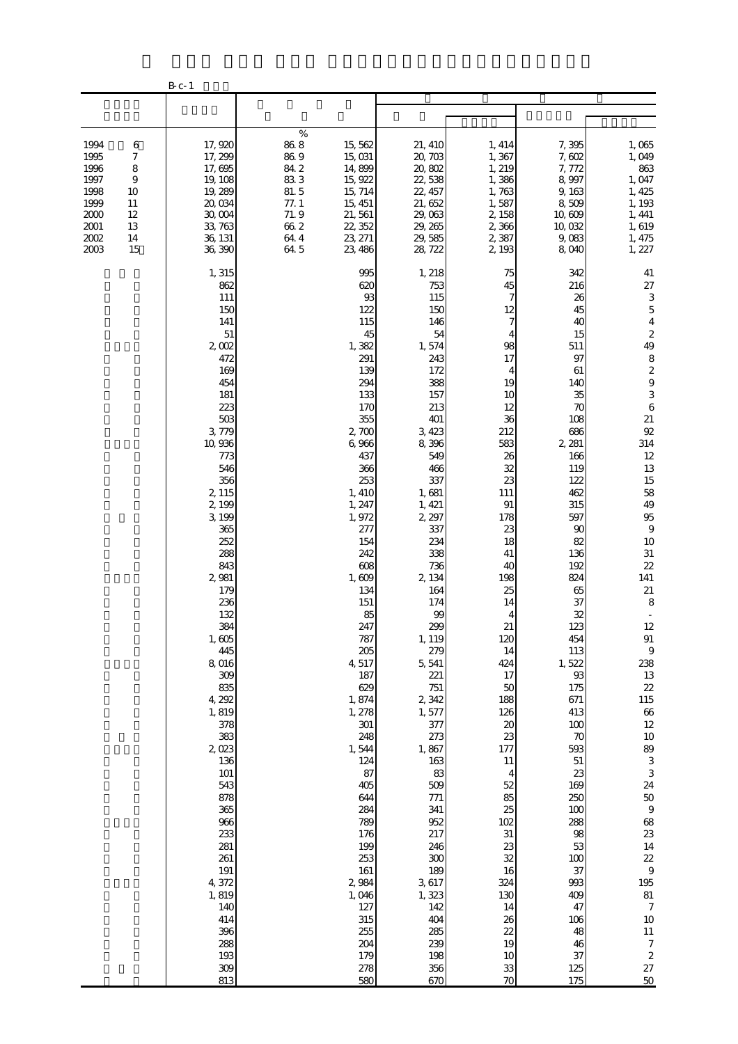B-c-1

| | | | | | | | |
|---|---|---|---|---|---|---|---|
| | | % | | | | | |
| 1994 6 | 17,920 | 86.8 | 15,562 | 21,410 | 1,414 | 7,395 | 1,065 |
| 1995 7 | 17,299 | 86.9 | 15,031 | 20,703 | 1,367 | 7,602 | 1,049 |
| 1996 8 | 17,695 | 84.2 | 14,899 | 20,802 | 1,219 | 7,772 | 863 |
| 1997 9 | 19,108 | 83.3 | 15,922 | 22,538 | 1,386 | 8,997 | 1,047 |
| 1998 10 | 19,289 | 81.5 | 15,714 | 22,457 | 1,763 | 9,163 | 1,425 |
| 1999 11 | 20,034 | 77.1 | 15,451 | 21,652 | 1,587 | 8,509 | 1,193 |
| 2000 12 | 30,004 | 71.9 | 21,561 | 29,063 | 2,158 | 10,609 | 1,441 |
| 2001 13 | 33,763 | 66.2 | 22,352 | 29,265 | 2,366 | 10,032 | 1,619 |
| 2002 14 | 36,131 | 64.4 | 23,271 | 29,585 | 2,387 | 9,083 | 1,475 |
| 2003 15 | 36,390 | 64.5 | 23,486 | 28,722 | 2,193 | 8,040 | 1,227 |
| | 1,315 | | 995 | 1,218 | 75 | 342 | 41 |
| | 862 | | 620 | 753 | 45 | 216 | 27 |
| | 111 | | 93 | 115 | 7 | 26 | 3 |
| | 150 | | 122 | 150 | 12 | 45 | 5 |
| | 141 | | 115 | 146 | 7 | 40 | 4 |
| | 51 | | 45 | 54 | 4 | 15 | 2 |
| | 2,002 | | 1,382 | 1,574 | 98 | 511 | 49 |
| | 472 | | 291 | 243 | 17 | 97 | 8 |
| | 169 | | 139 | 172 | 4 | 61 | 2 |
| | 454 | | 294 | 388 | 19 | 140 | 9 |
| | 181 | | 133 | 157 | 10 | 35 | 3 |
| | 223 | | 170 | 213 | 12 | 70 | 6 |
| | 503 | | 355 | 401 | 36 | 108 | 21 |
| | 3,779 | | 2,700 | 3,423 | 212 | 686 | 92 |
| | 10,936 | | 6,966 | 8,396 | 583 | 2,281 | 314 |
| | 773 | | 437 | 549 | 26 | 166 | 12 |
| | 546 | | 366 | 466 | 32 | 119 | 13 |
| | 356 | | 253 | 337 | 23 | 122 | 15 |
| | 2,115 | | 1,410 | 1,681 | 111 | 462 | 58 |
| | 2,199 | | 1,247 | 1,421 | 91 | 315 | 49 |
| | 3,199 | | 1,972 | 2,297 | 178 | 597 | 95 |
| | 365 | | 277 | 337 | 23 | 90 | 9 |
| | 252 | | 154 | 234 | 18 | 82 | 10 |
| | 288 | | 242 | 338 | 41 | 136 | 31 |
| | 843 | | 608 | 736 | 40 | 192 | 22 |
| | 2,981 | | 1,609 | 2,134 | 198 | 824 | 141 |
| | 179 | | 134 | 164 | 25 | 65 | 21 |
| | 236 | | 151 | 174 | 14 | 37 | 8 |
| | 132 | | 85 | 99 | 4 | 32 | - |
| | 384 | | 247 | 299 | 21 | 123 | 12 |
| | 1,605 | | 787 | 1,119 | 120 | 454 | 91 |
| | 445 | | 205 | 279 | 14 | 113 | 9 |
| | 8,016 | | 4,517 | 5,541 | 424 | 1,522 | 238 |
| | 309 | | 187 | 221 | 17 | 93 | 13 |
| | 835 | | 629 | 751 | 50 | 175 | 22 |
| | 4,292 | | 1,874 | 2,342 | 188 | 671 | 115 |
| | 1,819 | | 1,278 | 1,577 | 126 | 413 | 66 |
| | 378 | | 301 | 377 | 20 | 100 | 12 |
| | 383 | | 248 | 273 | 23 | 70 | 10 |
| | 2,023 | | 1,544 | 1,867 | 177 | 593 | 89 |
| | 136 | | 124 | 163 | 11 | 51 | 3 |
| | 101 | | 87 | 83 | 4 | 23 | 3 |
| | 543 | | 405 | 509 | 52 | 169 | 24 |
| | 878 | | 644 | 771 | 85 | 250 | 50 |
| | 365 | | 284 | 341 | 25 | 100 | 9 |
| | 966 | | 789 | 952 | 102 | 288 | 68 |
| | 233 | | 176 | 217 | 31 | 98 | 23 |
| | 281 | | 199 | 246 | 23 | 53 | 14 |
| | 261 | | 253 | 300 | 32 | 100 | 22 |
| | 191 | | 161 | 189 | 16 | 37 | 9 |
| | 4,372 | | 2,984 | 3,617 | 324 | 993 | 195 |
| | 1,819 | | 1,046 | 1,323 | 130 | 409 | 81 |
| | 140 | | 127 | 142 | 14 | 47 | 7 |
| | 414 | | 315 | 404 | 26 | 106 | 10 |
| | 396 | | 255 | 285 | 22 | 48 | 11 |
| | 288 | | 204 | 239 | 19 | 46 | 7 |
| | 193 | | 179 | 198 | 10 | 37 | 2 |
| | 309 | | 278 | 356 | 33 | 125 | 27 |
| | 813 | | 580 | 670 | 70 | 175 | 50 |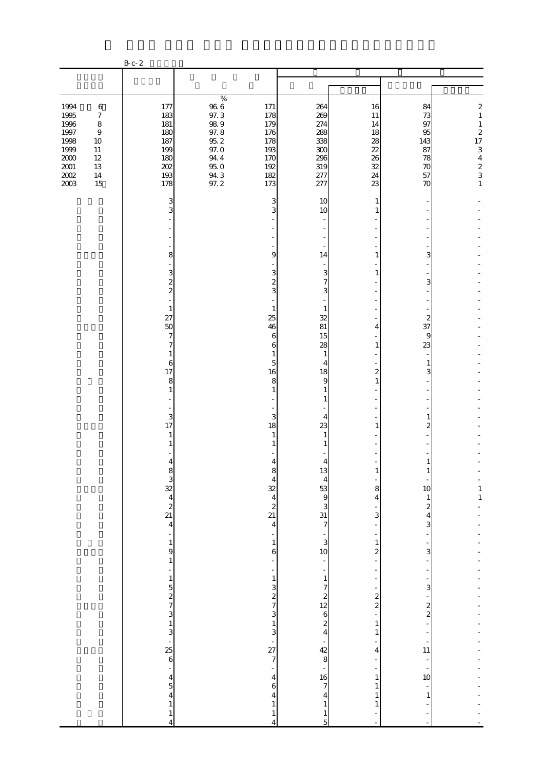B-c-2

| | | | | | | | |
|---|---|---|---|---|---|---|---|
| | | % | | | | | |
| 1994　6 | 177 | 96.6 | 171 | 264 | 16 | 84 | 2 |
| 1995　7 | 183 | 97.3 | 178 | 269 | 11 | 73 | 1 |
| 1996　8 | 181 | 98.9 | 179 | 274 | 14 | 97 | 1 |
| 1997　9 | 180 | 97.8 | 176 | 288 | 18 | 95 | 2 |
| 1998　10 | 187 | 95.2 | 178 | 338 | 28 | 143 | 17 |
| 1999　11 | 199 | 97.0 | 193 | 300 | 22 | 87 | 3 |
| 2000　12 | 180 | 94.4 | 170 | 296 | 26 | 78 | 4 |
| 2001　13 | 202 | 95.0 | 192 | 319 | 32 | 70 | 2 |
| 2002　14 | 193 | 94.3 | 182 | 277 | 24 | 57 | 3 |
| 2003　15 | 178 | 97.2 | 173 | 277 | 23 | 70 | 1 |
| | 3 | | 3 | 10 | 1 | - | - |
| | 3 | | 3 | 10 | 1 | - | - |
| | - | | - | - | - | - | - |
| | - | | - | - | - | - | - |
| | - | | - | - | - | - | - |
| | - | | - | - | - | - | - |
| | 8 | | 9 | 14 | 1 | 3 | - |
| | - | | - | - | - | - | - |
| | 3 | | 3 | 3 | 1 | - | - |
| | 2 | | 2 | 7 | - | 3 | - |
| | 2 | | 3 | 3 | - | - | - |
| | - | | - | - | - | - | - |
| | 1 | | 1 | 1 | - | - | - |
| | 27 | | 25 | 32 | - | 2 | - |
| | 50 | | 46 | 81 | 4 | 37 | - |
| | 7 | | 6 | 15 | - | 9 | - |
| | 7 | | 6 | 28 | 1 | 23 | - |
| | 1 | | 1 | 1 | - | - | - |
| | 6 | | 5 | 4 | - | 1 | - |
| | 17 | | 16 | 18 | 2 | 3 | - |
| | 8 | | 8 | 9 | 1 | - | - |
| | 1 | | 1 | 1 | - | - | - |
| | - | | - | 1 | - | - | - |
| | - | | - | - | - | - | - |
| | 3 | | 3 | 4 | - | 1 | - |
| | 17 | | 18 | 23 | 1 | 2 | - |
| | 1 | | 1 | 1 | - | - | - |
| | 1 | | 1 | 1 | - | - | - |
| | - | | - | - | - | - | - |
| | 4 | | 4 | 4 | - | 1 | - |
| | 8 | | 8 | 13 | 1 | 1 | - |
| | 3 | | 4 | 4 | - | - | - |
| | 32 | | 32 | 53 | 8 | 10 | 1 |
| | 4 | | 4 | 9 | 4 | 1 | 1 |
| | 2 | | 2 | 3 | - | 2 | - |
| | 21 | | 21 | 31 | 3 | 4 | - |
| | 4 | | 4 | 7 | - | 3 | - |
| | - | | - | - | - | - | - |
| | 1 | | 1 | 3 | 1 | - | - |
| | 9 | | 6 | 10 | 2 | 3 | - |
| | 1 | | - | - | - | - | - |
| | - | | - | - | - | - | - |
| | 1 | | 1 | 1 | - | - | - |
| | 5 | | 3 | 7 | - | 3 | - |
| | 2 | | 2 | 2 | 2 | - | - |
| | 7 | | 7 | 12 | 2 | 2 | - |
| | 3 | | 3 | 6 | - | 2 | - |
| | 1 | | 1 | 2 | 1 | - | - |
| | 3 | | 3 | 4 | 1 | - | - |
| | - | | - | - | - | - | - |
| | 25 | | 27 | 42 | 4 | 11 | - |
| | 6 | | 7 | 8 | - | - | - |
| | - | | - | - | - | - | - |
| | 4 | | 4 | 16 | 1 | 10 | - |
| | 5 | | 6 | 7 | 1 | - | - |
| | 4 | | 4 | 4 | 1 | 1 | - |
| | 1 | | 1 | 1 | 1 | - | - |
| | 1 | | 1 | 1 | - | - | - |
| | 4 | | 4 | 5 | - | - | - |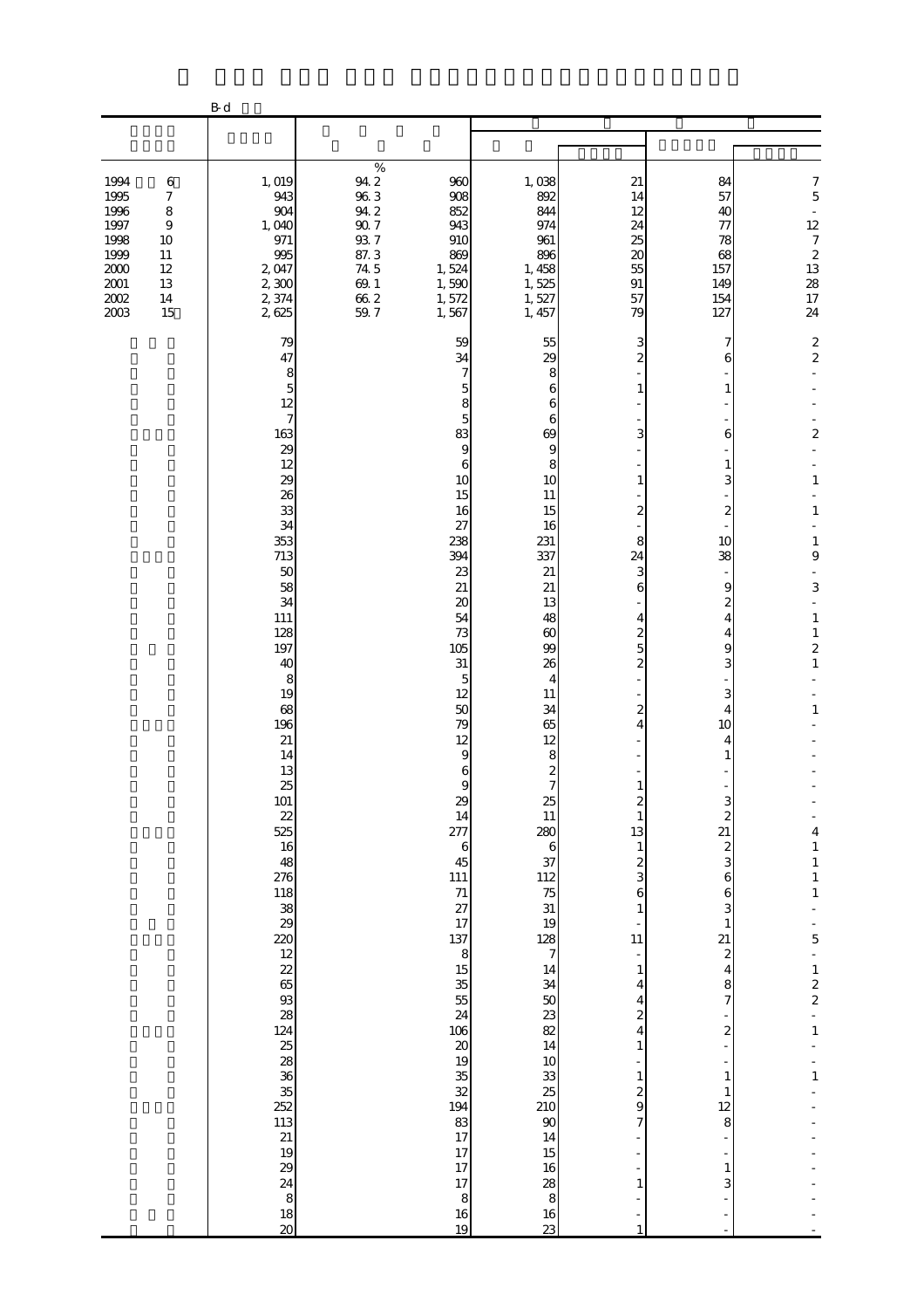B-d

| | | % | | | | | |
|---|---|---|---|---|---|---|---|
| 1994 6 | 1,019 | 94.2 | 960 | 1,038 | 21 | 84 | 7 |
| 1995 7 | 943 | 96.3 | 908 | 892 | 14 | 57 | 5 |
| 1996 8 | 904 | 94.2 | 852 | 844 | 12 | 40 | - |
| 1997 9 | 1,040 | 90.7 | 943 | 974 | 24 | 77 | 12 |
| 1998 10 | 971 | 93.7 | 910 | 961 | 25 | 78 | 7 |
| 1999 11 | 995 | 87.3 | 869 | 896 | 20 | 68 | 2 |
| 2000 12 | 2,047 | 74.5 | 1,524 | 1,458 | 55 | 157 | 13 |
| 2001 13 | 2,300 | 69.1 | 1,590 | 1,525 | 91 | 149 | 28 |
| 2002 14 | 2,374 | 66.2 | 1,572 | 1,527 | 57 | 154 | 17 |
| 2003 15 | 2,625 | 59.7 | 1,567 | 1,457 | 79 | 127 | 24 |
| | 79 | | 59 | 55 | 3 | 7 | 2 |
| | 47 | | 34 | 29 | 2 | 6 | 2 |
| | 8 | | 7 | 8 | - | - | - |
| | 5 | | 5 | 6 | 1 | 1 | - |
| | 12 | | 8 | 6 | - | - | - |
| | 7 | | 5 | 6 | - | - | - |
| | 163 | | 83 | 69 | 3 | 6 | 2 |
| | 29 | | 9 | 9 | - | - | - |
| | 12 | | 6 | 8 | - | 1 | - |
| | 29 | | 10 | 10 | 1 | 3 | 1 |
| | 26 | | 15 | 11 | - | - | - |
| | 33 | | 16 | 15 | 2 | 2 | 1 |
| | 34 | | 27 | 16 | - | - | - |
| | 353 | | 238 | 231 | 8 | 10 | 1 |
| | 713 | | 394 | 337 | 24 | 38 | 9 |
| | 50 | | 23 | 21 | 3 | - | - |
| | 58 | | 21 | 21 | 6 | 9 | 3 |
| | 34 | | 20 | 13 | - | 2 | - |
| | 111 | | 54 | 48 | 4 | 4 | 1 |
| | 128 | | 73 | 60 | 2 | 4 | 1 |
| | 197 | | 105 | 99 | 5 | 9 | 2 |
| | 40 | | 31 | 26 | 2 | 3 | 1 |
| | 8 | | 5 | 4 | - | - | - |
| | 19 | | 12 | 11 | - | 3 | - |
| | 68 | | 50 | 34 | 2 | 4 | 1 |
| | 196 | | 79 | 65 | 4 | 10 | - |
| | 21 | | 12 | 12 | - | 4 | - |
| | 14 | | 9 | 8 | - | 1 | - |
| | 13 | | 6 | 2 | - | - | - |
| | 25 | | 9 | 7 | 1 | - | - |
| | 101 | | 29 | 25 | 2 | 3 | - |
| | 22 | | 14 | 11 | 1 | 2 | - |
| | 525 | | 277 | 280 | 13 | 21 | 4 |
| | 16 | | 6 | 6 | 1 | 2 | 1 |
| | 48 | | 45 | 37 | 2 | 3 | 1 |
| | 276 | | 111 | 112 | 3 | 6 | 1 |
| | 118 | | 71 | 75 | 6 | 6 | 1 |
| | 38 | | 27 | 31 | 1 | 3 | - |
| | 29 | | 17 | 19 | - | 1 | - |
| | 220 | | 137 | 128 | 11 | 21 | 5 |
| | 12 | | 8 | 7 | - | 2 | - |
| | 22 | | 15 | 14 | 1 | 4 | 1 |
| | 65 | | 35 | 34 | 4 | 8 | 2 |
| | 93 | | 55 | 50 | 4 | 7 | 2 |
| | 28 | | 24 | 23 | 2 | - | - |
| | 124 | | 106 | 82 | 4 | 2 | 1 |
| | 25 | | 20 | 14 | 1 | - | - |
| | 28 | | 19 | 10 | - | - | - |
| | 36 | | 35 | 33 | 1 | 1 | 1 |
| | 35 | | 32 | 25 | 2 | 1 | - |
| | 252 | | 194 | 210 | 9 | 12 | - |
| | 113 | | 83 | 90 | 7 | 8 | - |
| | 21 | | 17 | 14 | - | - | - |
| | 19 | | 17 | 15 | - | - | - |
| | 29 | | 17 | 16 | - | 1 | - |
| | 24 | | 17 | 28 | 1 | 3 | - |
| | 8 | | 8 | 8 | - | - | - |
| | 18 | | 16 | 16 | - | - | - |
| | 20 | | 19 | 23 | 1 | - | - |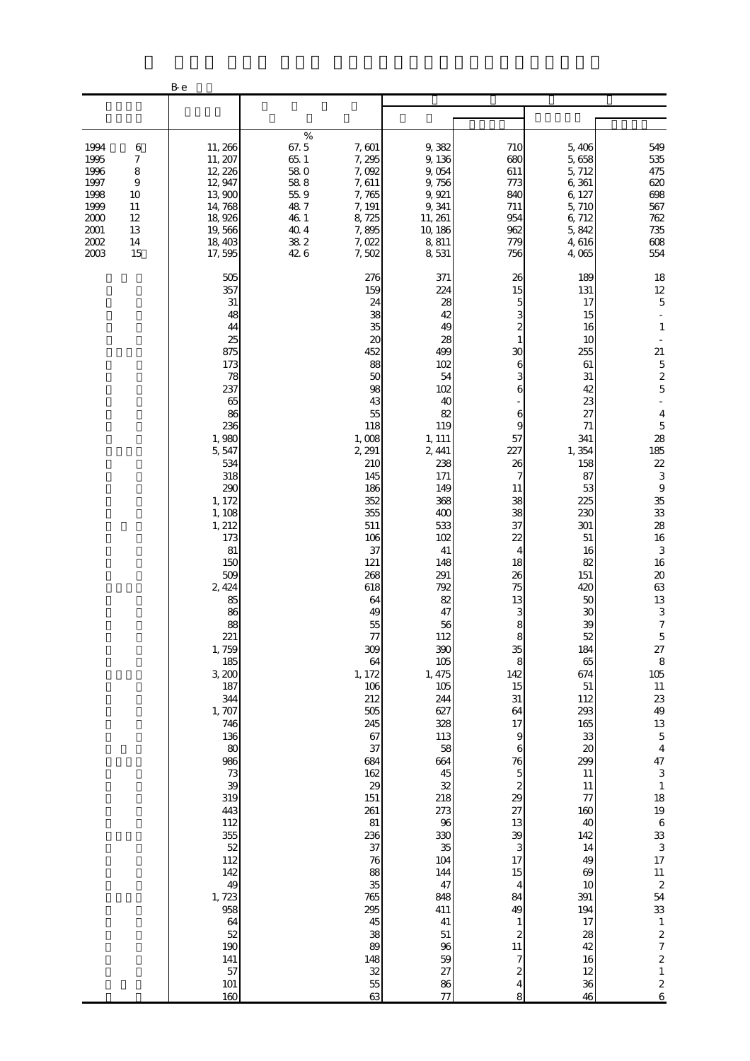B-e

| | | | | | | | |
|---|---|---|---|---|---|---|---|
| | | % | | | | | |
| 1994 6 | 11, 266 | 67. 5 | 7, 601 | 9, 382 | 710 | 5, 406 | 549 |
| 1995 7 | 11, 207 | 65. 1 | 7, 295 | 9, 136 | 680 | 5, 658 | 535 |
| 1996 8 | 12, 226 | 58. 0 | 7, 092 | 9, 054 | 611 | 5, 712 | 475 |
| 1997 9 | 12, 947 | 58. 8 | 7, 611 | 9, 756 | 773 | 6, 361 | 620 |
| 1998 10 | 13, 900 | 55. 9 | 7, 765 | 9, 921 | 840 | 6, 127 | 698 |
| 1999 11 | 14, 768 | 48. 7 | 7, 191 | 9, 341 | 711 | 5, 710 | 567 |
| 2000 12 | 18, 926 | 46. 1 | 8, 725 | 11, 261 | 954 | 6, 712 | 762 |
| 2001 13 | 19, 566 | 40. 4 | 7, 895 | 10, 186 | 962 | 5, 842 | 735 |
| 2002 14 | 18, 403 | 38. 2 | 7, 022 | 8, 811 | 779 | 4, 616 | 608 |
| 2003 15 | 17, 595 | 42. 6 | 7, 502 | 8, 531 | 756 | 4, 065 | 554 |
| | 505 | | 276 | 371 | 26 | 189 | 18 |
| | 357 | | 159 | 224 | 15 | 131 | 12 |
| | 31 | | 24 | 28 | 5 | 17 | 5 |
| | 48 | | 38 | 42 | 3 | 15 | - |
| | 44 | | 35 | 49 | 2 | 16 | 1 |
| | 25 | | 20 | 28 | 1 | 10 | - |
| | 875 | | 452 | 499 | 30 | 255 | 21 |
| | 173 | | 88 | 102 | 6 | 61 | 5 |
| | 78 | | 50 | 54 | 3 | 31 | 2 |
| | 237 | | 98 | 102 | 6 | 42 | 5 |
| | 65 | | 43 | 40 | - | 23 | - |
| | 86 | | 55 | 82 | 6 | 27 | 4 |
| | 236 | | 118 | 119 | 9 | 71 | 5 |
| | 1, 980 | | 1, 008 | 1, 111 | 57 | 341 | 28 |
| | 5, 547 | | 2, 291 | 2, 441 | 227 | 1, 354 | 185 |
| | 534 | | 210 | 238 | 26 | 158 | 22 |
| | 318 | | 145 | 171 | 7 | 87 | 3 |
| | 290 | | 186 | 149 | 11 | 53 | 9 |
| | 1, 172 | | 352 | 368 | 38 | 225 | 35 |
| | 1, 108 | | 355 | 400 | 38 | 230 | 33 |
| | 1, 212 | | 511 | 533 | 37 | 301 | 28 |
| | 173 | | 106 | 102 | 22 | 51 | 16 |
| | 81 | | 37 | 41 | 4 | 16 | 3 |
| | 150 | | 121 | 148 | 18 | 82 | 16 |
| | 509 | | 268 | 291 | 26 | 151 | 20 |
| | 2, 424 | | 618 | 792 | 75 | 420 | 63 |
| | 85 | | 64 | 82 | 13 | 50 | 13 |
| | 86 | | 49 | 47 | 3 | 30 | 3 |
| | 88 | | 55 | 56 | 8 | 39 | 7 |
| | 221 | | 77 | 112 | 8 | 52 | 5 |
| | 1, 759 | | 309 | 390 | 35 | 184 | 27 |
| | 185 | | 64 | 105 | 8 | 65 | 8 |
| | 3, 200 | | 1, 172 | 1, 475 | 142 | 674 | 105 |
| | 187 | | 106 | 105 | 15 | 51 | 11 |
| | 344 | | 212 | 244 | 31 | 112 | 23 |
| | 1, 707 | | 505 | 627 | 64 | 293 | 49 |
| | 746 | | 245 | 328 | 17 | 165 | 13 |
| | 136 | | 67 | 113 | 9 | 33 | 5 |
| | 80 | | 37 | 58 | 6 | 20 | 4 |
| | 986 | | 684 | 664 | 76 | 299 | 47 |
| | 73 | | 162 | 45 | 5 | 11 | 3 |
| | 39 | | 29 | 32 | 2 | 11 | 1 |
| | 319 | | 151 | 218 | 29 | 77 | 18 |
| | 443 | | 261 | 273 | 27 | 160 | 19 |
| | 112 | | 81 | 96 | 13 | 40 | 6 |
| | 355 | | 236 | 330 | 39 | 142 | 33 |
| | 52 | | 37 | 35 | 3 | 14 | 3 |
| | 112 | | 76 | 104 | 17 | 49 | 17 |
| | 142 | | 88 | 144 | 15 | 69 | 11 |
| | 49 | | 35 | 47 | 4 | 10 | 2 |
| | 1, 723 | | 765 | 848 | 84 | 391 | 54 |
| | 958 | | 295 | 411 | 49 | 194 | 33 |
| | 64 | | 45 | 41 | 1 | 17 | 1 |
| | 52 | | 38 | 51 | 2 | 28 | 2 |
| | 190 | | 89 | 96 | 11 | 42 | 7 |
| | 141 | | 148 | 59 | 7 | 16 | 2 |
| | 57 | | 32 | 27 | 2 | 12 | 1 |
| | 101 | | 55 | 86 | 4 | 36 | 2 |
| | 160 | | 63 | 77 | 8 | 46 | 6 |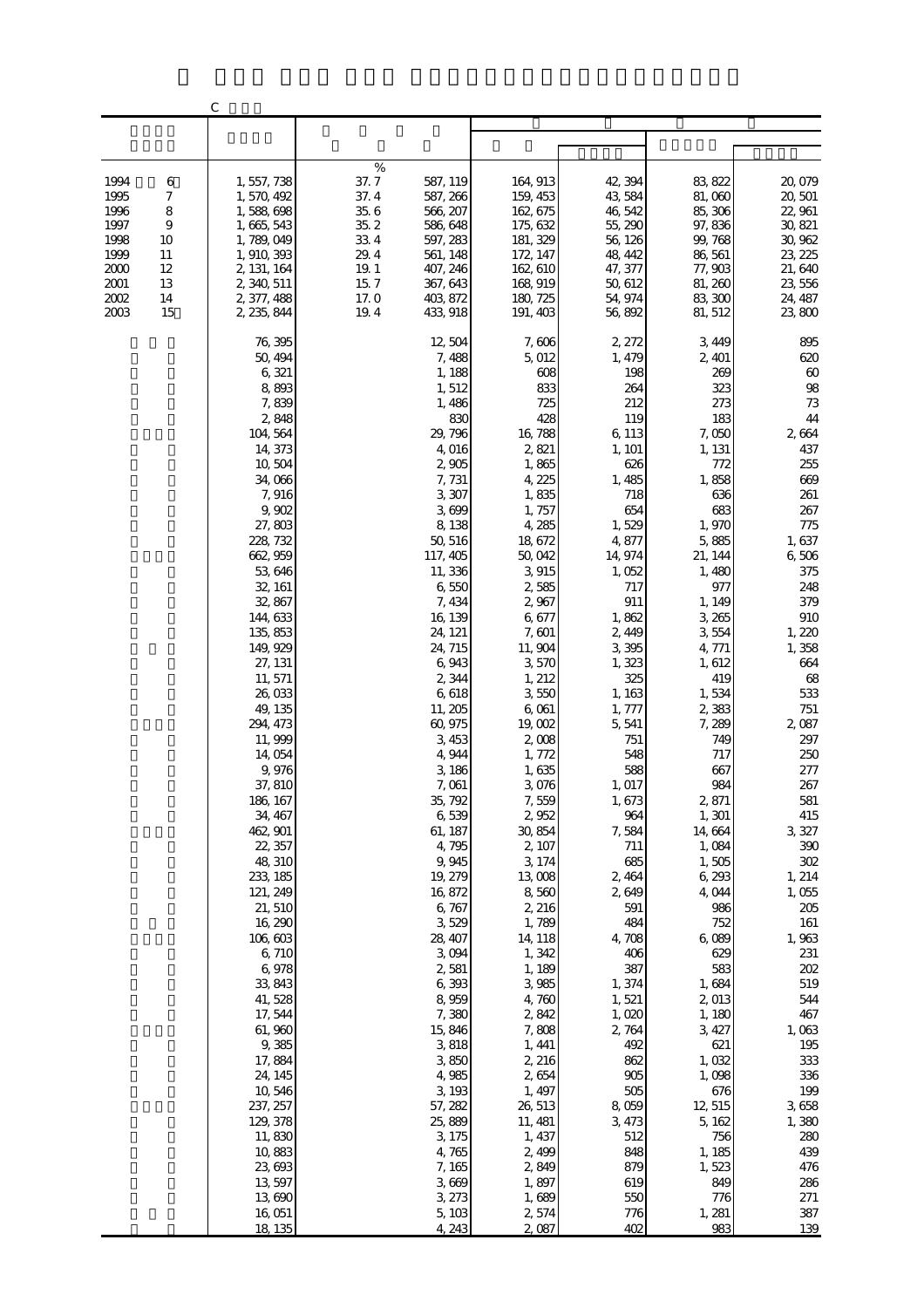C

| | | | | | | | |
|---|---|---|---|---|---|---|---|
| | | % | | | | | |
| 1994 6 | 1,557,738 | 37.7 | 587,119 | 164,913 | 42,394 | 83,822 | 20,079 |
| 1995 7 | 1,570,492 | 37.4 | 587,266 | 159,453 | 43,584 | 81,060 | 20,501 |
| 1996 8 | 1,588,698 | 35.6 | 566,207 | 162,675 | 46,542 | 85,306 | 22,961 |
| 1997 9 | 1,665,543 | 35.2 | 586,648 | 175,632 | 55,290 | 97,836 | 30,821 |
| 1998 10 | 1,789,049 | 33.4 | 597,283 | 181,329 | 56,126 | 99,768 | 30,962 |
| 1999 11 | 1,910,393 | 29.4 | 561,148 | 172,147 | 48,442 | 86,561 | 23,225 |
| 2000 12 | 2,131,164 | 19.1 | 407,246 | 162,610 | 47,377 | 77,903 | 21,640 |
| 2001 13 | 2,340,511 | 15.7 | 367,643 | 168,919 | 50,612 | 81,260 | 23,556 |
| 2002 14 | 2,377,488 | 17.0 | 403,872 | 180,725 | 54,974 | 83,300 | 24,487 |
| 2003 15 | 2,235,844 | 19.4 | 433,918 | 191,403 | 56,892 | 81,512 | 23,800 |
| | 76,395 | | 12,504 | 7,606 | 2,272 | 3,449 | 895 |
| | 50,494 | | 7,488 | 5,012 | 1,479 | 2,401 | 620 |
| | 6,321 | | 1,188 | 608 | 198 | 269 | 60 |
| | 8,893 | | 1,512 | 833 | 264 | 323 | 98 |
| | 7,839 | | 1,486 | 725 | 212 | 273 | 73 |
| | 2,848 | | 830 | 428 | 119 | 183 | 44 |
| | 104,564 | | 29,796 | 16,788 | 6,113 | 7,050 | 2,664 |
| | 14,373 | | 4,016 | 2,821 | 1,101 | 1,131 | 437 |
| | 10,504 | | 2,905 | 1,865 | 626 | 772 | 255 |
| | 34,066 | | 7,731 | 4,225 | 1,485 | 1,858 | 669 |
| | 7,916 | | 3,307 | 1,835 | 718 | 636 | 261 |
| | 9,902 | | 3,699 | 1,757 | 654 | 683 | 267 |
| | 27,803 | | 8,138 | 4,285 | 1,529 | 1,970 | 775 |
| | 228,732 | | 50,516 | 18,672 | 4,877 | 5,885 | 1,637 |
| | 662,959 | | 117,405 | 50,042 | 14,974 | 21,144 | 6,506 |
| | 53,646 | | 11,336 | 3,915 | 1,052 | 1,480 | 375 |
| | 32,161 | | 6,550 | 2,585 | 717 | 977 | 248 |
| | 32,867 | | 7,434 | 2,967 | 911 | 1,149 | 379 |
| | 144,633 | | 16,139 | 6,677 | 1,862 | 3,265 | 910 |
| | 135,853 | | 24,121 | 7,601 | 2,449 | 3,554 | 1,220 |
| | 149,929 | | 24,715 | 11,904 | 3,395 | 4,771 | 1,358 |
| | 27,131 | | 6,943 | 3,570 | 1,323 | 1,612 | 664 |
| | 11,571 | | 2,344 | 1,212 | 325 | 419 | 68 |
| | 26,033 | | 6,618 | 3,550 | 1,163 | 1,534 | 533 |
| | 49,135 | | 11,205 | 6,061 | 1,777 | 2,383 | 751 |
| | 294,473 | | 60,975 | 19,002 | 5,541 | 7,289 | 2,087 |
| | 11,999 | | 3,453 | 2,008 | 751 | 749 | 297 |
| | 14,054 | | 4,944 | 1,772 | 548 | 717 | 250 |
| | 9,976 | | 3,186 | 1,635 | 588 | 667 | 277 |
| | 37,810 | | 7,061 | 3,076 | 1,017 | 984 | 267 |
| | 186,167 | | 35,792 | 7,559 | 1,673 | 2,871 | 581 |
| | 34,467 | | 6,539 | 2,952 | 964 | 1,301 | 415 |
| | 462,901 | | 61,187 | 30,854 | 7,584 | 14,664 | 3,327 |
| | 22,357 | | 4,795 | 2,107 | 711 | 1,084 | 390 |
| | 48,310 | | 9,945 | 3,174 | 685 | 1,505 | 302 |
| | 233,185 | | 19,279 | 13,008 | 2,464 | 6,293 | 1,214 |
| | 121,249 | | 16,872 | 8,560 | 2,649 | 4,044 | 1,055 |
| | 21,510 | | 6,767 | 2,216 | 591 | 986 | 205 |
| | 16,290 | | 3,529 | 1,789 | 484 | 752 | 161 |
| | 106,603 | | 28,407 | 14,118 | 4,708 | 6,089 | 1,963 |
| | 6,710 | | 3,094 | 1,342 | 406 | 629 | 231 |
| | 6,978 | | 2,581 | 1,189 | 387 | 583 | 202 |
| | 33,843 | | 6,393 | 3,985 | 1,374 | 1,684 | 519 |
| | 41,528 | | 8,959 | 4,760 | 1,521 | 2,013 | 544 |
| | 17,544 | | 7,380 | 2,842 | 1,020 | 1,180 | 467 |
| | 61,960 | | 15,846 | 7,808 | 2,764 | 3,427 | 1,063 |
| | 9,385 | | 3,818 | 1,441 | 492 | 621 | 195 |
| | 17,884 | | 3,850 | 2,216 | 862 | 1,032 | 333 |
| | 24,145 | | 4,985 | 2,654 | 905 | 1,098 | 336 |
| | 10,546 | | 3,193 | 1,497 | 505 | 676 | 199 |
| | 237,257 | | 57,282 | 26,513 | 8,059 | 12,515 | 3,658 |
| | 129,378 | | 25,889 | 11,481 | 3,473 | 5,162 | 1,380 |
| | 11,830 | | 3,175 | 1,437 | 512 | 756 | 280 |
| | 10,883 | | 4,765 | 2,499 | 848 | 1,185 | 439 |
| | 23,693 | | 7,165 | 2,849 | 879 | 1,523 | 476 |
| | 13,597 | | 3,669 | 1,897 | 619 | 849 | 286 |
| | 13,690 | | 3,273 | 1,689 | 550 | 776 | 271 |
| | 16,051 | | 5,103 | 2,574 | 776 | 1,281 | 387 |
| | 18,135 | | 4,243 | 2,087 | 402 | 983 | 139 |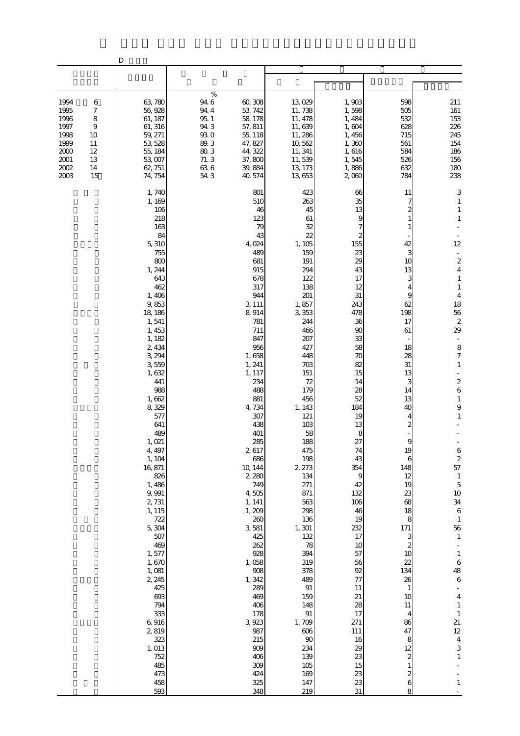D

| | | | | | | | |
|---|---|---|---|---|---|---|---|
| | | | | | | | |
| 1994 6 | 63,780 | 94.6 % | 60,308 | 13,029 | 1,903 | 598 | 211 |
| 1995 7 | 56,928 | 94.4 | 53,742 | 11,738 | 1,598 | 505 | 161 |
| 1996 8 | 61,187 | 95.1 | 58,178 | 11,478 | 1,484 | 532 | 153 |
| 1997 9 | 61,316 | 94.3 | 57,811 | 11,639 | 1,604 | 628 | 226 |
| 1998 10 | 59,271 | 93.0 | 55,118 | 11,286 | 1,456 | 715 | 245 |
| 1999 11 | 53,528 | 89.3 | 47,827 | 10,562 | 1,360 | 561 | 154 |
| 2000 12 | 55,184 | 80.3 | 44,322 | 11,341 | 1,616 | 584 | 186 |
| 2001 13 | 53,007 | 71.3 | 37,800 | 11,539 | 1,545 | 526 | 156 |
| 2002 14 | 62,751 | 63.6 | 39,884 | 13,173 | 1,886 | 632 | 180 |
| 2003 15 | 74,754 | 54.3 | 40,574 | 13,653 | 2,060 | 784 | 238 |
| | 1,740 | | 801 | 423 | 66 | 11 | 3 |
| | 1,169 | | 510 | 263 | 35 | 7 | 1 |
| | 106 | | 46 | 45 | 13 | 2 | 1 |
| | 218 | | 123 | 61 | 9 | 1 | 1 |
| | 163 | | 79 | 32 | 7 | 1 | - |
| | 84 | | 43 | 22 | 2 | - | - |
| | 5,310 | | 4,024 | 1,105 | 155 | 42 | 12 |
| | 755 | | 489 | 159 | 23 | 3 | - |
| | 800 | | 681 | 191 | 29 | 10 | 2 |
| | 1,244 | | 915 | 294 | 43 | 13 | 4 |
| | 643 | | 678 | 122 | 17 | 3 | 1 |
| | 462 | | 317 | 138 | 12 | 4 | 1 |
| | 1,406 | | 944 | 201 | 31 | 9 | 4 |
| | 9,853 | | 3,111 | 1,857 | 243 | 62 | 18 |
| | 18,186 | | 8,914 | 3,353 | 478 | 198 | 56 |
| | 1,541 | | 781 | 244 | 36 | 17 | 2 |
| | 1,453 | | 711 | 466 | 90 | 61 | 29 |
| | 1,182 | | 847 | 207 | 33 | - | - |
| | 2,434 | | 956 | 427 | 58 | 18 | 8 |
| | 3,294 | | 1,658 | 448 | 70 | 28 | 7 |
| | 3,559 | | 1,241 | 703 | 82 | 31 | 1 |
| | 1,632 | | 1,117 | 151 | 15 | 13 | - |
| | 441 | | 234 | 72 | 14 | 3 | 2 |
| | 988 | | 488 | 179 | 28 | 14 | 6 |
| | 1,662 | | 881 | 456 | 52 | 13 | 1 |
| | 8,329 | | 4,734 | 1,143 | 184 | 40 | 9 |
| | 577 | | 307 | 121 | 19 | 4 | 1 |
| | 641 | | 438 | 103 | 13 | 2 | - |
| | 489 | | 401 | 58 | 8 | - | - |
| | 1,021 | | 285 | 188 | 27 | 9 | - |
| | 4,497 | | 2,617 | 475 | 74 | 19 | 6 |
| | 1,104 | | 686 | 198 | 43 | 6 | 2 |
| | 16,871 | | 10,144 | 2,273 | 354 | 148 | 57 |
| | 826 | | 2,280 | 134 | 9 | 12 | 1 |
| | 1,486 | | 749 | 271 | 42 | 19 | 5 |
| | 9,991 | | 4,505 | 871 | 132 | 23 | 10 |
| | 2,731 | | 1,141 | 563 | 106 | 68 | 34 |
| | 1,115 | | 1,209 | 298 | 46 | 18 | 6 |
| | 722 | | 260 | 136 | 19 | 8 | 1 |
| | 5,304 | | 3,581 | 1,301 | 232 | 171 | 56 |
| | 507 | | 425 | 132 | 17 | 3 | 1 |
| | 469 | | 262 | 78 | 10 | 2 | - |
| | 1,577 | | 928 | 394 | 57 | 10 | 1 |
| | 1,670 | | 1,058 | 319 | 56 | 22 | 6 |
| | 1,081 | | 908 | 378 | 92 | 134 | 48 |
| | 2,245 | | 1,342 | 489 | 77 | 26 | 6 |
| | 425 | | 289 | 91 | 11 | 1 | - |
| | 693 | | 469 | 159 | 21 | 10 | 4 |
| | 794 | | 406 | 148 | 28 | 11 | 1 |
| | 333 | | 178 | 91 | 17 | 4 | 1 |
| | 6,916 | | 3,923 | 1,709 | 271 | 86 | 21 |
| | 2,819 | | 987 | 606 | 111 | 47 | 12 |
| | 323 | | 215 | 90 | 16 | 8 | 4 |
| | 1,013 | | 909 | 234 | 29 | 12 | 3 |
| | 752 | | 406 | 139 | 23 | 2 | 1 |
| | 485 | | 309 | 105 | 15 | 1 | - |
| | 473 | | 424 | 169 | 23 | 2 | - |
| | 458 | | 325 | 147 | 23 | 6 | 1 |
| | 593 | | 348 | 219 | 31 | 8 | - |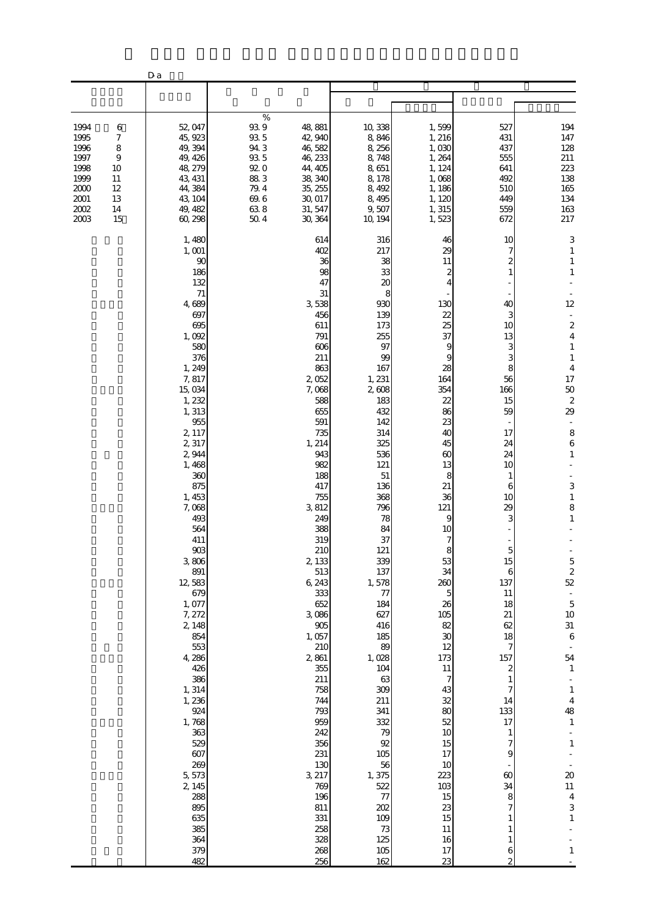D-a

| | | | | | | | |
|---|---|---|---|---|---|---|---|
| 1994 6 | 52,047 | 93.9 | 48,881 | 10,338 | 1,599 | 527 | 194 |
| 1995 7 | 45,923 | 93.5 | 42,940 | 8,846 | 1,216 | 431 | 147 |
| 1996 8 | 49,394 | 94.3 | 46,582 | 8,256 | 1,030 | 437 | 128 |
| 1997 9 | 49,426 | 93.5 | 46,233 | 8,748 | 1,264 | 555 | 211 |
| 1998 10 | 48,279 | 92.0 | 44,405 | 8,651 | 1,124 | 641 | 223 |
| 1999 11 | 43,431 | 88.3 | 38,340 | 8,178 | 1,068 | 492 | 138 |
| 2000 12 | 44,384 | 79.4 | 35,255 | 8,492 | 1,186 | 510 | 165 |
| 2001 13 | 43,104 | 69.6 | 30,017 | 8,495 | 1,120 | 449 | 134 |
| 2002 14 | 49,482 | 63.8 | 31,547 | 9,507 | 1,315 | 559 | 163 |
| 2003 15 | 60,298 | 50.4 | 30,364 | 10,194 | 1,523 | 672 | 217 |
| | 1,480 | | 614 | 316 | 46 | 10 | 3 |
| | 1,001 | | 402 | 217 | 29 | 7 | 1 |
| | 90 | | 36 | 38 | 11 | 2 | 1 |
| | 186 | | 98 | 33 | 2 | 1 | 1 |
| | 132 | | 47 | 20 | 4 | - | - |
| | 71 | | 31 | 8 | - | - | - |
| | 4,689 | | 3,538 | 930 | 130 | 40 | 12 |
| | 697 | | 456 | 139 | 22 | 3 | - |
| | 695 | | 611 | 173 | 25 | 10 | 2 |
| | 1,092 | | 791 | 255 | 37 | 13 | 4 |
| | 580 | | 606 | 97 | 9 | 3 | 1 |
| | 376 | | 211 | 99 | 9 | 3 | 1 |
| | 1,249 | | 863 | 167 | 28 | 8 | 4 |
| | 7,817 | | 2,052 | 1,231 | 164 | 56 | 17 |
| | 15,034 | | 7,068 | 2,608 | 354 | 166 | 50 |
| | 1,232 | | 588 | 183 | 22 | 15 | 2 |
| | 1,313 | | 655 | 432 | 86 | 59 | 29 |
| | 955 | | 591 | 142 | 23 | - | - |
| | 2,117 | | 735 | 314 | 40 | 17 | 8 |
| | 2,317 | | 1,214 | 325 | 45 | 24 | 6 |
| | 2,944 | | 943 | 536 | 60 | 24 | 1 |
| | 1,468 | | 982 | 121 | 13 | 10 | - |
| | 360 | | 188 | 51 | 8 | 1 | - |
| | 875 | | 417 | 136 | 21 | 6 | 3 |
| | 1,453 | | 755 | 368 | 36 | 10 | 1 |
| | 7,068 | | 3,812 | 796 | 121 | 29 | 8 |
| | 493 | | 249 | 78 | 9 | 3 | 1 |
| | 564 | | 388 | 84 | 10 | - | - |
| | 411 | | 319 | 37 | 7 | - | - |
| | 903 | | 210 | 121 | 8 | 5 | - |
| | 3,806 | | 2,133 | 339 | 53 | 15 | 5 |
| | 891 | | 513 | 137 | 34 | 6 | 2 |
| | 12,583 | | 6,243 | 1,578 | 260 | 137 | 52 |
| | 679 | | 333 | 77 | 5 | 11 | - |
| | 1,077 | | 652 | 184 | 26 | 18 | 5 |
| | 7,272 | | 3,086 | 627 | 105 | 21 | 10 |
| | 2,148 | | 905 | 416 | 82 | 62 | 31 |
| | 854 | | 1,057 | 185 | 30 | 18 | 6 |
| | 553 | | 210 | 89 | 12 | 7 | - |
| | 4,286 | | 2,861 | 1,028 | 173 | 157 | 54 |
| | 426 | | 355 | 104 | 11 | 2 | 1 |
| | 386 | | 211 | 63 | 7 | 1 | - |
| | 1,314 | | 758 | 309 | 43 | 7 | 1 |
| | 1,236 | | 744 | 211 | 32 | 14 | 4 |
| | 924 | | 793 | 341 | 80 | 133 | 48 |
| | 1,768 | | 959 | 332 | 52 | 17 | 1 |
| | 363 | | 242 | 79 | 10 | 1 | - |
| | 529 | | 356 | 92 | 15 | 7 | 1 |
| | 607 | | 231 | 105 | 17 | 9 | - |
| | 269 | | 130 | 56 | 10 | - | - |
| | 5,573 | | 3,217 | 1,375 | 223 | 60 | 20 |
| | 2,145 | | 769 | 522 | 103 | 34 | 11 |
| | 288 | | 196 | 77 | 15 | 8 | 4 |
| | 895 | | 811 | 202 | 23 | 7 | 3 |
| | 635 | | 331 | 109 | 15 | 1 | 1 |
| | 385 | | 258 | 73 | 11 | 1 | - |
| | 364 | | 328 | 125 | 16 | 1 | - |
| | 379 | | 268 | 105 | 17 | 6 | 1 |
| | 482 | | 256 | 162 | 23 | 2 | - |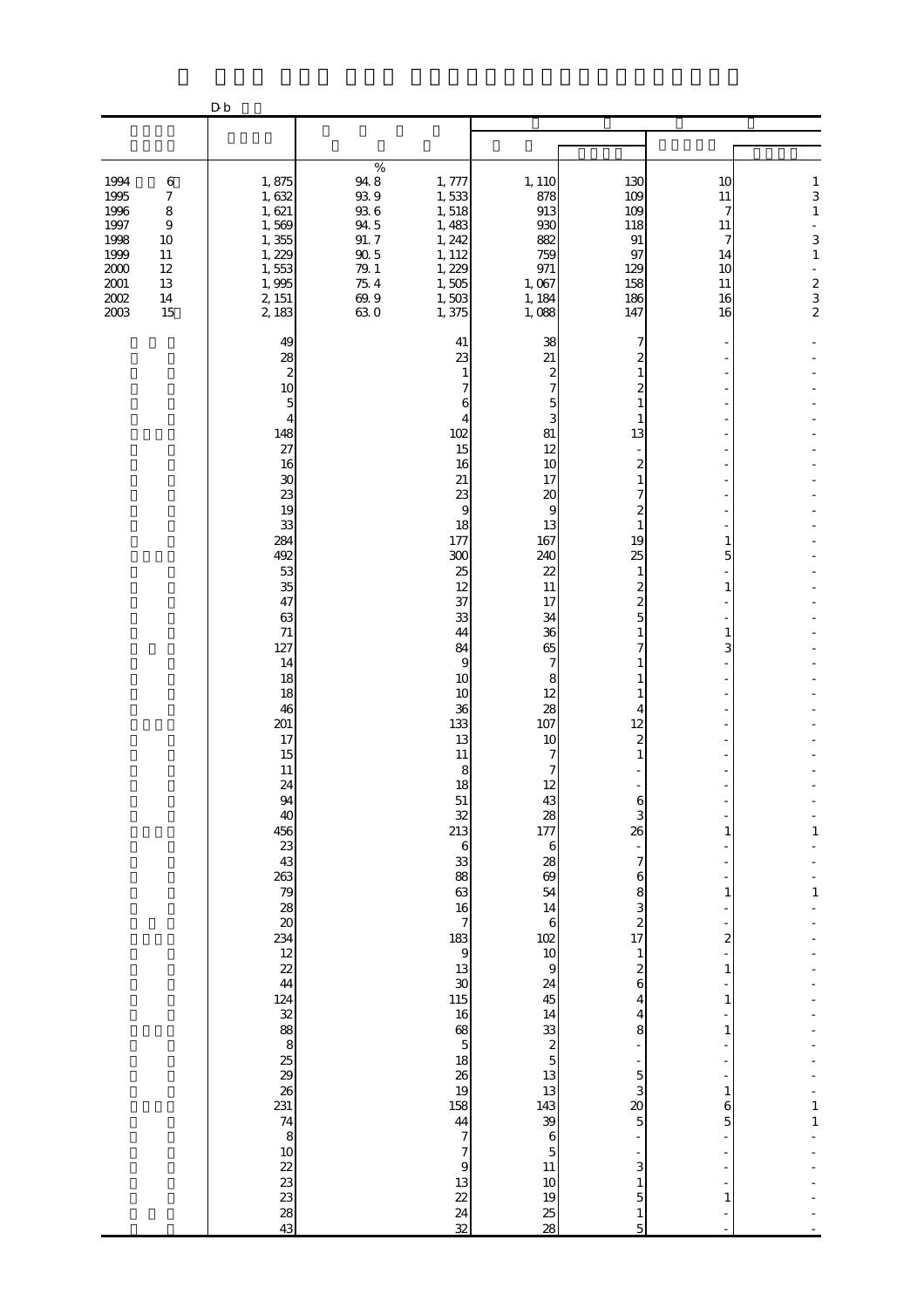D-b

| | | | | | | | |
|---|---|---|---|---|---|---|---|
| 1994 6 | 1,875 | 94.8 | 1,777 | 1,110 | 130 | 10 | 1 |
| 1995 7 | 1,632 | 93.9 | 1,533 | 878 | 109 | 11 | 3 |
| 1996 8 | 1,621 | 93.6 | 1,518 | 913 | 109 | 7 | 1 |
| 1997 9 | 1,569 | 94.5 | 1,483 | 930 | 118 | 11 | - |
| 1998 10 | 1,355 | 91.7 | 1,242 | 882 | 91 | 7 | 3 |
| 1999 11 | 1,229 | 90.5 | 1,112 | 759 | 97 | 14 | 1 |
| 2000 12 | 1,553 | 79.1 | 1,229 | 971 | 129 | 10 | - |
| 2001 13 | 1,995 | 75.4 | 1,505 | 1,067 | 158 | 11 | 2 |
| 2002 14 | 2,151 | 69.9 | 1,503 | 1,184 | 186 | 16 | 3 |
| 2003 15 | 2,183 | 63.0 | 1,375 | 1,088 | 147 | 16 | 2 |
| | 49 | | 41 | 38 | 7 | - | - |
| | 28 | | 23 | 21 | 2 | - | - |
| | 2 | | 1 | 2 | 1 | - | - |
| | 10 | | 7 | 7 | 2 | - | - |
| | 5 | | 6 | 5 | 1 | - | - |
| | 4 | | 4 | 3 | 1 | - | - |
| | 148 | | 102 | 81 | 13 | - | - |
| | 27 | | 15 | 12 | - | - | - |
| | 16 | | 16 | 10 | 2 | - | - |
| | 30 | | 21 | 17 | 1 | - | - |
| | 23 | | 23 | 20 | 7 | - | - |
| | 19 | | 9 | 9 | 2 | - | - |
| | 33 | | 18 | 13 | 1 | - | - |
| | 284 | | 177 | 167 | 19 | 1 | - |
| | 492 | | 300 | 240 | 25 | 5 | - |
| | 53 | | 25 | 22 | 1 | - | - |
| | 35 | | 12 | 11 | 2 | 1 | - |
| | 47 | | 37 | 17 | 2 | - | - |
| | 63 | | 33 | 34 | 5 | - | - |
| | 71 | | 44 | 36 | 1 | 1 | - |
| | 127 | | 84 | 65 | 7 | 3 | - |
| | 14 | | 9 | 7 | 1 | - | - |
| | 18 | | 10 | 8 | 1 | - | - |
| | 18 | | 10 | 12 | 1 | - | - |
| | 46 | | 36 | 28 | 4 | - | - |
| | 201 | | 133 | 107 | 12 | - | - |
| | 17 | | 13 | 10 | 2 | - | - |
| | 15 | | 11 | 7 | 1 | - | - |
| | 11 | | 8 | 7 | - | - | - |
| | 24 | | 18 | 12 | - | - | - |
| | 94 | | 51 | 43 | 6 | - | - |
| | 40 | | 32 | 28 | 3 | - | - |
| | 456 | | 213 | 177 | 26 | 1 | 1 |
| | 23 | | 6 | 6 | - | - | - |
| | 43 | | 33 | 28 | 7 | - | - |
| | 263 | | 88 | 69 | 6 | - | - |
| | 79 | | 63 | 54 | 8 | 1 | 1 |
| | 28 | | 16 | 14 | 3 | - | - |
| | 20 | | 7 | 6 | 2 | - | - |
| | 234 | | 183 | 102 | 17 | 2 | - |
| | 12 | | 9 | 10 | 1 | - | - |
| | 22 | | 13 | 9 | 2 | 1 | - |
| | 44 | | 30 | 24 | 6 | - | - |
| | 124 | | 115 | 45 | 4 | 1 | - |
| | 32 | | 16 | 14 | 4 | - | - |
| | 88 | | 68 | 33 | 8 | 1 | - |
| | 8 | | 5 | 2 | - | - | - |
| | 25 | | 18 | 5 | - | - | - |
| | 29 | | 26 | 13 | 5 | - | - |
| | 26 | | 19 | 13 | 3 | 1 | - |
| | 231 | | 158 | 143 | 20 | 6 | 1 |
| | 74 | | 44 | 39 | 5 | 5 | 1 |
| | 8 | | 7 | 6 | - | - | - |
| | 10 | | 7 | 5 | - | - | - |
| | 22 | | 9 | 11 | 3 | - | - |
| | 23 | | 13 | 10 | 1 | - | - |
| | 23 | | 22 | 19 | 5 | 1 | - |
| | 28 | | 24 | 25 | 1 | - | - |
| | 43 | | 32 | 28 | 5 | - | - |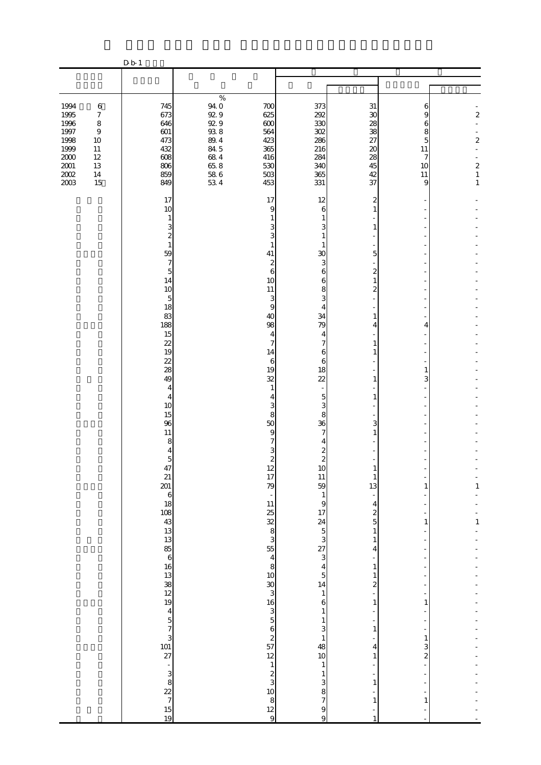D-b-1

| | | | | | | | | |
|---|---|---|---|---|---|---|---|---|
| | | | | | | | | |
| 1994 | 6 | 745 | 94.0 | 700 | 373 | 31 | 6 | - |
| 1995 | 7 | 673 | 92.9 | 625 | 292 | 30 | 9 | 2 |
| 1996 | 8 | 646 | 92.9 | 600 | 330 | 28 | 6 | - |
| 1997 | 9 | 601 | 93.8 | 564 | 302 | 38 | 8 | - |
| 1998 | 10 | 473 | 89.4 | 423 | 286 | 27 | 5 | 2 |
| 1999 | 11 | 432 | 84.5 | 365 | 216 | 20 | 11 | - |
| 2000 | 12 | 608 | 68.4 | 416 | 284 | 28 | 7 | - |
| 2001 | 13 | 806 | 65.8 | 530 | 340 | 45 | 10 | 2 |
| 2002 | 14 | 859 | 58.6 | 503 | 365 | 42 | 11 | 1 |
| 2003 | 15 | 849 | 53.4 | 453 | 331 | 37 | 9 | 1 |
| | | 17 | | 17 | 12 | 2 | - | - |
| | | 10 | | 9 | 6 | 1 | - | - |
| | | 1 | | 1 | 1 | - | - | - |
| | | 3 | | 3 | 3 | 1 | - | - |
| | | 2 | | 3 | 1 | - | - | - |
| | | 1 | | 1 | 1 | - | - | - |
| | | 59 | | 41 | 30 | 5 | - | - |
| | | 7 | | 2 | 3 | - | - | - |
| | | 5 | | 6 | 6 | 2 | - | - |
| | | 14 | | 10 | 6 | 1 | - | - |
| | | 10 | | 11 | 8 | 2 | - | - |
| | | 5 | | 3 | 3 | - | - | - |
| | | 18 | | 9 | 4 | - | - | - |
| | | 83 | | 40 | 34 | 1 | - | - |
| | | 188 | | 98 | 79 | 4 | 4 | - |
| | | 15 | | 4 | 4 | - | - | - |
| | | 22 | | 7 | 7 | 1 | - | - |
| | | 19 | | 14 | 6 | 1 | - | - |
| | | 22 | | 6 | 6 | - | - | - |
| | | 28 | | 19 | 18 | - | 1 | - |
| | | 49 | | 32 | 22 | 1 | 3 | - |
| | | 4 | | 1 | - | - | - | - |
| | | 4 | | 4 | 5 | 1 | - | - |
| | | 10 | | 3 | 3 | - | - | - |
| | | 15 | | 8 | 8 | - | - | - |
| | | 96 | | 50 | 36 | 3 | - | - |
| | | 11 | | 9 | 7 | 1 | - | - |
| | | 8 | | 7 | 4 | - | - | - |
| | | 4 | | 3 | 2 | - | - | - |
| | | 5 | | 2 | 2 | - | - | - |
| | | 47 | | 12 | 10 | 1 | - | - |
| | | 21 | | 17 | 11 | 1 | - | - |
| | | 201 | | 79 | 59 | 13 | 1 | 1 |
| | | 6 | | - | 1 | - | - | - |
| | | 18 | | 11 | 9 | 4 | - | - |
| | | 108 | | 25 | 17 | 2 | - | - |
| | | 43 | | 32 | 24 | 5 | 1 | 1 |
| | | 13 | | 8 | 5 | 1 | - | - |
| | | 13 | | 3 | 3 | 1 | - | - |
| | | 85 | | 55 | 27 | 4 | - | - |
| | | 6 | | 4 | 3 | - | - | - |
| | | 16 | | 8 | 4 | 1 | - | - |
| | | 13 | | 10 | 5 | 1 | - | - |
| | | 38 | | 30 | 14 | 2 | - | - |
| | | 12 | | 3 | 1 | - | - | - |
| | | 19 | | 16 | 6 | 1 | 1 | - |
| | | 4 | | 3 | 1 | - | - | - |
| | | 5 | | 5 | 1 | - | - | - |
| | | 7 | | 6 | 3 | 1 | - | - |
| | | 3 | | 2 | 1 | - | 1 | - |
| | | 101 | | 57 | 48 | 4 | 3 | - |
| | | 27 | | 12 | 10 | 1 | 2 | - |
| | | - | | 1 | 1 | - | - | - |
| | | 3 | | 2 | 1 | - | - | - |
| | | 8 | | 3 | 3 | 1 | - | - |
| | | 22 | | 10 | 8 | - | - | - |
| | | 7 | | 8 | 7 | 1 | 1 | - |
| | | 15 | | 12 | 9 | - | - | - |
| | | 19 | | 9 | 9 | 1 | - | - |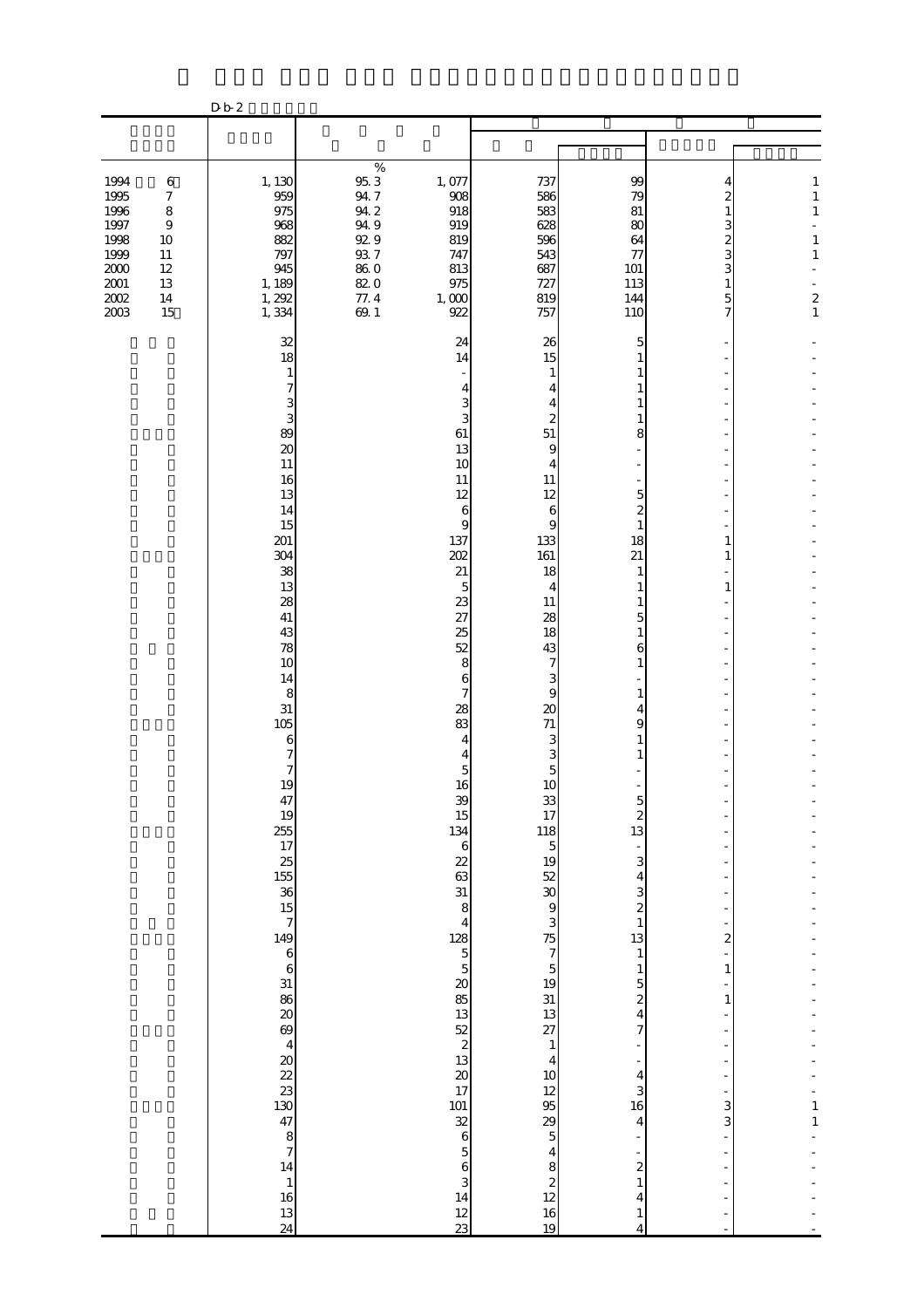Db-2

| | | | | | | | |
|---|---|---|---|---|---|---|---|
| | | % | | | | | |
| 1994 6 | 1,130 | 95.3 | 1,077 | 737 | 99 | 4 | 1 |
| 1995 7 | 959 | 94.7 | 908 | 586 | 79 | 2 | 1 |
| 1996 8 | 975 | 94.2 | 918 | 583 | 81 | 1 | 1 |
| 1997 9 | 968 | 94.9 | 919 | 628 | 80 | 3 | - |
| 1998 10 | 882 | 92.9 | 819 | 596 | 64 | 2 | 1 |
| 1999 11 | 797 | 93.7 | 747 | 543 | 77 | 3 | 1 |
| 2000 12 | 945 | 86.0 | 813 | 687 | 101 | 3 | - |
| 2001 13 | 1,189 | 82.0 | 975 | 727 | 113 | 1 | - |
| 2002 14 | 1,292 | 77.4 | 1,000 | 819 | 144 | 5 | 2 |
| 2003 15 | 1,334 | 69.1 | 922 | 757 | 110 | 7 | 1 |
| | 32 | | 24 | 26 | 5 | - | - |
| | 18 | | 14 | 15 | 1 | - | - |
| | 1 | | - | 1 | 1 | - | - |
| | 7 | | 4 | 4 | 1 | - | - |
| | 3 | | 3 | 4 | 1 | - | - |
| | 3 | | 3 | 2 | 1 | - | - |
| | 89 | | 61 | 51 | 8 | - | - |
| | 20 | | 13 | 9 | - | - | - |
| | 11 | | 10 | 4 | - | - | - |
| | 16 | | 11 | 11 | - | - | - |
| | 13 | | 12 | 12 | 5 | - | - |
| | 14 | | 6 | 6 | 2 | - | - |
| | 15 | | 9 | 9 | 1 | - | - |
| | 201 | | 137 | 133 | 18 | 1 | - |
| | 304 | | 202 | 161 | 21 | 1 | - |
| | 38 | | 21 | 18 | 1 | - | - |
| | 13 | | 5 | 4 | 1 | 1 | - |
| | 28 | | 23 | 11 | 1 | - | - |
| | 41 | | 27 | 28 | 5 | - | - |
| | 43 | | 25 | 18 | 1 | - | - |
| | 78 | | 52 | 43 | 6 | - | - |
| | 10 | | 8 | 7 | 1 | - | - |
| | 14 | | 6 | 3 | - | - | - |
| | 8 | | 7 | 9 | 1 | - | - |
| | 31 | | 28 | 20 | 4 | - | - |
| | 105 | | 83 | 71 | 9 | - | - |
| | 6 | | 4 | 3 | 1 | - | - |
| | 7 | | 4 | 3 | 1 | - | - |
| | 7 | | 5 | 5 | - | - | - |
| | 19 | | 16 | 10 | - | - | - |
| | 47 | | 39 | 33 | 5 | - | - |
| | 19 | | 15 | 17 | 2 | - | - |
| | 255 | | 134 | 118 | 13 | - | - |
| | 17 | | 6 | 5 | - | - | - |
| | 25 | | 22 | 19 | 3 | - | - |
| | 155 | | 63 | 52 | 4 | - | - |
| | 36 | | 31 | 30 | 3 | - | - |
| | 15 | | 8 | 9 | 2 | - | - |
| | 7 | | 4 | 3 | 1 | - | - |
| | 149 | | 128 | 75 | 13 | 2 | - |
| | 6 | | 5 | 7 | 1 | - | - |
| | 6 | | 5 | 5 | 1 | 1 | - |
| | 31 | | 20 | 19 | 5 | - | - |
| | 86 | | 85 | 31 | 2 | 1 | - |
| | 20 | | 13 | 13 | 4 | - | - |
| | 69 | | 52 | 27 | 7 | - | - |
| | 4 | | 2 | 1 | - | - | - |
| | 20 | | 13 | 4 | - | - | - |
| | 22 | | 20 | 10 | 4 | - | - |
| | 23 | | 17 | 12 | 3 | - | - |
| | 130 | | 101 | 95 | 16 | 3 | 1 |
| | 47 | | 32 | 29 | 4 | 3 | 1 |
| | 8 | | 6 | 5 | - | - | - |
| | 7 | | 5 | 4 | - | - | - |
| | 14 | | 6 | 8 | 2 | - | - |
| | 1 | | 3 | 2 | 1 | - | - |
| | 16 | | 14 | 12 | 4 | - | - |
| | 13 | | 12 | 16 | 1 | - | - |
| | 24 | | 23 | 19 | 4 | - | - |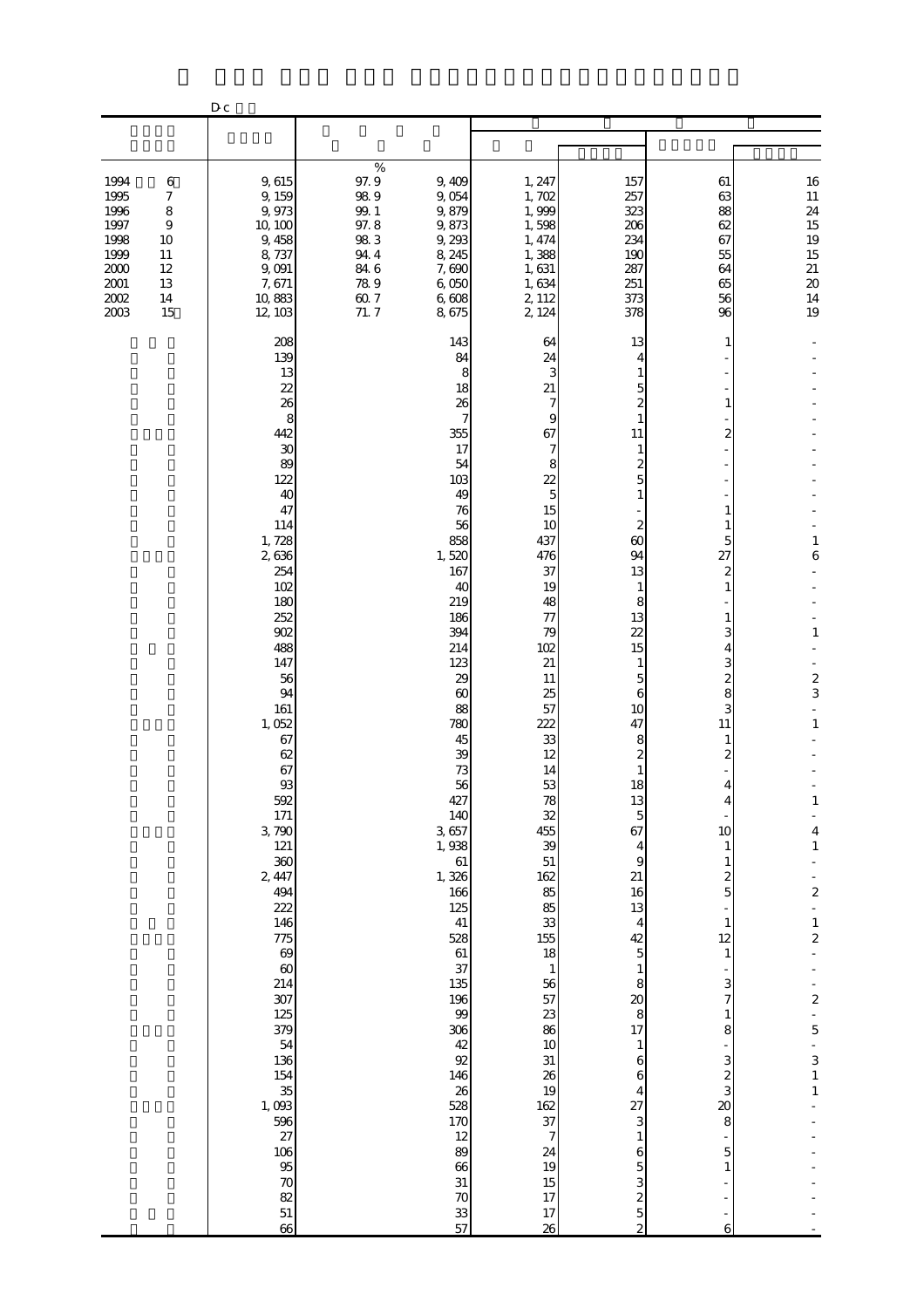D c

| | | | | | | | |
|---|---|---|---|---|---|---|---|
| 1994 6 | 9, 615 | 97. 9 | 9, 409 | 1, 247 | 157 | 61 | 16 |
| 1995 7 | 9, 159 | 98. 9 | 9, 054 | 1, 702 | 257 | 63 | 11 |
| 1996 8 | 9, 973 | 99. 1 | 9, 879 | 1, 999 | 323 | 88 | 24 |
| 1997 9 | 10, 100 | 97. 8 | 9, 873 | 1, 598 | 206 | 62 | 15 |
| 1998 10 | 9, 458 | 98. 3 | 9, 293 | 1, 474 | 234 | 67 | 19 |
| 1999 11 | 8, 737 | 94. 4 | 8, 245 | 1, 388 | 190 | 55 | 15 |
| 2000 12 | 9, 091 | 84. 6 | 7, 690 | 1, 631 | 287 | 64 | 21 |
| 2001 13 | 7, 671 | 78. 9 | 6, 050 | 1, 634 | 251 | 65 | 20 |
| 2002 14 | 10, 883 | 60. 7 | 6, 608 | 2, 112 | 373 | 56 | 14 |
| 2003 15 | 12, 103 | 71. 7 | 8, 675 | 2, 124 | 378 | 96 | 19 |
| | 208 | | 143 | 64 | 13 | 1 | - |
| | 139 | | 84 | 24 | 4 | - | - |
| | 13 | | 8 | 3 | 1 | - | - |
| | 22 | | 18 | 21 | 5 | - | - |
| | 26 | | 26 | 7 | 2 | 1 | - |
| | 8 | | 7 | 9 | 1 | - | - |
| | 442 | | 355 | 67 | 11 | 2 | - |
| | 30 | | 17 | 7 | 1 | - | - |
| | 89 | | 54 | 8 | 2 | - | - |
| | 122 | | 103 | 22 | 5 | - | - |
| | 40 | | 49 | 5 | 1 | - | - |
| | 47 | | 76 | 15 | - | 1 | - |
| | 114 | | 56 | 10 | 2 | 1 | - |
| | 1, 728 | | 858 | 437 | 60 | 5 | 1 |
| | 2, 636 | | 1, 520 | 476 | 94 | 27 | 6 |
| | 254 | | 167 | 37 | 13 | 2 | - |
| | 102 | | 40 | 19 | 1 | 1 | - |
| | 180 | | 219 | 48 | 8 | - | - |
| | 252 | | 186 | 77 | 13 | 1 | - |
| | 902 | | 394 | 79 | 22 | 3 | 1 |
| | 488 | | 214 | 102 | 15 | 4 | - |
| | 147 | | 123 | 21 | 1 | 3 | - |
| | 56 | | 29 | 11 | 5 | 2 | 2 |
| | 94 | | 60 | 25 | 6 | 8 | 3 |
| | 161 | | 88 | 57 | 10 | 3 | - |
| | 1, 052 | | 780 | 222 | 47 | 11 | 1 |
| | 67 | | 45 | 33 | 8 | 1 | - |
| | 62 | | 39 | 12 | 2 | 2 | - |
| | 67 | | 73 | 14 | 1 | - | - |
| | 93 | | 56 | 53 | 18 | 4 | - |
| | 592 | | 427 | 78 | 13 | 4 | 1 |
| | 171 | | 140 | 32 | 5 | - | - |
| | 3, 790 | | 3, 657 | 455 | 67 | 10 | 4 |
| | 121 | | 1, 938 | 39 | 4 | 1 | 1 |
| | 360 | | 61 | 51 | 9 | 1 | - |
| | 2, 447 | | 1, 326 | 162 | 21 | 2 | - |
| | 494 | | 166 | 85 | 16 | 5 | 2 |
| | 222 | | 125 | 85 | 13 | - | - |
| | 146 | | 41 | 33 | 4 | 1 | 1 |
| | 775 | | 528 | 155 | 42 | 12 | 2 |
| | 69 | | 61 | 18 | 5 | 1 | - |
| | 60 | | 37 | 1 | 1 | - | - |
| | 214 | | 135 | 56 | 8 | 3 | - |
| | 307 | | 196 | 57 | 20 | 7 | 2 |
| | 125 | | 99 | 23 | 8 | 1 | - |
| | 379 | | 306 | 86 | 17 | 8 | 5 |
| | 54 | | 42 | 10 | 1 | - | - |
| | 136 | | 92 | 31 | 6 | 3 | 3 |
| | 154 | | 146 | 26 | 6 | 2 | 1 |
| | 35 | | 26 | 19 | 4 | 3 | 1 |
| | 1, 093 | | 528 | 162 | 27 | 20 | - |
| | 596 | | 170 | 37 | 3 | 8 | - |
| | 27 | | 12 | 7 | 1 | - | - |
| | 106 | | 89 | 24 | 6 | 5 | - |
| | 95 | | 66 | 19 | 5 | 1 | - |
| | 70 | | 31 | 15 | 3 | - | - |
| | 82 | | 70 | 17 | 2 | - | - |
| | 51 | | 33 | 17 | 5 | - | - |
| | 66 | | 57 | 26 | 2 | 6 | - |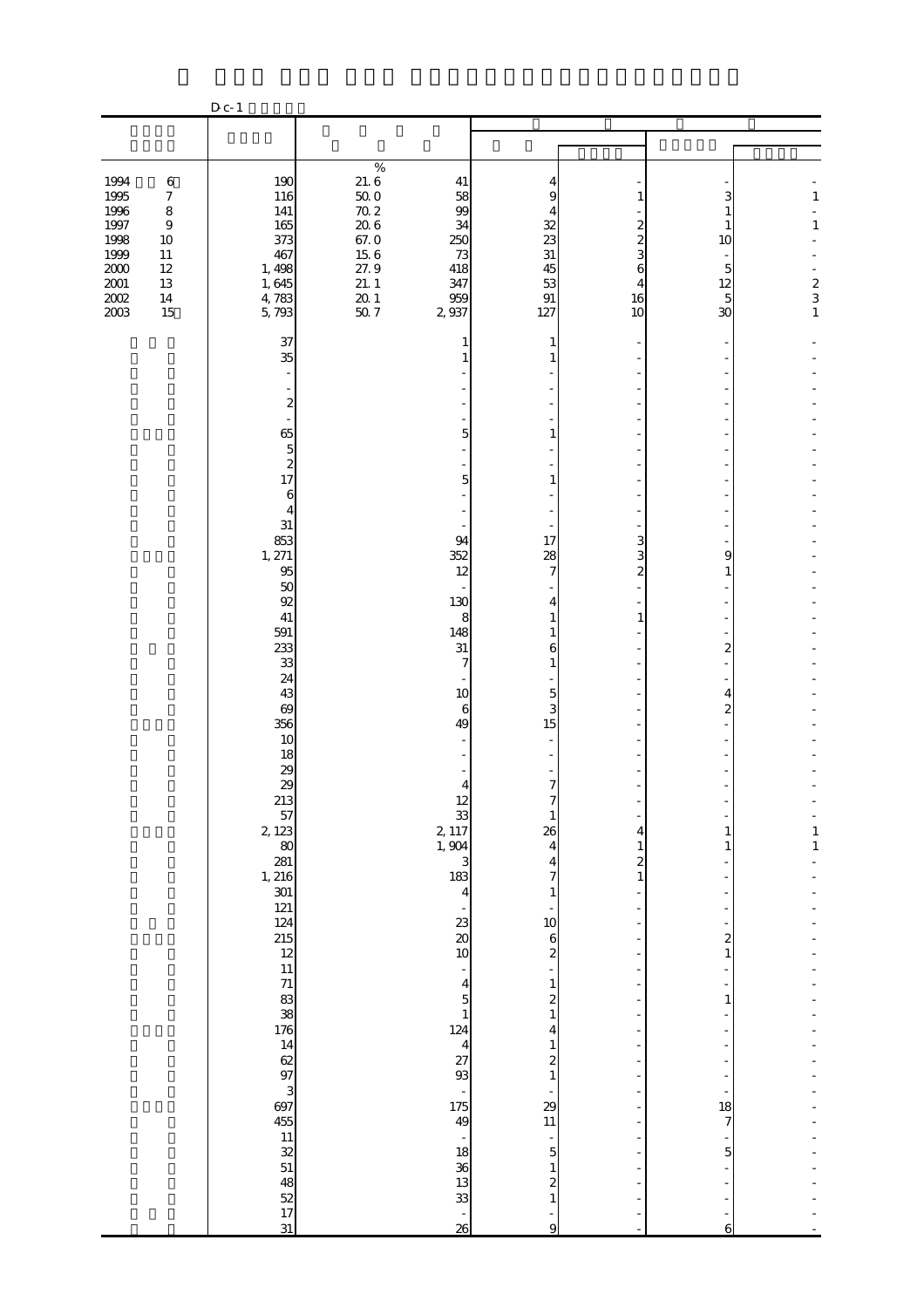D-c-1

| | | | | | | | |
|---|---|---|---|---|---|---|---|
| | | | | | | | |
| | | % | | | | | |
| 1994 6 | 190 | 21.6 | 41 | 4 | - | - | - |
| 1995 7 | 116 | 50.0 | 58 | 9 | 1 | 3 | 1 |
| 1996 8 | 141 | 70.2 | 99 | 4 | - | 1 | - |
| 1997 9 | 165 | 20.6 | 34 | 32 | 2 | 1 | 1 |
| 1998 10 | 373 | 67.0 | 250 | 23 | 2 | 10 | - |
| 1999 11 | 467 | 15.6 | 73 | 31 | 3 | - | - |
| 2000 12 | 1,498 | 27.9 | 418 | 45 | 6 | 5 | - |
| 2001 13 | 1,645 | 21.1 | 347 | 53 | 4 | 12 | 2 |
| 2002 14 | 4,783 | 20.1 | 959 | 91 | 16 | 5 | 3 |
| 2003 15 | 5,793 | 50.7 | 2,937 | 127 | 10 | 30 | 1 |
| | 37 | | 1 | 1 | - | - | - |
| | 35 | | 1 | 1 | - | - | - |
| | - | | - | - | - | - | - |
| | - | | - | - | - | - | - |
| | 2 | | - | - | - | - | - |
| | - | | - | - | - | - | - |
| | 65 | | 5 | 1 | - | - | - |
| | 5 | | - | - | - | - | - |
| | 2 | | - | - | - | - | - |
| | 17 | | 5 | 1 | - | - | - |
| | 6 | | - | - | - | - | - |
| | 4 | | - | - | - | - | - |
| | 31 | | - | - | - | - | - |
| | 853 | | 94 | 17 | 3 | - | - |
| | 1,271 | | 352 | 28 | 3 | 9 | - |
| | 95 | | 12 | 7 | 2 | 1 | - |
| | 50 | | - | - | - | - | - |
| | 92 | | 130 | 4 | - | - | - |
| | 41 | | 8 | 1 | 1 | - | - |
| | 591 | | 148 | 1 | - | - | - |
| | 233 | | 31 | 6 | - | 2 | - |
| | 33 | | 7 | 1 | - | - | - |
| | 24 | | - | - | - | - | - |
| | 43 | | 10 | 5 | - | 4 | - |
| | 69 | | 6 | 3 | - | 2 | - |
| | 356 | | 49 | 15 | - | - | - |
| | 10 | | - | - | - | - | - |
| | 18 | | - | - | - | - | - |
| | 29 | | - | - | - | - | - |
| | 29 | | 4 | 7 | - | - | - |
| | 213 | | 12 | 7 | - | - | - |
| | 57 | | 33 | 1 | - | - | - |
| | 2,123 | | 2,117 | 26 | 4 | 1 | 1 |
| | 80 | | 1,904 | 4 | 1 | 1 | 1 |
| | 281 | | 3 | 4 | 2 | - | - |
| | 1,216 | | 183 | 7 | 1 | - | - |
| | 301 | | 4 | 1 | - | - | - |
| | 121 | | - | - | - | - | - |
| | 124 | | 23 | 10 | - | - | - |
| | 215 | | 20 | 6 | - | 2 | - |
| | 12 | | 10 | 2 | - | 1 | - |
| | 11 | | - | - | - | - | - |
| | 71 | | 4 | 1 | - | - | - |
| | 83 | | 5 | 2 | - | 1 | - |
| | 38 | | 1 | 1 | - | - | - |
| | 176 | | 124 | 4 | - | - | - |
| | 14 | | 4 | 1 | - | - | - |
| | 62 | | 27 | 2 | - | - | - |
| | 97 | | 93 | 1 | - | - | - |
| | 3 | | - | - | - | - | - |
| | 697 | | 175 | 29 | - | 18 | - |
| | 455 | | 49 | 11 | - | 7 | - |
| | 11 | | - | - | - | - | - |
| | 32 | | 18 | 5 | - | 5 | - |
| | 51 | | 36 | 1 | - | - | - |
| | 48 | | 13 | 2 | - | - | - |
| | 52 | | 33 | 1 | - | - | - |
| | 17 | | - | - | - | - | - |
| | 31 | | 26 | 9 | - | 6 | - |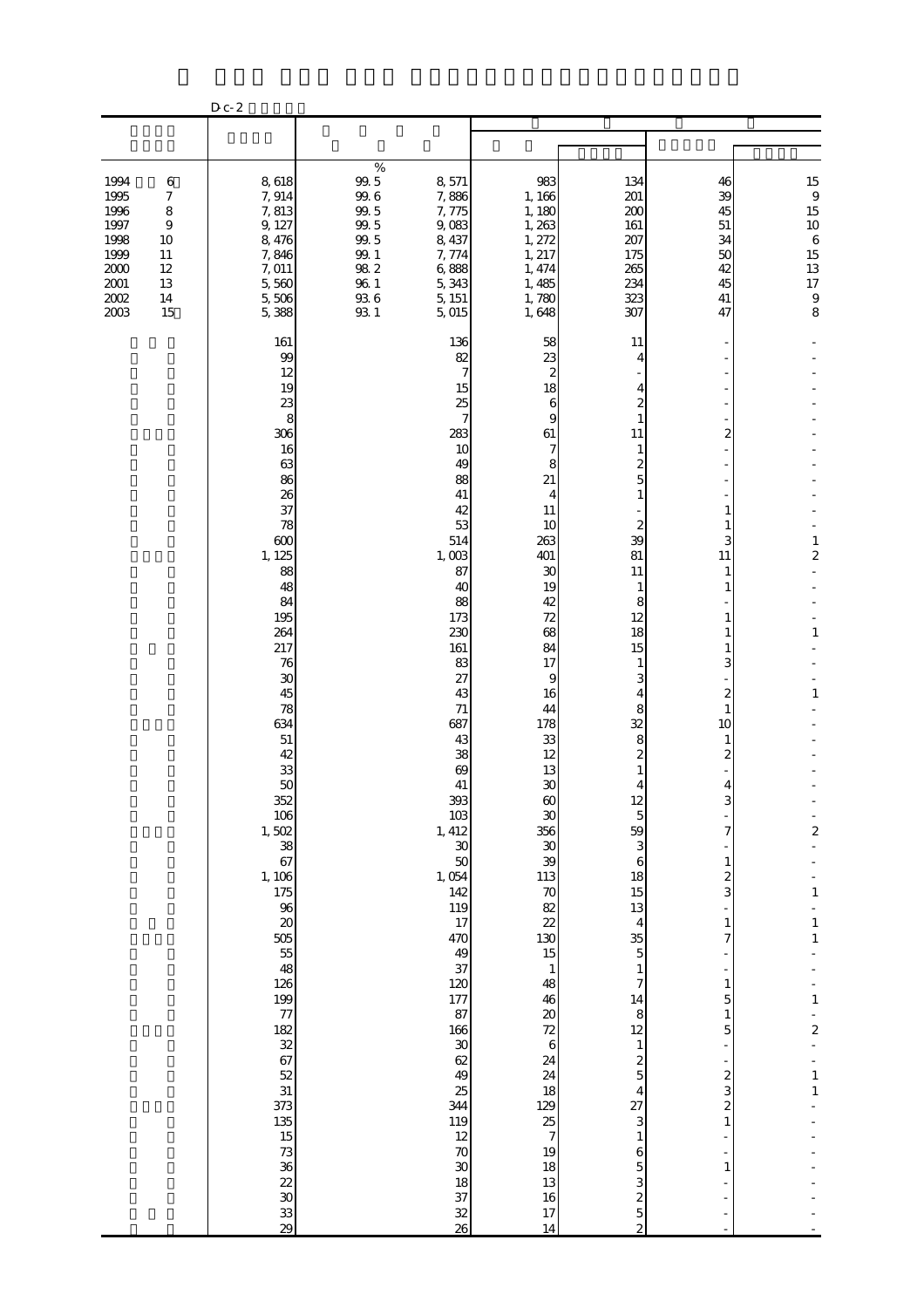Dc-2

| | | % | | | | | |
|---|---|---|---|---|---|---|---|
| 1994　6 | 8,618 | 99.5 | 8,571 | 983 | 134 | 46 | 15 |
| 1995　7 | 7,914 | 99.6 | 7,886 | 1,166 | 201 | 39 | 9 |
| 1996　8 | 7,813 | 99.5 | 7,775 | 1,180 | 200 | 45 | 15 |
| 1997　9 | 9,127 | 99.5 | 9,083 | 1,263 | 161 | 51 | 10 |
| 1998　10 | 8,476 | 99.5 | 8,437 | 1,272 | 207 | 34 | 6 |
| 1999　11 | 7,846 | 99.1 | 7,774 | 1,217 | 175 | 50 | 15 |
| 2000　12 | 7,011 | 98.2 | 6,888 | 1,474 | 265 | 42 | 13 |
| 2001　13 | 5,560 | 96.1 | 5,343 | 1,485 | 234 | 45 | 17 |
| 2002　14 | 5,506 | 93.6 | 5,151 | 1,780 | 323 | 41 | 9 |
| 2003　15 | 5,388 | 93.1 | 5,015 | 1,648 | 307 | 47 | 8 |
| | 161 | | 136 | 58 | 11 | - | - |
| | 99 | | 82 | 23 | 4 | - | - |
| | 12 | | 7 | 2 | - | - | - |
| | 19 | | 15 | 18 | 4 | - | - |
| | 23 | | 25 | 6 | 2 | - | - |
| | 8 | | 7 | 9 | 1 | - | - |
| | 306 | | 283 | 61 | 11 | 2 | - |
| | 16 | | 10 | 7 | 1 | - | - |
| | 63 | | 49 | 8 | 2 | - | - |
| | 86 | | 88 | 21 | 5 | - | - |
| | 26 | | 41 | 4 | 1 | - | - |
| | 37 | | 42 | 11 | - | 1 | - |
| | 78 | | 53 | 10 | 2 | 1 | - |
| | 600 | | 514 | 263 | 39 | 3 | 1 |
| | 1,125 | | 1,003 | 401 | 81 | 11 | 2 |
| | 88 | | 87 | 30 | 11 | 1 | - |
| | 48 | | 40 | 19 | 1 | 1 | - |
| | 84 | | 88 | 42 | 8 | - | - |
| | 195 | | 173 | 72 | 12 | 1 | - |
| | 264 | | 230 | 68 | 18 | 1 | 1 |
| | 217 | | 161 | 84 | 15 | 1 | - |
| | 76 | | 83 | 17 | 1 | 3 | - |
| | 30 | | 27 | 9 | 3 | - | - |
| | 45 | | 43 | 16 | 4 | 2 | 1 |
| | 78 | | 71 | 44 | 8 | 1 | - |
| | 634 | | 687 | 178 | 32 | 10 | - |
| | 51 | | 43 | 33 | 8 | 1 | - |
| | 42 | | 38 | 12 | 2 | 2 | - |
| | 33 | | 69 | 13 | 1 | - | - |
| | 50 | | 41 | 30 | 4 | 4 | - |
| | 352 | | 393 | 60 | 12 | 3 | - |
| | 106 | | 103 | 30 | 5 | - | - |
| | 1,502 | | 1,412 | 356 | 59 | 7 | 2 |
| | 38 | | 30 | 30 | 3 | - | - |
| | 67 | | 50 | 39 | 6 | 1 | - |
| | 1,106 | | 1,054 | 113 | 18 | 2 | - |
| | 175 | | 142 | 70 | 15 | 3 | 1 |
| | 96 | | 119 | 82 | 13 | - | - |
| | 20 | | 17 | 22 | 4 | 1 | 1 |
| | 505 | | 470 | 130 | 35 | 7 | 1 |
| | 55 | | 49 | 15 | 5 | - | - |
| | 48 | | 37 | 1 | 1 | - | - |
| | 126 | | 120 | 48 | 7 | 1 | - |
| | 199 | | 177 | 46 | 14 | 5 | 1 |
| | 77 | | 87 | 20 | 8 | 1 | - |
| | 182 | | 166 | 72 | 12 | 5 | 2 |
| | 32 | | 30 | 6 | 1 | - | - |
| | 67 | | 62 | 24 | 2 | - | - |
| | 52 | | 49 | 24 | 5 | 2 | 1 |
| | 31 | | 25 | 18 | 4 | 3 | 1 |
| | 373 | | 344 | 129 | 27 | 2 | - |
| | 135 | | 119 | 25 | 3 | 1 | - |
| | 15 | | 12 | 7 | 1 | - | - |
| | 73 | | 70 | 19 | 6 | - | - |
| | 36 | | 30 | 18 | 5 | 1 | - |
| | 22 | | 18 | 13 | 3 | - | - |
| | 30 | | 37 | 16 | 2 | - | - |
| | 33 | | 32 | 17 | 5 | - | - |
| | 29 | | 26 | 14 | 2 | - | - |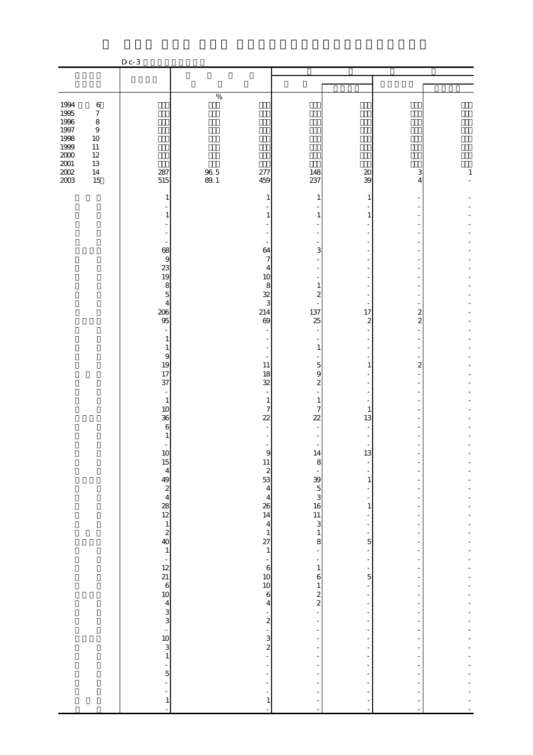D-c-3

| | | | | | | | |
|---|---|---|---|---|---|---|---|
| | | % | | | | | |
| 1994 6 | | | | | | | |
| 1995 7 | | | | | | | |
| 1996 8 | | | | | | | |
| 1997 9 | | | | | | | |
| 1998 10 | | | | | | | |
| 1999 11 | | | | | | | |
| 2000 12 | | | | | | | |
| 2001 13 | | | | | | | |
| 2002 14 | 287 | 96.5 | 277 | 148 | 20 | 3 | 1 |
| 2003 15 | 515 | 89.1 | 459 | 237 | 39 | 4 | - |
| | 1 | | 1 | 1 | 1 | - | - |
| | - | | - | - | - | - | - |
| | 1 | | 1 | 1 | 1 | - | - |
| | - | | - | - | - | - | - |
| | - | | - | - | - | - | - |
| | - | | - | - | - | - | - |
| | 68 | | 64 | 3 | - | - | - |
| | 9 | | 7 | - | - | - | - |
| | 23 | | 4 | - | - | - | - |
| | 19 | | 10 | - | - | - | - |
| | 8 | | 8 | 1 | - | - | - |
| | 5 | | 32 | 2 | - | - | - |
| | 4 | | 3 | - | - | - | - |
| | 206 | | 214 | 137 | 17 | 2 | - |
| | 95 | | 69 | 25 | 2 | 2 | - |
| | - | | - | - | - | - | - |
| | 1 | | - | - | - | - | - |
| | 1 | | - | 1 | - | - | - |
| | 9 | | - | - | - | - | - |
| | 19 | | 11 | 5 | 1 | 2 | - |
| | 17 | | 18 | 9 | - | - | - |
| | 37 | | 32 | 2 | - | - | - |
| | - | | - | - | - | - | - |
| | 1 | | 1 | 1 | - | - | - |
| | 10 | | 7 | 7 | 1 | - | - |
| | 36 | | 22 | 22 | 13 | - | - |
| | 6 | | - | - | - | - | - |
| | 1 | | - | - | - | - | - |
| | - | | - | - | - | - | - |
| | 10 | | 9 | 14 | 13 | - | - |
| | 15 | | 11 | 8 | - | - | - |
| | 4 | | 2 | - | - | - | - |
| | 49 | | 53 | 39 | 1 | - | - |
| | 2 | | 4 | 5 | - | - | - |
| | 4 | | 4 | 3 | - | - | - |
| | 28 | | 26 | 16 | 1 | - | - |
| | 12 | | 14 | 11 | - | - | - |
| | 1 | | 4 | 3 | - | - | - |
| | 2 | | 1 | 1 | - | - | - |
| | 40 | | 27 | 8 | 5 | - | - |
| | 1 | | 1 | - | - | - | - |
| | - | | - | - | - | - | - |
| | 12 | | 6 | 1 | - | - | - |
| | 21 | | 10 | 6 | 5 | - | - |
| | 6 | | 10 | 1 | - | - | - |
| | 10 | | 6 | 2 | - | - | - |
| | 4 | | 4 | 2 | - | - | - |
| | 3 | | - | - | - | - | - |
| | 3 | | 2 | - | - | - | - |
| | - | | - | - | - | - | - |
| | 10 | | 3 | - | - | - | - |
| | 3 | | 2 | - | - | - | - |
| | 1 | | - | - | - | - | - |
| | - | | - | - | - | - | - |
| | 5 | | - | - | - | - | - |
| | - | | - | - | - | - | - |
| | - | | - | - | - | - | - |
| | 1 | | 1 | - | - | - | - |
| | - | | - | - | - | - | - |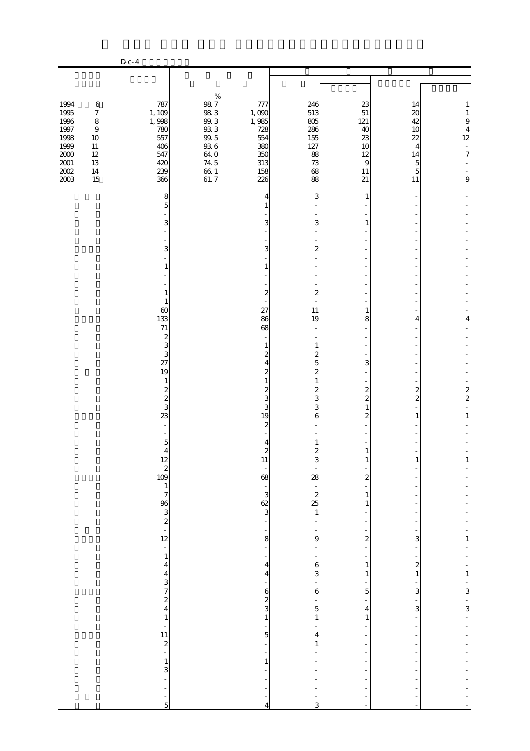D-c-4

| | | % | | | | | |
|---|---|---|---|---|---|---|---|
| 1994 6 | 787 | 98.7 | 777 | 246 | 23 | 14 | 1 |
| 1995 7 | 1,109 | 98.3 | 1,090 | 513 | 51 | 20 | 1 |
| 1996 8 | 1,998 | 99.3 | 1,985 | 805 | 121 | 42 | 9 |
| 1997 9 | 780 | 93.3 | 728 | 286 | 40 | 10 | 4 |
| 1998 10 | 557 | 99.5 | 554 | 155 | 23 | 22 | 12 |
| 1999 11 | 406 | 93.6 | 380 | 127 | 10 | 4 | - |
| 2000 12 | 547 | 64.0 | 350 | 88 | 12 | 14 | 7 |
| 2001 13 | 420 | 74.5 | 313 | 73 | 9 | 5 | - |
| 2002 14 | 239 | 66.1 | 158 | 68 | 11 | 5 | - |
| 2003 15 | 366 | 61.7 | 226 | 88 | 21 | 11 | 9 |
| | 8 | | 4 | 3 | 1 | - | - |
| | 5 | | 1 | - | - | - | - |
| | - | | - | - | - | - | - |
| | 3 | | 3 | 3 | 1 | - | - |
| | - | | - | - | - | - | - |
| | - | | - | - | - | - | - |
| | 3 | | 3 | 2 | - | - | - |
| | - | | - | - | - | - | - |
| | 1 | | 1 | - | - | - | - |
| | - | | - | - | - | - | - |
| | - | | - | - | - | - | - |
| | 1 | | 2 | 2 | - | - | - |
| | 1 | | - | - | - | - | - |
| | 60 | | 27 | 11 | 1 | - | - |
| | 133 | | 86 | 19 | 8 | 4 | 4 |
| | 71 | | 68 | - | - | - | - |
| | 2 | | - | - | - | - | - |
| | 3 | | 1 | 1 | - | - | - |
| | 3 | | 2 | 2 | - | - | - |
| | 27 | | 4 | 5 | 3 | - | - |
| | 19 | | 2 | 2 | - | - | - |
| | 1 | | 1 | 1 | - | - | - |
| | 2 | | 2 | 2 | 2 | 2 | 2 |
| | 2 | | 3 | 3 | 2 | 2 | 2 |
| | 3 | | 3 | 3 | 1 | - | - |
| | 23 | | 19 | 6 | 2 | 1 | 1 |
| | - | | 2 | - | - | - | - |
| | - | | - | - | - | - | - |
| | 5 | | 4 | 1 | - | - | - |
| | 4 | | 2 | 2 | 1 | - | - |
| | 12 | | 11 | 3 | 1 | 1 | 1 |
| | 2 | | - | - | - | - | - |
| | 109 | | 68 | 28 | 2 | - | - |
| | 1 | | - | - | - | - | - |
| | 7 | | 3 | 2 | 1 | - | - |
| | 96 | | 62 | 25 | 1 | - | - |
| | 3 | | 3 | 1 | - | - | - |
| | 2 | | - | - | - | - | - |
| | - | | - | - | - | - | - |
| | 12 | | 8 | 9 | 2 | 3 | 1 |
| | - | | - | - | - | - | - |
| | 1 | | - | - | - | - | - |
| | 4 | | 4 | 6 | 1 | 2 | - |
| | 4 | | 4 | 3 | 1 | 1 | 1 |
| | 3 | | - | - | - | - | - |
| | 7 | | 6 | 6 | 5 | 3 | 3 |
| | 2 | | 2 | - | - | - | - |
| | 4 | | 3 | 5 | 4 | 3 | 3 |
| | 1 | | 1 | 1 | 1 | - | - |
| | - | | - | - | - | - | - |
| | 11 | | 5 | 4 | - | - | - |
| | 2 | | - | 1 | - | - | - |
| | - | | - | - | - | - | - |
| | 1 | | 1 | - | - | - | - |
| | 3 | | - | - | - | - | - |
| | - | | - | - | - | - | - |
| | - | | - | - | - | - | - |
| | - | | - | - | - | - | - |
| | 5 | | 4 | 3 | - | - | - |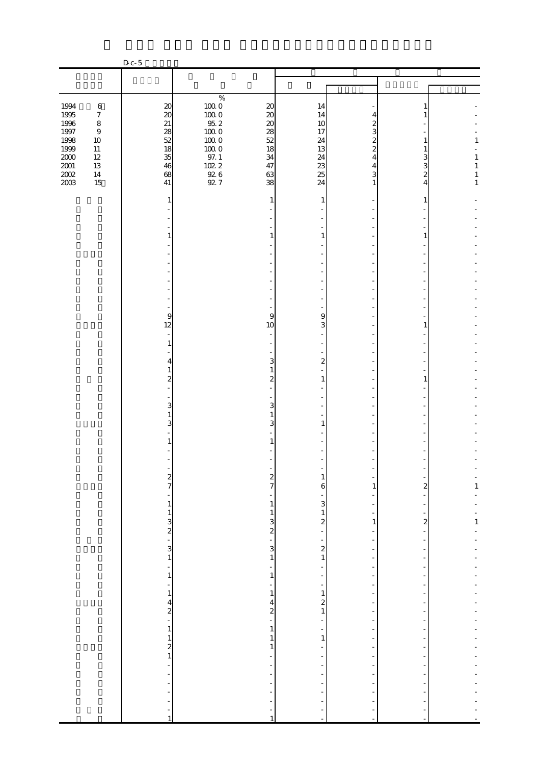D c-5

| | | | | | | | |
|---|---|---|---|---|---|---|---|
| | | % | | | | | |
| 1994 6 | 20 | 100.0 | 20 | 14 | - | 1 | - |
| 1995 7 | 20 | 100.0 | 20 | 14 | 4 | 1 | - |
| 1996 8 | 21 | 95.2 | 20 | 10 | 2 | - | - |
| 1997 9 | 28 | 100.0 | 28 | 17 | 3 | - | - |
| 1998 10 | 52 | 100.0 | 52 | 24 | 2 | 1 | 1 |
| 1999 11 | 18 | 100.0 | 18 | 13 | 2 | 1 | - |
| 2000 12 | 35 | 97.1 | 34 | 24 | 4 | 3 | 1 |
| 2001 13 | 46 | 102.2 | 47 | 23 | 4 | 3 | 1 |
| 2002 14 | 68 | 92.6 | 63 | 25 | 3 | 2 | 1 |
| 2003 15 | 41 | 92.7 | 38 | 24 | 1 | 4 | 1 |
| | 1 | | 1 | 1 | - | 1 | - |
| | - | | - | - | - | - | - |
| | - | | - | - | - | - | - |
| | - | | - | - | - | - | - |
| | 1 | | 1 | 1 | - | 1 | - |
| | - | | - | - | - | - | - |
| | - | | - | - | - | - | - |
| | - | | - | - | - | - | - |
| | - | | - | - | - | - | - |
| | - | | - | - | - | - | - |
| | - | | - | - | - | - | - |
| | - | | - | - | - | - | - |
| | - | | - | - | - | - | - |
| | 9 | | 9 | 9 | - | - | - |
| | 12 | | 10 | 3 | - | 1 | - |
| | - | | - | - | - | - | - |
| | 1 | | - | - | - | - | - |
| | - | | - | - | - | - | - |
| | 4 | | 3 | 2 | - | - | - |
| | 1 | | 1 | - | - | - | - |
| | 2 | | 2 | 1 | - | 1 | - |
| | - | | - | - | - | - | - |
| | - | | - | - | - | - | - |
| | 3 | | 3 | - | - | - | - |
| | 1 | | 1 | - | - | - | - |
| | 3 | | 3 | 1 | - | - | - |
| | - | | - | - | - | - | - |
| | 1 | | 1 | - | - | - | - |
| | - | | - | - | - | - | - |
| | - | | - | - | - | - | - |
| | - | | - | - | - | - | - |
| | 2 | | 2 | 1 | - | - | - |
| | 7 | | 7 | 6 | 1 | 2 | 1 |
| | - | | - | - | - | - | - |
| | 1 | | 1 | 3 | - | - | - |
| | 1 | | 1 | 1 | - | - | - |
| | 3 | | 3 | 2 | 1 | 2 | 1 |
| | 2 | | 2 | - | - | - | - |
| | - | | - | - | - | - | - |
| | 3 | | 3 | 2 | - | - | - |
| | 1 | | 1 | 1 | - | - | - |
| | - | | - | - | - | - | - |
| | 1 | | 1 | - | - | - | - |
| | - | | - | - | - | - | - |
| | 1 | | 1 | 1 | - | - | - |
| | 4 | | 4 | 2 | - | - | - |
| | 2 | | 2 | 1 | - | - | - |
| | - | | - | - | - | - | - |
| | 1 | | 1 | - | - | - | - |
| | 1 | | 1 | 1 | - | - | - |
| | 2 | | 1 | - | - | - | - |
| | 1 | | - | - | - | - | - |
| | - | | - | - | - | - | - |
| | - | | - | - | - | - | - |
| | - | | - | - | - | - | - |
| | - | | - | - | - | - | - |
| | - | | - | - | - | - | - |
| | - | | - | - | - | - | - |
| | 1 | | 1 | - | - | - | - |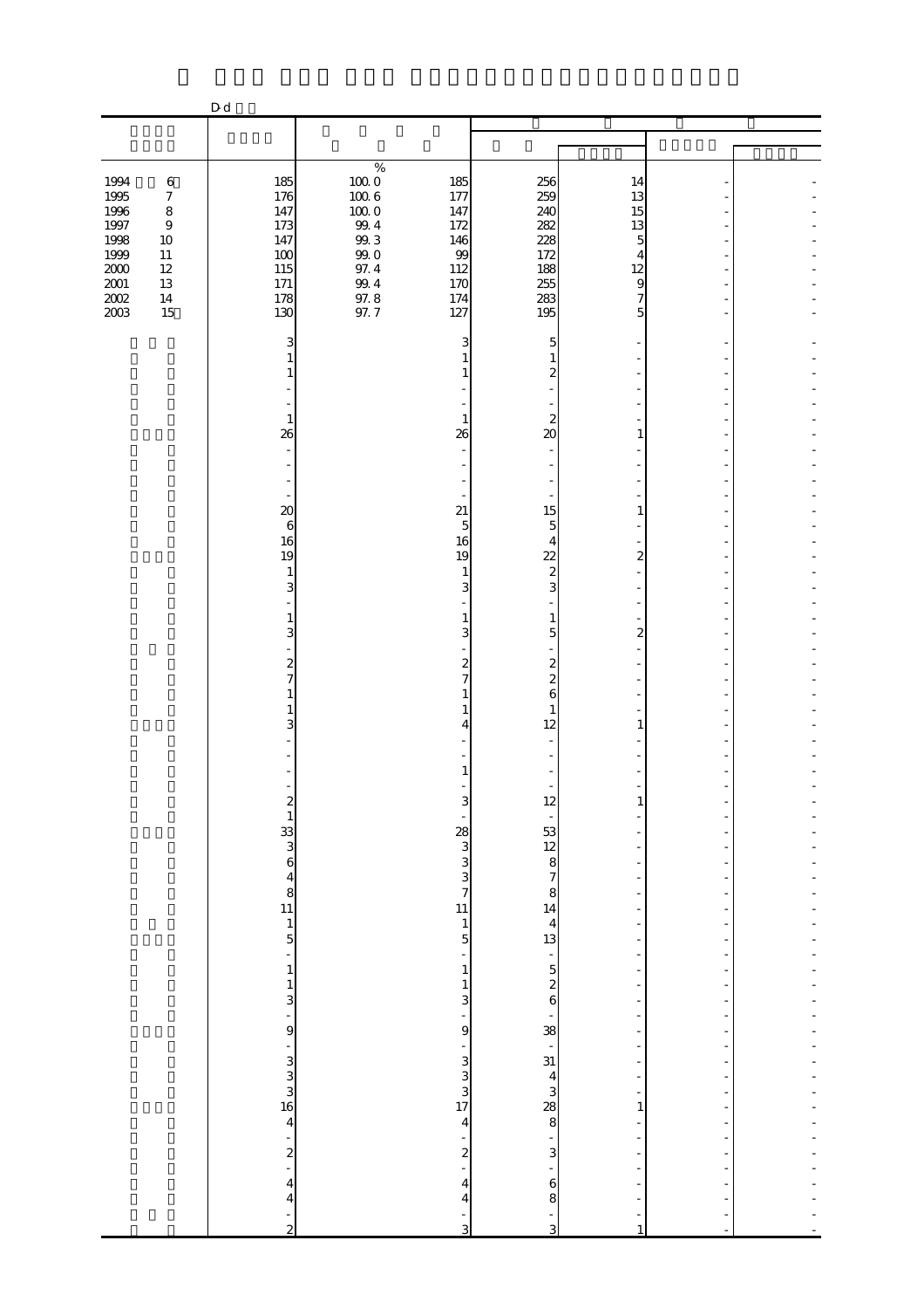D-d

| | | | | | | | |
|---|---|---|---|---|---|---|---|
| | | | | | | | |
| | | % | | | | | |
| 1994 6 | 185 | 100.0 | 185 | 256 | 14 | - | - |
| 1995 7 | 176 | 100.6 | 177 | 259 | 13 | - | - |
| 1996 8 | 147 | 100.0 | 147 | 240 | 15 | - | - |
| 1997 9 | 173 | 99.4 | 172 | 282 | 13 | - | - |
| 1998 10 | 147 | 99.3 | 146 | 228 | 5 | - | - |
| 1999 11 | 100 | 99.0 | 99 | 172 | 4 | - | - |
| 2000 12 | 115 | 97.4 | 112 | 188 | 12 | - | - |
| 2001 13 | 171 | 99.4 | 170 | 255 | 9 | - | - |
| 2002 14 | 178 | 97.8 | 174 | 283 | 7 | - | - |
| 2003 15 | 130 | 97.7 | 127 | 195 | 5 | - | - |
| | 3 | | 3 | 5 | - | - | - |
| | 1 | | 1 | 1 | - | - | - |
| | 1 | | 1 | 2 | - | - | - |
| | - | | - | - | - | - | - |
| | - | | - | - | - | - | - |
| | 1 | | 1 | 2 | - | - | - |
| | 26 | | 26 | 20 | 1 | - | - |
| | - | | - | - | - | - | - |
| | - | | - | - | - | - | - |
| | - | | - | - | - | - | - |
| | - | | - | - | - | - | - |
| | 20 | | 21 | 15 | 1 | - | - |
| | 6 | | 5 | 5 | - | - | - |
| | 16 | | 16 | 4 | - | - | - |
| | 19 | | 19 | 22 | 2 | - | - |
| | 1 | | 1 | 2 | - | - | - |
| | 3 | | 3 | 3 | - | - | - |
| | - | | - | - | - | - | - |
| | 1 | | 1 | 1 | - | - | - |
| | 3 | | 3 | 5 | 2 | - | - |
| | - | | - | - | - | - | - |
| | 2 | | 2 | 2 | - | - | - |
| | 7 | | 7 | 2 | - | - | - |
| | 1 | | 1 | 6 | - | - | - |
| | 1 | | 1 | 1 | - | - | - |
| | 3 | | 4 | 12 | 1 | - | - |
| | - | | - | - | - | - | - |
| | - | | - | - | - | - | - |
| | - | | 1 | - | - | - | - |
| | - | | - | - | - | - | - |
| | 2 | | 3 | 12 | 1 | - | - |
| | 1 | | - | - | - | - | - |
| | 33 | | 28 | 53 | - | - | - |
| | 3 | | 3 | 12 | - | - | - |
| | 6 | | 3 | 8 | - | - | - |
| | 4 | | 3 | 7 | - | - | - |
| | 8 | | 7 | 8 | - | - | - |
| | 11 | | 11 | 14 | - | - | - |
| | 1 | | 1 | 4 | - | - | - |
| | 5 | | 5 | 13 | - | - | - |
| | - | | - | - | - | - | - |
| | 1 | | 1 | 5 | - | - | - |
| | 1 | | 1 | 2 | - | - | - |
| | 3 | | 3 | 6 | - | - | - |
| | - | | - | - | - | - | - |
| | 9 | | 9 | 38 | - | - | - |
| | - | | - | - | - | - | - |
| | 3 | | 3 | 31 | - | - | - |
| | 3 | | 3 | 4 | - | - | - |
| | 3 | | 3 | 3 | - | - | - |
| | 16 | | 17 | 28 | 1 | - | - |
| | 4 | | 4 | 8 | - | - | - |
| | - | | - | - | - | - | - |
| | 2 | | 2 | 3 | - | - | - |
| | - | | - | - | - | - | - |
| | 4 | | 4 | 6 | - | - | - |
| | 4 | | 4 | 8 | - | - | - |
| | - | | - | - | - | - | - |
| | 2 | | 3 | 3 | 1 | - | - |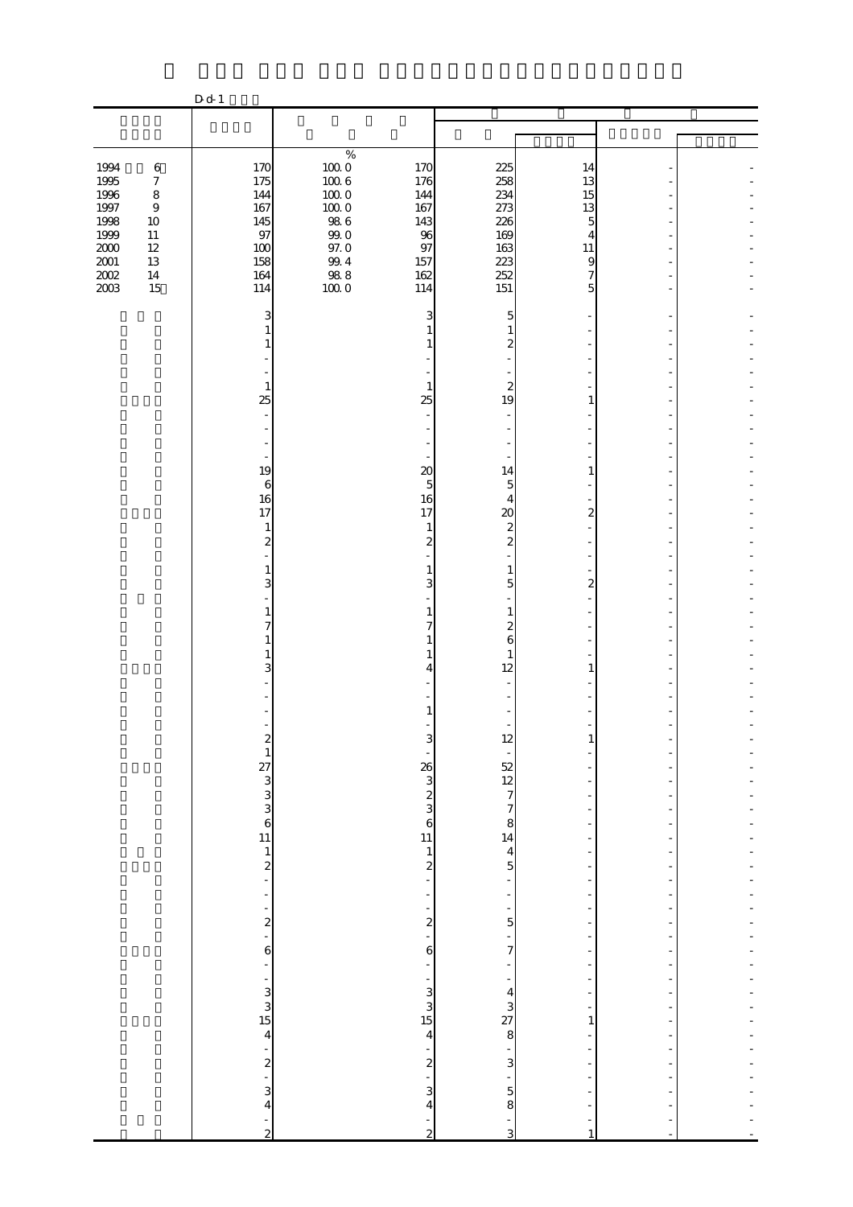D-d-1

| | | | | | | | |
|---|---|---|---|---|---|---|---|
| 1994 6 | 170 | 100.0 | 170 | 225 | 14 | - | - |
| 1995 7 | 175 | 100.6 | 176 | 258 | 13 | - | - |
| 1996 8 | 144 | 100.0 | 144 | 234 | 15 | - | - |
| 1997 9 | 167 | 100.0 | 167 | 273 | 13 | - | - |
| 1998 10 | 145 | 98.6 | 143 | 226 | 5 | - | - |
| 1999 11 | 97 | 99.0 | 96 | 169 | 4 | - | - |
| 2000 12 | 100 | 97.0 | 97 | 163 | 11 | - | - |
| 2001 13 | 158 | 99.4 | 157 | 223 | 9 | - | - |
| 2002 14 | 164 | 98.8 | 162 | 252 | 7 | - | - |
| 2003 15 | 114 | 100.0 | 114 | 151 | 5 | - | - |
| | 3 | | 3 | 5 | - | - | - |
| | 1 | | 1 | 1 | - | - | - |
| | 1 | | 1 | 2 | - | - | - |
| | - | | - | - | - | - | - |
| | - | | - | - | - | - | - |
| | 1 | | 1 | 2 | - | - | - |
| | 25 | | 25 | 19 | 1 | - | - |
| | - | | - | - | - | - | - |
| | - | | - | - | - | - | - |
| | - | | - | - | - | - | - |
| | - | | - | - | - | - | - |
| | 19 | | 20 | 14 | 1 | - | - |
| | 6 | | 5 | 5 | - | - | - |
| | 16 | | 16 | 4 | - | - | - |
| | 17 | | 17 | 20 | 2 | - | - |
| | 1 | | 1 | 2 | - | - | - |
| | 2 | | 2 | 2 | - | - | - |
| | - | | - | - | - | - | - |
| | 1 | | 1 | 1 | - | - | - |
| | 3 | | 3 | 5 | 2 | - | - |
| | - | | - | - | - | - | - |
| | 1 | | 1 | 1 | - | - | - |
| | 7 | | 7 | 2 | - | - | - |
| | 1 | | 1 | 6 | - | - | - |
| | 1 | | 1 | 1 | - | - | - |
| | 3 | | 4 | 12 | 1 | - | - |
| | - | | - | - | - | - | - |
| | - | | - | - | - | - | - |
| | - | | 1 | - | - | - | - |
| | - | | - | - | - | - | - |
| | 2 | | 3 | 12 | 1 | - | - |
| | 1 | | - | - | - | - | - |
| | 27 | | 26 | 52 | - | - | - |
| | 3 | | 3 | 12 | - | - | - |
| | 3 | | 2 | 7 | - | - | - |
| | 3 | | 3 | 7 | - | - | - |
| | 6 | | 6 | 8 | - | - | - |
| | 11 | | 11 | 14 | - | - | - |
| | 1 | | 1 | 4 | - | - | - |
| | 2 | | 2 | 5 | - | - | - |
| | - | | - | - | - | - | - |
| | - | | - | - | - | - | - |
| | - | | - | - | - | - | - |
| | 2 | | 2 | 5 | - | - | - |
| | - | | - | - | - | - | - |
| | 6 | | 6 | 7 | - | - | - |
| | - | | - | - | - | - | - |
| | - | | - | - | - | - | - |
| | 3 | | 3 | 4 | - | - | - |
| | 3 | | 3 | 3 | - | - | - |
| | 15 | | 15 | 27 | 1 | - | - |
| | 4 | | 4 | 8 | - | - | - |
| | - | | - | - | - | - | - |
| | 2 | | 2 | 3 | - | - | - |
| | - | | - | - | - | - | - |
| | 3 | | 3 | 5 | - | - | - |
| | 4 | | 4 | 8 | - | - | - |
| | - | | - | - | - | - | - |
| | 2 | | 2 | 3 | 1 | - | - |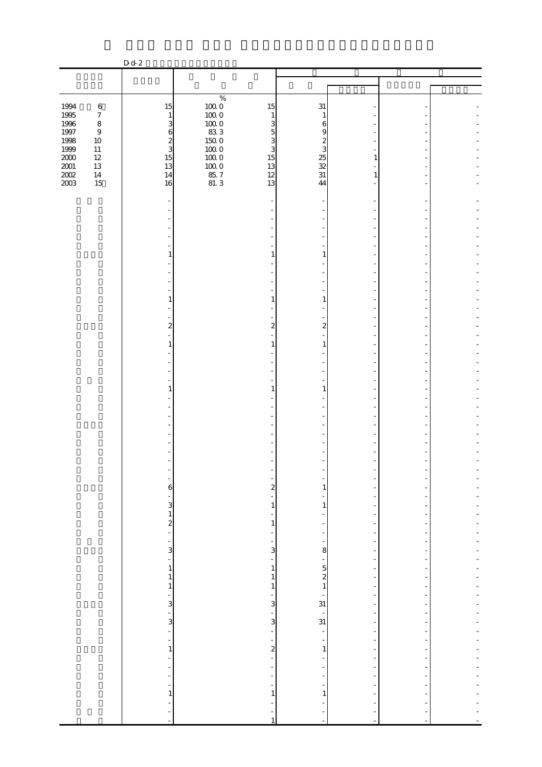Dd-2

| | | % | | | | | |
|---|---|---|---|---|---|---|---|
| 1994 6 | 15 | 100.0 | 15 | 31 | - | - | - |
| 1995 7 | 1 | 100.0 | 1 | 1 | - | - | - |
| 1996 8 | 3 | 100.0 | 3 | 6 | - | - | - |
| 1997 9 | 6 | 83.3 | 5 | 9 | - | - | - |
| 1998 10 | 2 | 150.0 | 3 | 2 | - | - | - |
| 1999 11 | 3 | 100.0 | 3 | 3 | - | - | - |
| 2000 12 | 15 | 100.0 | 15 | 25 | 1 | - | - |
| 2001 13 | 13 | 100.0 | 13 | 32 | - | - | - |
| 2002 14 | 14 | 85.7 | 12 | 31 | 1 | - | - |
| 2003 15 | 16 | 81.3 | 13 | 44 | - | - | - |
| | - | | - | - | - | - | - |
| | - | | - | - | - | - | - |
| | - | | - | - | - | - | - |
| | - | | - | - | - | - | - |
| | - | | - | - | - | - | - |
| | - | | - | - | - | - | - |
| | 1 | | 1 | 1 | - | - | - |
| | - | | - | - | - | - | - |
| | - | | - | - | - | - | - |
| | - | | - | - | - | - | - |
| | - | | - | - | - | - | - |
| | 1 | | 1 | 1 | - | - | - |
| | - | | - | - | - | - | - |
| | - | | - | - | - | - | - |
| | 2 | | 2 | 2 | - | - | - |
| | - | | - | - | - | - | - |
| | 1 | | 1 | 1 | - | - | - |
| | - | | - | - | - | - | - |
| | - | | - | - | - | - | - |
| | - | | - | - | - | - | - |
| | - | | - | - | - | - | - |
| | 1 | | 1 | 1 | - | - | - |
| | - | | - | - | - | - | - |
| | - | | - | - | - | - | - |
| | - | | - | - | - | - | - |
| | - | | - | - | - | - | - |
| | - | | - | - | - | - | - |
| | - | | - | - | - | - | - |
| | - | | - | - | - | - | - |
| | - | | - | - | - | - | - |
| | - | | - | - | - | - | - |
| | - | | - | - | - | - | - |
| | 6 | | 2 | 1 | - | - | - |
| | - | | - | - | - | - | - |
| | 3 | | 1 | 1 | - | - | - |
| | 1 | | - | - | - | - | - |
| | 2 | | 1 | - | - | - | - |
| | - | | - | - | - | - | - |
| | - | | - | - | - | - | - |
| | 3 | | 3 | 8 | - | - | - |
| | - | | - | - | - | - | - |
| | 1 | | 1 | 5 | - | - | - |
| | 1 | | 1 | 2 | - | - | - |
| | 1 | | 1 | 1 | - | - | - |
| | - | | - | - | - | - | - |
| | 3 | | 3 | 31 | - | - | - |
| | - | | - | - | - | - | - |
| | 3 | | 3 | 31 | - | - | - |
| | - | | - | - | - | - | - |
| | - | | - | - | - | - | - |
| | 1 | | 2 | 1 | - | - | - |
| | - | | - | - | - | - | - |
| | - | | - | - | - | - | - |
| | - | | - | - | - | - | - |
| | - | | - | - | - | - | - |
| | 1 | | 1 | 1 | - | - | - |
| | - | | - | - | - | - | - |
| | - | | - | - | - | - | - |
| | - | | 1 | - | - | - | - |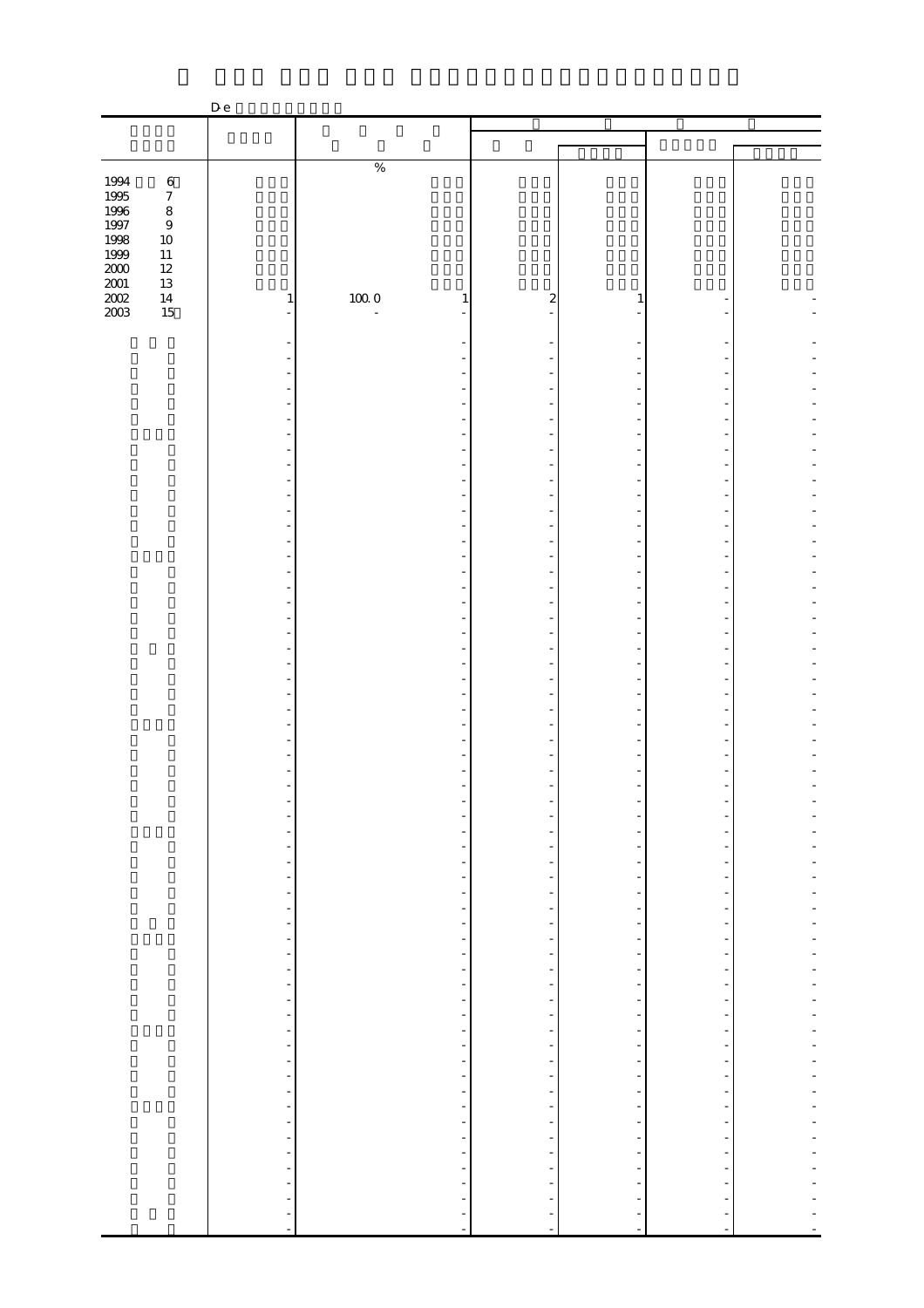De

| | | | | | | |
|---|---|---|---|---|---|---|
| | | % | | | | |
| 1994 6 | | | | | | |
| 1995 7 | | | | | | |
| 1996 8 | | | | | | |
| 1997 9 | | | | | | |
| 1998 10 | | | | | | |
| 1999 11 | | | | | | |
| 2000 12 | | | | | | |
| 2001 13 | | | | | | |
| 2002 14 | 1 | 100.0 1 | 2 | 1 | - | - |
| 2003 15 | - | - - | - | - | - | - |
| | - | - | - | - | - | - |
| | - | - | - | - | - | - |
| | - | - | - | - | - | - |
| | - | - | - | - | - | - |
| | - | - | - | - | - | - |
| | - | - | - | - | - | - |
| | - | - | - | - | - | - |
| | - | - | - | - | - | - |
| | - | - | - | - | - | - |
| | - | - | - | - | - | - |
| | - | - | - | - | - | - |
| | - | - | - | - | - | - |
| | - | - | - | - | - | - |
| | - | - | - | - | - | - |
| | - | - | - | - | - | - |
| | - | - | - | - | - | - |
| | - | - | - | - | - | - |
| | - | - | - | - | - | - |
| | - | - | - | - | - | - |
| | - | - | - | - | - | - |
| | - | - | - | - | - | - |
| | - | - | - | - | - | - |
| | - | - | - | - | - | - |
| | - | - | - | - | - | - |
| | - | - | - | - | - | - |
| | - | - | - | - | - | - |
| | - | - | - | - | - | - |
| | - | - | - | - | - | - |
| | - | - | - | - | - | - |
| | - | - | - | - | - | - |
| | - | - | - | - | - | - |
| | - | - | - | - | - | - |
| | - | - | - | - | - | - |
| | - | - | - | - | - | - |
| | - | - | - | - | - | - |
| | - | - | - | - | - | - |
| | - | - | - | - | - | - |
| | - | - | - | - | - | - |
| | - | - | - | - | - | - |
| | - | - | - | - | - | - |
| | - | - | - | - | - | - |
| | - | - | - | - | - | - |
| | - | - | - | - | - | - |
| | - | - | - | - | - | - |
| | - | - | - | - | - | - |
| | - | - | - | - | - | - |
| | - | - | - | - | - | - |
| | - | - | - | - | - | - |
| | - | - | - | - | - | - |
| | - | - | - | - | - | - |
| | - | - | - | - | - | - |
| | - | - | - | - | - | - |
| | - | - | - | - | - | - |
| | - | - | - | - | - | - |
| | - | - | - | - | - | - |
| | - | - | - | - | - | - |
| | - | - | - | - | - | - |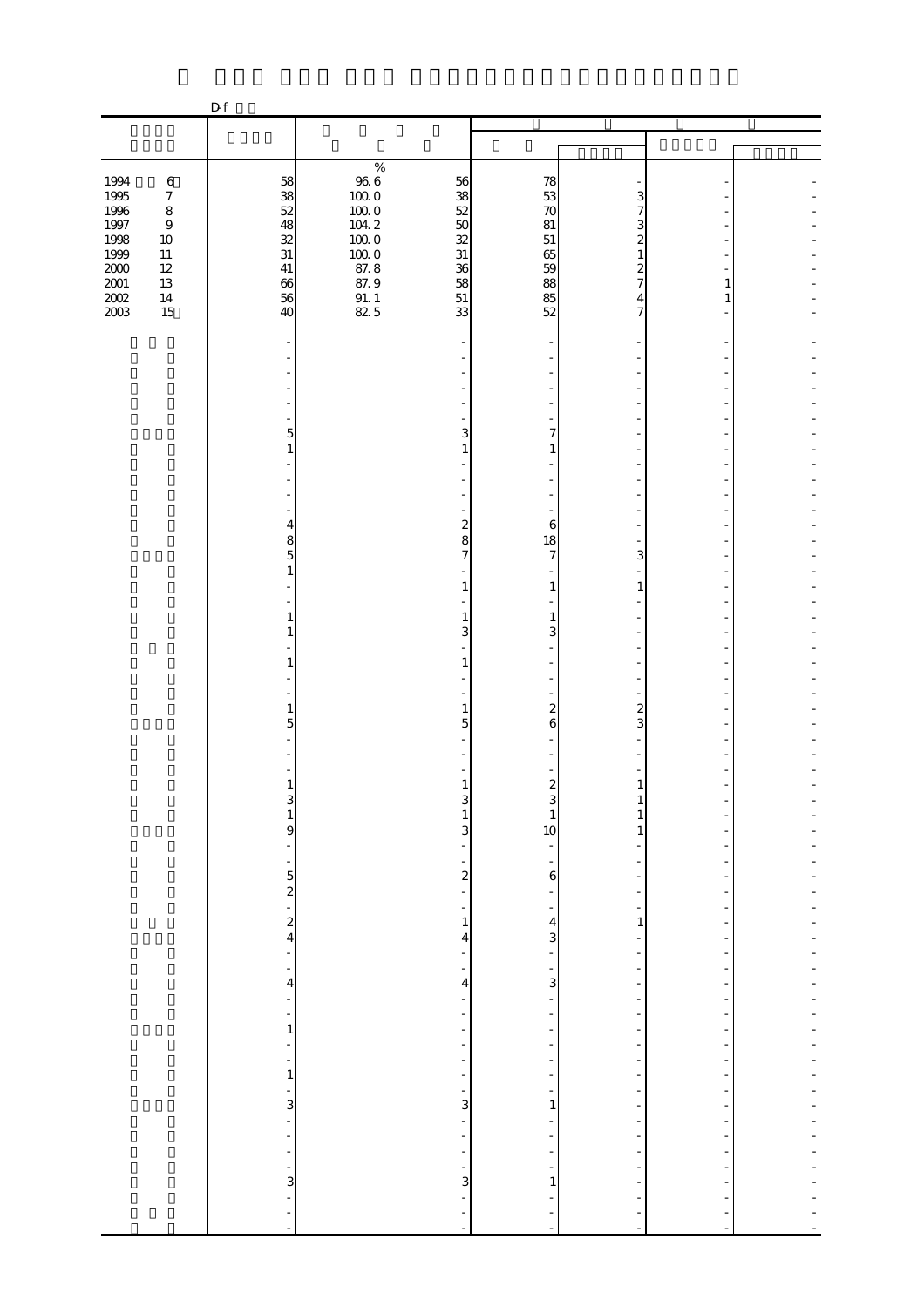D-f

| | | | | | | | |
|---|---|---|---|---|---|---|---|
| | | % | | | | | |
| 1994 6 | 58 | 96.6 | 56 | 78 | - | - | - |
| 1995 7 | 38 | 100.0 | 38 | 53 | 3 | - | - |
| 1996 8 | 52 | 100.0 | 52 | 70 | 7 | - | - |
| 1997 9 | 48 | 104.2 | 50 | 81 | 3 | - | - |
| 1998 10 | 32 | 100.0 | 32 | 51 | 2 | - | - |
| 1999 11 | 31 | 100.0 | 31 | 65 | 1 | - | - |
| 2000 12 | 41 | 87.8 | 36 | 59 | 2 | - | - |
| 2001 13 | 66 | 87.9 | 58 | 88 | 7 | 1 | - |
| 2002 14 | 56 | 91.1 | 51 | 85 | 4 | 1 | - |
| 2003 15 | 40 | 82.5 | 33 | 52 | 7 | - | - |
| | - | | - | - | - | - | - |
| | - | | - | - | - | - | - |
| | - | | - | - | - | - | - |
| | - | | - | - | - | - | - |
| | - | | - | - | - | - | - |
| | - | | - | - | - | - | - |
| | 5 | | 3 | 7 | - | - | - |
| | 1 | | 1 | 1 | - | - | - |
| | - | | - | - | - | - | - |
| | - | | - | - | - | - | - |
| | - | | - | - | - | - | - |
| | - | | - | - | - | - | - |
| | 4 | | 2 | 6 | - | - | - |
| | 8 | | 8 | 18 | - | - | - |
| | 5 | | 7 | 7 | 3 | - | - |
| | 1 | | - | - | - | - | - |
| | - | | 1 | 1 | 1 | - | - |
| | - | | - | - | - | - | - |
| | 1 | | 1 | 1 | - | - | - |
| | 1 | | 3 | 3 | - | - | - |
| | - | | - | - | - | - | - |
| | 1 | | 1 | - | - | - | - |
| | - | | - | - | - | - | - |
| | - | | - | - | - | - | - |
| | 1 | | 1 | 2 | 2 | - | - |
| | 5 | | 5 | 6 | 3 | - | - |
| | - | | - | - | - | - | - |
| | - | | - | - | - | - | - |
| | - | | - | - | - | - | - |
| | 1 | | 1 | 2 | 1 | - | - |
| | 3 | | 3 | 3 | 1 | - | - |
| | 1 | | 1 | 1 | 1 | - | - |
| | 9 | | 3 | 10 | 1 | - | - |
| | - | | - | - | - | - | - |
| | - | | - | - | - | - | - |
| | 5 | | 2 | 6 | - | - | - |
| | 2 | | - | - | - | - | - |
| | - | | - | - | - | - | - |
| | 2 | | 1 | 4 | 1 | - | - |
| | 4 | | 4 | 3 | - | - | - |
| | - | | - | - | - | - | - |
| | - | | - | - | - | - | - |
| | 4 | | 4 | 3 | - | - | - |
| | - | | - | - | - | - | - |
| | - | | - | - | - | - | - |
| | 1 | | - | - | - | - | - |
| | - | | - | - | - | - | - |
| | - | | - | - | - | - | - |
| | 1 | | - | - | - | - | - |
| | - | | - | - | - | - | - |
| | 3 | | 3 | 1 | - | - | - |
| | - | | - | - | - | - | - |
| | - | | - | - | - | - | - |
| | - | | - | - | - | - | - |
| | - | | - | - | - | - | - |
| | 3 | | 3 | 1 | - | - | - |
| | - | | - | - | - | - | - |
| | - | | - | - | - | - | - |
| | - | | - | - | - | - | - |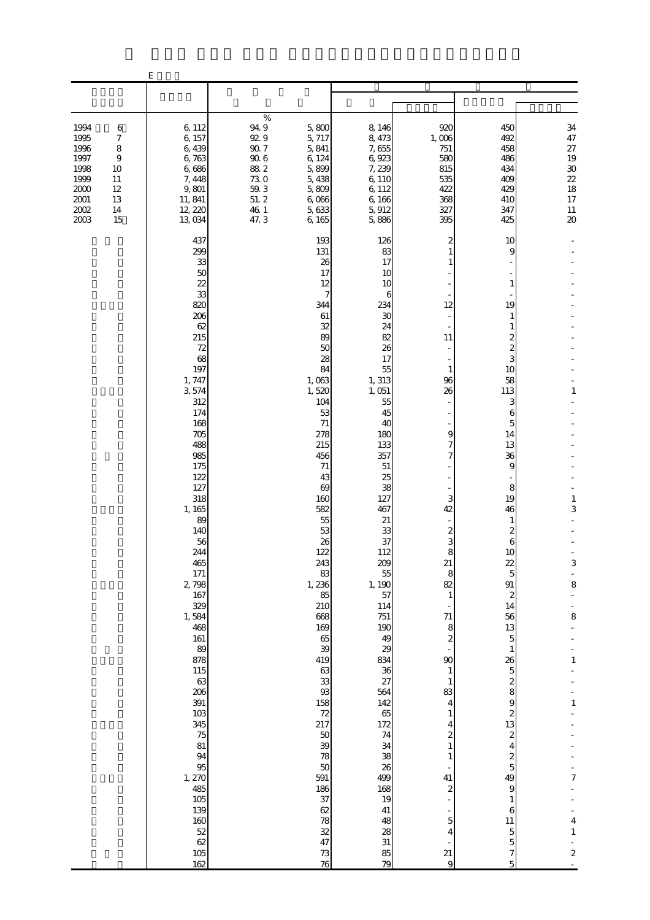E

| | | | | | | | |
|---|---|---|---|---|---|---|---|
| | | | | | | | |
| | | % | | | | | |
| 1994 6 | 6,112 | 94.9 | 5,800 | 8,146 | 920 | 450 | 34 |
| 1995 7 | 6,157 | 92.9 | 5,717 | 8,473 | 1,006 | 492 | 47 |
| 1996 8 | 6,439 | 90.7 | 5,841 | 7,655 | 751 | 458 | 27 |
| 1997 9 | 6,763 | 90.6 | 6,124 | 6,923 | 580 | 486 | 19 |
| 1998 10 | 6,686 | 88.2 | 5,899 | 7,239 | 815 | 434 | 30 |
| 1999 11 | 7,448 | 73.0 | 5,438 | 6,110 | 535 | 409 | 22 |
| 2000 12 | 9,801 | 59.3 | 5,809 | 6,112 | 422 | 429 | 18 |
| 2001 13 | 11,841 | 51.2 | 6,066 | 6,166 | 368 | 410 | 17 |
| 2002 14 | 12,220 | 46.1 | 5,633 | 5,912 | 327 | 347 | 11 |
| 2003 15 | 13,034 | 47.3 | 6,165 | 5,886 | 395 | 425 | 20 |
| | 437 | | 193 | 126 | 2 | 10 | - |
| | 299 | | 131 | 83 | 1 | 9 | - |
| | 33 | | 26 | 17 | 1 | - | - |
| | 50 | | 17 | 10 | - | - | - |
| | 22 | | 12 | 10 | - | 1 | - |
| | 33 | | 7 | 6 | - | - | - |
| | 820 | | 344 | 234 | 12 | 19 | - |
| | 206 | | 61 | 30 | - | 1 | - |
| | 62 | | 32 | 24 | - | 1 | - |
| | 215 | | 89 | 82 | 11 | 2 | - |
| | 72 | | 50 | 26 | - | 2 | - |
| | 68 | | 28 | 17 | - | 3 | - |
| | 197 | | 84 | 55 | 1 | 10 | - |
| | 1,747 | | 1,063 | 1,313 | 96 | 58 | - |
| | 3,574 | | 1,520 | 1,051 | 26 | 113 | 1 |
| | 312 | | 104 | 55 | - | 3 | - |
| | 174 | | 53 | 45 | - | 6 | - |
| | 168 | | 71 | 40 | - | 5 | - |
| | 705 | | 278 | 180 | 9 | 14 | - |
| | 488 | | 215 | 133 | 7 | 13 | - |
| | 985 | | 456 | 357 | 7 | 36 | - |
| | 175 | | 71 | 51 | - | 9 | - |
| | 122 | | 43 | 25 | - | - | - |
| | 127 | | 69 | 38 | - | 8 | - |
| | 318 | | 160 | 127 | 3 | 19 | 1 |
| | 1,165 | | 582 | 467 | 42 | 46 | 3 |
| | 89 | | 55 | 21 | - | 1 | - |
| | 140 | | 53 | 33 | 2 | 2 | - |
| | 56 | | 26 | 37 | 3 | 6 | - |
| | 244 | | 122 | 112 | 8 | 10 | - |
| | 465 | | 243 | 209 | 21 | 22 | 3 |
| | 171 | | 83 | 55 | 8 | 5 | - |
| | 2,798 | | 1,236 | 1,190 | 82 | 91 | 8 |
| | 167 | | 85 | 57 | 1 | 2 | - |
| | 329 | | 210 | 114 | - | 14 | - |
| | 1,584 | | 668 | 751 | 71 | 56 | 8 |
| | 468 | | 169 | 190 | 8 | 13 | - |
| | 161 | | 65 | 49 | 2 | 5 | - |
| | 89 | | 39 | 29 | - | 1 | - |
| | 878 | | 419 | 834 | 90 | 26 | 1 |
| | 115 | | 63 | 36 | 1 | 5 | - |
| | 63 | | 33 | 27 | 1 | 2 | - |
| | 206 | | 93 | 564 | 83 | 8 | - |
| | 391 | | 158 | 142 | 4 | 9 | 1 |
| | 103 | | 72 | 65 | 1 | 2 | - |
| | 345 | | 217 | 172 | 4 | 13 | - |
| | 75 | | 50 | 74 | 2 | 2 | - |
| | 81 | | 39 | 34 | 1 | 4 | - |
| | 94 | | 78 | 38 | 1 | 2 | - |
| | 95 | | 50 | 26 | - | 5 | - |
| | 1,270 | | 591 | 499 | 41 | 49 | 7 |
| | 485 | | 186 | 168 | 2 | 9 | - |
| | 105 | | 37 | 19 | - | 1 | - |
| | 139 | | 62 | 41 | - | 6 | - |
| | 160 | | 78 | 48 | 5 | 11 | 4 |
| | 52 | | 32 | 28 | 4 | 5 | 1 |
| | 62 | | 47 | 31 | - | 5 | - |
| | 105 | | 73 | 85 | 21 | 7 | 2 |
| | 162 | | 76 | 79 | 9 | 5 | - |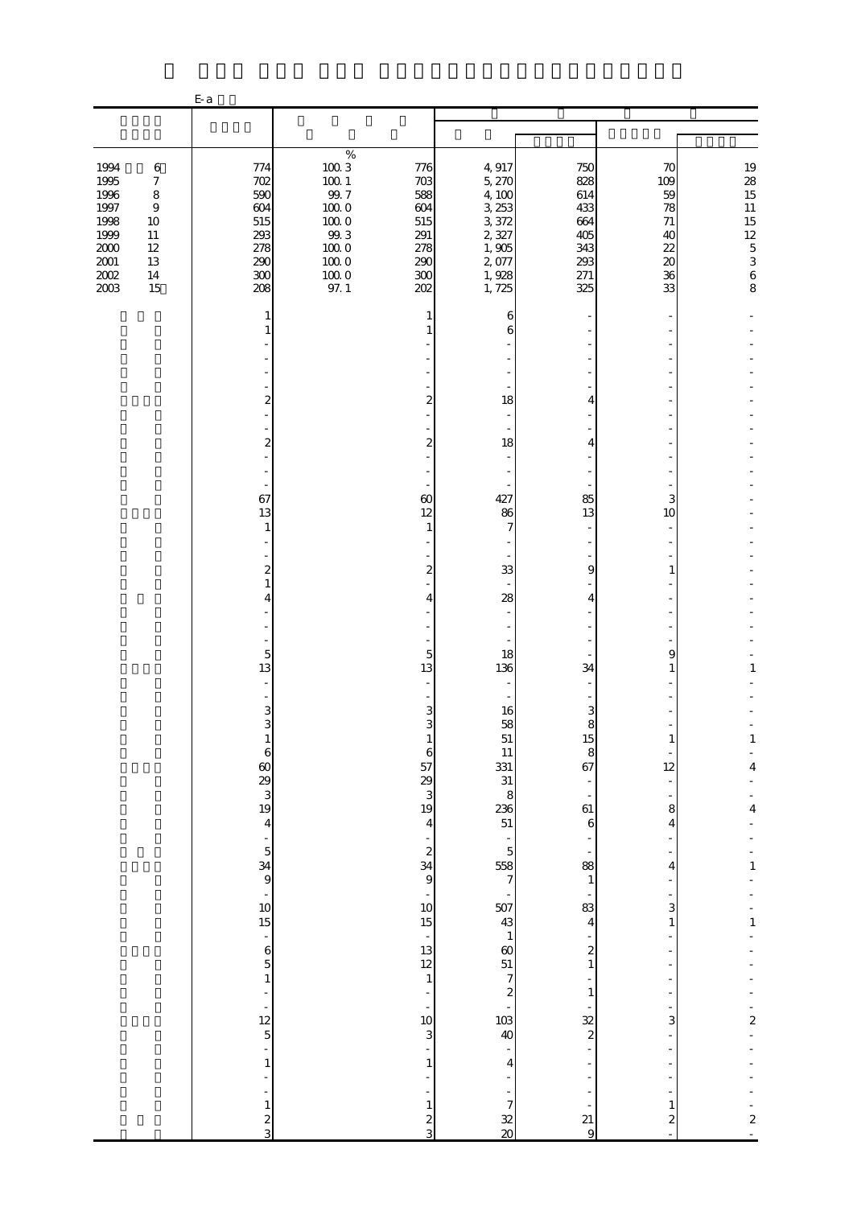E-a

| | | | | | | | |
|---|---|---|---|---|---|---|---|
| | | % | | | | | |
| 1994 6 | 774 | 100.3 | 776 | 4,917 | 750 | 70 | 19 |
| 1995 7 | 702 | 100.1 | 703 | 5,270 | 828 | 109 | 28 |
| 1996 8 | 590 | 99.7 | 588 | 4,100 | 614 | 59 | 15 |
| 1997 9 | 604 | 100.0 | 604 | 3,253 | 433 | 78 | 11 |
| 1998 10 | 515 | 100.0 | 515 | 3,372 | 664 | 71 | 15 |
| 1999 11 | 293 | 99.3 | 291 | 2,327 | 405 | 40 | 12 |
| 2000 12 | 278 | 100.0 | 278 | 1,905 | 343 | 22 | 5 |
| 2001 13 | 290 | 100.0 | 290 | 2,077 | 293 | 20 | 3 |
| 2002 14 | 300 | 100.0 | 300 | 1,928 | 271 | 36 | 6 |
| 2003 15 | 208 | 97.1 | 202 | 1,725 | 325 | 33 | 8 |
| | 1 | | 1 | 6 | - | - | - |
| | 1 | | 1 | 6 | - | - | - |
| | - | | - | - | - | - | - |
| | - | | - | - | - | - | - |
| | - | | - | - | - | - | - |
| | - | | - | - | - | - | - |
| | - | | - | - | - | - | - |
| | 2 | | 2 | 18 | 4 | - | - |
| | - | | - | - | - | - | - |
| | - | | - | - | - | - | - |
| | 2 | | 2 | 18 | 4 | - | - |
| | - | | - | - | - | - | - |
| | - | | - | - | - | - | - |
| | - | | - | - | - | - | - |
| | 67 | | 60 | 427 | 85 | 3 | - |
| | 13 | | 12 | 86 | 13 | 10 | - |
| | 1 | | 1 | 7 | - | - | - |
| | - | | - | - | - | - | - |
| | - | | - | - | - | - | - |
| | 2 | | 2 | 33 | 9 | 1 | - |
| | 1 | | - | - | - | - | - |
| | 4 | | 4 | 28 | 4 | - | - |
| | - | | - | - | - | - | - |
| | - | | - | - | - | - | - |
| | - | | - | - | - | - | - |
| | 5 | | 5 | 18 | - | 9 | - |
| | 13 | | 13 | 136 | 34 | 1 | 1 |
| | - | | - | - | - | - | - |
| | - | | - | - | - | - | - |
| | 3 | | 3 | 16 | 3 | - | - |
| | 3 | | 3 | 58 | 8 | - | - |
| | 1 | | 1 | 51 | 15 | 1 | 1 |
| | 6 | | 6 | 11 | 8 | - | - |
| | 60 | | 57 | 331 | 67 | 12 | 4 |
| | 29 | | 29 | 31 | - | - | - |
| | 3 | | 3 | 8 | - | - | - |
| | 19 | | 19 | 236 | 61 | 8 | 4 |
| | 4 | | 4 | 51 | 6 | 4 | - |
| | - | | - | - | - | - | - |
| | 5 | | 2 | 5 | - | - | - |
| | 34 | | 34 | 558 | 88 | 4 | 1 |
| | 9 | | 9 | 7 | 1 | - | - |
| | - | | - | - | - | - | - |
| | 10 | | 10 | 507 | 83 | 3 | - |
| | 15 | | 15 | 43 | 4 | 1 | 1 |
| | - | | - | 1 | - | - | - |
| | 6 | | 13 | 60 | 2 | - | - |
| | 5 | | 12 | 51 | 1 | - | - |
| | 1 | | 1 | 7 | - | - | - |
| | - | | - | 2 | 1 | - | - |
| | - | | - | - | - | - | - |
| | 12 | | 10 | 103 | 32 | 3 | 2 |
| | 5 | | 3 | 40 | 2 | - | - |
| | - | | - | - | - | - | - |
| | 1 | | 1 | 4 | - | - | - |
| | - | | - | - | - | - | - |
| | - | | - | - | - | - | - |
| | 1 | | 1 | 7 | - | 1 | - |
| | 2 | | 2 | 32 | 21 | 2 | 2 |
| | 3 | | 3 | 20 | 9 | - | - |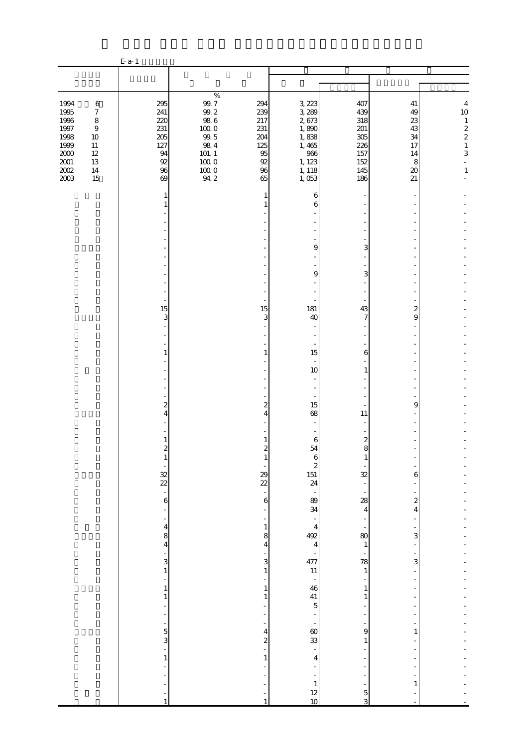E-a-1

| | | | | | | | |
|---|---|---|---|---|---|---|---|
| | | | | | | | |
| | | % | | | | | |
| 1994 6 | 295 | 99.7 | 294 | 3,223 | 407 | 41 | 4 |
| 1995 7 | 241 | 99.2 | 239 | 3,289 | 439 | 49 | 10 |
| 1996 8 | 220 | 98.6 | 217 | 2,673 | 318 | 23 | 1 |
| 1997 9 | 231 | 100.0 | 231 | 1,890 | 201 | 43 | 2 |
| 1998 10 | 205 | 99.5 | 204 | 1,838 | 305 | 34 | 2 |
| 1999 11 | 127 | 98.4 | 125 | 1,465 | 226 | 17 | 1 |
| 2000 12 | 94 | 101.1 | 95 | 966 | 157 | 14 | 3 |
| 2001 13 | 92 | 100.0 | 92 | 1,123 | 152 | 8 | - |
| 2002 14 | 96 | 100.0 | 96 | 1,118 | 145 | 20 | 1 |
| 2003 15 | 69 | 94.2 | 65 | 1,053 | 186 | 21 | - |
| | 1 | | 1 | 6 | - | - | - |
| | 1 | | 1 | 6 | - | - | - |
| | - | | - | - | - | - | - |
| | - | | - | - | - | - | - |
| | - | | - | - | - | - | - |
| | - | | - | - | - | - | - |
| | - | | - | 9 | 3 | - | - |
| | - | | - | - | - | - | - |
| | - | | - | - | - | - | - |
| | - | | - | 9 | 3 | - | - |
| | - | | - | - | - | - | - |
| | - | | - | - | - | - | - |
| | - | | - | - | - | - | - |
| | 15 | | 15 | 181 | 43 | 2 | - |
| | 3 | | 3 | 40 | 7 | 9 | - |
| | - | | - | - | - | - | - |
| | - | | - | - | - | - | - |
| | - | | - | - | - | - | - |
| | 1 | | 1 | 15 | 6 | - | - |
| | - | | - | - | - | - | - |
| | - | | - | 10 | 1 | - | - |
| | - | | - | - | - | - | - |
| | - | | - | - | - | - | - |
| | - | | - | - | - | - | - |
| | 2 | | 2 | 15 | - | 9 | - |
| | 4 | | 4 | 68 | 11 | - | - |
| | - | | - | - | - | - | - |
| | - | | - | - | - | - | - |
| | 1 | | 1 | 6 | 2 | - | - |
| | 2 | | 2 | 54 | 8 | - | - |
| | 1 | | 1 | 6 | 1 | - | - |
| | - | | - | 2 | - | - | - |
| | 32 | | 29 | 151 | 32 | 6 | - |
| | 22 | | 22 | 24 | - | - | - |
| | - | | - | - | - | - | - |
| | 6 | | 6 | 89 | 28 | 2 | - |
| | - | | - | 34 | 4 | 4 | - |
| | - | | - | - | - | - | - |
| | 4 | | 1 | 4 | - | - | - |
| | 8 | | 8 | 492 | 80 | 3 | - |
| | 4 | | 4 | 4 | 1 | - | - |
| | - | | - | - | - | - | - |
| | 3 | | 3 | 477 | 78 | 3 | - |
| | 1 | | 1 | 11 | 1 | - | - |
| | - | | - | - | - | - | - |
| | 1 | | 1 | 46 | 1 | - | - |
| | 1 | | 1 | 41 | 1 | - | - |
| | - | | - | 5 | - | - | - |
| | - | | - | - | - | - | - |
| | - | | - | - | - | - | - |
| | 5 | | 4 | 60 | 9 | 1 | - |
| | 3 | | 2 | 33 | 1 | - | - |
| | - | | - | - | - | - | - |
| | 1 | | 1 | 4 | - | - | - |
| | - | | - | - | - | - | - |
| | - | | - | - | - | - | - |
| | - | | - | 1 | - | 1 | - |
| | - | | - | 12 | 5 | - | - |
| | 1 | | 1 | 10 | 3 | - | - |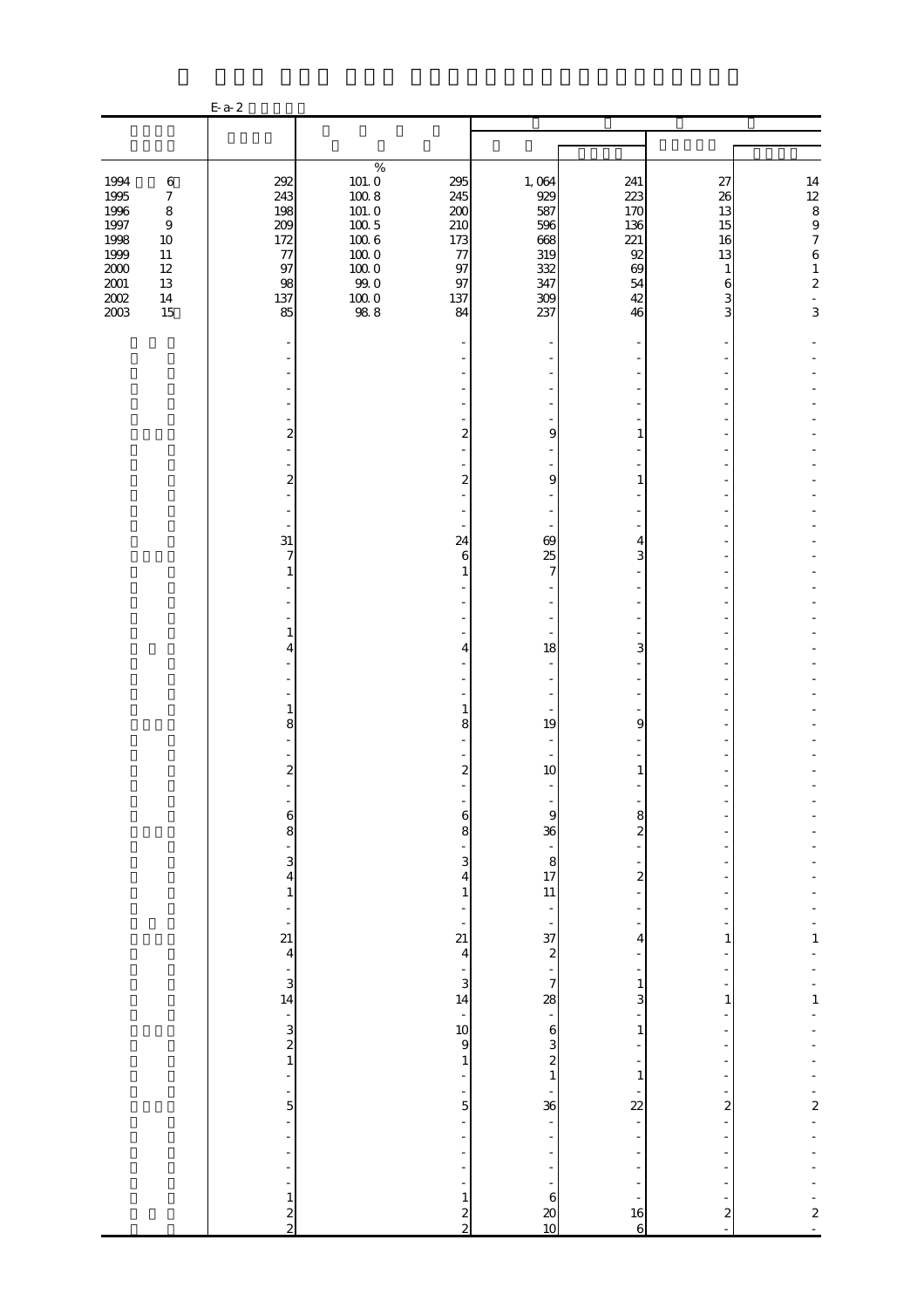E-a-2

| | | | | | | | |
|---|---|---|---|---|---|---|---|
| | | % | | | | | |
| 1994 6 | 292 | 101.0 | 295 | 1,064 | 241 | 27 | 14 |
| 1995 7 | 243 | 100.8 | 245 | 929 | 223 | 26 | 12 |
| 1996 8 | 198 | 101.0 | 200 | 587 | 170 | 13 | 8 |
| 1997 9 | 209 | 100.5 | 210 | 596 | 136 | 15 | 9 |
| 1998 10 | 172 | 100.6 | 173 | 668 | 221 | 16 | 7 |
| 1999 11 | 77 | 100.0 | 77 | 319 | 92 | 13 | 6 |
| 2000 12 | 97 | 100.0 | 97 | 332 | 69 | 1 | 1 |
| 2001 13 | 98 | 99.0 | 97 | 347 | 54 | 6 | 2 |
| 2002 14 | 137 | 100.0 | 137 | 309 | 42 | 3 | - |
| 2003 15 | 85 | 98.8 | 84 | 237 | 46 | 3 | 3 |
| | - | | - | - | - | - | - |
| | - | | - | - | - | - | - |
| | - | | - | - | - | - | - |
| | - | | - | - | - | - | - |
| | - | | - | - | - | - | - |
| | - | | - | - | - | - | - |
| | 2 | | 2 | 9 | 1 | - | - |
| | - | | - | - | - | - | - |
| | - | | - | - | - | - | - |
| | 2 | | 2 | 9 | 1 | - | - |
| | - | | - | - | - | - | - |
| | - | | - | - | - | - | - |
| | - | | - | - | - | - | - |
| | 31 | | 24 | 69 | 4 | - | - |
| | 7 | | 6 | 25 | 3 | - | - |
| | 1 | | 1 | 7 | - | - | - |
| | - | | - | - | - | - | - |
| | - | | - | - | - | - | - |
| | - | | - | - | - | - | - |
| | 1 | | - | - | - | - | - |
| | 4 | | 4 | 18 | 3 | - | - |
| | - | | - | - | - | - | - |
| | - | | - | - | - | - | - |
| | - | | - | - | - | - | - |
| | 1 | | 1 | - | - | - | - |
| | 8 | | 8 | 19 | 9 | - | - |
| | - | | - | - | - | - | - |
| | - | | - | - | - | - | - |
| | 2 | | 2 | 10 | 1 | - | - |
| | - | | - | - | - | - | - |
| | - | | - | - | - | - | - |
| | 6 | | 6 | 9 | 8 | - | - |
| | 8 | | 8 | 36 | 2 | - | - |
| | - | | - | - | - | - | - |
| | 3 | | 3 | 8 | - | - | - |
| | 4 | | 4 | 17 | 2 | - | - |
| | 1 | | 1 | 11 | - | - | - |
| | - | | - | - | - | - | - |
| | - | | - | - | - | - | - |
| | 21 | | 21 | 37 | 4 | 1 | 1 |
| | 4 | | 4 | 2 | - | - | - |
| | - | | - | - | - | - | - |
| | 3 | | 3 | 7 | 1 | - | - |
| | 14 | | 14 | 28 | 3 | 1 | 1 |
| | - | | - | - | - | - | - |
| | 3 | | 10 | 6 | 1 | - | - |
| | 2 | | 9 | 3 | - | - | - |
| | 1 | | 1 | 2 | - | - | - |
| | - | | - | 1 | 1 | - | - |
| | - | | - | - | - | - | - |
| | 5 | | 5 | 36 | 22 | 2 | 2 |
| | - | | - | - | - | - | - |
| | - | | - | - | - | - | - |
| | - | | - | - | - | - | - |
| | - | | - | - | - | - | - |
| | - | | - | - | - | - | - |
| | 1 | | 1 | 6 | - | - | - |
| | 2 | | 2 | 20 | 16 | 2 | 2 |
| | 2 | | 2 | 10 | 6 | - | - |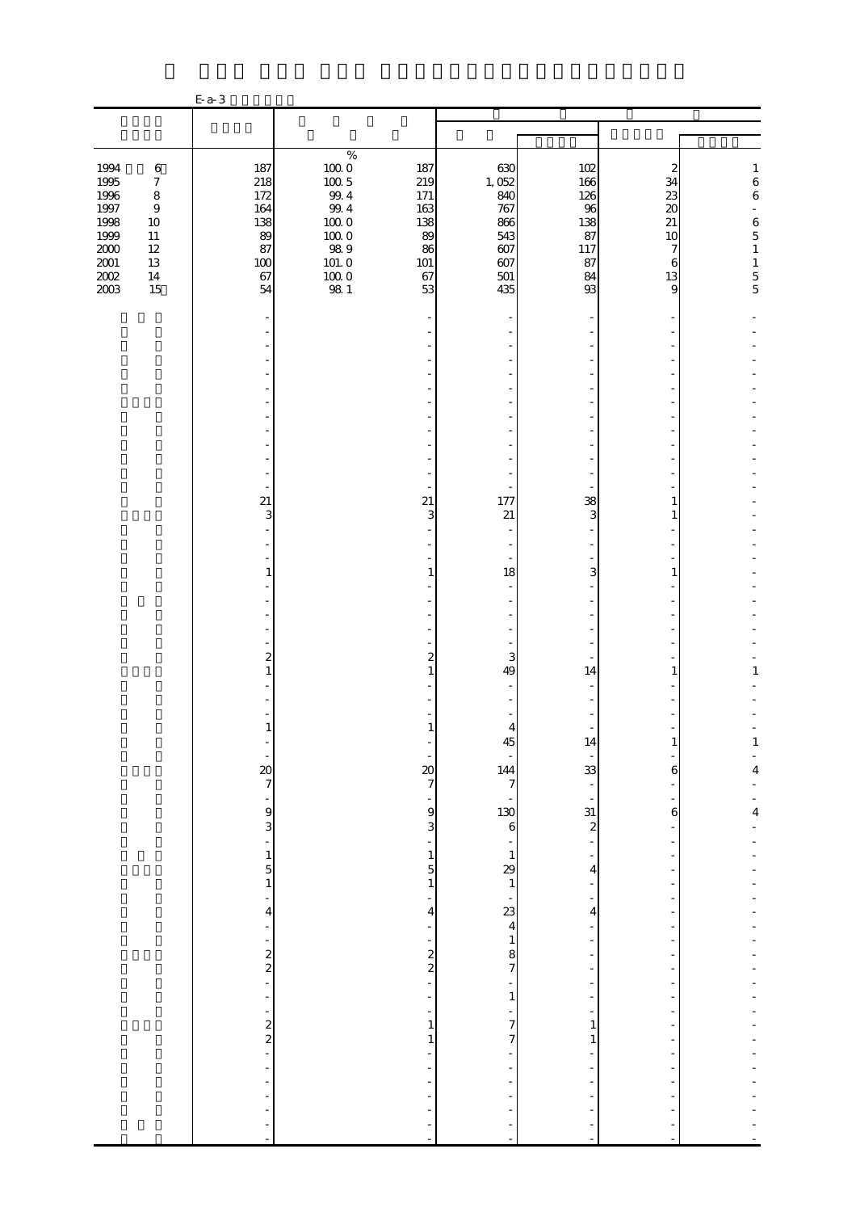E-a-3

| | | | | | | | |
|---|---|---|---|---|---|---|---|
| | | | | | | | |
| 1994 6 | 187 | 100.0 | 187 | 630 | 102 | 2 | 1 |
| 1995 7 | 218 | 100.5 | 219 | 1,052 | 166 | 34 | 6 |
| 1996 8 | 172 | 99.4 | 171 | 840 | 126 | 23 | 6 |
| 1997 9 | 164 | 99.4 | 163 | 767 | 96 | 20 | - |
| 1998 10 | 138 | 100.0 | 138 | 866 | 138 | 21 | 6 |
| 1999 11 | 89 | 100.0 | 89 | 543 | 87 | 10 | 5 |
| 2000 12 | 87 | 98.9 | 86 | 607 | 117 | 7 | 1 |
| 2001 13 | 100 | 101.0 | 101 | 607 | 87 | 6 | 1 |
| 2002 14 | 67 | 100.0 | 67 | 501 | 84 | 13 | 5 |
| 2003 15 | 54 | 98.1 | 53 | 435 | 93 | 9 | 5 |
| | - | | - | - | - | - | - |
| | - | | - | - | - | - | - |
| | - | | - | - | - | - | - |
| | - | | - | - | - | - | - |
| | - | | - | - | - | - | - |
| | - | | - | - | - | - | - |
| | - | | - | - | - | - | - |
| | - | | - | - | - | - | - |
| | - | | - | - | - | - | - |
| | - | | - | - | - | - | - |
| | - | | - | - | - | - | - |
| | - | | - | - | - | - | - |
| | - | | - | - | - | - | - |
| | 21 | | 21 | 177 | 38 | 1 | - |
| | 3 | | 3 | 21 | 3 | 1 | - |
| | - | | - | - | - | - | - |
| | - | | - | - | - | - | - |
| | - | | - | - | - | - | - |
| | 1 | | 1 | 18 | 3 | 1 | - |
| | - | | - | - | - | - | - |
| | - | | - | - | - | - | - |
| | - | | - | - | - | - | - |
| | - | | - | - | - | - | - |
| | - | | - | - | - | - | - |
| | 2 | | 2 | 3 | - | - | - |
| | 1 | | 1 | 49 | 14 | 1 | 1 |
| | - | | - | - | - | - | - |
| | - | | - | - | - | - | - |
| | - | | - | - | - | - | - |
| | 1 | | 1 | 4 | - | - | - |
| | - | | - | 45 | 14 | 1 | 1 |
| | - | | - | - | - | - | - |
| | 20 | | 20 | 144 | 33 | 6 | 4 |
| | 7 | | 7 | 7 | - | - | - |
| | - | | - | - | - | - | - |
| | 9 | | 9 | 130 | 31 | 6 | 4 |
| | 3 | | 3 | 6 | 2 | - | - |
| | - | | - | - | - | - | - |
| | 1 | | 1 | 1 | - | - | - |
| | 5 | | 5 | 29 | 4 | - | - |
| | 1 | | 1 | 1 | - | - | - |
| | - | | - | - | - | - | - |
| | 4 | | 4 | 23 | 4 | - | - |
| | - | | - | 4 | - | - | - |
| | - | | - | 1 | - | - | - |
| | 2 | | 2 | 8 | - | - | - |
| | 2 | | 2 | 7 | - | - | - |
| | - | | - | - | - | - | - |
| | - | | - | 1 | - | - | - |
| | - | | - | - | - | - | - |
| | 2 | | 1 | 7 | 1 | - | - |
| | 2 | | 1 | 7 | 1 | - | - |
| | - | | - | - | - | - | - |
| | - | | - | - | - | - | - |
| | - | | - | - | - | - | - |
| | - | | - | - | - | - | - |
| | - | | - | - | - | - | - |
| | - | | - | - | - | - | - |
| | - | | - | - | - | - | - |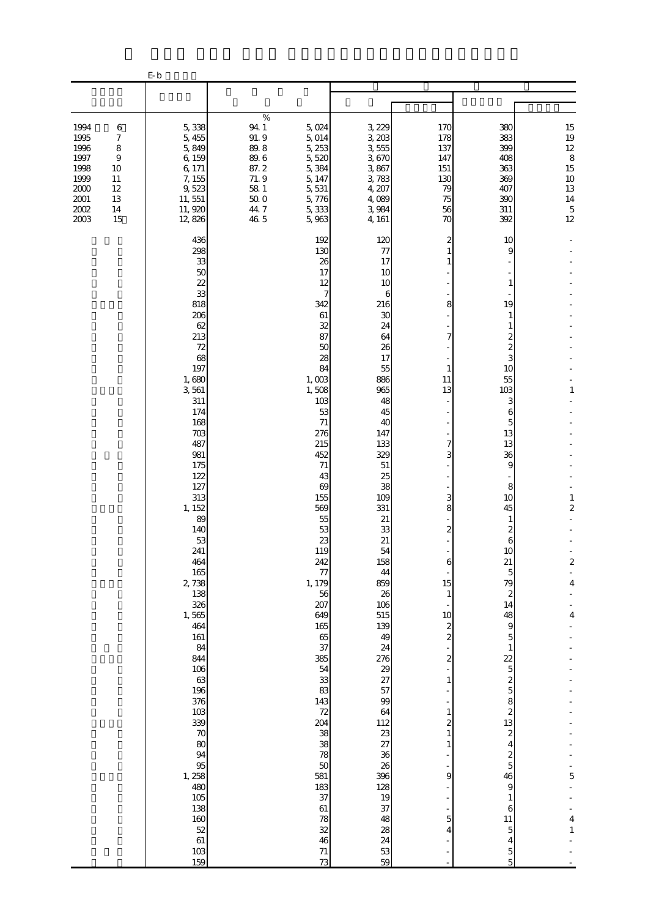E-b

| | | | | | | | |
|---|---|---|---|---|---|---|---|
| 1994 6 | 5,338 | 94.1 | 5,024 | 3,229 | 170 | 380 | 15 |
| 1995 7 | 5,455 | 91.9 | 5,014 | 3,203 | 178 | 383 | 19 |
| 1996 8 | 5,849 | 89.8 | 5,253 | 3,555 | 137 | 399 | 12 |
| 1997 9 | 6,159 | 89.6 | 5,520 | 3,670 | 147 | 408 | 8 |
| 1998 10 | 6,171 | 87.2 | 5,384 | 3,867 | 151 | 363 | 15 |
| 1999 11 | 7,155 | 71.9 | 5,147 | 3,783 | 130 | 369 | 10 |
| 2000 12 | 9,523 | 58.1 | 5,531 | 4,207 | 79 | 407 | 13 |
| 2001 13 | 11,551 | 50.0 | 5,776 | 4,089 | 75 | 390 | 14 |
| 2002 14 | 11,920 | 44.7 | 5,333 | 3,984 | 56 | 311 | 5 |
| 2003 15 | 12,826 | 46.5 | 5,963 | 4,161 | 70 | 392 | 12 |
| | 436 | | 192 | 120 | 2 | 10 | - |
| | 298 | | 130 | 77 | 1 | 9 | - |
| | 33 | | 26 | 17 | 1 | - | - |
| | 50 | | 17 | 10 | - | - | - |
| | 22 | | 12 | 10 | - | 1 | - |
| | 33 | | 7 | 6 | - | - | - |
| | 818 | | 342 | 216 | 8 | 19 | - |
| | 206 | | 61 | 30 | - | 1 | - |
| | 62 | | 32 | 24 | - | 1 | - |
| | 213 | | 87 | 64 | 7 | 2 | - |
| | 72 | | 50 | 26 | - | 2 | - |
| | 68 | | 28 | 17 | - | 3 | - |
| | 197 | | 84 | 55 | 1 | 10 | - |
| | 1,680 | | 1,003 | 886 | 11 | 55 | - |
| | 3,561 | | 1,508 | 965 | 13 | 103 | 1 |
| | 311 | | 103 | 48 | - | 3 | - |
| | 174 | | 53 | 45 | - | 6 | - |
| | 168 | | 71 | 40 | - | 5 | - |
| | 703 | | 276 | 147 | - | 13 | - |
| | 487 | | 215 | 133 | 7 | 13 | - |
| | 981 | | 452 | 329 | 3 | 36 | - |
| | 175 | | 71 | 51 | - | 9 | - |
| | 122 | | 43 | 25 | - | - | - |
| | 127 | | 69 | 38 | - | 8 | - |
| | 313 | | 155 | 109 | 3 | 10 | 1 |
| | 1,152 | | 569 | 331 | 8 | 45 | 2 |
| | 89 | | 55 | 21 | - | 1 | - |
| | 140 | | 53 | 33 | 2 | 2 | - |
| | 53 | | 23 | 21 | - | 6 | - |
| | 241 | | 119 | 54 | - | 10 | - |
| | 464 | | 242 | 158 | 6 | 21 | 2 |
| | 165 | | 77 | 44 | - | 5 | - |
| | 2,738 | | 1,179 | 859 | 15 | 79 | 4 |
| | 138 | | 56 | 26 | 1 | 2 | - |
| | 326 | | 207 | 106 | - | 14 | - |
| | 1,565 | | 649 | 515 | 10 | 48 | 4 |
| | 464 | | 165 | 139 | 2 | 9 | - |
| | 161 | | 65 | 49 | 2 | 5 | - |
| | 84 | | 37 | 24 | - | 1 | - |
| | 844 | | 385 | 276 | 2 | 22 | - |
| | 106 | | 54 | 29 | - | 5 | - |
| | 63 | | 33 | 27 | 1 | 2 | - |
| | 196 | | 83 | 57 | - | 5 | - |
| | 376 | | 143 | 99 | - | 8 | - |
| | 103 | | 72 | 64 | 1 | 2 | - |
| | 339 | | 204 | 112 | 2 | 13 | - |
| | 70 | | 38 | 23 | 1 | 2 | - |
| | 80 | | 38 | 27 | 1 | 4 | - |
| | 94 | | 78 | 36 | - | 2 | - |
| | 95 | | 50 | 26 | - | 5 | - |
| | 1,258 | | 581 | 396 | 9 | 46 | 5 |
| | 480 | | 183 | 128 | - | 9 | - |
| | 105 | | 37 | 19 | - | 1 | - |
| | 138 | | 61 | 37 | - | 6 | - |
| | 160 | | 78 | 48 | 5 | 11 | 4 |
| | 52 | | 32 | 28 | 4 | 5 | 1 |
| | 61 | | 46 | 24 | - | 4 | - |
| | 103 | | 71 | 53 | - | 5 | - |
| | 159 | | 73 | 59 | - | 5 | - |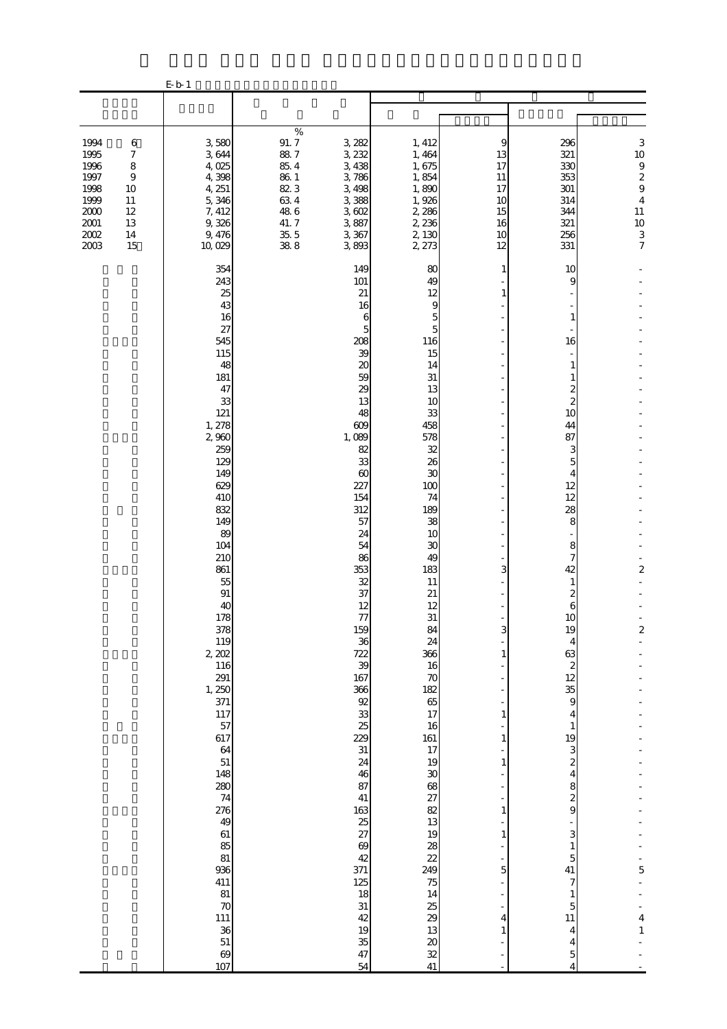E-b-1

| | | | | | | | |
|---|---|---|---|---|---|---|---|
| | | % | | | | | |
| 1994 6 | 3,580 | 91.7 | 3,282 | 1,412 | 9 | 296 | 3 |
| 1995 7 | 3,644 | 88.7 | 3,232 | 1,464 | 13 | 321 | 10 |
| 1996 8 | 4,025 | 85.4 | 3,438 | 1,675 | 17 | 330 | 9 |
| 1997 9 | 4,398 | 86.1 | 3,786 | 1,854 | 11 | 353 | 2 |
| 1998 10 | 4,251 | 82.3 | 3,498 | 1,890 | 17 | 301 | 9 |
| 1999 11 | 5,346 | 63.4 | 3,388 | 1,926 | 10 | 314 | 4 |
| 2000 12 | 7,412 | 48.6 | 3,602 | 2,286 | 15 | 344 | 11 |
| 2001 13 | 9,326 | 41.7 | 3,887 | 2,236 | 16 | 321 | 10 |
| 2002 14 | 9,476 | 35.5 | 3,367 | 2,130 | 10 | 256 | 3 |
| 2003 15 | 10,029 | 38.8 | 3,893 | 2,273 | 12 | 331 | 7 |
| | 354 | | 149 | 80 | 1 | 10 | - |
| | 243 | | 101 | 49 | - | 9 | - |
| | 25 | | 21 | 12 | 1 | - | - |
| | 43 | | 16 | 9 | - | - | - |
| | 16 | | 6 | 5 | - | 1 | - |
| | 27 | | 5 | 5 | - | - | - |
| | 545 | | 208 | 116 | - | 16 | - |
| | 115 | | 39 | 15 | - | - | - |
| | 48 | | 20 | 14 | - | 1 | - |
| | 181 | | 59 | 31 | - | 1 | - |
| | 47 | | 29 | 13 | - | 2 | - |
| | 33 | | 13 | 10 | - | 2 | - |
| | 121 | | 48 | 33 | - | 10 | - |
| | 1,278 | | 609 | 458 | - | 44 | - |
| | 2,960 | | 1,089 | 578 | - | 87 | - |
| | 259 | | 82 | 32 | - | 3 | - |
| | 129 | | 33 | 26 | - | 5 | - |
| | 149 | | 60 | 30 | - | 4 | - |
| | 629 | | 227 | 100 | - | 12 | - |
| | 410 | | 154 | 74 | - | 12 | - |
| | 832 | | 312 | 189 | - | 28 | - |
| | 149 | | 57 | 38 | - | 8 | - |
| | 89 | | 24 | 10 | - | - | - |
| | 104 | | 54 | 30 | - | 8 | - |
| | 210 | | 86 | 49 | - | 7 | - |
| | 861 | | 353 | 183 | 3 | 42 | 2 |
| | 55 | | 32 | 11 | - | 1 | - |
| | 91 | | 37 | 21 | - | 2 | - |
| | 40 | | 12 | 12 | - | 6 | - |
| | 178 | | 77 | 31 | - | 10 | - |
| | 378 | | 159 | 84 | 3 | 19 | 2 |
| | 119 | | 36 | 24 | - | 4 | - |
| | 2,202 | | 722 | 366 | 1 | 63 | - |
| | 116 | | 39 | 16 | - | 2 | - |
| | 291 | | 167 | 70 | - | 12 | - |
| | 1,250 | | 366 | 182 | - | 35 | - |
| | 371 | | 92 | 65 | - | 9 | - |
| | 117 | | 33 | 17 | 1 | 4 | - |
| | 57 | | 25 | 16 | - | 1 | - |
| | 617 | | 229 | 161 | 1 | 19 | - |
| | 64 | | 31 | 17 | - | 3 | - |
| | 51 | | 24 | 19 | 1 | 2 | - |
| | 148 | | 46 | 30 | - | 4 | - |
| | 280 | | 87 | 68 | - | 8 | - |
| | 74 | | 41 | 27 | - | 2 | - |
| | 276 | | 163 | 82 | 1 | 9 | - |
| | 49 | | 25 | 13 | - | - | - |
| | 61 | | 27 | 19 | 1 | 3 | - |
| | 85 | | 69 | 28 | - | 1 | - |
| | 81 | | 42 | 22 | - | 5 | - |
| | 936 | | 371 | 249 | 5 | 41 | 5 |
| | 411 | | 125 | 75 | - | 7 | - |
| | 81 | | 18 | 14 | - | 1 | - |
| | 70 | | 31 | 25 | - | 5 | - |
| | 111 | | 42 | 29 | 4 | 11 | 4 |
| | 36 | | 19 | 13 | 1 | 4 | 1 |
| | 51 | | 35 | 20 | - | 4 | - |
| | 69 | | 47 | 32 | - | 5 | - |
| | 107 | | 54 | 41 | - | 4 | - |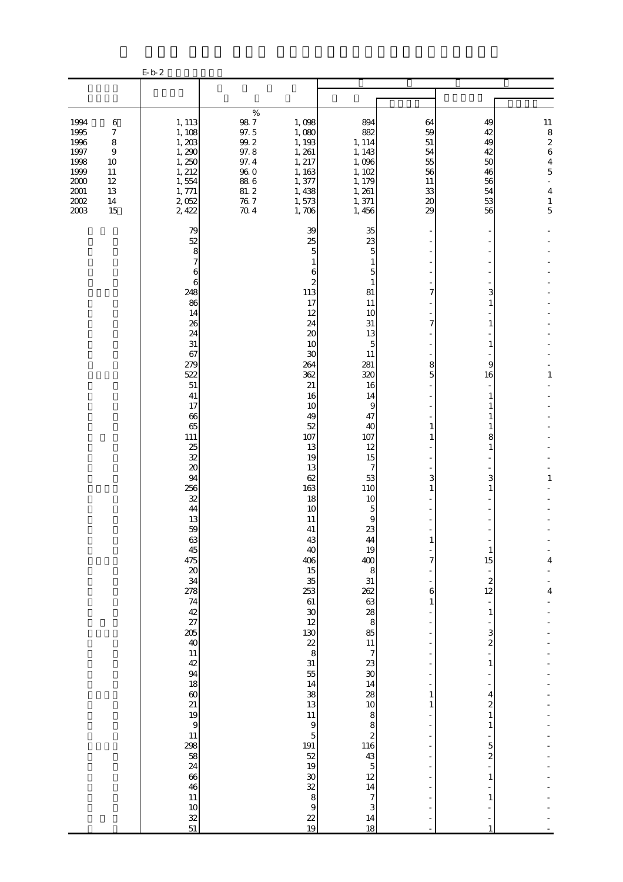E-b-2

| | | | | | | | |
|---|---|---|---|---|---|---|---|
| 1994 6 | 1,113 | 98.7 | 1,098 | 894 | 64 | 49 | 11 |
| 1995 7 | 1,108 | 97.5 | 1,080 | 882 | 59 | 42 | 8 |
| 1996 8 | 1,203 | 99.2 | 1,193 | 1,114 | 51 | 49 | 2 |
| 1997 9 | 1,290 | 97.8 | 1,261 | 1,143 | 54 | 42 | 6 |
| 1998 10 | 1,250 | 97.4 | 1,217 | 1,096 | 55 | 50 | 4 |
| 1999 11 | 1,212 | 96.0 | 1,163 | 1,102 | 56 | 46 | 5 |
| 2000 12 | 1,554 | 88.6 | 1,377 | 1,179 | 11 | 56 | - |
| 2001 13 | 1,771 | 81.2 | 1,438 | 1,261 | 33 | 54 | 4 |
| 2002 14 | 2,052 | 76.7 | 1,573 | 1,371 | 20 | 53 | 1 |
| 2003 15 | 2,422 | 70.4 | 1,706 | 1,456 | 29 | 56 | 5 |
| | 79 | | 39 | 35 | - | - | - |
| | 52 | | 25 | 23 | - | - | - |
| | 8 | | 5 | 5 | - | - | - |
| | 7 | | 1 | 1 | - | - | - |
| | 6 | | 6 | 5 | - | - | - |
| | 6 | | 2 | 1 | - | - | - |
| | 248 | | 113 | 81 | 7 | 3 | - |
| | 86 | | 17 | 11 | - | 1 | - |
| | 14 | | 12 | 10 | - | - | - |
| | 26 | | 24 | 31 | 7 | 1 | - |
| | 24 | | 20 | 13 | - | - | - |
| | 31 | | 10 | 5 | - | 1 | - |
| | 67 | | 30 | 11 | - | - | - |
| | 279 | | 264 | 281 | 8 | 9 | - |
| | 522 | | 362 | 320 | 5 | 16 | 1 |
| | 51 | | 21 | 16 | - | - | - |
| | 41 | | 16 | 14 | - | 1 | - |
| | 17 | | 10 | 9 | - | 1 | - |
| | 66 | | 49 | 47 | - | 1 | - |
| | 65 | | 52 | 40 | 1 | 1 | - |
| | 111 | | 107 | 107 | 1 | 8 | - |
| | 25 | | 13 | 12 | - | 1 | - |
| | 32 | | 19 | 15 | - | - | - |
| | 20 | | 13 | 7 | - | - | - |
| | 94 | | 62 | 53 | 3 | 3 | 1 |
| | 256 | | 163 | 110 | 1 | 1 | - |
| | 32 | | 18 | 10 | - | - | - |
| | 44 | | 10 | 5 | - | - | - |
| | 13 | | 11 | 9 | - | - | - |
| | 59 | | 41 | 23 | - | - | - |
| | 63 | | 43 | 44 | 1 | - | - |
| | 45 | | 40 | 19 | - | 1 | - |
| | 475 | | 406 | 400 | 7 | 15 | 4 |
| | 20 | | 15 | 8 | - | - | - |
| | 34 | | 35 | 31 | - | 2 | - |
| | 278 | | 253 | 262 | 6 | 12 | 4 |
| | 74 | | 61 | 63 | 1 | - | - |
| | 42 | | 30 | 28 | - | 1 | - |
| | 27 | | 12 | 8 | - | - | - |
| | 205 | | 130 | 85 | - | 3 | - |
| | 40 | | 22 | 11 | - | 2 | - |
| | 11 | | 8 | 7 | - | - | - |
| | 42 | | 31 | 23 | - | 1 | - |
| | 94 | | 55 | 30 | - | - | - |
| | 18 | | 14 | 14 | - | - | - |
| | 60 | | 38 | 28 | 1 | 4 | - |
| | 21 | | 13 | 10 | 1 | 2 | - |
| | 19 | | 11 | 8 | - | 1 | - |
| | 9 | | 9 | 8 | - | 1 | - |
| | 11 | | 5 | 2 | - | - | - |
| | 298 | | 191 | 116 | - | 5 | - |
| | 58 | | 52 | 43 | - | 2 | - |
| | 24 | | 19 | 5 | - | - | - |
| | 66 | | 30 | 12 | - | 1 | - |
| | 46 | | 32 | 14 | - | - | - |
| | 11 | | 8 | 7 | - | 1 | - |
| | 10 | | 9 | 3 | - | - | - |
| | 32 | | 22 | 14 | - | - | - |
| | 51 | | 19 | 18 | - | 1 | - |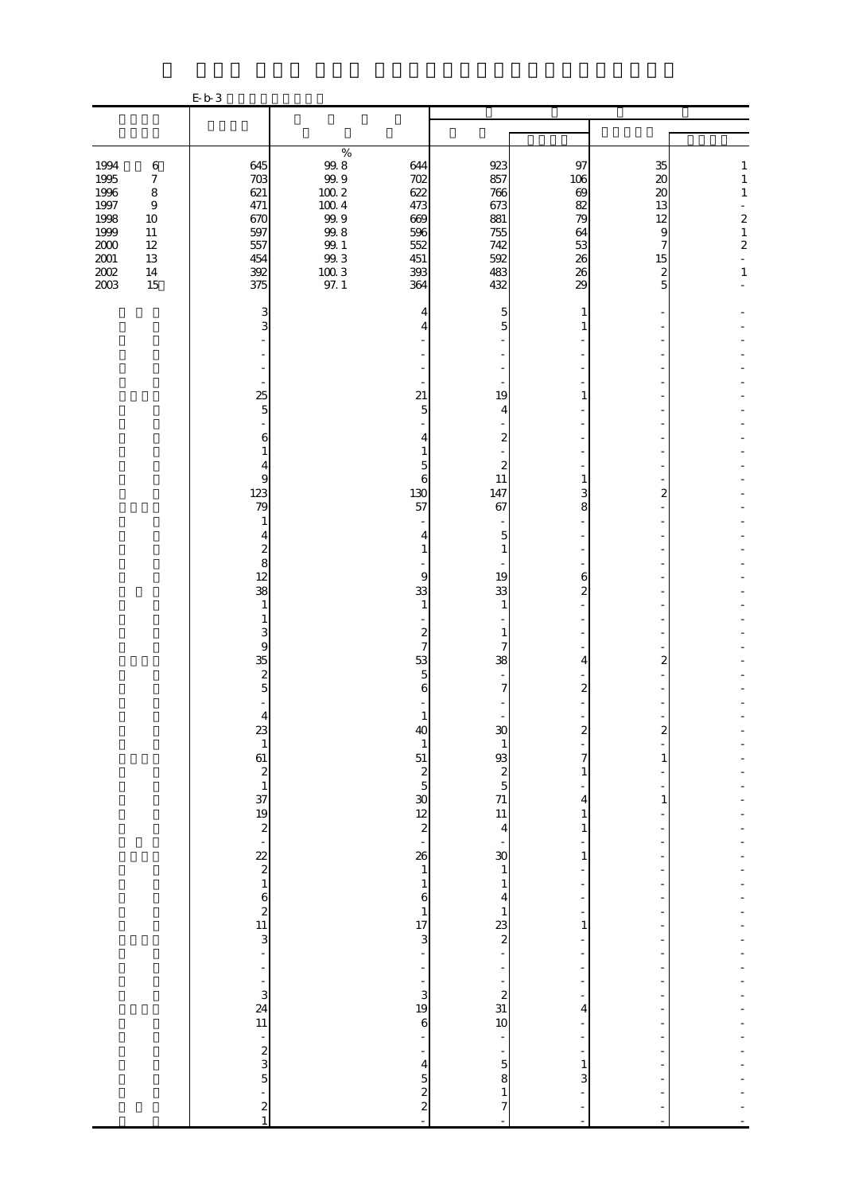E-b-3

| | | | | | | | |
|---|---|---|---|---|---|---|---|
| | | % | | | | | |
| 1994 6 | 645 | 99.8 | 644 | 923 | 97 | 35 | 1 |
| 1995 7 | 703 | 99.9 | 702 | 857 | 106 | 20 | 1 |
| 1996 8 | 621 | 100.2 | 622 | 766 | 69 | 20 | 1 |
| 1997 9 | 471 | 100.4 | 473 | 673 | 82 | 13 | - |
| 1998 10 | 670 | 99.9 | 669 | 881 | 79 | 12 | 2 |
| 1999 11 | 597 | 99.8 | 596 | 755 | 64 | 9 | 1 |
| 2000 12 | 557 | 99.1 | 552 | 742 | 53 | 7 | 2 |
| 2001 13 | 454 | 99.3 | 451 | 592 | 26 | 15 | - |
| 2002 14 | 392 | 100.3 | 393 | 483 | 26 | 2 | 1 |
| 2003 15 | 375 | 97.1 | 364 | 432 | 29 | 5 | - |
| | 3 | | 4 | 5 | 1 | - | - |
| | 3 | | 4 | 5 | 1 | - | - |
| | - | | - | - | - | - | - |
| | - | | - | - | - | - | - |
| | - | | - | - | - | - | - |
| | - | | - | - | - | - | - |
| | 25 | | 21 | 19 | 1 | - | - |
| | 5 | | 5 | 4 | - | - | - |
| | - | | - | - | - | - | - |
| | 6 | | 4 | 2 | - | - | - |
| | 1 | | 1 | - | - | - | - |
| | 4 | | 5 | 2 | - | - | - |
| | 9 | | 6 | 11 | 1 | - | - |
| | 123 | | 130 | 147 | 3 | 2 | - |
| | 79 | | 57 | 67 | 8 | - | - |
| | 1 | | - | - | - | - | - |
| | 4 | | 4 | 5 | - | - | - |
| | 2 | | 1 | 1 | - | - | - |
| | 8 | | - | - | - | - | - |
| | 12 | | 9 | 19 | 6 | - | - |
| | 38 | | 33 | 33 | 2 | - | - |
| | 1 | | 1 | 1 | - | - | - |
| | 1 | | - | - | - | - | - |
| | 3 | | 2 | 1 | - | - | - |
| | 9 | | 7 | 7 | - | - | - |
| | 35 | | 53 | 38 | 4 | 2 | - |
| | 2 | | 5 | - | - | - | - |
| | 5 | | 6 | 7 | 2 | - | - |
| | - | | - | - | - | - | - |
| | 4 | | 1 | - | - | - | - |
| | 23 | | 40 | 30 | 2 | 2 | - |
| | 1 | | 1 | 1 | - | - | - |
| | 61 | | 51 | 93 | 7 | 1 | - |
| | 2 | | 2 | 2 | 1 | - | - |
| | 1 | | 5 | 5 | - | - | - |
| | 37 | | 30 | 71 | 4 | 1 | - |
| | 19 | | 12 | 11 | 1 | - | - |
| | 2 | | 2 | 4 | 1 | - | - |
| | - | | - | - | - | - | - |
| | 22 | | 26 | 30 | 1 | - | - |
| | 2 | | 1 | 1 | - | - | - |
| | 1 | | 1 | 1 | - | - | - |
| | 6 | | 6 | 4 | - | - | - |
| | 2 | | 1 | 1 | - | - | - |
| | 11 | | 17 | 23 | 1 | - | - |
| | 3 | | 3 | 2 | - | - | - |
| | - | | - | - | - | - | - |
| | - | | - | - | - | - | - |
| | - | | - | - | - | - | - |
| | 3 | | 3 | 2 | - | - | - |
| | 24 | | 19 | 31 | 4 | - | - |
| | 11 | | 6 | 10 | - | - | - |
| | - | | - | - | - | - | - |
| | 2 | | - | - | - | - | - |
| | 3 | | 4 | 5 | 1 | - | - |
| | 5 | | 5 | 8 | 3 | - | - |
| | - | | 2 | 1 | - | - | - |
| | 2 | | 2 | 7 | - | - | - |
| | 1 | | - | - | - | - | - |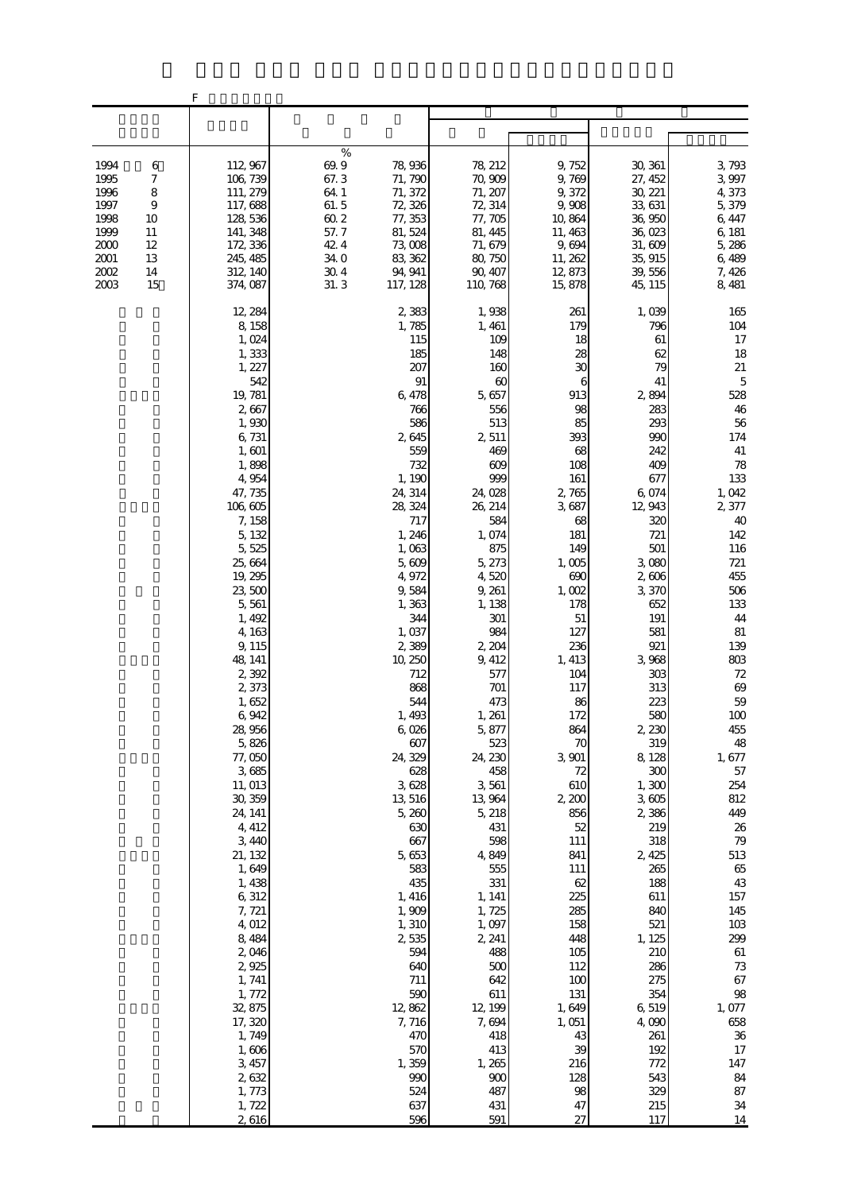F

| | | | | | | | |
|---|---|---|---|---|---|---|---|
| | | % | | | | | |
| 1994 6 | 112,967 | 69.9 | 78,936 | 78,212 | 9,752 | 30,361 | 3,793 |
| 1995 7 | 106,739 | 67.3 | 71,790 | 70,909 | 9,769 | 27,452 | 3,997 |
| 1996 8 | 111,279 | 64.1 | 71,372 | 71,207 | 9,372 | 30,221 | 4,373 |
| 1997 9 | 117,688 | 61.5 | 72,326 | 72,314 | 9,908 | 33,631 | 5,379 |
| 1998 10 | 128,536 | 60.2 | 77,353 | 77,705 | 10,864 | 36,950 | 6,447 |
| 1999 11 | 141,348 | 57.7 | 81,524 | 81,445 | 11,463 | 36,023 | 6,181 |
| 2000 12 | 172,336 | 42.4 | 73,008 | 71,679 | 9,694 | 31,609 | 5,286 |
| 2001 13 | 245,485 | 34.0 | 83,362 | 80,750 | 11,262 | 35,915 | 6,489 |
| 2002 14 | 312,140 | 30.4 | 94,941 | 90,407 | 12,873 | 39,556 | 7,426 |
| 2003 15 | 374,087 | 31.3 | 117,128 | 110,768 | 15,878 | 45,115 | 8,481 |
| | 12,284 | | 2,383 | 1,938 | 261 | 1,039 | 165 |
| | 8,158 | | 1,785 | 1,461 | 179 | 796 | 104 |
| | 1,024 | | 115 | 109 | 18 | 61 | 17 |
| | 1,333 | | 185 | 148 | 28 | 62 | 18 |
| | 1,227 | | 207 | 160 | 30 | 79 | 21 |
| | 542 | | 91 | 60 | 6 | 41 | 5 |
| | 19,781 | | 6,478 | 5,657 | 913 | 2,894 | 528 |
| | 2,667 | | 766 | 556 | 98 | 283 | 46 |
| | 1,930 | | 586 | 513 | 85 | 293 | 56 |
| | 6,731 | | 2,645 | 2,511 | 393 | 990 | 174 |
| | 1,601 | | 559 | 469 | 68 | 242 | 41 |
| | 1,898 | | 732 | 609 | 108 | 409 | 78 |
| | 4,954 | | 1,190 | 999 | 161 | 677 | 133 |
| | 47,735 | | 24,314 | 24,028 | 2,765 | 6,074 | 1,042 |
| | 106,605 | | 28,324 | 26,214 | 3,687 | 12,943 | 2,377 |
| | 7,158 | | 717 | 584 | 68 | 320 | 40 |
| | 5,132 | | 1,246 | 1,074 | 181 | 721 | 142 |
| | 5,525 | | 1,063 | 875 | 149 | 501 | 116 |
| | 25,664 | | 5,609 | 5,273 | 1,005 | 3,080 | 721 |
| | 19,295 | | 4,972 | 4,520 | 690 | 2,606 | 455 |
| | 23,500 | | 9,584 | 9,261 | 1,002 | 3,370 | 506 |
| | 5,561 | | 1,363 | 1,138 | 178 | 652 | 133 |
| | 1,492 | | 344 | 301 | 51 | 191 | 44 |
| | 4,163 | | 1,037 | 984 | 127 | 581 | 81 |
| | 9,115 | | 2,389 | 2,204 | 236 | 921 | 139 |
| | 48,141 | | 10,250 | 9,412 | 1,413 | 3,968 | 803 |
| | 2,392 | | 712 | 577 | 104 | 303 | 72 |
| | 2,373 | | 868 | 701 | 117 | 313 | 69 |
| | 1,652 | | 544 | 473 | 86 | 223 | 59 |
| | 6,942 | | 1,493 | 1,261 | 172 | 580 | 100 |
| | 28,956 | | 6,026 | 5,877 | 864 | 2,230 | 455 |
| | 5,826 | | 607 | 523 | 70 | 319 | 48 |
| | 77,050 | | 24,329 | 24,230 | 3,901 | 8,128 | 1,677 |
| | 3,685 | | 628 | 458 | 72 | 300 | 57 |
| | 11,013 | | 3,628 | 3,561 | 610 | 1,300 | 254 |
| | 30,359 | | 13,516 | 13,964 | 2,200 | 3,605 | 812 |
| | 24,141 | | 5,260 | 5,218 | 856 | 2,386 | 449 |
| | 4,412 | | 630 | 431 | 52 | 219 | 26 |
| | 3,440 | | 667 | 598 | 111 | 318 | 79 |
| | 21,132 | | 5,653 | 4,849 | 841 | 2,425 | 513 |
| | 1,649 | | 583 | 555 | 111 | 265 | 65 |
| | 1,438 | | 435 | 331 | 62 | 188 | 43 |
| | 6,312 | | 1,416 | 1,141 | 225 | 611 | 157 |
| | 7,721 | | 1,909 | 1,725 | 285 | 840 | 145 |
| | 4,012 | | 1,310 | 1,097 | 158 | 521 | 103 |
| | 8,484 | | 2,535 | 2,241 | 448 | 1,125 | 299 |
| | 2,046 | | 594 | 488 | 105 | 210 | 61 |
| | 2,925 | | 640 | 500 | 112 | 286 | 73 |
| | 1,741 | | 711 | 642 | 100 | 275 | 67 |
| | 1,772 | | 590 | 611 | 131 | 354 | 98 |
| | 32,875 | | 12,862 | 12,199 | 1,649 | 6,519 | 1,077 |
| | 17,320 | | 7,716 | 7,694 | 1,051 | 4,090 | 658 |
| | 1,749 | | 470 | 418 | 43 | 261 | 36 |
| | 1,606 | | 570 | 413 | 39 | 192 | 17 |
| | 3,457 | | 1,359 | 1,265 | 216 | 772 | 147 |
| | 2,632 | | 990 | 900 | 128 | 543 | 84 |
| | 1,773 | | 524 | 487 | 98 | 329 | 87 |
| | 1,722 | | 637 | 431 | 47 | 215 | 34 |
| | 2,616 | | 596 | 591 | 27 | 117 | 14 |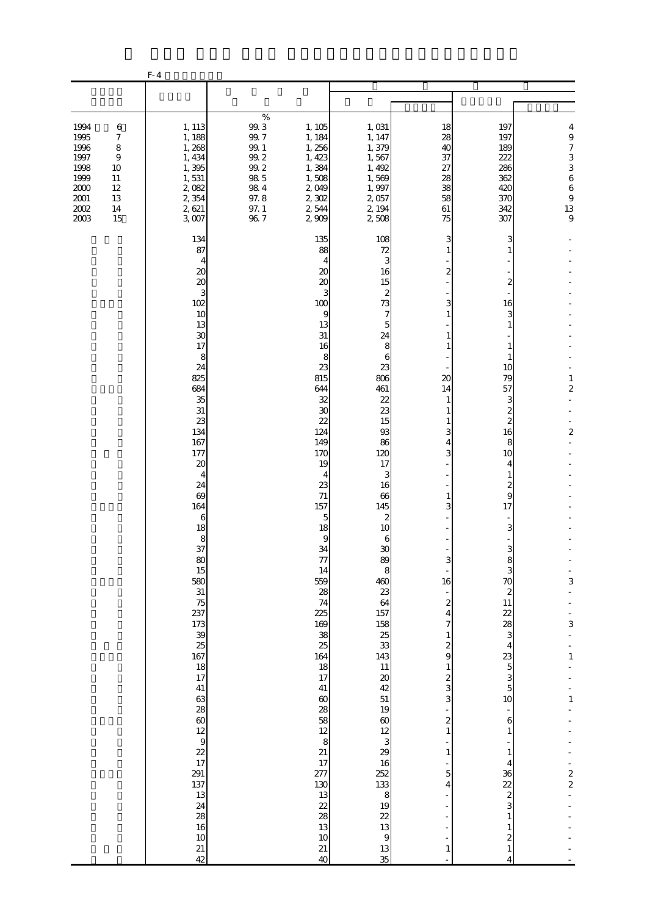F-4

| | | | | | | | |
|---|---|---|---|---|---|---|---|
| | | | | | | | |
| | | % | | | | | |
| 1994 6 | 1,113 | 99.3 | 1,105 | 1,031 | 18 | 197 | 4 |
| 1995 7 | 1,188 | 99.7 | 1,184 | 1,147 | 28 | 197 | 9 |
| 1996 8 | 1,268 | 99.1 | 1,256 | 1,379 | 40 | 189 | 7 |
| 1997 9 | 1,434 | 99.2 | 1,423 | 1,567 | 37 | 222 | 3 |
| 1998 10 | 1,395 | 99.2 | 1,384 | 1,492 | 27 | 286 | 3 |
| 1999 11 | 1,531 | 98.5 | 1,508 | 1,569 | 28 | 362 | 6 |
| 2000 12 | 2,082 | 98.4 | 2,049 | 1,997 | 38 | 420 | 6 |
| 2001 13 | 2,354 | 97.8 | 2,302 | 2,057 | 58 | 370 | 9 |
| 2002 14 | 2,621 | 97.1 | 2,544 | 2,194 | 61 | 342 | 13 |
| 2003 15 | 3,007 | 96.7 | 2,909 | 2,508 | 75 | 307 | 9 |
| | 134 | | 135 | 108 | 3 | 3 | - |
| | 87 | | 88 | 72 | 1 | 1 | - |
| | 4 | | 4 | 3 | - | - | - |
| | 20 | | 20 | 16 | 2 | - | - |
| | 20 | | 20 | 15 | - | 2 | - |
| | 3 | | 3 | 2 | - | - | - |
| | 102 | | 100 | 73 | 3 | 16 | - |
| | 10 | | 9 | 7 | 1 | 3 | - |
| | 13 | | 13 | 5 | - | 1 | - |
| | 30 | | 31 | 24 | 1 | - | - |
| | 17 | | 16 | 8 | 1 | 1 | - |
| | 8 | | 8 | 6 | - | 1 | - |
| | 24 | | 23 | 23 | - | 10 | - |
| | 825 | | 815 | 806 | 20 | 79 | 1 |
| | 684 | | 644 | 461 | 14 | 57 | 2 |
| | 35 | | 32 | 22 | 1 | 3 | - |
| | 31 | | 30 | 23 | 1 | 2 | - |
| | 23 | | 22 | 15 | 1 | 2 | - |
| | 134 | | 124 | 93 | 3 | 16 | 2 |
| | 167 | | 149 | 86 | 4 | 8 | - |
| | 177 | | 170 | 120 | 3 | 10 | - |
| | 20 | | 19 | 17 | - | 4 | - |
| | 4 | | 4 | 3 | - | 1 | - |
| | 24 | | 23 | 16 | - | 2 | - |
| | 69 | | 71 | 66 | 1 | 9 | - |
| | 164 | | 157 | 145 | 3 | 17 | - |
| | 6 | | 5 | 2 | - | - | - |
| | 18 | | 18 | 10 | - | 3 | - |
| | 8 | | 9 | 6 | - | - | - |
| | 37 | | 34 | 30 | - | 3 | - |
| | 80 | | 77 | 89 | 3 | 8 | - |
| | 15 | | 14 | 8 | - | 3 | - |
| | 580 | | 559 | 460 | 16 | 70 | 3 |
| | 31 | | 28 | 23 | - | 2 | - |
| | 75 | | 74 | 64 | 2 | 11 | - |
| | 237 | | 225 | 157 | 4 | 22 | - |
| | 173 | | 169 | 158 | 7 | 28 | 3 |
| | 39 | | 38 | 25 | 1 | 3 | - |
| | 25 | | 25 | 33 | 2 | 4 | - |
| | 167 | | 164 | 143 | 9 | 23 | 1 |
| | 18 | | 18 | 11 | 1 | 5 | - |
| | 17 | | 17 | 20 | 2 | 3 | - |
| | 41 | | 41 | 42 | 3 | 5 | - |
| | 63 | | 60 | 51 | 3 | 10 | 1 |
| | 28 | | 28 | 19 | - | - | - |
| | 60 | | 58 | 60 | 2 | 6 | - |
| | 12 | | 12 | 12 | 1 | 1 | - |
| | 9 | | 8 | 3 | - | - | - |
| | 22 | | 21 | 29 | 1 | 1 | - |
| | 17 | | 17 | 16 | - | 4 | - |
| | 291 | | 277 | 252 | 5 | 36 | 2 |
| | 137 | | 130 | 133 | 4 | 22 | 2 |
| | 13 | | 13 | 8 | - | 2 | - |
| | 24 | | 22 | 19 | - | 3 | - |
| | 28 | | 28 | 22 | - | 1 | - |
| | 16 | | 13 | 13 | - | 1 | - |
| | 10 | | 10 | 9 | - | 2 | - |
| | 21 | | 21 | 13 | 1 | 1 | - |
| | 42 | | 40 | 35 | - | 4 | - |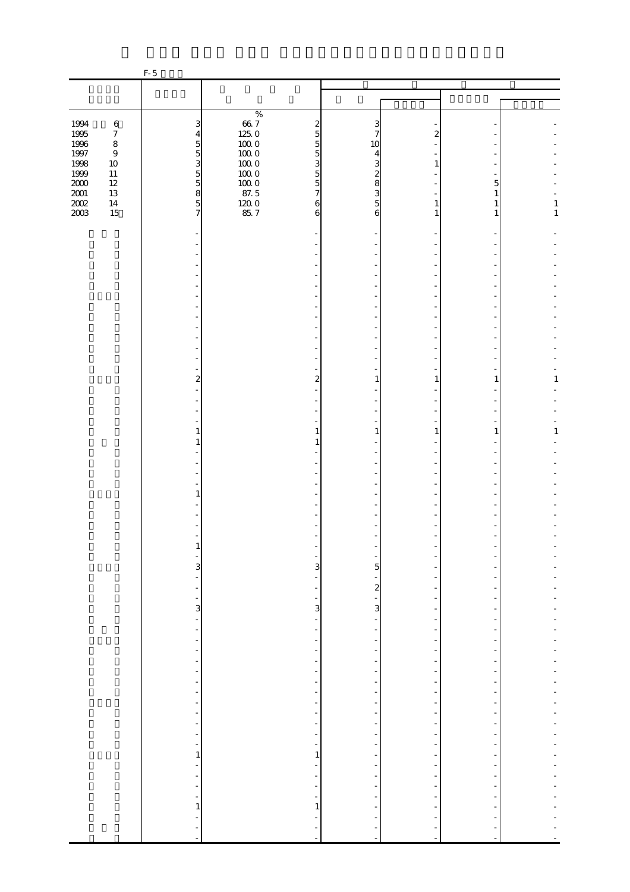F-5

| | | % | | | | | |
|---|---|---|---|---|---|---|---|
| 1994 6 | 3 | 66.7 | 2 | 3 | - | - | - |
| 1995 7 | 4 | 125.0 | 5 | 7 | 2 | - | - |
| 1996 8 | 5 | 100.0 | 5 | 10 | - | - | - |
| 1997 9 | 5 | 100.0 | 5 | 4 | - | - | - |
| 1998 10 | 3 | 100.0 | 3 | 3 | 1 | - | - |
| 1999 11 | 5 | 100.0 | 5 | 2 | - | - | - |
| 2000 12 | 5 | 100.0 | 5 | 8 | - | 5 | - |
| 2001 13 | 8 | 87.5 | 7 | 3 | - | 1 | - |
| 2002 14 | 5 | 120.0 | 6 | 5 | 1 | 1 | 1 |
| 2003 15 | 7 | 85.7 | 6 | 6 | 1 | 1 | 1 |
| | - | | - | - | - | - | - |
| | - | | - | - | - | - | - |
| | - | | - | - | - | - | - |
| | - | | - | - | - | - | - |
| | - | | - | - | - | - | - |
| | - | | - | - | - | - | - |
| | - | | - | - | - | - | - |
| | - | | - | - | - | - | - |
| | - | | - | - | - | - | - |
| | - | | - | - | - | - | - |
| | - | | - | - | - | - | - |
| | - | | - | - | - | - | - |
| | - | | - | - | - | - | - |
| | - | | - | - | - | - | - |
| | 2 | | 2 | 1 | 1 | 1 | 1 |
| | - | | - | - | - | - | - |
| | - | | - | - | - | - | - |
| | - | | - | - | - | - | - |
| | - | | - | - | - | - | - |
| | 1 | | 1 | 1 | 1 | 1 | 1 |
| | 1 | | 1 | - | - | - | - |
| | - | | - | - | - | - | - |
| | - | | - | - | - | - | - |
| | - | | - | - | - | - | - |
| | - | | - | - | - | - | - |
| | 1 | | - | - | - | - | - |
| | - | | - | - | - | - | - |
| | - | | - | - | - | - | - |
| | - | | - | - | - | - | - |
| | - | | - | - | - | - | - |
| | 1 | | - | - | - | - | - |
| | - | | - | - | - | - | - |
| | 3 | | 3 | 5 | - | - | - |
| | - | | - | - | - | - | - |
| | - | | - | 2 | - | - | - |
| | - | | - | - | - | - | - |
| | 3 | | 3 | 3 | - | - | - |
| | - | | - | - | - | - | - |
| | - | | - | - | - | - | - |
| | - | | - | - | - | - | - |
| | - | | - | - | - | - | - |
| | - | | - | - | - | - | - |
| | - | | - | - | - | - | - |
| | - | | - | - | - | - | - |
| | - | | - | - | - | - | - |
| | - | | - | - | - | - | - |
| | - | | - | - | - | - | - |
| | - | | - | - | - | - | - |
| | - | | - | - | - | - | - |
| | - | | - | - | - | - | - |
| | 1 | | 1 | - | - | - | - |
| | - | | - | - | - | - | - |
| | - | | - | - | - | - | - |
| | - | | - | - | - | - | - |
| | - | | - | - | - | - | - |
| | 1 | | 1 | - | - | - | - |
| | - | | - | - | - | - | - |
| | - | | - | - | - | - | - |
| | - | | - | - | - | - | - |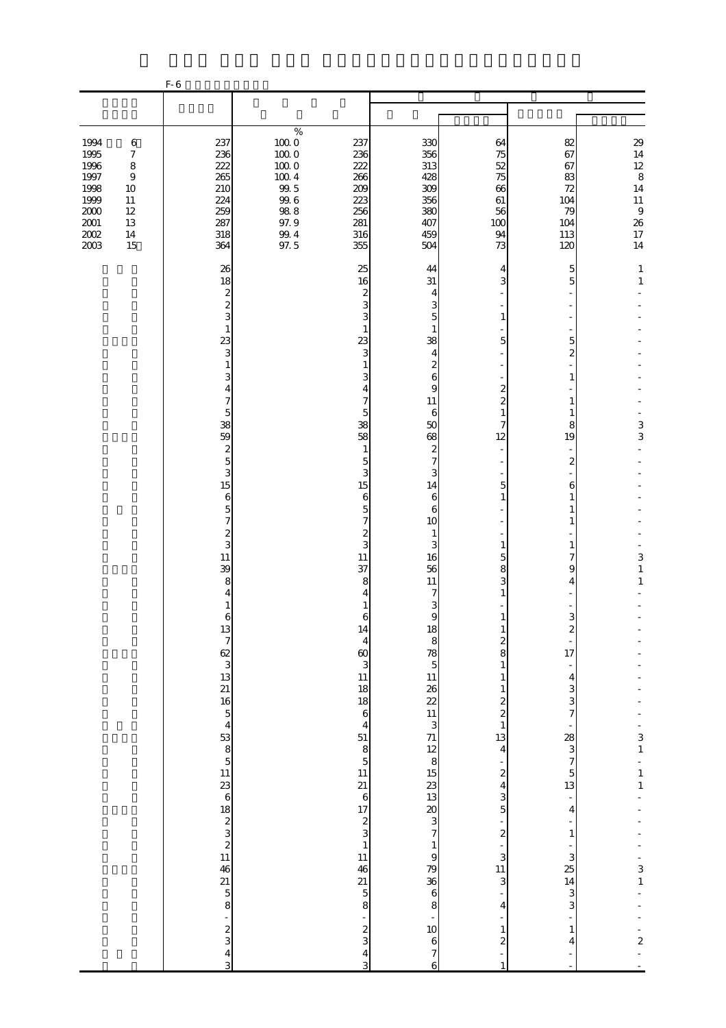F-6

| | | | | | | | |
|---|---|---|---|---|---|---|---|
| | | % | | | | | |
| 1994 6 | 237 | 100.0 | 237 | 330 | 64 | 82 | 29 |
| 1995 7 | 236 | 100.0 | 236 | 356 | 75 | 67 | 14 |
| 1996 8 | 222 | 100.0 | 222 | 313 | 52 | 67 | 12 |
| 1997 9 | 265 | 100.4 | 266 | 428 | 75 | 83 | 8 |
| 1998 10 | 210 | 99.5 | 209 | 309 | 66 | 72 | 14 |
| 1999 11 | 224 | 99.6 | 223 | 356 | 61 | 104 | 11 |
| 2000 12 | 259 | 98.8 | 256 | 380 | 56 | 79 | 9 |
| 2001 13 | 287 | 97.9 | 281 | 407 | 100 | 104 | 26 |
| 2002 14 | 318 | 99.4 | 316 | 459 | 94 | 113 | 17 |
| 2003 15 | 364 | 97.5 | 355 | 504 | 73 | 120 | 14 |
| | 26 | | 25 | 44 | 4 | 5 | 1 |
| | 18 | | 16 | 31 | 3 | 5 | 1 |
| | 2 | | 2 | 4 | - | - | - |
| | 2 | | 3 | 3 | - | - | - |
| | 3 | | 3 | 5 | 1 | - | - |
| | 1 | | 1 | 1 | - | - | - |
| | 23 | | 23 | 38 | 5 | 5 | - |
| | 3 | | 3 | 4 | - | 2 | - |
| | 1 | | 1 | 2 | - | - | - |
| | 3 | | 3 | 6 | - | 1 | - |
| | 4 | | 4 | 9 | 2 | - | - |
| | 7 | | 7 | 11 | 2 | 1 | - |
| | 5 | | 5 | 6 | 1 | 1 | - |
| | 38 | | 38 | 50 | 7 | 8 | 3 |
| | 59 | | 58 | 68 | 12 | 19 | 3 |
| | 2 | | 1 | 2 | - | - | - |
| | 5 | | 5 | 7 | - | 2 | - |
| | 3 | | 3 | 3 | - | - | - |
| | 15 | | 15 | 14 | 5 | 6 | - |
| | 6 | | 6 | 6 | 1 | 1 | - |
| | 5 | | 5 | 6 | - | 1 | - |
| | 7 | | 7 | 10 | - | 1 | - |
| | 2 | | 2 | 1 | - | - | - |
| | 3 | | 3 | 3 | 1 | 1 | - |
| | 11 | | 11 | 16 | 5 | 7 | 3 |
| | 39 | | 37 | 56 | 8 | 9 | 1 |
| | 8 | | 8 | 11 | 3 | 4 | 1 |
| | 4 | | 4 | 7 | 1 | - | - |
| | 1 | | 1 | 3 | - | - | - |
| | 6 | | 6 | 9 | 1 | 3 | - |
| | 13 | | 14 | 18 | 1 | 2 | - |
| | 7 | | 4 | 8 | 2 | - | - |
| | 62 | | 60 | 78 | 8 | 17 | - |
| | 3 | | 3 | 5 | 1 | - | - |
| | 13 | | 11 | 11 | 1 | 4 | - |
| | 21 | | 18 | 26 | 1 | 3 | - |
| | 16 | | 18 | 22 | 2 | 3 | - |
| | 5 | | 6 | 11 | 2 | 7 | - |
| | 4 | | 4 | 3 | 1 | - | - |
| | 53 | | 51 | 71 | 13 | 28 | 3 |
| | 8 | | 8 | 12 | 4 | 3 | 1 |
| | 5 | | 5 | 8 | - | 7 | - |
| | 11 | | 11 | 15 | 2 | 5 | 1 |
| | 23 | | 21 | 23 | 4 | 13 | 1 |
| | 6 | | 6 | 13 | 3 | - | - |
| | 18 | | 17 | 20 | 5 | 4 | - |
| | 2 | | 2 | 3 | - | - | - |
| | 3 | | 3 | 7 | 2 | 1 | - |
| | 2 | | 1 | 1 | - | - | - |
| | 11 | | 11 | 9 | 3 | 3 | - |
| | 46 | | 46 | 79 | 11 | 25 | 3 |
| | 21 | | 21 | 36 | 3 | 14 | 1 |
| | 5 | | 5 | 6 | - | 3 | - |
| | 8 | | 8 | 8 | 4 | 3 | - |
| | - | | - | - | - | - | - |
| | 2 | | 2 | 10 | 1 | 1 | - |
| | 3 | | 3 | 6 | 2 | 4 | 2 |
| | 4 | | 4 | 7 | - | - | - |
| | 3 | | 3 | 6 | 1 | - | - |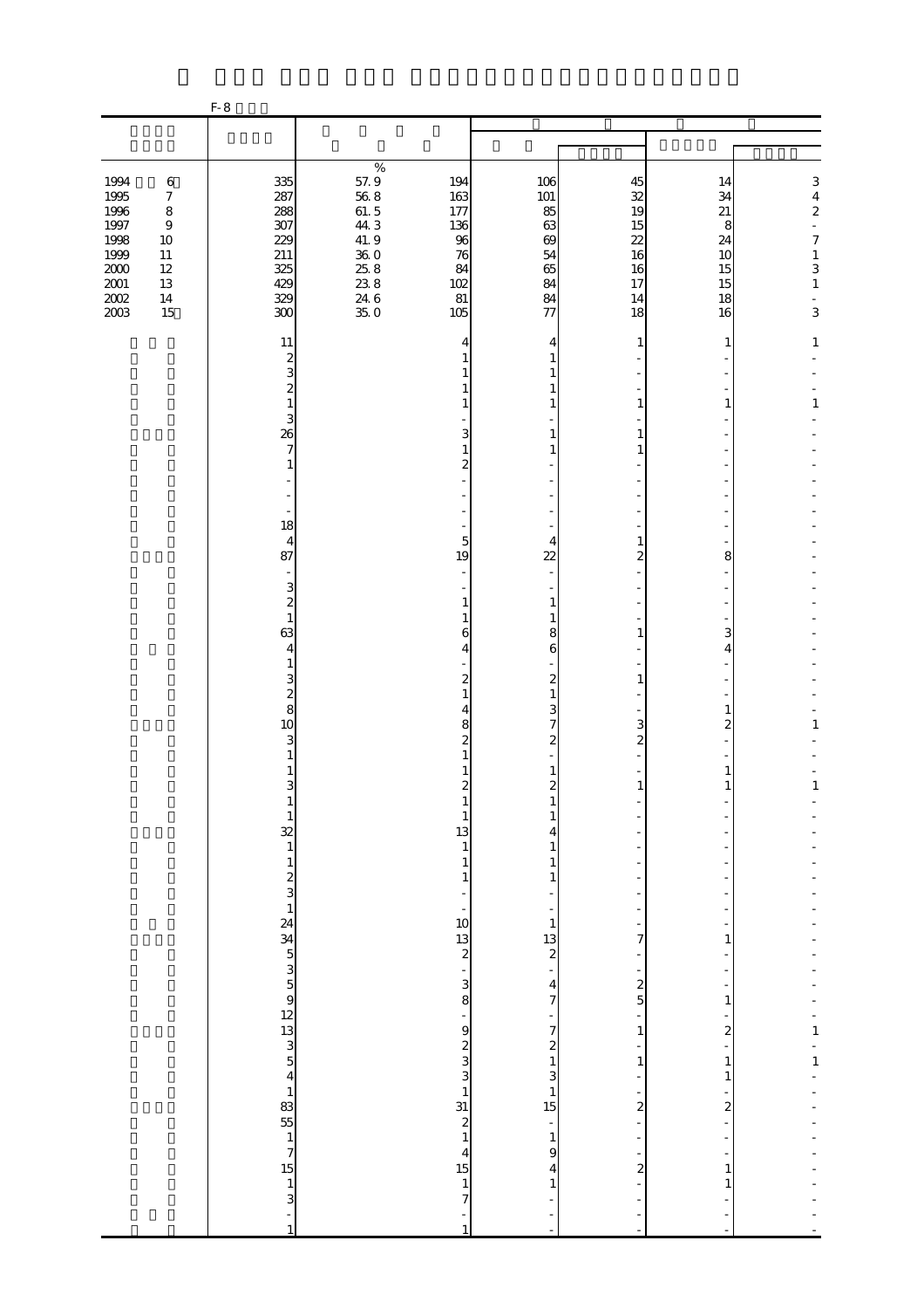F-8

| | | | | | | | |
|---|---|---|---|---|---|---|---|
| | | | | | | | |
| | | % | | | | | |
| 1994 6 | 335 | 57.9 | 194 | 106 | 45 | 14 | 3 |
| 1995 7 | 287 | 56.8 | 163 | 101 | 32 | 34 | 4 |
| 1996 8 | 288 | 61.5 | 177 | 85 | 19 | 21 | 2 |
| 1997 9 | 307 | 44.3 | 136 | 63 | 15 | 8 | - |
| 1998 10 | 229 | 41.9 | 96 | 69 | 22 | 24 | 7 |
| 1999 11 | 211 | 36.0 | 76 | 54 | 16 | 10 | 1 |
| 2000 12 | 325 | 25.8 | 84 | 65 | 16 | 15 | 3 |
| 2001 13 | 429 | 23.8 | 102 | 84 | 17 | 15 | 1 |
| 2002 14 | 329 | 24.6 | 81 | 84 | 14 | 18 | - |
| 2003 15 | 300 | 35.0 | 105 | 77 | 18 | 16 | 3 |
| | 11 | | 4 | 4 | 1 | 1 | 1 |
| | 2 | | 1 | 1 | - | - | - |
| | 3 | | 1 | 1 | - | - | - |
| | 2 | | 1 | 1 | - | - | - |
| | 1 | | 1 | 1 | 1 | 1 | 1 |
| | 3 | | - | - | - | - | - |
| | 26 | | 3 | 1 | 1 | - | - |
| | 7 | | 1 | 1 | 1 | - | - |
| | 1 | | 2 | - | - | - | - |
| | - | | - | - | - | - | - |
| | - | | - | - | - | - | - |
| | - | | - | - | - | - | - |
| | 18 | | - | - | - | - | - |
| | 4 | | 5 | 4 | 1 | - | - |
| | 87 | | 19 | 22 | 2 | 8 | - |
| | - | | - | - | - | - | - |
| | 3 | | - | - | - | - | - |
| | 2 | | 1 | 1 | - | - | - |
| | 1 | | 1 | 1 | - | - | - |
| | 63 | | 6 | 8 | 1 | 3 | - |
| | 4 | | 4 | 6 | - | 4 | - |
| | 1 | | - | - | - | - | - |
| | 3 | | 2 | 2 | 1 | - | - |
| | 2 | | 1 | 1 | - | - | - |
| | 8 | | 4 | 3 | - | 1 | - |
| | 10 | | 8 | 7 | 3 | 2 | 1 |
| | 3 | | 2 | 2 | 2 | - | - |
| | 1 | | 1 | - | - | - | - |
| | 1 | | 1 | 1 | - | 1 | - |
| | 3 | | 2 | 2 | 1 | 1 | 1 |
| | 1 | | 1 | 1 | - | - | - |
| | 1 | | 1 | 1 | - | - | - |
| | 32 | | 13 | 4 | - | - | - |
| | 1 | | 1 | 1 | - | - | - |
| | 1 | | 1 | 1 | - | - | - |
| | 2 | | 1 | 1 | - | - | - |
| | 3 | | - | - | - | - | - |
| | 1 | | - | - | - | - | - |
| | 24 | | 10 | 1 | - | - | - |
| | 34 | | 13 | 13 | 7 | 1 | - |
| | 5 | | 2 | 2 | - | - | - |
| | 3 | | - | - | - | - | - |
| | 5 | | 3 | 4 | 2 | - | - |
| | 9 | | 8 | 7 | 5 | 1 | - |
| | 12 | | - | - | - | - | - |
| | 13 | | 9 | 7 | 1 | 2 | 1 |
| | 3 | | 2 | 2 | - | - | - |
| | 5 | | 3 | 1 | 1 | 1 | 1 |
| | 4 | | 3 | 3 | - | 1 | - |
| | 1 | | 1 | 1 | - | - | - |
| | 83 | | 31 | 15 | 2 | 2 | - |
| | 55 | | 2 | - | - | - | - |
| | 1 | | 1 | 1 | - | - | - |
| | 7 | | 4 | 9 | - | - | - |
| | 15 | | 15 | 4 | 2 | 1 | - |
| | 1 | | 1 | 1 | - | 1 | - |
| | 3 | | 7 | - | - | - | - |
| | - | | - | - | - | - | - |
| | 1 | | 1 | - | - | - | - |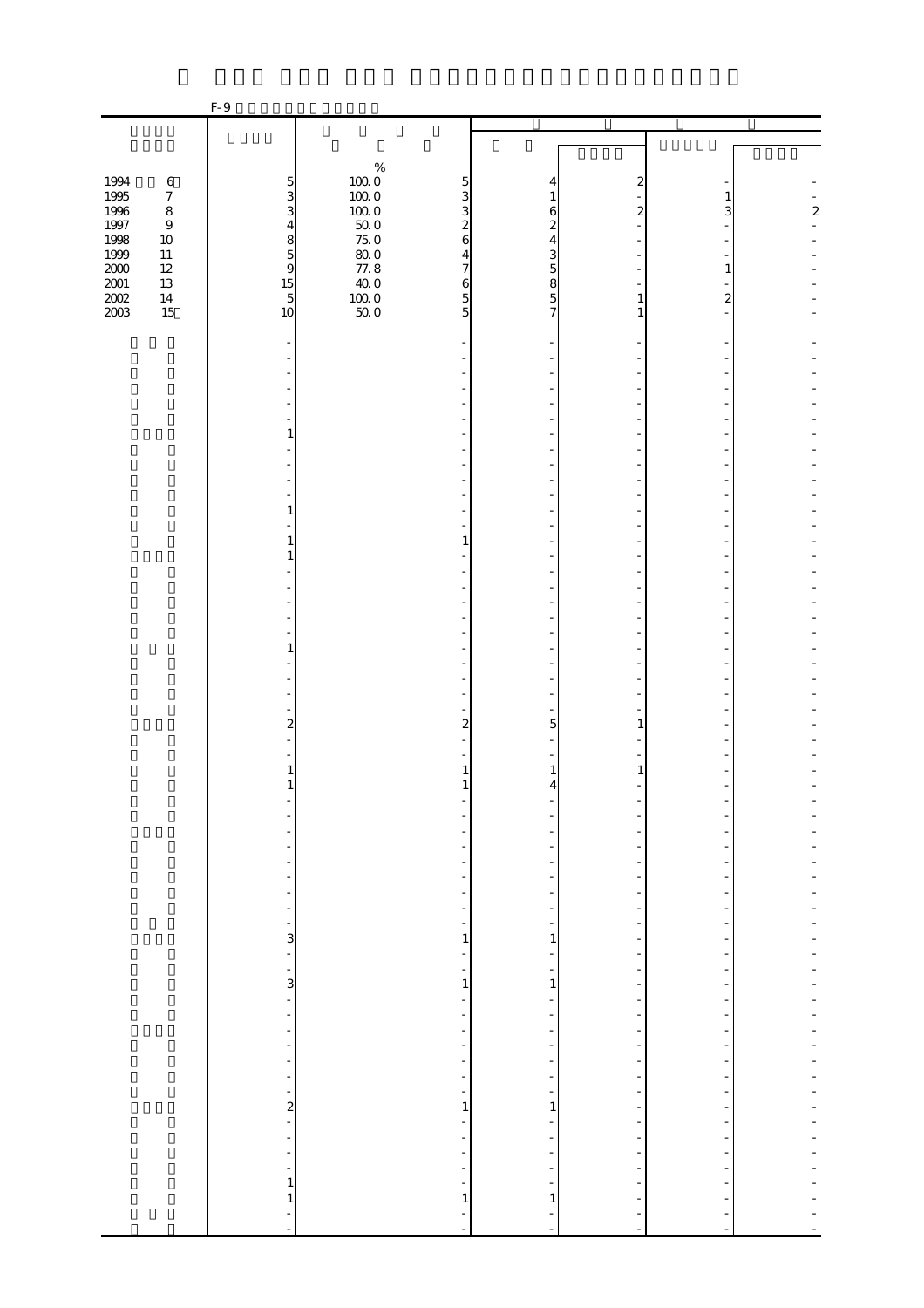F-9

| | | % | | | | | |
|---|---|---|---|---|---|---|---|
| 1994 6 | 5 | 100.0 | 5 | 4 | 2 | - | - |
| 1995 7 | 3 | 100.0 | 3 | 1 | - | 1 | - |
| 1996 8 | 3 | 100.0 | 3 | 6 | 2 | 3 | 2 |
| 1997 9 | 4 | 50.0 | 2 | 2 | - | - | - |
| 1998 10 | 8 | 75.0 | 6 | 4 | - | - | - |
| 1999 11 | 5 | 80.0 | 4 | 3 | - | - | - |
| 2000 12 | 9 | 77.8 | 7 | 5 | - | 1 | - |
| 2001 13 | 15 | 40.0 | 6 | 8 | - | - | - |
| 2002 14 | 5 | 100.0 | 5 | 5 | 1 | 2 | - |
| 2003 15 | 10 | 50.0 | 5 | 7 | 1 | - | - |
| | - | | - | - | - | - | - |
| | - | | - | - | - | - | - |
| | - | | - | - | - | - | - |
| | - | | - | - | - | - | - |
| | - | | - | - | - | - | - |
| | - | | - | - | - | - | - |
| | 1 | | - | - | - | - | - |
| | - | | - | - | - | - | - |
| | - | | - | - | - | - | - |
| | - | | - | - | - | - | - |
| | - | | - | - | - | - | - |
| | 1 | | - | - | - | - | - |
| | - | | - | - | - | - | - |
| | 1 | | 1 | - | - | - | - |
| | 1 | | - | - | - | - | - |
| | - | | - | - | - | - | - |
| | - | | - | - | - | - | - |
| | - | | - | - | - | - | - |
| | - | | - | - | - | - | - |
| | - | | - | - | - | - | - |
| | 1 | | - | - | - | - | - |
| | - | | - | - | - | - | - |
| | - | | - | - | - | - | - |
| | - | | - | - | - | - | - |
| | - | | - | - | - | - | - |
| | 2 | | 2 | 5 | 1 | - | - |
| | - | | - | - | - | - | - |
| | - | | - | - | - | - | - |
| | 1 | | 1 | 1 | 1 | - | - |
| | 1 | | 1 | 4 | - | - | - |
| | - | | - | - | - | - | - |
| | - | | - | - | - | - | - |
| | - | | - | - | - | - | - |
| | - | | - | - | - | - | - |
| | - | | - | - | - | - | - |
| | - | | - | - | - | - | - |
| | - | | - | - | - | - | - |
| | - | | - | - | - | - | - |
| | - | | - | - | - | - | - |
| | 3 | | 1 | 1 | - | - | - |
| | - | | - | - | - | - | - |
| | - | | - | - | - | - | - |
| | 3 | | 1 | 1 | - | - | - |
| | - | | - | - | - | - | - |
| | - | | - | - | - | - | - |
| | - | | - | - | - | - | - |
| | - | | - | - | - | - | - |
| | - | | - | - | - | - | - |
| | - | | - | - | - | - | - |
| | - | | - | - | - | - | - |
| | 2 | | 1 | 1 | - | - | - |
| | - | | - | - | - | - | - |
| | - | | - | - | - | - | - |
| | - | | - | - | - | - | - |
| | - | | - | - | - | - | - |
| | 1 | | - | - | - | - | - |
| | 1 | | 1 | 1 | - | - | - |
| | - | | - | - | - | - | - |
| | - | | - | - | - | - | - |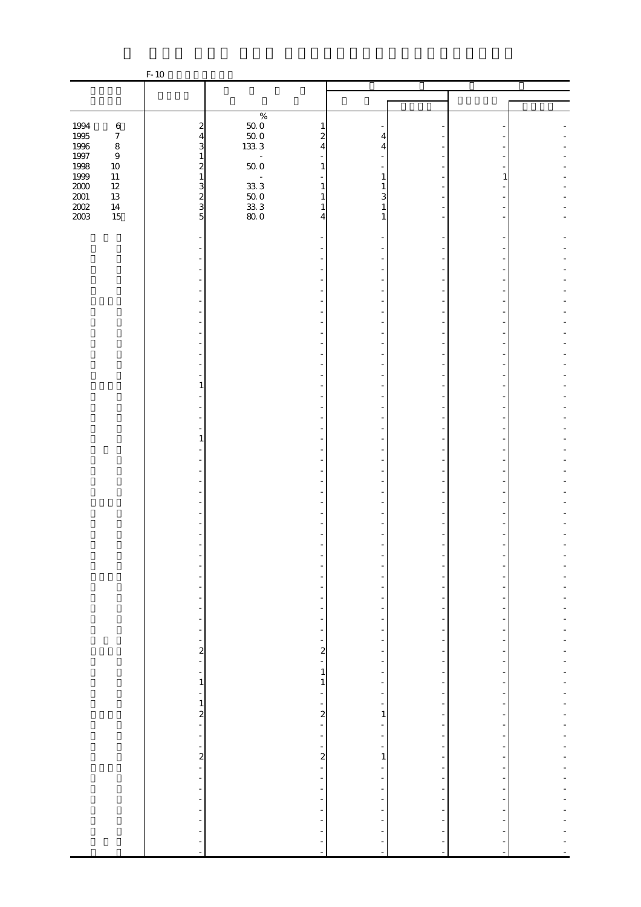F-10

| | | % | | | | | |
|---|---|---|---|---|---|---|---|
| 1994 6 | 2 | 50.0 | 1 | - | - | - | - |
| 1995 7 | 4 | 50.0 | 2 | 4 | - | - | - |
| 1996 8 | 3 | 133.3 | 4 | 4 | - | - | - |
| 1997 9 | 1 | - | - | - | - | - | - |
| 1998 10 | 2 | 50.0 | 1 | - | - | - | - |
| 1999 11 | 1 | - | - | 1 | - | 1 | - |
| 2000 12 | 3 | 33.3 | 1 | 1 | - | - | - |
| 2001 13 | 2 | 50.0 | 1 | 3 | - | - | - |
| 2002 14 | 3 | 33.3 | 1 | 1 | - | - | - |
| 2003 15 | 5 | 80.0 | 4 | 1 | - | - | - |
| | - | | - | - | - | - | - |
| | - | | - | - | - | - | - |
| | - | | - | - | - | - | - |
| | - | | - | - | - | - | - |
| | - | | - | - | - | - | - |
| | - | | - | - | - | - | - |
| | - | | - | - | - | - | - |
| | - | | - | - | - | - | - |
| | - | | - | - | - | - | - |
| | - | | - | - | - | - | - |
| | - | | - | - | - | - | - |
| | - | | - | - | - | - | - |
| | - | | - | - | - | - | - |
| | - | | - | - | - | - | - |
| | 1 | | - | - | - | - | - |
| | - | | - | - | - | - | - |
| | - | | - | - | - | - | - |
| | - | | - | - | - | - | - |
| | - | | - | - | - | - | - |
| | 1 | | - | - | - | - | - |
| | - | | - | - | - | - | - |
| | - | | - | - | - | - | - |
| | - | | - | - | - | - | - |
| | - | | - | - | - | - | - |
| | - | | - | - | - | - | - |
| | - | | - | - | - | - | - |
| | - | | - | - | - | - | - |
| | - | | - | - | - | - | - |
| | - | | - | - | - | - | - |
| | - | | - | - | - | - | - |
| | - | | - | - | - | - | - |
| | - | | - | - | - | - | - |
| | - | | - | - | - | - | - |
| | - | | - | - | - | - | - |
| | - | | - | - | - | - | - |
| | - | | - | - | - | - | - |
| | - | | - | - | - | - | - |
| | - | | - | - | - | - | - |
| | - | | - | - | - | - | - |
| | 2 | | 2 | - | - | - | - |
| | - | | - | - | - | - | - |
| | - | | 1 | - | - | - | - |
| | 1 | | 1 | - | - | - | - |
| | - | | - | - | - | - | - |
| | 1 | | - | - | - | - | - |
| | 2 | | 2 | 1 | - | - | - |
| | - | | - | - | - | - | - |
| | - | | - | - | - | - | - |
| | - | | - | - | - | - | - |
| | 2 | | 2 | 1 | - | - | - |
| | - | | - | - | - | - | - |
| | - | | - | - | - | - | - |
| | - | | - | - | - | - | - |
| | - | | - | - | - | - | - |
| | - | | - | - | - | - | - |
| | - | | - | - | - | - | - |
| | - | | - | - | - | - | - |
| | - | | - | - | - | - | - |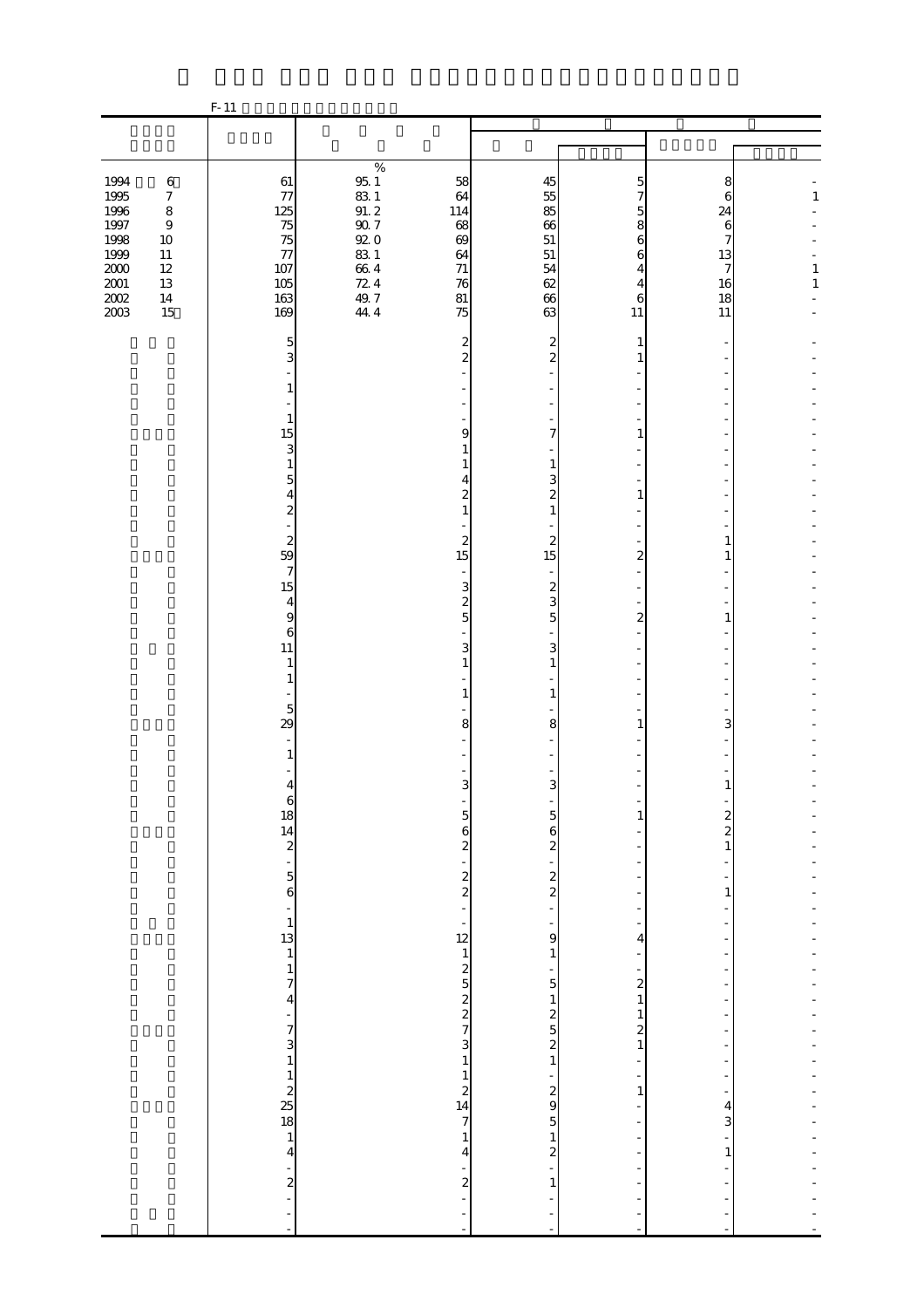F-11

| | | | | | | | |
|---|---|---|---|---|---|---|---|
| 1994 6 | 61 | 95.1 | 58 | 45 | 5 | 8 | - |
| 1995 7 | 77 | 83.1 | 64 | 55 | 7 | 6 | 1 |
| 1996 8 | 125 | 91.2 | 114 | 85 | 5 | 24 | - |
| 1997 9 | 75 | 90.7 | 68 | 66 | 8 | 6 | - |
| 1998 10 | 75 | 92.0 | 69 | 51 | 6 | 7 | - |
| 1999 11 | 77 | 83.1 | 64 | 51 | 6 | 13 | - |
| 2000 12 | 107 | 66.4 | 71 | 54 | 4 | 7 | 1 |
| 2001 13 | 105 | 72.4 | 76 | 62 | 4 | 16 | 1 |
| 2002 14 | 163 | 49.7 | 81 | 66 | 6 | 18 | - |
| 2003 15 | 169 | 44.4 | 75 | 63 | 11 | 11 | - |
| | 5 | | 2 | 2 | 1 | - | - |
| | 3 | | 2 | 2 | 1 | - | - |
| | - | | - | - | - | - | - |
| | 1 | | - | - | - | - | - |
| | - | | - | - | - | - | - |
| | 1 | | - | - | - | - | - |
| | 15 | | 9 | 7 | 1 | - | - |
| | 3 | | 1 | - | - | - | - |
| | 1 | | 1 | 1 | - | - | - |
| | 5 | | 4 | 3 | - | - | - |
| | 4 | | 2 | 2 | 1 | - | - |
| | 2 | | 1 | 1 | - | - | - |
| | - | | - | - | - | - | - |
| | 2 | | 2 | 2 | - | 1 | - |
| | 59 | | 15 | 15 | 2 | 1 | - |
| | 7 | | - | - | - | - | - |
| | 15 | | 3 | 2 | - | - | - |
| | 4 | | 2 | 3 | - | - | - |
| | 9 | | 5 | 5 | 2 | 1 | - |
| | 6 | | - | - | - | - | - |
| | 11 | | 3 | 3 | - | - | - |
| | 1 | | 1 | 1 | - | - | - |
| | 1 | | - | - | - | - | - |
| | - | | 1 | 1 | - | - | - |
| | 5 | | - | - | - | - | - |
| | 29 | | 8 | 8 | 1 | 3 | - |
| | - | | - | - | - | - | - |
| | 1 | | - | - | - | - | - |
| | - | | - | - | - | - | - |
| | 4 | | 3 | 3 | - | 1 | - |
| | 6 | | - | - | - | - | - |
| | 18 | | 5 | 5 | 1 | 2 | - |
| | 14 | | 6 | 6 | - | 2 | - |
| | 2 | | 2 | 2 | - | 1 | - |
| | - | | - | - | - | - | - |
| | 5 | | 2 | 2 | - | - | - |
| | 6 | | 2 | 2 | - | 1 | - |
| | - | | - | - | - | - | - |
| | 1 | | - | - | - | - | - |
| | 13 | | 12 | 9 | 4 | - | - |
| | 1 | | 1 | 1 | - | - | - |
| | 1 | | 2 | - | - | - | - |
| | 7 | | 5 | 5 | 2 | - | - |
| | 4 | | 2 | 1 | 1 | - | - |
| | - | | 2 | 2 | 1 | - | - |
| | 7 | | 7 | 5 | 2 | - | - |
| | 3 | | 3 | 2 | 1 | - | - |
| | 1 | | 1 | 1 | - | - | - |
| | 1 | | 1 | - | - | - | - |
| | 2 | | 2 | 2 | 1 | - | - |
| | 25 | | 14 | 9 | - | 4 | - |
| | 18 | | 7 | 5 | - | 3 | - |
| | 1 | | 1 | 1 | - | - | - |
| | 4 | | 4 | 2 | - | 1 | - |
| | - | | - | - | - | - | - |
| | 2 | | 2 | 1 | - | - | - |
| | - | | - | - | - | - | - |
| | - | | - | - | - | - | - |
| | - | | - | - | - | - | - |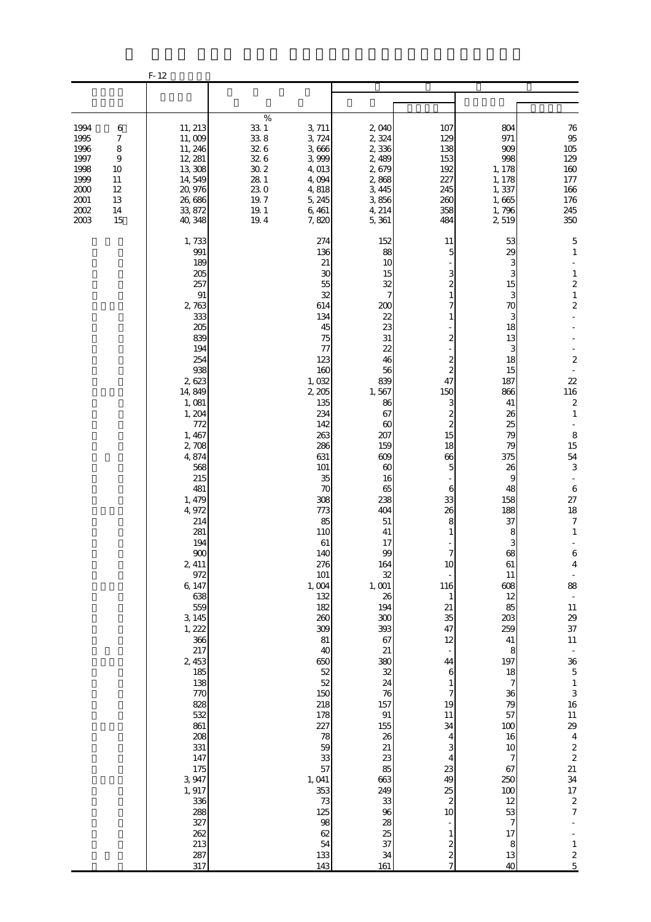F-12

| | | % | | | | | |
|---|---|---|---|---|---|---|---|
| 1994 6 | 11,213 | 33.1 | 3,711 | 2,040 | 107 | 804 | 76 |
| 1995 7 | 11,009 | 33.8 | 3,724 | 2,324 | 129 | 971 | 95 |
| 1996 8 | 11,246 | 32.6 | 3,666 | 2,336 | 138 | 909 | 105 |
| 1997 9 | 12,281 | 32.6 | 3,999 | 2,489 | 153 | 998 | 129 |
| 1998 10 | 13,308 | 30.2 | 4,013 | 2,679 | 192 | 1,178 | 160 |
| 1999 11 | 14,549 | 28.1 | 4,094 | 2,868 | 227 | 1,178 | 177 |
| 2000 12 | 20,976 | 23.0 | 4,818 | 3,445 | 245 | 1,337 | 166 |
| 2001 13 | 26,686 | 19.7 | 5,245 | 3,856 | 260 | 1,665 | 176 |
| 2002 14 | 33,872 | 19.1 | 6,461 | 4,214 | 358 | 1,796 | 245 |
| 2003 15 | 40,348 | 19.4 | 7,820 | 5,361 | 484 | 2,519 | 350 |
| | 1,733 | | 274 | 152 | 11 | 53 | 5 |
| | 991 | | 136 | 88 | 5 | 29 | 1 |
| | 189 | | 21 | 10 | - | 3 | - |
| | 205 | | 30 | 15 | 3 | 3 | 1 |
| | 257 | | 55 | 32 | 2 | 15 | 2 |
| | 91 | | 32 | 7 | 1 | 3 | 1 |
| | 2,763 | | 614 | 200 | 7 | 70 | 2 |
| | 333 | | 134 | 22 | 1 | 3 | - |
| | 205 | | 45 | 23 | - | 18 | - |
| | 839 | | 75 | 31 | 2 | 13 | - |
| | 194 | | 77 | 22 | - | 3 | - |
| | 254 | | 123 | 46 | 2 | 18 | 2 |
| | 938 | | 160 | 56 | 2 | 15 | - |
| | 2,623 | | 1,032 | 839 | 47 | 187 | 22 |
| | 14,849 | | 2,205 | 1,567 | 150 | 866 | 116 |
| | 1,081 | | 135 | 86 | 3 | 41 | 2 |
| | 1,204 | | 234 | 67 | 2 | 26 | 1 |
| | 772 | | 142 | 60 | 2 | 25 | - |
| | 1,467 | | 263 | 207 | 15 | 79 | 8 |
| | 2,708 | | 286 | 159 | 18 | 79 | 15 |
| | 4,874 | | 631 | 609 | 66 | 375 | 54 |
| | 568 | | 101 | 60 | 5 | 26 | 3 |
| | 215 | | 35 | 16 | - | 9 | - |
| | 481 | | 70 | 65 | 6 | 48 | 6 |
| | 1,479 | | 308 | 238 | 33 | 158 | 27 |
| | 4,972 | | 773 | 404 | 26 | 188 | 18 |
| | 214 | | 85 | 51 | 8 | 37 | 7 |
| | 281 | | 110 | 41 | 1 | 8 | 1 |
| | 194 | | 61 | 17 | - | 3 | - |
| | 900 | | 140 | 99 | 7 | 68 | 6 |
| | 2,411 | | 276 | 164 | 10 | 61 | 4 |
| | 972 | | 101 | 32 | - | 11 | - |
| | 6,147 | | 1,004 | 1,001 | 116 | 608 | 88 |
| | 638 | | 132 | 26 | 1 | 12 | - |
| | 559 | | 182 | 194 | 21 | 85 | 11 |
| | 3,145 | | 260 | 300 | 35 | 203 | 29 |
| | 1,222 | | 309 | 393 | 47 | 259 | 37 |
| | 366 | | 81 | 67 | 12 | 41 | 11 |
| | 217 | | 40 | 21 | - | 8 | - |
| | 2,453 | | 650 | 380 | 44 | 197 | 36 |
| | 185 | | 52 | 32 | 6 | 18 | 5 |
| | 138 | | 52 | 24 | 1 | 7 | 1 |
| | 770 | | 150 | 76 | 7 | 36 | 3 |
| | 828 | | 218 | 157 | 19 | 79 | 16 |
| | 532 | | 178 | 91 | 11 | 57 | 11 |
| | 861 | | 227 | 155 | 34 | 100 | 29 |
| | 208 | | 78 | 26 | 4 | 16 | 4 |
| | 331 | | 59 | 21 | 3 | 10 | 2 |
| | 147 | | 33 | 23 | 4 | 7 | 2 |
| | 175 | | 57 | 85 | 23 | 67 | 21 |
| | 3,947 | | 1,041 | 663 | 49 | 250 | 34 |
| | 1,917 | | 353 | 249 | 25 | 100 | 17 |
| | 336 | | 73 | 33 | 2 | 12 | 2 |
| | 288 | | 125 | 96 | 10 | 53 | 7 |
| | 327 | | 98 | 28 | - | 7 | - |
| | 262 | | 62 | 25 | 1 | 17 | - |
| | 213 | | 54 | 37 | 2 | 8 | 1 |
| | 287 | | 133 | 34 | 2 | 13 | 2 |
| | 317 | | 143 | 161 | 7 | 40 | 5 |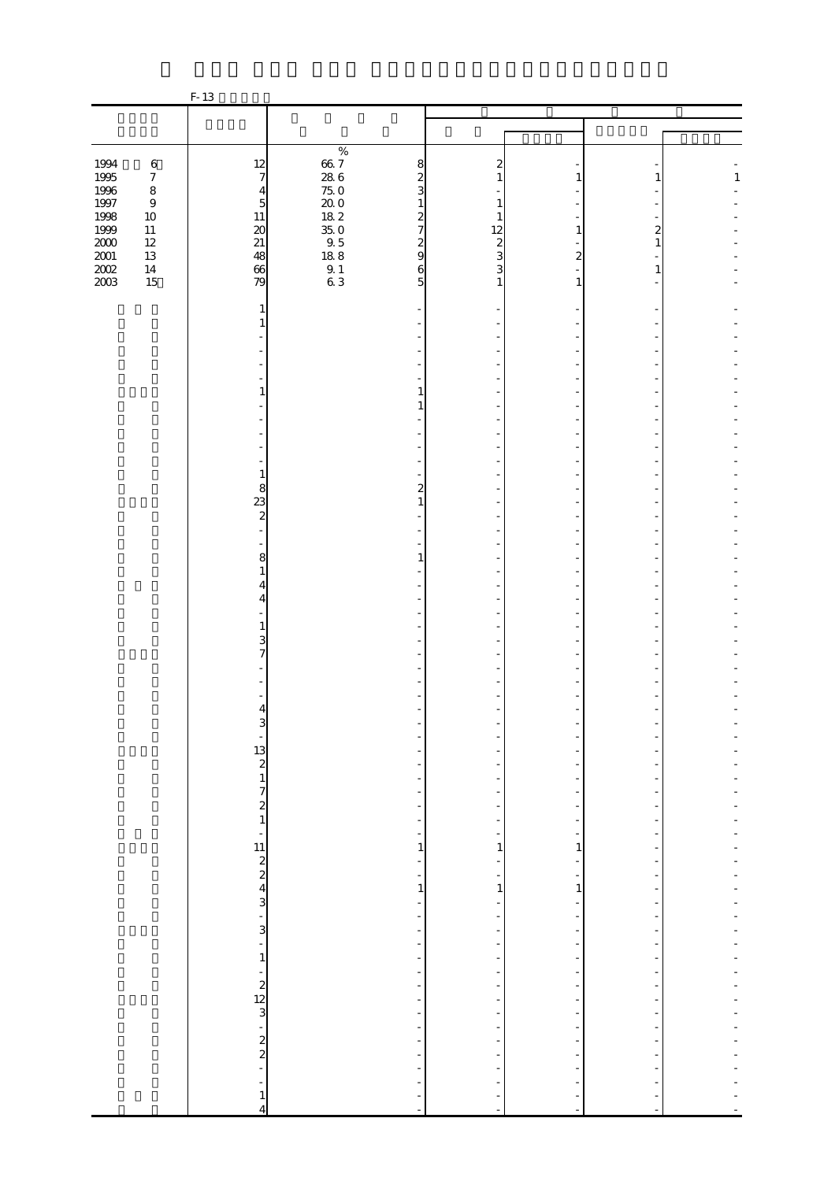F-13

| | | | | | | | |
|---|---|---|---|---|---|---|---|
| | | % | | | | | |
| 1994 6 | 12 | 66.7 | 8 | 2 | - | - | - |
| 1995 7 | 7 | 28.6 | 2 | 1 | 1 | 1 | 1 |
| 1996 8 | 4 | 75.0 | 3 | - | - | - | - |
| 1997 9 | 5 | 20.0 | 1 | 1 | - | - | - |
| 1998 10 | 11 | 18.2 | 2 | 1 | - | - | - |
| 1999 11 | 20 | 35.0 | 7 | 12 | 1 | 2 | - |
| 2000 12 | 21 | 9.5 | 2 | 2 | - | 1 | - |
| 2001 13 | 48 | 18.8 | 9 | 3 | 2 | - | - |
| 2002 14 | 66 | 9.1 | 6 | 3 | - | 1 | - |
| 2003 15 | 79 | 6.3 | 5 | 1 | 1 | - | - |
| | 1 | | - | - | - | - | - |
| | 1 | | - | - | - | - | - |
| | - | | - | - | - | - | - |
| | - | | - | - | - | - | - |
| | - | | - | - | - | - | - |
| | - | | - | - | - | - | - |
| | 1 | | 1 | - | - | - | - |
| | - | | 1 | - | - | - | - |
| | - | | - | - | - | - | - |
| | - | | - | - | - | - | - |
| | - | | - | - | - | - | - |
| | - | | - | - | - | - | - |
| | 1 | | - | - | - | - | - |
| | 8 | | 2 | - | - | - | - |
| | 23 | | 1 | - | - | - | - |
| | 2 | | - | - | - | - | - |
| | - | | - | - | - | - | - |
| | - | | - | - | - | - | - |
| | 8 | | 1 | - | - | - | - |
| | 1 | | - | - | - | - | - |
| | 4 | | - | - | - | - | - |
| | 4 | | - | - | - | - | - |
| | - | | - | - | - | - | - |
| | 1 | | - | - | - | - | - |
| | 3 | | - | - | - | - | - |
| | 7 | | - | - | - | - | - |
| | - | | - | - | - | - | - |
| | - | | - | - | - | - | - |
| | - | | - | - | - | - | - |
| | 4 | | - | - | - | - | - |
| | 3 | | - | - | - | - | - |
| | - | | - | - | - | - | - |
| | 13 | | - | - | - | - | - |
| | 2 | | - | - | - | - | - |
| | 1 | | - | - | - | - | - |
| | 7 | | - | - | - | - | - |
| | 2 | | - | - | - | - | - |
| | 1 | | - | - | - | - | - |
| | - | | - | - | - | - | - |
| | 11 | | 1 | 1 | 1 | - | - |
| | 2 | | - | - | - | - | - |
| | 2 | | - | - | - | - | - |
| | 4 | | 1 | 1 | 1 | - | - |
| | 3 | | - | - | - | - | - |
| | - | | - | - | - | - | - |
| | 3 | | - | - | - | - | - |
| | - | | - | - | - | - | - |
| | 1 | | - | - | - | - | - |
| | - | | - | - | - | - | - |
| | 2 | | - | - | - | - | - |
| | 12 | | - | - | - | - | - |
| | 3 | | - | - | - | - | - |
| | - | | - | - | - | - | - |
| | 2 | | - | - | - | - | - |
| | 2 | | - | - | - | - | - |
| | - | | - | - | - | - | - |
| | - | | - | - | - | - | - |
| | 1 | | - | - | - | - | - |
| | 4 | | - | - | - | - | - |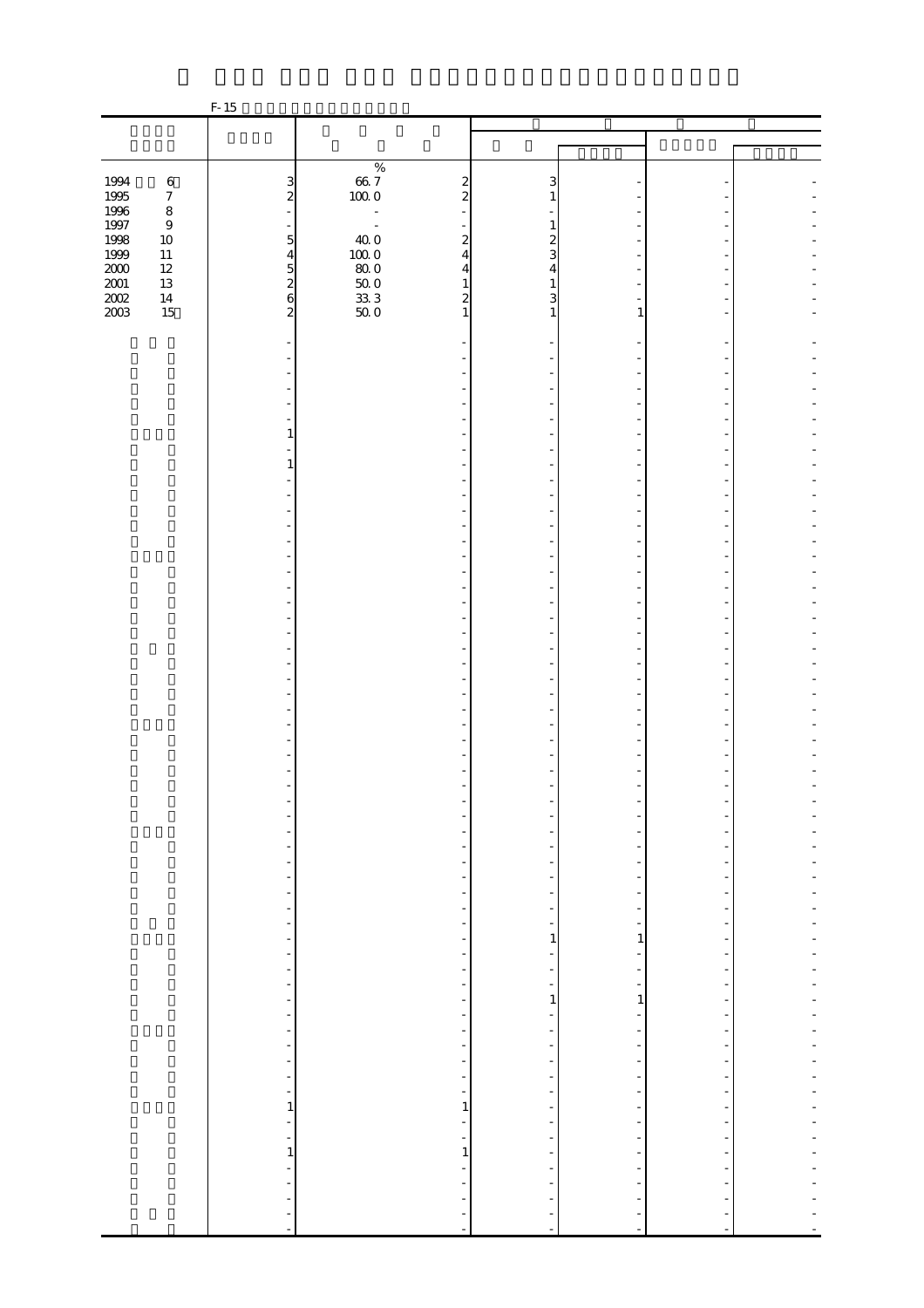F-15

| | | | | | | | |
|---|---|---|---|---|---|---|---|
| | | | | | | | |
| | | % | | | | | |
| 1994 6 | 3 | 66.7 | 2 | 3 | - | - | - |
| 1995 7 | 2 | 100.0 | 2 | 1 | - | - | - |
| 1996 8 | - | - | - | - | - | - | - |
| 1997 9 | - | - | - | 1 | - | - | - |
| 1998 10 | 5 | 40.0 | 2 | 2 | - | - | - |
| 1999 11 | 4 | 100.0 | 4 | 3 | - | - | - |
| 2000 12 | 5 | 80.0 | 4 | 4 | - | - | - |
| 2001 13 | 2 | 50.0 | 1 | 1 | - | - | - |
| 2002 14 | 6 | 33.3 | 2 | 3 | - | - | - |
| 2003 15 | 2 | 50.0 | 1 | 1 | 1 | - | - |
| | - | | - | - | - | - | - |
| | - | | - | - | - | - | - |
| | - | | - | - | - | - | - |
| | - | | - | - | - | - | - |
| | - | | - | - | - | - | - |
| | - | | - | - | - | - | - |
| | 1 | | - | - | - | - | - |
| | - | | - | - | - | - | - |
| | 1 | | - | - | - | - | - |
| | - | | - | - | - | - | - |
| | - | | - | - | - | - | - |
| | - | | - | - | - | - | - |
| | - | | - | - | - | - | - |
| | - | | - | - | - | - | - |
| | - | | - | - | - | - | - |
| | - | | - | - | - | - | - |
| | - | | - | - | - | - | - |
| | - | | - | - | - | - | - |
| | - | | - | - | - | - | - |
| | - | | - | - | - | - | - |
| | - | | - | - | - | - | - |
| | - | | - | - | - | - | - |
| | - | | - | - | - | - | - |
| | - | | - | - | - | - | - |
| | - | | - | - | - | - | - |
| | - | | - | - | - | - | - |
| | - | | - | - | - | - | - |
| | - | | - | - | - | - | - |
| | - | | - | - | - | - | - |
| | - | | - | - | - | - | - |
| | - | | - | - | - | - | - |
| | - | | - | - | - | - | - |
| | - | | - | - | - | - | - |
| | - | | - | - | - | - | - |
| | - | | - | - | - | - | - |
| | - | | - | - | - | - | - |
| | - | | - | - | - | - | - |
| | - | | - | - | - | - | - |
| | - | | - | - | - | - | - |
| | - | | - | 1 | 1 | - | - |
| | - | | - | - | - | - | - |
| | - | | - | - | - | - | - |
| | - | | - | - | - | - | - |
| | - | | - | 1 | 1 | - | - |
| | - | | - | - | - | - | - |
| | - | | - | - | - | - | - |
| | - | | - | - | - | - | - |
| | - | | - | - | - | - | - |
| | - | | - | - | - | - | - |
| | - | | - | - | - | - | - |
| | 1 | | 1 | - | - | - | - |
| | - | | - | - | - | - | - |
| | - | | - | - | - | - | - |
| | 1 | | 1 | - | - | - | - |
| | - | | - | - | - | - | - |
| | - | | - | - | - | - | - |
| | - | | - | - | - | - | - |
| | - | | - | - | - | - | - |
| | - | | - | - | - | - | - |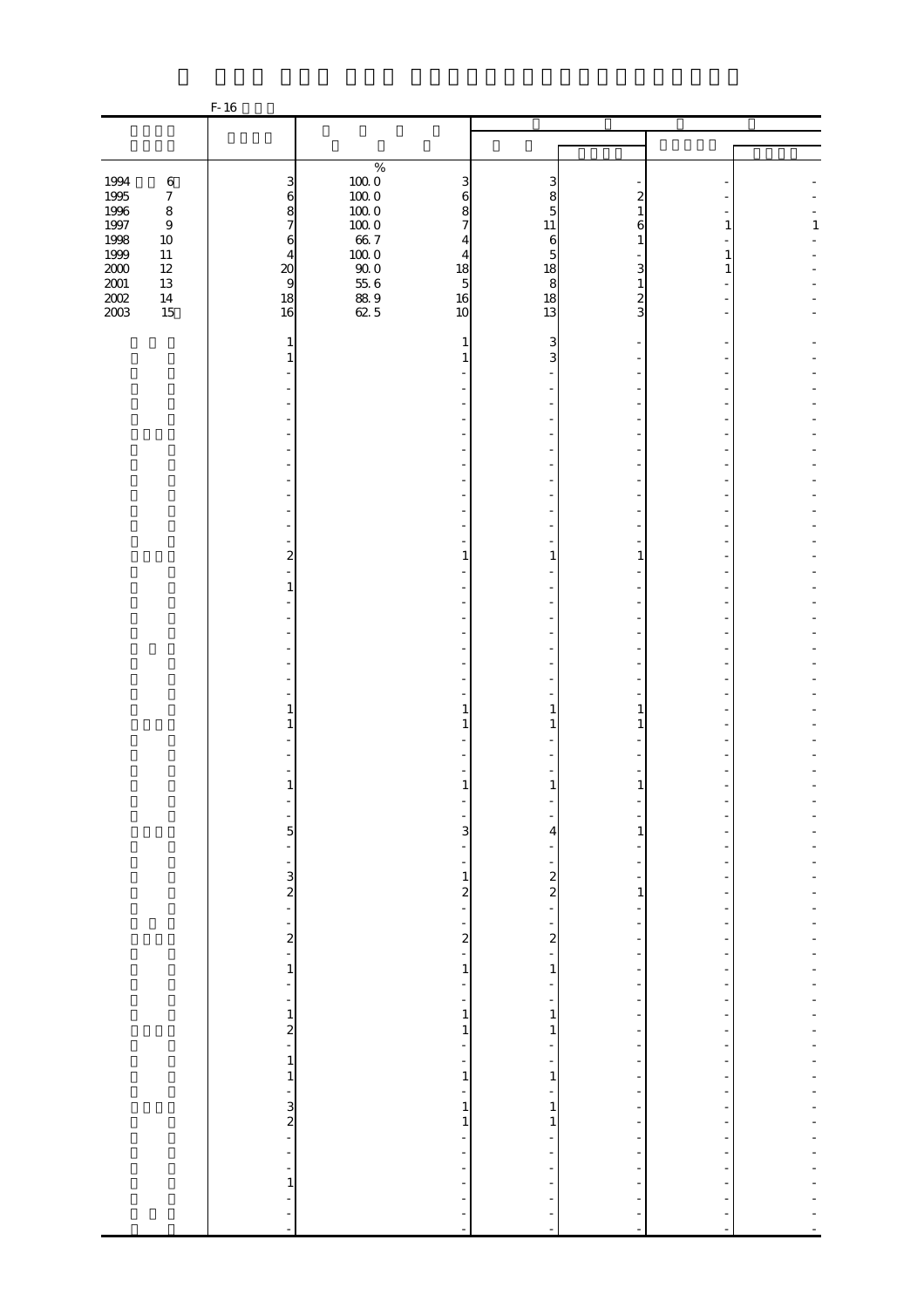F-16

| | | | | | | | |
|---|---|---|---|---|---|---|---|
| | | % | | | | | |
| 1994 6 | 3 | 100.0 | 3 | 3 | - | - | - |
| 1995 7 | 6 | 100.0 | 6 | 8 | 2 | - | - |
| 1996 8 | 8 | 100.0 | 8 | 5 | 1 | - | - |
| 1997 9 | 7 | 100.0 | 7 | 11 | 6 | 1 | 1 |
| 1998 10 | 6 | 66.7 | 4 | 6 | 1 | - | - |
| 1999 11 | 4 | 100.0 | 4 | 5 | - | 1 | - |
| 2000 12 | 20 | 90.0 | 18 | 18 | 3 | 1 | - |
| 2001 13 | 9 | 55.6 | 5 | 8 | 1 | - | - |
| 2002 14 | 18 | 88.9 | 16 | 18 | 2 | - | - |
| 2003 15 | 16 | 62.5 | 10 | 13 | 3 | - | - |
| | 1 | | 1 | 3 | - | - | - |
| | 1 | | 1 | 3 | - | - | - |
| | - | | - | - | - | - | - |
| | - | | - | - | - | - | - |
| | - | | - | - | - | - | - |
| | - | | - | - | - | - | - |
| | - | | - | - | - | - | - |
| | - | | - | - | - | - | - |
| | - | | - | - | - | - | - |
| | - | | - | - | - | - | - |
| | - | | - | - | - | - | - |
| | - | | - | - | - | - | - |
| | - | | - | - | - | - | - |
| | - | | - | - | - | - | - |
| | 2 | | 1 | 1 | 1 | - | - |
| | - | | - | - | - | - | - |
| | 1 | | - | - | - | - | - |
| | - | | - | - | - | - | - |
| | - | | - | - | - | - | - |
| | - | | - | - | - | - | - |
| | - | | - | - | - | - | - |
| | - | | - | - | - | - | - |
| | - | | - | - | - | - | - |
| | - | | - | - | - | - | - |
| | 1 | | 1 | 1 | 1 | - | - |
| | 1 | | 1 | 1 | 1 | - | - |
| | - | | - | - | - | - | - |
| | - | | - | - | - | - | - |
| | - | | - | - | - | - | - |
| | 1 | | 1 | 1 | 1 | - | - |
| | - | | - | - | - | - | - |
| | - | | - | - | - | - | - |
| | 5 | | 3 | 4 | 1 | - | - |
| | - | | - | - | - | - | - |
| | - | | - | - | - | - | - |
| | 3 | | 1 | 2 | - | - | - |
| | 2 | | 2 | 2 | 1 | - | - |
| | - | | - | - | - | - | - |
| | - | | - | - | - | - | - |
| | 2 | | 2 | 2 | - | - | - |
| | - | | - | - | - | - | - |
| | 1 | | 1 | 1 | - | - | - |
| | - | | - | - | - | - | - |
| | - | | - | - | - | - | - |
| | 1 | | 1 | 1 | - | - | - |
| | 2 | | 1 | 1 | - | - | - |
| | - | | - | - | - | - | - |
| | 1 | | - | - | - | - | - |
| | 1 | | 1 | 1 | - | - | - |
| | - | | - | - | - | - | - |
| | 3 | | 1 | 1 | - | - | - |
| | 2 | | 1 | 1 | - | - | - |
| | - | | - | - | - | - | - |
| | - | | - | - | - | - | - |
| | - | | - | - | - | - | - |
| | 1 | | - | - | - | - | - |
| | - | | - | - | - | - | - |
| | - | | - | - | - | - | - |
| | - | | - | - | - | - | - |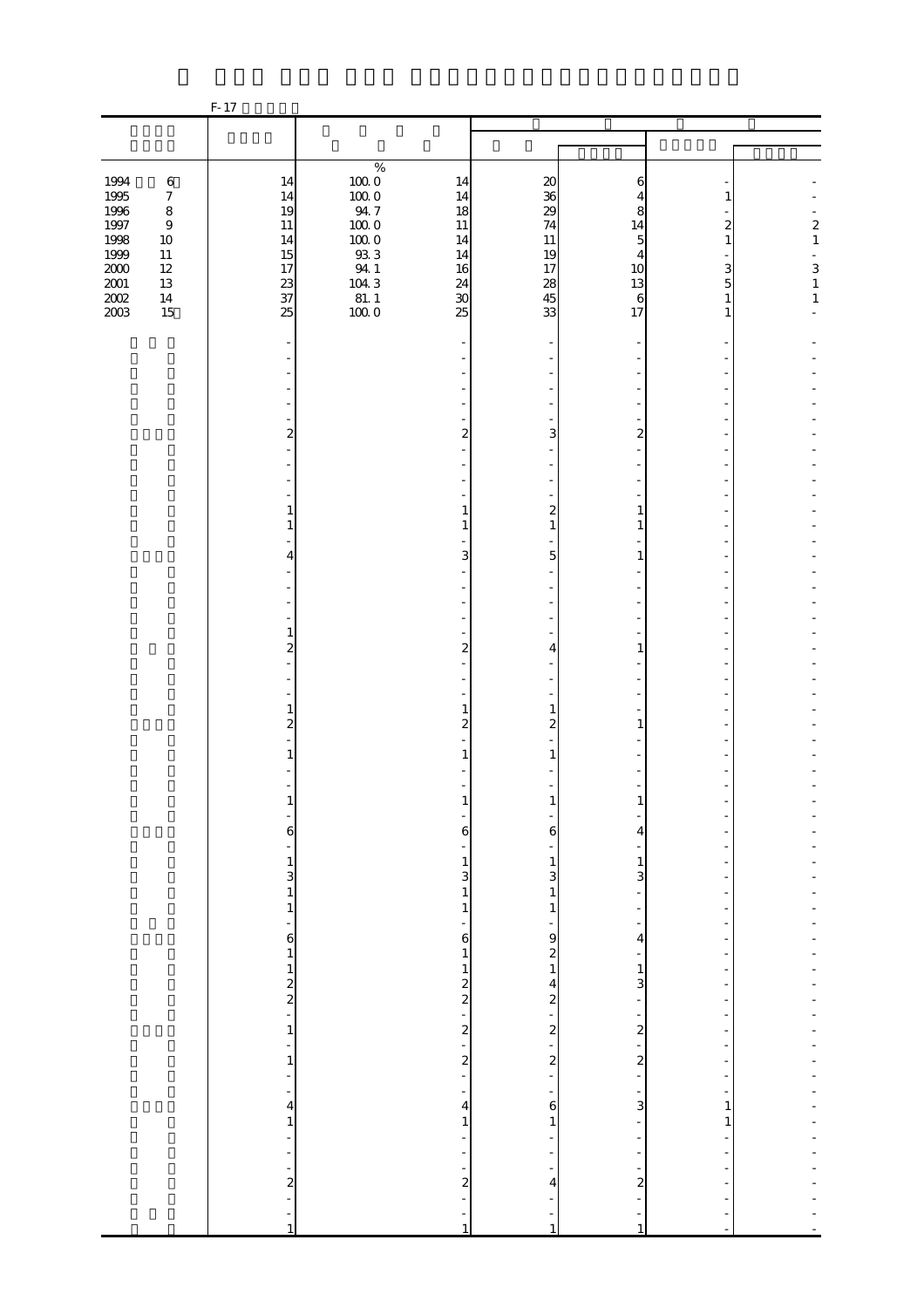F-17

| | | | | | | | |
|---|---|---|---|---|---|---|---|
| | | % | | | | | |
| 1994 6 | 14 | 100.0 | 14 | 20 | 6 | - | - |
| 1995 7 | 14 | 100.0 | 14 | 36 | 4 | 1 | - |
| 1996 8 | 19 | 94.7 | 18 | 29 | 8 | - | - |
| 1997 9 | 11 | 100.0 | 11 | 74 | 14 | 2 | 2 |
| 1998 10 | 14 | 100.0 | 14 | 11 | 5 | 1 | 1 |
| 1999 11 | 15 | 93.3 | 14 | 19 | 4 | - | - |
| 2000 12 | 17 | 94.1 | 16 | 17 | 10 | 3 | 3 |
| 2001 13 | 23 | 104.3 | 24 | 28 | 13 | 5 | 1 |
| 2002 14 | 37 | 81.1 | 30 | 45 | 6 | 1 | 1 |
| 2003 15 | 25 | 100.0 | 25 | 33 | 17 | 1 | - |
| | - | | - | - | - | - | - |
| | - | | - | - | - | - | - |
| | - | | - | - | - | - | - |
| | - | | - | - | - | - | - |
| | - | | - | - | - | - | - |
| | - | | - | - | - | - | - |
| | 2 | | 2 | 3 | 2 | - | - |
| | - | | - | - | - | - | - |
| | - | | - | - | - | - | - |
| | - | | - | - | - | - | - |
| | - | | - | - | - | - | - |
| | 1 | | 1 | 2 | 1 | - | - |
| | 1 | | 1 | 1 | 1 | - | - |
| | - | | - | - | - | - | - |
| | 4 | | 3 | 5 | 1 | - | - |
| | - | | - | - | - | - | - |
| | - | | - | - | - | - | - |
| | - | | - | - | - | - | - |
| | - | | - | - | - | - | - |
| | 1 | | - | - | - | - | - |
| | 2 | | 2 | 4 | 1 | - | - |
| | - | | - | - | - | - | - |
| | - | | - | - | - | - | - |
| | - | | - | - | - | - | - |
| | 1 | | 1 | 1 | - | - | - |
| | 2 | | 2 | 2 | 1 | - | - |
| | - | | - | - | - | - | - |
| | 1 | | 1 | 1 | - | - | - |
| | - | | - | - | - | - | - |
| | - | | - | - | - | - | - |
| | 1 | | 1 | 1 | 1 | - | - |
| | - | | - | - | - | - | - |
| | 6 | | 6 | 6 | 4 | - | - |
| | - | | - | - | - | - | - |
| | 1 | | 1 | 1 | 1 | - | - |
| | 3 | | 3 | 3 | 3 | - | - |
| | 1 | | 1 | 1 | - | - | - |
| | 1 | | 1 | 1 | - | - | - |
| | - | | - | - | - | - | - |
| | 6 | | 6 | 9 | 4 | - | - |
| | 1 | | 1 | 2 | - | - | - |
| | 1 | | 1 | 1 | 1 | - | - |
| | 2 | | 2 | 4 | 3 | - | - |
| | 2 | | 2 | 2 | - | - | - |
| | - | | - | - | - | - | - |
| | 1 | | 2 | 2 | 2 | - | - |
| | - | | - | - | - | - | - |
| | 1 | | 2 | 2 | 2 | - | - |
| | - | | - | - | - | - | - |
| | - | | - | - | - | - | - |
| | 4 | | 4 | 6 | 3 | 1 | - |
| | 1 | | 1 | 1 | - | 1 | - |
| | - | | - | - | - | - | - |
| | - | | - | - | - | - | - |
| | - | | - | - | - | - | - |
| | 2 | | 2 | 4 | 2 | - | - |
| | - | | - | - | - | - | - |
| | - | | - | - | - | - | - |
| | 1 | | 1 | 1 | 1 | - | - |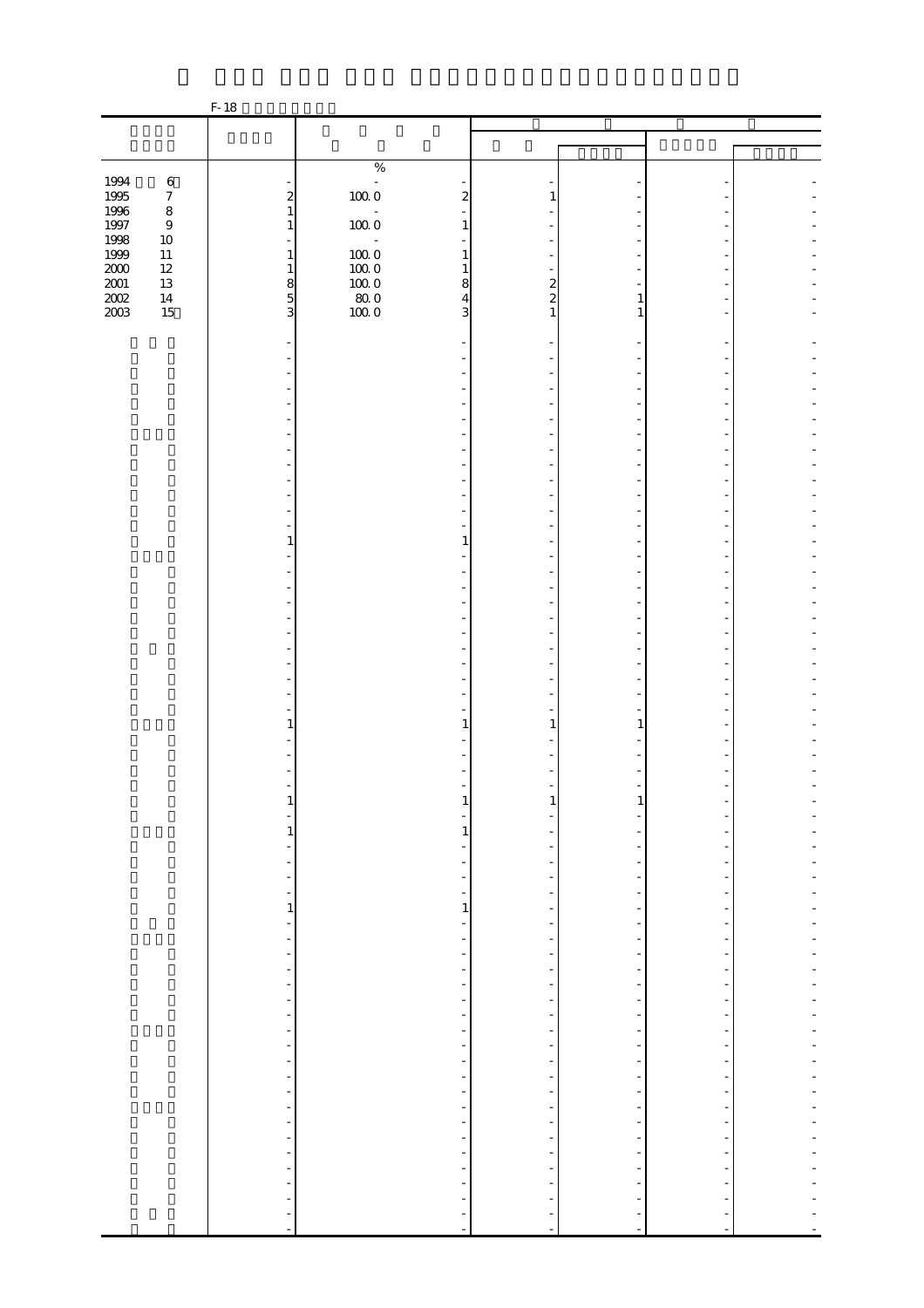F-18

| | | | | | | | |
|---|---|---|---|---|---|---|---|
| | | | | | | | |
| | | % | | | | | |
| 1994 6 | - | - | - | - | - | - | - |
| 1995 7 | 2 | 100.0 | 2 | 1 | - | - | - |
| 1996 8 | 1 | - | - | - | - | - | - |
| 1997 9 | 1 | 100.0 | 1 | - | - | - | - |
| 1998 10 | - | - | - | - | - | - | - |
| 1999 11 | 1 | 100.0 | 1 | - | - | - | - |
| 2000 12 | 1 | 100.0 | 1 | - | - | - | - |
| 2001 13 | 8 | 100.0 | 8 | 2 | - | - | - |
| 2002 14 | 5 | 80.0 | 4 | 2 | 1 | - | - |
| 2003 15 | 3 | 100.0 | 3 | 1 | 1 | - | - |
| | - | | - | - | - | - | - |
| | - | | - | - | - | - | - |
| | - | | - | - | - | - | - |
| | - | | - | - | - | - | - |
| | - | | - | - | - | - | - |
| | - | | - | - | - | - | - |
| | - | | - | - | - | - | - |
| | - | | - | - | - | - | - |
| | - | | - | - | - | - | - |
| | - | | - | - | - | - | - |
| | - | | - | - | - | - | - |
| | - | | - | - | - | - | - |
| | - | | - | - | - | - | - |
| | 1 | | 1 | - | - | - | - |
| | - | | - | - | - | - | - |
| | - | | - | - | - | - | - |
| | - | | - | - | - | - | - |
| | - | | - | - | - | - | - |
| | - | | - | - | - | - | - |
| | - | | - | - | - | - | - |
| | - | | - | - | - | - | - |
| | - | | - | - | - | - | - |
| | - | | - | - | - | - | - |
| | - | | - | - | - | - | - |
| | - | | - | - | - | - | - |
| | - | | - | - | - | - | - |
| | 1 | | 1 | 1 | 1 | - | - |
| | - | | - | - | - | - | - |
| | - | | - | - | - | - | - |
| | - | | - | - | - | - | - |
| | - | | - | - | - | - | - |
| | 1 | | 1 | 1 | 1 | - | - |
| | - | | - | - | - | - | - |
| | 1 | | 1 | - | - | - | - |
| | - | | - | - | - | - | - |
| | - | | - | - | - | - | - |
| | - | | - | - | - | - | - |
| | - | | - | - | - | - | - |
| | - | | - | - | - | - | - |
| | 1 | | 1 | - | - | - | - |
| | - | | - | - | - | - | - |
| | - | | - | - | - | - | - |
| | - | | - | - | - | - | - |
| | - | | - | - | - | - | - |
| | - | | - | - | - | - | - |
| | - | | - | - | - | - | - |
| | - | | - | - | - | - | - |
| | - | | - | - | - | - | - |
| | - | | - | - | - | - | - |
| | - | | - | - | - | - | - |
| | - | | - | - | - | - | - |
| | - | | - | - | - | - | - |
| | - | | - | - | - | - | - |
| | - | | - | - | - | - | - |
| | - | | - | - | - | - | - |
| | - | | - | - | - | - | - |
| | - | | - | - | - | - | - |
| | - | | - | - | - | - | - |
| | - | | - | - | - | - | - |
| | - | | - | - | - | - | - |
| | - | | - | - | - | - | - |
| | - | | - | - | - | - | - |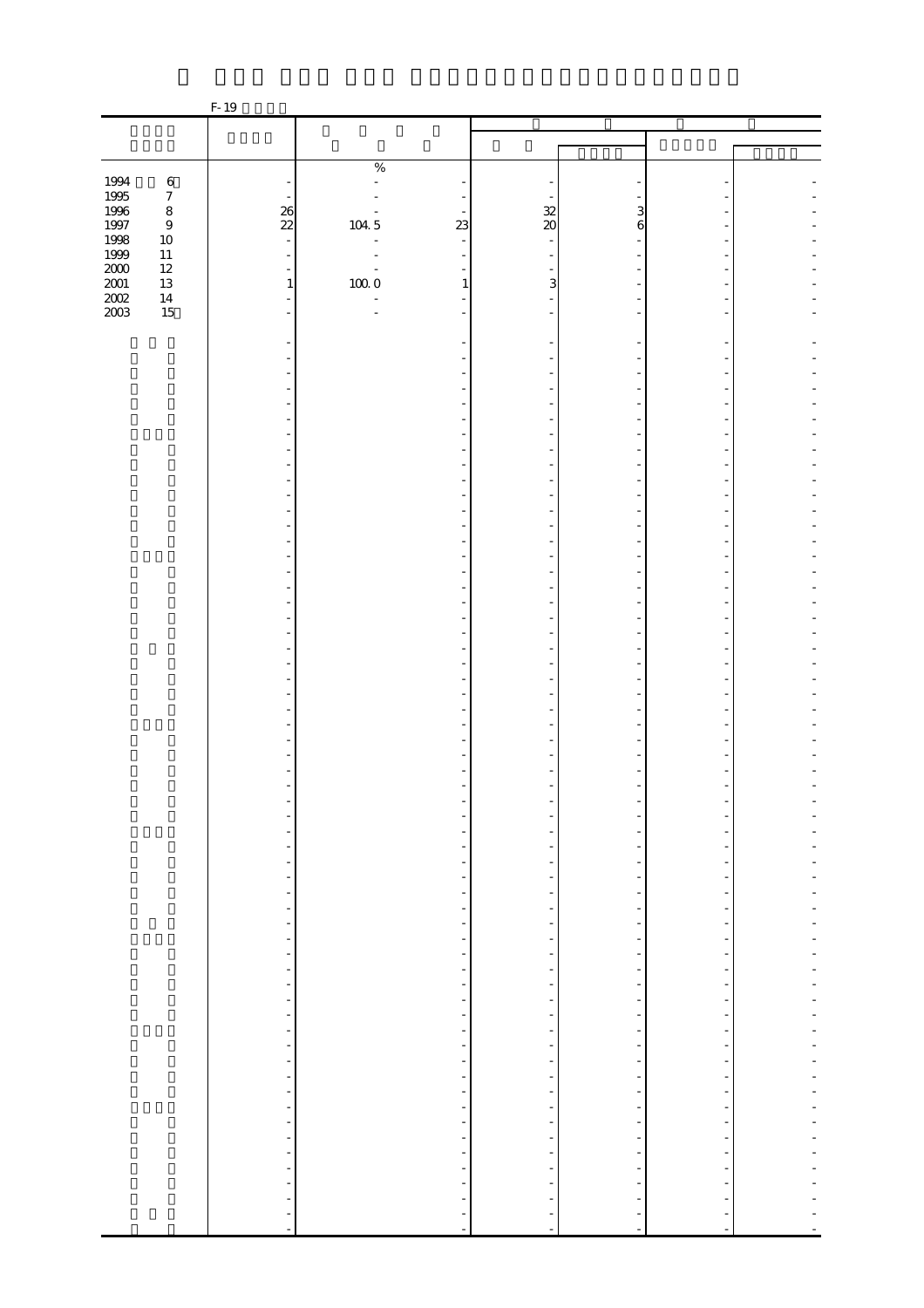F-19

| | | % | | | | | |
|---|---|---|---|---|---|---|---|
| 1994 6 | - | - | - | - | - | - | - |
| 1995 7 | - | - | - | - | - | - | - |
| 1996 8 | 26 | - | - | 32 | 3 | - | - |
| 1997 9 | 22 | 104.5 | 23 | 20 | 6 | - | - |
| 1998 10 | - | - | - | - | - | - | - |
| 1999 11 | - | - | - | - | - | - | - |
| 2000 12 | - | - | - | - | - | - | - |
| 2001 13 | 1 | 100.0 | 1 | 3 | - | - | - |
| 2002 14 | - | - | - | - | - | - | - |
| 2003 15 | - | - | - | - | - | - | - |
| | - | | - | - | - | - | - |
| | - | | - | - | - | - | - |
| | - | | - | - | - | - | - |
| | - | | - | - | - | - | - |
| | - | | - | - | - | - | - |
| | - | | - | - | - | - | - |
| | - | | - | - | - | - | - |
| | - | | - | - | - | - | - |
| | - | | - | - | - | - | - |
| | - | | - | - | - | - | - |
| | - | | - | - | - | - | - |
| | - | | - | - | - | - | - |
| | - | | - | - | - | - | - |
| | - | | - | - | - | - | - |
| | - | | - | - | - | - | - |
| | - | | - | - | - | - | - |
| | - | | - | - | - | - | - |
| | - | | - | - | - | - | - |
| | - | | - | - | - | - | - |
| | - | | - | - | - | - | - |
| | - | | - | - | - | - | - |
| | - | | - | - | - | - | - |
| | - | | - | - | - | - | - |
| | - | | - | - | - | - | - |
| | - | | - | - | - | - | - |
| | - | | - | - | - | - | - |
| | - | | - | - | - | - | - |
| | - | | - | - | - | - | - |
| | - | | - | - | - | - | - |
| | - | | - | - | - | - | - |
| | - | | - | - | - | - | - |
| | - | | - | - | - | - | - |
| | - | | - | - | - | - | - |
| | - | | - | - | - | - | - |
| | - | | - | - | - | - | - |
| | - | | - | - | - | - | - |
| | - | | - | - | - | - | - |
| | - | | - | - | - | - | - |
| | - | | - | - | - | - | - |
| | - | | - | - | - | - | - |
| | - | | - | - | - | - | - |
| | - | | - | - | - | - | - |
| | - | | - | - | - | - | - |
| | - | | - | - | - | - | - |
| | - | | - | - | - | - | - |
| | - | | - | - | - | - | - |
| | - | | - | - | - | - | - |
| | - | | - | - | - | - | - |
| | - | | - | - | - | - | - |
| | - | | - | - | - | - | - |
| | - | | - | - | - | - | - |
| | - | | - | - | - | - | - |
| | - | | - | - | - | - | - |
| | - | | - | - | - | - | - |
| | - | | - | - | - | - | - |
| | - | | - | - | - | - | - |
| | - | | - | - | - | - | - |
| | - | | - | - | - | - | - |
| | - | | - | - | - | - | - |
| | - | | - | - | - | - | - |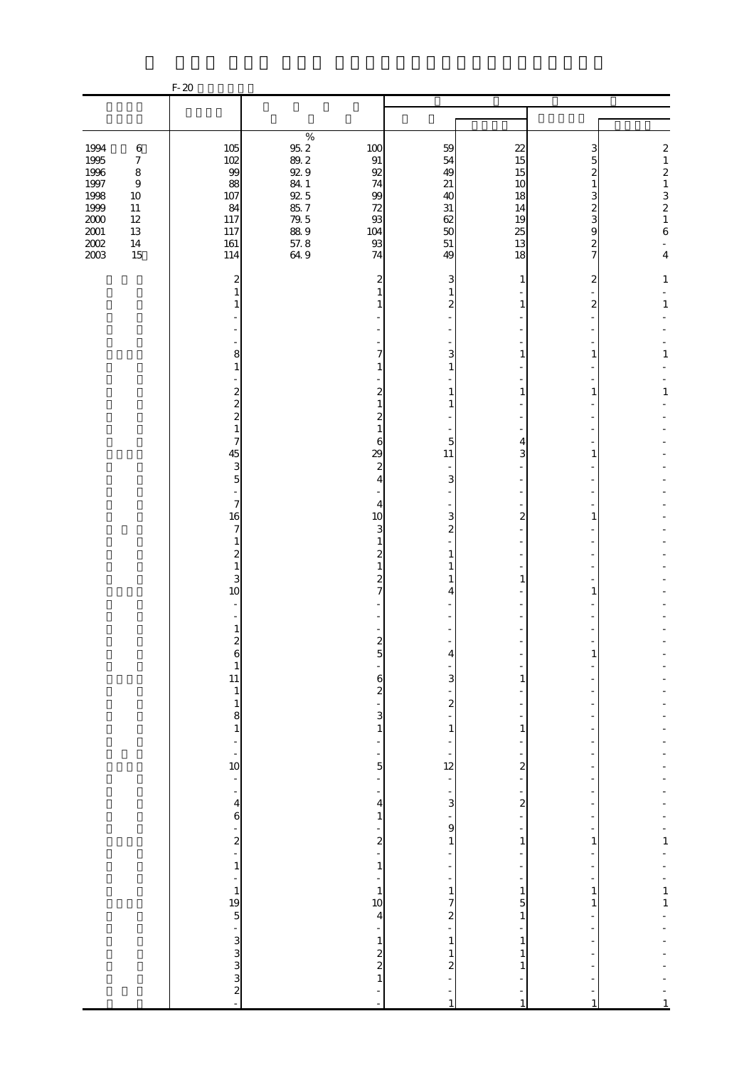F-20

| | | | | | | | |
|---|---|---|---|---|---|---|---|
| 1994 6 | 105 | 95.2 | 100 | 59 | 22 | 3 | 2 |
| 1995 7 | 102 | 89.2 | 91 | 54 | 15 | 5 | 1 |
| 1996 8 | 99 | 92.9 | 92 | 49 | 15 | 2 | 2 |
| 1997 9 | 88 | 84.1 | 74 | 21 | 10 | 1 | 1 |
| 1998 10 | 107 | 92.5 | 99 | 40 | 18 | 3 | 3 |
| 1999 11 | 84 | 85.7 | 72 | 31 | 14 | 2 | 2 |
| 2000 12 | 117 | 79.5 | 93 | 62 | 19 | 3 | 1 |
| 2001 13 | 117 | 88.9 | 104 | 50 | 25 | 9 | 6 |
| 2002 14 | 161 | 57.8 | 93 | 51 | 13 | 2 | - |
| 2003 15 | 114 | 64.9 | 74 | 49 | 18 | 7 | 4 |
| | 2 | | 2 | 3 | 1 | 2 | 1 |
| | 1 | | 1 | 1 | - | - | - |
| | 1 | | 1 | 2 | 1 | 2 | 1 |
| | - | | - | - | - | - | - |
| | - | | - | - | - | - | - |
| | - | | - | - | - | - | - |
| | 8 | | 7 | 3 | 1 | 1 | 1 |
| | 1 | | 1 | 1 | - | - | - |
| | - | | - | - | - | - | - |
| | 2 | | 2 | 1 | 1 | 1 | 1 |
| | 2 | | 1 | 1 | - | - | - |
| | 2 | | 2 | - | - | - | - |
| | 1 | | 1 | - | - | - | - |
| | 7 | | 6 | 5 | 4 | - | - |
| | 45 | | 29 | 11 | 3 | 1 | - |
| | 3 | | 2 | - | - | - | - |
| | 5 | | 4 | 3 | - | - | - |
| | - | | - | - | - | - | - |
| | 7 | | 4 | - | - | - | - |
| | 16 | | 10 | 3 | 2 | 1 | - |
| | 7 | | 3 | 2 | - | - | - |
| | 1 | | 1 | - | - | - | - |
| | 2 | | 2 | 1 | - | - | - |
| | 1 | | 1 | 1 | - | - | - |
| | 3 | | 2 | 1 | 1 | - | - |
| | 10 | | 7 | 4 | - | 1 | - |
| | - | | - | - | - | - | - |
| | - | | - | - | - | - | - |
| | 1 | | - | - | - | - | - |
| | 2 | | 2 | - | - | - | - |
| | 6 | | 5 | 4 | - | 1 | - |
| | 1 | | - | - | - | - | - |
| | 11 | | 6 | 3 | 1 | - | - |
| | 1 | | 2 | - | - | - | - |
| | 1 | | - | 2 | - | - | - |
| | 8 | | 3 | - | - | - | - |
| | 1 | | 1 | 1 | 1 | - | - |
| | - | | - | - | - | - | - |
| | - | | - | - | - | - | - |
| | 10 | | 5 | 12 | 2 | - | - |
| | - | | - | - | - | - | - |
| | - | | - | - | - | - | - |
| | 4 | | 4 | 3 | 2 | - | - |
| | 6 | | 1 | - | - | - | - |
| | - | | - | 9 | - | - | - |
| | 2 | | 2 | 1 | 1 | 1 | 1 |
| | - | | - | - | - | - | - |
| | 1 | | 1 | - | - | - | - |
| | - | | - | - | - | - | - |
| | 1 | | 1 | 1 | 1 | 1 | 1 |
| | 19 | | 10 | 7 | 5 | 1 | 1 |
| | 5 | | 4 | 2 | 1 | - | - |
| | - | | - | - | - | - | - |
| | 3 | | 1 | 1 | 1 | - | - |
| | 3 | | 2 | 1 | 1 | - | - |
| | 3 | | 2 | 2 | 1 | - | - |
| | 3 | | 1 | - | - | - | - |
| | 2 | | - | - | - | - | - |
| | - | | - | 1 | 1 | 1 | 1 |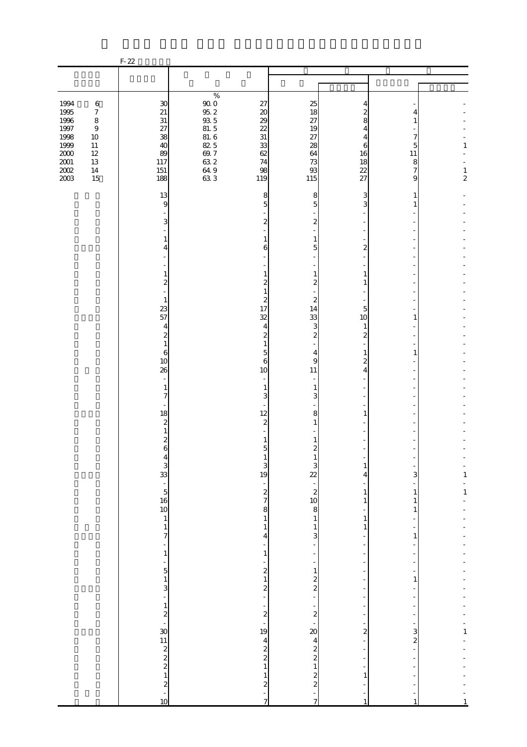F-22

| | | | | | | | |
|---|---|---|---|---|---|---|---|
| | | % | | | | | |
| 1994 6 | 30 | 90.0 | 27 | 25 | 4 | - | - |
| 1995 7 | 21 | 95.2 | 20 | 18 | 2 | 4 | - |
| 1996 8 | 31 | 93.5 | 29 | 27 | 8 | 1 | - |
| 1997 9 | 27 | 81.5 | 22 | 19 | 4 | - | - |
| 1998 10 | 38 | 81.6 | 31 | 27 | 4 | 7 | - |
| 1999 11 | 40 | 82.5 | 33 | 28 | 6 | 5 | 1 |
| 2000 12 | 89 | 69.7 | 62 | 64 | 16 | 11 | - |
| 2001 13 | 117 | 63.2 | 74 | 73 | 18 | 8 | - |
| 2002 14 | 151 | 64.9 | 98 | 93 | 22 | 7 | 1 |
| 2003 15 | 188 | 63.3 | 119 | 115 | 27 | 9 | 2 |
| | 13 | | 8 | 8 | 3 | 1 | - |
| | 9 | | 5 | 5 | 3 | 1 | - |
| | - | | - | - | - | - | - |
| | 3 | | 2 | 2 | - | - | - |
| | - | | - | - | - | - | - |
| | 1 | | 1 | 1 | - | - | - |
| | 4 | | 6 | 5 | 2 | - | - |
| | - | | - | - | - | - | - |
| | - | | - | - | - | - | - |
| | 1 | | 1 | 1 | 1 | - | - |
| | 2 | | 2 | 2 | 1 | - | - |
| | - | | 1 | - | - | - | - |
| | 1 | | 2 | 2 | - | - | - |
| | 23 | | 17 | 14 | 5 | - | - |
| | 57 | | 32 | 33 | 10 | 1 | - |
| | 4 | | 4 | 3 | 1 | - | - |
| | 2 | | 2 | 2 | 2 | - | - |
| | 1 | | 1 | - | - | - | - |
| | 6 | | 5 | 4 | 1 | 1 | - |
| | 10 | | 6 | 9 | 2 | - | - |
| | 26 | | 10 | 11 | 4 | - | - |
| | - | | - | - | - | - | - |
| | 1 | | 1 | 1 | - | - | - |
| | 7 | | 3 | 3 | - | - | - |
| | - | | - | - | - | - | - |
| | 18 | | 12 | 8 | 1 | - | - |
| | 2 | | 2 | 1 | - | - | - |
| | 1 | | - | - | - | - | - |
| | 2 | | 1 | 1 | - | - | - |
| | 6 | | 5 | 2 | - | - | - |
| | 4 | | 1 | 1 | - | - | - |
| | 3 | | 3 | 3 | 1 | - | - |
| | 33 | | 19 | 22 | 4 | 3 | 1 |
| | - | | - | - | - | - | - |
| | 5 | | 2 | 2 | 1 | 1 | 1 |
| | 16 | | 7 | 10 | 1 | 1 | - |
| | 10 | | 8 | 8 | - | 1 | - |
| | 1 | | 1 | 1 | 1 | - | - |
| | 1 | | 1 | 1 | 1 | - | - |
| | 7 | | 4 | 3 | - | 1 | - |
| | - | | - | - | - | - | - |
| | 1 | | 1 | - | - | - | - |
| | - | | - | - | - | - | - |
| | 5 | | 2 | 1 | - | - | - |
| | 1 | | 1 | 2 | - | 1 | - |
| | 3 | | 2 | 2 | - | - | - |
| | - | | - | - | - | - | - |
| | 1 | | - | - | - | - | - |
| | 2 | | 2 | 2 | - | - | - |
| | - | | - | - | - | - | - |
| | 30 | | 19 | 20 | 2 | 3 | 1 |
| | 11 | | 4 | 4 | - | 2 | - |
| | 2 | | 2 | 2 | - | - | - |
| | 2 | | 2 | 2 | - | - | - |
| | 2 | | 1 | 1 | - | - | - |
| | 1 | | 1 | 2 | 1 | - | - |
| | 2 | | 2 | 2 | - | - | - |
| | - | | - | - | - | - | - |
| | 10 | | 7 | 7 | 1 | 1 | 1 |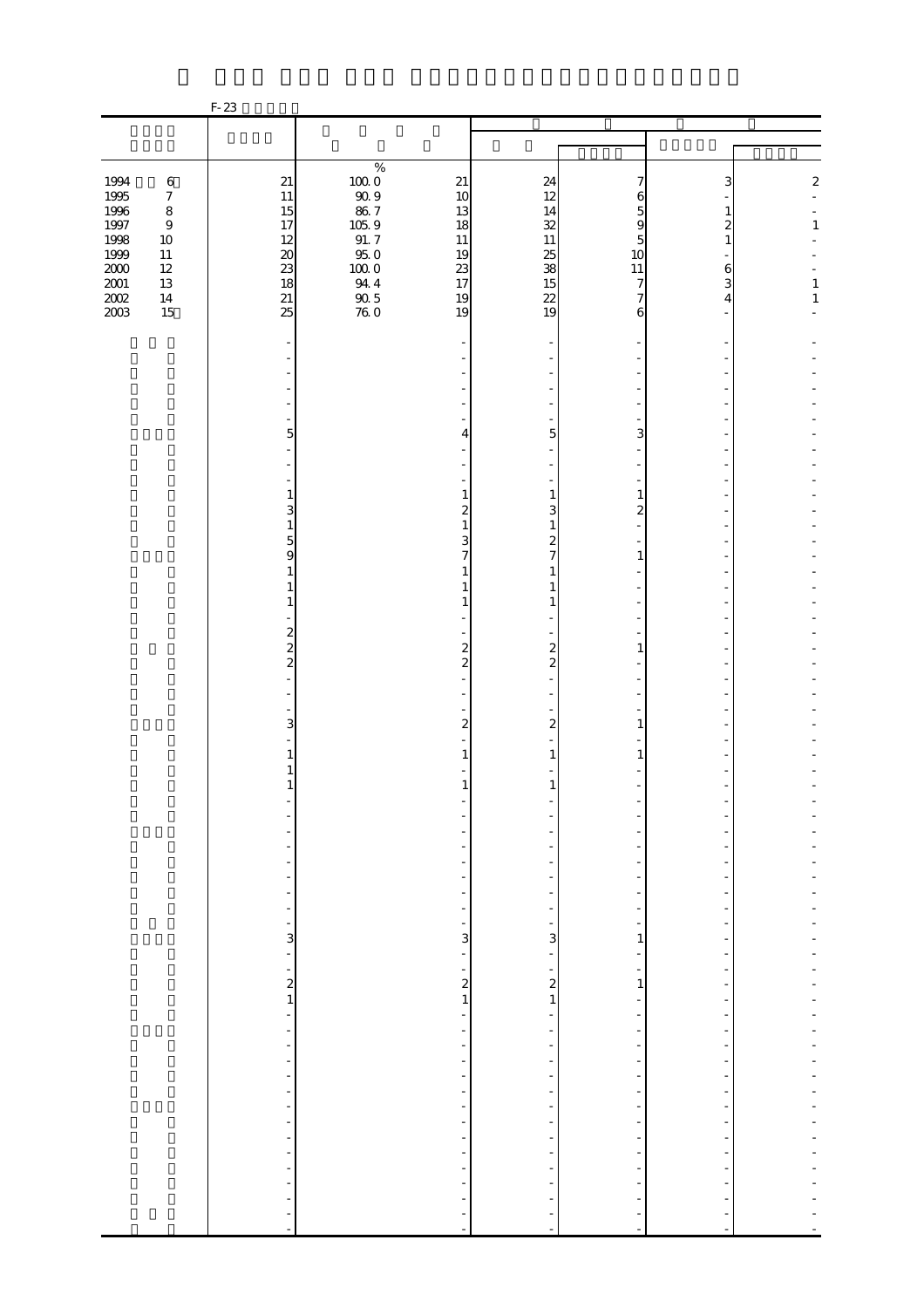F-23

| | | | | | | | |
|---|---|---|---|---|---|---|---|
| | | % | | | | | |
| 1994 6 | 21 | 100.0 | 21 | 24 | 7 | 3 | 2 |
| 1995 7 | 11 | 90.9 | 10 | 12 | 6 | - | - |
| 1996 8 | 15 | 86.7 | 13 | 14 | 5 | 1 | - |
| 1997 9 | 17 | 105.9 | 18 | 32 | 9 | 2 | 1 |
| 1998 10 | 12 | 91.7 | 11 | 11 | 5 | 1 | - |
| 1999 11 | 20 | 95.0 | 19 | 25 | 10 | - | - |
| 2000 12 | 23 | 100.0 | 23 | 38 | 11 | 6 | - |
| 2001 13 | 18 | 94.4 | 17 | 15 | 7 | 3 | 1 |
| 2002 14 | 21 | 90.5 | 19 | 22 | 7 | 4 | 1 |
| 2003 15 | 25 | 76.0 | 19 | 19 | 6 | - | - |
| | - | | - | - | - | - | - |
| | - | | - | - | - | - | - |
| | - | | - | - | - | - | - |
| | - | | - | - | - | - | - |
| | - | | - | - | - | - | - |
| | - | | - | - | - | - | - |
| | 5 | | 4 | 5 | 3 | - | - |
| | - | | - | - | - | - | - |
| | - | | - | - | - | - | - |
| | - | | - | - | - | - | - |
| | 1 | | 1 | 1 | 1 | - | - |
| | 3 | | 2 | 3 | 2 | - | - |
| | 1 | | 1 | 1 | - | - | - |
| | 5 | | 3 | 2 | - | - | - |
| | 9 | | 7 | 7 | 1 | - | - |
| | 1 | | 1 | 1 | - | - | - |
| | 1 | | 1 | 1 | - | - | - |
| | 1 | | 1 | 1 | - | - | - |
| | - | | - | - | - | - | - |
| | 2 | | - | - | - | - | - |
| | 2 | | 2 | 2 | 1 | - | - |
| | 2 | | 2 | 2 | - | - | - |
| | - | | - | - | - | - | - |
| | - | | - | - | - | - | - |
| | - | | - | - | - | - | - |
| | 3 | | 2 | 2 | 1 | - | - |
| | - | | - | - | - | - | - |
| | 1 | | 1 | 1 | 1 | - | - |
| | 1 | | - | - | - | - | - |
| | 1 | | 1 | 1 | - | - | - |
| | - | | - | - | - | - | - |
| | - | | - | - | - | - | - |
| | - | | - | - | - | - | - |
| | - | | - | - | - | - | - |
| | - | | - | - | - | - | - |
| | - | | - | - | - | - | - |
| | - | | - | - | - | - | - |
| | - | | - | - | - | - | - |
| | - | | - | - | - | - | - |
| | - | | - | - | - | - | - |
| | 3 | | 3 | 3 | 1 | - | - |
| | - | | - | - | - | - | - |
| | - | | - | - | - | - | - |
| | 2 | | 2 | 2 | 1 | - | - |
| | 1 | | 1 | 1 | - | - | - |
| | - | | - | - | - | - | - |
| | - | | - | - | - | - | - |
| | - | | - | - | - | - | - |
| | - | | - | - | - | - | - |
| | - | | - | - | - | - | - |
| | - | | - | - | - | - | - |
| | - | | - | - | - | - | - |
| | - | | - | - | - | - | - |
| | - | | - | - | - | - | - |
| | - | | - | - | - | - | - |
| | - | | - | - | - | - | - |
| | - | | - | - | - | - | - |
| | - | | - | - | - | - | - |
| | - | | - | - | - | - | - |
| | - | | - | - | - | - | - |
| | - | | - | - | - | - | - |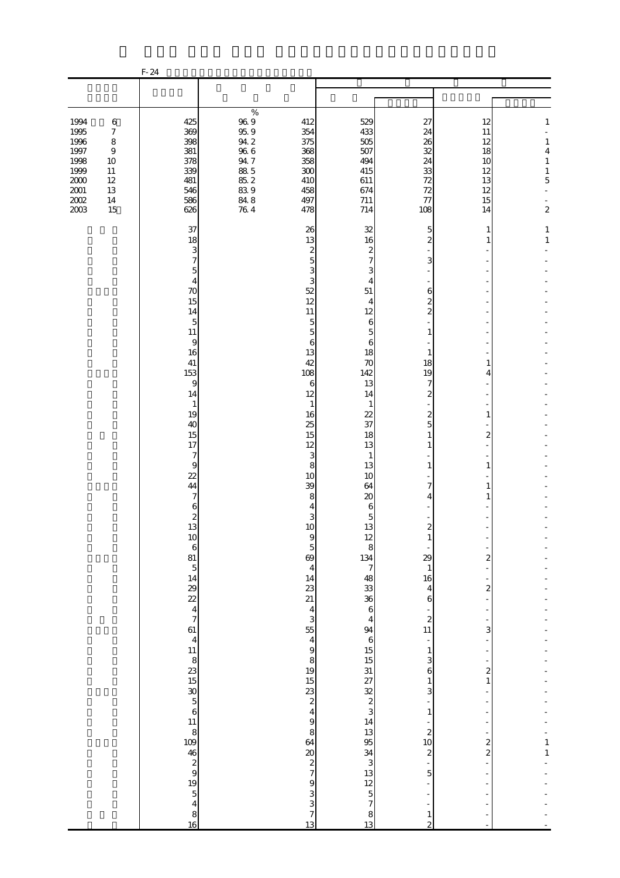F-24

| | | | | | | | |
|---|---|---|---|---|---|---|---|
| | | % | | | | | |
| 1994 6 | 425 | 96.9 | 412 | 529 | 27 | 12 | 1 |
| 1995 7 | 369 | 95.9 | 354 | 433 | 24 | 11 | - |
| 1996 8 | 398 | 94.2 | 375 | 505 | 26 | 12 | 1 |
| 1997 9 | 381 | 96.6 | 368 | 507 | 32 | 18 | 4 |
| 1998 10 | 378 | 94.7 | 358 | 494 | 24 | 10 | 1 |
| 1999 11 | 339 | 88.5 | 300 | 415 | 33 | 12 | 1 |
| 2000 12 | 481 | 85.2 | 410 | 611 | 72 | 13 | 5 |
| 2001 13 | 546 | 83.9 | 458 | 674 | 72 | 12 | - |
| 2002 14 | 586 | 84.8 | 497 | 711 | 77 | 15 | - |
| 2003 15 | 626 | 76.4 | 478 | 714 | 108 | 14 | 2 |
| | 37 | | 26 | 32 | 5 | 1 | 1 |
| | 18 | | 13 | 16 | 2 | 1 | 1 |
| | 3 | | 2 | 2 | - | - | - |
| | 7 | | 5 | 7 | 3 | - | - |
| | 5 | | 3 | 3 | - | - | - |
| | 4 | | 3 | 4 | - | - | - |
| | 70 | | 52 | 51 | 6 | - | - |
| | 15 | | 12 | 4 | 2 | - | - |
| | 14 | | 11 | 12 | 2 | - | - |
| | 5 | | 5 | 6 | - | - | - |
| | 11 | | 5 | 5 | 1 | - | - |
| | 9 | | 6 | 6 | - | - | - |
| | 16 | | 13 | 18 | 1 | - | - |
| | 41 | | 42 | 70 | 18 | 1 | - |
| | 153 | | 108 | 142 | 19 | 4 | - |
| | 9 | | 6 | 13 | 7 | - | - |
| | 14 | | 12 | 14 | 2 | - | - |
| | 1 | | 1 | 1 | - | - | - |
| | 19 | | 16 | 22 | 2 | 1 | - |
| | 40 | | 25 | 37 | 5 | - | - |
| | 15 | | 15 | 18 | 1 | 2 | - |
| | 17 | | 12 | 13 | 1 | - | - |
| | 7 | | 3 | 1 | - | - | - |
| | 9 | | 8 | 13 | 1 | 1 | - |
| | 22 | | 10 | 10 | - | - | - |
| | 44 | | 39 | 64 | 7 | 1 | - |
| | 7 | | 8 | 20 | 4 | 1 | - |
| | 6 | | 4 | 6 | - | - | - |
| | 2 | | 3 | 5 | - | - | - |
| | 13 | | 10 | 13 | 2 | - | - |
| | 10 | | 9 | 12 | 1 | - | - |
| | 6 | | 5 | 8 | - | - | - |
| | 81 | | 69 | 134 | 29 | 2 | - |
| | 5 | | 4 | 7 | 1 | - | - |
| | 14 | | 14 | 48 | 16 | - | - |
| | 29 | | 23 | 33 | 4 | 2 | - |
| | 22 | | 21 | 36 | 6 | - | - |
| | 4 | | 4 | 6 | - | - | - |
| | 7 | | 3 | 4 | 2 | - | - |
| | 61 | | 55 | 94 | 11 | 3 | - |
| | 4 | | 4 | 6 | - | - | - |
| | 11 | | 9 | 15 | 1 | - | - |
| | 8 | | 8 | 15 | 3 | - | - |
| | 23 | | 19 | 31 | 6 | 2 | - |
| | 15 | | 15 | 27 | 1 | 1 | - |
| | 30 | | 23 | 32 | 3 | - | - |
| | 5 | | 2 | 2 | - | - | - |
| | 6 | | 4 | 3 | 1 | - | - |
| | 11 | | 9 | 14 | - | - | - |
| | 8 | | 8 | 13 | 2 | - | - |
| | 109 | | 64 | 95 | 10 | 2 | 1 |
| | 46 | | 20 | 34 | 2 | 2 | 1 |
| | 2 | | 2 | 3 | - | - | - |
| | 9 | | 7 | 13 | 5 | - | - |
| | 19 | | 9 | 12 | - | - | - |
| | 5 | | 3 | 5 | - | - | - |
| | 4 | | 3 | 7 | - | - | - |
| | 8 | | 7 | 8 | 1 | - | - |
| | 16 | | 13 | 13 | 2 | - | - |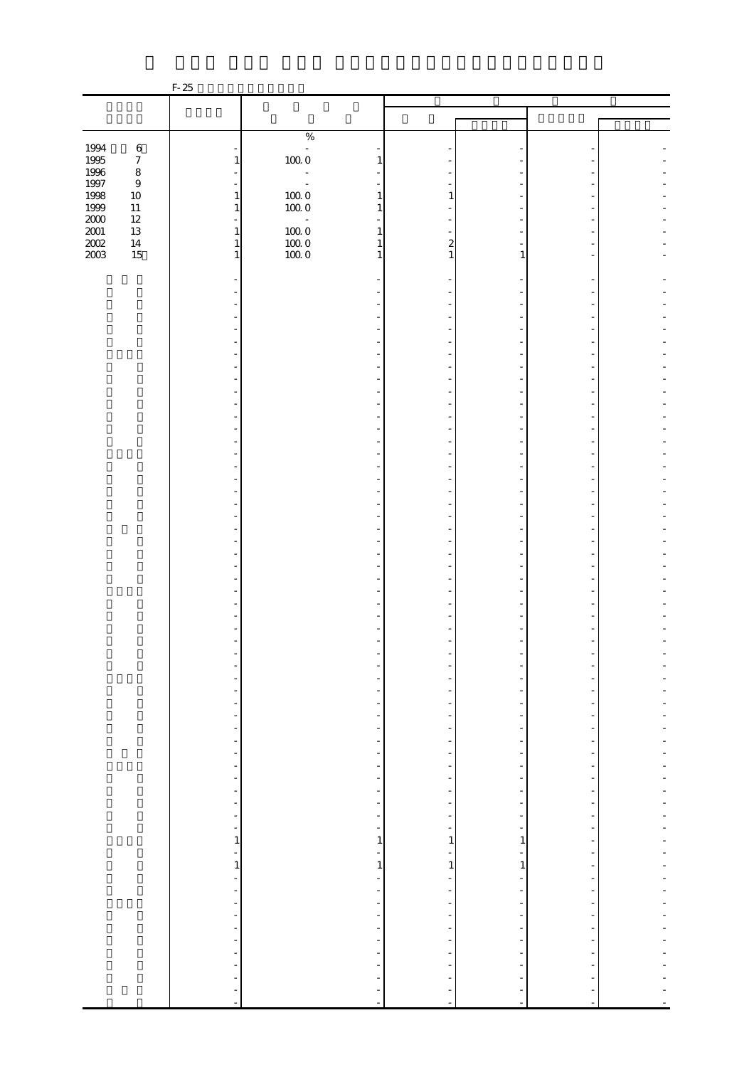F-25

| | | % | | | | | | |
|---|---|---|---|---|---|---|---|---|
| 1994 6 | - | - | - | - | - | - | - |
| 1995 7 | 1 | 100.0 | 1 | - | - | - | - |
| 1996 8 | - | - | - | - | - | - | - |
| 1997 9 | - | - | - | - | - | - | - |
| 1998 10 | 1 | 100.0 | 1 | 1 | - | - | - |
| 1999 11 | 1 | 100.0 | 1 | - | - | - | - |
| 2000 12 | - | - | - | - | - | - | - |
| 2001 13 | 1 | 100.0 | 1 | - | - | - | - |
| 2002 14 | 1 | 100.0 | 1 | 2 | - | - | - |
| 2003 15 | 1 | 100.0 | 1 | 1 | 1 | - | - |
| | - | | - | - | - | - | - |
| | - | | - | - | - | - | - |
| | - | | - | - | - | - | - |
| | - | | - | - | - | - | - |
| | - | | - | - | - | - | - |
| | - | | - | - | - | - | - |
| | - | | - | - | - | - | - |
| | - | | - | - | - | - | - |
| | - | | - | - | - | - | - |
| | - | | - | - | - | - | - |
| | - | | - | - | - | - | - |
| | - | | - | - | - | - | - |
| | - | | - | - | - | - | - |
| | - | | - | - | - | - | - |
| | - | | - | - | - | - | - |
| | - | | - | - | - | - | - |
| | - | | - | - | - | - | - |
| | - | | - | - | - | - | - |
| | - | | - | - | - | - | - |
| | - | | - | - | - | - | - |
| | - | | - | - | - | - | - |
| | - | | - | - | - | - | - |
| | - | | - | - | - | - | - |
| | - | | - | - | - | - | - |
| | - | | - | - | - | - | - |
| | - | | - | - | - | - | - |
| | - | | - | - | - | - | - |
| | - | | - | - | - | - | - |
| | - | | - | - | - | - | - |
| | - | | - | - | - | - | - |
| | - | | - | - | - | - | - |
| | - | | - | - | - | - | - |
| | - | | - | - | - | - | - |
| | - | | - | - | - | - | - |
| | - | | - | - | - | - | - |
| | - | | - | - | - | - | - |
| | - | | - | - | - | - | - |
| | - | | - | - | - | - | - |
| | - | | - | - | - | - | - |
| | - | | - | - | - | - | - |
| | - | | - | - | - | - | - |
| | - | | - | - | - | - | - |
| | - | | - | - | - | - | - |
| | - | | - | - | - | - | - |
| | - | | - | - | - | - | - |
| | - | | - | - | - | - | - |
| | - | | - | - | - | - | - |
| | - | | - | - | - | - | - |
| | - | | - | - | - | - | - |
| | - | | - | - | - | - | - |
| | - | | - | - | - | - | - |
| | - | | - | - | - | - | - |
| | - | | - | - | - | - | - |
| | - | | - | - | - | - | - |
| | 1 | | 1 | 1 | 1 | - | - |
| | - | | - | - | - | - | - |
| | 1 | | 1 | 1 | 1 | - | - |
| | - | | - | - | - | - | - |
| | - | | - | - | - | - | - |
| | - | | - | - | - | - | - |
| | - | | - | - | - | - | - |
| | - | | - | - | - | - | - |
| | - | | - | - | - | - | - |
| | - | | - | - | - | - | - |
| | - | | - | - | - | - | - |
| | - | | - | - | - | - | - |
| | - | | - | - | - | - | - |
| | - | | - | - | - | - | - |
| | - | | - | - | - | - | - |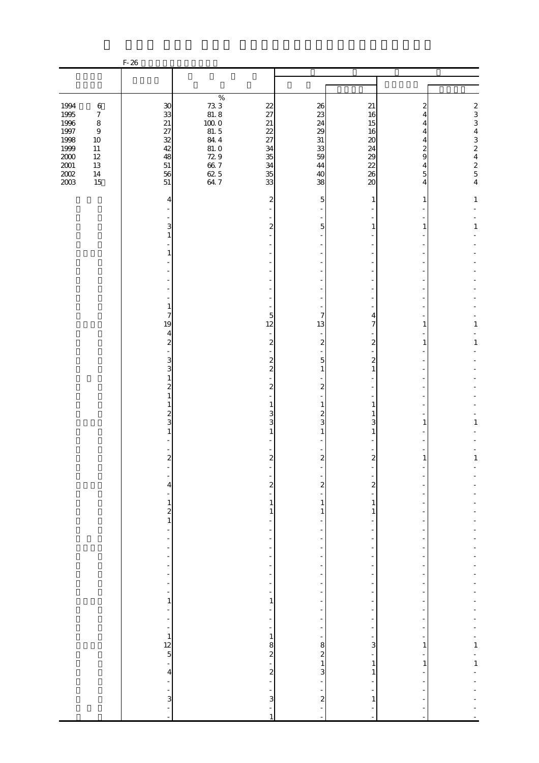F-26

| | | | | | | | |
|---|---|---|---|---|---|---|---|
| | | % | | | | | |
| 1994 6 | 30 | 73.3 | 22 | 26 | 21 | 2 | 2 |
| 1995 7 | 33 | 81.8 | 27 | 23 | 16 | 4 | 3 |
| 1996 8 | 21 | 100.0 | 21 | 24 | 15 | 4 | 3 |
| 1997 9 | 27 | 81.5 | 22 | 29 | 16 | 4 | 4 |
| 1998 10 | 32 | 84.4 | 27 | 31 | 20 | 4 | 3 |
| 1999 11 | 42 | 81.0 | 34 | 33 | 24 | 2 | 2 |
| 2000 12 | 48 | 72.9 | 35 | 59 | 29 | 9 | 4 |
| 2001 13 | 51 | 66.7 | 34 | 44 | 22 | 4 | 2 |
| 2002 14 | 56 | 62.5 | 35 | 40 | 26 | 5 | 5 |
| 2003 15 | 51 | 64.7 | 33 | 38 | 20 | 4 | 4 |
| | 4 | | 2 | 5 | 1 | 1 | 1 |
| | - | | - | - | - | - | - |
| | - | | - | - | - | - | - |
| | 3 | | 2 | 5 | 1 | 1 | 1 |
| | 1 | | - | - | - | - | - |
| | - | | - | - | - | - | - |
| | 1 | | - | - | - | - | - |
| | - | | - | - | - | - | - |
| | - | | - | - | - | - | - |
| | - | | - | - | - | - | - |
| | - | | - | - | - | - | - |
| | - | | - | - | - | - | - |
| | 1 | | - | - | - | - | - |
| | 7 | | 5 | 7 | 4 | - | - |
| | 19 | | 12 | 13 | 7 | 1 | 1 |
| | 4 | | - | - | - | - | - |
| | 2 | | 2 | 2 | 2 | 1 | 1 |
| | - | | - | - | - | - | - |
| | 3 | | 2 | 5 | 2 | - | - |
| | 3 | | 2 | 1 | 1 | - | - |
| | 1 | | - | - | - | - | - |
| | 2 | | 2 | 2 | - | - | - |
| | 1 | | - | - | - | - | - |
| | 1 | | 1 | 1 | 1 | - | - |
| | 2 | | 3 | 2 | 1 | - | - |
| | 3 | | 3 | 3 | 3 | 1 | 1 |
| | 1 | | 1 | 1 | 1 | - | - |
| | - | | - | - | - | - | - |
| | - | | - | - | - | - | - |
| | 2 | | 2 | 2 | 2 | 1 | 1 |
| | - | | - | - | - | - | - |
| | - | | - | - | - | - | - |
| | 4 | | 2 | 2 | 2 | - | - |
| | - | | - | - | - | - | - |
| | 1 | | 1 | 1 | 1 | - | - |
| | 2 | | 1 | 1 | 1 | - | - |
| | 1 | | - | - | - | - | - |
| | - | | - | - | - | - | - |
| | - | | - | - | - | - | - |
| | - | | - | - | - | - | - |
| | - | | - | - | - | - | - |
| | - | | - | - | - | - | - |
| | - | | - | - | - | - | - |
| | - | | - | - | - | - | - |
| | - | | - | - | - | - | - |
| | 1 | | 1 | - | - | - | - |
| | - | | - | - | - | - | - |
| | - | | - | - | - | - | - |
| | - | | - | - | - | - | - |
| | 1 | | 1 | - | - | - | - |
| | 12 | | 8 | 8 | 3 | 1 | 1 |
| | 5 | | 2 | 2 | - | - | - |
| | - | | - | 1 | 1 | 1 | 1 |
| | 4 | | 2 | 3 | 1 | - | - |
| | - | | - | - | - | - | - |
| | - | | - | - | - | - | - |
| | 3 | | 3 | 2 | 1 | - | - |
| | - | | - | - | - | - | - |
| | - | | 1 | - | - | - | - |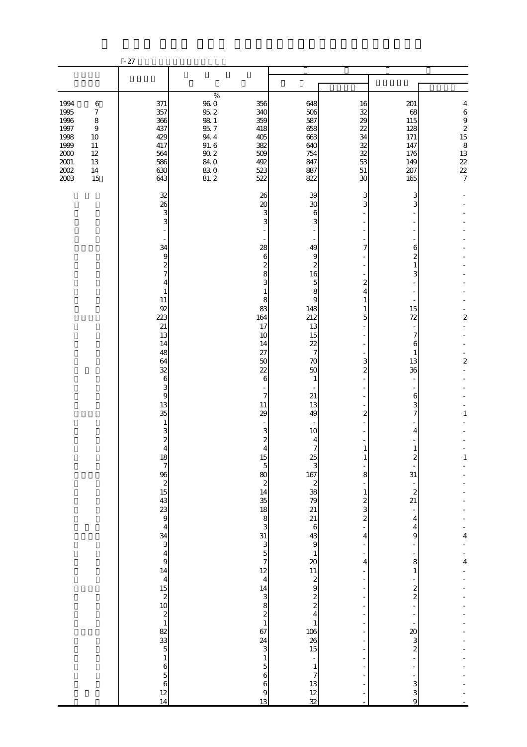F-27

| | | | % | | | | | |
|---|---|---|---|---|---|---|---|---|
| 1994 | 6 | 371 | 96.0 | 356 | 648 | 16 | 201 | 4 |
| 1995 | 7 | 357 | 95.2 | 340 | 506 | 32 | 68 | 6 |
| 1996 | 8 | 366 | 98.1 | 359 | 587 | 29 | 115 | 9 |
| 1997 | 9 | 437 | 95.7 | 418 | 658 | 22 | 128 | 2 |
| 1998 | 10 | 429 | 94.4 | 405 | 663 | 34 | 171 | 15 |
| 1999 | 11 | 417 | 91.6 | 382 | 640 | 32 | 147 | 8 |
| 2000 | 12 | 564 | 90.2 | 509 | 754 | 32 | 176 | 13 |
| 2001 | 13 | 586 | 84.0 | 492 | 847 | 53 | 149 | 22 |
| 2002 | 14 | 630 | 83.0 | 523 | 887 | 51 | 207 | 22 |
| 2003 | 15 | 643 | 81.2 | 522 | 822 | 30 | 165 | 7 |
| | | 32 | | 26 | 39 | 3 | 3 | - |
| | | 26 | | 20 | 30 | 3 | 3 | - |
| | | 3 | | 3 | 6 | - | - | - |
| | | 3 | | 3 | 3 | - | - | - |
| | | - | | - | - | - | - | - |
| | | - | | - | - | - | - | - |
| | | 34 | | 28 | 49 | 7 | 6 | - |
| | | 9 | | 6 | 9 | - | 2 | - |
| | | 2 | | 2 | 2 | - | 1 | - |
| | | 7 | | 8 | 16 | - | 3 | - |
| | | 4 | | 3 | 5 | 2 | - | - |
| | | 1 | | 1 | 8 | 4 | - | - |
| | | 11 | | 8 | 9 | 1 | - | - |
| | | 92 | | 83 | 148 | 1 | 15 | - |
| | | 223 | | 164 | 212 | 5 | 72 | 2 |
| | | 21 | | 17 | 13 | - | - | - |
| | | 13 | | 10 | 15 | - | 7 | - |
| | | 14 | | 14 | 22 | - | 6 | - |
| | | 48 | | 27 | 7 | - | 1 | - |
| | | 64 | | 50 | 70 | 3 | 13 | 2 |
| | | 32 | | 22 | 50 | 2 | 36 | - |
| | | 6 | | 6 | 1 | - | - | - |
| | | 3 | | - | - | - | - | - |
| | | 9 | | 7 | 21 | - | 6 | - |
| | | 13 | | 11 | 13 | - | 3 | - |
| | | 35 | | 29 | 49 | 2 | 7 | 1 |
| | | 1 | | - | - | - | - | - |
| | | 3 | | 3 | 10 | - | 4 | - |
| | | 2 | | 2 | 4 | - | - | - |
| | | 4 | | 4 | 7 | 1 | 1 | - |
| | | 18 | | 15 | 25 | 1 | 2 | 1 |
| | | 7 | | 5 | 3 | - | - | - |
| | | 96 | | 80 | 167 | 8 | 31 | - |
| | | 2 | | 2 | 2 | - | - | - |
| | | 15 | | 14 | 38 | 1 | 2 | - |
| | | 43 | | 35 | 79 | 2 | 21 | - |
| | | 23 | | 18 | 21 | 3 | - | - |
| | | 9 | | 8 | 21 | 2 | 4 | - |
| | | 4 | | 3 | 6 | - | 4 | - |
| | | 34 | | 31 | 43 | 4 | 9 | 4 |
| | | 3 | | 3 | 9 | - | - | - |
| | | 4 | | 5 | 1 | - | - | - |
| | | 9 | | 7 | 20 | 4 | 8 | 4 |
| | | 14 | | 12 | 11 | - | 1 | - |
| | | 4 | | 4 | 2 | - | - | - |
| | | 15 | | 14 | 9 | - | 2 | - |
| | | 2 | | 3 | 2 | - | 2 | - |
| | | 10 | | 8 | 2 | - | - | - |
| | | 2 | | 2 | 4 | - | - | - |
| | | 1 | | 1 | 1 | - | - | - |
| | | 82 | | 67 | 106 | - | 20 | - |
| | | 33 | | 24 | 26 | - | 3 | - |
| | | 5 | | 3 | 15 | - | 2 | - |
| | | 1 | | 1 | - | - | - | - |
| | | 6 | | 5 | 1 | - | - | - |
| | | 5 | | 6 | 7 | - | - | - |
| | | 6 | | 6 | 13 | - | 3 | - |
| | | 12 | | 9 | 12 | - | 3 | - |
| | | 14 | | 13 | 32 | - | 9 | - |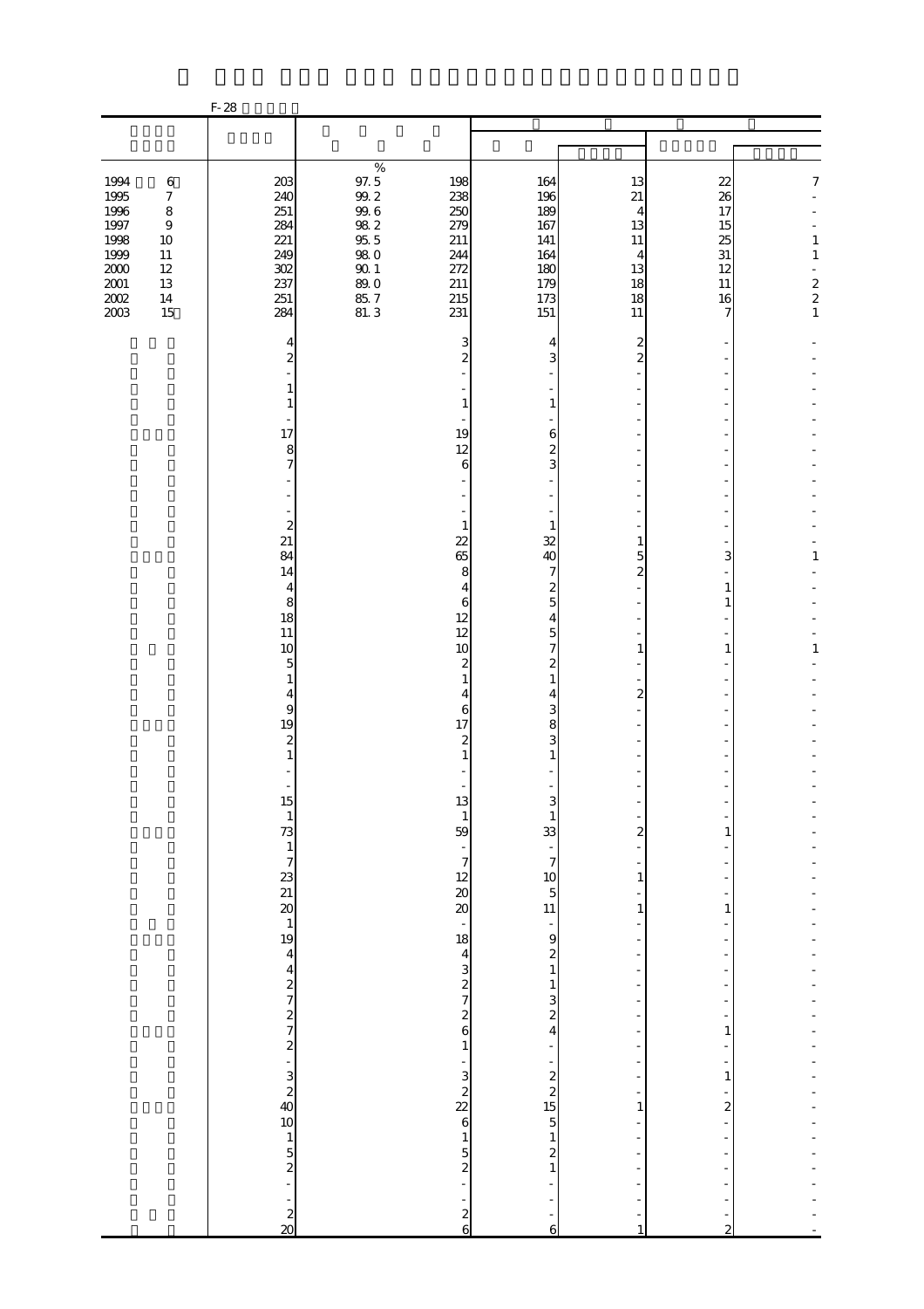F-28

| | | | | | | | |
|---|---|---|---|---|---|---|---|
| | | % | | | | | |
| 1994 6 | 203 | 97.5 | 198 | 164 | 13 | 22 | 7 |
| 1995 7 | 240 | 99.2 | 238 | 196 | 21 | 26 | - |
| 1996 8 | 251 | 99.6 | 250 | 189 | 4 | 17 | - |
| 1997 9 | 284 | 98.2 | 279 | 167 | 13 | 15 | - |
| 1998 10 | 221 | 95.5 | 211 | 141 | 11 | 25 | 1 |
| 1999 11 | 249 | 98.0 | 244 | 164 | 4 | 31 | 1 |
| 2000 12 | 302 | 90.1 | 272 | 180 | 13 | 12 | - |
| 2001 13 | 237 | 89.0 | 211 | 179 | 18 | 11 | 2 |
| 2002 14 | 251 | 85.7 | 215 | 173 | 18 | 16 | 2 |
| 2003 15 | 284 | 81.3 | 231 | 151 | 11 | 7 | 1 |
| | 4 | | 3 | 4 | 2 | - | - |
| | 2 | | 2 | 3 | 2 | - | - |
| | - | | - | - | - | - | - |
| | 1 | | - | - | - | - | - |
| | 1 | | 1 | 1 | - | - | - |
| | - | | - | - | - | - | - |
| | 17 | | 19 | 6 | - | - | - |
| | 8 | | 12 | 2 | - | - | - |
| | 7 | | 6 | 3 | - | - | - |
| | - | | - | - | - | - | - |
| | - | | - | - | - | - | - |
| | - | | - | - | - | - | - |
| | 2 | | 1 | 1 | - | - | - |
| | 21 | | 22 | 32 | 1 | - | - |
| | 84 | | 65 | 40 | 5 | 3 | 1 |
| | 14 | | 8 | 7 | 2 | - | - |
| | 4 | | 4 | 2 | - | 1 | - |
| | 8 | | 6 | 5 | - | 1 | - |
| | 18 | | 12 | 4 | - | - | - |
| | 11 | | 12 | 5 | - | - | - |
| | 10 | | 10 | 7 | 1 | 1 | 1 |
| | 5 | | 2 | 2 | - | - | - |
| | 1 | | 1 | 1 | - | - | - |
| | 4 | | 4 | 4 | 2 | - | - |
| | 9 | | 6 | 3 | - | - | - |
| | 19 | | 17 | 8 | - | - | - |
| | 2 | | 2 | 3 | - | - | - |
| | 1 | | 1 | 1 | - | - | - |
| | - | | - | - | - | - | - |
| | - | | - | - | - | - | - |
| | 15 | | 13 | 3 | - | - | - |
| | 1 | | 1 | 1 | - | - | - |
| | 73 | | 59 | 33 | 2 | 1 | - |
| | 1 | | - | - | - | - | - |
| | 7 | | 7 | 7 | - | - | - |
| | 23 | | 12 | 10 | 1 | - | - |
| | 21 | | 20 | 5 | - | - | - |
| | 20 | | 20 | 11 | 1 | 1 | - |
| | 1 | | - | - | - | - | - |
| | 19 | | 18 | 9 | - | - | - |
| | 4 | | 4 | 2 | - | - | - |
| | 4 | | 3 | 1 | - | - | - |
| | 2 | | 2 | 1 | - | - | - |
| | 7 | | 7 | 3 | - | - | - |
| | 2 | | 2 | 2 | - | - | - |
| | 7 | | 6 | 4 | - | 1 | - |
| | 2 | | 1 | - | - | - | - |
| | - | | - | - | - | - | - |
| | 3 | | 3 | 2 | - | 1 | - |
| | 2 | | 2 | 2 | - | - | - |
| | 40 | | 22 | 15 | 1 | 2 | - |
| | 10 | | 6 | 5 | - | - | - |
| | 1 | | 1 | 1 | - | - | - |
| | 5 | | 5 | 2 | - | - | - |
| | 2 | | 2 | 1 | - | - | - |
| | - | | - | - | - | - | - |
| | - | | - | - | - | - | - |
| | 2 | | 2 | - | - | - | - |
| | 20 | | 6 | 6 | 1 | 2 | - |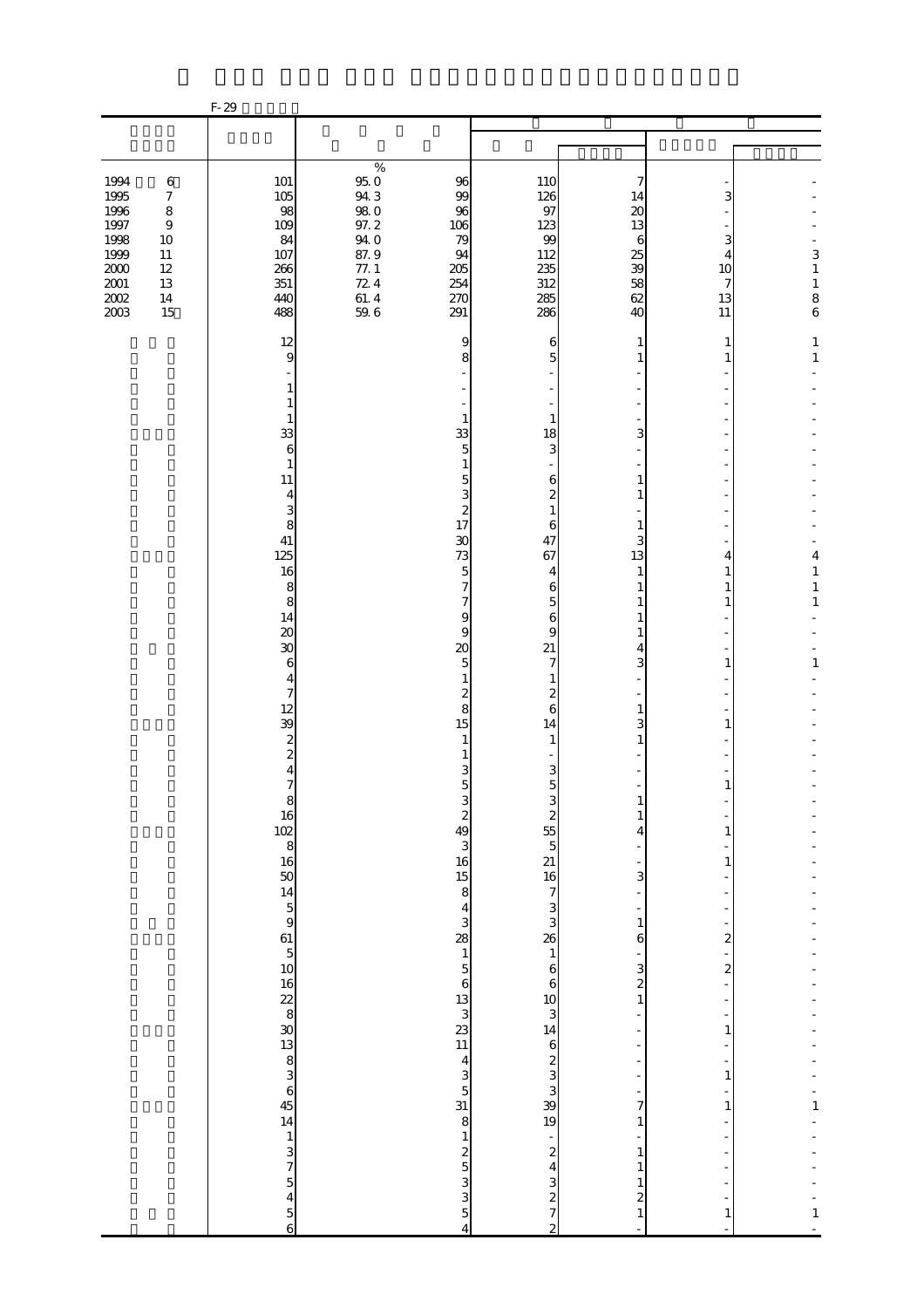F-29

| | | | | | | | |
|---|---|---|---|---|---|---|---|
| | | | | | | | |
| | | % | | | | | |
| 1994 6 | 101 | 95.0 | 96 | 110 | 7 | - | - |
| 1995 7 | 105 | 94.3 | 99 | 126 | 14 | 3 | - |
| 1996 8 | 98 | 98.0 | 96 | 97 | 20 | - | - |
| 1997 9 | 109 | 97.2 | 106 | 123 | 13 | - | - |
| 1998 10 | 84 | 94.0 | 79 | 99 | 6 | 3 | - |
| 1999 11 | 107 | 87.9 | 94 | 112 | 25 | 4 | 3 |
| 2000 12 | 266 | 77.1 | 205 | 235 | 39 | 10 | 1 |
| 2001 13 | 351 | 72.4 | 254 | 312 | 58 | 7 | 1 |
| 2002 14 | 440 | 61.4 | 270 | 285 | 62 | 13 | 8 |
| 2003 15 | 488 | 59.6 | 291 | 286 | 40 | 11 | 6 |
| | 12 | | 9 | 6 | 1 | 1 | 1 |
| | 9 | | 8 | 5 | 1 | 1 | 1 |
| | - | | - | - | - | - | - |
| | 1 | | - | - | - | - | - |
| | 1 | | - | - | - | - | - |
| | 1 | | 1 | 1 | - | - | - |
| | 33 | | 33 | 18 | 3 | - | - |
| | 6 | | 5 | 3 | - | - | - |
| | 1 | | 1 | - | - | - | - |
| | 11 | | 5 | 6 | 1 | - | - |
| | 4 | | 3 | 2 | 1 | - | - |
| | 3 | | 2 | 1 | - | - | - |
| | 8 | | 17 | 6 | 1 | - | - |
| | 41 | | 30 | 47 | 3 | - | - |
| | 125 | | 73 | 67 | 13 | 4 | 4 |
| | 16 | | 5 | 4 | 1 | 1 | 1 |
| | 8 | | 7 | 6 | 1 | 1 | 1 |
| | 8 | | 7 | 5 | 1 | 1 | 1 |
| | 14 | | 9 | 6 | 1 | - | - |
| | 20 | | 9 | 9 | 1 | - | - |
| | 30 | | 20 | 21 | 4 | - | - |
| | 6 | | 5 | 7 | 3 | 1 | 1 |
| | 4 | | 1 | 1 | - | - | - |
| | 7 | | 2 | 2 | - | - | - |
| | 12 | | 8 | 6 | 1 | - | - |
| | 39 | | 15 | 14 | 3 | 1 | - |
| | 2 | | 1 | 1 | 1 | - | - |
| | 2 | | 1 | - | - | - | - |
| | 4 | | 3 | 3 | - | - | - |
| | 7 | | 5 | 5 | - | 1 | - |
| | 8 | | 3 | 3 | 1 | - | - |
| | 16 | | 2 | 2 | 1 | - | - |
| | 102 | | 49 | 55 | 4 | 1 | - |
| | 8 | | 3 | 5 | - | - | - |
| | 16 | | 16 | 21 | - | 1 | - |
| | 50 | | 15 | 16 | 3 | - | - |
| | 14 | | 8 | 7 | - | - | - |
| | 5 | | 4 | 3 | - | - | - |
| | 9 | | 3 | 3 | 1 | - | - |
| | 61 | | 28 | 26 | 6 | 2 | - |
| | 5 | | 1 | 1 | - | - | - |
| | 10 | | 5 | 6 | 3 | 2 | - |
| | 16 | | 6 | 6 | 2 | - | - |
| | 22 | | 13 | 10 | 1 | - | - |
| | 8 | | 3 | 3 | - | - | - |
| | 30 | | 23 | 14 | - | 1 | - |
| | 13 | | 11 | 6 | - | - | - |
| | 8 | | 4 | 2 | - | - | - |
| | 3 | | 3 | 3 | - | 1 | - |
| | 6 | | 5 | 3 | - | - | - |
| | 45 | | 31 | 39 | 7 | 1 | 1 |
| | 14 | | 8 | 19 | 1 | - | - |
| | 1 | | 1 | - | - | - | - |
| | 3 | | 2 | 2 | 1 | - | - |
| | 7 | | 5 | 4 | 1 | - | - |
| | 5 | | 3 | 3 | 1 | - | - |
| | 4 | | 3 | 2 | 2 | - | - |
| | 5 | | 5 | 7 | 1 | 1 | 1 |
| | 6 | | 4 | 2 | - | - | - |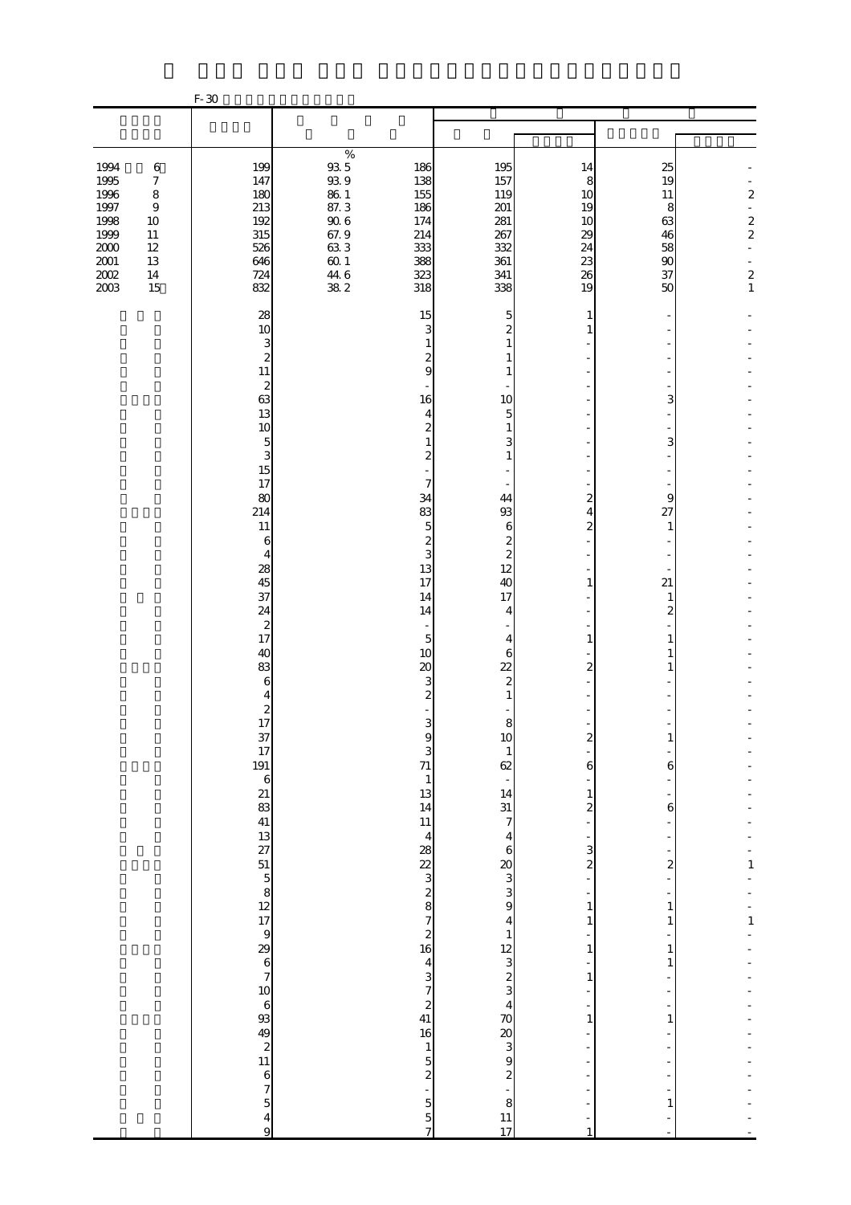F-30

| | | | | | | | |
|---|---|---|---|---|---|---|---|
| | | | | | | | |
| | | % | | | | | |
| 1994 6 | 199 | 93.5 | 186 | 195 | 14 | 25 | - |
| 1995 7 | 147 | 93.9 | 138 | 157 | 8 | 19 | - |
| 1996 8 | 180 | 86.1 | 155 | 119 | 10 | 11 | 2 |
| 1997 9 | 213 | 87.3 | 186 | 201 | 19 | 8 | - |
| 1998 10 | 192 | 90.6 | 174 | 281 | 10 | 63 | 2 |
| 1999 11 | 315 | 67.9 | 214 | 267 | 29 | 46 | 2 |
| 2000 12 | 526 | 63.3 | 333 | 332 | 24 | 58 | - |
| 2001 13 | 646 | 60.1 | 388 | 361 | 23 | 90 | - |
| 2002 14 | 724 | 44.6 | 323 | 341 | 26 | 37 | 2 |
| 2003 15 | 832 | 38.2 | 318 | 338 | 19 | 50 | 1 |
| | 28 | | 15 | 5 | 1 | - | - |
| | 10 | | 3 | 2 | 1 | - | - |
| | 3 | | 1 | 1 | - | - | - |
| | 2 | | 2 | 1 | - | - | - |
| | 11 | | 9 | 1 | - | - | - |
| | 2 | | - | - | - | - | - |
| | 63 | | 16 | 10 | - | 3 | - |
| | 13 | | 4 | 5 | - | - | - |
| | 10 | | 2 | 1 | - | - | - |
| | 5 | | 1 | 3 | - | 3 | - |
| | 3 | | 2 | 1 | - | - | - |
| | 15 | | - | - | - | - | - |
| | 17 | | 7 | - | - | - | - |
| | 80 | | 34 | 44 | 2 | 9 | - |
| | 214 | | 83 | 93 | 4 | 27 | - |
| | 11 | | 5 | 6 | 2 | 1 | - |
| | 6 | | 2 | 2 | - | - | - |
| | 4 | | 3 | 2 | - | - | - |
| | 28 | | 13 | 12 | - | - | - |
| | 45 | | 17 | 40 | 1 | 21 | - |
| | 37 | | 14 | 17 | - | 1 | - |
| | 24 | | 14 | 4 | - | 2 | - |
| | 2 | | - | - | - | - | - |
| | 17 | | 5 | 4 | 1 | 1 | - |
| | 40 | | 10 | 6 | - | 1 | - |
| | 83 | | 20 | 22 | 2 | 1 | - |
| | 6 | | 3 | 2 | - | - | - |
| | 4 | | 2 | 1 | - | - | - |
| | 2 | | - | - | - | - | - |
| | 17 | | 3 | 8 | - | - | - |
| | 37 | | 9 | 10 | 2 | 1 | - |
| | 17 | | 3 | 1 | - | - | - |
| | 191 | | 71 | 62 | 6 | 6 | - |
| | 6 | | 1 | - | - | - | - |
| | 21 | | 13 | 14 | 1 | - | - |
| | 83 | | 14 | 31 | 2 | 6 | - |
| | 41 | | 11 | 7 | - | - | - |
| | 13 | | 4 | 4 | - | - | - |
| | 27 | | 28 | 6 | 3 | - | - |
| | 51 | | 22 | 20 | 2 | 2 | 1 |
| | 5 | | 3 | 3 | - | - | - |
| | 8 | | 2 | 3 | - | - | - |
| | 12 | | 8 | 9 | 1 | 1 | - |
| | 17 | | 7 | 4 | 1 | 1 | 1 |
| | 9 | | 2 | 1 | - | - | - |
| | 29 | | 16 | 12 | 1 | 1 | - |
| | 6 | | 4 | 3 | - | 1 | - |
| | 7 | | 3 | 2 | 1 | - | - |
| | 10 | | 7 | 3 | - | - | - |
| | 6 | | 2 | 4 | - | - | - |
| | 93 | | 41 | 70 | 1 | 1 | - |
| | 49 | | 16 | 20 | - | - | - |
| | 2 | | 1 | 3 | - | - | - |
| | 11 | | 5 | 9 | - | - | - |
| | 6 | | 2 | 2 | - | - | - |
| | 7 | | - | - | - | - | - |
| | 5 | | 5 | 8 | - | 1 | - |
| | 4 | | 5 | 11 | - | - | - |
| | 9 | | 7 | 17 | 1 | - | - |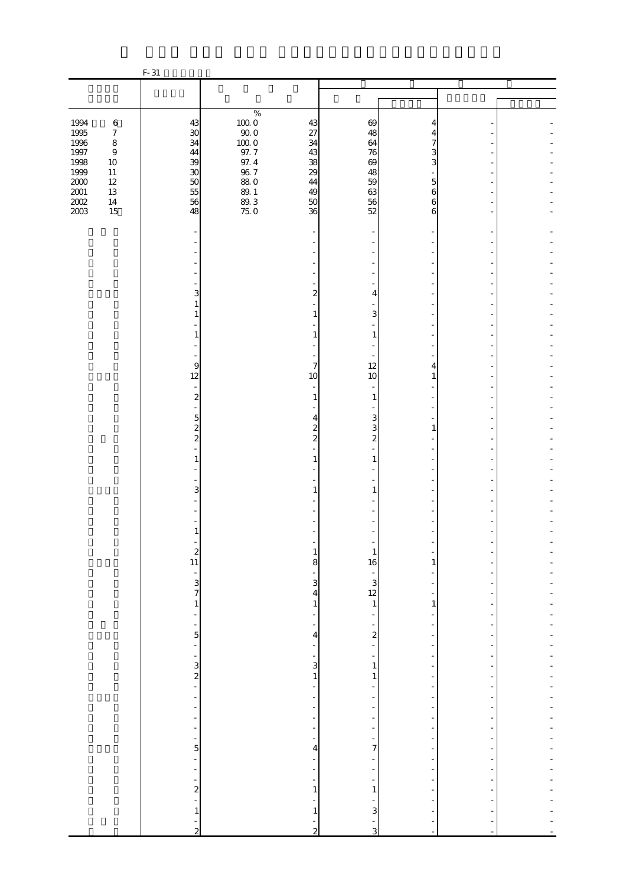F-31

| | | | | | | | |
|---|---|---|---|---|---|---|---|
| 1994 6 | 43 | 100.0 | 43 | 69 | 4 | - | - |
| 1995 7 | 30 | 90.0 | 27 | 48 | 4 | - | - |
| 1996 8 | 34 | 100.0 | 34 | 64 | 7 | - | - |
| 1997 9 | 44 | 97.7 | 43 | 76 | 3 | - | - |
| 1998 10 | 39 | 97.4 | 38 | 69 | 3 | - | - |
| 1999 11 | 30 | 96.7 | 29 | 48 | - | - | - |
| 2000 12 | 50 | 88.0 | 44 | 59 | 5 | - | - |
| 2001 13 | 55 | 89.1 | 49 | 63 | 6 | - | - |
| 2002 14 | 56 | 89.3 | 50 | 56 | 6 | - | - |
| 2003 15 | 48 | 75.0 | 36 | 52 | 6 | - | - |
| | - | | - | - | - | - | - |
| | - | | - | - | - | - | - |
| | - | | - | - | - | - | - |
| | - | | - | - | - | - | - |
| | - | | - | - | - | - | - |
| | - | | - | - | - | - | - |
| | 3 | | 2 | 4 | - | - | - |
| | 1 | | - | - | - | - | - |
| | 1 | | 1 | 3 | - | - | - |
| | - | | - | - | - | - | - |
| | 1 | | 1 | 1 | - | - | - |
| | - | | - | - | - | - | - |
| | - | | - | - | - | - | - |
| | 9 | | 7 | 12 | 4 | - | - |
| | 12 | | 10 | 10 | 1 | - | - |
| | - | | - | - | - | - | - |
| | 2 | | 1 | 1 | - | - | - |
| | - | | - | - | - | - | - |
| | 5 | | 4 | 3 | - | - | - |
| | 2 | | 2 | 3 | 1 | - | - |
| | 2 | | 2 | 2 | - | - | - |
| | - | | - | - | - | - | - |
| | 1 | | 1 | 1 | - | - | - |
| | - | | - | - | - | - | - |
| | - | | - | - | - | - | - |
| | 3 | | 1 | 1 | - | - | - |
| | - | | - | - | - | - | - |
| | - | | - | - | - | - | - |
| | - | | - | - | - | - | - |
| | 1 | | - | - | - | - | - |
| | - | | - | - | - | - | - |
| | 2 | | 1 | 1 | - | - | - |
| | 11 | | 8 | 16 | 1 | - | - |
| | - | | - | - | - | - | - |
| | 3 | | 3 | 3 | - | - | - |
| | 7 | | 4 | 12 | - | - | - |
| | 1 | | 1 | 1 | 1 | - | - |
| | - | | - | - | - | - | - |
| | - | | - | - | - | - | - |
| | 5 | | 4 | 2 | - | - | - |
| | - | | - | - | - | - | - |
| | - | | - | - | - | - | - |
| | 3 | | 3 | 1 | - | - | - |
| | 2 | | 1 | 1 | - | - | - |
| | - | | - | - | - | - | - |
| | - | | - | - | - | - | - |
| | - | | - | - | - | - | - |
| | - | | - | - | - | - | - |
| | - | | - | - | - | - | - |
| | - | | - | - | - | - | - |
| | 5 | | 4 | 7 | - | - | - |
| | - | | - | - | - | - | - |
| | - | | - | - | - | - | - |
| | - | | - | - | - | - | - |
| | 2 | | 1 | 1 | - | - | - |
| | - | | - | - | - | - | - |
| | 1 | | 1 | 3 | - | - | - |
| | - | | - | - | - | - | - |
| | 2 | | 2 | 3 | - | - | - |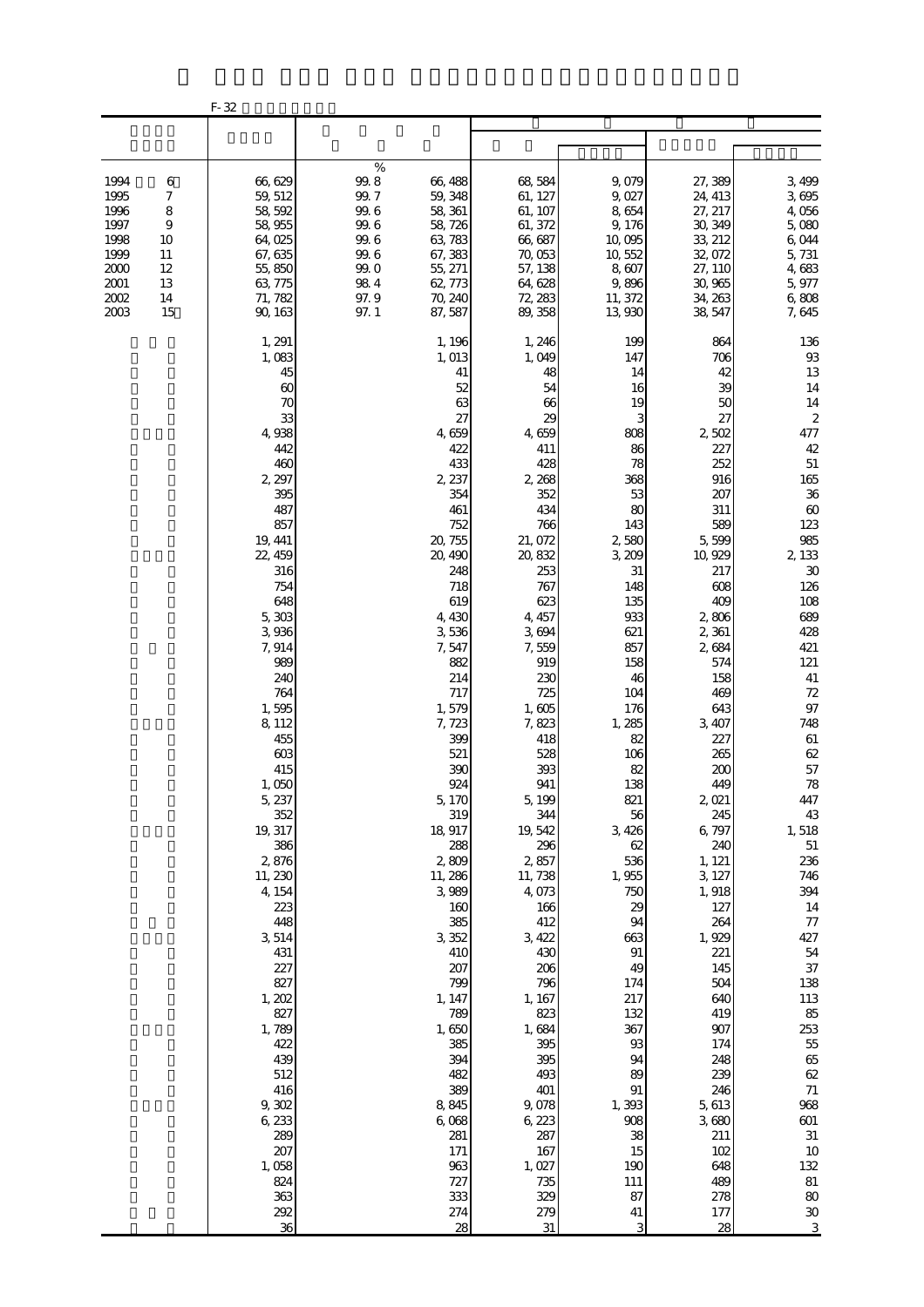F-32

| | | | | | | | |
|---|---|---|---|---|---|---|---|
| | | % | | | | | |
| 1994 6 | 66,629 | 99.8 | 66,488 | 68,584 | 9,079 | 27,389 | 3,499 |
| 1995 7 | 59,512 | 99.7 | 59,348 | 61,127 | 9,027 | 24,413 | 3,695 |
| 1996 8 | 58,592 | 99.6 | 58,361 | 61,107 | 8,654 | 27,217 | 4,056 |
| 1997 9 | 58,955 | 99.6 | 58,726 | 61,372 | 9,176 | 30,349 | 5,080 |
| 1998 10 | 64,025 | 99.6 | 63,783 | 66,687 | 10,095 | 33,212 | 6,044 |
| 1999 11 | 67,635 | 99.6 | 67,383 | 70,053 | 10,552 | 32,072 | 5,731 |
| 2000 12 | 55,850 | 99.0 | 55,271 | 57,138 | 8,607 | 27,110 | 4,683 |
| 2001 13 | 63,775 | 98.4 | 62,773 | 64,628 | 9,896 | 30,965 | 5,977 |
| 2002 14 | 71,782 | 97.9 | 70,240 | 72,283 | 11,372 | 34,263 | 6,808 |
| 2003 15 | 90,163 | 97.1 | 87,587 | 89,358 | 13,930 | 38,547 | 7,645 |
| | 1,291 | | 1,196 | 1,246 | 199 | 864 | 136 |
| | 1,083 | | 1,013 | 1,049 | 147 | 706 | 93 |
| | 45 | | 41 | 48 | 14 | 42 | 13 |
| | 60 | | 52 | 54 | 16 | 39 | 14 |
| | 70 | | 63 | 66 | 19 | 50 | 14 |
| | 33 | | 27 | 29 | 3 | 27 | 2 |
| | 4,938 | | 4,659 | 4,659 | 808 | 2,502 | 477 |
| | 442 | | 422 | 411 | 86 | 227 | 42 |
| | 460 | | 433 | 428 | 78 | 252 | 51 |
| | 2,297 | | 2,237 | 2,268 | 368 | 916 | 165 |
| | 395 | | 354 | 352 | 53 | 207 | 36 |
| | 487 | | 461 | 434 | 80 | 311 | 60 |
| | 857 | | 752 | 766 | 143 | 589 | 123 |
| | 19,441 | | 20,755 | 21,072 | 2,580 | 5,599 | 985 |
| | 22,459 | | 20,490 | 20,832 | 3,209 | 10,929 | 2,133 |
| | 316 | | 248 | 253 | 31 | 217 | 30 |
| | 754 | | 718 | 767 | 148 | 608 | 126 |
| | 648 | | 619 | 623 | 135 | 409 | 108 |
| | 5,303 | | 4,430 | 4,457 | 933 | 2,806 | 689 |
| | 3,936 | | 3,536 | 3,694 | 621 | 2,361 | 428 |
| | 7,914 | | 7,547 | 7,559 | 857 | 2,684 | 421 |
| | 989 | | 882 | 919 | 158 | 574 | 121 |
| | 240 | | 214 | 230 | 46 | 158 | 41 |
| | 764 | | 717 | 725 | 104 | 469 | 72 |
| | 1,595 | | 1,579 | 1,605 | 176 | 643 | 97 |
| | 8,112 | | 7,723 | 7,823 | 1,285 | 3,407 | 748 |
| | 455 | | 399 | 418 | 82 | 227 | 61 |
| | 603 | | 521 | 528 | 106 | 265 | 62 |
| | 415 | | 390 | 393 | 82 | 200 | 57 |
| | 1,050 | | 924 | 941 | 138 | 449 | 78 |
| | 5,237 | | 5,170 | 5,199 | 821 | 2,021 | 447 |
| | 352 | | 319 | 344 | 56 | 245 | 43 |
| | 19,317 | | 18,917 | 19,542 | 3,426 | 6,797 | 1,518 |
| | 386 | | 288 | 296 | 62 | 240 | 51 |
| | 2,876 | | 2,809 | 2,857 | 536 | 1,121 | 236 |
| | 11,230 | | 11,286 | 11,738 | 1,955 | 3,127 | 746 |
| | 4,154 | | 3,989 | 4,073 | 750 | 1,918 | 394 |
| | 223 | | 160 | 166 | 29 | 127 | 14 |
| | 448 | | 385 | 412 | 94 | 264 | 77 |
| | 3,514 | | 3,352 | 3,422 | 663 | 1,929 | 427 |
| | 431 | | 410 | 430 | 91 | 221 | 54 |
| | 227 | | 207 | 206 | 49 | 145 | 37 |
| | 827 | | 799 | 796 | 174 | 504 | 138 |
| | 1,202 | | 1,147 | 1,167 | 217 | 640 | 113 |
| | 827 | | 789 | 823 | 132 | 419 | 85 |
| | 1,789 | | 1,650 | 1,684 | 367 | 907 | 253 |
| | 422 | | 385 | 395 | 93 | 174 | 55 |
| | 439 | | 394 | 395 | 94 | 248 | 65 |
| | 512 | | 482 | 493 | 89 | 239 | 62 |
| | 416 | | 389 | 401 | 91 | 246 | 71 |
| | 9,302 | | 8,845 | 9,078 | 1,393 | 5,613 | 968 |
| | 6,233 | | 6,068 | 6,223 | 908 | 3,680 | 601 |
| | 289 | | 281 | 287 | 38 | 211 | 31 |
| | 207 | | 171 | 167 | 15 | 102 | 10 |
| | 1,058 | | 963 | 1,027 | 190 | 648 | 132 |
| | 824 | | 727 | 735 | 111 | 489 | 81 |
| | 363 | | 333 | 329 | 87 | 278 | 80 |
| | 292 | | 274 | 279 | 41 | 177 | 30 |
| | 36 | | 28 | 31 | 3 | 28 | 3 |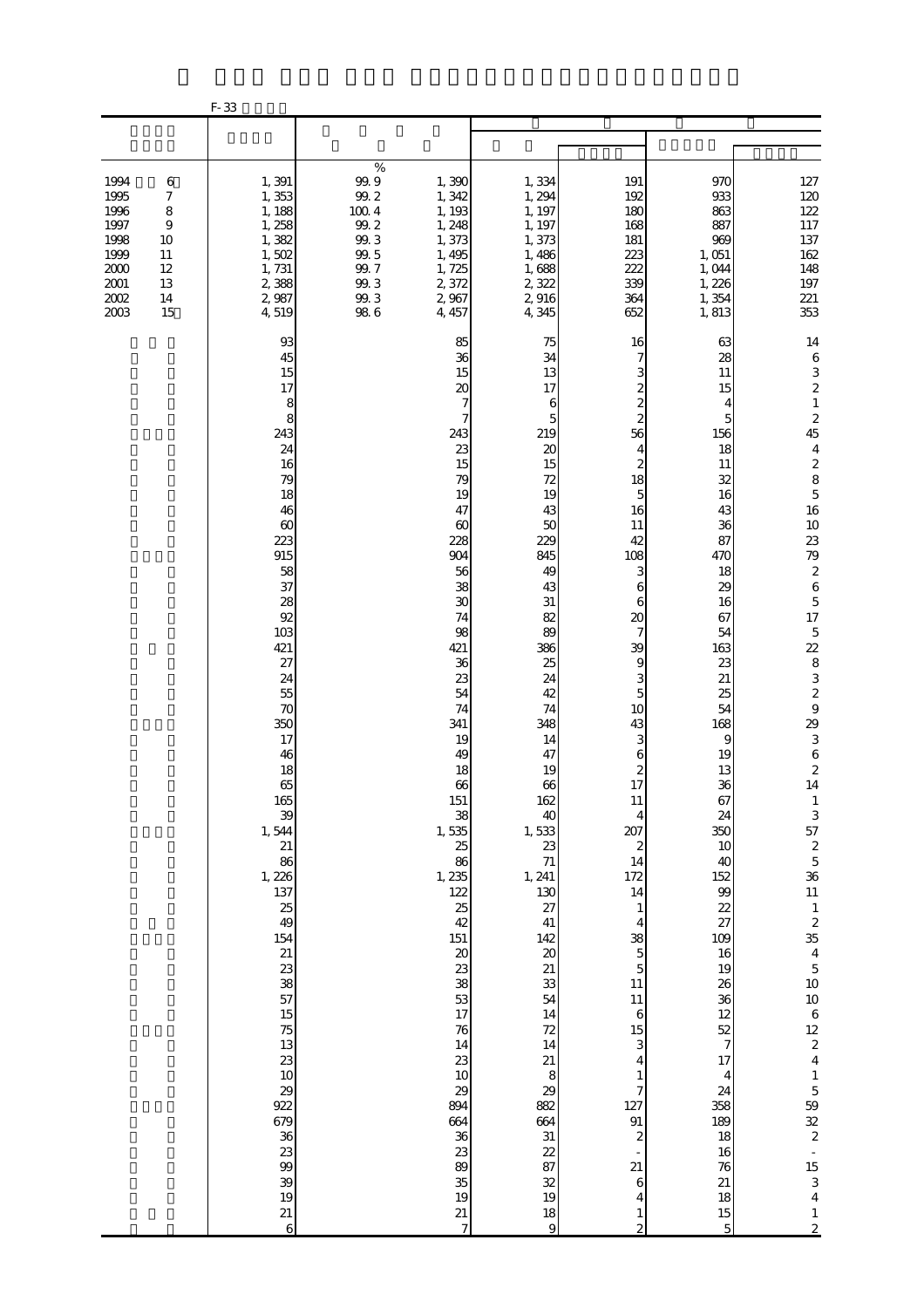F-33

| | | | | | | | |
|---|---|---|---|---|---|---|---|
| | | % | | | | | |
| 1994 6 | 1,391 | 99.9 | 1,390 | 1,334 | 191 | 970 | 127 |
| 1995 7 | 1,353 | 99.2 | 1,342 | 1,294 | 192 | 933 | 120 |
| 1996 8 | 1,188 | 100.4 | 1,193 | 1,197 | 180 | 863 | 122 |
| 1997 9 | 1,258 | 99.2 | 1,248 | 1,197 | 168 | 887 | 117 |
| 1998 10 | 1,382 | 99.3 | 1,373 | 1,373 | 181 | 969 | 137 |
| 1999 11 | 1,502 | 99.5 | 1,495 | 1,486 | 223 | 1,051 | 162 |
| 2000 12 | 1,731 | 99.7 | 1,725 | 1,688 | 222 | 1,044 | 148 |
| 2001 13 | 2,388 | 99.3 | 2,372 | 2,322 | 339 | 1,226 | 197 |
| 2002 14 | 2,987 | 99.3 | 2,967 | 2,916 | 364 | 1,354 | 221 |
| 2003 15 | 4,519 | 98.6 | 4,457 | 4,345 | 652 | 1,813 | 353 |
| | 93 | | 85 | 75 | 16 | 63 | 14 |
| | 45 | | 36 | 34 | 7 | 28 | 6 |
| | 15 | | 15 | 13 | 3 | 11 | 3 |
| | 17 | | 20 | 17 | 2 | 15 | 2 |
| | 8 | | 7 | 6 | 2 | 4 | 1 |
| | 8 | | 7 | 5 | 2 | 5 | 2 |
| | 243 | | 243 | 219 | 56 | 156 | 45 |
| | 24 | | 23 | 20 | 4 | 18 | 4 |
| | 16 | | 15 | 15 | 2 | 11 | 2 |
| | 79 | | 79 | 72 | 18 | 32 | 8 |
| | 18 | | 19 | 19 | 5 | 16 | 5 |
| | 46 | | 47 | 43 | 16 | 43 | 16 |
| | 60 | | 60 | 50 | 11 | 36 | 10 |
| | 223 | | 228 | 229 | 42 | 87 | 23 |
| | 915 | | 904 | 845 | 108 | 470 | 79 |
| | 58 | | 56 | 49 | 3 | 18 | 2 |
| | 37 | | 38 | 43 | 6 | 29 | 6 |
| | 28 | | 30 | 31 | 6 | 16 | 5 |
| | 92 | | 74 | 82 | 20 | 67 | 17 |
| | 103 | | 98 | 89 | 7 | 54 | 5 |
| | 421 | | 421 | 386 | 39 | 163 | 22 |
| | 27 | | 36 | 25 | 9 | 23 | 8 |
| | 24 | | 23 | 24 | 3 | 21 | 3 |
| | 55 | | 54 | 42 | 5 | 25 | 2 |
| | 70 | | 74 | 74 | 10 | 54 | 9 |
| | 350 | | 341 | 348 | 43 | 168 | 29 |
| | 17 | | 19 | 14 | 3 | 9 | 3 |
| | 46 | | 49 | 47 | 6 | 19 | 6 |
| | 18 | | 18 | 19 | 2 | 13 | 2 |
| | 65 | | 66 | 66 | 17 | 36 | 14 |
| | 165 | | 151 | 162 | 11 | 67 | 1 |
| | 39 | | 38 | 40 | 4 | 24 | 3 |
| | 1,544 | | 1,535 | 1,533 | 207 | 350 | 57 |
| | 21 | | 25 | 23 | 2 | 10 | 2 |
| | 86 | | 86 | 71 | 14 | 40 | 5 |
| | 1,226 | | 1,235 | 1,241 | 172 | 152 | 36 |
| | 137 | | 122 | 130 | 14 | 99 | 11 |
| | 25 | | 25 | 27 | 1 | 22 | 1 |
| | 49 | | 42 | 41 | 4 | 27 | 2 |
| | 154 | | 151 | 142 | 38 | 109 | 35 |
| | 21 | | 20 | 20 | 5 | 16 | 4 |
| | 23 | | 23 | 21 | 5 | 19 | 5 |
| | 38 | | 38 | 33 | 11 | 26 | 10 |
| | 57 | | 53 | 54 | 11 | 36 | 10 |
| | 15 | | 17 | 14 | 6 | 12 | 6 |
| | 75 | | 76 | 72 | 15 | 52 | 12 |
| | 13 | | 14 | 14 | 3 | 7 | 2 |
| | 23 | | 23 | 21 | 4 | 17 | 4 |
| | 10 | | 10 | 8 | 1 | 4 | 1 |
| | 29 | | 29 | 29 | 7 | 24 | 5 |
| | 922 | | 894 | 882 | 127 | 358 | 59 |
| | 679 | | 664 | 664 | 91 | 189 | 32 |
| | 36 | | 36 | 31 | 2 | 18 | 2 |
| | 23 | | 23 | 22 | - | 16 | - |
| | 99 | | 89 | 87 | 21 | 76 | 15 |
| | 39 | | 35 | 32 | 6 | 21 | 3 |
| | 19 | | 19 | 19 | 4 | 18 | 4 |
| | 21 | | 21 | 18 | 1 | 15 | 1 |
| | 6 | | 7 | 9 | 2 | 5 | 2 |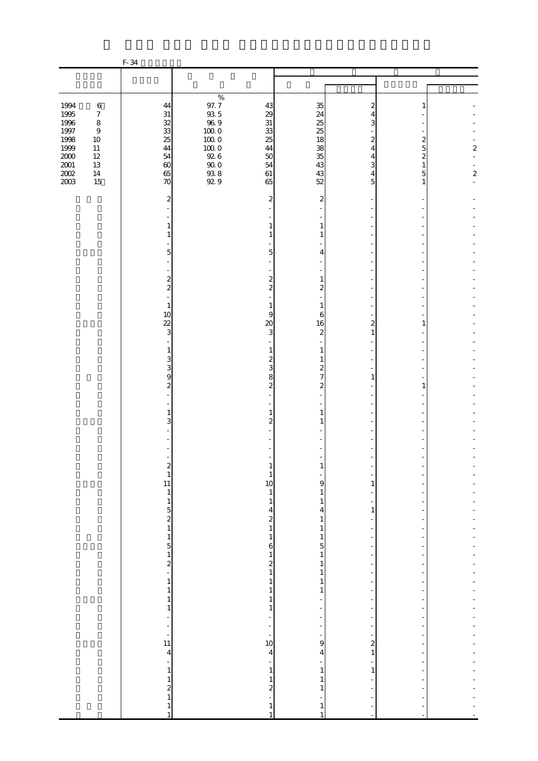F-34

| | | | | | | | |
|---|---|---|---|---|---|---|---|
| | | % | | | | | |
| 1994 6 | 44 | 97.7 | 43 | 35 | 2 | 1 | - |
| 1995 7 | 31 | 93.5 | 29 | 24 | 4 | - | - |
| 1996 8 | 32 | 96.9 | 31 | 25 | 3 | - | - |
| 1997 9 | 33 | 100.0 | 33 | 25 | - | - | - |
| 1998 10 | 25 | 100.0 | 25 | 18 | 2 | 2 | - |
| 1999 11 | 44 | 100.0 | 44 | 38 | 4 | 5 | 2 |
| 2000 12 | 54 | 92.6 | 50 | 35 | 4 | 2 | - |
| 2001 13 | 60 | 90.0 | 54 | 43 | 3 | 1 | - |
| 2002 14 | 65 | 93.8 | 61 | 43 | 4 | 5 | 2 |
| 2003 15 | 70 | 92.9 | 65 | 52 | 5 | 1 | - |
| | 2 | | 2 | 2 | - | - | - |
| | - | | - | - | - | - | - |
| | - | | - | - | - | - | - |
| | 1 | | 1 | 1 | - | - | - |
| | 1 | | 1 | 1 | - | - | - |
| | - | | - | - | - | - | - |
| | 5 | | 5 | 4 | - | - | - |
| | - | | - | - | - | - | - |
| | - | | - | - | - | - | - |
| | 2 | | 2 | 1 | - | - | - |
| | 2 | | 2 | 2 | - | - | - |
| | - | | - | - | - | - | - |
| | 1 | | 1 | 1 | - | - | - |
| | 10 | | 9 | 6 | - | - | - |
| | 22 | | 20 | 16 | 2 | 1 | - |
| | 3 | | 3 | 2 | 1 | - | - |
| | - | | - | - | - | - | - |
| | 1 | | 1 | 1 | - | - | - |
| | 3 | | 2 | 1 | - | - | - |
| | 3 | | 3 | 2 | - | - | - |
| | 9 | | 8 | 7 | 1 | - | - |
| | 2 | | 2 | 2 | - | 1 | - |
| | - | | - | - | - | - | - |
| | - | | - | - | - | - | - |
| | 1 | | 1 | 1 | - | - | - |
| | 3 | | 2 | 1 | - | - | - |
| | - | | - | - | - | - | - |
| | - | | - | - | - | - | - |
| | - | | - | - | - | - | - |
| | - | | - | - | - | - | - |
| | 2 | | 1 | 1 | - | - | - |
| | 1 | | 1 | - | - | - | - |
| | 11 | | 10 | 9 | 1 | - | - |
| | 1 | | 1 | 1 | - | - | - |
| | 1 | | 1 | 1 | - | - | - |
| | 5 | | 4 | 4 | 1 | - | - |
| | 2 | | 2 | 1 | - | - | - |
| | 1 | | 1 | 1 | - | - | - |
| | 1 | | 1 | 1 | - | - | - |
| | 5 | | 6 | 5 | - | - | - |
| | 1 | | 1 | 1 | - | - | - |
| | 2 | | 2 | 1 | - | - | - |
| | - | | 1 | 1 | - | - | - |
| | 1 | | 1 | 1 | - | - | - |
| | 1 | | 1 | 1 | - | - | - |
| | 1 | | 1 | - | - | - | - |
| | 1 | | 1 | - | - | - | - |
| | - | | - | - | - | - | - |
| | - | | - | - | - | - | - |
| | - | | - | - | - | - | - |
| | 11 | | 10 | 9 | 2 | - | - |
| | 4 | | 4 | 4 | 1 | - | - |
| | - | | - | - | - | - | - |
| | 1 | | 1 | 1 | 1 | - | - |
| | 1 | | 1 | 1 | - | - | - |
| | 2 | | 2 | 1 | - | - | - |
| | 1 | | - | - | - | - | - |
| | 1 | | 1 | 1 | - | - | - |
| | 1 | | 1 | 1 | - | - | - |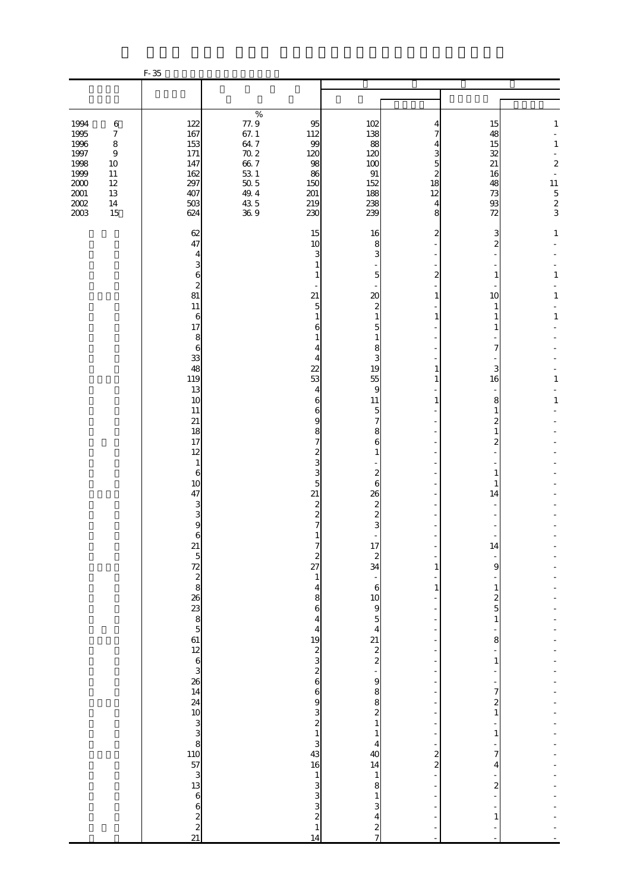F-35

| | | | | | | | |
|---|---|---|---|---|---|---|---|
| | | % | | | | | |
| 1994 6 | 122 | 77.9 | 95 | 102 | 4 | 15 | 1 |
| 1995 7 | 167 | 67.1 | 112 | 138 | 7 | 48 | - |
| 1996 8 | 153 | 64.7 | 99 | 88 | 4 | 15 | 1 |
| 1997 9 | 171 | 70.2 | 120 | 120 | 3 | 32 | - |
| 1998 10 | 147 | 66.7 | 98 | 100 | 5 | 21 | 2 |
| 1999 11 | 162 | 53.1 | 86 | 91 | 2 | 16 | - |
| 2000 12 | 297 | 50.5 | 150 | 152 | 18 | 48 | 11 |
| 2001 13 | 407 | 49.4 | 201 | 188 | 12 | 73 | 5 |
| 2002 14 | 503 | 43.5 | 219 | 238 | 4 | 93 | 2 |
| 2003 15 | 624 | 36.9 | 230 | 239 | 8 | 72 | 3 |
| | 62 | | 15 | 16 | 2 | 3 | 1 |
| | 47 | | 10 | 8 | - | 2 | - |
| | 4 | | 3 | 3 | - | - | - |
| | 3 | | 1 | - | - | - | - |
| | 6 | | 1 | 5 | 2 | 1 | 1 |
| | 2 | | - | - | - | - | - |
| | 81 | | 21 | 20 | 1 | 10 | 1 |
| | 11 | | 5 | 2 | - | 1 | - |
| | 6 | | 1 | 1 | 1 | 1 | 1 |
| | 17 | | 6 | 5 | - | 1 | - |
| | 8 | | 1 | 1 | - | - | - |
| | 6 | | 4 | 8 | - | 7 | - |
| | 33 | | 4 | 3 | - | - | - |
| | 48 | | 22 | 19 | 1 | 3 | - |
| | 119 | | 53 | 55 | 1 | 16 | 1 |
| | 13 | | 4 | 9 | - | - | - |
| | 10 | | 6 | 11 | 1 | 8 | 1 |
| | 11 | | 6 | 5 | - | 1 | - |
| | 21 | | 9 | 7 | - | 2 | - |
| | 18 | | 8 | 8 | - | 1 | - |
| | 17 | | 7 | 6 | - | 2 | - |
| | 12 | | 2 | 1 | - | - | - |
| | 1 | | 3 | - | - | - | - |
| | 6 | | 3 | 2 | - | 1 | - |
| | 10 | | 5 | 6 | - | 1 | - |
| | 47 | | 21 | 26 | - | 14 | - |
| | 3 | | 2 | 2 | - | - | - |
| | 3 | | 2 | 2 | - | - | - |
| | 9 | | 7 | 3 | - | - | - |
| | 6 | | 1 | - | - | - | - |
| | 21 | | 7 | 17 | - | 14 | - |
| | 5 | | 2 | 2 | - | - | - |
| | 72 | | 27 | 34 | 1 | 9 | - |
| | 2 | | 1 | - | - | - | - |
| | 8 | | 4 | 6 | 1 | 1 | - |
| | 26 | | 8 | 10 | - | 2 | - |
| | 23 | | 6 | 9 | - | 5 | - |
| | 8 | | 4 | 5 | - | 1 | - |
| | 5 | | 4 | 4 | - | - | - |
| | 61 | | 19 | 21 | - | 8 | - |
| | 12 | | 2 | 2 | - | - | - |
| | 6 | | 3 | 2 | - | 1 | - |
| | 3 | | 2 | - | - | - | - |
| | 26 | | 6 | 9 | - | - | - |
| | 14 | | 6 | 8 | - | 7 | - |
| | 24 | | 9 | 8 | - | 2 | - |
| | 10 | | 3 | 2 | - | 1 | - |
| | 3 | | 2 | 1 | - | - | - |
| | 3 | | 1 | 1 | - | 1 | - |
| | 8 | | 3 | 4 | - | - | - |
| | 110 | | 43 | 40 | 2 | 7 | - |
| | 57 | | 16 | 14 | 2 | 4 | - |
| | 3 | | 1 | 1 | - | - | - |
| | 13 | | 3 | 8 | - | 2 | - |
| | 6 | | 3 | 1 | - | - | - |
| | 6 | | 3 | 3 | - | - | - |
| | 2 | | 2 | 4 | - | 1 | - |
| | 2 | | 1 | 2 | - | - | - |
| | 21 | | 14 | 7 | - | - | - |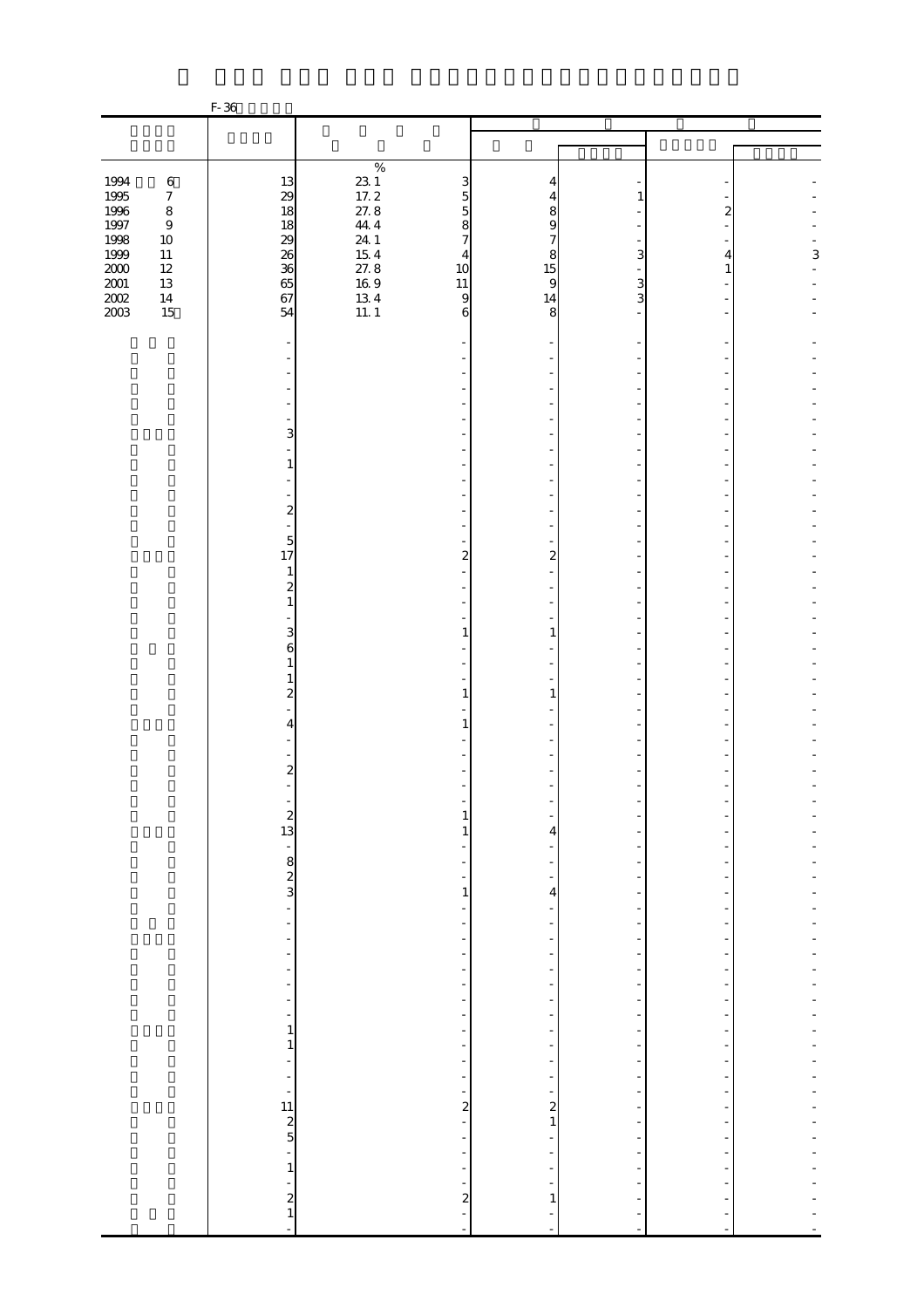F-36

| | | | | | | | |
|---|---|---|---|---|---|---|---|
| 1994 6 | 13 | 23.1 | 3 | 4 | - | - | - |
| 1995 7 | 29 | 17.2 | 5 | 4 | 1 | - | - |
| 1996 8 | 18 | 27.8 | 5 | 8 | - | 2 | - |
| 1997 9 | 18 | 44.4 | 8 | 9 | - | - | - |
| 1998 10 | 29 | 24.1 | 7 | 7 | - | - | - |
| 1999 11 | 26 | 15.4 | 4 | 8 | 3 | 4 | 3 |
| 2000 12 | 36 | 27.8 | 10 | 15 | - | 1 | - |
| 2001 13 | 65 | 16.9 | 11 | 9 | 3 | - | - |
| 2002 14 | 67 | 13.4 | 9 | 14 | 3 | - | - |
| 2003 15 | 54 | 11.1 | 6 | 8 | - | - | - |
| | - | | - | - | - | - | - |
| | - | | - | - | - | - | - |
| | - | | - | - | - | - | - |
| | - | | - | - | - | - | - |
| | - | | - | - | - | - | - |
| | - | | - | - | - | - | - |
| | - | | - | - | - | - | - |
| | 3 | | - | - | - | - | - |
| | - | | - | - | - | - | - |
| | 1 | | - | - | - | - | - |
| | - | | - | - | - | - | - |
| | - | | - | - | - | - | - |
| | 2 | | - | - | - | - | - |
| | - | | - | - | - | - | - |
| | 5 | | - | - | - | - | - |
| | 17 | | 2 | 2 | - | - | - |
| | 1 | | - | - | - | - | - |
| | 2 | | - | - | - | - | - |
| | 1 | | - | - | - | - | - |
| | - | | - | - | - | - | - |
| | 3 | | 1 | 1 | - | - | - |
| | 6 | | - | - | - | - | - |
| | 1 | | - | - | - | - | - |
| | 1 | | - | - | - | - | - |
| | 2 | | 1 | 1 | - | - | - |
| | - | | - | - | - | - | - |
| | 4 | | 1 | - | - | - | - |
| | - | | - | - | - | - | - |
| | - | | - | - | - | - | - |
| | 2 | | - | - | - | - | - |
| | - | | - | - | - | - | - |
| | - | | - | - | - | - | - |
| | 2 | | 1 | - | - | - | - |
| | 13 | | 1 | 4 | - | - | - |
| | - | | - | - | - | - | - |
| | 8 | | - | - | - | - | - |
| | 2 | | - | - | - | - | - |
| | 3 | | 1 | 4 | - | - | - |
| | - | | - | - | - | - | - |
| | - | | - | - | - | - | - |
| | - | | - | - | - | - | - |
| | - | | - | - | - | - | - |
| | - | | - | - | - | - | - |
| | - | | - | - | - | - | - |
| | - | | - | - | - | - | - |
| | - | | - | - | - | - | - |
| | 1 | | - | - | - | - | - |
| | 1 | | - | - | - | - | - |
| | - | | - | - | - | - | - |
| | - | | - | - | - | - | - |
| | - | | - | - | - | - | - |
| | 11 | | 2 | 2 | - | - | - |
| | 2 | | - | 1 | - | - | - |
| | 5 | | - | - | - | - | - |
| | - | | - | - | - | - | - |
| | 1 | | - | - | - | - | - |
| | - | | - | - | - | - | - |
| | 2 | | 2 | 1 | - | - | - |
| | 1 | | - | - | - | - | - |
| | - | | - | - | - | - | - |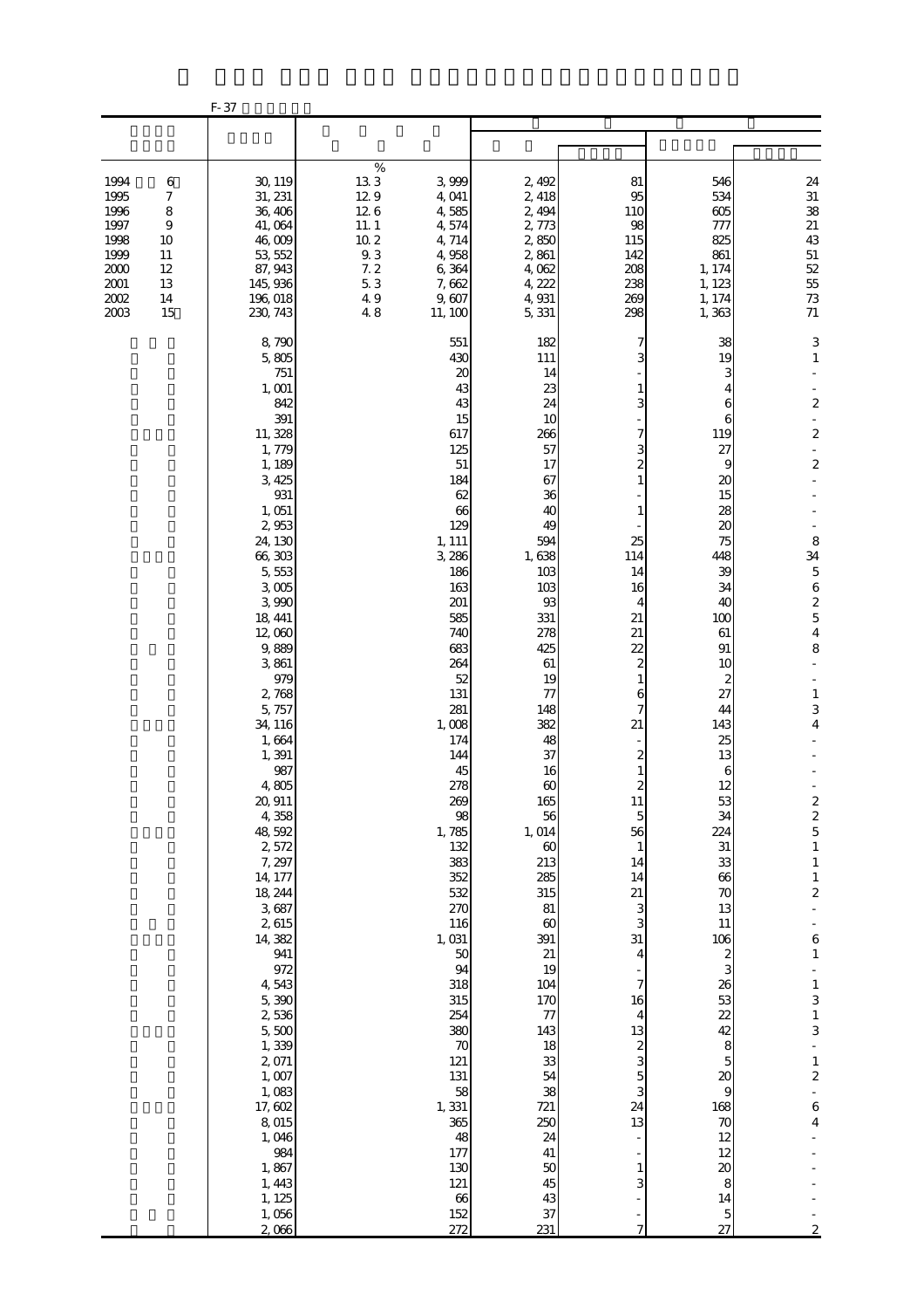F-37

| | | | | | | | |
|---|---|---|---|---|---|---|---|
| 1994 6 | 30,119 | 13.3 % | 3,999 | 2,492 | 81 | 546 | 24 |
| 1995 7 | 31,231 | 12.9 | 4,041 | 2,418 | 95 | 534 | 31 |
| 1996 8 | 36,406 | 12.6 | 4,585 | 2,494 | 110 | 605 | 38 |
| 1997 9 | 41,064 | 11.1 | 4,574 | 2,773 | 98 | 777 | 21 |
| 1998 10 | 46,009 | 10.2 | 4,714 | 2,850 | 115 | 825 | 43 |
| 1999 11 | 53,552 | 9.3 | 4,958 | 2,861 | 142 | 861 | 51 |
| 2000 12 | 87,943 | 7.2 | 6,364 | 4,062 | 208 | 1,174 | 52 |
| 2001 13 | 145,936 | 5.3 | 7,662 | 4,222 | 238 | 1,123 | 55 |
| 2002 14 | 196,018 | 4.9 | 9,607 | 4,931 | 269 | 1,174 | 73 |
| 2003 15 | 230,743 | 4.8 | 11,100 | 5,331 | 298 | 1,363 | 71 |
| | 8,790 | | 551 | 182 | 7 | 38 | 3 |
| | 5,805 | | 430 | 111 | 3 | 19 | 1 |
| | 751 | | 20 | 14 | - | 3 | - |
| | 1,001 | | 43 | 23 | 1 | 4 | - |
| | 842 | | 43 | 24 | 3 | 6 | 2 |
| | 391 | | 15 | 10 | - | 6 | - |
| | 11,328 | | 617 | 266 | 7 | 119 | 2 |
| | 1,779 | | 125 | 57 | 3 | 27 | - |
| | 1,189 | | 51 | 17 | 2 | 9 | 2 |
| | 3,425 | | 184 | 67 | 1 | 20 | - |
| | 931 | | 62 | 36 | - | 15 | - |
| | 1,051 | | 66 | 40 | 1 | 28 | - |
| | 2,953 | | 129 | 49 | - | 20 | - |
| | 24,130 | | 1,111 | 594 | 25 | 75 | 8 |
| | 66,303 | | 3,286 | 1,638 | 114 | 448 | 34 |
| | 5,553 | | 186 | 103 | 14 | 39 | 5 |
| | 3,005 | | 163 | 103 | 16 | 34 | 6 |
| | 3,990 | | 201 | 93 | 4 | 40 | 2 |
| | 18,441 | | 585 | 331 | 21 | 100 | 5 |
| | 12,060 | | 740 | 278 | 21 | 61 | 4 |
| | 9,889 | | 683 | 425 | 22 | 91 | 8 |
| | 3,861 | | 264 | 61 | 2 | 10 | - |
| | 979 | | 52 | 19 | 1 | 2 | - |
| | 2,768 | | 131 | 77 | 6 | 27 | 1 |
| | 5,757 | | 281 | 148 | 7 | 44 | 3 |
| | 34,116 | | 1,008 | 382 | 21 | 143 | 4 |
| | 1,664 | | 174 | 48 | - | 25 | - |
| | 1,391 | | 144 | 37 | 2 | 13 | - |
| | 987 | | 45 | 16 | 1 | 6 | - |
| | 4,805 | | 278 | 60 | 2 | 12 | - |
| | 20,911 | | 269 | 165 | 11 | 53 | 2 |
| | 4,358 | | 98 | 56 | 5 | 34 | 2 |
| | 48,592 | | 1,785 | 1,014 | 56 | 224 | 5 |
| | 2,572 | | 132 | 60 | 1 | 31 | 1 |
| | 7,297 | | 383 | 213 | 14 | 33 | 1 |
| | 14,177 | | 352 | 285 | 14 | 66 | 1 |
| | 18,244 | | 532 | 315 | 21 | 70 | 2 |
| | 3,687 | | 270 | 81 | 3 | 13 | - |
| | 2,615 | | 116 | 60 | 3 | 11 | - |
| | 14,382 | | 1,031 | 391 | 31 | 106 | 6 |
| | 941 | | 50 | 21 | 4 | 2 | 1 |
| | 972 | | 94 | 19 | - | 3 | - |
| | 4,543 | | 318 | 104 | 7 | 26 | 1 |
| | 5,390 | | 315 | 170 | 16 | 53 | 3 |
| | 2,536 | | 254 | 77 | 4 | 22 | 1 |
| | 5,500 | | 380 | 143 | 13 | 42 | 3 |
| | 1,339 | | 70 | 18 | 2 | 8 | - |
| | 2,071 | | 121 | 33 | 3 | 5 | 1 |
| | 1,007 | | 131 | 54 | 5 | 20 | 2 |
| | 1,083 | | 58 | 38 | 3 | 9 | - |
| | 17,602 | | 1,331 | 721 | 24 | 168 | 6 |
| | 8,015 | | 365 | 250 | 13 | 70 | 4 |
| | 1,046 | | 48 | 24 | - | 12 | - |
| | 984 | | 177 | 41 | - | 12 | - |
| | 1,867 | | 130 | 50 | 1 | 20 | - |
| | 1,443 | | 121 | 45 | 3 | 8 | - |
| | 1,125 | | 66 | 43 | - | 14 | - |
| | 1,056 | | 152 | 37 | - | 5 | - |
| | 2,066 | | 272 | 231 | 7 | 27 | 2 |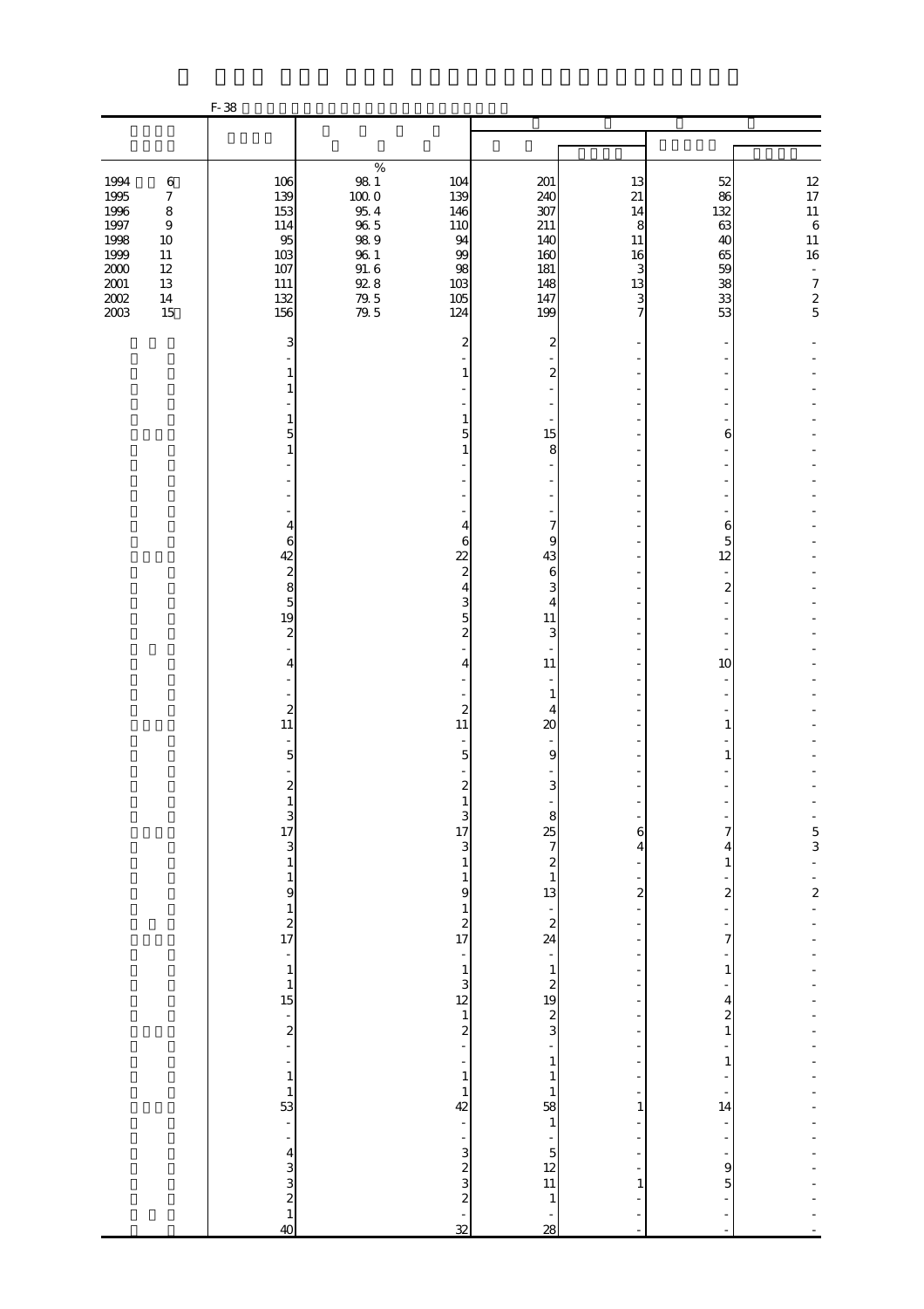F-38

| | | % | | | | | |
|---|---|---|---|---|---|---|---|
| 1994 6 | 106 | 98.1 | 104 | 201 | 13 | 52 | 12 |
| 1995 7 | 139 | 100.0 | 139 | 240 | 21 | 86 | 17 |
| 1996 8 | 153 | 95.4 | 146 | 307 | 14 | 132 | 11 |
| 1997 9 | 114 | 96.5 | 110 | 211 | 8 | 63 | 6 |
| 1998 10 | 95 | 98.9 | 94 | 140 | 11 | 40 | 11 |
| 1999 11 | 103 | 96.1 | 99 | 160 | 16 | 65 | 16 |
| 2000 12 | 107 | 91.6 | 98 | 181 | 3 | 59 | - |
| 2001 13 | 111 | 92.8 | 103 | 148 | 13 | 38 | 7 |
| 2002 14 | 132 | 79.5 | 105 | 147 | 3 | 33 | 2 |
| 2003 15 | 156 | 79.5 | 124 | 199 | 7 | 53 | 5 |
| | 3 | | 2 | 2 | - | - | - |
| | - | | - | - | - | - | - |
| | 1 | | 1 | 2 | - | - | - |
| | 1 | | - | - | - | - | - |
| | - | | - | - | - | - | - |
| | 1 | | 1 | - | - | - | - |
| | 5 | | 5 | 15 | - | 6 | - |
| | 1 | | 1 | 8 | - | - | - |
| | - | | - | - | - | - | - |
| | - | | - | - | - | - | - |
| | - | | - | - | - | - | - |
| | - | | - | - | - | - | - |
| | 4 | | 4 | 7 | - | 6 | - |
| | 6 | | 6 | 9 | - | 5 | - |
| | 42 | | 22 | 43 | - | 12 | - |
| | 2 | | 2 | 6 | - | - | - |
| | 8 | | 4 | 3 | - | 2 | - |
| | 5 | | 3 | 4 | - | - | - |
| | 19 | | 5 | 11 | - | - | - |
| | 2 | | 2 | 3 | - | - | - |
| | - | | - | - | - | - | - |
| | 4 | | 4 | 11 | - | 10 | - |
| | - | | - | - | - | - | - |
| | - | | - | 1 | - | - | - |
| | 2 | | 2 | 4 | - | - | - |
| | 11 | | 11 | 20 | - | 1 | - |
| | - | | - | - | - | - | - |
| | 5 | | 5 | 9 | - | 1 | - |
| | - | | - | - | - | - | - |
| | 2 | | 2 | 3 | - | - | - |
| | 1 | | 1 | - | - | - | - |
| | 3 | | 3 | 8 | - | - | - |
| | 17 | | 17 | 25 | 6 | 7 | 5 |
| | 3 | | 3 | 7 | 4 | 4 | 3 |
| | 1 | | 1 | 2 | - | 1 | - |
| | 1 | | 1 | 1 | - | - | - |
| | 9 | | 9 | 13 | 2 | 2 | 2 |
| | 1 | | 1 | - | - | - | - |
| | 2 | | 2 | 2 | - | - | - |
| | 17 | | 17 | 24 | - | 7 | - |
| | - | | - | - | - | - | - |
| | 1 | | 1 | 1 | - | 1 | - |
| | 1 | | 3 | 2 | - | - | - |
| | 15 | | 12 | 19 | - | 4 | - |
| | - | | 1 | 2 | - | 2 | - |
| | 2 | | 2 | 3 | - | 1 | - |
| | - | | - | - | - | - | - |
| | - | | - | 1 | - | 1 | - |
| | 1 | | 1 | 1 | - | - | - |
| | 1 | | 1 | 1 | - | - | - |
| | 53 | | 42 | 58 | 1 | 14 | - |
| | - | | - | 1 | - | - | - |
| | - | | - | - | - | - | - |
| | 4 | | 3 | 5 | - | - | - |
| | 3 | | 2 | 12 | - | 9 | - |
| | 3 | | 3 | 11 | 1 | 5 | - |
| | 2 | | 2 | 1 | - | - | - |
| | 1 | | - | - | - | - | - |
| | 40 | | 32 | 28 | - | - | - |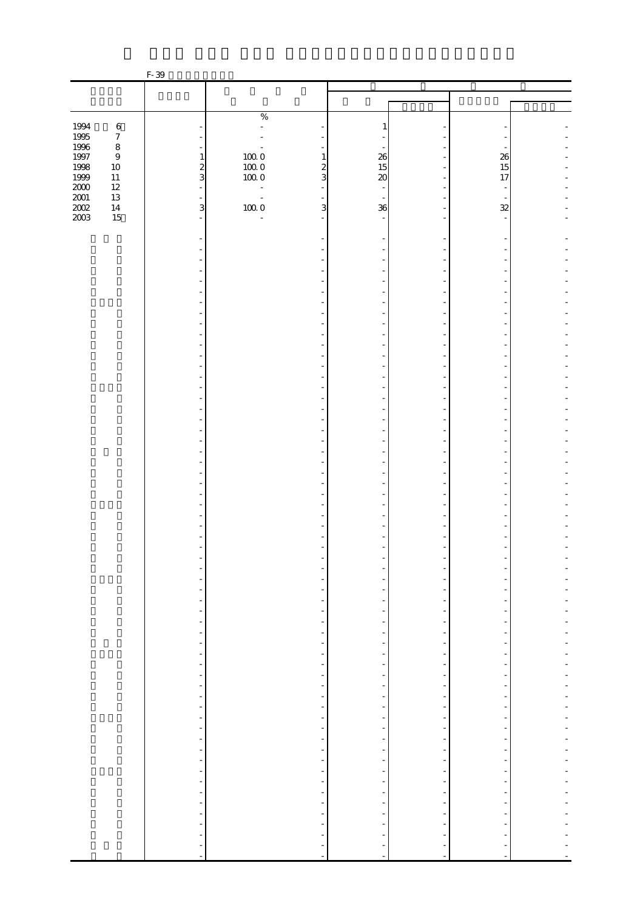F-39

| | | % | | | | | |
|---|---|---|---|---|---|---|---|
| 1994 6 | - | - | - | 1 | - | - | - |
| 1995 7 | - | - | - | - | - | - | - |
| 1996 8 | - | - | - | - | - | - | - |
| 1997 9 | 1 | 100.0 | 1 | 26 | - | 26 | - |
| 1998 10 | 2 | 100.0 | 2 | 15 | - | 15 | - |
| 1999 11 | 3 | 100.0 | 3 | 20 | - | 17 | - |
| 2000 12 | - | - | - | - | - | - | - |
| 2001 13 | - | - | - | - | - | - | - |
| 2002 14 | 3 | 100.0 | 3 | 36 | - | 32 | - |
| 2003 15 | - | - | - | - | - | - | - |
| | - | | - | - | - | - | - |
| | - | | - | - | - | - | - |
| | - | | - | - | - | - | - |
| | - | | - | - | - | - | - |
| | - | | - | - | - | - | - |
| | - | | - | - | - | - | - |
| | - | | - | - | - | - | - |
| | - | | - | - | - | - | - |
| | - | | - | - | - | - | - |
| | - | | - | - | - | - | - |
| | - | | - | - | - | - | - |
| | - | | - | - | - | - | - |
| | - | | - | - | - | - | - |
| | - | | - | - | - | - | - |
| | - | | - | - | - | - | - |
| | - | | - | - | - | - | - |
| | - | | - | - | - | - | - |
| | - | | - | - | - | - | - |
| | - | | - | - | - | - | - |
| | - | | - | - | - | - | - |
| | - | | - | - | - | - | - |
| | - | | - | - | - | - | - |
| | - | | - | - | - | - | - |
| | - | | - | - | - | - | - |
| | - | | - | - | - | - | - |
| | - | | - | - | - | - | - |
| | - | | - | - | - | - | - |
| | - | | - | - | - | - | - |
| | - | | - | - | - | - | - |
| | - | | - | - | - | - | - |
| | - | | - | - | - | - | - |
| | - | | - | - | - | - | - |
| | - | | - | - | - | - | - |
| | - | | - | - | - | - | - |
| | - | | - | - | - | - | - |
| | - | | - | - | - | - | - |
| | - | | - | - | - | - | - |
| | - | | - | - | - | - | - |
| | - | | - | - | - | - | - |
| | - | | - | - | - | - | - |
| | - | | - | - | - | - | - |
| | - | | - | - | - | - | - |
| | - | | - | - | - | - | - |
| | - | | - | - | - | - | - |
| | - | | - | - | - | - | - |
| | - | | - | - | - | - | - |
| | - | | - | - | - | - | - |
| | - | | - | - | - | - | - |
| | - | | - | - | - | - | - |
| | - | | - | - | - | - | - |
| | - | | - | - | - | - | - |
| | - | | - | - | - | - | - |
| | - | | - | - | - | - | - |
| | - | | - | - | - | - | - |
| | - | | - | - | - | - | - |
| | - | | - | - | - | - | - |
| | - | | - | - | - | - | - |
| | - | | - | - | - | - | - |
| | - | | - | - | - | - | - |
| | - | | - | - | - | - | - |
| | - | | - | - | - | - | - |
| | - | | - | - | - | - | - |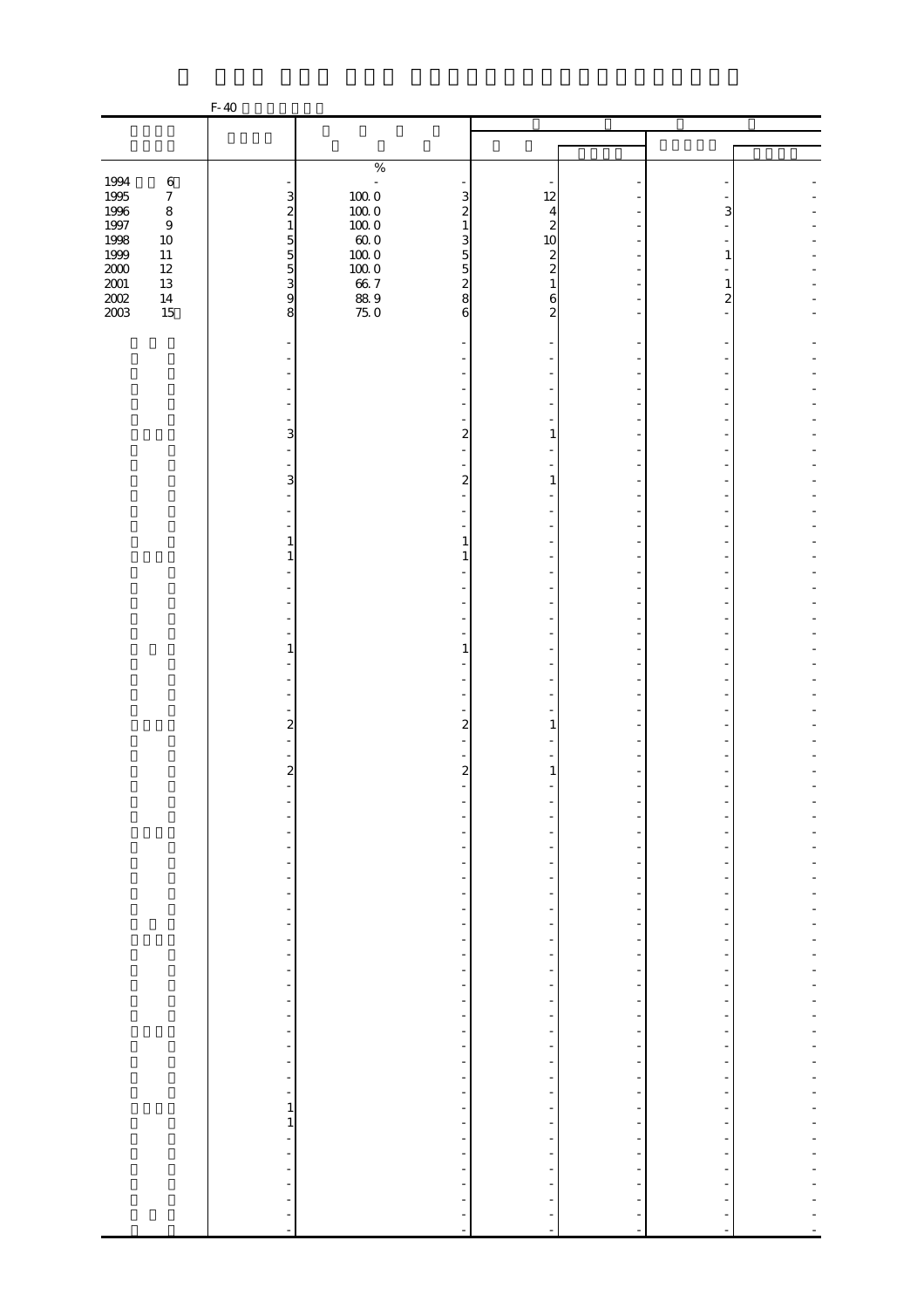F-40

| | | | | | | | |
|---|---|---|---|---|---|---|---|
| | | | | | | | |
| | | % | | | | | |
| 1994 6 | - | - | - | - | - | - | - |
| 1995 7 | 3 | 100.0 | 3 | 12 | - | - | - |
| 1996 8 | 2 | 100.0 | 2 | 4 | - | 3 | - |
| 1997 9 | 1 | 100.0 | 1 | 2 | - | - | - |
| 1998 10 | 5 | 60.0 | 3 | 10 | - | - | - |
| 1999 11 | 5 | 100.0 | 5 | 2 | - | 1 | - |
| 2000 12 | 5 | 100.0 | 5 | 2 | - | - | - |
| 2001 13 | 3 | 66.7 | 2 | 1 | - | 1 | - |
| 2002 14 | 9 | 88.9 | 8 | 6 | - | 2 | - |
| 2003 15 | 8 | 75.0 | 6 | 2 | - | - | - |
| | - | | - | - | - | - | - |
| | - | | - | - | - | - | - |
| | - | | - | - | - | - | - |
| | - | | - | - | - | - | - |
| | - | | - | - | - | - | - |
| | - | | - | - | - | - | - |
| | - | | - | - | - | - | - |
| | 3 | | 2 | 1 | - | - | - |
| | - | | - | - | - | - | - |
| | - | | - | - | - | - | - |
| | 3 | | 2 | 1 | - | - | - |
| | - | | - | - | - | - | - |
| | - | | - | - | - | - | - |
| | - | | - | - | - | - | - |
| | 1 | | 1 | - | - | - | - |
| | 1 | | 1 | - | - | - | - |
| | - | | - | - | - | - | - |
| | - | | - | - | - | - | - |
| | - | | - | - | - | - | - |
| | - | | - | - | - | - | - |
| | - | | - | - | - | - | - |
| | 1 | | 1 | - | - | - | - |
| | - | | - | - | - | - | - |
| | - | | - | - | - | - | - |
| | - | | - | - | - | - | - |
| | - | | - | - | - | - | - |
| | 2 | | 2 | 1 | - | - | - |
| | - | | - | - | - | - | - |
| | - | | - | - | - | - | - |
| | 2 | | 2 | 1 | - | - | - |
| | - | | - | - | - | - | - |
| | - | | - | - | - | - | - |
| | - | | - | - | - | - | - |
| | - | | - | - | - | - | - |
| | - | | - | - | - | - | - |
| | - | | - | - | - | - | - |
| | - | | - | - | - | - | - |
| | - | | - | - | - | - | - |
| | - | | - | - | - | - | - |
| | - | | - | - | - | - | - |
| | - | | - | - | - | - | - |
| | - | | - | - | - | - | - |
| | - | | - | - | - | - | - |
| | - | | - | - | - | - | - |
| | - | | - | - | - | - | - |
| | - | | - | - | - | - | - |
| | - | | - | - | - | - | - |
| | - | | - | - | - | - | - |
| | - | | - | - | - | - | - |
| | - | | - | - | - | - | - |
| | - | | - | - | - | - | - |
| | - | | - | - | - | - | - |
| | - | | - | - | - | - | - |
| | 1 | | - | - | - | - | - |
| | 1 | | - | - | - | - | - |
| | - | | - | - | - | - | - |
| | - | | - | - | - | - | - |
| | - | | - | - | - | - | - |
| | - | | - | - | - | - | - |
| | - | | - | - | - | - | - |
| | - | | - | - | - | - | - |
| | - | | - | - | - | - | - |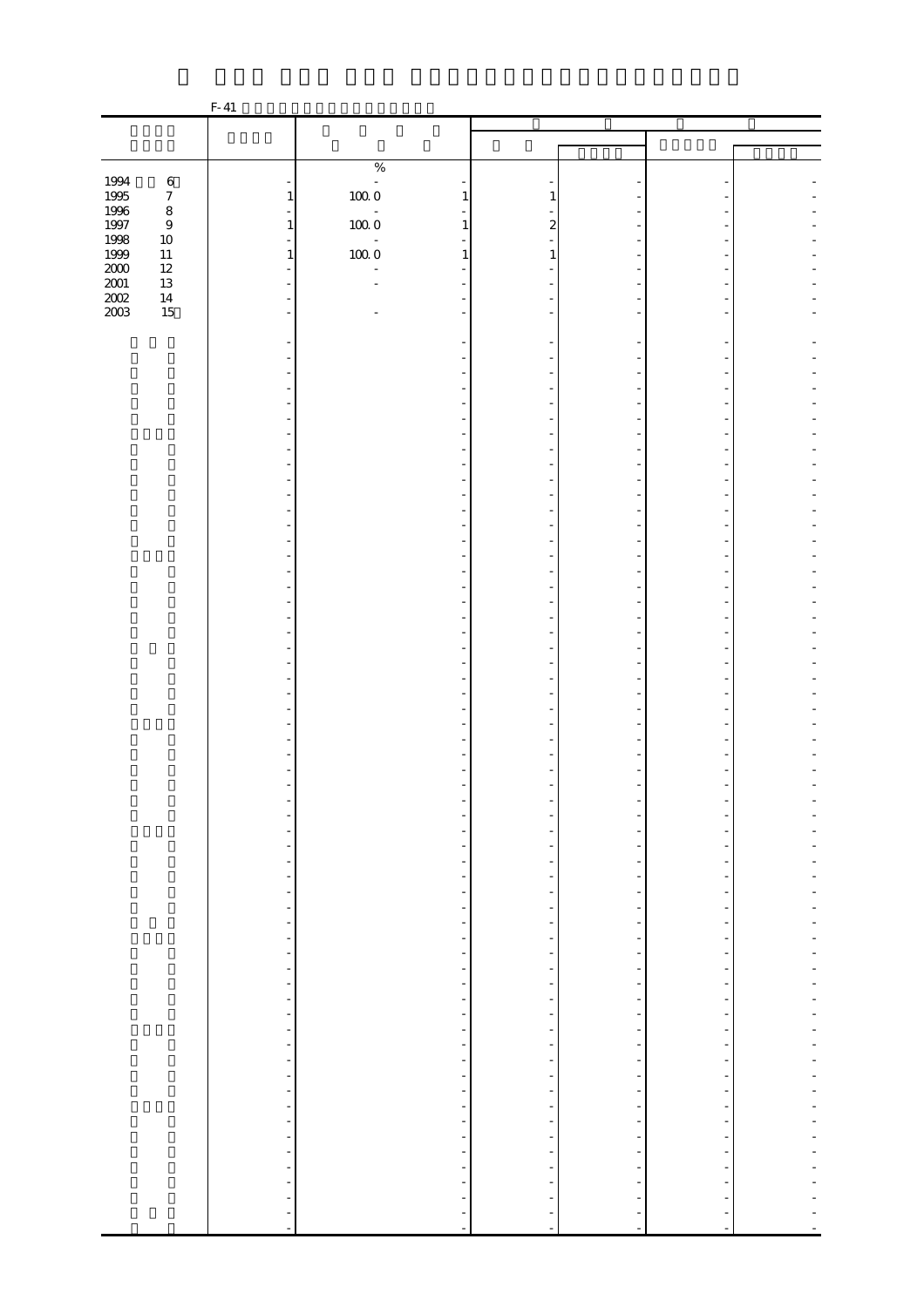F-41

| | | % | | | | | |
|---|---|---|---|---|---|---|---|
| 1994 6 | - | - | - | - | - | - | - |
| 1995 7 | 1 | 100.0 | 1 | 1 | - | - | - |
| 1996 8 | - | - | - | - | - | - | - |
| 1997 9 | 1 | 100.0 | 1 | 2 | - | - | - |
| 1998 10 | - | - | - | - | - | - | - |
| 1999 11 | 1 | 100.0 | 1 | 1 | - | - | - |
| 2000 12 | - | - | - | - | - | - | - |
| 2001 13 | - | - | - | - | - | - | - |
| 2002 14 | - | | - | - | - | - | - |
| 2003 15 | - | - | - | - | - | - | - |
| | - | | - | - | - | - | - |
| | - | | - | - | - | - | - |
| | - | | - | - | - | - | - |
| | - | | - | - | - | - | - |
| | - | | - | - | - | - | - |
| | - | | - | - | - | - | - |
| | - | | - | - | - | - | - |
| | - | | - | - | - | - | - |
| | - | | - | - | - | - | - |
| | - | | - | - | - | - | - |
| | - | | - | - | - | - | - |
| | - | | - | - | - | - | - |
| | - | | - | - | - | - | - |
| | - | | - | - | - | - | - |
| | - | | - | - | - | - | - |
| | - | | - | - | - | - | - |
| | - | | - | - | - | - | - |
| | - | | - | - | - | - | - |
| | - | | - | - | - | - | - |
| | - | | - | - | - | - | - |
| | - | | - | - | - | - | - |
| | - | | - | - | - | - | - |
| | - | | - | - | - | - | - |
| | - | | - | - | - | - | - |
| | - | | - | - | - | - | - |
| | - | | - | - | - | - | - |
| | - | | - | - | - | - | - |
| | - | | - | - | - | - | - |
| | - | | - | - | - | - | - |
| | - | | - | - | - | - | - |
| | - | | - | - | - | - | - |
| | - | | - | - | - | - | - |
| | - | | - | - | - | - | - |
| | - | | - | - | - | - | - |
| | - | | - | - | - | - | - |
| | - | | - | - | - | - | - |
| | - | | - | - | - | - | - |
| | - | | - | - | - | - | - |
| | - | | - | - | - | - | - |
| | - | | - | - | - | - | - |
| | - | | - | - | - | - | - |
| | - | | - | - | - | - | - |
| | - | | - | - | - | - | - |
| | - | | - | - | - | - | - |
| | - | | - | - | - | - | - |
| | - | | - | - | - | - | - |
| | - | | - | - | - | - | - |
| | - | | - | - | - | - | - |
| | - | | - | - | - | - | - |
| | - | | - | - | - | - | - |
| | - | | - | - | - | - | - |
| | - | | - | - | - | - | - |
| | - | | - | - | - | - | - |
| | - | | - | - | - | - | - |
| | - | | - | - | - | - | - |
| | - | | - | - | - | - | - |
| | - | | - | - | - | - | - |
| | - | | - | - | - | - | - |
| | - | | - | - | - | - | - |
| | - | | - | - | - | - | - |
| | - | | - | - | - | - | - |
| | - | | - | - | - | - | - |
| | - | | - | - | - | - | - |
| | - | | - | - | - | - | - |
| | - | | - | - | - | - | - |
| | - | | - | - | - | - | - |
| | - | | - | - | - | - | - |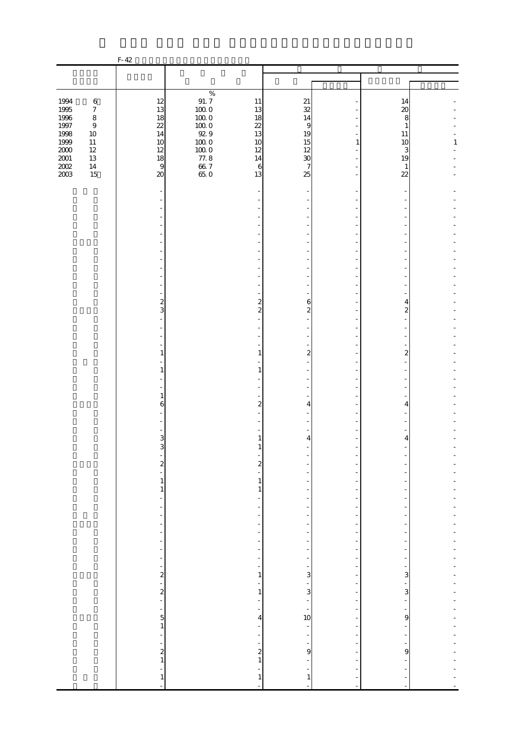F-42

| | | | | | | | |
|---|---|---|---|---|---|---|---|
| 1994 6 | 12 | 91.7 | 11 | 21 | - | 14 | - |
| 1995 7 | 13 | 100.0 | 13 | 32 | - | 20 | - |
| 1996 8 | 18 | 100.0 | 18 | 14 | - | 8 | - |
| 1997 9 | 22 | 100.0 | 22 | 9 | - | 1 | - |
| 1998 10 | 14 | 92.9 | 13 | 19 | - | 11 | - |
| 1999 11 | 10 | 100.0 | 10 | 15 | 1 | 10 | 1 |
| 2000 12 | 12 | 100.0 | 12 | 12 | - | 3 | - |
| 2001 13 | 18 | 77.8 | 14 | 30 | - | 19 | - |
| 2002 14 | 9 | 66.7 | 6 | 7 | - | 1 | - |
| 2003 15 | 20 | 65.0 | 13 | 25 | - | 22 | - |
| | - | | - | - | - | - | - |
| | - | | - | - | - | - | - |
| | - | | - | - | - | - | - |
| | - | | - | - | - | - | - |
| | - | | - | - | - | - | - |
| | - | | - | - | - | - | - |
| | - | | - | - | - | - | - |
| | - | | - | - | - | - | - |
| | - | | - | - | - | - | - |
| | - | | - | - | - | - | - |
| | - | | - | - | - | - | - |
| | - | | - | - | - | - | - |
| | - | | - | - | - | - | - |
| | 2 | | 2 | 6 | - | 4 | - |
| | 3 | | 2 | 2 | - | 2 | - |
| | - | | - | - | - | - | - |
| | - | | - | - | - | - | - |
| | - | | - | - | - | - | - |
| | - | | - | - | - | - | - |
| | 1 | | 1 | 2 | - | 2 | - |
| | - | | - | - | - | - | - |
| | 1 | | 1 | - | - | - | - |
| | - | | - | - | - | - | - |
| | - | | - | - | - | - | - |
| | 1 | | - | - | - | - | - |
| | 6 | | 2 | 4 | - | 4 | - |
| | - | | - | - | - | - | - |
| | - | | - | - | - | - | - |
| | - | | - | - | - | - | - |
| | 3 | | 1 | 4 | - | 4 | - |
| | 3 | | 1 | - | - | - | - |
| | - | | - | - | - | - | - |
| | 2 | | 2 | - | - | - | - |
| | - | | - | - | - | - | - |
| | 1 | | 1 | - | - | - | - |
| | 1 | | 1 | - | - | - | - |
| | - | | - | - | - | - | - |
| | - | | - | - | - | - | - |
| | - | | - | - | - | - | - |
| | - | | - | - | - | - | - |
| | - | | - | - | - | - | - |
| | - | | - | - | - | - | - |
| | - | | - | - | - | - | - |
| | - | | - | - | - | - | - |
| | - | | - | - | - | - | - |
| | 2 | | 1 | 3 | - | 3 | - |
| | - | | - | - | - | - | - |
| | 2 | | 1 | 3 | - | 3 | - |
| | - | | - | - | - | - | - |
| | - | | - | - | - | - | - |
| | 5 | | 4 | 10 | - | 9 | - |
| | 1 | | - | - | - | - | - |
| | - | | - | - | - | - | - |
| | - | | - | - | - | - | - |
| | 2 | | 2 | 9 | - | 9 | - |
| | 1 | | 1 | - | - | - | - |
| | - | | - | - | - | - | - |
| | 1 | | 1 | 1 | - | - | - |
| | - | | - | - | - | - | - |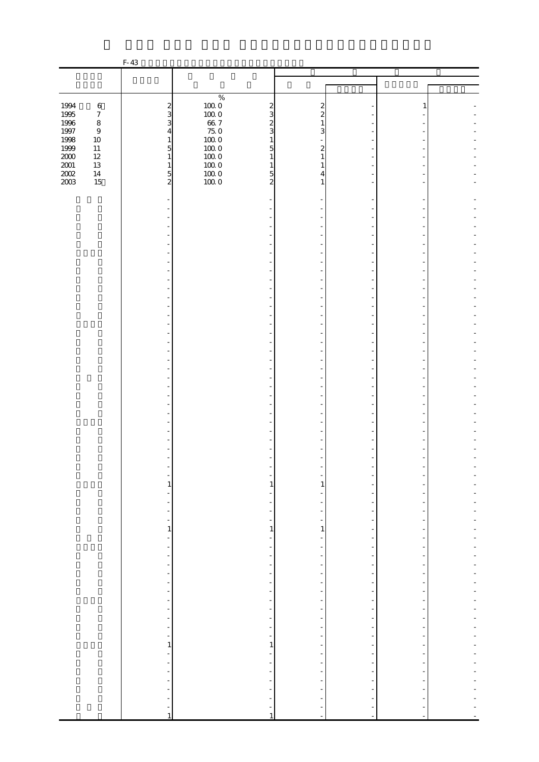F-43

| | | % | | | | | |
|---|---|---|---|---|---|---|---|
| 1994 6 | 2 | 100.0 | 2 | 2 | - | 1 | - |
| 1995 7 | 3 | 100.0 | 3 | 2 | - | - | - |
| 1996 8 | 3 | 66.7 | 2 | 1 | - | - | - |
| 1997 9 | 4 | 75.0 | 3 | 3 | - | - | - |
| 1998 10 | 1 | 100.0 | 1 | - | - | - | - |
| 1999 11 | 5 | 100.0 | 5 | 2 | - | - | - |
| 2000 12 | 1 | 100.0 | 1 | 1 | - | - | - |
| 2001 13 | 1 | 100.0 | 1 | 1 | - | - | - |
| 2002 14 | 5 | 100.0 | 5 | 4 | - | - | - |
| 2003 15 | 2 | 100.0 | 2 | 1 | - | - | - |
| | - | | - | - | - | - | - |
| | - | | - | - | - | - | - |
| | - | | - | - | - | - | - |
| | - | | - | - | - | - | - |
| | - | | - | - | - | - | - |
| | - | | - | - | - | - | - |
| | - | | - | - | - | - | - |
| | - | | - | - | - | - | - |
| | - | | - | - | - | - | - |
| | - | | - | - | - | - | - |
| | - | | - | - | - | - | - |
| | - | | - | - | - | - | - |
| | - | | - | - | - | - | - |
| | - | | - | - | - | - | - |
| | - | | - | - | - | - | - |
| | - | | - | - | - | - | - |
| | - | | - | - | - | - | - |
| | - | | - | - | - | - | - |
| | - | | - | - | - | - | - |
| | - | | - | - | - | - | - |
| | - | | - | - | - | - | - |
| | - | | - | - | - | - | - |
| | - | | - | - | - | - | - |
| | - | | - | - | - | - | - |
| | - | | - | - | - | - | - |
| | - | | - | - | - | - | - |
| | - | | - | - | - | - | - |
| | - | | - | - | - | - | - |
| | - | | - | - | - | - | - |
| | - | | - | - | - | - | - |
| | - | | - | - | - | - | - |
| | - | | - | - | - | - | - |
| | - | | - | - | - | - | - |
| | - | | - | - | - | - | - |
| | - | | - | - | - | - | - |
| | - | | - | - | - | - | - |
| | - | | - | - | - | - | - |
| | 1 | | 1 | 1 | - | - | - |
| | - | | - | - | - | - | - |
| | - | | - | - | - | - | - |
| | - | | - | - | - | - | - |
| | - | | - | - | - | - | - |
| | - | | - | - | - | - | - |
| | 1 | | 1 | 1 | - | - | - |
| | - | | - | - | - | - | - |
| | - | | - | - | - | - | - |
| | - | | - | - | - | - | - |
| | - | | - | - | - | - | - |
| | - | | - | - | - | - | - |
| | - | | - | - | - | - | - |
| | - | | - | - | - | - | - |
| | - | | - | - | - | - | - |
| | - | | - | - | - | - | - |
| | - | | - | - | - | - | - |
| | - | | - | - | - | - | - |
| | - | | - | - | - | - | - |
| | - | | - | - | - | - | - |
| | - | | - | - | - | - | - |
| | 1 | | 1 | - | - | - | - |
| | - | | - | - | - | - | - |
| | - | | - | - | - | - | - |
| | - | | - | - | - | - | - |
| | - | | - | - | - | - | - |
| | - | | - | - | - | - | - |
| | - | | - | - | - | - | - |
| | - | | - | - | - | - | - |
| | 1 | | 1 | - | - | - | - |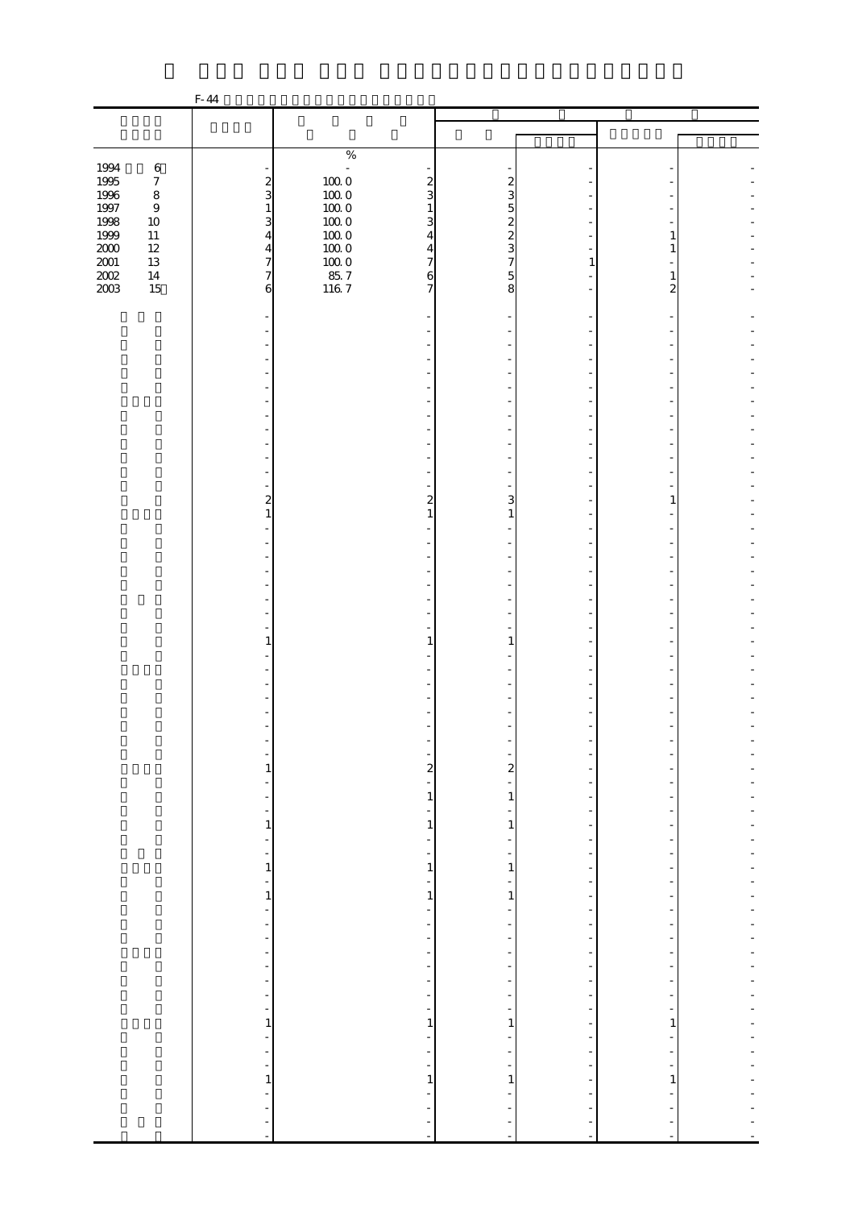F-44

| | | % | | | | | |
|---|---|---|---|---|---|---|---|
| 1994 6 | - | - | - | - | - | - | - |
| 1995 7 | 2 | 100.0 | 2 | 2 | - | - | - |
| 1996 8 | 3 | 100.0 | 3 | 3 | - | - | - |
| 1997 9 | 1 | 100.0 | 1 | 5 | - | - | - |
| 1998 10 | 3 | 100.0 | 3 | 2 | - | - | - |
| 1999 11 | 4 | 100.0 | 4 | 2 | - | 1 | - |
| 2000 12 | 4 | 100.0 | 4 | 3 | - | 1 | - |
| 2001 13 | 7 | 100.0 | 7 | 7 | 1 | - | - |
| 2002 14 | 7 | 85.7 | 6 | 5 | - | 1 | - |
| 2003 15 | 6 | 116.7 | 7 | 8 | - | 2 | - |
| | - | | - | - | - | - | - |
| | - | | - | - | - | - | - |
| | - | | - | - | - | - | - |
| | - | | - | - | - | - | - |
| | - | | - | - | - | - | - |
| | - | | - | - | - | - | - |
| | - | | - | - | - | - | - |
| | - | | - | - | - | - | - |
| | - | | - | - | - | - | - |
| | - | | - | - | - | - | - |
| | - | | - | - | - | - | - |
| | - | | - | - | - | - | - |
| | - | | - | - | - | - | - |
| | 2 | | 2 | 3 | - | 1 | - |
| | 1 | | 1 | 1 | - | - | - |
| | - | | - | - | - | - | - |
| | - | | - | - | - | - | - |
| | - | | - | - | - | - | - |
| | - | | - | - | - | - | - |
| | - | | - | - | - | - | - |
| | - | | - | - | - | - | - |
| | - | | - | - | - | - | - |
| | - | | - | - | - | - | - |
| | 1 | | 1 | 1 | - | - | - |
| | - | | - | - | - | - | - |
| | - | | - | - | - | - | - |
| | - | | - | - | - | - | - |
| | - | | - | - | - | - | - |
| | - | | - | - | - | - | - |
| | - | | - | - | - | - | - |
| | - | | - | - | - | - | - |
| | - | | - | - | - | - | - |
| | 1 | | 2 | 2 | - | - | - |
| | - | | - | - | - | - | - |
| | - | | 1 | 1 | - | - | - |
| | - | | - | - | - | - | - |
| | 1 | | 1 | 1 | - | - | - |
| | - | | - | - | - | - | - |
| | - | | - | - | - | - | - |
| | 1 | | 1 | 1 | - | - | - |
| | - | | - | - | - | - | - |
| | 1 | | 1 | 1 | - | - | - |
| | - | | - | - | - | - | - |
| | - | | - | - | - | - | - |
| | - | | - | - | - | - | - |
| | - | | - | - | - | - | - |
| | - | | - | - | - | - | - |
| | - | | - | - | - | - | - |
| | - | | - | - | - | - | - |
| | - | | - | - | - | - | - |
| | - | | - | - | - | - | - |
| | 1 | | 1 | 1 | - | 1 | - |
| | - | | - | - | - | - | - |
| | - | | - | - | - | - | - |
| | - | | - | - | - | - | - |
| | 1 | | 1 | 1 | - | 1 | - |
| | - | | - | - | - | - | - |
| | - | | - | - | - | - | - |
| | - | | - | - | - | - | - |
| | - | | - | - | - | - | - |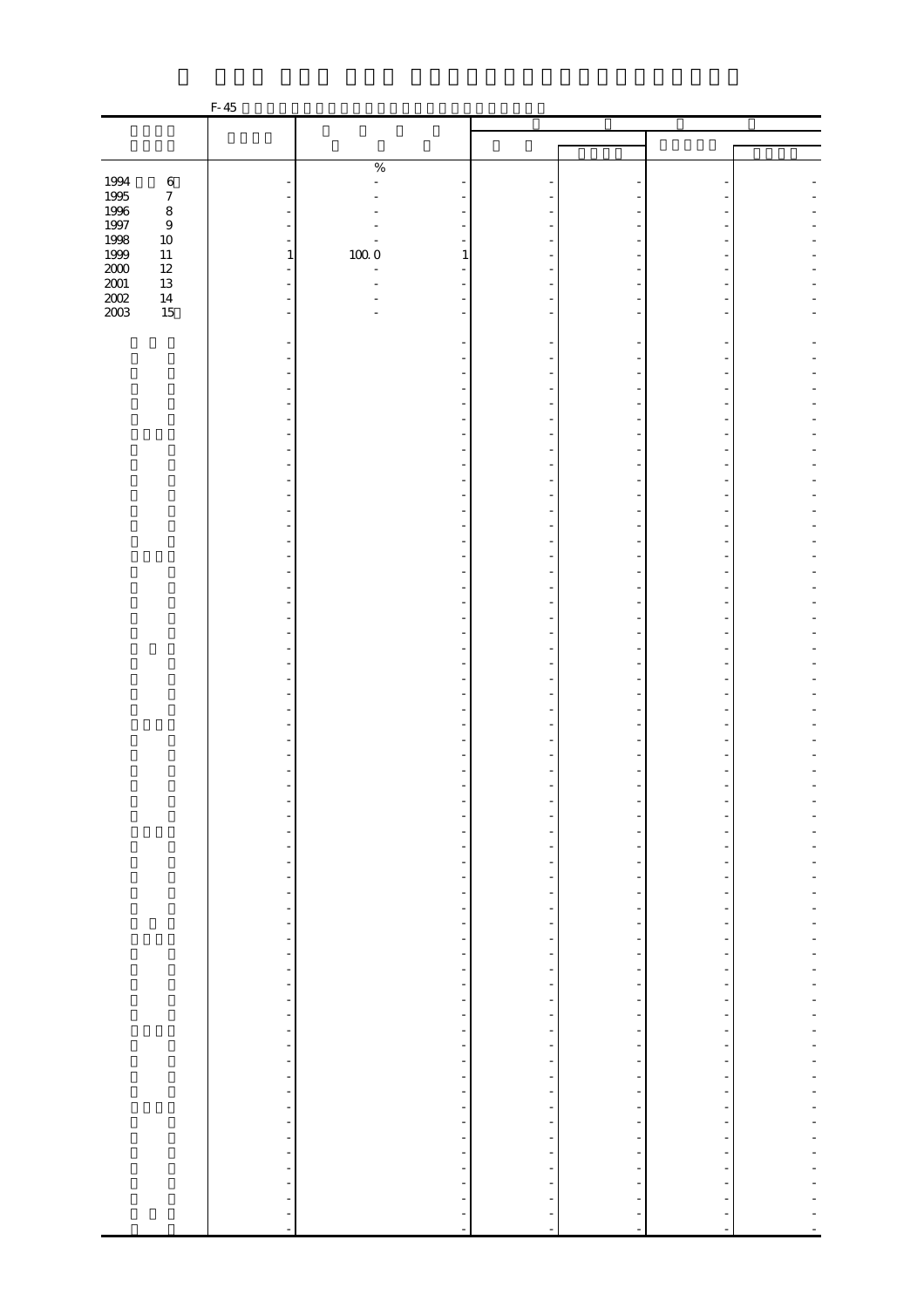F-45

| | | | | | | | |
|---|---|---|---|---|---|---|---|
| | | % | | | | | |
| 1994 6 | - | - | - | - | - | - | - |
| 1995 7 | - | - | - | - | - | - | - |
| 1996 8 | - | - | - | - | - | - | - |
| 1997 9 | - | - | - | - | - | - | - |
| 1998 10 | - | - | - | - | - | - | - |
| 1999 11 | 1 | 100.0 | 1 | - | - | - | - |
| 2000 12 | - | - | - | - | - | - | - |
| 2001 13 | - | - | - | - | - | - | - |
| 2002 14 | - | - | - | - | - | - | - |
| 2003 15 | - | - | - | - | - | - | - |
| | - | | - | - | - | - | - |
| | - | | - | - | - | - | - |
| | - | | - | - | - | - | - |
| | - | | - | - | - | - | - |
| | - | | - | - | - | - | - |
| | - | | - | - | - | - | - |
| | - | | - | - | - | - | - |
| | - | | - | - | - | - | - |
| | - | | - | - | - | - | - |
| | - | | - | - | - | - | - |
| | - | | - | - | - | - | - |
| | - | | - | - | - | - | - |
| | - | | - | - | - | - | - |
| | - | | - | - | - | - | - |
| | - | | - | - | - | - | - |
| | - | | - | - | - | - | - |
| | - | | - | - | - | - | - |
| | - | | - | - | - | - | - |
| | - | | - | - | - | - | - |
| | - | | - | - | - | - | - |
| | - | | - | - | - | - | - |
| | - | | - | - | - | - | - |
| | - | | - | - | - | - | - |
| | - | | - | - | - | - | - |
| | - | | - | - | - | - | - |
| | - | | - | - | - | - | - |
| | - | | - | - | - | - | - |
| | - | | - | - | - | - | - |
| | - | | - | - | - | - | - |
| | - | | - | - | - | - | - |
| | - | | - | - | - | - | - |
| | - | | - | - | - | - | - |
| | - | | - | - | - | - | - |
| | - | | - | - | - | - | - |
| | - | | - | - | - | - | - |
| | - | | - | - | - | - | - |
| | - | | - | - | - | - | - |
| | - | | - | - | - | - | - |
| | - | | - | - | - | - | - |
| | - | | - | - | - | - | - |
| | - | | - | - | - | - | - |
| | - | | - | - | - | - | - |
| | - | | - | - | - | - | - |
| | - | | - | - | - | - | - |
| | - | | - | - | - | - | - |
| | - | | - | - | - | - | - |
| | - | | - | - | - | - | - |
| | - | | - | - | - | - | - |
| | - | | - | - | - | - | - |
| | - | | - | - | - | - | - |
| | - | | - | - | - | - | - |
| | - | | - | - | - | - | - |
| | - | | - | - | - | - | - |
| | - | | - | - | - | - | - |
| | - | | - | - | - | - | - |
| | - | | - | - | - | - | - |
| | - | | - | - | - | - | - |
| | - | | - | - | - | - | - |
| | - | | - | - | - | - | - |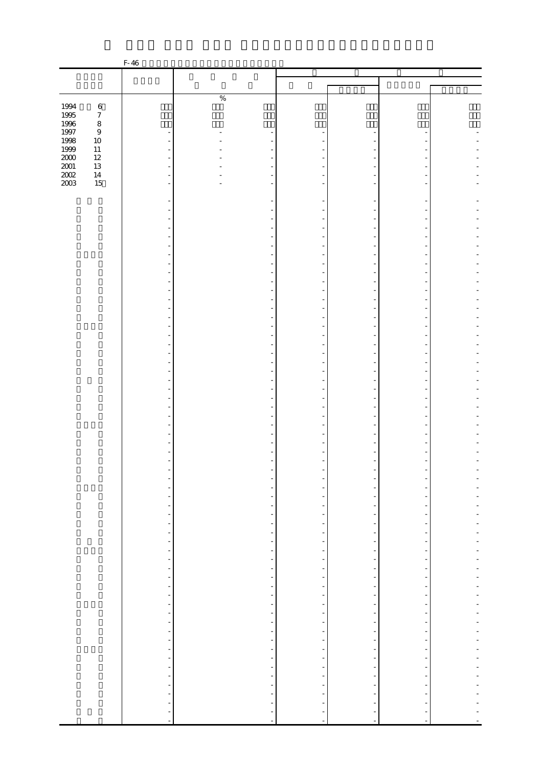F-46

| | | % | | | | | |
|---|---|---|---|---|---|---|---|
| 1994 6 | □□□ | □□□ | □□□ | □□□ | □□□ | □□□ | □□□ |
| 1995 7 | □□□ | □□□ | □□□ | □□□ | □□□ | □□□ | □□□ |
| 1996 8 | □□□ | □□□ | □□□ | □□□ | □□□ | □□□ | □□□ |
| 1997 9 | - | - | - | - | - | - | - |
| 1998 10 | - | - | - | - | - | - | - |
| 1999 11 | - | - | - | - | - | - | - |
| 2000 12 | - | - | - | - | - | - | - |
| 2001 13 | - | - | - | - | - | - | - |
| 2002 14 | - | - | - | - | - | - | - |
| 2003 15 | - | - | - | - | - | - | - |
| | - | | - | - | - | - | - |
| | - | | - | - | - | - | - |
| | - | | - | - | - | - | - |
| | - | | - | - | - | - | - |
| | - | | - | - | - | - | - |
| | - | | - | - | - | - | - |
| | - | | - | - | - | - | - |
| | - | | - | - | - | - | - |
| | - | | - | - | - | - | - |
| | - | | - | - | - | - | - |
| | - | | - | - | - | - | - |
| | - | | - | - | - | - | - |
| | - | | - | - | - | - | - |
| | - | | - | - | - | - | - |
| | - | | - | - | - | - | - |
| | - | | - | - | - | - | - |
| | - | | - | - | - | - | - |
| | - | | - | - | - | - | - |
| | - | | - | - | - | - | - |
| | - | | - | - | - | - | - |
| | - | | - | - | - | - | - |
| | - | | - | - | - | - | - |
| | - | | - | - | - | - | - |
| | - | | - | - | - | - | - |
| | - | | - | - | - | - | - |
| | - | | - | - | - | - | - |
| | - | | - | - | - | - | - |
| | - | | - | - | - | - | - |
| | - | | - | - | - | - | - |
| | - | | - | - | - | - | - |
| | - | | - | - | - | - | - |
| | - | | - | - | - | - | - |
| | - | | - | - | - | - | - |
| | - | | - | - | - | - | - |
| | - | | - | - | - | - | - |
| | - | | - | - | - | - | - |
| | - | | - | - | - | - | - |
| | - | | - | - | - | - | - |
| | - | | - | - | - | - | - |
| | - | | - | - | - | - | - |
| | - | | - | - | - | - | - |
| | - | | - | - | - | - | - |
| | - | | - | - | - | - | - |
| | - | | - | - | - | - | - |
| | - | | - | - | - | - | - |
| | - | | - | - | - | - | - |
| | - | | - | - | - | - | - |
| | - | | - | - | - | - | - |
| | - | | - | - | - | - | - |
| | - | | - | - | - | - | - |
| | - | | - | - | - | - | - |
| | - | | - | - | - | - | - |
| | - | | - | - | - | - | - |
| | - | | - | - | - | - | - |
| | - | | - | - | - | - | - |
| | - | | - | - | - | - | - |
| | - | | - | - | - | - | - |
| | - | | - | - | - | - | - |
| | - | | - | - | - | - | - |
| | - | | - | - | - | - | - |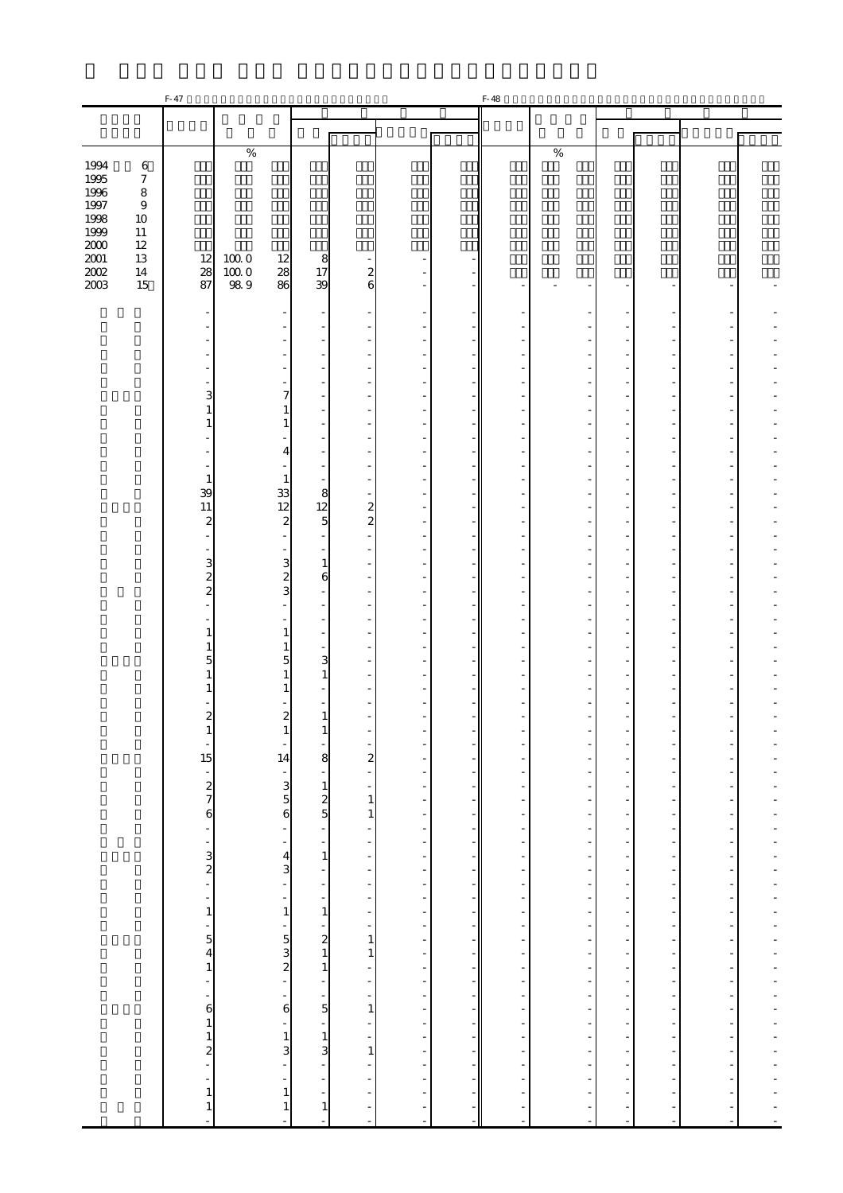| | F-47 | | | | | | | F-48 | | | | | | |
|---|---|---|---|---|---|---|---|---|---|---|---|---|---|---|
| | | % | | | | | | | % | | | | | |
| 1994 6 | | | | | | | | | | | | | | |
| 1995 7 | | | | | | | | | | | | | | |
| 1996 8 | | | | | | | | | | | | | | |
| 1997 9 | | | | | | | | | | | | | | |
| 1998 10 | | | | | | | | | | | | | | |
| 1999 11 | | | | | | | | | | | | | | |
| 2000 12 | | | | | | | | | | | | | | |
| 2001 13 | 12 | 100.0 | 12 | 8 | - | - | - | | | | | | | |
| 2002 14 | 28 | 100.0 | 28 | 17 | 2 | - | - | | | | | | | |
| 2003 15 | 87 | 98.9 | 86 | 39 | 6 | - | - | - | - | - | - | - | - | - |
| | - | | - | - | - | - | - | - | | - | - | - | - | - |
| | - | | - | - | - | - | - | - | | - | - | - | - | - |
| | - | | - | - | - | - | - | - | | - | - | - | - | - |
| | - | | - | - | - | - | - | - | | - | - | - | - | - |
| | - | | - | - | - | - | - | - | | - | - | - | - | - |
| | - | | - | - | - | - | - | - | | - | - | - | - | - |
| | 3 | | 7 | - | - | - | - | - | | - | - | - | - | - |
| | 1 | | 1 | - | - | - | - | - | | - | - | - | - | - |
| | 1 | | 1 | - | - | - | - | - | | - | - | - | - | - |
| | - | | - | - | - | - | - | - | | - | - | - | - | - |
| | - | | 4 | - | - | - | - | - | | - | - | - | - | - |
| | - | | - | - | - | - | - | - | | - | - | - | - | - |
| | 1 | | 1 | - | - | - | - | - | | - | - | - | - | - |
| | 39 | | 33 | 8 | - | - | - | - | | - | - | - | - | - |
| | 11 | | 12 | 12 | 2 | - | - | - | | - | - | - | - | - |
| | 2 | | 2 | 5 | 2 | - | - | - | | - | - | - | - | - |
| | - | | - | - | - | - | - | - | | - | - | - | - | - |
| | - | | - | - | - | - | - | - | | - | - | - | - | - |
| | 3 | | 3 | 1 | - | - | - | - | | - | - | - | - | - |
| | 2 | | 2 | 6 | - | - | - | - | | - | - | - | - | - |
| | 2 | | 3 | - | - | - | - | - | | - | - | - | - | - |
| | - | | - | - | - | - | - | - | | - | - | - | - | - |
| | - | | - | - | - | - | - | - | | - | - | - | - | - |
| | 1 | | 1 | - | - | - | - | - | | - | - | - | - | - |
| | 1 | | 1 | - | - | - | - | - | | - | - | - | - | - |
| | 5 | | 5 | 3 | - | - | - | - | | - | - | - | - | - |
| | 1 | | 1 | 1 | - | - | - | - | | - | - | - | - | - |
| | 1 | | 1 | - | - | - | - | - | | - | - | - | - | - |
| | - | | - | - | - | - | - | - | | - | - | - | - | - |
| | 2 | | 2 | 1 | - | - | - | - | | - | - | - | - | - |
| | 1 | | 1 | 1 | - | - | - | - | | - | - | - | - | - |
| | - | | - | - | - | - | - | - | | - | - | - | - | - |
| | 15 | | 14 | 8 | 2 | - | - | - | | - | - | - | - | - |
| | - | | - | - | - | - | - | - | | - | - | - | - | - |
| | 2 | | 3 | 1 | - | - | - | - | | - | - | - | - | - |
| | 7 | | 5 | 2 | 1 | - | - | - | | - | - | - | - | - |
| | 6 | | 6 | 5 | 1 | - | - | - | | - | - | - | - | - |
| | - | | - | - | - | - | - | - | | - | - | - | - | - |
| | - | | - | - | - | - | - | - | | - | - | - | - | - |
| | 3 | | 4 | 1 | - | - | - | - | | - | - | - | - | - |
| | 2 | | 3 | - | - | - | - | - | | - | - | - | - | - |
| | - | | - | - | - | - | - | - | | - | - | - | - | - |
| | - | | - | - | - | - | - | - | | - | - | - | - | - |
| | 1 | | 1 | 1 | - | - | - | - | | - | - | - | - | - |
| | - | | - | - | - | - | - | - | | - | - | - | - | - |
| | 5 | | 5 | 2 | 1 | - | - | - | | - | - | - | - | - |
| | 4 | | 3 | 1 | 1 | - | - | - | | - | - | - | - | - |
| | 1 | | 2 | 1 | - | - | - | - | | - | - | - | - | - |
| | - | | - | - | - | - | - | - | | - | - | - | - | - |
| | - | | - | - | - | - | - | - | | - | - | - | - | - |
| | 6 | | 6 | 5 | 1 | - | - | - | | - | - | - | - | - |
| | 1 | | - | - | - | - | - | - | | - | - | - | - | - |
| | 1 | | 1 | 1 | - | - | - | - | | - | - | - | - | - |
| | 2 | | 3 | 3 | 1 | - | - | - | | - | - | - | - | - |
| | - | | - | - | - | - | - | - | | - | - | - | - | - |
| | - | | - | - | - | - | - | - | | - | - | - | - | - |
| | 1 | | 1 | - | - | - | - | - | | - | - | - | - | - |
| | 1 | | 1 | 1 | - | - | - | - | | - | - | - | - | - |
| | - | | - | - | - | - | - | - | | - | - | - | - | - |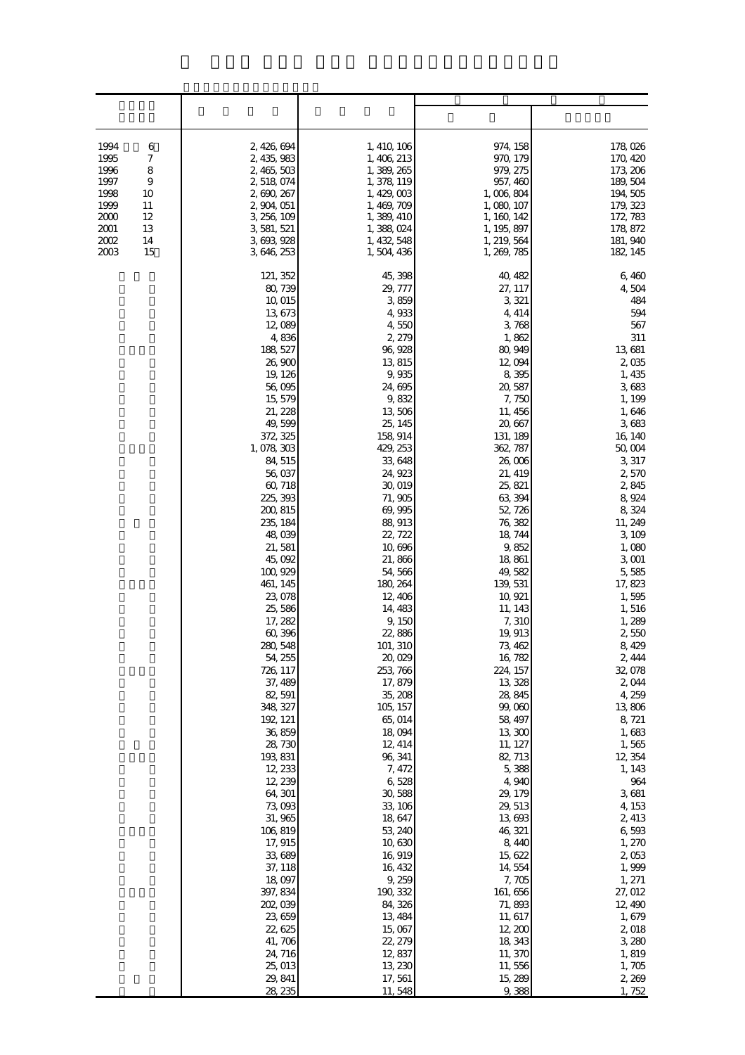| | | | | |
|---|---|---|---|---|
| 1994 6 | 2, 426, 694 | 1, 410, 106 | 974, 158 | 178, 026 |
| 1995 7 | 2, 435, 983 | 1, 406, 213 | 970, 179 | 170, 420 |
| 1996 8 | 2, 465, 503 | 1, 389, 265 | 979, 275 | 173, 206 |
| 1997 9 | 2, 518, 074 | 1, 378, 119 | 957, 460 | 189, 504 |
| 1998 10 | 2, 690, 267 | 1, 429, 003 | 1, 006, 804 | 194, 505 |
| 1999 11 | 2, 904, 051 | 1, 469, 709 | 1, 080, 107 | 179, 323 |
| 2000 12 | 3, 256, 109 | 1, 389, 410 | 1, 160, 142 | 172, 783 |
| 2001 13 | 3, 581, 521 | 1, 388, 024 | 1, 195, 897 | 178, 872 |
| 2002 14 | 3, 693, 928 | 1, 432, 548 | 1, 219, 564 | 181, 940 |
| 2003 15 | 3, 646, 253 | 1, 504, 436 | 1, 269, 785 | 182, 145 |
| | 121, 352 | 45, 398 | 40, 482 | 6, 460 |
| | 80, 739 | 29, 777 | 27, 117 | 4, 504 |
| | 10, 015 | 3, 859 | 3, 321 | 484 |
| | 13, 673 | 4, 933 | 4, 414 | 594 |
| | 12, 089 | 4, 550 | 3, 768 | 567 |
| | 4, 836 | 2, 279 | 1, 862 | 311 |
| | 188, 527 | 96, 928 | 80, 949 | 13, 681 |
| | 26, 900 | 13, 815 | 12, 094 | 2, 035 |
| | 19, 126 | 9, 935 | 8, 395 | 1, 435 |
| | 56, 095 | 24, 695 | 20, 587 | 3, 683 |
| | 15, 579 | 9, 832 | 7, 750 | 1, 199 |
| | 21, 228 | 13, 506 | 11, 456 | 1, 646 |
| | 49, 599 | 25, 145 | 20, 667 | 3, 683 |
| | 372, 325 | 158, 914 | 131, 189 | 16, 140 |
| | 1, 078, 303 | 429, 253 | 362, 787 | 50, 004 |
| | 84, 515 | 33, 648 | 26, 006 | 3, 317 |
| | 56, 037 | 24, 923 | 21, 419 | 2, 570 |
| | 60, 718 | 30, 019 | 25, 821 | 2, 845 |
| | 225, 393 | 71, 905 | 63, 394 | 8, 924 |
| | 200, 815 | 69, 995 | 52, 726 | 8, 324 |
| | 235, 184 | 88, 913 | 76, 382 | 11, 249 |
| | 48, 039 | 22, 722 | 18, 744 | 3, 109 |
| | 21, 581 | 10, 696 | 9, 852 | 1, 080 |
| | 45, 092 | 21, 866 | 18, 861 | 3, 001 |
| | 100, 929 | 54, 566 | 49, 582 | 5, 585 |
| | 461, 145 | 180, 264 | 139, 531 | 17, 823 |
| | 23, 078 | 12, 406 | 10, 921 | 1, 595 |
| | 25, 586 | 14, 483 | 11, 143 | 1, 516 |
| | 17, 282 | 9, 150 | 7, 310 | 1, 289 |
| | 60, 396 | 22, 886 | 19, 913 | 2, 550 |
| | 280, 548 | 101, 310 | 73, 462 | 8, 429 |
| | 54, 255 | 20, 029 | 16, 782 | 2, 444 |
| | 726, 117 | 253, 766 | 224, 157 | 32, 078 |
| | 37, 489 | 17, 879 | 13, 328 | 2, 044 |
| | 82, 591 | 35, 208 | 28, 845 | 4, 259 |
| | 348, 327 | 105, 157 | 99, 060 | 13, 806 |
| | 192, 121 | 65, 014 | 58, 497 | 8, 721 |
| | 36, 859 | 18, 094 | 13, 300 | 1, 683 |
| | 28, 730 | 12, 414 | 11, 127 | 1, 565 |
| | 193, 831 | 96, 341 | 82, 713 | 12, 354 |
| | 12, 233 | 7, 472 | 5, 388 | 1, 143 |
| | 12, 239 | 6, 528 | 4, 940 | 964 |
| | 64, 301 | 30, 588 | 29, 179 | 3, 681 |
| | 73, 093 | 33, 106 | 29, 513 | 4, 153 |
| | 31, 965 | 18, 647 | 13, 693 | 2, 413 |
| | 106, 819 | 53, 240 | 46, 321 | 6, 593 |
| | 17, 915 | 10, 630 | 8, 440 | 1, 270 |
| | 33, 689 | 16, 919 | 15, 622 | 2, 053 |
| | 37, 118 | 16, 432 | 14, 554 | 1, 999 |
| | 18, 097 | 9, 259 | 7, 705 | 1, 271 |
| | 397, 834 | 190, 332 | 161, 656 | 27, 012 |
| | 202, 039 | 84, 326 | 71, 893 | 12, 490 |
| | 23, 659 | 13, 484 | 11, 617 | 1, 679 |
| | 22, 625 | 15, 067 | 12, 200 | 2, 018 |
| | 41, 706 | 22, 279 | 18, 343 | 3, 280 |
| | 24, 716 | 12, 837 | 11, 370 | 1, 819 |
| | 25, 013 | 13, 230 | 11, 556 | 1, 705 |
| | 29, 841 | 17, 561 | 15, 289 | 2, 269 |
| | 28, 235 | 11, 548 | 9, 388 | 1, 752 |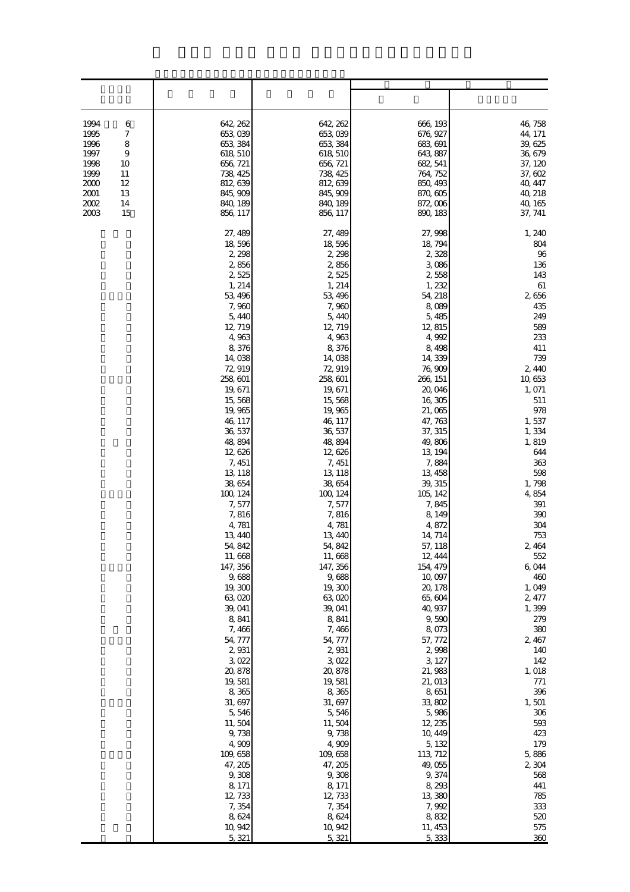| | | | | |
|---|---|---|---|---|
| 1994 6 | 642, 262 | 642, 262 | 666, 193 | 46, 758 |
| 1995 7 | 653, 039 | 653, 039 | 676, 927 | 44, 171 |
| 1996 8 | 653, 384 | 653, 384 | 683, 691 | 39, 625 |
| 1997 9 | 618, 510 | 618, 510 | 643, 887 | 36, 679 |
| 1998 10 | 656, 721 | 656, 721 | 682, 541 | 37, 120 |
| 1999 11 | 738, 425 | 738, 425 | 764, 752 | 37, 602 |
| 2000 12 | 812, 639 | 812, 639 | 850, 493 | 40, 447 |
| 2001 13 | 845, 909 | 845, 909 | 870, 605 | 40, 218 |
| 2002 14 | 840, 189 | 840, 189 | 872, 006 | 40, 165 |
| 2003 15 | 856, 117 | 856, 117 | 890, 183 | 37, 741 |
| | 27, 489 | 27, 489 | 27, 998 | 1, 240 |
| | 18, 596 | 18, 596 | 18, 794 | 804 |
| | 2, 298 | 2, 298 | 2, 328 | 96 |
| | 2, 856 | 2, 856 | 3, 086 | 136 |
| | 2, 525 | 2, 525 | 2, 558 | 143 |
| | 1, 214 | 1, 214 | 1, 232 | 61 |
| | 53, 496 | 53, 496 | 54, 218 | 2, 656 |
| | 7, 960 | 7, 960 | 8, 089 | 435 |
| | 5, 440 | 5, 440 | 5, 485 | 249 |
| | 12, 719 | 12, 719 | 12, 815 | 589 |
| | 4, 963 | 4, 963 | 4, 992 | 233 |
| | 8, 376 | 8, 376 | 8, 498 | 411 |
| | 14, 038 | 14, 038 | 14, 339 | 739 |
| | 72, 919 | 72, 919 | 76, 909 | 2, 440 |
| | 258, 601 | 258, 601 | 266, 151 | 10, 653 |
| | 19, 671 | 19, 671 | 20, 046 | 1, 071 |
| | 15, 568 | 15, 568 | 16, 305 | 511 |
| | 19, 965 | 19, 965 | 21, 065 | 978 |
| | 46, 117 | 46, 117 | 47, 763 | 1, 537 |
| | 36, 537 | 36, 537 | 37, 315 | 1, 334 |
| | 48, 894 | 48, 894 | 49, 806 | 1, 819 |
| | 12, 626 | 12, 626 | 13, 194 | 644 |
| | 7, 451 | 7, 451 | 7, 884 | 363 |
| | 13, 118 | 13, 118 | 13, 458 | 598 |
| | 38, 654 | 38, 654 | 39, 315 | 1, 798 |
| | 100, 124 | 100, 124 | 105, 142 | 4, 854 |
| | 7, 577 | 7, 577 | 7, 845 | 391 |
| | 7, 816 | 7, 816 | 8, 149 | 390 |
| | 4, 781 | 4, 781 | 4, 872 | 304 |
| | 13, 440 | 13, 440 | 14, 714 | 753 |
| | 54, 842 | 54, 842 | 57, 118 | 2, 464 |
| | 11, 668 | 11, 668 | 12, 444 | 552 |
| | 147, 356 | 147, 356 | 154, 479 | 6, 044 |
| | 9, 688 | 9, 688 | 10, 097 | 460 |
| | 19, 300 | 19, 300 | 20, 178 | 1, 049 |
| | 63, 020 | 63, 020 | 65, 604 | 2, 477 |
| | 39, 041 | 39, 041 | 40, 937 | 1, 399 |
| | 8, 841 | 8, 841 | 9, 590 | 279 |
| | 7, 466 | 7, 466 | 8, 073 | 380 |
| | 54, 777 | 54, 777 | 57, 772 | 2, 467 |
| | 2, 931 | 2, 931 | 2, 998 | 140 |
| | 3, 022 | 3, 022 | 3, 127 | 142 |
| | 20, 878 | 20, 878 | 21, 983 | 1, 018 |
| | 19, 581 | 19, 581 | 21, 013 | 771 |
| | 8, 365 | 8, 365 | 8, 651 | 396 |
| | 31, 697 | 31, 697 | 33, 802 | 1, 501 |
| | 5, 546 | 5, 546 | 5, 986 | 306 |
| | 11, 504 | 11, 504 | 12, 235 | 593 |
| | 9, 738 | 9, 738 | 10, 449 | 423 |
| | 4, 909 | 4, 909 | 5, 132 | 179 |
| | 109, 658 | 109, 658 | 113, 712 | 5, 886 |
| | 47, 205 | 47, 205 | 49, 055 | 2, 304 |
| | 9, 308 | 9, 308 | 9, 374 | 568 |
| | 8, 171 | 8, 171 | 8, 293 | 441 |
| | 12, 733 | 12, 733 | 13, 380 | 785 |
| | 7, 354 | 7, 354 | 7, 992 | 333 |
| | 8, 624 | 8, 624 | 8, 832 | 520 |
| | 10, 942 | 10, 942 | 11, 453 | 575 |
| | 5, 321 | 5, 321 | 5, 333 | 360 |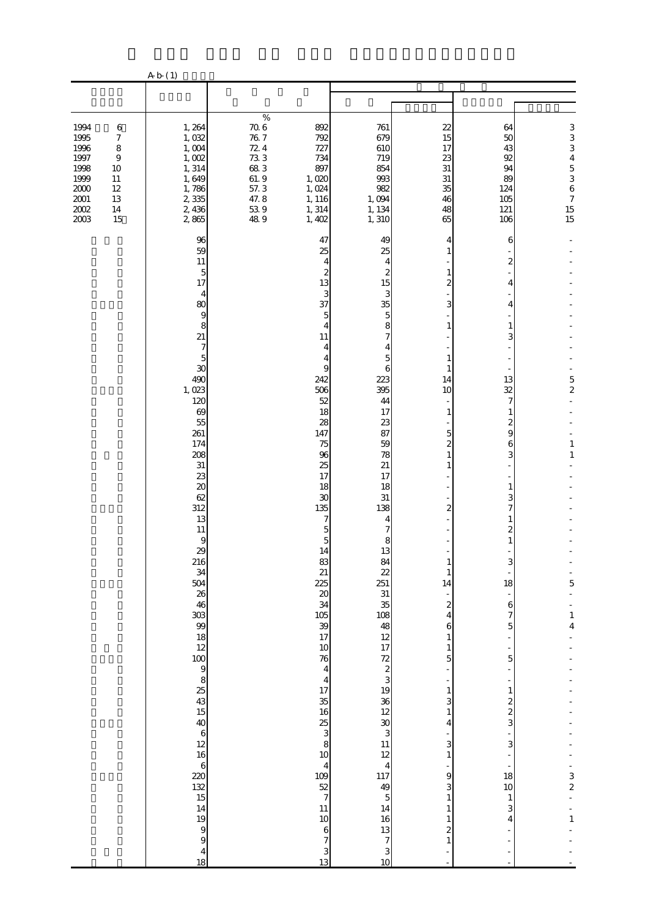A-b-(1)

| | | % | | | | | |
|---|---|---|---|---|---|---|---|
| 1994 6 | 1,264 | 70.6 | 892 | 761 | 22 | 64 | 3 |
| 1995 7 | 1,032 | 76.7 | 792 | 679 | 15 | 50 | 3 |
| 1996 8 | 1,004 | 72.4 | 727 | 610 | 17 | 43 | 3 |
| 1997 9 | 1,002 | 73.3 | 734 | 719 | 23 | 92 | 4 |
| 1998 10 | 1,314 | 68.3 | 897 | 854 | 31 | 94 | 5 |
| 1999 11 | 1,649 | 61.9 | 1,020 | 993 | 31 | 89 | 3 |
| 2000 12 | 1,786 | 57.3 | 1,024 | 982 | 35 | 124 | 6 |
| 2001 13 | 2,335 | 47.8 | 1,116 | 1,094 | 46 | 105 | 7 |
| 2002 14 | 2,436 | 53.9 | 1,314 | 1,134 | 48 | 121 | 15 |
| 2003 15 | 2,865 | 48.9 | 1,402 | 1,310 | 65 | 106 | 15 |
| | 96 | | 47 | 49 | 4 | 6 | - |
| | 59 | | 25 | 25 | 1 | - | - |
| | 11 | | 4 | 4 | - | 2 | - |
| | 5 | | 2 | 2 | 1 | - | - |
| | 17 | | 13 | 15 | 2 | 4 | - |
| | 4 | | 3 | 3 | - | - | - |
| | 80 | | 37 | 35 | 3 | 4 | - |
| | 9 | | 5 | 5 | - | - | - |
| | 8 | | 4 | 8 | 1 | 1 | - |
| | 21 | | 11 | 7 | - | 3 | - |
| | 7 | | 4 | 4 | - | - | - |
| | 5 | | 4 | 5 | 1 | - | - |
| | 30 | | 9 | 6 | 1 | - | - |
| | 490 | | 242 | 223 | 14 | 13 | 5 |
| | 1,023 | | 506 | 395 | 10 | 32 | 2 |
| | 120 | | 52 | 44 | - | 7 | - |
| | 69 | | 18 | 17 | 1 | 1 | - |
| | 55 | | 28 | 23 | - | 2 | - |
| | 261 | | 147 | 87 | 5 | 9 | - |
| | 174 | | 75 | 59 | 2 | 6 | 1 |
| | 208 | | 96 | 78 | 1 | 3 | 1 |
| | 31 | | 25 | 21 | 1 | - | - |
| | 23 | | 17 | 17 | - | - | - |
| | 20 | | 18 | 18 | - | 1 | - |
| | 62 | | 30 | 31 | - | 3 | - |
| | 312 | | 135 | 138 | 2 | 7 | - |
| | 13 | | 7 | 4 | - | 1 | - |
| | 11 | | 5 | 7 | - | 2 | - |
| | 9 | | 5 | 8 | - | 1 | - |
| | 29 | | 14 | 13 | - | - | - |
| | 216 | | 83 | 84 | 1 | 3 | - |
| | 34 | | 21 | 22 | 1 | - | - |
| | 504 | | 225 | 251 | 14 | 18 | 5 |
| | 26 | | 20 | 31 | - | - | - |
| | 46 | | 34 | 35 | 2 | 6 | - |
| | 303 | | 105 | 108 | 4 | 7 | 1 |
| | 99 | | 39 | 48 | 6 | 5 | 4 |
| | 18 | | 17 | 12 | 1 | - | - |
| | 12 | | 10 | 17 | 1 | - | - |
| | 100 | | 76 | 72 | 5 | 5 | - |
| | 9 | | 4 | 2 | - | - | - |
| | 8 | | 4 | 3 | - | - | - |
| | 25 | | 17 | 19 | 1 | 1 | - |
| | 43 | | 35 | 36 | 3 | 2 | - |
| | 15 | | 16 | 12 | 1 | 2 | - |
| | 40 | | 25 | 30 | 4 | 3 | - |
| | 6 | | 3 | 3 | - | - | - |
| | 12 | | 8 | 11 | 3 | 3 | - |
| | 16 | | 10 | 12 | 1 | - | - |
| | 6 | | 4 | 4 | - | - | - |
| | 220 | | 109 | 117 | 9 | 18 | 3 |
| | 132 | | 52 | 49 | 3 | 10 | 2 |
| | 15 | | 7 | 5 | 1 | 1 | - |
| | 14 | | 11 | 14 | 1 | 3 | - |
| | 19 | | 10 | 16 | 1 | 4 | 1 |
| | 9 | | 6 | 13 | 2 | - | - |
| | 9 | | 7 | 7 | 1 | - | - |
| | 4 | | 3 | 3 | - | - | - |
| | 18 | | 13 | 10 | - | - | - |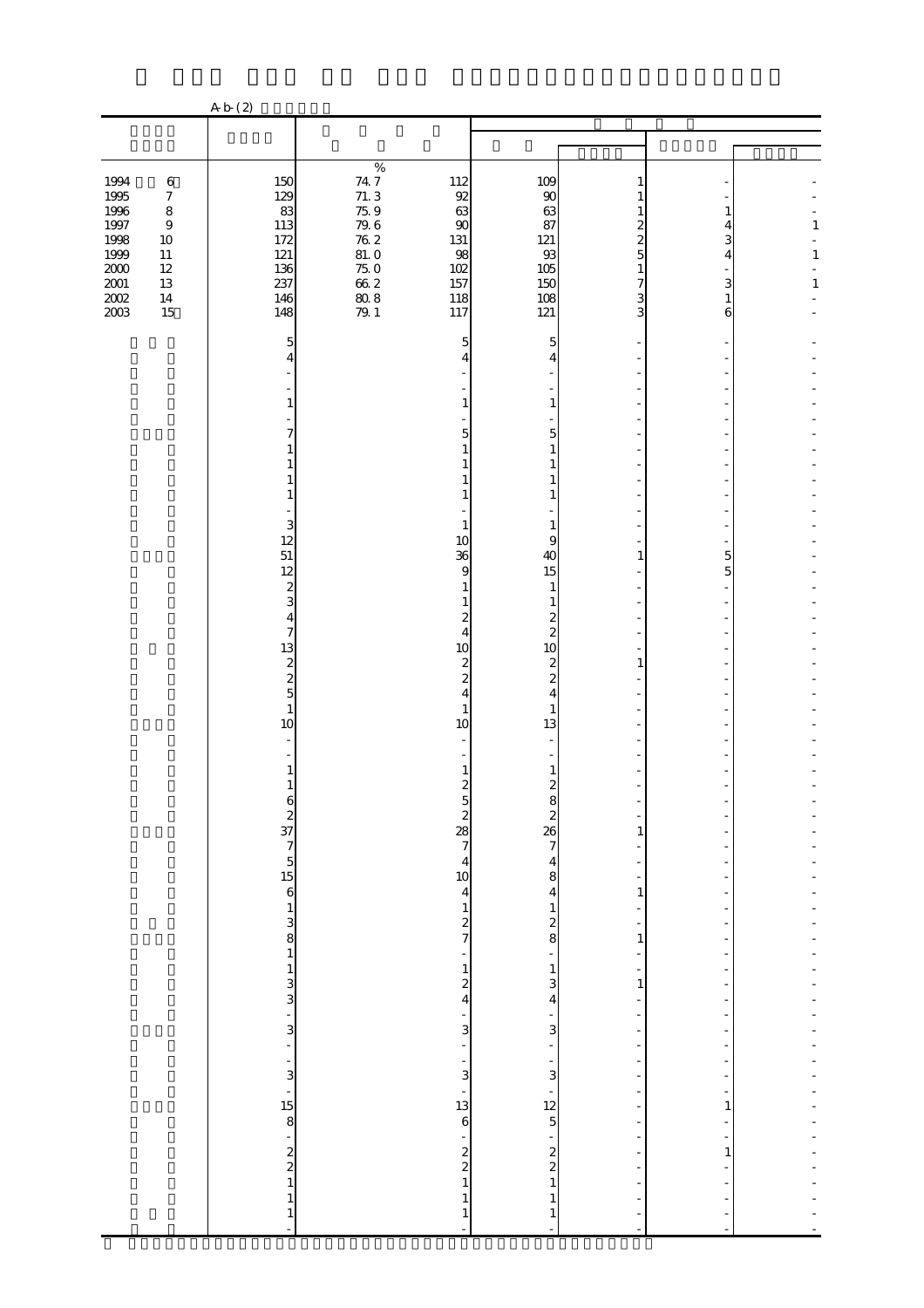A-b-(2)

| | | | | | | | |
|---|---|---|---|---|---|---|---|
| 1994 6 | 150 | 74.7 % | 112 | 109 | 1 | - | - |
| 1995 7 | 129 | 71.3 | 92 | 90 | 1 | - | - |
| 1996 8 | 83 | 75.9 | 63 | 63 | 1 | 1 | - |
| 1997 9 | 113 | 79.6 | 90 | 87 | 2 | 4 | 1 |
| 1998 10 | 172 | 76.2 | 131 | 121 | 2 | 3 | - |
| 1999 11 | 121 | 81.0 | 98 | 93 | 5 | 4 | 1 |
| 2000 12 | 136 | 75.0 | 102 | 105 | 1 | - | - |
| 2001 13 | 237 | 66.2 | 157 | 150 | 7 | 3 | 1 |
| 2002 14 | 146 | 80.8 | 118 | 108 | 3 | 1 | - |
| 2003 15 | 148 | 79.1 | 117 | 121 | 3 | 6 | - |
| | 5 | | 5 | 5 | - | - | - |
| | 4 | | 4 | 4 | - | - | - |
| | - | | - | - | - | - | - |
| | - | | - | - | - | - | - |
| | 1 | | 1 | 1 | - | - | - |
| | - | | - | - | - | - | - |
| | 7 | | 5 | 5 | - | - | - |
| | 1 | | 1 | 1 | - | - | - |
| | 1 | | 1 | 1 | - | - | - |
| | 1 | | 1 | 1 | - | - | - |
| | 1 | | 1 | 1 | - | - | - |
| | - | | - | - | - | - | - |
| | 3 | | 1 | 1 | - | - | - |
| | 12 | | 10 | 9 | - | - | - |
| | 51 | | 36 | 40 | 1 | 5 | - |
| | 12 | | 9 | 15 | - | 5 | - |
| | 2 | | 1 | 1 | - | - | - |
| | 3 | | 1 | 1 | - | - | - |
| | 4 | | 2 | 2 | - | - | - |
| | 7 | | 4 | 2 | - | - | - |
| | 13 | | 10 | 10 | - | - | - |
| | 2 | | 2 | 2 | 1 | - | - |
| | 2 | | 2 | 2 | - | - | - |
| | 5 | | 4 | 4 | - | - | - |
| | 1 | | 1 | 1 | - | - | - |
| | 10 | | 10 | 13 | - | - | - |
| | - | | - | - | - | - | - |
| | - | | - | - | - | - | - |
| | 1 | | 1 | 1 | - | - | - |
| | 1 | | 2 | 2 | - | - | - |
| | 6 | | 5 | 8 | - | - | - |
| | 2 | | 2 | 2 | - | - | - |
| | 37 | | 28 | 26 | 1 | - | - |
| | 7 | | 7 | 7 | - | - | - |
| | 5 | | 4 | 4 | - | - | - |
| | 15 | | 10 | 8 | - | - | - |
| | 6 | | 4 | 4 | 1 | - | - |
| | 1 | | 1 | 1 | - | - | - |
| | 3 | | 2 | 2 | - | - | - |
| | 8 | | 7 | 8 | 1 | - | - |
| | 1 | | - | - | - | - | - |
| | 1 | | 1 | 1 | - | - | - |
| | 3 | | 2 | 3 | 1 | - | - |
| | 3 | | 4 | 4 | - | - | - |
| | - | | - | - | - | - | - |
| | 3 | | 3 | 3 | - | - | - |
| | - | | - | - | - | - | - |
| | - | | - | - | - | - | - |
| | 3 | | 3 | 3 | - | - | - |
| | - | | - | - | - | - | - |
| | 15 | | 13 | 12 | - | 1 | - |
| | 8 | | 6 | 5 | - | - | - |
| | - | | - | - | - | - | - |
| | 2 | | 2 | 2 | - | 1 | - |
| | 2 | | 2 | 2 | - | - | - |
| | 1 | | 1 | 1 | - | - | - |
| | 1 | | 1 | 1 | - | - | - |
| | 1 | | 1 | 1 | - | - | - |
| | - | | - | - | - | - | - |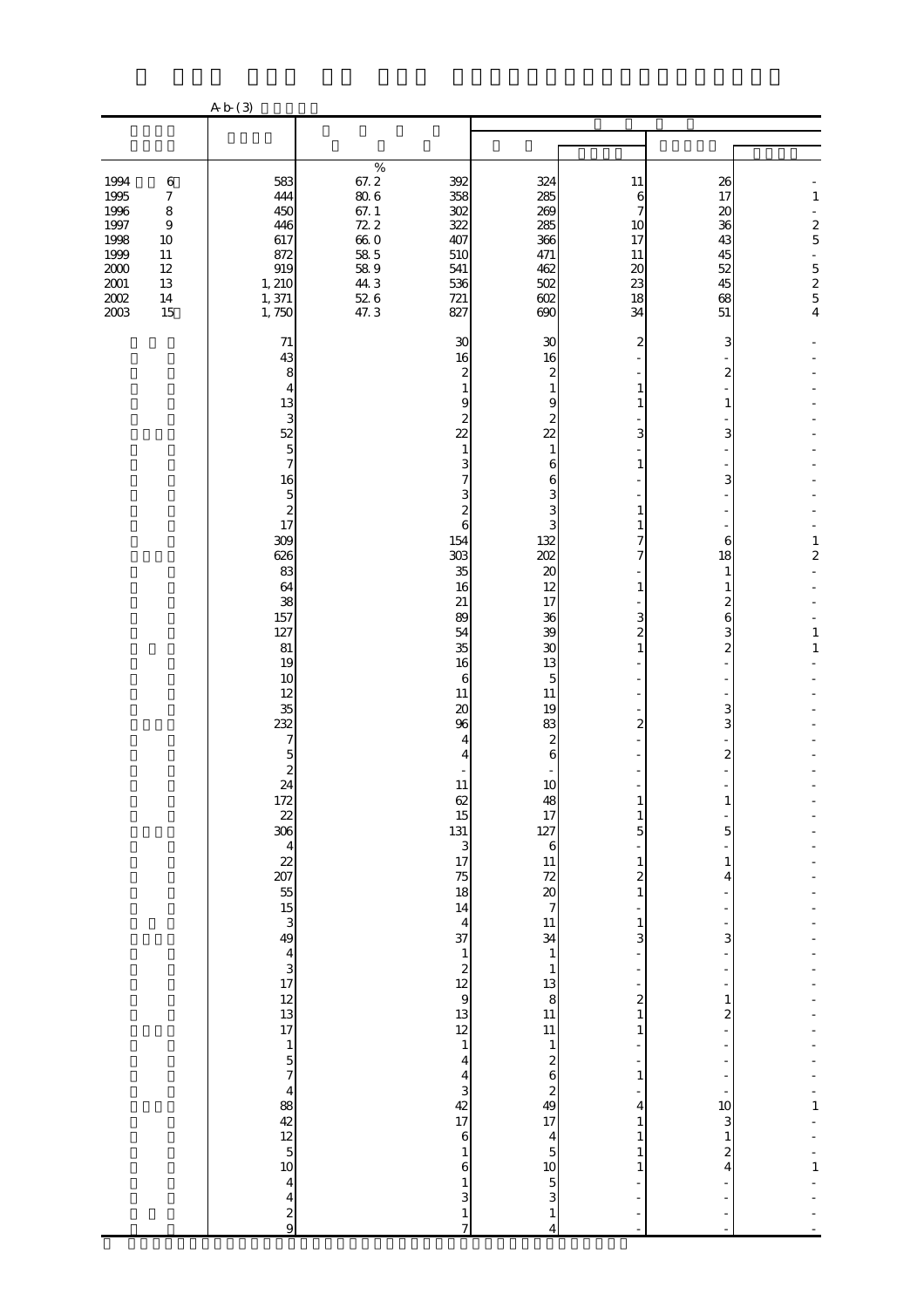A-b-(3)

| | | % | | | | | |
|---|---|---|---|---|---|---|---|
| 1994 6 | 583 | 67.2 | 392 | 324 | 11 | 26 | - |
| 1995 7 | 444 | 80.6 | 358 | 285 | 6 | 17 | 1 |
| 1996 8 | 450 | 67.1 | 302 | 269 | 7 | 20 | - |
| 1997 9 | 446 | 72.2 | 322 | 285 | 10 | 36 | 2 |
| 1998 10 | 617 | 66.0 | 407 | 366 | 17 | 43 | 5 |
| 1999 11 | 872 | 58.5 | 510 | 471 | 11 | 45 | - |
| 2000 12 | 919 | 58.9 | 541 | 462 | 20 | 52 | 5 |
| 2001 13 | 1,210 | 44.3 | 536 | 502 | 23 | 45 | 2 |
| 2002 14 | 1,371 | 52.6 | 721 | 602 | 18 | 68 | 5 |
| 2003 15 | 1,750 | 47.3 | 827 | 690 | 34 | 51 | 4 |
| | 71 | | 30 | 30 | 2 | 3 | - |
| | 43 | | 16 | 16 | - | - | - |
| | 8 | | 2 | 2 | - | 2 | - |
| | 4 | | 1 | 1 | 1 | - | - |
| | 13 | | 9 | 9 | 1 | 1 | - |
| | 3 | | 2 | 2 | - | - | - |
| | 52 | | 22 | 22 | 3 | 3 | - |
| | 5 | | 1 | 1 | - | - | - |
| | 7 | | 3 | 6 | 1 | - | - |
| | 16 | | 7 | 6 | - | 3 | - |
| | 5 | | 3 | 3 | - | - | - |
| | 2 | | 2 | 3 | 1 | - | - |
| | 17 | | 6 | 3 | 1 | - | - |
| | 309 | | 154 | 132 | 7 | 6 | 1 |
| | 626 | | 303 | 202 | 7 | 18 | 2 |
| | 83 | | 35 | 20 | - | 1 | - |
| | 64 | | 16 | 12 | 1 | 1 | - |
| | 38 | | 21 | 17 | - | 2 | - |
| | 157 | | 89 | 36 | 3 | 6 | - |
| | 127 | | 54 | 39 | 2 | 3 | 1 |
| | 81 | | 35 | 30 | 1 | 2 | 1 |
| | 19 | | 16 | 13 | - | - | - |
| | 10 | | 6 | 5 | - | - | - |
| | 12 | | 11 | 11 | - | - | - |
| | 35 | | 20 | 19 | - | 3 | - |
| | 232 | | 96 | 83 | 2 | 3 | - |
| | 7 | | 4 | 2 | - | - | - |
| | 5 | | 4 | 6 | - | 2 | - |
| | 2 | | - | - | - | - | - |
| | 24 | | 11 | 10 | - | - | - |
| | 172 | | 62 | 48 | 1 | 1 | - |
| | 22 | | 15 | 17 | 1 | - | - |
| | 306 | | 131 | 127 | 5 | 5 | - |
| | 4 | | 3 | 6 | - | - | - |
| | 22 | | 17 | 11 | 1 | 1 | - |
| | 207 | | 75 | 72 | 2 | 4 | - |
| | 55 | | 18 | 20 | 1 | - | - |
| | 15 | | 14 | 7 | - | - | - |
| | 3 | | 4 | 11 | 1 | - | - |
| | 49 | | 37 | 34 | 3 | 3 | - |
| | 4 | | 1 | 1 | - | - | - |
| | 3 | | 2 | 1 | - | - | - |
| | 17 | | 12 | 13 | - | - | - |
| | 12 | | 9 | 8 | 2 | 1 | - |
| | 13 | | 13 | 11 | 1 | 2 | - |
| | 17 | | 12 | 11 | 1 | - | - |
| | 1 | | 1 | 1 | - | - | - |
| | 5 | | 4 | 2 | - | - | - |
| | 7 | | 4 | 6 | 1 | - | - |
| | 4 | | 3 | 2 | - | - | - |
| | 88 | | 42 | 49 | 4 | 10 | 1 |
| | 42 | | 17 | 17 | 1 | 3 | - |
| | 12 | | 6 | 4 | 1 | 1 | - |
| | 5 | | 1 | 5 | 1 | 2 | - |
| | 10 | | 6 | 10 | 1 | 4 | 1 |
| | 4 | | 1 | 5 | - | - | - |
| | 4 | | 3 | 3 | - | - | - |
| | 2 | | 1 | 1 | - | - | - |
| | 9 | | 7 | 4 | - | - | - |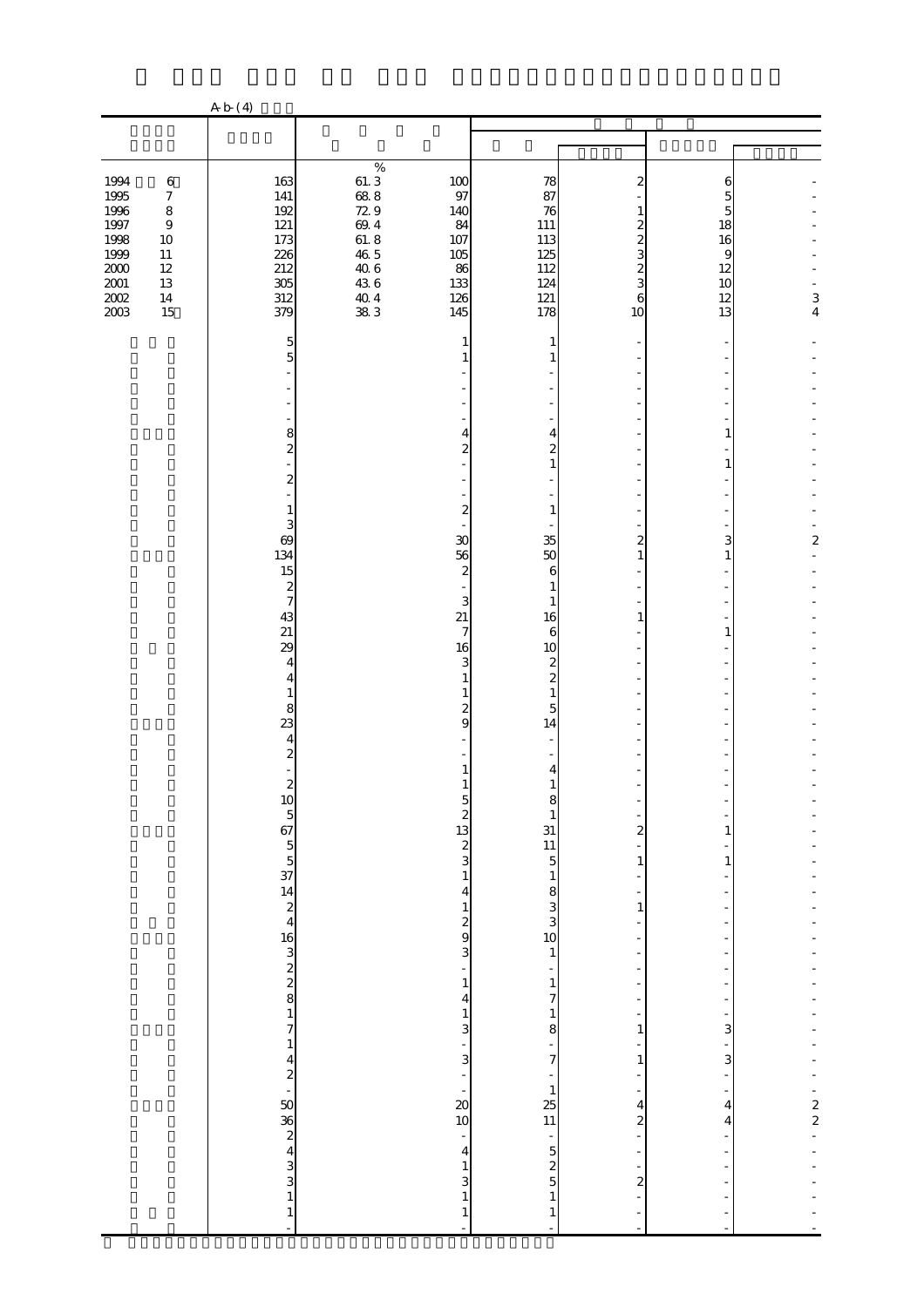A-b-(4)

| | | | | | | | |
|---|---|---|---|---|---|---|---|
| | | % | | | | | |
| 1994 6 | 163 | 61.3 | 100 | 78 | 2 | 6 | - |
| 1995 7 | 141 | 68.8 | 97 | 87 | - | 5 | - |
| 1996 8 | 192 | 72.9 | 140 | 76 | 1 | 5 | - |
| 1997 9 | 121 | 69.4 | 84 | 111 | 2 | 18 | - |
| 1998 10 | 173 | 61.8 | 107 | 113 | 2 | 16 | - |
| 1999 11 | 226 | 46.5 | 105 | 125 | 3 | 9 | - |
| 2000 12 | 212 | 40.6 | 86 | 112 | 2 | 12 | - |
| 2001 13 | 305 | 43.6 | 133 | 124 | 3 | 10 | - |
| 2002 14 | 312 | 40.4 | 126 | 121 | 6 | 12 | 3 |
| 2003 15 | 379 | 38.3 | 145 | 178 | 10 | 13 | 4 |
| | 5 | | 1 | 1 | - | - | - |
| | 5 | | 1 | 1 | - | - | - |
| | - | | - | - | - | - | - |
| | - | | - | - | - | - | - |
| | - | | - | - | - | - | - |
| | - | | - | - | - | - | - |
| | 8 | | 4 | 4 | - | 1 | - |
| | 2 | | 2 | 2 | - | - | - |
| | - | | - | 1 | - | 1 | - |
| | 2 | | - | - | - | - | - |
| | - | | - | - | - | - | - |
| | 1 | | 2 | 1 | - | - | - |
| | 3 | | - | - | - | - | - |
| | 69 | | 30 | 35 | 2 | 3 | 2 |
| | 134 | | 56 | 50 | 1 | 1 | - |
| | 15 | | 2 | 6 | - | - | - |
| | 2 | | - | 1 | - | - | - |
| | 7 | | 3 | 1 | - | - | - |
| | 43 | | 21 | 16 | 1 | - | - |
| | 21 | | 7 | 6 | - | 1 | - |
| | 29 | | 16 | 10 | - | - | - |
| | 4 | | 3 | 2 | - | - | - |
| | 4 | | 1 | 2 | - | - | - |
| | 1 | | 1 | 1 | - | - | - |
| | 8 | | 2 | 5 | - | - | - |
| | 23 | | 9 | 14 | - | - | - |
| | 4 | | - | - | - | - | - |
| | 2 | | - | - | - | - | - |
| | - | | 1 | 4 | - | - | - |
| | 2 | | 1 | 1 | - | - | - |
| | 10 | | 5 | 8 | - | - | - |
| | 5 | | 2 | 1 | - | - | - |
| | 67 | | 13 | 31 | 2 | 1 | - |
| | 5 | | 2 | 11 | - | - | - |
| | 5 | | 3 | 5 | 1 | 1 | - |
| | 37 | | 1 | 1 | - | - | - |
| | 14 | | 4 | 8 | - | - | - |
| | 2 | | 1 | 3 | 1 | - | - |
| | 4 | | 2 | 3 | - | - | - |
| | 16 | | 9 | 10 | - | - | - |
| | 3 | | 3 | 1 | - | - | - |
| | 2 | | - | - | - | - | - |
| | 2 | | 1 | 1 | - | - | - |
| | 8 | | 4 | 7 | - | - | - |
| | 1 | | 1 | 1 | - | - | - |
| | 7 | | 3 | 8 | 1 | 3 | - |
| | 1 | | - | - | - | - | - |
| | 4 | | 3 | 7 | 1 | 3 | - |
| | 2 | | - | - | - | - | - |
| | - | | - | 1 | - | - | - |
| | 50 | | 20 | 25 | 4 | 4 | 2 |
| | 36 | | 10 | 11 | 2 | 4 | 2 |
| | 2 | | - | - | - | - | - |
| | 4 | | 4 | 5 | - | - | - |
| | 3 | | 1 | 2 | - | - | - |
| | 3 | | 3 | 5 | 2 | - | - |
| | 1 | | 1 | 1 | - | - | - |
| | 1 | | 1 | 1 | - | - | - |
| | - | | - | - | - | - | - |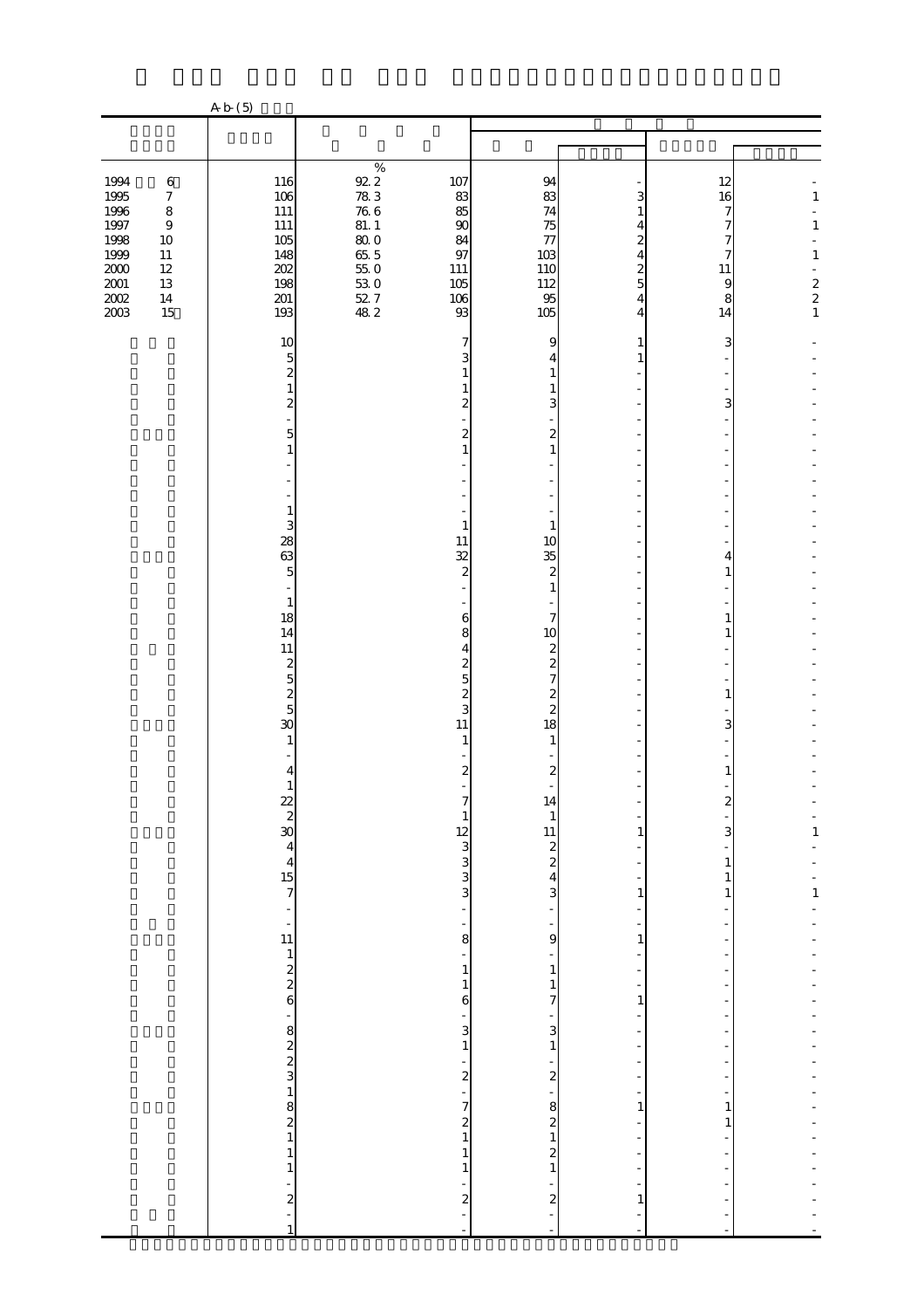A-b-(5)

| | | | | | | | |
|---|---|---|---|---|---|---|---|
| | | % | | | | | |
| 1994 6 | 116 | 92.2 | 107 | 94 | - | 12 | - |
| 1995 7 | 106 | 78.3 | 83 | 83 | 3 | 16 | 1 |
| 1996 8 | 111 | 76.6 | 85 | 74 | 1 | 7 | - |
| 1997 9 | 111 | 81.1 | 90 | 75 | 4 | 7 | 1 |
| 1998 10 | 105 | 80.0 | 84 | 77 | 2 | 7 | - |
| 1999 11 | 148 | 65.5 | 97 | 103 | 4 | 7 | 1 |
| 2000 12 | 202 | 55.0 | 111 | 110 | 2 | 11 | - |
| 2001 13 | 198 | 53.0 | 105 | 112 | 5 | 9 | 2 |
| 2002 14 | 201 | 52.7 | 106 | 95 | 4 | 8 | 2 |
| 2003 15 | 193 | 48.2 | 93 | 105 | 4 | 14 | 1 |
| | 10 | | 7 | 9 | 1 | 3 | - |
| | 5 | | 3 | 4 | 1 | - | - |
| | 2 | | 1 | 1 | - | - | - |
| | 1 | | 1 | 1 | - | - | - |
| | 2 | | 2 | 3 | - | 3 | - |
| | - | | - | - | - | - | - |
| | 5 | | 2 | 2 | - | - | - |
| | 1 | | 1 | 1 | - | - | - |
| | - | | - | - | - | - | - |
| | - | | - | - | - | - | - |
| | - | | - | - | - | - | - |
| | 1 | | - | - | - | - | - |
| | 3 | | 1 | 1 | - | - | - |
| | 28 | | 11 | 10 | - | - | - |
| | 63 | | 32 | 35 | - | 4 | - |
| | 5 | | 2 | 2 | - | 1 | - |
| | - | | - | 1 | - | - | - |
| | 1 | | - | - | - | - | - |
| | 18 | | 6 | 7 | - | 1 | - |
| | 14 | | 8 | 10 | - | 1 | - |
| | 11 | | 4 | 2 | - | - | - |
| | 2 | | 2 | 2 | - | - | - |
| | 5 | | 5 | 7 | - | - | - |
| | 2 | | 2 | 2 | - | 1 | - |
| | 5 | | 3 | 2 | - | - | - |
| | 30 | | 11 | 18 | - | 3 | - |
| | 1 | | 1 | 1 | - | - | - |
| | - | | - | - | - | - | - |
| | 4 | | 2 | 2 | - | 1 | - |
| | 1 | | - | - | - | - | - |
| | 22 | | 7 | 14 | - | 2 | - |
| | 2 | | 1 | 1 | - | - | - |
| | 30 | | 12 | 11 | 1 | 3 | 1 |
| | 4 | | 3 | 2 | - | - | - |
| | 4 | | 3 | 2 | - | 1 | - |
| | 15 | | 3 | 4 | - | 1 | - |
| | 7 | | 3 | 3 | 1 | 1 | 1 |
| | - | | - | - | - | - | - |
| | - | | - | - | - | - | - |
| | 11 | | 8 | 9 | 1 | - | - |
| | 1 | | - | - | - | - | - |
| | 2 | | 1 | 1 | - | - | - |
| | 2 | | 1 | 1 | - | - | - |
| | 6 | | 6 | 7 | 1 | - | - |
| | - | | - | - | - | - | - |
| | 8 | | 3 | 3 | - | - | - |
| | 2 | | 1 | 1 | - | - | - |
| | 2 | | - | - | - | - | - |
| | 3 | | 2 | 2 | - | - | - |
| | 1 | | - | - | - | - | - |
| | 8 | | 7 | 8 | 1 | 1 | - |
| | 2 | | 2 | 2 | - | 1 | - |
| | 1 | | 1 | 1 | - | - | - |
| | 1 | | 1 | 2 | - | - | - |
| | 1 | | 1 | 1 | - | - | - |
| | - | | - | - | - | - | - |
| | 2 | | 2 | 2 | 1 | - | - |
| | - | | - | - | - | - | - |
| | 1 | | - | - | - | - | - |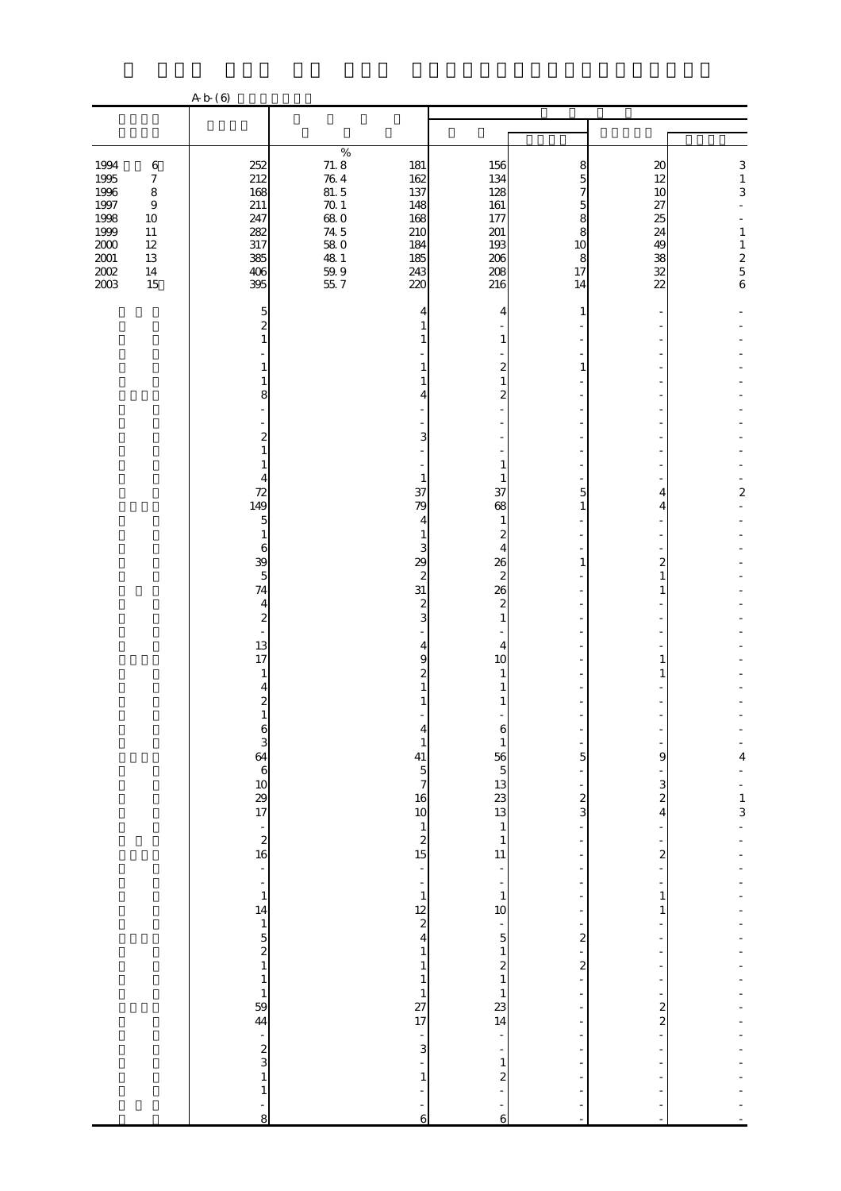A-b-(6)

| | | | | | | | |
|---|---|---|---|---|---|---|---|
| 1994 6 | 252 | 71.8 | 181 | 156 | 8 | 20 | 3 |
| 1995 7 | 212 | 76.4 | 162 | 134 | 5 | 12 | 1 |
| 1996 8 | 168 | 81.5 | 137 | 128 | 7 | 10 | 3 |
| 1997 9 | 211 | 70.1 | 148 | 161 | 5 | 27 | - |
| 1998 10 | 247 | 68.0 | 168 | 177 | 8 | 25 | - |
| 1999 11 | 282 | 74.5 | 210 | 201 | 8 | 24 | 1 |
| 2000 12 | 317 | 58.0 | 184 | 193 | 10 | 49 | 1 |
| 2001 13 | 385 | 48.1 | 185 | 206 | 8 | 38 | 2 |
| 2002 14 | 406 | 59.9 | 243 | 208 | 17 | 32 | 5 |
| 2003 15 | 395 | 55.7 | 220 | 216 | 14 | 22 | 6 |
| | 5 | | 4 | 4 | 1 | - | - |
| | 2 | | 1 | - | - | - | - |
| | 1 | | 1 | 1 | - | - | - |
| | - | | - | - | - | - | - |
| | 1 | | 1 | 2 | 1 | - | - |
| | 1 | | 1 | 1 | - | - | - |
| | 8 | | 4 | 2 | - | - | - |
| | - | | - | - | - | - | - |
| | - | | - | - | - | - | - |
| | 2 | | 3 | - | - | - | - |
| | 1 | | - | - | - | - | - |
| | 1 | | - | 1 | - | - | - |
| | 4 | | 1 | 1 | - | - | - |
| | 72 | | 37 | 37 | 5 | 4 | 2 |
| | 149 | | 79 | 68 | 1 | 4 | - |
| | 5 | | 4 | 1 | - | - | - |
| | 1 | | 1 | 2 | - | - | - |
| | 6 | | 3 | 4 | - | - | - |
| | 39 | | 29 | 26 | 1 | 2 | - |
| | 5 | | 2 | 2 | - | 1 | - |
| | 74 | | 31 | 26 | - | 1 | - |
| | 4 | | 2 | 2 | - | - | - |
| | 2 | | 3 | 1 | - | - | - |
| | - | | - | - | - | - | - |
| | 13 | | 4 | 4 | - | - | - |
| | 17 | | 9 | 10 | - | 1 | - |
| | 1 | | 2 | 1 | - | 1 | - |
| | 4 | | 1 | 1 | - | - | - |
| | 2 | | 1 | 1 | - | - | - |
| | 1 | | - | - | - | - | - |
| | 6 | | 4 | 6 | - | - | - |
| | 3 | | 1 | 1 | - | - | - |
| | 64 | | 41 | 56 | 5 | 9 | 4 |
| | 6 | | 5 | 5 | - | - | - |
| | 10 | | 7 | 13 | - | 3 | - |
| | 29 | | 16 | 23 | 2 | 2 | 1 |
| | 17 | | 10 | 13 | 3 | 4 | 3 |
| | - | | 1 | 1 | - | - | - |
| | 2 | | 2 | 1 | - | - | - |
| | 16 | | 15 | 11 | - | 2 | - |
| | - | | - | - | - | - | - |
| | - | | - | - | - | - | - |
| | 1 | | 1 | 1 | - | 1 | - |
| | 14 | | 12 | 10 | - | 1 | - |
| | 1 | | 2 | - | - | - | - |
| | 5 | | 4 | 5 | 2 | - | - |
| | 2 | | 1 | 1 | - | - | - |
| | 1 | | 1 | 2 | 2 | - | - |
| | 1 | | 1 | 1 | - | - | - |
| | 1 | | 1 | 1 | - | - | - |
| | 59 | | 27 | 23 | - | 2 | - |
| | 44 | | 17 | 14 | - | 2 | - |
| | - | | - | - | - | - | - |
| | 2 | | 3 | - | - | - | - |
| | 3 | | - | 1 | - | - | - |
| | 1 | | 1 | 2 | - | - | - |
| | 1 | | - | - | - | - | - |
| | - | | - | - | - | - | - |
| | 8 | | 6 | 6 | - | - | - |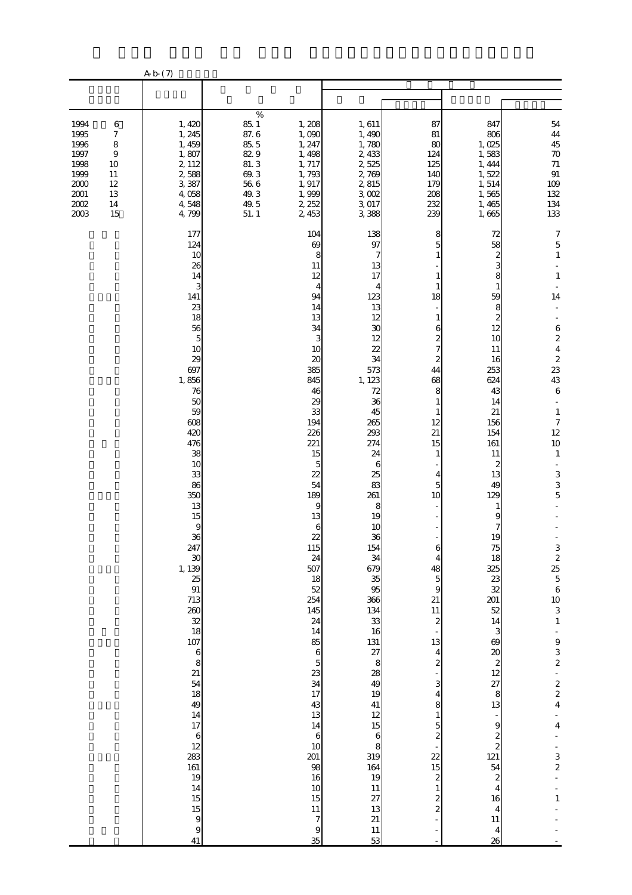A-b-(7)

| | | | | | | | |
|---|---|---|---|---|---|---|---|
| | | % | | | | | |
| 1994 6 | 1,420 | 85.1 | 1,208 | 1,611 | 87 | 847 | 54 |
| 1995 7 | 1,245 | 87.6 | 1,090 | 1,490 | 81 | 806 | 44 |
| 1996 8 | 1,459 | 85.5 | 1,247 | 1,780 | 80 | 1,025 | 45 |
| 1997 9 | 1,807 | 82.9 | 1,498 | 2,433 | 124 | 1,583 | 70 |
| 1998 10 | 2,112 | 81.3 | 1,717 | 2,525 | 125 | 1,444 | 71 |
| 1999 11 | 2,588 | 69.3 | 1,793 | 2,769 | 140 | 1,522 | 91 |
| 2000 12 | 3,387 | 56.6 | 1,917 | 2,815 | 179 | 1,514 | 109 |
| 2001 13 | 4,058 | 49.3 | 1,999 | 3,002 | 208 | 1,565 | 132 |
| 2002 14 | 4,548 | 49.5 | 2,252 | 3,017 | 232 | 1,465 | 134 |
| 2003 15 | 4,799 | 51.1 | 2,453 | 3,388 | 239 | 1,665 | 133 |
| | 177 | | 104 | 138 | 8 | 72 | 7 |
| | 124 | | 69 | 97 | 5 | 58 | 5 |
| | 10 | | 8 | 7 | 1 | 2 | 1 |
| | 26 | | 11 | 13 | - | 3 | - |
| | 14 | | 12 | 17 | 1 | 8 | 1 |
| | 3 | | 4 | 4 | 1 | 1 | - |
| | 141 | | 94 | 123 | 18 | 59 | 14 |
| | 23 | | 14 | 13 | - | 8 | - |
| | 18 | | 13 | 12 | 1 | 2 | - |
| | 56 | | 34 | 30 | 6 | 12 | 6 |
| | 5 | | 3 | 12 | 2 | 10 | 2 |
| | 10 | | 10 | 22 | 7 | 11 | 4 |
| | 29 | | 20 | 34 | 2 | 16 | 2 |
| | 697 | | 385 | 573 | 44 | 253 | 23 |
| | 1,856 | | 845 | 1,123 | 68 | 624 | 43 |
| | 76 | | 46 | 72 | 8 | 43 | 6 |
| | 50 | | 29 | 36 | 1 | 14 | - |
| | 59 | | 33 | 45 | 1 | 21 | 1 |
| | 608 | | 194 | 265 | 12 | 156 | 7 |
| | 420 | | 226 | 293 | 21 | 154 | 12 |
| | 476 | | 221 | 274 | 15 | 161 | 10 |
| | 38 | | 15 | 24 | 1 | 11 | 1 |
| | 10 | | 5 | 6 | - | 2 | - |
| | 33 | | 22 | 25 | 4 | 13 | 3 |
| | 86 | | 54 | 83 | 5 | 49 | 3 |
| | 350 | | 189 | 261 | 10 | 129 | 5 |
| | 13 | | 9 | 8 | - | 1 | - |
| | 15 | | 13 | 19 | - | 9 | - |
| | 9 | | 6 | 10 | - | 7 | - |
| | 36 | | 22 | 36 | - | 19 | - |
| | 247 | | 115 | 154 | 6 | 75 | 3 |
| | 30 | | 24 | 34 | 4 | 18 | 2 |
| | 1,139 | | 507 | 679 | 48 | 325 | 25 |
| | 25 | | 18 | 35 | 5 | 23 | 5 |
| | 91 | | 52 | 95 | 9 | 32 | 6 |
| | 713 | | 254 | 366 | 21 | 201 | 10 |
| | 260 | | 145 | 134 | 11 | 52 | 3 |
| | 32 | | 24 | 33 | 2 | 14 | 1 |
| | 18 | | 14 | 16 | - | 3 | - |
| | 107 | | 85 | 131 | 13 | 69 | 9 |
| | 6 | | 6 | 27 | 4 | 20 | 3 |
| | 8 | | 5 | 8 | 2 | 2 | 2 |
| | 21 | | 23 | 28 | - | 12 | - |
| | 54 | | 34 | 49 | 3 | 27 | 2 |
| | 18 | | 17 | 19 | 4 | 8 | 2 |
| | 49 | | 43 | 41 | 8 | 13 | 4 |
| | 14 | | 13 | 12 | 1 | - | - |
| | 17 | | 14 | 15 | 5 | 9 | 4 |
| | 6 | | 6 | 6 | 2 | 2 | - |
| | 12 | | 10 | 8 | - | 2 | - |
| | 283 | | 201 | 319 | 22 | 121 | 3 |
| | 161 | | 98 | 164 | 15 | 54 | 2 |
| | 19 | | 16 | 19 | 2 | 2 | - |
| | 14 | | 10 | 11 | 1 | 4 | - |
| | 15 | | 15 | 27 | 2 | 16 | 1 |
| | 15 | | 11 | 13 | 2 | 4 | - |
| | 9 | | 7 | 21 | - | 11 | - |
| | 9 | | 9 | 11 | - | 4 | - |
| | 41 | | 35 | 53 | - | 26 | - |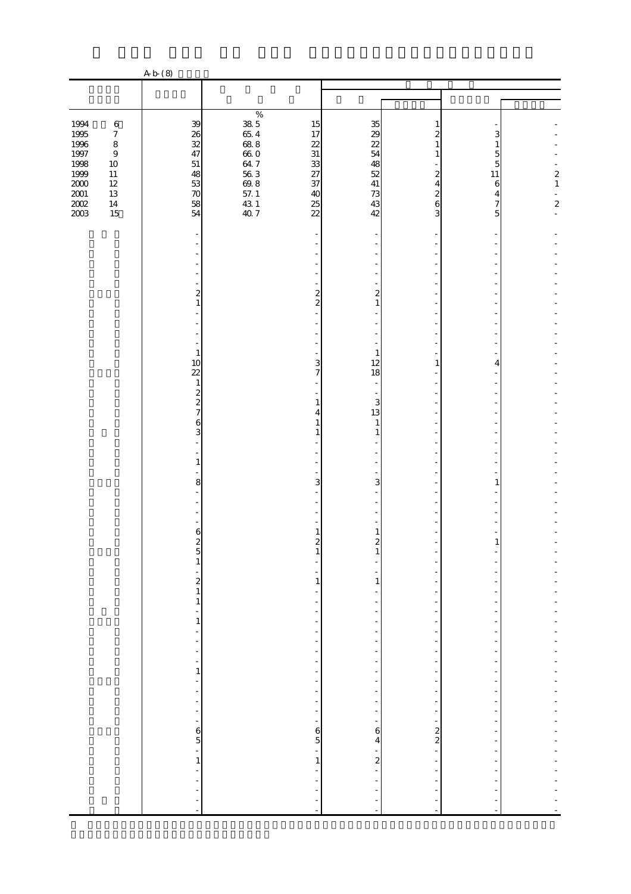A-b-(8)

| | | | | | | | |
|---|---|---|---|---|---|---|---|
| | | % | | | | | |
| 1994 6 | 39 | 38.5 | 15 | 35 | 1 | - | - |
| 1995 7 | 26 | 65.4 | 17 | 29 | 2 | 3 | - |
| 1996 8 | 32 | 68.8 | 22 | 22 | 1 | 1 | - |
| 1997 9 | 47 | 66.0 | 31 | 54 | 1 | 5 | - |
| 1998 10 | 51 | 64.7 | 33 | 48 | - | 5 | - |
| 1999 11 | 48 | 56.3 | 27 | 52 | 2 | 11 | 2 |
| 2000 12 | 53 | 69.8 | 37 | 41 | 4 | 6 | 1 |
| 2001 13 | 70 | 57.1 | 40 | 73 | 2 | 4 | - |
| 2002 14 | 58 | 43.1 | 25 | 43 | 6 | 7 | 2 |
| 2003 15 | 54 | 40.7 | 22 | 42 | 3 | 5 | - |
| | - | | - | - | - | - | - |
| | - | | - | - | - | - | - |
| | - | | - | - | - | - | - |
| | - | | - | - | - | - | - |
| | - | | - | - | - | - | - |
| | - | | - | - | - | - | - |
| | - | | - | - | - | - | - |
| | 2 | | 2 | 2 | - | - | - |
| | 1 | | 2 | 1 | - | - | - |
| | - | | - | - | - | - | - |
| | - | | - | - | - | - | - |
| | - | | - | - | - | - | - |
| | - | | - | - | - | - | - |
| | 1 | | - | 1 | - | - | - |
| | 10 | | 3 | 12 | 1 | 4 | - |
| | 22 | | 7 | 18 | - | - | - |
| | 1 | | - | - | - | - | - |
| | 2 | | - | - | - | - | - |
| | 2 | | 1 | 3 | - | - | - |
| | 7 | | 4 | 13 | - | - | - |
| | 6 | | 1 | 1 | - | - | - |
| | 3 | | 1 | 1 | - | - | - |
| | - | | - | - | - | - | - |
| | - | | - | - | - | - | - |
| | 1 | | - | - | - | - | - |
| | - | | - | - | - | - | - |
| | 8 | | 3 | 3 | - | 1 | - |
| | - | | - | - | - | - | - |
| | - | | - | - | - | - | - |
| | - | | - | - | - | - | - |
| | - | | - | - | - | - | - |
| | 6 | | 1 | 1 | - | - | - |
| | 2 | | 2 | 2 | - | 1 | - |
| | 5 | | 1 | 1 | - | - | - |
| | 1 | | - | - | - | - | - |
| | - | | - | - | - | - | - |
| | 2 | | 1 | 1 | - | - | - |
| | 1 | | - | - | - | - | - |
| | 1 | | - | - | - | - | - |
| | - | | - | - | - | - | - |
| | 1 | | - | - | - | - | - |
| | - | | - | - | - | - | - |
| | - | | - | - | - | - | - |
| | - | | - | - | - | - | - |
| | - | | - | - | - | - | - |
| | 1 | | - | - | - | - | - |
| | - | | - | - | - | - | - |
| | - | | - | - | - | - | - |
| | - | | - | - | - | - | - |
| | - | | - | - | - | - | - |
| | - | | - | - | - | - | - |
| | 6 | | 6 | 6 | 2 | - | - |
| | 5 | | 5 | 4 | 2 | - | - |
| | - | | - | - | - | - | - |
| | 1 | | 1 | 2 | - | - | - |
| | - | | - | - | - | - | - |
| | - | | - | - | - | - | - |
| | - | | - | - | - | - | - |
| | - | | - | - | - | - | - |
| | - | | - | - | - | - | - |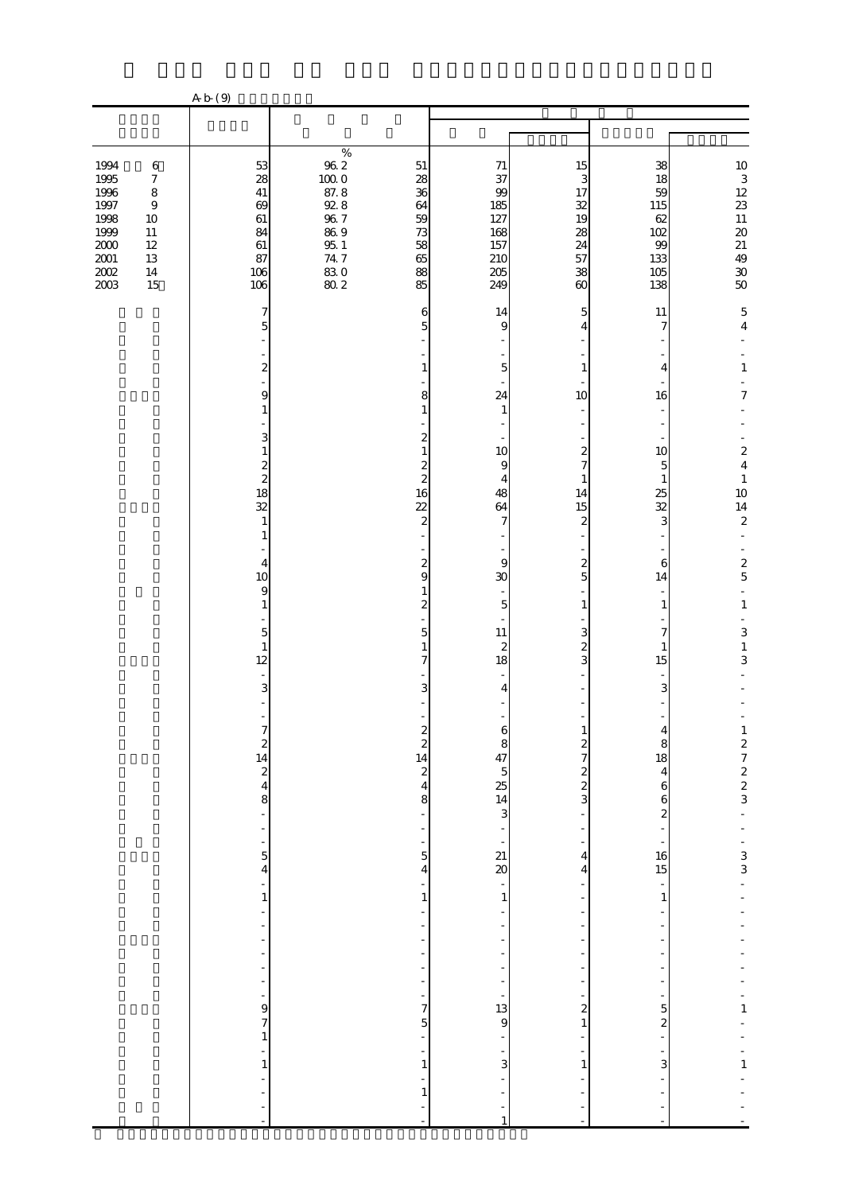A-b-(9)

| | | | | | | | |
|---|---|---|---|---|---|---|---|
| | | % | | | | | |
| 1994 6 | 53 | 96.2 | 51 | 71 | 15 | 38 | 10 |
| 1995 7 | 28 | 100.0 | 28 | 37 | 3 | 18 | 3 |
| 1996 8 | 41 | 87.8 | 36 | 99 | 17 | 59 | 12 |
| 1997 9 | 69 | 92.8 | 64 | 185 | 32 | 115 | 23 |
| 1998 10 | 61 | 96.7 | 59 | 127 | 19 | 62 | 11 |
| 1999 11 | 84 | 86.9 | 73 | 168 | 28 | 102 | 20 |
| 2000 12 | 61 | 95.1 | 58 | 157 | 24 | 99 | 21 |
| 2001 13 | 87 | 74.7 | 65 | 210 | 57 | 133 | 49 |
| 2002 14 | 106 | 83.0 | 88 | 205 | 38 | 105 | 30 |
| 2003 15 | 106 | 80.2 | 85 | 249 | 60 | 138 | 50 |
| | 7 | | 6 | 14 | 5 | 11 | 5 |
| | 5 | | 5 | 9 | 4 | 7 | 4 |
| | - | | - | - | - | - | - |
| | - | | - | - | - | - | - |
| | 2 | | 1 | 5 | 1 | 4 | 1 |
| | - | | - | - | - | - | - |
| | 9 | | 8 | 24 | 10 | 16 | 7 |
| | 1 | | 1 | 1 | - | - | - |
| | - | | - | - | - | - | - |
| | 3 | | 2 | - | - | - | - |
| | 1 | | 1 | 10 | 2 | 10 | 2 |
| | 2 | | 2 | 9 | 7 | 5 | 4 |
| | 2 | | 2 | 4 | 1 | 1 | 1 |
| | 18 | | 16 | 48 | 14 | 25 | 10 |
| | 32 | | 22 | 64 | 15 | 32 | 14 |
| | 1 | | 2 | 7 | 2 | 3 | 2 |
| | 1 | | - | - | - | - | - |
| | - | | - | - | - | - | - |
| | 4 | | 2 | 9 | 2 | 6 | 2 |
| | 10 | | 9 | 30 | 5 | 14 | 5 |
| | 9 | | 1 | - | - | - | - |
| | 1 | | 2 | 5 | 1 | 1 | 1 |
| | - | | - | - | - | - | - |
| | 5 | | 5 | 11 | 3 | 7 | 3 |
| | 1 | | 1 | 2 | 2 | 1 | 1 |
| | 12 | | 7 | 18 | 3 | 15 | 3 |
| | - | | - | - | - | - | - |
| | 3 | | 3 | 4 | - | 3 | - |
| | - | | - | - | - | - | - |
| | - | | - | - | - | - | - |
| | 7 | | 2 | 6 | 1 | 4 | 1 |
| | 2 | | 2 | 8 | 2 | 8 | 2 |
| | 14 | | 14 | 47 | 7 | 18 | 7 |
| | 2 | | 2 | 5 | 2 | 4 | 2 |
| | 4 | | 4 | 25 | 2 | 6 | 2 |
| | 8 | | 8 | 14 | 3 | 6 | 3 |
| | - | | - | 3 | - | 2 | - |
| | - | | - | - | - | - | - |
| | - | | - | - | - | - | - |
| | 5 | | 5 | 21 | 4 | 16 | 3 |
| | 4 | | 4 | 20 | 4 | 15 | 3 |
| | - | | - | - | - | - | - |
| | 1 | | 1 | 1 | - | 1 | - |
| | - | | - | - | - | - | - |
| | - | | - | - | - | - | - |
| | - | | - | - | - | - | - |
| | - | | - | - | - | - | - |
| | - | | - | - | - | - | - |
| | - | | - | - | - | - | - |
| | - | | - | - | - | - | - |
| | 9 | | 7 | 13 | 2 | 5 | 1 |
| | 7 | | 5 | 9 | 1 | 2 | - |
| | 1 | | - | - | - | - | - |
| | - | | - | - | - | - | - |
| | 1 | | 1 | 3 | 1 | 3 | 1 |
| | - | | - | - | - | - | - |
| | - | | 1 | - | - | - | - |
| | - | | - | - | - | - | - |
| | - | | - | 1 | - | - | - |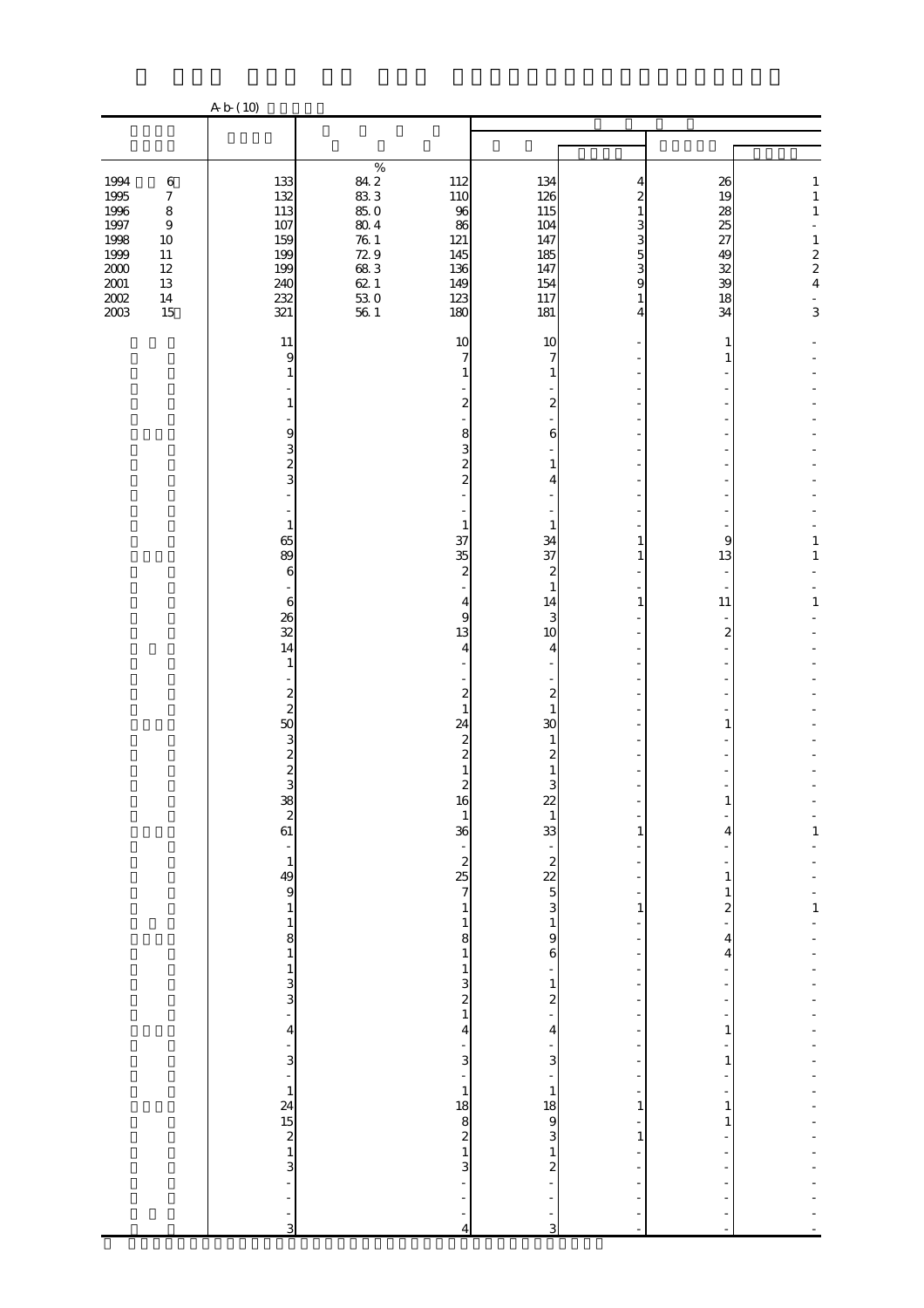A-b-(10)

| | | | | | | | |
|---|---|---|---|---|---|---|---|
| 1994 6 | 133 | % 84.2 | 112 | 134 | 4 | 26 | 1 |
| 1995 7 | 132 | 83.3 | 110 | 126 | 2 | 19 | 1 |
| 1996 8 | 113 | 85.0 | 96 | 115 | 1 | 28 | 1 |
| 1997 9 | 107 | 80.4 | 86 | 104 | 3 | 25 | - |
| 1998 10 | 159 | 76.1 | 121 | 147 | 3 | 27 | 1 |
| 1999 11 | 199 | 72.9 | 145 | 185 | 5 | 49 | 2 |
| 2000 12 | 199 | 68.3 | 136 | 147 | 3 | 32 | 2 |
| 2001 13 | 240 | 62.1 | 149 | 154 | 9 | 39 | 4 |
| 2002 14 | 232 | 53.0 | 123 | 117 | 1 | 18 | - |
| 2003 15 | 321 | 56.1 | 180 | 181 | 4 | 34 | 3 |
| | 11 | | 10 | 10 | - | 1 | - |
| | 9 | | 7 | 7 | - | 1 | - |
| | 1 | | 1 | 1 | - | - | - |
| | - | | - | - | - | - | - |
| | 1 | | 2 | 2 | - | - | - |
| | - | | - | - | - | - | - |
| | 9 | | 8 | 6 | - | - | - |
| | 3 | | 3 | - | - | - | - |
| | 2 | | 2 | 1 | - | - | - |
| | 3 | | 2 | 4 | - | - | - |
| | - | | - | - | - | - | - |
| | - | | - | - | - | - | - |
| | 1 | | 1 | 1 | - | - | - |
| | 65 | | 37 | 34 | 1 | 9 | 1 |
| | 89 | | 35 | 37 | 1 | 13 | 1 |
| | 6 | | 2 | 2 | - | - | - |
| | - | | - | 1 | - | - | - |
| | 6 | | 4 | 14 | 1 | 11 | 1 |
| | 26 | | 9 | 3 | - | - | - |
| | 32 | | 13 | 10 | - | 2 | - |
| | 14 | | 4 | 4 | - | - | - |
| | 1 | | - | - | - | - | - |
| | - | | - | - | - | - | - |
| | 2 | | 2 | 2 | - | - | - |
| | 2 | | 1 | 1 | - | - | - |
| | 50 | | 24 | 30 | - | 1 | - |
| | 3 | | 2 | 1 | - | - | - |
| | 2 | | 2 | 2 | - | - | - |
| | 2 | | 1 | 1 | - | - | - |
| | 3 | | 2 | 3 | - | - | - |
| | 38 | | 16 | 22 | - | 1 | - |
| | 2 | | 1 | 1 | - | - | - |
| | 61 | | 36 | 33 | 1 | 4 | 1 |
| | - | | - | - | - | - | - |
| | 1 | | 2 | 2 | - | - | - |
| | 49 | | 25 | 22 | - | 1 | - |
| | 9 | | 7 | 5 | - | 1 | - |
| | 1 | | 1 | 3 | 1 | 2 | 1 |
| | 1 | | 1 | 1 | - | - | - |
| | 8 | | 8 | 9 | - | 4 | - |
| | 1 | | 1 | 6 | - | 4 | - |
| | 1 | | 1 | - | - | - | - |
| | 3 | | 3 | 1 | - | - | - |
| | 3 | | 2 | 2 | - | - | - |
| | - | | 1 | - | - | - | - |
| | 4 | | 4 | 4 | - | 1 | - |
| | - | | - | - | - | - | - |
| | 3 | | 3 | 3 | - | 1 | - |
| | - | | - | - | - | - | - |
| | 1 | | 1 | 1 | - | - | - |
| | 24 | | 18 | 18 | 1 | 1 | - |
| | 15 | | 8 | 9 | - | 1 | - |
| | 2 | | 2 | 3 | 1 | - | - |
| | 1 | | 1 | 1 | - | - | - |
| | 3 | | 3 | 2 | - | - | - |
| | - | | - | - | - | - | - |
| | - | | - | - | - | - | - |
| | - | | - | - | - | - | - |
| | 3 | | 4 | 3 | - | - | - |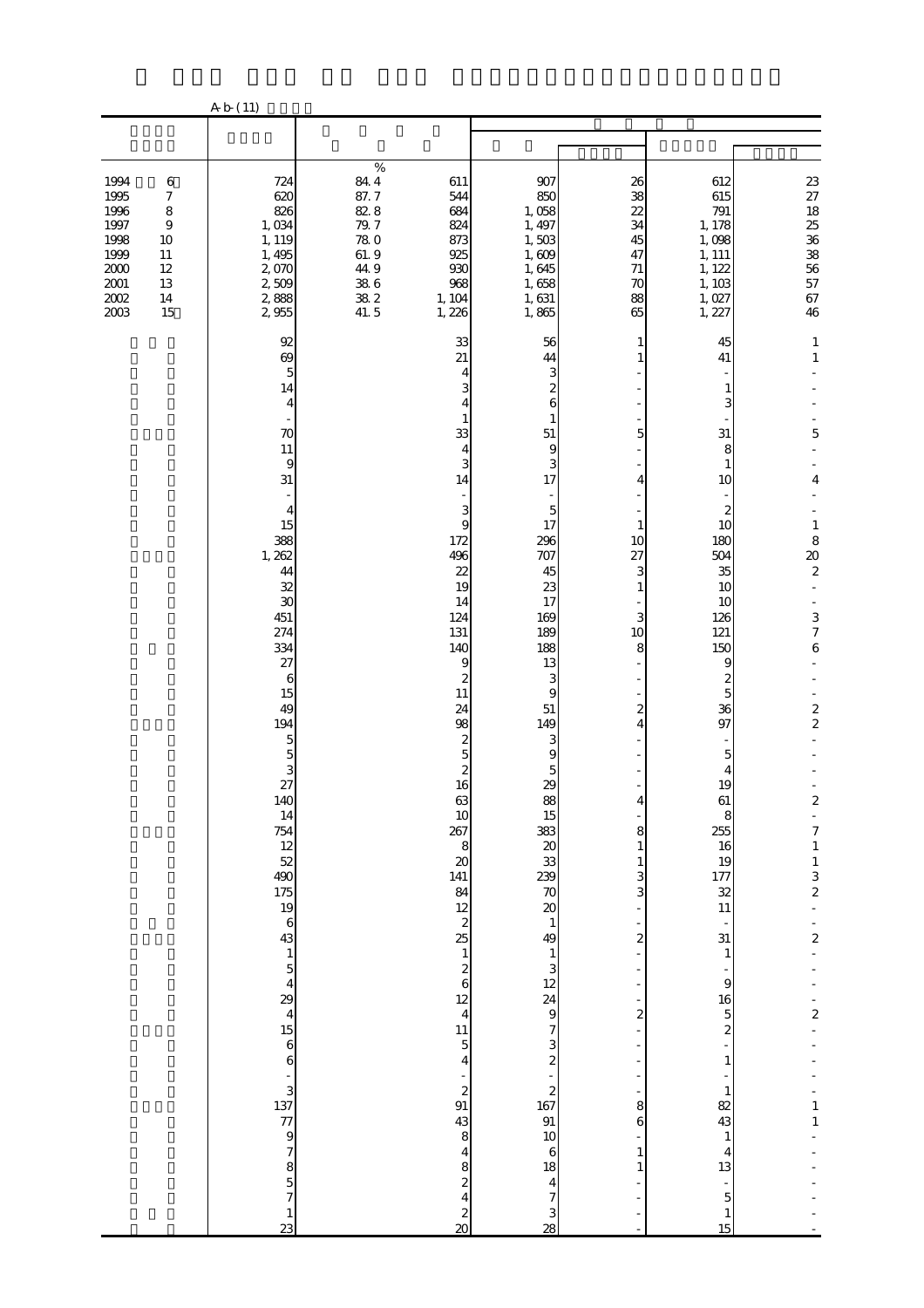A-b-(11)

| | | | | | | | |
|---|---|---|---|---|---|---|---|
| | | | | | | | |
| 1994 6 | 724 | 84.4 % | 611 | 907 | 26 | 612 | 23 |
| 1995 7 | 620 | 87.7 | 544 | 850 | 38 | 615 | 27 |
| 1996 8 | 826 | 82.8 | 684 | 1,058 | 22 | 791 | 18 |
| 1997 9 | 1,034 | 79.7 | 824 | 1,497 | 34 | 1,178 | 25 |
| 1998 10 | 1,119 | 78.0 | 873 | 1,503 | 45 | 1,098 | 36 |
| 1999 11 | 1,495 | 61.9 | 925 | 1,609 | 47 | 1,111 | 38 |
| 2000 12 | 2,070 | 44.9 | 930 | 1,645 | 71 | 1,122 | 56 |
| 2001 13 | 2,509 | 38.6 | 968 | 1,658 | 70 | 1,103 | 57 |
| 2002 14 | 2,888 | 38.2 | 1,104 | 1,631 | 88 | 1,027 | 67 |
| 2003 15 | 2,955 | 41.5 | 1,226 | 1,865 | 65 | 1,227 | 46 |
| | 92 | | 33 | 56 | 1 | 45 | 1 |
| | 69 | | 21 | 44 | 1 | 41 | 1 |
| | 5 | | 4 | 3 | - | - | - |
| | 14 | | 3 | 2 | - | 1 | - |
| | 4 | | 4 | 6 | - | 3 | - |
| | - | | 1 | 1 | - | - | - |
| | 70 | | 33 | 51 | 5 | 31 | 5 |
| | 11 | | 4 | 9 | - | 8 | - |
| | 9 | | 3 | 3 | - | 1 | - |
| | 31 | | 14 | 17 | 4 | 10 | 4 |
| | - | | - | - | - | - | - |
| | 4 | | 3 | 5 | - | 2 | - |
| | 15 | | 9 | 17 | 1 | 10 | 1 |
| | 388 | | 172 | 296 | 10 | 180 | 8 |
| | 1,262 | | 496 | 707 | 27 | 504 | 20 |
| | 44 | | 22 | 45 | 3 | 35 | 2 |
| | 32 | | 19 | 23 | 1 | 10 | - |
| | 30 | | 14 | 17 | - | 10 | - |
| | 451 | | 124 | 169 | 3 | 126 | 3 |
| | 274 | | 131 | 189 | 10 | 121 | 7 |
| | 334 | | 140 | 188 | 8 | 150 | 6 |
| | 27 | | 9 | 13 | - | 9 | - |
| | 6 | | 2 | 3 | - | 2 | - |
| | 15 | | 11 | 9 | - | 5 | - |
| | 49 | | 24 | 51 | 2 | 36 | 2 |
| | 194 | | 98 | 149 | 4 | 97 | 2 |
| | 5 | | 2 | 3 | - | - | - |
| | 5 | | 5 | 9 | - | 5 | - |
| | 3 | | 2 | 5 | - | 4 | - |
| | 27 | | 16 | 29 | - | 19 | - |
| | 140 | | 63 | 88 | 4 | 61 | 2 |
| | 14 | | 10 | 15 | - | 8 | - |
| | 754 | | 267 | 383 | 8 | 255 | 7 |
| | 12 | | 8 | 20 | 1 | 16 | 1 |
| | 52 | | 20 | 33 | 1 | 19 | 1 |
| | 490 | | 141 | 239 | 3 | 177 | 3 |
| | 175 | | 84 | 70 | 3 | 32 | 2 |
| | 19 | | 12 | 20 | - | 11 | - |
| | 6 | | 2 | 1 | - | - | - |
| | 43 | | 25 | 49 | 2 | 31 | 2 |
| | 1 | | 1 | 1 | - | 1 | - |
| | 5 | | 2 | 3 | - | - | - |
| | 4 | | 6 | 12 | - | 9 | - |
| | 29 | | 12 | 24 | - | 16 | - |
| | 4 | | 4 | 9 | 2 | 5 | 2 |
| | 15 | | 11 | 7 | - | 2 | - |
| | 6 | | 5 | 3 | - | - | - |
| | 6 | | 4 | 2 | - | 1 | - |
| | - | | - | - | - | - | - |
| | 3 | | 2 | 2 | - | 1 | - |
| | 137 | | 91 | 167 | 8 | 82 | 1 |
| | 77 | | 43 | 91 | 6 | 43 | 1 |
| | 9 | | 8 | 10 | - | 1 | - |
| | 7 | | 4 | 6 | 1 | 4 | - |
| | 8 | | 8 | 18 | 1 | 13 | - |
| | 5 | | 2 | 4 | - | - | - |
| | 7 | | 4 | 7 | - | 5 | - |
| | 1 | | 2 | 3 | - | 1 | - |
| | 23 | | 20 | 28 | - | 15 | - |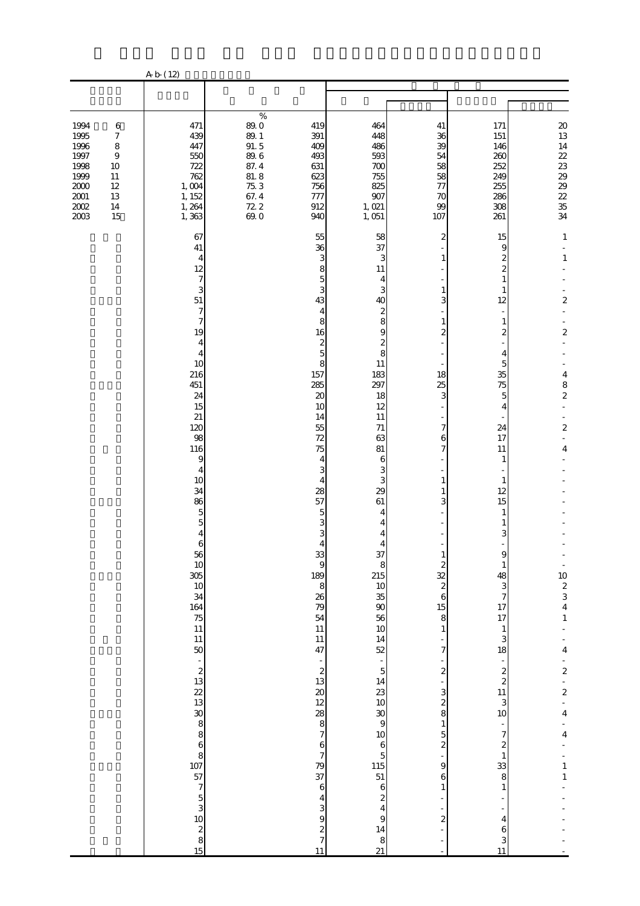A-b-(12)

| | | | | | | | |
|---|---|---|---|---|---|---|---|
| | | % | | | | | |
| 1994 6 | 471 | 89.0 | 419 | 464 | 41 | 171 | 20 |
| 1995 7 | 439 | 89.1 | 391 | 448 | 36 | 151 | 13 |
| 1996 8 | 447 | 91.5 | 409 | 486 | 39 | 146 | 14 |
| 1997 9 | 550 | 89.6 | 493 | 593 | 54 | 260 | 22 |
| 1998 10 | 722 | 87.4 | 631 | 700 | 58 | 252 | 23 |
| 1999 11 | 762 | 81.8 | 623 | 755 | 58 | 249 | 29 |
| 2000 12 | 1,004 | 75.3 | 756 | 825 | 77 | 255 | 29 |
| 2001 13 | 1,152 | 67.4 | 777 | 907 | 70 | 286 | 22 |
| 2002 14 | 1,264 | 72.2 | 912 | 1,021 | 99 | 308 | 35 |
| 2003 15 | 1,363 | 69.0 | 940 | 1,051 | 107 | 261 | 34 |
| | 67 | | 55 | 58 | 2 | 15 | 1 |
| | 41 | | 36 | 37 | - | 9 | - |
| | 4 | | 3 | 3 | 1 | 2 | 1 |
| | 12 | | 8 | 11 | - | 2 | - |
| | 7 | | 5 | 4 | - | 1 | - |
| | 3 | | 3 | 3 | 1 | 1 | - |
| | 51 | | 43 | 40 | 3 | 12 | 2 |
| | 7 | | 4 | 2 | - | - | - |
| | 7 | | 8 | 8 | 1 | 1 | - |
| | 19 | | 16 | 9 | 2 | 2 | 2 |
| | 4 | | 2 | 2 | - | - | - |
| | 4 | | 5 | 8 | - | 4 | - |
| | 10 | | 8 | 11 | - | 5 | - |
| | 216 | | 157 | 183 | 18 | 35 | 4 |
| | 451 | | 285 | 297 | 25 | 75 | 8 |
| | 24 | | 20 | 18 | 3 | 5 | 2 |
| | 15 | | 10 | 12 | - | 4 | - |
| | 21 | | 14 | 11 | - | - | - |
| | 120 | | 55 | 71 | 7 | 24 | 2 |
| | 98 | | 72 | 63 | 6 | 17 | - |
| | 116 | | 75 | 81 | 7 | 11 | 4 |
| | 9 | | 4 | 6 | - | 1 | - |
| | 4 | | 3 | 3 | - | - | - |
| | 10 | | 4 | 3 | 1 | 1 | - |
| | 34 | | 28 | 29 | 1 | 12 | - |
| | 86 | | 57 | 61 | 3 | 15 | - |
| | 5 | | 5 | 4 | - | 1 | - |
| | 5 | | 3 | 4 | - | 1 | - |
| | 4 | | 3 | 4 | - | 3 | - |
| | 6 | | 4 | 4 | - | - | - |
| | 56 | | 33 | 37 | 1 | 9 | - |
| | 10 | | 9 | 8 | 2 | 1 | - |
| | 305 | | 189 | 215 | 32 | 48 | 10 |
| | 10 | | 8 | 10 | 2 | 3 | 2 |
| | 34 | | 26 | 35 | 6 | 7 | 3 |
| | 164 | | 79 | 90 | 15 | 17 | 4 |
| | 75 | | 54 | 56 | 8 | 17 | 1 |
| | 11 | | 11 | 10 | 1 | 1 | - |
| | 11 | | 11 | 14 | - | 3 | - |
| | 50 | | 47 | 52 | 7 | 18 | 4 |
| | - | | - | - | - | - | - |
| | 2 | | 2 | 5 | 2 | 2 | 2 |
| | 13 | | 13 | 14 | - | 2 | - |
| | 22 | | 20 | 23 | 3 | 11 | 2 |
| | 13 | | 12 | 10 | 2 | 3 | - |
| | 30 | | 28 | 30 | 8 | 10 | 4 |
| | 8 | | 8 | 9 | 1 | - | - |
| | 8 | | 7 | 10 | 5 | 7 | 4 |
| | 6 | | 6 | 6 | 2 | 2 | - |
| | 8 | | 7 | 5 | - | 1 | - |
| | 107 | | 79 | 115 | 9 | 33 | 1 |
| | 57 | | 37 | 51 | 6 | 8 | 1 |
| | 7 | | 6 | 6 | 1 | 1 | - |
| | 5 | | 4 | 2 | - | - | - |
| | 3 | | 3 | 4 | - | - | - |
| | 10 | | 9 | 9 | 2 | 4 | - |
| | 2 | | 2 | 14 | - | 6 | - |
| | 8 | | 7 | 8 | - | 3 | - |
| | 15 | | 11 | 21 | - | 11 | - |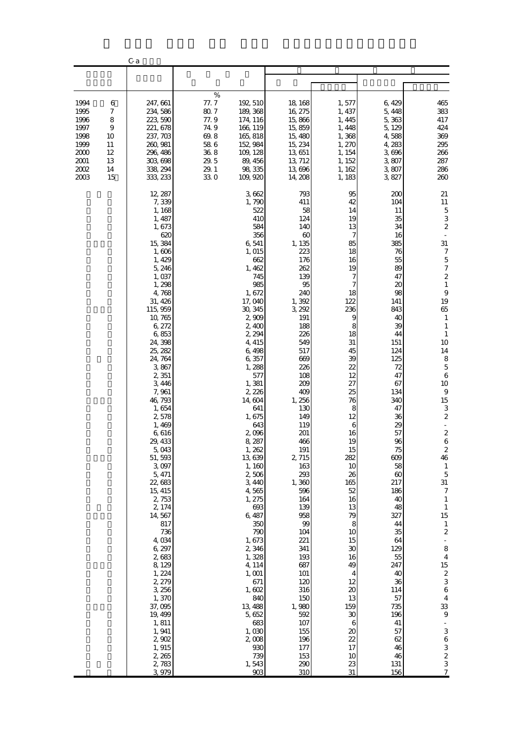C-a

| | | % | | | | | |
|---|---|---|---|---|---|---|---|
| 1994　6 | 247,661 | 77.7 | 192,510 | 18,168 | 1,577 | 6,429 | 465 |
| 1995　7 | 234,586 | 80.7 | 189,368 | 16,275 | 1,437 | 5,448 | 383 |
| 1996　8 | 223,590 | 77.9 | 174,116 | 15,866 | 1,445 | 5,363 | 417 |
| 1997　9 | 221,678 | 74.9 | 166,119 | 15,859 | 1,448 | 5,129 | 424 |
| 1998　10 | 237,703 | 69.8 | 165,818 | 15,480 | 1,368 | 4,588 | 369 |
| 1999　11 | 260,981 | 58.6 | 152,984 | 15,234 | 1,270 | 4,283 | 295 |
| 2000　12 | 296,486 | 36.8 | 109,128 | 13,651 | 1,154 | 3,696 | 266 |
| 2001　13 | 303,698 | 29.5 | 89,456 | 13,712 | 1,152 | 3,807 | 287 |
| 2002　14 | 338,294 | 29.1 | 98,335 | 13,696 | 1,162 | 3,807 | 286 |
| 2003　15 | 333,233 | 33.0 | 109,920 | 14,208 | 1,183 | 3,827 | 260 |
| | 12,287 | | 3,662 | 793 | 95 | 200 | 21 |
| | 7,339 | | 1,790 | 411 | 42 | 104 | 11 |
| | 1,168 | | 522 | 58 | 14 | 11 | 5 |
| | 1,487 | | 410 | 124 | 19 | 35 | 3 |
| | 1,673 | | 584 | 140 | 13 | 34 | 2 |
| | 620 | | 356 | 60 | 7 | 16 | - |
| | 15,384 | | 6,541 | 1,135 | 85 | 385 | 31 |
| | 1,606 | | 1,015 | 223 | 18 | 76 | 7 |
| | 1,429 | | 662 | 176 | 16 | 55 | 5 |
| | 5,246 | | 1,462 | 262 | 19 | 89 | 7 |
| | 1,037 | | 745 | 139 | 7 | 47 | 2 |
| | 1,298 | | 985 | 95 | 7 | 20 | 1 |
| | 4,768 | | 1,672 | 240 | 18 | 98 | 9 |
| | 31,426 | | 17,040 | 1,392 | 122 | 141 | 19 |
| | 115,959 | | 30,345 | 3,292 | 236 | 843 | 65 |
| | 10,765 | | 2,909 | 191 | 9 | 40 | 1 |
| | 6,272 | | 2,400 | 188 | 8 | 39 | 1 |
| | 6,853 | | 2,294 | 226 | 18 | 44 | 1 |
| | 24,398 | | 4,415 | 549 | 31 | 151 | 10 |
| | 25,282 | | 6,498 | 517 | 45 | 124 | 14 |
| | 24,764 | | 6,357 | 669 | 39 | 125 | 8 |
| | 3,867 | | 1,288 | 226 | 22 | 72 | 5 |
| | 2,351 | | 577 | 108 | 12 | 47 | 6 |
| | 3,446 | | 1,381 | 209 | 27 | 67 | 10 |
| | 7,961 | | 2,226 | 409 | 25 | 134 | 9 |
| | 46,793 | | 14,604 | 1,256 | 76 | 340 | 15 |
| | 1,654 | | 641 | 130 | 8 | 47 | 3 |
| | 2,578 | | 1,675 | 149 | 12 | 36 | 2 |
| | 1,469 | | 643 | 119 | 6 | 29 | - |
| | 6,616 | | 2,096 | 201 | 16 | 57 | 2 |
| | 29,433 | | 8,287 | 466 | 19 | 96 | 6 |
| | 5,043 | | 1,262 | 191 | 15 | 75 | 2 |
| | 51,593 | | 13,639 | 2,715 | 282 | 609 | 46 |
| | 3,097 | | 1,160 | 163 | 10 | 58 | 1 |
| | 5,471 | | 2,506 | 293 | 26 | 60 | 5 |
| | 22,683 | | 3,440 | 1,360 | 165 | 217 | 31 |
| | 15,415 | | 4,565 | 596 | 52 | 186 | 7 |
| | 2,753 | | 1,275 | 164 | 16 | 40 | 1 |
| | 2,174 | | 693 | 139 | 13 | 48 | 1 |
| | 14,567 | | 6,487 | 958 | 79 | 327 | 15 |
| | 817 | | 350 | 99 | 8 | 44 | 1 |
| | 736 | | 790 | 104 | 10 | 35 | 2 |
| | 4,034 | | 1,673 | 221 | 15 | 64 | - |
| | 6,297 | | 2,346 | 341 | 30 | 129 | 8 |
| | 2,683 | | 1,328 | 193 | 16 | 55 | 4 |
| | 8,129 | | 4,114 | 687 | 49 | 247 | 15 |
| | 1,224 | | 1,001 | 101 | 4 | 40 | 2 |
| | 2,279 | | 671 | 120 | 12 | 36 | 3 |
| | 3,256 | | 1,602 | 316 | 20 | 114 | 6 |
| | 1,370 | | 840 | 150 | 13 | 57 | 4 |
| | 37,095 | | 13,488 | 1,980 | 159 | 735 | 33 |
| | 19,499 | | 5,652 | 592 | 30 | 196 | 9 |
| | 1,811 | | 683 | 107 | 6 | 41 | - |
| | 1,941 | | 1,030 | 155 | 20 | 57 | 3 |
| | 2,902 | | 2,008 | 196 | 22 | 62 | 6 |
| | 1,915 | | 930 | 177 | 17 | 46 | 3 |
| | 2,265 | | 739 | 153 | 10 | 46 | 2 |
| | 2,783 | | 1,543 | 290 | 23 | 131 | 3 |
| | 3,979 | | 903 | 310 | 31 | 156 | 7 |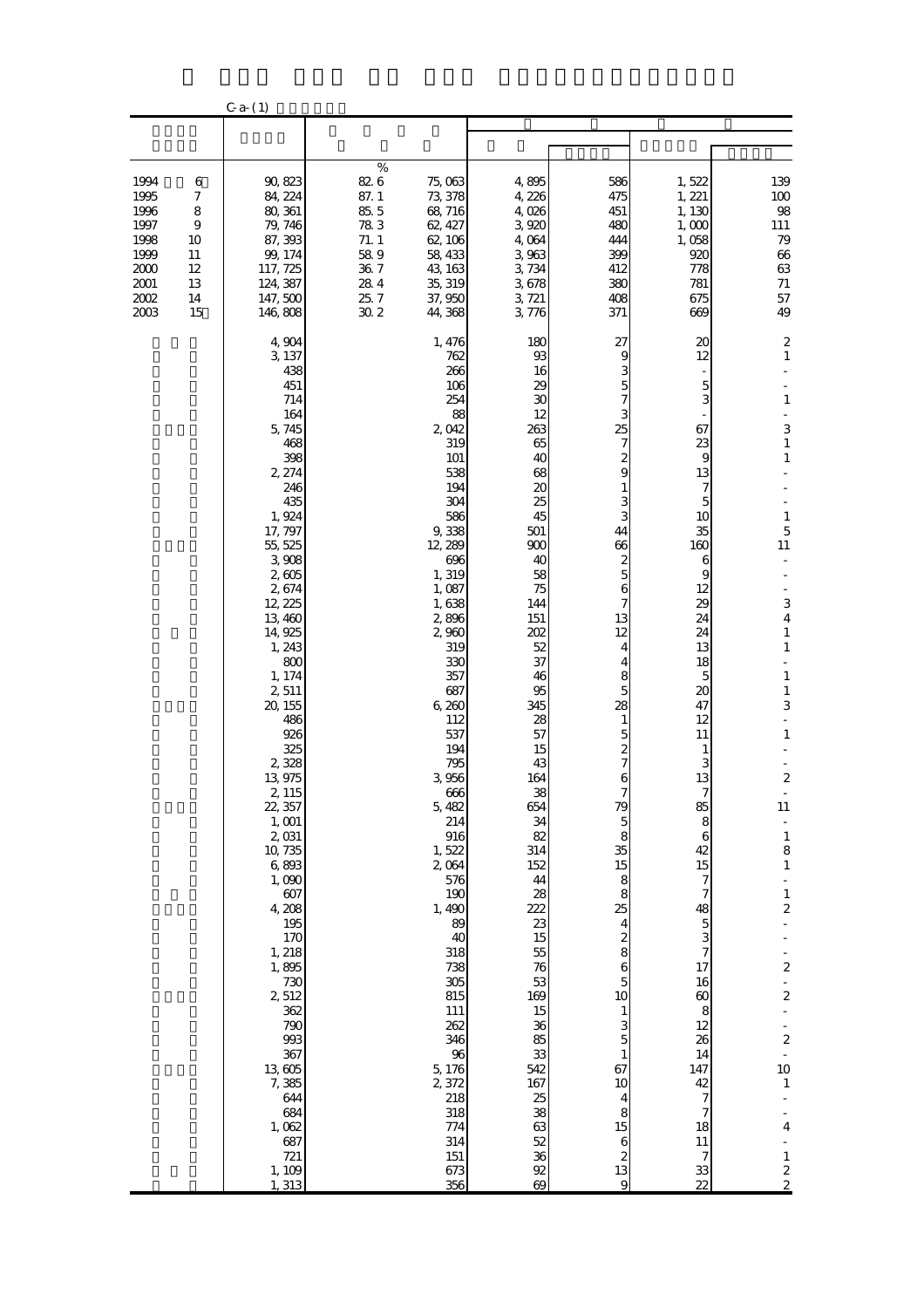C-a-(1)

| | | | | | | | |
|---|---|---|---|---|---|---|---|
| 1994 6 | 90,823 | 82.6 | 75,063 | 4,895 | 586 | 1,522 | 139 |
| 1995 7 | 84,224 | 87.1 | 73,378 | 4,226 | 475 | 1,221 | 100 |
| 1996 8 | 80,361 | 85.5 | 68,716 | 4,026 | 451 | 1,130 | 98 |
| 1997 9 | 79,746 | 78.3 | 62,427 | 3,920 | 480 | 1,000 | 111 |
| 1998 10 | 87,393 | 71.1 | 62,106 | 4,064 | 444 | 1,058 | 79 |
| 1999 11 | 99,174 | 58.9 | 58,433 | 3,963 | 399 | 920 | 66 |
| 2000 12 | 117,725 | 36.7 | 43,163 | 3,734 | 412 | 778 | 63 |
| 2001 13 | 124,387 | 28.4 | 35,319 | 3,678 | 380 | 781 | 71 |
| 2002 14 | 147,500 | 25.7 | 37,950 | 3,721 | 408 | 675 | 57 |
| 2003 15 | 146,808 | 30.2 | 44,368 | 3,776 | 371 | 669 | 49 |
| | 4,904 | | 1,476 | 180 | 27 | 20 | 2 |
| | 3,137 | | 762 | 93 | 9 | 12 | 1 |
| | 438 | | 266 | 16 | 3 | - | - |
| | 451 | | 106 | 29 | 5 | 5 | - |
| | 714 | | 254 | 30 | 7 | 3 | 1 |
| | 164 | | 88 | 12 | 3 | - | - |
| | 5,745 | | 2,042 | 263 | 25 | 67 | 3 |
| | 468 | | 319 | 65 | 7 | 23 | 1 |
| | 398 | | 101 | 40 | 2 | 9 | 1 |
| | 2,274 | | 538 | 68 | 9 | 13 | - |
| | 246 | | 194 | 20 | 1 | 7 | - |
| | 435 | | 304 | 25 | 3 | 5 | - |
| | 1,924 | | 586 | 45 | 3 | 10 | 1 |
| | 17,797 | | 9,338 | 501 | 44 | 35 | 5 |
| | 55,525 | | 12,289 | 900 | 66 | 160 | 11 |
| | 3,908 | | 696 | 40 | 2 | 6 | - |
| | 2,605 | | 1,319 | 58 | 5 | 9 | - |
| | 2,674 | | 1,087 | 75 | 6 | 12 | - |
| | 12,225 | | 1,638 | 144 | 7 | 29 | 3 |
| | 13,460 | | 2,896 | 151 | 13 | 24 | 4 |
| | 14,925 | | 2,960 | 202 | 12 | 24 | 1 |
| | 1,243 | | 319 | 52 | 4 | 13 | 1 |
| | 800 | | 330 | 37 | 4 | 18 | - |
| | 1,174 | | 357 | 46 | 8 | 5 | 1 |
| | 2,511 | | 687 | 95 | 5 | 20 | 1 |
| | 20,155 | | 6,260 | 345 | 28 | 47 | 3 |
| | 486 | | 112 | 28 | 1 | 12 | - |
| | 926 | | 537 | 57 | 5 | 11 | 1 |
| | 325 | | 194 | 15 | 2 | 1 | - |
| | 2,328 | | 795 | 43 | 7 | 3 | - |
| | 13,975 | | 3,956 | 164 | 6 | 13 | 2 |
| | 2,115 | | 666 | 38 | 7 | 7 | - |
| | 22,357 | | 5,482 | 654 | 79 | 85 | 11 |
| | 1,001 | | 214 | 34 | 5 | 8 | - |
| | 2,031 | | 916 | 82 | 8 | 6 | 1 |
| | 10,735 | | 1,522 | 314 | 35 | 42 | 8 |
| | 6,893 | | 2,064 | 152 | 15 | 15 | 1 |
| | 1,090 | | 576 | 44 | 8 | 7 | - |
| | 607 | | 190 | 28 | 8 | 7 | 1 |
| | 4,208 | | 1,490 | 222 | 25 | 48 | 2 |
| | 195 | | 89 | 23 | 4 | 5 | - |
| | 170 | | 40 | 15 | 2 | 3 | - |
| | 1,218 | | 318 | 55 | 8 | 7 | - |
| | 1,895 | | 738 | 76 | 6 | 17 | 2 |
| | 730 | | 305 | 53 | 5 | 16 | - |
| | 2,512 | | 815 | 169 | 10 | 60 | 2 |
| | 362 | | 111 | 15 | 1 | 8 | - |
| | 790 | | 262 | 36 | 3 | 12 | - |
| | 993 | | 346 | 85 | 5 | 26 | 2 |
| | 367 | | 96 | 33 | 1 | 14 | - |
| | 13,605 | | 5,176 | 542 | 67 | 147 | 10 |
| | 7,385 | | 2,372 | 167 | 10 | 42 | 1 |
| | 644 | | 218 | 25 | 4 | 7 | - |
| | 684 | | 318 | 38 | 8 | 7 | - |
| | 1,062 | | 774 | 63 | 15 | 18 | 4 |
| | 687 | | 314 | 52 | 6 | 11 | - |
| | 721 | | 151 | 36 | 2 | 7 | 1 |
| | 1,109 | | 673 | 92 | 13 | 33 | 2 |
| | 1,313 | | 356 | 69 | 9 | 22 | 2 |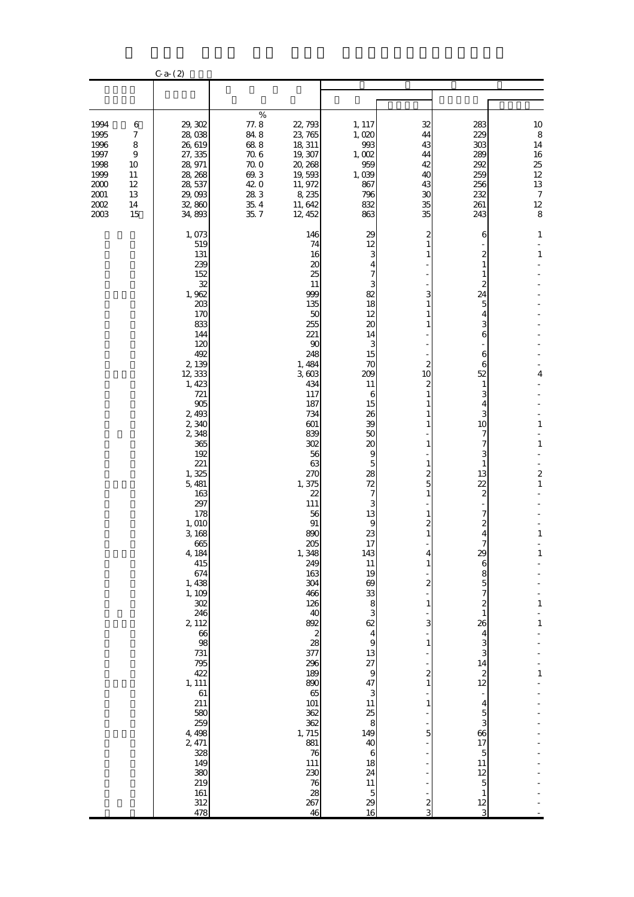C-a-(2)

| | | | | | | | |
|---|---|---|---|---|---|---|---|
| | | | | | | | |
| 1994　6 | 29,302 | % 77.8 | 22,793 | 1,117 | 32 | 283 | 10 |
| 1995　7 | 28,038 | 84.8 | 23,765 | 1,020 | 44 | 229 | 8 |
| 1996　8 | 26,619 | 68.8 | 18,311 | 993 | 43 | 303 | 14 |
| 1997　9 | 27,335 | 70.6 | 19,307 | 1,002 | 44 | 289 | 16 |
| 1998　10 | 28,971 | 70.0 | 20,268 | 959 | 42 | 292 | 25 |
| 1999　11 | 28,268 | 69.3 | 19,593 | 1,039 | 40 | 259 | 12 |
| 2000　12 | 28,537 | 42.0 | 11,972 | 867 | 43 | 256 | 13 |
| 2001　13 | 29,093 | 28.3 | 8,235 | 796 | 30 | 232 | 7 |
| 2002　14 | 32,860 | 35.4 | 11,642 | 832 | 35 | 261 | 12 |
| 2003　15 | 34,893 | 35.7 | 12,452 | 863 | 35 | 243 | 8 |
| | 1,073 | | 146 | 29 | 2 | 6 | 1 |
| | 519 | | 74 | 12 | 1 | - | - |
| | 131 | | 16 | 3 | 1 | 2 | 1 |
| | 239 | | 20 | 4 | - | 1 | - |
| | 152 | | 25 | 7 | - | 1 | - |
| | 32 | | 11 | 3 | - | 2 | - |
| | 1,962 | | 999 | 82 | 3 | 24 | - |
| | 203 | | 135 | 18 | 1 | 5 | - |
| | 170 | | 50 | 12 | 1 | 4 | - |
| | 833 | | 255 | 20 | 1 | 3 | - |
| | 144 | | 221 | 14 | - | 6 | - |
| | 120 | | 90 | 3 | - | - | - |
| | 492 | | 248 | 15 | - | 6 | - |
| | 2,139 | | 1,484 | 70 | 2 | 6 | - |
| | 12,333 | | 3,603 | 209 | 10 | 52 | 4 |
| | 1,423 | | 434 | 11 | 2 | 1 | - |
| | 721 | | 117 | 6 | 1 | 3 | - |
| | 905 | | 187 | 15 | 1 | 4 | - |
| | 2,493 | | 734 | 26 | 1 | 3 | - |
| | 2,340 | | 601 | 39 | 1 | 10 | 1 |
| | 2,348 | | 839 | 50 | - | 7 | - |
| | 365 | | 302 | 20 | 1 | 7 | 1 |
| | 192 | | 56 | 9 | - | 3 | - |
| | 221 | | 63 | 5 | 1 | 1 | - |
| | 1,325 | | 270 | 28 | 2 | 13 | 2 |
| | 5,481 | | 1,375 | 72 | 5 | 22 | 1 |
| | 163 | | 22 | 7 | 1 | 2 | - |
| | 297 | | 111 | 3 | - | - | - |
| | 178 | | 56 | 13 | 1 | 7 | - |
| | 1,010 | | 91 | 9 | 2 | 2 | - |
| | 3,168 | | 890 | 23 | 1 | 4 | 1 |
| | 665 | | 205 | 17 | - | 7 | - |
| | 4,184 | | 1,348 | 143 | 4 | 29 | 1 |
| | 415 | | 249 | 11 | 1 | 6 | - |
| | 674 | | 163 | 19 | - | 8 | - |
| | 1,438 | | 304 | 69 | 2 | 5 | - |
| | 1,109 | | 466 | 33 | - | 7 | - |
| | 302 | | 126 | 8 | 1 | 2 | 1 |
| | 246 | | 40 | 3 | - | 1 | - |
| | 2,112 | | 892 | 62 | 3 | 26 | 1 |
| | 66 | | 2 | 4 | - | 4 | - |
| | 98 | | 28 | 9 | 1 | 3 | - |
| | 731 | | 377 | 13 | - | 3 | - |
| | 795 | | 296 | 27 | - | 14 | - |
| | 422 | | 189 | 9 | 2 | 2 | 1 |
| | 1,111 | | 890 | 47 | 1 | 12 | - |
| | 61 | | 65 | 3 | - | - | - |
| | 211 | | 101 | 11 | 1 | 4 | - |
| | 580 | | 362 | 25 | - | 5 | - |
| | 259 | | 362 | 8 | - | 3 | - |
| | 4,498 | | 1,715 | 149 | 5 | 66 | - |
| | 2,471 | | 881 | 40 | - | 17 | - |
| | 328 | | 76 | 6 | - | 5 | - |
| | 149 | | 111 | 18 | - | 11 | - |
| | 380 | | 230 | 24 | - | 12 | - |
| | 219 | | 76 | 11 | - | 5 | - |
| | 161 | | 28 | 5 | - | 1 | - |
| | 312 | | 267 | 29 | 2 | 12 | - |
| | 478 | | 46 | 16 | 3 | 3 | - |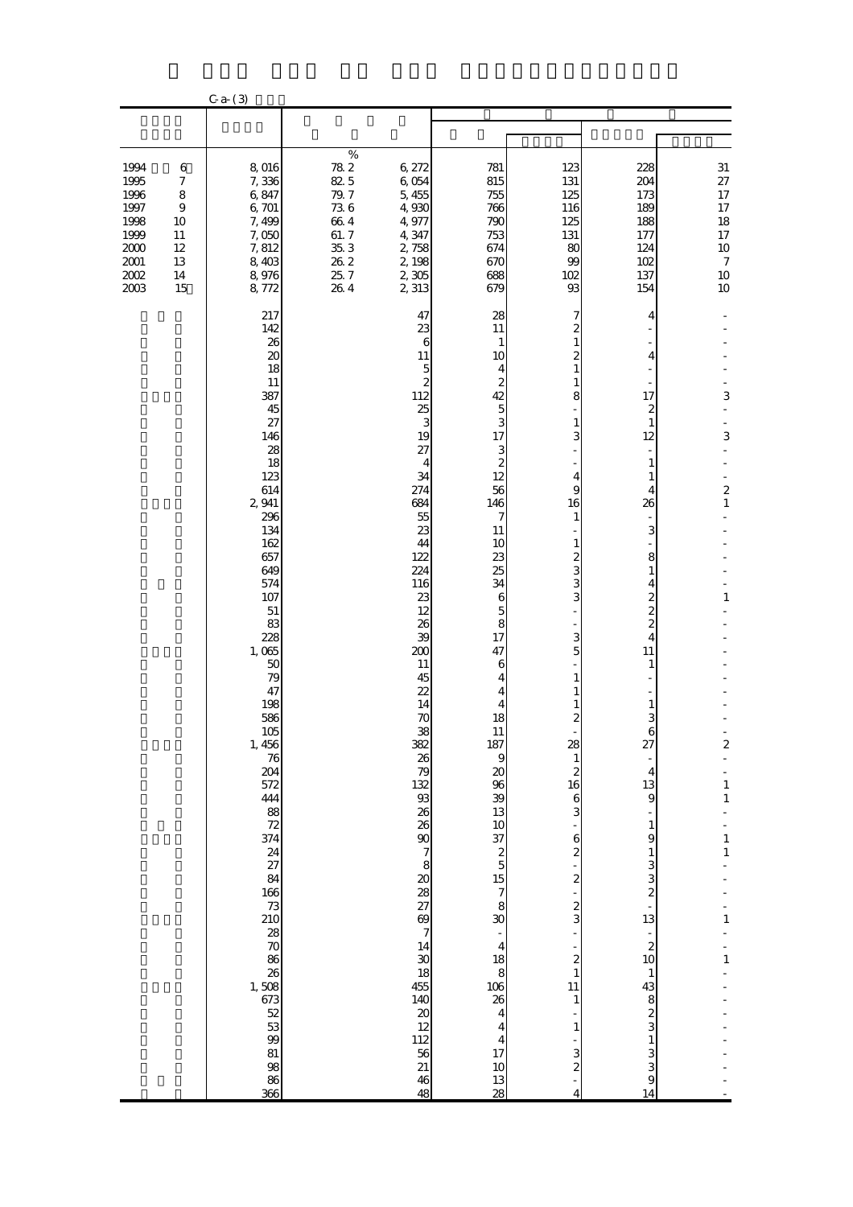C-a-(3)

| | | | | | | | | |
|---|---|---|---|---|---|---|---|---|
| 1994 | 6 | 8,016 | 78.2 | 6,272 | 781 | 123 | 228 | 31 |
| 1995 | 7 | 7,336 | 82.5 | 6,054 | 815 | 131 | 204 | 27 |
| 1996 | 8 | 6,847 | 79.7 | 5,455 | 755 | 125 | 173 | 17 |
| 1997 | 9 | 6,701 | 73.6 | 4,930 | 766 | 116 | 189 | 17 |
| 1998 | 10 | 7,499 | 66.4 | 4,977 | 790 | 125 | 188 | 18 |
| 1999 | 11 | 7,050 | 61.7 | 4,347 | 753 | 131 | 177 | 17 |
| 2000 | 12 | 7,812 | 35.3 | 2,758 | 674 | 80 | 124 | 10 |
| 2001 | 13 | 8,403 | 26.2 | 2,198 | 670 | 99 | 102 | 7 |
| 2002 | 14 | 8,976 | 25.7 | 2,305 | 688 | 102 | 137 | 10 |
| 2003 | 15 | 8,772 | 26.4 | 2,313 | 679 | 93 | 154 | 10 |
| | | 217 | | 47 | 28 | 7 | 4 | - |
| | | 142 | | 23 | 11 | 2 | - | - |
| | | 26 | | 6 | 1 | 1 | - | - |
| | | 20 | | 11 | 10 | 2 | 4 | - |
| | | 18 | | 5 | 4 | 1 | - | - |
| | | 11 | | 2 | 2 | 1 | - | - |
| | | 387 | | 112 | 42 | 8 | 17 | 3 |
| | | 45 | | 25 | 5 | - | 2 | - |
| | | 27 | | 3 | 3 | 1 | 1 | - |
| | | 146 | | 19 | 17 | 3 | 12 | 3 |
| | | 28 | | 27 | 3 | - | - | - |
| | | 18 | | 4 | 2 | - | 1 | - |
| | | 123 | | 34 | 12 | 4 | 1 | - |
| | | 614 | | 274 | 56 | 9 | 4 | 2 |
| | | 2,941 | | 684 | 146 | 16 | 26 | 1 |
| | | 296 | | 55 | 7 | 1 | - | - |
| | | 134 | | 23 | 11 | - | 3 | - |
| | | 162 | | 44 | 10 | 1 | - | - |
| | | 657 | | 122 | 23 | 2 | 8 | - |
| | | 649 | | 224 | 25 | 3 | 1 | - |
| | | 574 | | 116 | 34 | 3 | 4 | - |
| | | 107 | | 23 | 6 | 3 | 2 | 1 |
| | | 51 | | 12 | 5 | - | 2 | - |
| | | 83 | | 26 | 8 | - | 2 | - |
| | | 228 | | 39 | 17 | 3 | 4 | - |
| | | 1,065 | | 200 | 47 | 5 | 11 | - |
| | | 50 | | 11 | 6 | - | 1 | - |
| | | 79 | | 45 | 4 | 1 | - | - |
| | | 47 | | 22 | 4 | 1 | - | - |
| | | 198 | | 14 | 4 | 1 | 1 | - |
| | | 586 | | 70 | 18 | 2 | 3 | - |
| | | 105 | | 38 | 11 | - | 6 | - |
| | | 1,456 | | 382 | 187 | 28 | 27 | 2 |
| | | 76 | | 26 | 9 | 1 | - | - |
| | | 204 | | 79 | 20 | 2 | 4 | - |
| | | 572 | | 132 | 96 | 16 | 13 | 1 |
| | | 444 | | 93 | 39 | 6 | 9 | 1 |
| | | 88 | | 26 | 13 | 3 | - | - |
| | | 72 | | 26 | 10 | - | 1 | - |
| | | 374 | | 90 | 37 | 6 | 9 | 1 |
| | | 24 | | 7 | 2 | 2 | 1 | 1 |
| | | 27 | | 8 | 5 | - | 3 | - |
| | | 84 | | 20 | 15 | 2 | 3 | - |
| | | 166 | | 28 | 7 | - | 2 | - |
| | | 73 | | 27 | 8 | 2 | - | - |
| | | 210 | | 69 | 30 | 3 | 13 | 1 |
| | | 28 | | 7 | - | - | - | - |
| | | 70 | | 14 | 4 | - | 2 | - |
| | | 86 | | 30 | 18 | 2 | 10 | 1 |
| | | 26 | | 18 | 8 | 1 | 1 | - |
| | | 1,508 | | 455 | 106 | 11 | 43 | - |
| | | 673 | | 140 | 26 | 1 | 8 | - |
| | | 52 | | 20 | 4 | - | 2 | - |
| | | 53 | | 12 | 4 | 1 | 3 | - |
| | | 99 | | 112 | 4 | - | 1 | - |
| | | 81 | | 56 | 17 | 3 | 3 | - |
| | | 98 | | 21 | 10 | 2 | 3 | - |
| | | 86 | | 46 | 13 | - | 9 | - |
| | | 366 | | 48 | 28 | 4 | 14 | - |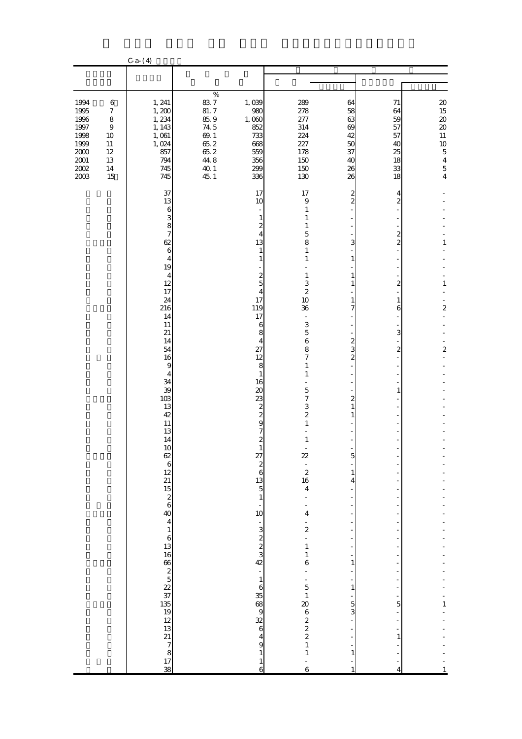C-a-(4)

| | | | | | | | |
|---|---|---|---|---|---|---|---|
| 1994 6 | 1,241 | 83.7 | 1,039 | 289 | 64 | 71 | 20 |
| 1995 7 | 1,200 | 81.7 | 980 | 278 | 58 | 64 | 15 |
| 1996 8 | 1,234 | 85.9 | 1,060 | 277 | 63 | 59 | 20 |
| 1997 9 | 1,143 | 74.5 | 852 | 314 | 69 | 57 | 20 |
| 1998 10 | 1,061 | 69.1 | 733 | 224 | 42 | 57 | 11 |
| 1999 11 | 1,024 | 65.2 | 668 | 227 | 50 | 40 | 10 |
| 2000 12 | 857 | 65.2 | 559 | 178 | 37 | 25 | 5 |
| 2001 13 | 794 | 44.8 | 356 | 150 | 40 | 18 | 4 |
| 2002 14 | 745 | 40.1 | 299 | 150 | 26 | 33 | 5 |
| 2003 15 | 745 | 45.1 | 336 | 130 | 26 | 18 | 4 |
| | 37 | | 17 | 17 | 2 | 4 | - |
| | 13 | | 10 | 9 | 2 | 2 | - |
| | 6 | | - | 1 | - | - | - |
| | 3 | | 1 | 1 | - | - | - |
| | 8 | | 2 | 1 | - | - | - |
| | 7 | | 4 | 5 | - | 2 | - |
| | 62 | | 13 | 8 | 3 | 2 | 1 |
| | 6 | | 1 | 1 | - | - | - |
| | 4 | | 1 | 1 | 1 | - | - |
| | 19 | | - | - | - | - | - |
| | 4 | | 2 | 1 | 1 | - | - |
| | 12 | | 5 | 3 | 1 | 2 | 1 |
| | 17 | | 4 | 2 | - | - | - |
| | 24 | | 17 | 10 | 1 | 1 | - |
| | 216 | | 119 | 36 | 7 | 6 | 2 |
| | 14 | | 17 | - | - | - | - |
| | 11 | | 6 | 3 | - | - | - |
| | 21 | | 8 | 5 | - | 3 | - |
| | 14 | | 4 | 6 | 2 | - | - |
| | 54 | | 27 | 8 | 3 | 2 | 2 |
| | 16 | | 12 | 7 | 2 | - | - |
| | 9 | | 8 | 1 | - | - | - |
| | 4 | | 1 | 1 | - | - | - |
| | 34 | | 16 | - | - | - | - |
| | 39 | | 20 | 5 | - | 1 | - |
| | 103 | | 23 | 7 | 2 | - | - |
| | 13 | | 2 | 3 | 1 | - | - |
| | 42 | | 2 | 2 | 1 | - | - |
| | 11 | | 9 | 1 | - | - | - |
| | 13 | | 7 | - | - | - | - |
| | 14 | | 2 | 1 | - | - | - |
| | 10 | | 1 | - | - | - | - |
| | 62 | | 27 | 22 | 5 | - | - |
| | 6 | | 2 | - | - | - | - |
| | 12 | | 6 | 2 | 1 | - | - |
| | 21 | | 13 | 16 | 4 | - | - |
| | 15 | | 5 | 4 | - | - | - |
| | 2 | | 1 | - | - | - | - |
| | 6 | | - | - | - | - | - |
| | 40 | | 10 | 4 | - | - | - |
| | 4 | | - | - | - | - | - |
| | 1 | | 3 | 2 | - | - | - |
| | 6 | | 2 | - | - | - | - |
| | 13 | | 2 | 1 | - | - | - |
| | 16 | | 3 | 1 | - | - | - |
| | 66 | | 42 | 6 | 1 | - | - |
| | 2 | | - | - | - | - | - |
| | 5 | | 1 | - | - | - | - |
| | 22 | | 6 | 5 | 1 | - | - |
| | 37 | | 35 | 1 | - | - | - |
| | 135 | | 68 | 20 | 5 | 5 | 1 |
| | 19 | | 9 | 6 | 3 | - | - |
| | 12 | | 32 | 2 | - | - | - |
| | 13 | | 6 | 2 | - | - | - |
| | 21 | | 4 | 2 | - | 1 | - |
| | 7 | | 9 | 1 | - | - | - |
| | 8 | | 1 | 1 | 1 | - | - |
| | 17 | | 1 | - | - | - | - |
| | 38 | | 6 | 6 | 1 | 4 | 1 |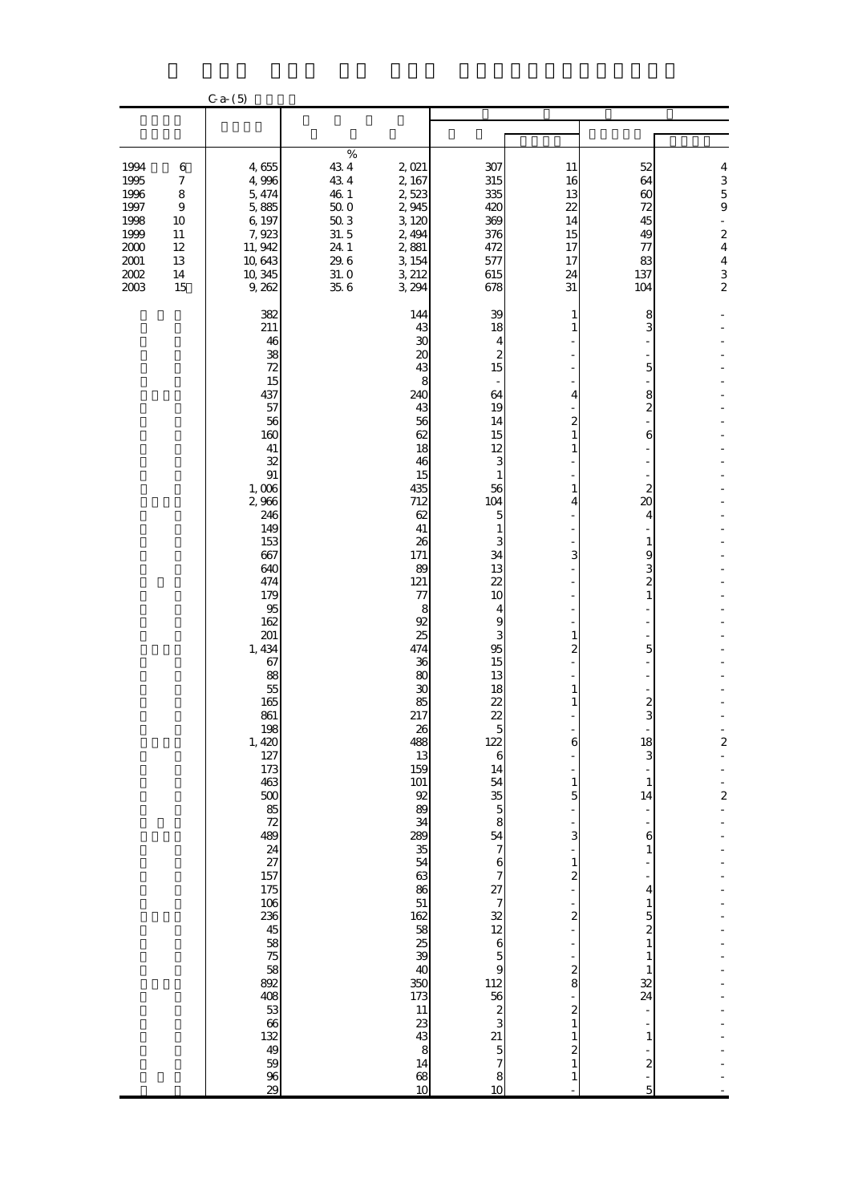C-a-(5)

| | | | | | | | |
|---|---|---|---|---|---|---|---|
| | | % | | | | | |
| 1994 6 | 4,655 | 43.4 | 2,021 | 307 | 11 | 52 | 4 |
| 1995 7 | 4,996 | 43.4 | 2,167 | 315 | 16 | 64 | 3 |
| 1996 8 | 5,474 | 46.1 | 2,523 | 335 | 13 | 60 | 5 |
| 1997 9 | 5,885 | 50.0 | 2,945 | 420 | 22 | 72 | 9 |
| 1998 10 | 6,197 | 50.3 | 3,120 | 369 | 14 | 45 | - |
| 1999 11 | 7,923 | 31.5 | 2,494 | 376 | 15 | 49 | 2 |
| 2000 12 | 11,942 | 24.1 | 2,881 | 472 | 17 | 77 | 4 |
| 2001 13 | 10,643 | 29.6 | 3,154 | 577 | 17 | 83 | 4 |
| 2002 14 | 10,345 | 31.0 | 3,212 | 615 | 24 | 137 | 3 |
| 2003 15 | 9,262 | 35.6 | 3,294 | 678 | 31 | 104 | 2 |
| | 382 | | 144 | 39 | 1 | 8 | - |
| | 211 | | 43 | 18 | 1 | 3 | - |
| | 46 | | 30 | 4 | - | - | - |
| | 38 | | 20 | 2 | - | - | - |
| | 72 | | 43 | 15 | - | 5 | - |
| | 15 | | 8 | - | - | - | - |
| | 437 | | 240 | 64 | 4 | 8 | - |
| | 57 | | 43 | 19 | - | 2 | - |
| | 56 | | 56 | 14 | 2 | - | - |
| | 160 | | 62 | 15 | 1 | 6 | - |
| | 41 | | 18 | 12 | 1 | - | - |
| | 32 | | 46 | 3 | - | - | - |
| | 91 | | 15 | 1 | - | - | - |
| | 1,006 | | 435 | 56 | 1 | 2 | - |
| | 2,966 | | 712 | 104 | 4 | 20 | - |
| | 246 | | 62 | 5 | - | 4 | - |
| | 149 | | 41 | 1 | - | - | - |
| | 153 | | 26 | 3 | - | 1 | - |
| | 667 | | 171 | 34 | 3 | 9 | - |
| | 640 | | 89 | 13 | - | 3 | - |
| | 474 | | 121 | 22 | - | 2 | - |
| | 179 | | 77 | 10 | - | 1 | - |
| | 95 | | 8 | 4 | - | - | - |
| | 162 | | 92 | 9 | - | - | - |
| | 201 | | 25 | 3 | 1 | - | - |
| | 1,434 | | 474 | 95 | 2 | 5 | - |
| | 67 | | 36 | 15 | - | - | - |
| | 88 | | 80 | 13 | - | - | - |
| | 55 | | 30 | 18 | 1 | - | - |
| | 165 | | 85 | 22 | 1 | 2 | - |
| | 861 | | 217 | 22 | - | 3 | - |
| | 198 | | 26 | 5 | - | - | - |
| | 1,420 | | 488 | 122 | 6 | 18 | 2 |
| | 127 | | 13 | 6 | - | 3 | - |
| | 173 | | 159 | 14 | - | - | - |
| | 463 | | 101 | 54 | 1 | 1 | - |
| | 500 | | 92 | 35 | 5 | 14 | 2 |
| | 85 | | 89 | 5 | - | - | - |
| | 72 | | 34 | 8 | - | - | - |
| | 489 | | 289 | 54 | 3 | 6 | - |
| | 24 | | 35 | 7 | - | 1 | - |
| | 27 | | 54 | 6 | 1 | - | - |
| | 157 | | 63 | 7 | 2 | - | - |
| | 175 | | 86 | 27 | - | 4 | - |
| | 106 | | 51 | 7 | - | 1 | - |
| | 236 | | 162 | 32 | 2 | 5 | - |
| | 45 | | 58 | 12 | - | 2 | - |
| | 58 | | 25 | 6 | - | 1 | - |
| | 75 | | 39 | 5 | - | 1 | - |
| | 58 | | 40 | 9 | 2 | 1 | - |
| | 892 | | 350 | 112 | 8 | 32 | - |
| | 408 | | 173 | 56 | - | 24 | - |
| | 53 | | 11 | 2 | 2 | - | - |
| | 66 | | 23 | 3 | 1 | - | - |
| | 132 | | 43 | 21 | 1 | 1 | - |
| | 49 | | 8 | 5 | 2 | - | - |
| | 59 | | 14 | 7 | 1 | 2 | - |
| | 96 | | 68 | 8 | 1 | - | - |
| | 29 | | 10 | 10 | - | 5 | - |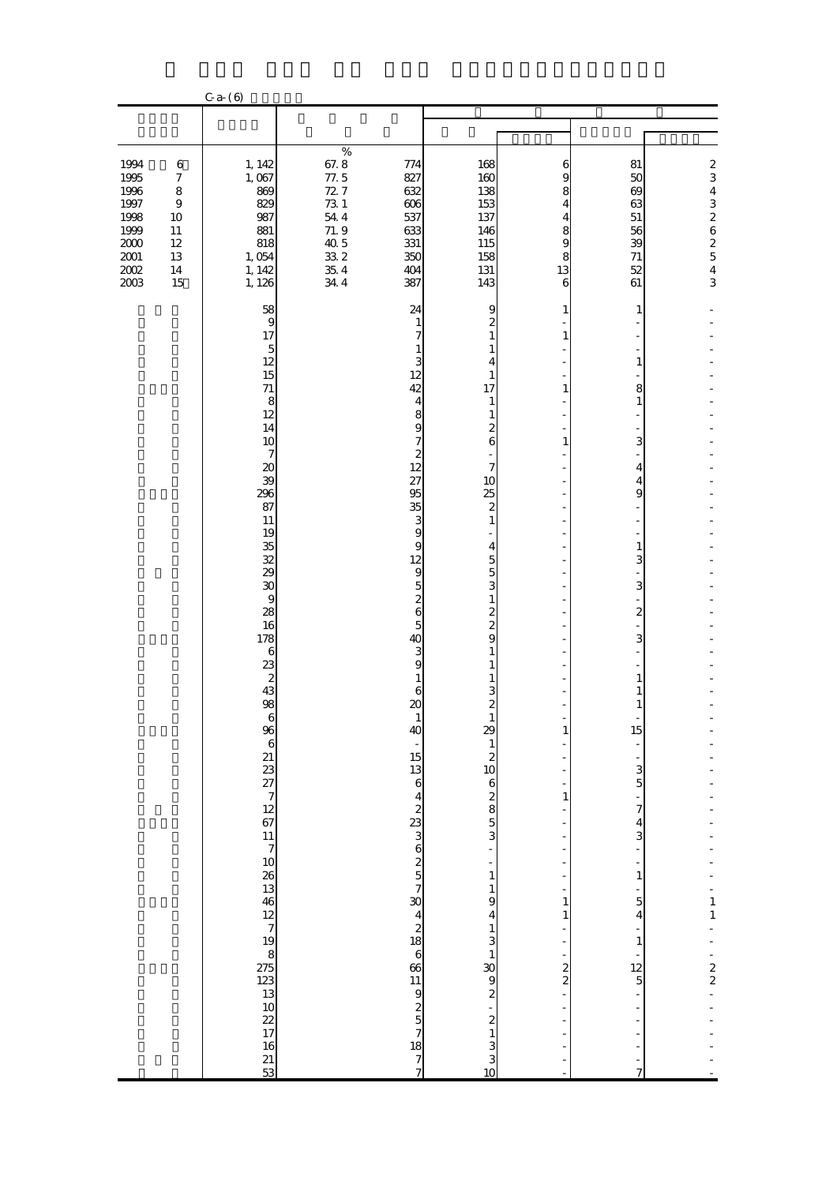C-a-(6)

| | | | | | | | |
|---|---|---|---|---|---|---|---|
| | | % | | | | | |
| 1994 6 | 1,142 | 67.8 | 774 | 168 | 6 | 81 | 2 |
| 1995 7 | 1,067 | 77.5 | 827 | 160 | 9 | 50 | 3 |
| 1996 8 | 869 | 72.7 | 632 | 138 | 8 | 69 | 4 |
| 1997 9 | 829 | 73.1 | 606 | 153 | 4 | 63 | 3 |
| 1998 10 | 987 | 54.4 | 537 | 137 | 4 | 51 | 2 |
| 1999 11 | 881 | 71.9 | 633 | 146 | 8 | 56 | 6 |
| 2000 12 | 818 | 40.5 | 331 | 115 | 9 | 39 | 2 |
| 2001 13 | 1,054 | 33.2 | 350 | 158 | 8 | 71 | 5 |
| 2002 14 | 1,142 | 35.4 | 404 | 131 | 13 | 52 | 4 |
| 2003 15 | 1,126 | 34.4 | 387 | 143 | 6 | 61 | 3 |
| | 58 | | 24 | 9 | 1 | 1 | - |
| | 9 | | 1 | 2 | - | - | - |
| | 17 | | 7 | 1 | 1 | - | - |
| | 5 | | 1 | 1 | - | - | - |
| | 12 | | 3 | 4 | - | 1 | - |
| | 15 | | 12 | 1 | - | - | - |
| | 71 | | 42 | 17 | 1 | 8 | - |
| | 8 | | 4 | 1 | - | 1 | - |
| | 12 | | 8 | 1 | - | - | - |
| | 14 | | 9 | 2 | - | - | - |
| | 10 | | 7 | 6 | 1 | 3 | - |
| | 7 | | 2 | - | - | - | - |
| | 20 | | 12 | 7 | - | 4 | - |
| | 39 | | 27 | 10 | - | 4 | - |
| | 296 | | 95 | 25 | - | 9 | - |
| | 87 | | 35 | 2 | - | - | - |
| | 11 | | 3 | 1 | - | - | - |
| | 19 | | 9 | - | - | - | - |
| | 35 | | 9 | 4 | - | 1 | - |
| | 32 | | 12 | 5 | - | 3 | - |
| | 29 | | 9 | 5 | - | - | - |
| | 30 | | 5 | 3 | - | 3 | - |
| | 9 | | 2 | 1 | - | - | - |
| | 28 | | 6 | 2 | - | 2 | - |
| | 16 | | 5 | 2 | - | - | - |
| | 178 | | 40 | 9 | - | 3 | - |
| | 6 | | 3 | 1 | - | - | - |
| | 23 | | 9 | 1 | - | - | - |
| | 2 | | 1 | 1 | - | 1 | - |
| | 43 | | 6 | 3 | - | 1 | - |
| | 98 | | 20 | 2 | - | 1 | - |
| | 6 | | 1 | 1 | - | - | - |
| | 96 | | 40 | 29 | 1 | 15 | - |
| | 6 | | - | 1 | - | - | - |
| | 21 | | 15 | 2 | - | - | - |
| | 23 | | 13 | 10 | - | 3 | - |
| | 27 | | 6 | 6 | - | 5 | - |
| | 7 | | 4 | 2 | 1 | - | - |
| | 12 | | 2 | 8 | - | 7 | - |
| | 67 | | 23 | 5 | - | 4 | - |
| | 11 | | 3 | 3 | - | 3 | - |
| | 7 | | 6 | - | - | - | - |
| | 10 | | 2 | - | - | - | - |
| | 26 | | 5 | 1 | - | 1 | - |
| | 13 | | 7 | 1 | - | - | - |
| | 46 | | 30 | 9 | 1 | 5 | 1 |
| | 12 | | 4 | 4 | 1 | 4 | 1 |
| | 7 | | 2 | 1 | - | - | - |
| | 19 | | 18 | 3 | - | 1 | - |
| | 8 | | 6 | 1 | - | - | - |
| | 275 | | 66 | 30 | 2 | 12 | 2 |
| | 123 | | 11 | 9 | 2 | 5 | 2 |
| | 13 | | 9 | 2 | - | - | - |
| | 10 | | 2 | - | - | - | - |
| | 22 | | 5 | 2 | - | - | - |
| | 17 | | 7 | 1 | - | - | - |
| | 16 | | 18 | 3 | - | - | - |
| | 21 | | 7 | 3 | - | - | - |
| | 53 | | 7 | 10 | - | 7 | - |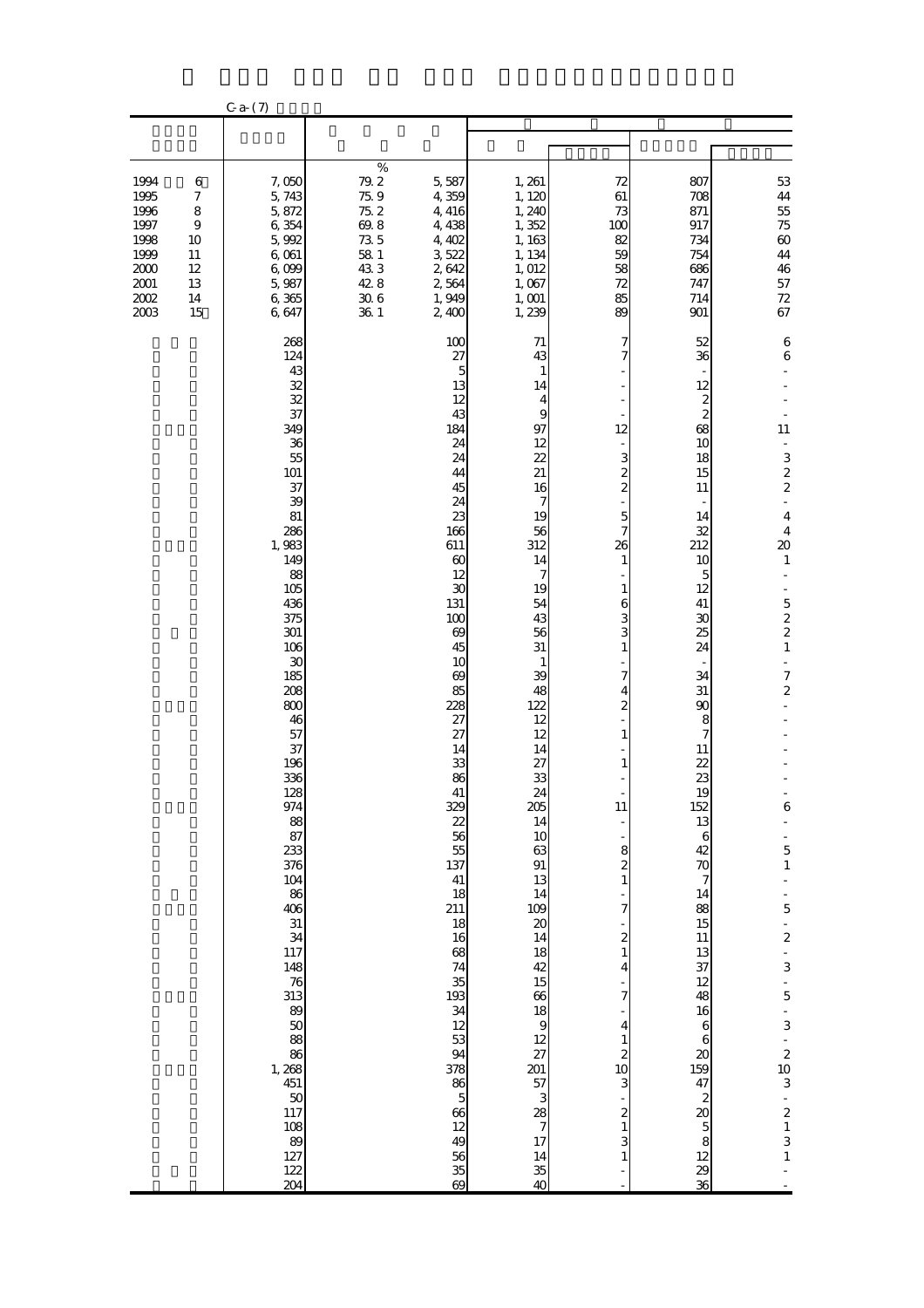C-a-(7)

| | | | | | | | |
|---|---|---|---|---|---|---|---|
| 1994 6 | 7,050 | % 79.2 | 5,587 | 1,261 | 72 | 807 | 53 |
| 1995 7 | 5,743 | 75.9 | 4,359 | 1,120 | 61 | 708 | 44 |
| 1996 8 | 5,872 | 75.2 | 4,416 | 1,240 | 73 | 871 | 55 |
| 1997 9 | 6,354 | 69.8 | 4,438 | 1,352 | 100 | 917 | 75 |
| 1998 10 | 5,992 | 73.5 | 4,402 | 1,163 | 82 | 734 | 60 |
| 1999 11 | 6,061 | 58.1 | 3,522 | 1,134 | 59 | 754 | 44 |
| 2000 12 | 6,099 | 43.3 | 2,642 | 1,012 | 58 | 686 | 46 |
| 2001 13 | 5,987 | 42.8 | 2,564 | 1,067 | 72 | 747 | 57 |
| 2002 14 | 6,365 | 30.6 | 1,949 | 1,001 | 85 | 714 | 72 |
| 2003 15 | 6,647 | 36.1 | 2,400 | 1,239 | 89 | 901 | 67 |
| | 268 | | 100 | 71 | 7 | 52 | 6 |
| | 124 | | 27 | 43 | 7 | 36 | 6 |
| | 43 | | 5 | 1 | - | - | - |
| | 32 | | 13 | 14 | - | 12 | - |
| | 32 | | 12 | 4 | - | 2 | - |
| | 37 | | 43 | 9 | - | 2 | - |
| | 349 | | 184 | 97 | 12 | 68 | 11 |
| | 36 | | 24 | 12 | - | 10 | - |
| | 55 | | 24 | 22 | 3 | 18 | 3 |
| | 101 | | 44 | 21 | 2 | 15 | 2 |
| | 37 | | 45 | 16 | 2 | 11 | 2 |
| | 39 | | 24 | 7 | - | - | - |
| | 81 | | 23 | 19 | 5 | 14 | 4 |
| | 286 | | 166 | 56 | 7 | 32 | 4 |
| | 1,983 | | 611 | 312 | 26 | 212 | 20 |
| | 149 | | 60 | 14 | 1 | 10 | 1 |
| | 88 | | 12 | 7 | - | 5 | - |
| | 105 | | 30 | 19 | 1 | 12 | - |
| | 436 | | 131 | 54 | 6 | 41 | 5 |
| | 375 | | 100 | 43 | 3 | 30 | 2 |
| | 301 | | 69 | 56 | 3 | 25 | 2 |
| | 106 | | 45 | 31 | 1 | 24 | 1 |
| | 30 | | 10 | 1 | - | - | - |
| | 185 | | 69 | 39 | 7 | 34 | 7 |
| | 208 | | 85 | 48 | 4 | 31 | 2 |
| | 800 | | 228 | 122 | 2 | 90 | - |
| | 46 | | 27 | 12 | - | 8 | - |
| | 57 | | 27 | 12 | 1 | 7 | - |
| | 37 | | 14 | 14 | - | 11 | - |
| | 196 | | 33 | 27 | 1 | 22 | - |
| | 336 | | 86 | 33 | - | 23 | - |
| | 128 | | 41 | 24 | - | 19 | - |
| | 974 | | 329 | 205 | 11 | 152 | 6 |
| | 88 | | 22 | 14 | - | 13 | - |
| | 87 | | 56 | 10 | - | 6 | - |
| | 233 | | 55 | 63 | 8 | 42 | 5 |
| | 376 | | 137 | 91 | 2 | 70 | 1 |
| | 104 | | 41 | 13 | 1 | 7 | - |
| | 86 | | 18 | 14 | - | 14 | - |
| | 406 | | 211 | 109 | 7 | 88 | 5 |
| | 31 | | 18 | 20 | - | 15 | - |
| | 34 | | 16 | 14 | 2 | 11 | 2 |
| | 117 | | 68 | 18 | 1 | 13 | - |
| | 148 | | 74 | 42 | 4 | 37 | 3 |
| | 76 | | 35 | 15 | - | 12 | - |
| | 313 | | 193 | 66 | 7 | 48 | 5 |
| | 89 | | 34 | 18 | - | 16 | - |
| | 50 | | 12 | 9 | 4 | 6 | 3 |
| | 88 | | 53 | 12 | 1 | 6 | - |
| | 86 | | 94 | 27 | 2 | 20 | 2 |
| | 1,268 | | 378 | 201 | 10 | 159 | 10 |
| | 451 | | 86 | 57 | 3 | 47 | 3 |
| | 50 | | 5 | 3 | - | 2 | - |
| | 117 | | 66 | 28 | 2 | 20 | 2 |
| | 108 | | 12 | 7 | 1 | 5 | 1 |
| | 89 | | 49 | 17 | 3 | 8 | 3 |
| | 127 | | 56 | 14 | 1 | 12 | 1 |
| | 122 | | 35 | 35 | - | 29 | - |
| | 204 | | 69 | 40 | - | 36 | - |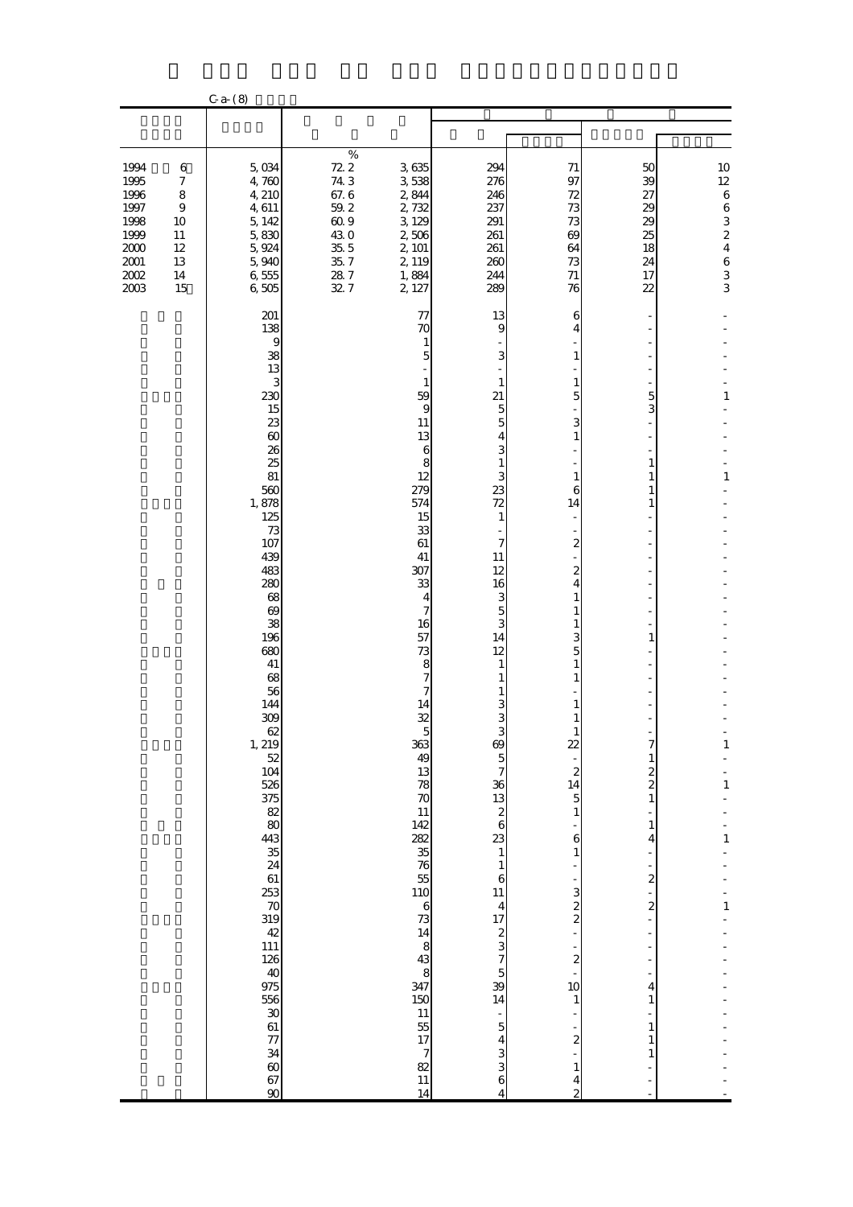C-a-(8)

| | | | | | | | |
|---|---|---|---|---|---|---|---|
| | | % | | | | | |
| 1994 6 | 5,034 | 72.2 | 3,635 | 294 | 71 | 50 | 10 |
| 1995 7 | 4,760 | 74.3 | 3,538 | 276 | 97 | 39 | 12 |
| 1996 8 | 4,210 | 67.6 | 2,844 | 246 | 72 | 27 | 6 |
| 1997 9 | 4,611 | 59.2 | 2,732 | 237 | 73 | 29 | 6 |
| 1998 10 | 5,142 | 60.9 | 3,129 | 291 | 73 | 29 | 3 |
| 1999 11 | 5,830 | 43.0 | 2,506 | 261 | 69 | 25 | 2 |
| 2000 12 | 5,924 | 35.5 | 2,101 | 261 | 64 | 18 | 4 |
| 2001 13 | 5,940 | 35.7 | 2,119 | 260 | 73 | 24 | 6 |
| 2002 14 | 6,555 | 28.7 | 1,884 | 244 | 71 | 17 | 3 |
| 2003 15 | 6,505 | 32.7 | 2,127 | 289 | 76 | 22 | 3 |
| | 201 | | 77 | 13 | 6 | - | - |
| | 138 | | 70 | 9 | 4 | - | - |
| | 9 | | 1 | - | - | - | - |
| | 38 | | 5 | 3 | 1 | - | - |
| | 13 | | - | - | - | - | - |
| | 3 | | 1 | 1 | 1 | - | - |
| | 230 | | 59 | 21 | 5 | 5 | 1 |
| | 15 | | 9 | 5 | - | 3 | - |
| | 23 | | 11 | 5 | 3 | - | - |
| | 60 | | 13 | 4 | 1 | - | - |
| | 26 | | 6 | 3 | - | - | - |
| | 25 | | 8 | 1 | - | 1 | - |
| | 81 | | 12 | 3 | 1 | 1 | 1 |
| | 560 | | 279 | 23 | 6 | 1 | - |
| | 1,878 | | 574 | 72 | 14 | 1 | - |
| | 125 | | 15 | 1 | - | - | - |
| | 73 | | 33 | - | - | - | - |
| | 107 | | 61 | 7 | 2 | - | - |
| | 439 | | 41 | 11 | - | - | - |
| | 483 | | 307 | 12 | 2 | - | - |
| | 280 | | 33 | 16 | 4 | - | - |
| | 68 | | 4 | 3 | 1 | - | - |
| | 69 | | 7 | 5 | 1 | - | - |
| | 38 | | 16 | 3 | 1 | - | - |
| | 196 | | 57 | 14 | 3 | 1 | - |
| | 680 | | 73 | 12 | 5 | - | - |
| | 41 | | 8 | 1 | 1 | - | - |
| | 68 | | 7 | 1 | 1 | - | - |
| | 56 | | 7 | 1 | - | - | - |
| | 144 | | 14 | 3 | 1 | - | - |
| | 309 | | 32 | 3 | 1 | - | - |
| | 62 | | 5 | 3 | 1 | - | - |
| | 1,219 | | 363 | 69 | 22 | 7 | 1 |
| | 52 | | 49 | 5 | - | 1 | - |
| | 104 | | 13 | 7 | 2 | 2 | - |
| | 526 | | 78 | 36 | 14 | 2 | 1 |
| | 375 | | 70 | 13 | 5 | 1 | - |
| | 82 | | 11 | 2 | 1 | - | - |
| | 80 | | 142 | 6 | - | 1 | - |
| | 443 | | 282 | 23 | 6 | 4 | 1 |
| | 35 | | 35 | 1 | 1 | - | - |
| | 24 | | 76 | 1 | - | - | - |
| | 61 | | 55 | 6 | - | 2 | - |
| | 253 | | 110 | 11 | 3 | - | - |
| | 70 | | 6 | 4 | 2 | 2 | 1 |
| | 319 | | 73 | 17 | 2 | - | - |
| | 42 | | 14 | 2 | - | - | - |
| | 111 | | 8 | 3 | - | - | - |
| | 126 | | 43 | 7 | 2 | - | - |
| | 40 | | 8 | 5 | - | - | - |
| | 975 | | 347 | 39 | 10 | 4 | - |
| | 556 | | 150 | 14 | 1 | 1 | - |
| | 30 | | 11 | - | - | - | - |
| | 61 | | 55 | 5 | - | 1 | - |
| | 77 | | 17 | 4 | 2 | 1 | - |
| | 34 | | 7 | 3 | - | 1 | - |
| | 60 | | 82 | 3 | 1 | - | - |
| | 67 | | 11 | 6 | 4 | - | - |
| | 90 | | 14 | 4 | 2 | - | - |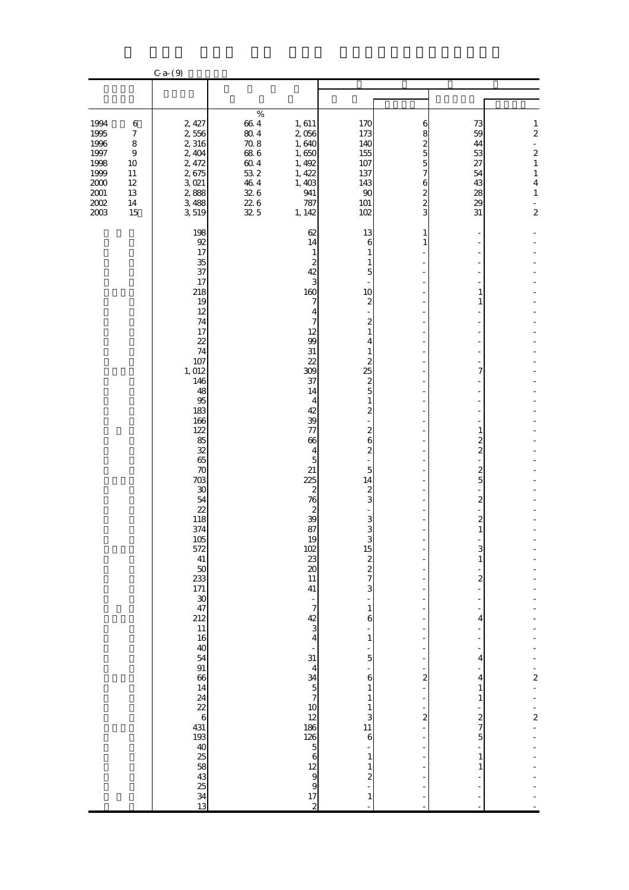C-a-(9)

| | | | | | | | |
|---|---|---|---|---|---|---|---|
| | | % | | | | | |
| 1994 6 | 2,427 | 66.4 | 1,611 | 170 | 6 | 73 | 1 |
| 1995 7 | 2,556 | 80.4 | 2,056 | 173 | 8 | 59 | 2 |
| 1996 8 | 2,316 | 70.8 | 1,640 | 140 | 2 | 44 | - |
| 1997 9 | 2,404 | 68.6 | 1,650 | 155 | 5 | 53 | 2 |
| 1998 10 | 2,472 | 60.4 | 1,492 | 107 | 5 | 27 | 1 |
| 1999 11 | 2,675 | 53.2 | 1,422 | 137 | 7 | 54 | 1 |
| 2000 12 | 3,021 | 46.4 | 1,403 | 143 | 6 | 43 | 4 |
| 2001 13 | 2,888 | 32.6 | 941 | 90 | 2 | 28 | 1 |
| 2002 14 | 3,488 | 22.6 | 787 | 101 | 2 | 29 | - |
| 2003 15 | 3,519 | 32.5 | 1,142 | 102 | 3 | 31 | 2 |
| | 198 | | 62 | 13 | 1 | - | - |
| | 92 | | 14 | 6 | 1 | - | - |
| | 17 | | 1 | 1 | - | - | - |
| | 35 | | 2 | 1 | - | - | - |
| | 37 | | 42 | 5 | - | - | - |
| | 17 | | 3 | - | - | - | - |
| | 218 | | 160 | 10 | - | 1 | - |
| | 19 | | 7 | 2 | - | 1 | - |
| | 12 | | 4 | - | - | - | - |
| | 74 | | 7 | 2 | - | - | - |
| | 17 | | 12 | 1 | - | - | - |
| | 22 | | 99 | 4 | - | - | - |
| | 74 | | 31 | 1 | - | - | - |
| | 107 | | 22 | 2 | - | - | - |
| | 1,012 | | 309 | 25 | - | 7 | - |
| | 146 | | 37 | 2 | - | - | - |
| | 48 | | 14 | 5 | - | - | - |
| | 95 | | 4 | 1 | - | - | - |
| | 183 | | 42 | 2 | - | - | - |
| | 166 | | 39 | - | - | - | - |
| | 122 | | 77 | 2 | - | 1 | - |
| | 85 | | 66 | 6 | - | 2 | - |
| | 32 | | 4 | 2 | - | 2 | - |
| | 65 | | 5 | - | - | - | - |
| | 70 | | 21 | 5 | - | 2 | - |
| | 703 | | 225 | 14 | - | 5 | - |
| | 30 | | 2 | 2 | - | - | - |
| | 54 | | 76 | 3 | - | 2 | - |
| | 22 | | 2 | - | - | - | - |
| | 118 | | 39 | 3 | - | 2 | - |
| | 374 | | 87 | 3 | - | 1 | - |
| | 105 | | 19 | 3 | - | - | - |
| | 572 | | 102 | 15 | - | 3 | - |
| | 41 | | 23 | 2 | - | 1 | - |
| | 50 | | 20 | 2 | - | - | - |
| | 233 | | 11 | 7 | - | 2 | - |
| | 171 | | 41 | 3 | - | - | - |
| | 30 | | - | - | - | - | - |
| | 47 | | 7 | 1 | - | - | - |
| | 212 | | 42 | 6 | - | 4 | - |
| | 11 | | 3 | - | - | - | - |
| | 16 | | 4 | 1 | - | - | - |
| | 40 | | - | - | - | - | - |
| | 54 | | 31 | 5 | - | 4 | - |
| | 91 | | 4 | - | - | - | - |
| | 66 | | 34 | 6 | 2 | 4 | 2 |
| | 14 | | 5 | 1 | - | 1 | - |
| | 24 | | 7 | 1 | - | 1 | - |
| | 22 | | 10 | 1 | - | - | - |
| | 6 | | 12 | 3 | 2 | 2 | 2 |
| | 431 | | 186 | 11 | - | 7 | - |
| | 193 | | 126 | 6 | - | 5 | - |
| | 40 | | 5 | - | - | - | - |
| | 25 | | 6 | 1 | - | 1 | - |
| | 58 | | 12 | 1 | - | 1 | - |
| | 43 | | 9 | 2 | - | - | - |
| | 25 | | 9 | - | - | - | - |
| | 34 | | 17 | 1 | - | - | - |
| | 13 | | 2 | - | - | - | - |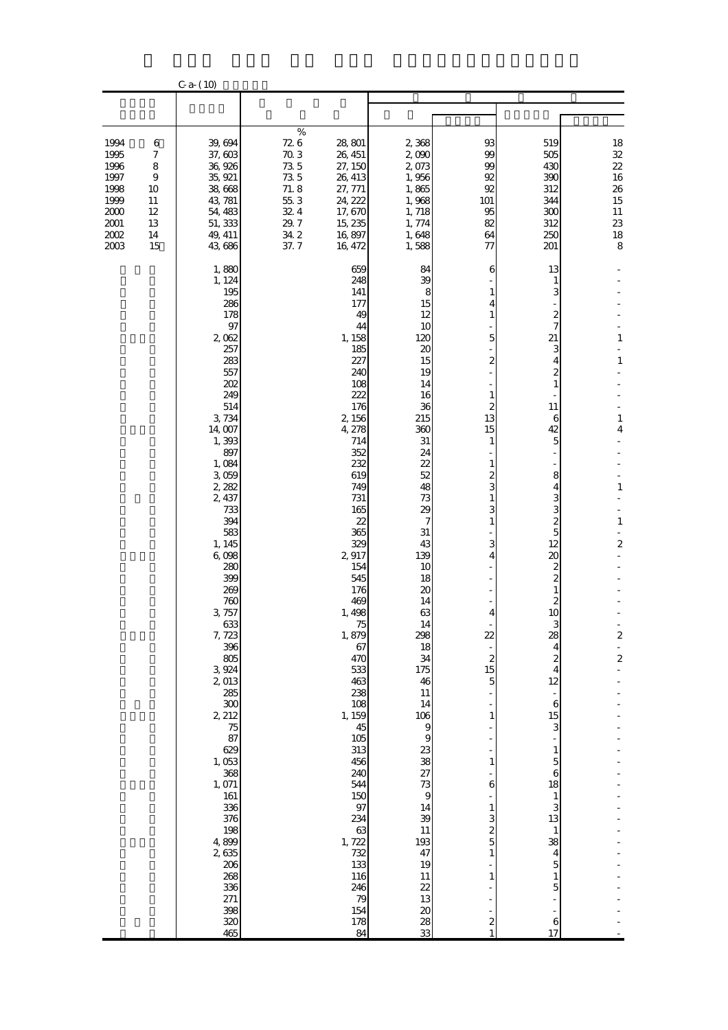C-a-(10)

| | | | | | | | | |
|---|---|---|---|---|---|---|---|---|
| | | | % | | | | | |
| 1994 | 6 | 39,694 | 72.6 | 28,801 | 2,368 | 93 | 519 | 18 |
| 1995 | 7 | 37,603 | 70.3 | 26,451 | 2,090 | 99 | 505 | 32 |
| 1996 | 8 | 36,926 | 73.5 | 27,150 | 2,073 | 99 | 430 | 22 |
| 1997 | 9 | 35,921 | 73.5 | 26,413 | 1,956 | 92 | 390 | 16 |
| 1998 | 10 | 38,668 | 71.8 | 27,771 | 1,865 | 92 | 312 | 26 |
| 1999 | 11 | 43,781 | 55.3 | 24,222 | 1,968 | 101 | 344 | 15 |
| 2000 | 12 | 54,483 | 32.4 | 17,670 | 1,718 | 95 | 300 | 11 |
| 2001 | 13 | 51,333 | 29.7 | 15,235 | 1,774 | 82 | 312 | 23 |
| 2002 | 14 | 49,411 | 34.2 | 16,897 | 1,648 | 64 | 250 | 18 |
| 2003 | 15 | 43,686 | 37.7 | 16,472 | 1,588 | 77 | 201 | 8 |
| | | 1,880 | | 659 | 84 | 6 | 13 | - |
| | | 1,124 | | 248 | 39 | - | 1 | - |
| | | 195 | | 141 | 8 | 1 | 3 | - |
| | | 286 | | 177 | 15 | 4 | - | - |
| | | 178 | | 49 | 12 | 1 | 2 | - |
| | | 97 | | 44 | 10 | - | 7 | - |
| | | 2,062 | | 1,158 | 120 | 5 | 21 | 1 |
| | | 257 | | 185 | 20 | - | 3 | - |
| | | 283 | | 227 | 15 | 2 | 4 | 1 |
| | | 557 | | 240 | 19 | - | 2 | - |
| | | 202 | | 108 | 14 | - | 1 | - |
| | | 249 | | 222 | 16 | 1 | - | - |
| | | 514 | | 176 | 36 | 2 | 11 | - |
| | | 3,734 | | 2,156 | 215 | 13 | 6 | 1 |
| | | 14,007 | | 4,278 | 360 | 15 | 42 | 4 |
| | | 1,393 | | 714 | 31 | 1 | 5 | - |
| | | 897 | | 352 | 24 | - | - | - |
| | | 1,084 | | 232 | 22 | 1 | - | - |
| | | 3,059 | | 619 | 52 | 2 | 8 | - |
| | | 2,282 | | 749 | 48 | 3 | 4 | 1 |
| | | 2,437 | | 731 | 73 | 1 | 3 | - |
| | | 733 | | 165 | 29 | 3 | 3 | - |
| | | 394 | | 22 | 7 | 1 | 2 | 1 |
| | | 583 | | 365 | 31 | - | 5 | - |
| | | 1,145 | | 329 | 43 | 3 | 12 | 2 |
| | | 6,098 | | 2,917 | 139 | 4 | 20 | - |
| | | 280 | | 154 | 10 | - | 2 | - |
| | | 399 | | 545 | 18 | - | 2 | - |
| | | 269 | | 176 | 20 | - | 1 | - |
| | | 760 | | 469 | 14 | - | 2 | - |
| | | 3,757 | | 1,498 | 63 | 4 | 10 | - |
| | | 633 | | 75 | 14 | - | 3 | - |
| | | 7,723 | | 1,879 | 298 | 22 | 28 | 2 |
| | | 396 | | 67 | 18 | - | 4 | - |
| | | 805 | | 470 | 34 | 2 | 2 | 2 |
| | | 3,924 | | 533 | 175 | 15 | 4 | - |
| | | 2,013 | | 463 | 46 | 5 | 12 | - |
| | | 285 | | 238 | 11 | - | - | - |
| | | 300 | | 108 | 14 | - | 6 | - |
| | | 2,212 | | 1,159 | 106 | 1 | 15 | - |
| | | 75 | | 45 | 9 | - | 3 | - |
| | | 87 | | 105 | 9 | - | - | - |
| | | 629 | | 313 | 23 | - | 1 | - |
| | | 1,053 | | 456 | 38 | 1 | 5 | - |
| | | 368 | | 240 | 27 | - | 6 | - |
| | | 1,071 | | 544 | 73 | 6 | 18 | - |
| | | 161 | | 150 | 9 | - | 1 | - |
| | | 336 | | 97 | 14 | 1 | 3 | - |
| | | 376 | | 234 | 39 | 3 | 13 | - |
| | | 198 | | 63 | 11 | 2 | 1 | - |
| | | 4,899 | | 1,722 | 193 | 5 | 38 | - |
| | | 2,635 | | 732 | 47 | 1 | 4 | - |
| | | 206 | | 133 | 19 | - | 5 | - |
| | | 268 | | 116 | 11 | 1 | 1 | - |
| | | 336 | | 246 | 22 | - | 5 | - |
| | | 271 | | 79 | 13 | - | - | - |
| | | 398 | | 154 | 20 | - | - | - |
| | | 320 | | 178 | 28 | 2 | 6 | - |
| | | 465 | | 84 | 33 | 1 | 17 | - |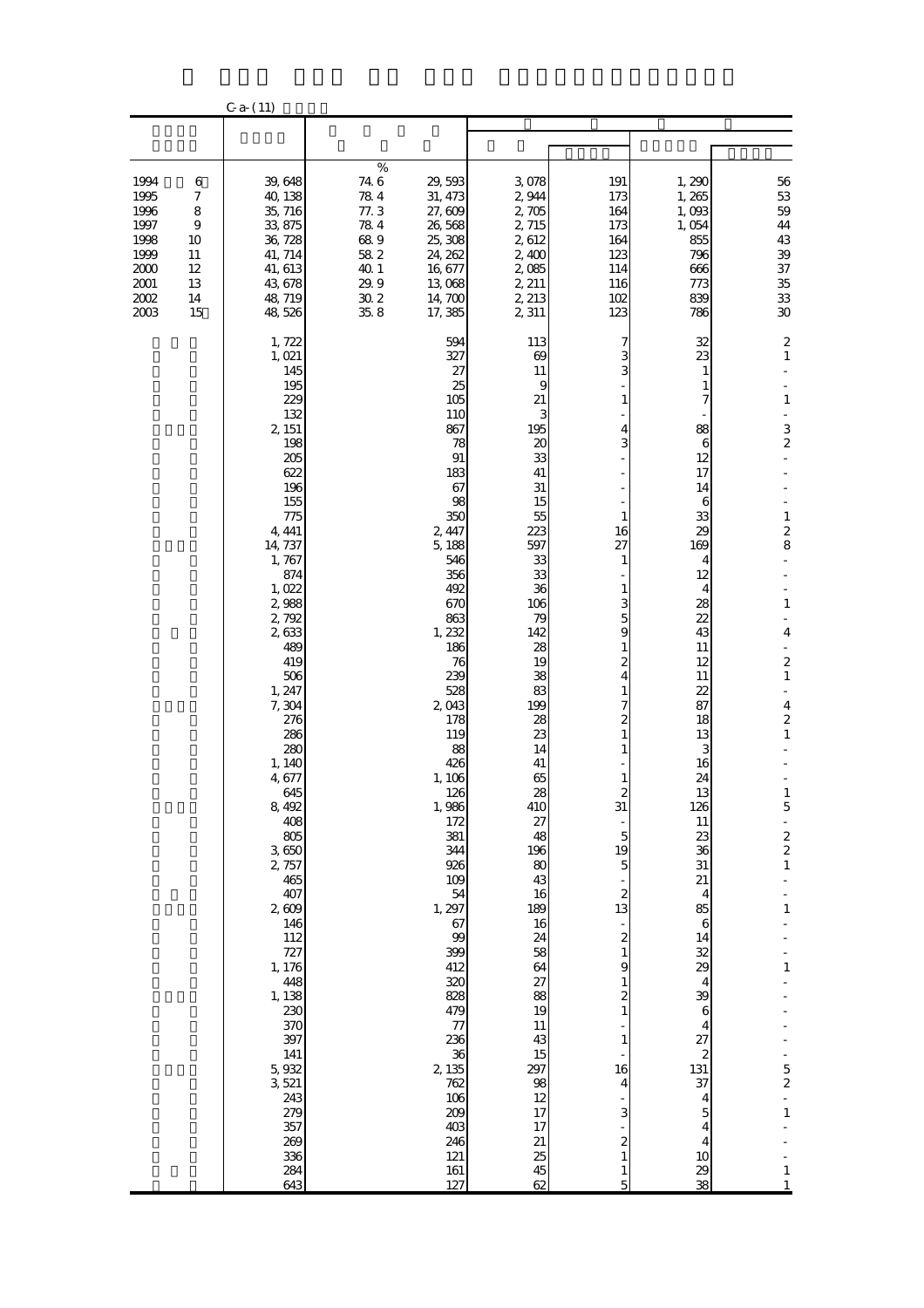C-a-(11)

| | | | | | | | |
|---|---|---|---|---|---|---|---|
| | | % | | | | | |
| 1994 6 | 39,648 | 74.6 | 29,593 | 3,078 | 191 | 1,290 | 56 |
| 1995 7 | 40,138 | 78.4 | 31,473 | 2,944 | 173 | 1,265 | 53 |
| 1996 8 | 35,716 | 77.3 | 27,609 | 2,705 | 164 | 1,093 | 59 |
| 1997 9 | 33,875 | 78.4 | 26,568 | 2,715 | 173 | 1,054 | 44 |
| 1998 10 | 36,728 | 68.9 | 25,308 | 2,612 | 164 | 855 | 43 |
| 1999 11 | 41,714 | 58.2 | 24,262 | 2,400 | 123 | 796 | 39 |
| 2000 12 | 41,613 | 40.1 | 16,677 | 2,085 | 114 | 666 | 37 |
| 2001 13 | 43,678 | 29.9 | 13,068 | 2,211 | 116 | 773 | 35 |
| 2002 14 | 48,719 | 30.2 | 14,700 | 2,213 | 102 | 839 | 33 |
| 2003 15 | 48,526 | 35.8 | 17,385 | 2,311 | 123 | 786 | 30 |
| | 1,722 | | 594 | 113 | 7 | 32 | 2 |
| | 1,021 | | 327 | 69 | 3 | 23 | 1 |
| | 145 | | 27 | 11 | 3 | 1 | - |
| | 195 | | 25 | 9 | - | 1 | - |
| | 229 | | 105 | 21 | 1 | 7 | 1 |
| | 132 | | 110 | 3 | - | - | - |
| | 2,151 | | 867 | 195 | 4 | 88 | 3 |
| | 198 | | 78 | 20 | 3 | 6 | 2 |
| | 205 | | 91 | 33 | - | 12 | - |
| | 622 | | 183 | 41 | - | 17 | - |
| | 196 | | 67 | 31 | - | 14 | - |
| | 155 | | 98 | 15 | - | 6 | - |
| | 775 | | 350 | 55 | 1 | 33 | 1 |
| | 4,441 | | 2,447 | 223 | 16 | 29 | 2 |
| | 14,737 | | 5,188 | 597 | 27 | 169 | 8 |
| | 1,767 | | 546 | 33 | 1 | 4 | - |
| | 874 | | 356 | 33 | - | 12 | - |
| | 1,022 | | 492 | 36 | 1 | 4 | - |
| | 2,988 | | 670 | 106 | 3 | 28 | 1 |
| | 2,792 | | 863 | 79 | 5 | 22 | - |
| | 2,633 | | 1,232 | 142 | 9 | 43 | 4 |
| | 489 | | 186 | 28 | 1 | 11 | - |
| | 419 | | 76 | 19 | 2 | 12 | 2 |
| | 506 | | 239 | 38 | 4 | 11 | 1 |
| | 1,247 | | 528 | 83 | 1 | 22 | - |
| | 7,304 | | 2,043 | 199 | 7 | 87 | 4 |
| | 276 | | 178 | 28 | 2 | 18 | 2 |
| | 286 | | 119 | 23 | 1 | 13 | 1 |
| | 280 | | 88 | 14 | 1 | 3 | - |
| | 1,140 | | 426 | 41 | - | 16 | - |
| | 4,677 | | 1,106 | 65 | 1 | 24 | - |
| | 645 | | 126 | 28 | 2 | 13 | 1 |
| | 8,492 | | 1,986 | 410 | 31 | 126 | 5 |
| | 408 | | 172 | 27 | - | 11 | - |
| | 805 | | 381 | 48 | 5 | 23 | 2 |
| | 3,650 | | 344 | 196 | 19 | 36 | 2 |
| | 2,757 | | 926 | 80 | 5 | 31 | 1 |
| | 465 | | 109 | 43 | - | 21 | - |
| | 407 | | 54 | 16 | 2 | 4 | - |
| | 2,609 | | 1,297 | 189 | 13 | 85 | 1 |
| | 146 | | 67 | 16 | - | 6 | - |
| | 112 | | 99 | 24 | 2 | 14 | - |
| | 727 | | 399 | 58 | 1 | 32 | - |
| | 1,176 | | 412 | 64 | 9 | 29 | 1 |
| | 448 | | 320 | 27 | 1 | 4 | - |
| | 1,138 | | 828 | 88 | 2 | 39 | - |
| | 230 | | 479 | 19 | 1 | 6 | - |
| | 370 | | 77 | 11 | - | 4 | - |
| | 397 | | 236 | 43 | 1 | 27 | - |
| | 141 | | 36 | 15 | - | 2 | - |
| | 5,932 | | 2,135 | 297 | 16 | 131 | 5 |
| | 3,521 | | 762 | 98 | 4 | 37 | 2 |
| | 243 | | 106 | 12 | - | 4 | - |
| | 279 | | 209 | 17 | 3 | 5 | 1 |
| | 357 | | 403 | 17 | - | 4 | - |
| | 269 | | 246 | 21 | 2 | 4 | - |
| | 336 | | 121 | 25 | 1 | 10 | - |
| | 284 | | 161 | 45 | 1 | 29 | 1 |
| | 643 | | 127 | 62 | 5 | 38 | 1 |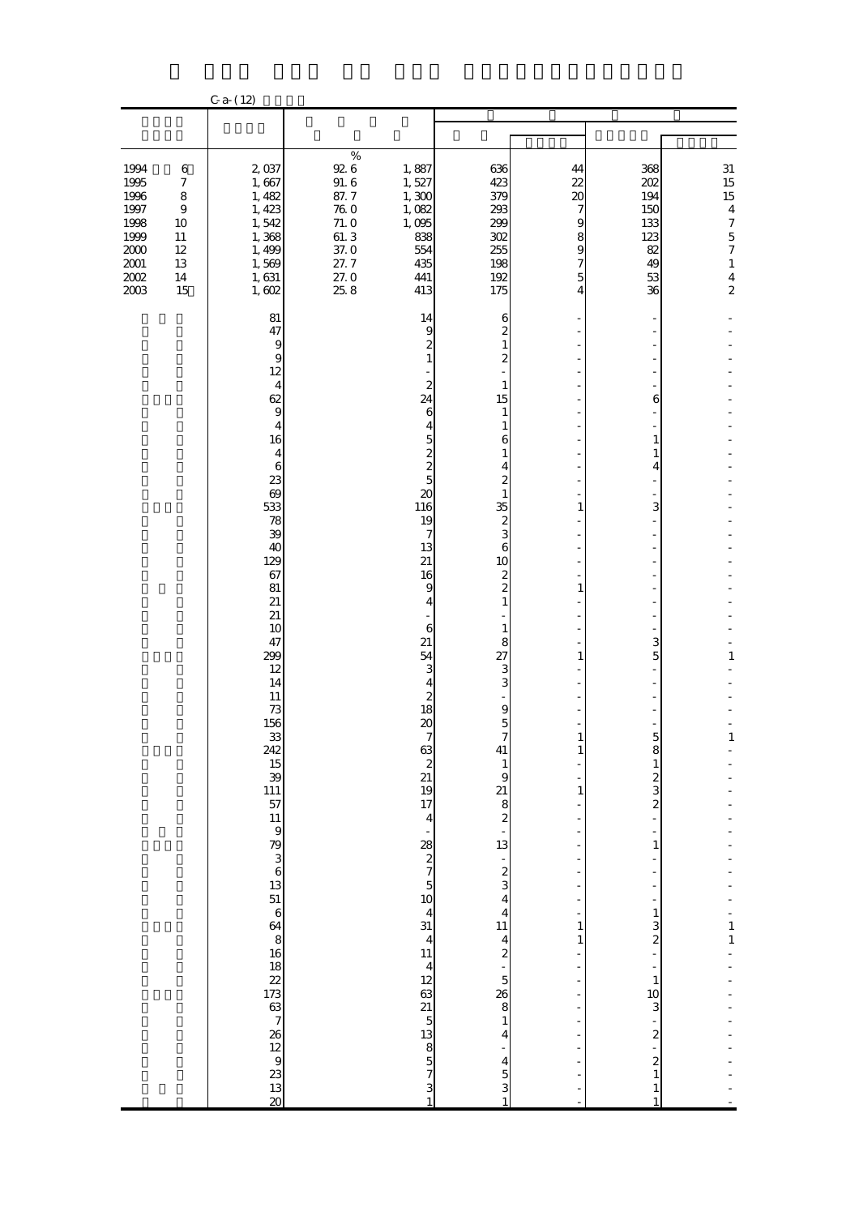C-a-(12)

| | | | | | | | |
|---|---|---|---|---|---|---|---|
| | | % | | | | | |
| 1994 6 | 2,037 | 92.6 | 1,887 | 636 | 44 | 368 | 31 |
| 1995 7 | 1,667 | 91.6 | 1,527 | 423 | 22 | 202 | 15 |
| 1996 8 | 1,482 | 87.7 | 1,300 | 379 | 20 | 194 | 15 |
| 1997 9 | 1,423 | 76.0 | 1,082 | 293 | 7 | 150 | 4 |
| 1998 10 | 1,542 | 71.0 | 1,095 | 299 | 9 | 133 | 7 |
| 1999 11 | 1,368 | 61.3 | 838 | 302 | 8 | 123 | 5 |
| 2000 12 | 1,499 | 37.0 | 554 | 255 | 9 | 82 | 7 |
| 2001 13 | 1,569 | 27.7 | 435 | 198 | 7 | 49 | 1 |
| 2002 14 | 1,631 | 27.0 | 441 | 192 | 5 | 53 | 4 |
| 2003 15 | 1,602 | 25.8 | 413 | 175 | 4 | 36 | 2 |
| | 81 | | 14 | 6 | - | - | - |
| | 47 | | 9 | 2 | - | - | - |
| | 9 | | 2 | 1 | - | - | - |
| | 9 | | 1 | 2 | - | - | - |
| | 12 | | - | - | - | - | - |
| | 4 | | 2 | 1 | - | - | - |
| | 62 | | 24 | 15 | - | 6 | - |
| | 9 | | 6 | 1 | - | - | - |
| | 4 | | 4 | 1 | - | - | - |
| | 16 | | 5 | 6 | - | 1 | - |
| | 4 | | 2 | 1 | - | 1 | - |
| | 6 | | 2 | 4 | - | 4 | - |
| | 23 | | 5 | 2 | - | - | - |
| | 69 | | 20 | 1 | - | - | - |
| | 533 | | 116 | 35 | 1 | 3 | - |
| | 78 | | 19 | 2 | - | - | - |
| | 39 | | 7 | 3 | - | - | - |
| | 40 | | 13 | 6 | - | - | - |
| | 129 | | 21 | 10 | - | - | - |
| | 67 | | 16 | 2 | - | - | - |
| | 81 | | 9 | 2 | 1 | - | - |
| | 21 | | 4 | 1 | - | - | - |
| | 21 | | - | - | - | - | - |
| | 10 | | 6 | 1 | - | - | - |
| | 47 | | 21 | 8 | - | 3 | - |
| | 299 | | 54 | 27 | 1 | 5 | 1 |
| | 12 | | 3 | 3 | - | - | - |
| | 14 | | 4 | 3 | - | - | - |
| | 11 | | 2 | - | - | - | - |
| | 73 | | 18 | 9 | - | - | - |
| | 156 | | 20 | 5 | - | - | - |
| | 33 | | 7 | 7 | 1 | 5 | 1 |
| | 242 | | 63 | 41 | 1 | 8 | - |
| | 15 | | 2 | 1 | - | 1 | - |
| | 39 | | 21 | 9 | - | 2 | - |
| | 111 | | 19 | 21 | 1 | 3 | - |
| | 57 | | 17 | 8 | - | 2 | - |
| | 11 | | 4 | 2 | - | - | - |
| | 9 | | - | - | - | - | - |
| | 79 | | 28 | 13 | - | 1 | - |
| | 3 | | 2 | - | - | - | - |
| | 6 | | 7 | 2 | - | - | - |
| | 13 | | 5 | 3 | - | - | - |
| | 51 | | 10 | 4 | - | - | - |
| | 6 | | 4 | 4 | - | 1 | - |
| | 64 | | 31 | 11 | 1 | 3 | 1 |
| | 8 | | 4 | 4 | 1 | 2 | 1 |
| | 16 | | 11 | 2 | - | - | - |
| | 18 | | 4 | - | - | - | - |
| | 22 | | 12 | 5 | - | 1 | - |
| | 173 | | 63 | 26 | - | 10 | - |
| | 63 | | 21 | 8 | - | 3 | - |
| | 7 | | 5 | 1 | - | - | - |
| | 26 | | 13 | 4 | - | 2 | - |
| | 12 | | 8 | - | - | - | - |
| | 9 | | 5 | 4 | - | 2 | - |
| | 23 | | 7 | 5 | - | 1 | - |
| | 13 | | 3 | 3 | - | 1 | - |
| | 20 | | 1 | 1 | - | 1 | - |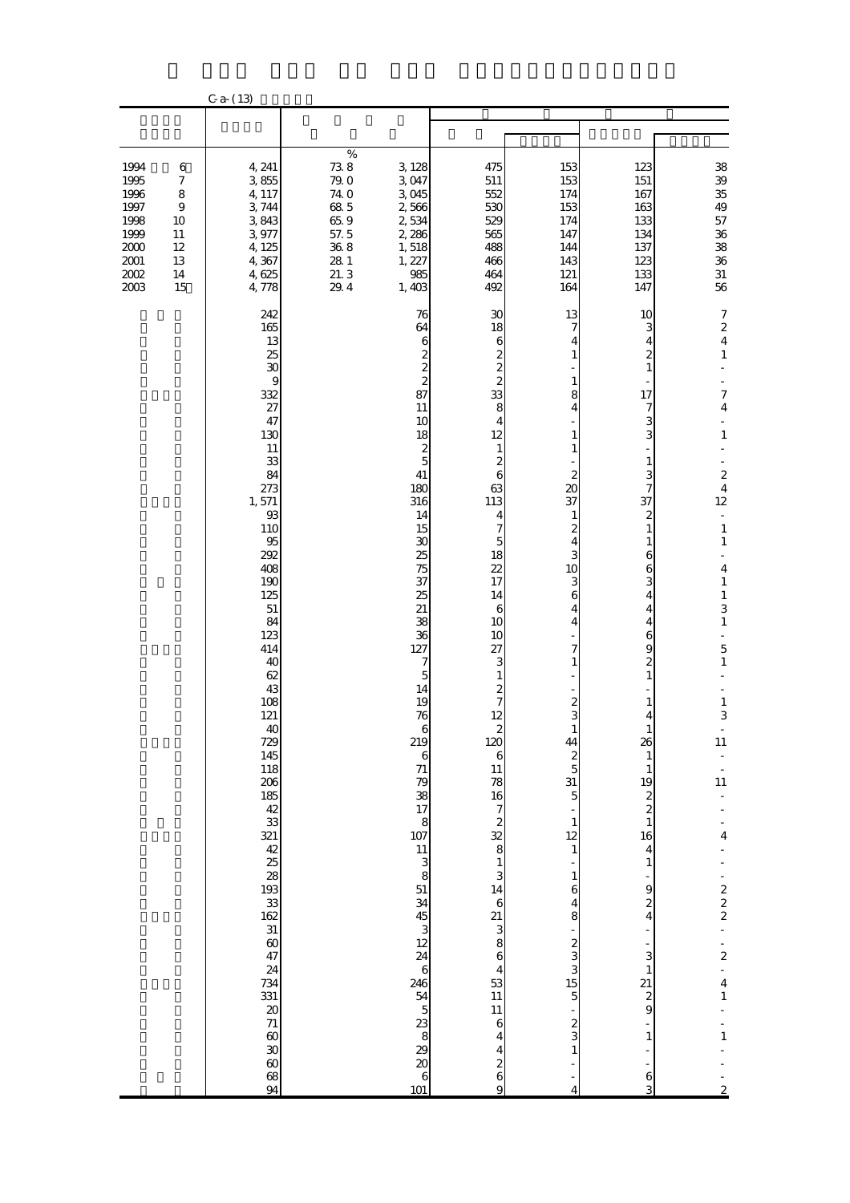C-a-(13)

| | | | % | | | | | |
|---|---|---|---|---|---|---|---|---|
| 1994 | 6 | 4,241 | 73.8 | 3,128 | 475 | 153 | 123 | 38 |
| 1995 | 7 | 3,855 | 79.0 | 3,047 | 511 | 153 | 151 | 39 |
| 1996 | 8 | 4,117 | 74.0 | 3,045 | 552 | 174 | 167 | 35 |
| 1997 | 9 | 3,744 | 68.5 | 2,566 | 530 | 153 | 163 | 49 |
| 1998 | 10 | 3,843 | 65.9 | 2,534 | 529 | 174 | 133 | 57 |
| 1999 | 11 | 3,977 | 57.5 | 2,286 | 565 | 147 | 134 | 36 |
| 2000 | 12 | 4,125 | 36.8 | 1,518 | 488 | 144 | 137 | 38 |
| 2001 | 13 | 4,367 | 28.1 | 1,227 | 466 | 143 | 123 | 36 |
| 2002 | 14 | 4,625 | 21.3 | 985 | 464 | 121 | 133 | 31 |
| 2003 | 15 | 4,778 | 29.4 | 1,403 | 492 | 164 | 147 | 56 |
| | | 242 | | 76 | 30 | 13 | 10 | 7 |
| | | 165 | | 64 | 18 | 7 | 3 | 2 |
| | | 13 | | 6 | 6 | 4 | 4 | 4 |
| | | 25 | | 2 | 2 | 1 | 2 | 1 |
| | | 30 | | 2 | 2 | - | 1 | - |
| | | 9 | | 2 | 2 | 1 | - | - |
| | | 332 | | 87 | 33 | 8 | 17 | 7 |
| | | 27 | | 11 | 8 | 4 | 7 | 4 |
| | | 47 | | 10 | 4 | - | 3 | - |
| | | 130 | | 18 | 12 | 1 | 3 | 1 |
| | | 11 | | 2 | 1 | 1 | - | - |
| | | 33 | | 5 | 2 | - | 1 | - |
| | | 84 | | 41 | 6 | 2 | 3 | 2 |
| | | 273 | | 180 | 63 | 20 | 7 | 4 |
| | | 1,571 | | 316 | 113 | 37 | 37 | 12 |
| | | 93 | | 14 | 4 | 1 | 2 | - |
| | | 110 | | 15 | 7 | 2 | 1 | 1 |
| | | 95 | | 30 | 5 | 4 | 1 | 1 |
| | | 292 | | 25 | 18 | 3 | 6 | - |
| | | 408 | | 75 | 22 | 10 | 6 | 4 |
| | | 190 | | 37 | 17 | 3 | 3 | 1 |
| | | 125 | | 25 | 14 | 6 | 4 | 1 |
| | | 51 | | 21 | 6 | 4 | 4 | 3 |
| | | 84 | | 38 | 10 | 4 | 4 | 1 |
| | | 123 | | 36 | 10 | - | 6 | - |
| | | 414 | | 127 | 27 | 7 | 9 | 5 |
| | | 40 | | 7 | 3 | 1 | 2 | 1 |
| | | 62 | | 5 | 1 | - | 1 | - |
| | | 43 | | 14 | 2 | - | - | - |
| | | 108 | | 19 | 7 | 2 | 1 | 1 |
| | | 121 | | 76 | 12 | 3 | 4 | 3 |
| | | 40 | | 6 | 2 | 1 | 1 | - |
| | | 729 | | 219 | 120 | 44 | 26 | 11 |
| | | 145 | | 6 | 6 | 2 | 1 | - |
| | | 118 | | 71 | 11 | 5 | 1 | - |
| | | 206 | | 79 | 78 | 31 | 19 | 11 |
| | | 185 | | 38 | 16 | 5 | 2 | - |
| | | 42 | | 17 | 7 | - | 2 | - |
| | | 33 | | 8 | 2 | 1 | 1 | - |
| | | 321 | | 107 | 32 | 12 | 16 | 4 |
| | | 42 | | 11 | 8 | 1 | 4 | - |
| | | 25 | | 3 | 1 | - | 1 | - |
| | | 28 | | 8 | 3 | 1 | - | - |
| | | 193 | | 51 | 14 | 6 | 9 | 2 |
| | | 33 | | 34 | 6 | 4 | 2 | 2 |
| | | 162 | | 45 | 21 | 8 | 4 | 2 |
| | | 31 | | 3 | 3 | - | - | - |
| | | 60 | | 12 | 8 | 2 | - | - |
| | | 47 | | 24 | 6 | 3 | 3 | 2 |
| | | 24 | | 6 | 4 | 3 | 1 | - |
| | | 734 | | 246 | 53 | 15 | 21 | 4 |
| | | 331 | | 54 | 11 | 5 | 2 | 1 |
| | | 20 | | 5 | 11 | - | 9 | - |
| | | 71 | | 23 | 6 | 2 | - | - |
| | | 60 | | 8 | 4 | 3 | 1 | 1 |
| | | 30 | | 29 | 4 | 1 | - | - |
| | | 60 | | 20 | 2 | - | - | - |
| | | 68 | | 6 | 6 | - | 6 | - |
| | | 94 | | 101 | 9 | 4 | 3 | 2 |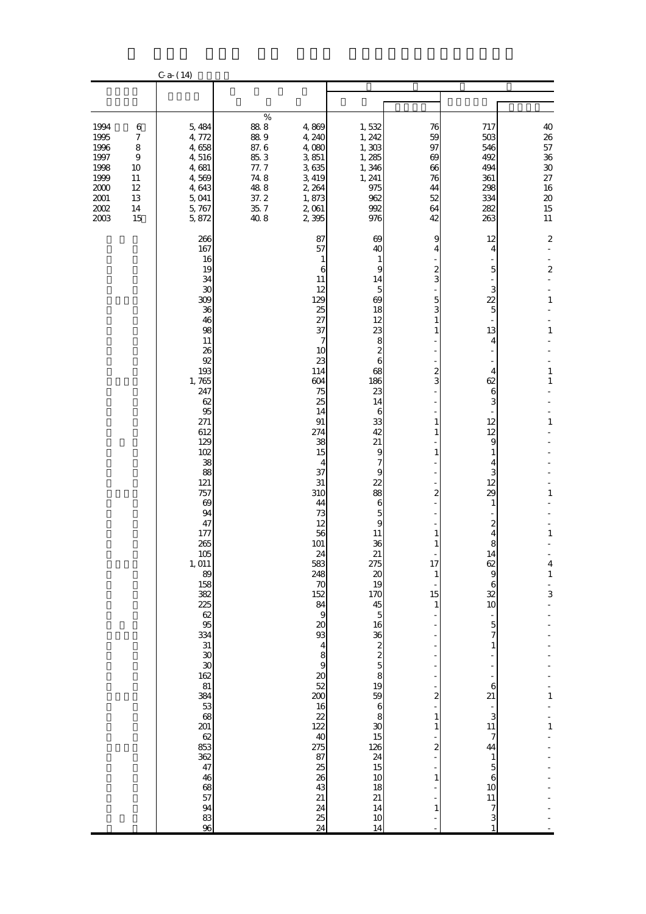C-a-(14)

| | | % | | | | | |
|---|---|---|---|---|---|---|---|
| 1994 6 | 5,484 | 88.8 | 4,869 | 1,532 | 76 | 717 | 40 |
| 1995 7 | 4,772 | 88.9 | 4,240 | 1,242 | 59 | 503 | 26 |
| 1996 8 | 4,658 | 87.6 | 4,080 | 1,303 | 97 | 546 | 57 |
| 1997 9 | 4,516 | 85.3 | 3,851 | 1,285 | 69 | 492 | 36 |
| 1998 10 | 4,681 | 77.7 | 3,635 | 1,346 | 66 | 494 | 30 |
| 1999 11 | 4,569 | 74.8 | 3,419 | 1,241 | 76 | 361 | 27 |
| 2000 12 | 4,643 | 48.8 | 2,264 | 975 | 44 | 298 | 16 |
| 2001 13 | 5,041 | 37.2 | 1,873 | 962 | 52 | 334 | 20 |
| 2002 14 | 5,767 | 35.7 | 2,061 | 992 | 64 | 282 | 15 |
| 2003 15 | 5,872 | 40.8 | 2,395 | 976 | 42 | 263 | 11 |
| | 266 | | 87 | 69 | 9 | 12 | 2 |
| | 167 | | 57 | 40 | 4 | 4 | - |
| | 16 | | 1 | 1 | - | - | - |
| | 19 | | 6 | 9 | 2 | 5 | 2 |
| | 34 | | 11 | 14 | 3 | - | - |
| | 30 | | 12 | 5 | - | 3 | - |
| | 309 | | 129 | 69 | 5 | 22 | 1 |
| | 36 | | 25 | 18 | 3 | 5 | - |
| | 46 | | 27 | 12 | 1 | - | - |
| | 98 | | 37 | 23 | 1 | 13 | 1 |
| | 11 | | 7 | 8 | - | 4 | - |
| | 26 | | 10 | 2 | - | - | - |
| | 92 | | 23 | 6 | - | - | - |
| | 193 | | 114 | 68 | 2 | 4 | 1 |
| | 1,765 | | 604 | 186 | 3 | 62 | 1 |
| | 247 | | 75 | 23 | - | 6 | - |
| | 62 | | 25 | 14 | - | 3 | - |
| | 95 | | 14 | 6 | - | - | - |
| | 271 | | 91 | 33 | 1 | 12 | 1 |
| | 612 | | 274 | 42 | 1 | 12 | - |
| | 129 | | 38 | 21 | - | 9 | - |
| | 102 | | 15 | 9 | 1 | 1 | - |
| | 38 | | 4 | 7 | - | 4 | - |
| | 88 | | 37 | 9 | - | 3 | - |
| | 121 | | 31 | 22 | - | 12 | - |
| | 757 | | 310 | 88 | 2 | 29 | 1 |
| | 69 | | 44 | 6 | - | 1 | - |
| | 94 | | 73 | 5 | - | - | - |
| | 47 | | 12 | 9 | - | 2 | - |
| | 177 | | 56 | 11 | 1 | 4 | 1 |
| | 265 | | 101 | 36 | 1 | 8 | - |
| | 105 | | 24 | 21 | - | 14 | - |
| | 1,011 | | 583 | 275 | 17 | 62 | 4 |
| | 89 | | 248 | 20 | 1 | 9 | 1 |
| | 158 | | 70 | 19 | - | 6 | - |
| | 382 | | 152 | 170 | 15 | 32 | 3 |
| | 225 | | 84 | 45 | 1 | 10 | - |
| | 62 | | 9 | 5 | - | - | - |
| | 95 | | 20 | 16 | - | 5 | - |
| | 334 | | 93 | 36 | - | 7 | - |
| | 31 | | 4 | 2 | - | 1 | - |
| | 30 | | 8 | 2 | - | - | - |
| | 30 | | 9 | 5 | - | - | - |
| | 162 | | 20 | 8 | - | - | - |
| | 81 | | 52 | 19 | - | 6 | - |
| | 384 | | 200 | 59 | 2 | 21 | 1 |
| | 53 | | 16 | 6 | - | - | - |
| | 68 | | 22 | 8 | 1 | 3 | - |
| | 201 | | 122 | 30 | 1 | 11 | 1 |
| | 62 | | 40 | 15 | - | 7 | - |
| | 853 | | 275 | 126 | 2 | 44 | - |
| | 362 | | 87 | 24 | - | 1 | - |
| | 47 | | 25 | 15 | - | 5 | - |
| | 46 | | 26 | 10 | 1 | 6 | - |
| | 68 | | 43 | 18 | - | 10 | - |
| | 57 | | 21 | 21 | - | 11 | - |
| | 94 | | 24 | 14 | 1 | 7 | - |
| | 83 | | 25 | 10 | - | 3 | - |
| | 96 | | 24 | 14 | - | 1 | - |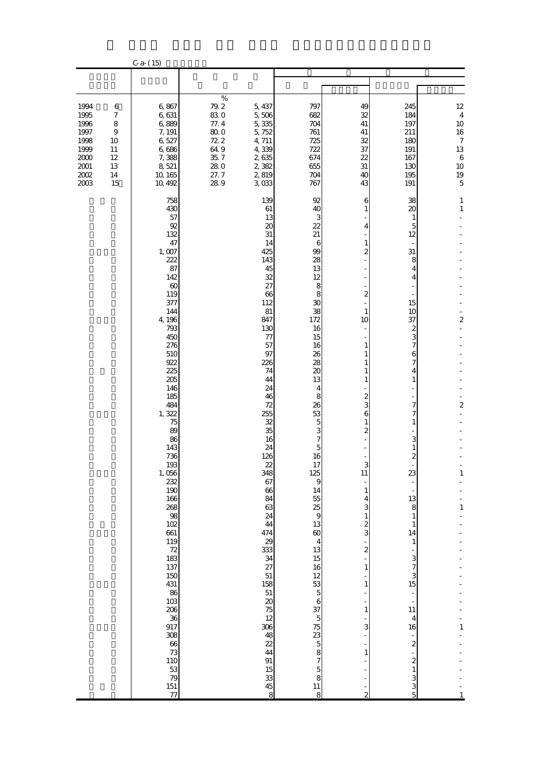C-a-(15)

| | | | | | | | |
|---|---|---|---|---|---|---|---|
| 1994 6 | 6,867 | % 79.2 | 5,437 | 797 | 49 | 245 | 12 |
| 1995 7 | 6,631 | 83.0 | 5,506 | 682 | 32 | 184 | 4 |
| 1996 8 | 6,889 | 77.4 | 5,335 | 704 | 41 | 197 | 10 |
| 1997 9 | 7,191 | 80.0 | 5,752 | 761 | 41 | 211 | 16 |
| 1998 10 | 6,527 | 72.2 | 4,711 | 725 | 32 | 180 | 7 |
| 1999 11 | 6,686 | 64.9 | 4,339 | 722 | 37 | 191 | 13 |
| 2000 12 | 7,388 | 35.7 | 2,635 | 674 | 22 | 167 | 6 |
| 2001 13 | 8,521 | 28.0 | 2,382 | 655 | 31 | 130 | 10 |
| 2002 14 | 10,165 | 27.7 | 2,819 | 704 | 40 | 195 | 19 |
| 2003 15 | 10,492 | 28.9 | 3,033 | 767 | 43 | 191 | 5 |
| | 758 | | 139 | 92 | 6 | 38 | 1 |
| | 430 | | 61 | 40 | 1 | 20 | 1 |
| | 57 | | 13 | 3 | - | 1 | - |
| | 92 | | 20 | 22 | 4 | 5 | - |
| | 132 | | 31 | 21 | - | 12 | - |
| | 47 | | 14 | 6 | 1 | - | - |
| | 1,007 | | 425 | 99 | 2 | 31 | - |
| | 222 | | 143 | 28 | - | 8 | - |
| | 87 | | 45 | 13 | - | 4 | - |
| | 142 | | 32 | 12 | - | 4 | - |
| | 60 | | 27 | 8 | - | - | - |
| | 119 | | 66 | 8 | 2 | - | - |
| | 377 | | 112 | 30 | - | 15 | - |
| | 144 | | 81 | 38 | 1 | 10 | - |
| | 4,196 | | 847 | 172 | 10 | 37 | 2 |
| | 793 | | 130 | 16 | - | 2 | - |
| | 450 | | 77 | 15 | - | 3 | - |
| | 276 | | 57 | 16 | 1 | 7 | - |
| | 510 | | 97 | 26 | 1 | 6 | - |
| | 922 | | 226 | 28 | 1 | 7 | - |
| | 225 | | 74 | 20 | 1 | 4 | - |
| | 205 | | 44 | 13 | 1 | 1 | - |
| | 146 | | 24 | 4 | - | - | - |
| | 185 | | 46 | 8 | 2 | - | - |
| | 484 | | 72 | 26 | 3 | 7 | 2 |
| | 1,322 | | 255 | 53 | 6 | 7 | - |
| | 75 | | 32 | 5 | 1 | 1 | - |
| | 89 | | 35 | 3 | 2 | - | - |
| | 86 | | 16 | 7 | - | 3 | - |
| | 143 | | 24 | 5 | - | 1 | - |
| | 736 | | 126 | 16 | - | 2 | - |
| | 193 | | 22 | 17 | 3 | - | - |
| | 1,056 | | 348 | 125 | 11 | 23 | 1 |
| | 232 | | 67 | 9 | - | - | - |
| | 190 | | 66 | 14 | 1 | - | - |
| | 166 | | 84 | 55 | 4 | 13 | - |
| | 268 | | 63 | 25 | 3 | 8 | 1 |
| | 98 | | 24 | 9 | 1 | 1 | - |
| | 102 | | 44 | 13 | 2 | 1 | - |
| | 661 | | 474 | 60 | 3 | 14 | - |
| | 119 | | 29 | 4 | - | 1 | - |
| | 72 | | 333 | 13 | 2 | - | - |
| | 183 | | 34 | 15 | - | 3 | - |
| | 137 | | 27 | 16 | 1 | 7 | - |
| | 150 | | 51 | 12 | - | 3 | - |
| | 431 | | 158 | 53 | 1 | 15 | - |
| | 86 | | 51 | 5 | - | - | - |
| | 103 | | 20 | 6 | - | - | - |
| | 206 | | 75 | 37 | 1 | 11 | - |
| | 36 | | 12 | 5 | - | 4 | - |
| | 917 | | 306 | 75 | 3 | 16 | 1 |
| | 308 | | 48 | 23 | - | - | - |
| | 66 | | 22 | 5 | - | 2 | - |
| | 73 | | 44 | 8 | 1 | - | - |
| | 110 | | 91 | 7 | - | 2 | - |
| | 53 | | 15 | 5 | - | 1 | - |
| | 79 | | 33 | 8 | - | 3 | - |
| | 151 | | 45 | 11 | - | 3 | - |
| | 77 | | 8 | 8 | 2 | 5 | 1 |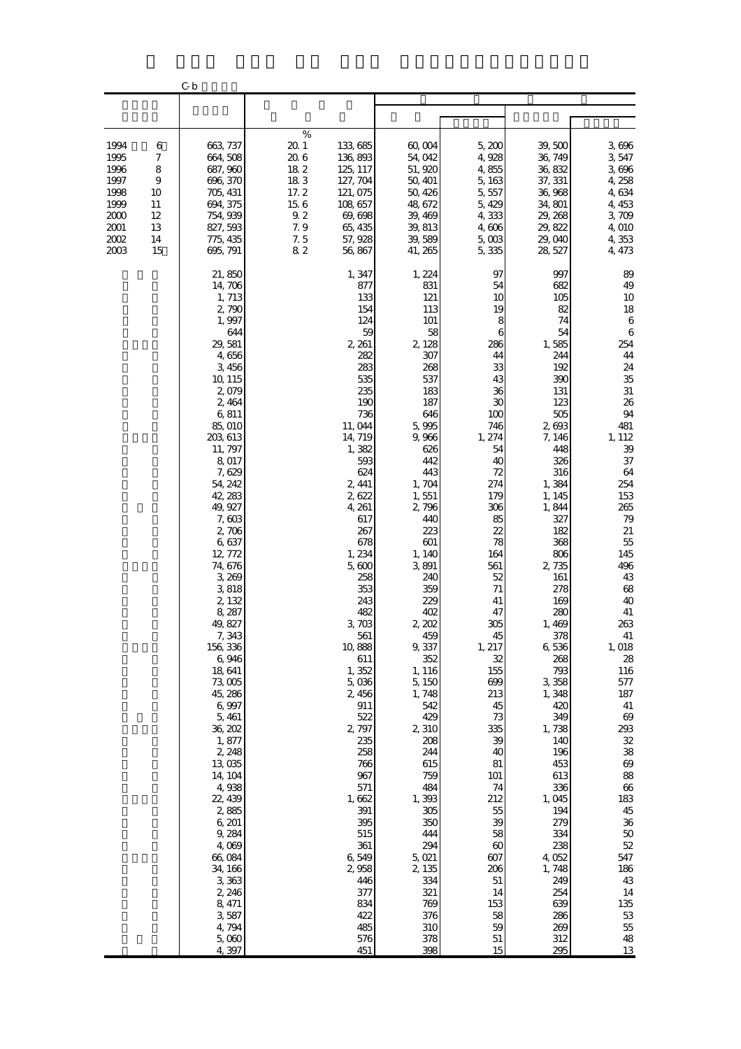C-b

| | | | | | | | |
|---|---|---|---|---|---|---|---|
| | | % | | | | | |
| 1994　6 | 663,737 | 20.1 | 133,685 | 60,004 | 5,200 | 39,500 | 3,696 |
| 1995　7 | 664,508 | 20.6 | 136,893 | 54,042 | 4,928 | 36,749 | 3,547 |
| 1996　8 | 687,960 | 18.2 | 125,117 | 51,920 | 4,855 | 36,832 | 3,696 |
| 1997　9 | 696,370 | 18.3 | 127,704 | 50,401 | 5,163 | 37,331 | 4,258 |
| 1998　10 | 705,431 | 17.2 | 121,075 | 50,426 | 5,557 | 36,968 | 4,634 |
| 1999　11 | 694,375 | 15.6 | 108,657 | 48,672 | 5,429 | 34,801 | 4,453 |
| 2000　12 | 754,939 | 9.2 | 69,698 | 39,469 | 4,333 | 29,268 | 3,709 |
| 2001　13 | 827,593 | 7.9 | 65,435 | 39,813 | 4,606 | 29,822 | 4,010 |
| 2002　14 | 775,435 | 7.5 | 57,928 | 39,589 | 5,003 | 29,040 | 4,353 |
| 2003　15 | 695,791 | 8.2 | 56,867 | 41,265 | 5,335 | 28,527 | 4,473 |
| | 21,850 | | 1,347 | 1,224 | 97 | 997 | 89 |
| | 14,706 | | 877 | 831 | 54 | 682 | 49 |
| | 1,713 | | 133 | 121 | 10 | 105 | 10 |
| | 2,790 | | 154 | 113 | 19 | 82 | 18 |
| | 1,997 | | 124 | 101 | 8 | 74 | 6 |
| | 644 | | 59 | 58 | 6 | 54 | 6 |
| | 29,581 | | 2,261 | 2,128 | 286 | 1,585 | 254 |
| | 4,656 | | 282 | 307 | 44 | 244 | 44 |
| | 3,456 | | 283 | 268 | 33 | 192 | 24 |
| | 10,115 | | 535 | 537 | 43 | 390 | 35 |
| | 2,079 | | 235 | 183 | 36 | 131 | 31 |
| | 2,464 | | 190 | 187 | 30 | 123 | 26 |
| | 6,811 | | 736 | 646 | 100 | 505 | 94 |
| | 85,010 | | 11,044 | 5,995 | 746 | 2,693 | 481 |
| | 203,613 | | 14,719 | 9,966 | 1,274 | 7,146 | 1,112 |
| | 11,797 | | 1,382 | 626 | 54 | 448 | 39 |
| | 8,017 | | 593 | 442 | 40 | 326 | 37 |
| | 7,629 | | 624 | 443 | 72 | 316 | 64 |
| | 54,242 | | 2,441 | 1,704 | 274 | 1,384 | 254 |
| | 42,283 | | 2,622 | 1,551 | 179 | 1,145 | 153 |
| | 49,927 | | 4,261 | 2,796 | 306 | 1,844 | 265 |
| | 7,603 | | 617 | 440 | 85 | 327 | 79 |
| | 2,706 | | 267 | 223 | 22 | 182 | 21 |
| | 6,637 | | 678 | 601 | 78 | 368 | 55 |
| | 12,772 | | 1,234 | 1,140 | 164 | 806 | 145 |
| | 74,676 | | 5,600 | 3,891 | 561 | 2,735 | 496 |
| | 3,269 | | 258 | 240 | 52 | 161 | 43 |
| | 3,818 | | 353 | 359 | 71 | 278 | 68 |
| | 2,132 | | 243 | 229 | 41 | 169 | 40 |
| | 8,287 | | 482 | 402 | 47 | 280 | 41 |
| | 49,827 | | 3,703 | 2,202 | 305 | 1,469 | 263 |
| | 7,343 | | 561 | 459 | 45 | 378 | 41 |
| | 156,336 | | 10,888 | 9,337 | 1,217 | 6,536 | 1,018 |
| | 6,946 | | 611 | 352 | 32 | 268 | 28 |
| | 18,641 | | 1,352 | 1,116 | 155 | 793 | 116 |
| | 73,005 | | 5,036 | 5,150 | 699 | 3,358 | 577 |
| | 45,286 | | 2,456 | 1,748 | 213 | 1,348 | 187 |
| | 6,997 | | 911 | 542 | 45 | 420 | 41 |
| | 5,461 | | 522 | 429 | 73 | 349 | 69 |
| | 36,202 | | 2,797 | 2,310 | 335 | 1,738 | 293 |
| | 1,877 | | 235 | 208 | 39 | 140 | 32 |
| | 2,248 | | 258 | 244 | 40 | 196 | 38 |
| | 13,035 | | 766 | 615 | 81 | 453 | 69 |
| | 14,104 | | 967 | 759 | 101 | 613 | 88 |
| | 4,938 | | 571 | 484 | 74 | 336 | 66 |
| | 22,439 | | 1,662 | 1,393 | 212 | 1,045 | 183 |
| | 2,885 | | 391 | 305 | 55 | 194 | 45 |
| | 6,201 | | 395 | 350 | 39 | 279 | 36 |
| | 9,284 | | 515 | 444 | 58 | 334 | 50 |
| | 4,069 | | 361 | 294 | 60 | 238 | 52 |
| | 66,084 | | 6,549 | 5,021 | 607 | 4,052 | 547 |
| | 34,166 | | 2,958 | 2,135 | 206 | 1,748 | 186 |
| | 3,363 | | 446 | 334 | 51 | 249 | 43 |
| | 2,246 | | 377 | 321 | 14 | 254 | 14 |
| | 8,471 | | 834 | 769 | 153 | 639 | 135 |
| | 3,587 | | 422 | 376 | 58 | 286 | 53 |
| | 4,794 | | 485 | 310 | 59 | 269 | 55 |
| | 5,060 | | 576 | 378 | 51 | 312 | 48 |
| | 4,397 | | 451 | 398 | 15 | 295 | 13 |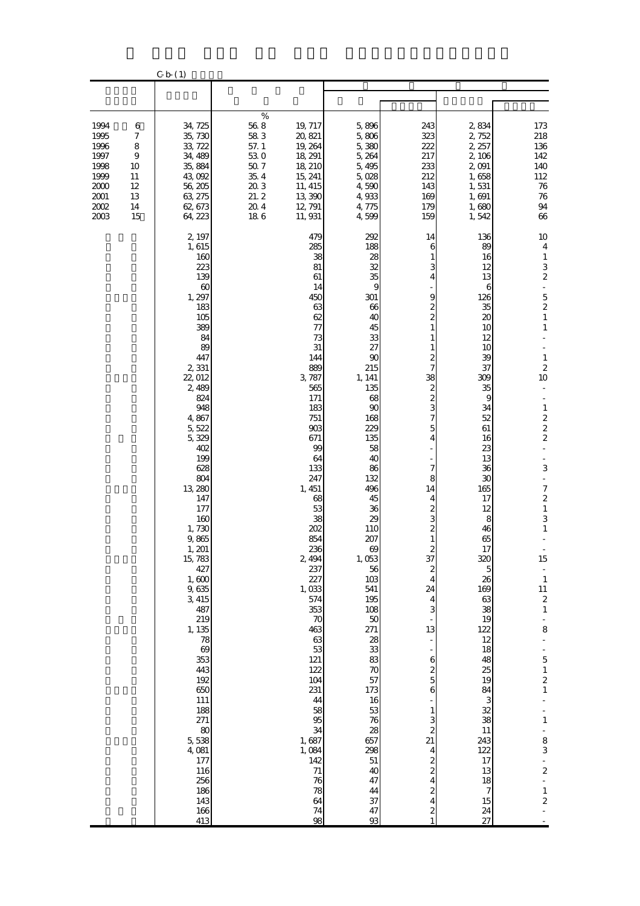C-b-(1)

| | | | | | | | |
|---|---|---|---|---|---|---|---|
| | | % | | | | | |
| 1994 6 | 34,725 | 56.8 | 19,717 | 5,896 | 243 | 2,834 | 173 |
| 1995 7 | 35,730 | 58.3 | 20,821 | 5,806 | 323 | 2,752 | 218 |
| 1996 8 | 33,722 | 57.1 | 19,264 | 5,380 | 222 | 2,257 | 136 |
| 1997 9 | 34,489 | 53.0 | 18,291 | 5,264 | 217 | 2,106 | 142 |
| 1998 10 | 35,884 | 50.7 | 18,210 | 5,495 | 233 | 2,091 | 140 |
| 1999 11 | 43,092 | 35.4 | 15,241 | 5,028 | 212 | 1,658 | 112 |
| 2000 12 | 56,205 | 20.3 | 11,415 | 4,590 | 143 | 1,531 | 76 |
| 2001 13 | 63,275 | 21.2 | 13,390 | 4,933 | 169 | 1,691 | 76 |
| 2002 14 | 62,673 | 20.4 | 12,791 | 4,775 | 179 | 1,680 | 94 |
| 2003 15 | 64,223 | 18.6 | 11,931 | 4,599 | 159 | 1,542 | 66 |
| | 2,197 | | 479 | 292 | 14 | 136 | 10 |
| | 1,615 | | 285 | 188 | 6 | 89 | 4 |
| | 160 | | 38 | 28 | 1 | 16 | 1 |
| | 223 | | 81 | 32 | 3 | 12 | 3 |
| | 139 | | 61 | 35 | 4 | 13 | 2 |
| | 60 | | 14 | 9 | - | 6 | - |
| | 1,297 | | 450 | 301 | 9 | 126 | 5 |
| | 183 | | 63 | 66 | 2 | 35 | 2 |
| | 105 | | 62 | 40 | 2 | 20 | 1 |
| | 389 | | 77 | 45 | 1 | 10 | 1 |
| | 84 | | 73 | 33 | 1 | 12 | - |
| | 89 | | 31 | 27 | 1 | 10 | - |
| | 447 | | 144 | 90 | 2 | 39 | 1 |
| | 2,331 | | 889 | 215 | 7 | 37 | 2 |
| | 22,012 | | 3,787 | 1,141 | 38 | 309 | 10 |
| | 2,489 | | 565 | 135 | 2 | 35 | - |
| | 824 | | 171 | 68 | 2 | 9 | - |
| | 948 | | 183 | 90 | 3 | 34 | 1 |
| | 4,867 | | 751 | 168 | 7 | 52 | 2 |
| | 5,522 | | 903 | 229 | 5 | 61 | 2 |
| | 5,329 | | 671 | 135 | 4 | 16 | 2 |
| | 402 | | 99 | 58 | - | 23 | - |
| | 199 | | 64 | 40 | - | 13 | - |
| | 628 | | 133 | 86 | 7 | 36 | 3 |
| | 804 | | 247 | 132 | 8 | 30 | - |
| | 13,280 | | 1,451 | 496 | 14 | 165 | 7 |
| | 147 | | 68 | 45 | 4 | 17 | 2 |
| | 177 | | 53 | 36 | 2 | 12 | 1 |
| | 160 | | 38 | 29 | 3 | 8 | 3 |
| | 1,730 | | 202 | 110 | 2 | 46 | 1 |
| | 9,865 | | 854 | 207 | 1 | 65 | - |
| | 1,201 | | 236 | 69 | 2 | 17 | - |
| | 15,783 | | 2,494 | 1,053 | 37 | 320 | 15 |
| | 427 | | 237 | 56 | 2 | 5 | - |
| | 1,600 | | 227 | 103 | 4 | 26 | 1 |
| | 9,635 | | 1,033 | 541 | 24 | 169 | 11 |
| | 3,415 | | 574 | 195 | 4 | 63 | 2 |
| | 487 | | 353 | 108 | 3 | 38 | 1 |
| | 219 | | 70 | 50 | - | 19 | - |
| | 1,135 | | 463 | 271 | 13 | 122 | 8 |
| | 78 | | 63 | 28 | - | 12 | - |
| | 69 | | 53 | 33 | - | 18 | - |
| | 353 | | 121 | 83 | 6 | 48 | 5 |
| | 443 | | 122 | 70 | 2 | 25 | 1 |
| | 192 | | 104 | 57 | 5 | 19 | 2 |
| | 650 | | 231 | 173 | 6 | 84 | 1 |
| | 111 | | 44 | 16 | - | 3 | - |
| | 188 | | 58 | 53 | 1 | 32 | - |
| | 271 | | 95 | 76 | 3 | 38 | 1 |
| | 80 | | 34 | 28 | 2 | 11 | - |
| | 5,538 | | 1,687 | 657 | 21 | 243 | 8 |
| | 4,081 | | 1,084 | 298 | 4 | 122 | 3 |
| | 177 | | 142 | 51 | 2 | 17 | - |
| | 116 | | 71 | 40 | 2 | 13 | 2 |
| | 256 | | 76 | 47 | 4 | 18 | - |
| | 186 | | 78 | 44 | 2 | 7 | 1 |
| | 143 | | 64 | 37 | 4 | 15 | 2 |
| | 166 | | 74 | 47 | 2 | 24 | - |
| | 413 | | 98 | 93 | 1 | 27 | - |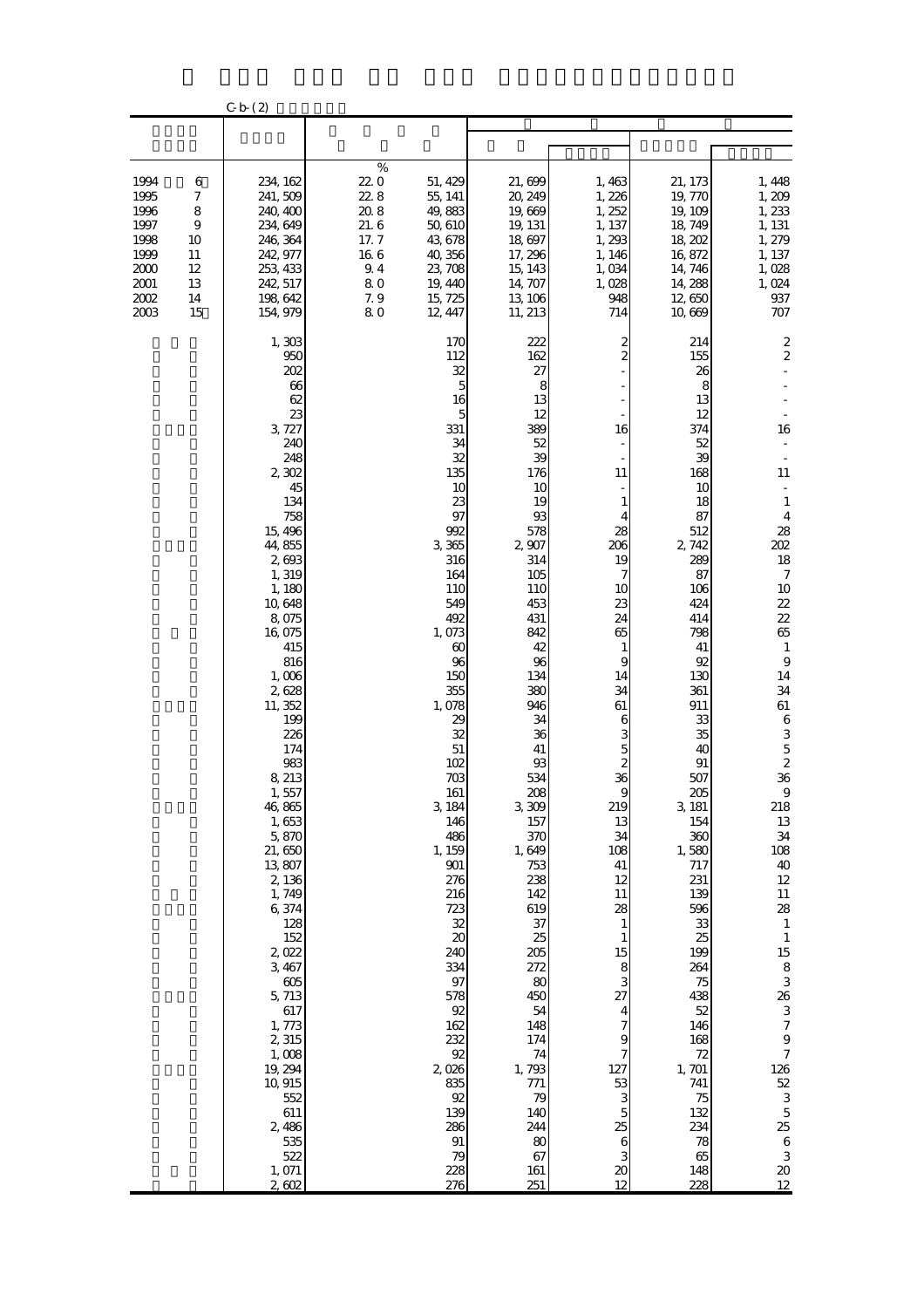C-b-(2)

| | | | | | | | |
|---|---|---|---|---|---|---|---|
| | | | | | | | |
| 1994 6 | 234,162 | % 22.0 | 51,429 | 21,699 | 1,463 | 21,173 | 1,448 |
| 1995 7 | 241,509 | 22.8 | 55,141 | 20,249 | 1,226 | 19,770 | 1,209 |
| 1996 8 | 240,400 | 20.8 | 49,883 | 19,669 | 1,252 | 19,109 | 1,233 |
| 1997 9 | 234,649 | 21.6 | 50,610 | 19,131 | 1,137 | 18,749 | 1,131 |
| 1998 10 | 246,364 | 17.7 | 43,678 | 18,697 | 1,293 | 18,202 | 1,279 |
| 1999 11 | 242,977 | 16.6 | 40,356 | 17,296 | 1,146 | 16,872 | 1,137 |
| 2000 12 | 253,433 | 9.4 | 23,708 | 15,143 | 1,034 | 14,746 | 1,028 |
| 2001 13 | 242,517 | 8.0 | 19,440 | 14,707 | 1,028 | 14,288 | 1,024 |
| 2002 14 | 198,642 | 7.9 | 15,725 | 13,106 | 948 | 12,650 | 937 |
| 2003 15 | 154,979 | 8.0 | 12,447 | 11,213 | 714 | 10,669 | 707 |
| | 1,303 | | 170 | 222 | 2 | 214 | 2 |
| | 950 | | 112 | 162 | 2 | 155 | 2 |
| | 202 | | 32 | 27 | - | 26 | - |
| | 66 | | 5 | 8 | - | 8 | - |
| | 62 | | 16 | 13 | - | 13 | - |
| | 23 | | 5 | 12 | - | 12 | - |
| | 3,727 | | 331 | 389 | 16 | 374 | 16 |
| | 240 | | 34 | 52 | - | 52 | - |
| | 248 | | 32 | 39 | - | 39 | - |
| | 2,302 | | 135 | 176 | 11 | 168 | 11 |
| | 45 | | 10 | 10 | - | 10 | - |
| | 134 | | 23 | 19 | 1 | 18 | 1 |
| | 758 | | 97 | 93 | 4 | 87 | 4 |
| | 15,496 | | 992 | 578 | 28 | 512 | 28 |
| | 44,855 | | 3,365 | 2,907 | 206 | 2,742 | 202 |
| | 2,693 | | 316 | 314 | 19 | 289 | 18 |
| | 1,319 | | 164 | 105 | 7 | 87 | 7 |
| | 1,180 | | 110 | 110 | 10 | 106 | 10 |
| | 10,648 | | 549 | 453 | 23 | 424 | 22 |
| | 8,075 | | 492 | 431 | 24 | 414 | 22 |
| | 16,075 | | 1,073 | 842 | 65 | 798 | 65 |
| | 415 | | 60 | 42 | 1 | 41 | 1 |
| | 816 | | 96 | 96 | 9 | 92 | 9 |
| | 1,006 | | 150 | 134 | 14 | 130 | 14 |
| | 2,628 | | 355 | 380 | 34 | 361 | 34 |
| | 11,352 | | 1,078 | 946 | 61 | 911 | 61 |
| | 199 | | 29 | 34 | 6 | 33 | 6 |
| | 226 | | 32 | 36 | 3 | 35 | 3 |
| | 174 | | 51 | 41 | 5 | 40 | 5 |
| | 983 | | 102 | 93 | 2 | 91 | 2 |
| | 8,213 | | 703 | 534 | 36 | 507 | 36 |
| | 1,557 | | 161 | 208 | 9 | 205 | 9 |
| | 46,865 | | 3,184 | 3,309 | 219 | 3,181 | 218 |
| | 1,653 | | 146 | 157 | 13 | 154 | 13 |
| | 5,870 | | 486 | 370 | 34 | 360 | 34 |
| | 21,650 | | 1,159 | 1,649 | 108 | 1,580 | 108 |
| | 13,807 | | 901 | 753 | 41 | 717 | 40 |
| | 2,136 | | 276 | 238 | 12 | 231 | 12 |
| | 1,749 | | 216 | 142 | 11 | 139 | 11 |
| | 6,374 | | 723 | 619 | 28 | 596 | 28 |
| | 128 | | 32 | 37 | 1 | 33 | 1 |
| | 152 | | 20 | 25 | 1 | 25 | 1 |
| | 2,022 | | 240 | 205 | 15 | 199 | 15 |
| | 3,467 | | 334 | 272 | 8 | 264 | 8 |
| | 605 | | 97 | 80 | 3 | 75 | 3 |
| | 5,713 | | 578 | 450 | 27 | 438 | 26 |
| | 617 | | 92 | 54 | 4 | 52 | 3 |
| | 1,773 | | 162 | 148 | 7 | 146 | 7 |
| | 2,315 | | 232 | 174 | 9 | 168 | 9 |
| | 1,008 | | 92 | 74 | 7 | 72 | 7 |
| | 19,294 | | 2,026 | 1,793 | 127 | 1,701 | 126 |
| | 10,915 | | 835 | 771 | 53 | 741 | 52 |
| | 552 | | 92 | 79 | 3 | 75 | 3 |
| | 611 | | 139 | 140 | 5 | 132 | 5 |
| | 2,486 | | 286 | 244 | 25 | 234 | 25 |
| | 535 | | 91 | 80 | 6 | 78 | 6 |
| | 522 | | 79 | 67 | 3 | 65 | 3 |
| | 1,071 | | 228 | 161 | 20 | 148 | 20 |
| | 2,602 | | 276 | 251 | 12 | 228 | 12 |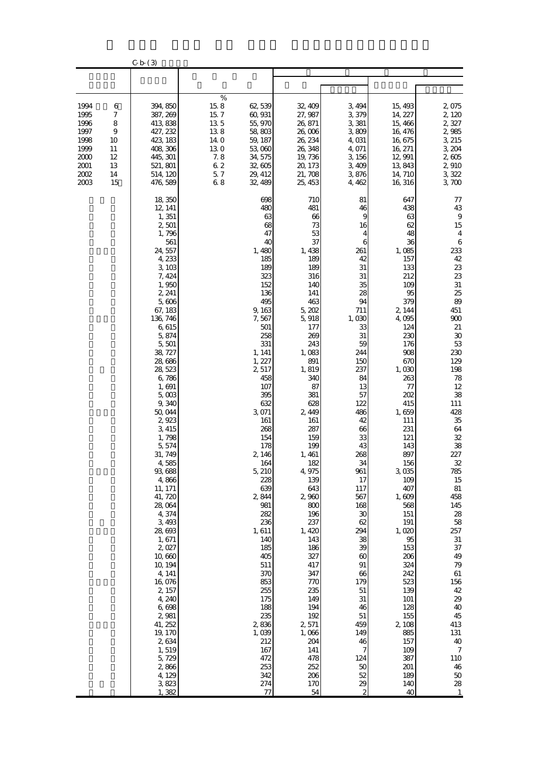C-b-(3)

| | | | | | | | |
|---|---|---|---|---|---|---|---|
| | | | | | | | |
| | | % | | | | | |
| 1994 6 | 394,850 | 15.8 | 62,539 | 32,409 | 3,494 | 15,493 | 2,075 |
| 1995 7 | 387,269 | 15.7 | 60,931 | 27,987 | 3,379 | 14,227 | 2,120 |
| 1996 8 | 413,838 | 13.5 | 55,970 | 26,871 | 3,381 | 15,466 | 2,327 |
| 1997 9 | 427,232 | 13.8 | 58,803 | 26,006 | 3,809 | 16,476 | 2,985 |
| 1998 10 | 423,183 | 14.0 | 59,187 | 26,234 | 4,031 | 16,675 | 3,215 |
| 1999 11 | 408,306 | 13.0 | 53,060 | 26,348 | 4,071 | 16,271 | 3,204 |
| 2000 12 | 445,301 | 7.8 | 34,575 | 19,736 | 3,156 | 12,991 | 2,605 |
| 2001 13 | 521,801 | 6.2 | 32,605 | 20,173 | 3,409 | 13,843 | 2,910 |
| 2002 14 | 514,120 | 5.7 | 29,412 | 21,708 | 3,876 | 14,710 | 3,322 |
| 2003 15 | 476,589 | 6.8 | 32,489 | 25,453 | 4,462 | 16,316 | 3,700 |
| | 18,350 | | 698 | 710 | 81 | 647 | 77 |
| | 12,141 | | 480 | 481 | 46 | 438 | 43 |
| | 1,351 | | 63 | 66 | 9 | 63 | 9 |
| | 2,501 | | 68 | 73 | 16 | 62 | 15 |
| | 1,796 | | 47 | 53 | 4 | 48 | 4 |
| | 561 | | 40 | 37 | 6 | 36 | 6 |
| | 24,557 | | 1,480 | 1,438 | 261 | 1,085 | 233 |
| | 4,233 | | 185 | 189 | 42 | 157 | 42 |
| | 3,103 | | 189 | 189 | 31 | 133 | 23 |
| | 7,424 | | 323 | 316 | 31 | 212 | 23 |
| | 1,950 | | 152 | 140 | 35 | 109 | 31 |
| | 2,241 | | 136 | 141 | 28 | 95 | 25 |
| | 5,606 | | 495 | 463 | 94 | 379 | 89 |
| | 67,183 | | 9,163 | 5,202 | 711 | 2,144 | 451 |
| | 136,746 | | 7,567 | 5,918 | 1,030 | 4,095 | 900 |
| | 6,615 | | 501 | 177 | 33 | 124 | 21 |
| | 5,874 | | 258 | 269 | 31 | 230 | 30 |
| | 5,501 | | 331 | 243 | 59 | 176 | 53 |
| | 38,727 | | 1,141 | 1,083 | 244 | 908 | 230 |
| | 28,686 | | 1,227 | 891 | 150 | 670 | 129 |
| | 28,523 | | 2,517 | 1,819 | 237 | 1,030 | 198 |
| | 6,786 | | 458 | 340 | 84 | 263 | 78 |
| | 1,691 | | 107 | 87 | 13 | 77 | 12 |
| | 5,003 | | 395 | 381 | 57 | 202 | 38 |
| | 9,340 | | 632 | 628 | 122 | 415 | 111 |
| | 50,044 | | 3,071 | 2,449 | 486 | 1,659 | 428 |
| | 2,923 | | 161 | 161 | 42 | 111 | 35 |
| | 3,415 | | 268 | 287 | 66 | 231 | 64 |
| | 1,798 | | 154 | 159 | 33 | 121 | 32 |
| | 5,574 | | 178 | 199 | 43 | 143 | 38 |
| | 31,749 | | 2,146 | 1,461 | 268 | 897 | 227 |
| | 4,585 | | 164 | 182 | 34 | 156 | 32 |
| | 93,688 | | 5,210 | 4,975 | 961 | 3,035 | 785 |
| | 4,866 | | 228 | 139 | 17 | 109 | 15 |
| | 11,171 | | 639 | 643 | 117 | 407 | 81 |
| | 41,720 | | 2,844 | 2,960 | 567 | 1,609 | 458 |
| | 28,064 | | 981 | 800 | 168 | 568 | 145 |
| | 4,374 | | 282 | 196 | 30 | 151 | 28 |
| | 3,493 | | 236 | 237 | 62 | 191 | 58 |
| | 28,693 | | 1,611 | 1,420 | 294 | 1,020 | 257 |
| | 1,671 | | 140 | 143 | 38 | 95 | 31 |
| | 2,027 | | 185 | 186 | 39 | 153 | 37 |
| | 10,660 | | 405 | 327 | 60 | 206 | 49 |
| | 10,194 | | 511 | 417 | 91 | 324 | 79 |
| | 4,141 | | 370 | 347 | 66 | 242 | 61 |
| | 16,076 | | 853 | 770 | 179 | 523 | 156 |
| | 2,157 | | 255 | 235 | 51 | 139 | 42 |
| | 4,240 | | 175 | 149 | 31 | 101 | 29 |
| | 6,698 | | 188 | 194 | 46 | 128 | 40 |
| | 2,981 | | 235 | 192 | 51 | 155 | 45 |
| | 41,252 | | 2,836 | 2,571 | 459 | 2,108 | 413 |
| | 19,170 | | 1,039 | 1,066 | 149 | 885 | 131 |
| | 2,634 | | 212 | 204 | 46 | 157 | 40 |
| | 1,519 | | 167 | 141 | 7 | 109 | 7 |
| | 5,729 | | 472 | 478 | 124 | 387 | 110 |
| | 2,866 | | 253 | 252 | 50 | 201 | 46 |
| | 4,129 | | 342 | 206 | 52 | 189 | 50 |
| | 3,823 | | 274 | 170 | 29 | 140 | 28 |
| | 1,382 | | 77 | 54 | 2 | 40 | 1 |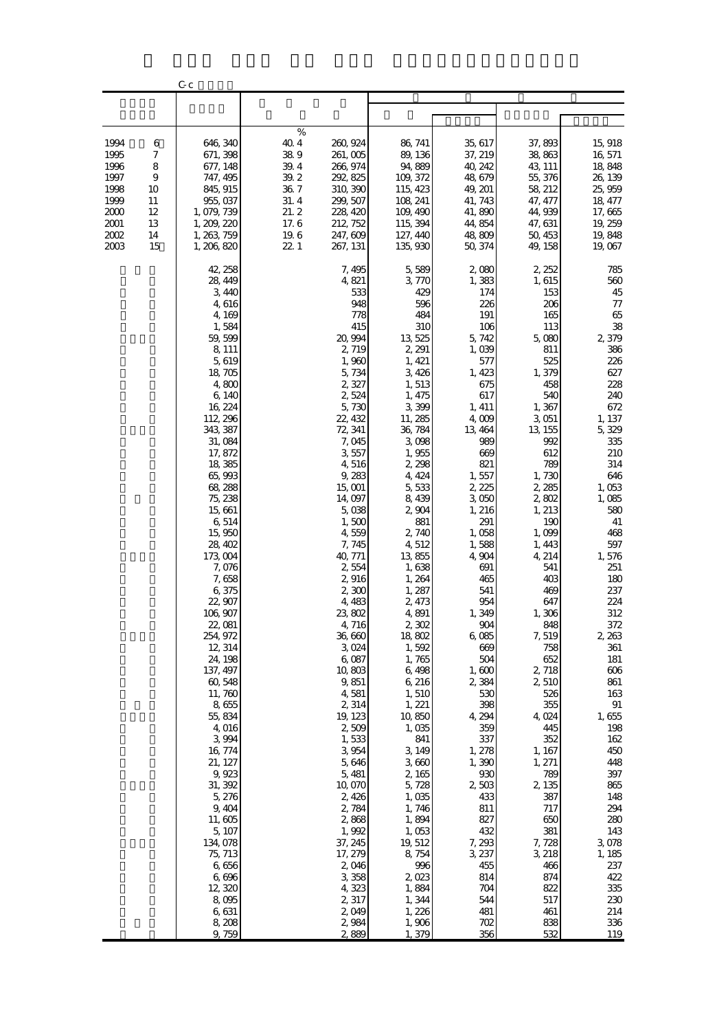C-c

| | | | | | | | |
|---|---|---|---|---|---|---|---|
| | | % | | | | | |
| 1994 6 | 646, 340 | 40. 4 | 260, 924 | 86, 741 | 35, 617 | 37, 893 | 15, 918 |
| 1995 7 | 671, 398 | 38. 9 | 261, 005 | 89, 136 | 37, 219 | 38, 863 | 16, 571 |
| 1996 8 | 677, 148 | 39. 4 | 266, 974 | 94, 889 | 40, 242 | 43, 111 | 18, 848 |
| 1997 9 | 747, 495 | 39. 2 | 292, 825 | 109, 372 | 48, 679 | 55, 376 | 26, 139 |
| 1998 10 | 845, 915 | 36. 7 | 310, 390 | 115, 423 | 49, 201 | 58, 212 | 25, 959 |
| 1999 11 | 955, 037 | 31. 4 | 299, 507 | 108, 241 | 41, 743 | 47, 477 | 18, 477 |
| 2000 12 | 1, 079, 739 | 21. 2 | 228, 420 | 109, 490 | 41, 890 | 44, 939 | 17, 665 |
| 2001 13 | 1, 209, 220 | 17. 6 | 212, 752 | 115, 394 | 44, 854 | 47, 631 | 19, 259 |
| 2002 14 | 1, 263, 759 | 19. 6 | 247, 609 | 127, 440 | 48, 809 | 50, 453 | 19, 848 |
| 2003 15 | 1, 206, 820 | 22. 1 | 267, 131 | 135, 930 | 50, 374 | 49, 158 | 19, 067 |
| | 42, 258 | | 7, 495 | 5, 589 | 2, 080 | 2, 252 | 785 |
| | 28, 449 | | 4, 821 | 3, 770 | 1, 383 | 1, 615 | 560 |
| | 3, 440 | | 533 | 429 | 174 | 153 | 45 |
| | 4, 616 | | 948 | 596 | 226 | 206 | 77 |
| | 4, 169 | | 778 | 484 | 191 | 165 | 65 |
| | 1, 584 | | 415 | 310 | 106 | 113 | 38 |
| | 59, 599 | | 20, 994 | 13, 525 | 5, 742 | 5, 080 | 2, 379 |
| | 8, 111 | | 2, 719 | 2, 291 | 1, 039 | 811 | 386 |
| | 5, 619 | | 1, 960 | 1, 421 | 577 | 525 | 226 |
| | 18, 705 | | 5, 734 | 3, 426 | 1, 423 | 1, 379 | 627 |
| | 4, 800 | | 2, 327 | 1, 513 | 675 | 458 | 228 |
| | 6, 140 | | 2, 524 | 1, 475 | 617 | 540 | 240 |
| | 16, 224 | | 5, 730 | 3, 399 | 1, 411 | 1, 367 | 672 |
| | 112, 296 | | 22, 432 | 11, 285 | 4, 009 | 3, 051 | 1, 137 |
| | 343, 387 | | 72, 341 | 36, 784 | 13, 464 | 13, 155 | 5, 329 |
| | 31, 084 | | 7, 045 | 3, 098 | 989 | 992 | 335 |
| | 17, 872 | | 3, 557 | 1, 955 | 669 | 612 | 210 |
| | 18, 385 | | 4, 516 | 2, 298 | 821 | 789 | 314 |
| | 65, 993 | | 9, 283 | 4, 424 | 1, 557 | 1, 730 | 646 |
| | 68, 288 | | 15, 001 | 5, 533 | 2, 225 | 2, 285 | 1, 053 |
| | 75, 238 | | 14, 097 | 8, 439 | 3, 050 | 2, 802 | 1, 085 |
| | 15, 661 | | 5, 038 | 2, 904 | 1, 216 | 1, 213 | 580 |
| | 6, 514 | | 1, 500 | 881 | 291 | 190 | 41 |
| | 15, 950 | | 4, 559 | 2, 740 | 1, 058 | 1, 099 | 468 |
| | 28, 402 | | 7, 745 | 4, 512 | 1, 588 | 1, 443 | 597 |
| | 173, 004 | | 40, 771 | 13, 855 | 4, 904 | 4, 214 | 1, 576 |
| | 7, 076 | | 2, 554 | 1, 638 | 691 | 541 | 251 |
| | 7, 658 | | 2, 916 | 1, 264 | 465 | 403 | 180 |
| | 6, 375 | | 2, 300 | 1, 287 | 541 | 469 | 237 |
| | 22, 907 | | 4, 483 | 2, 473 | 954 | 647 | 224 |
| | 106, 907 | | 23, 802 | 4, 891 | 1, 349 | 1, 306 | 312 |
| | 22, 081 | | 4, 716 | 2, 302 | 904 | 848 | 372 |
| | 254, 972 | | 36, 660 | 18, 802 | 6, 085 | 7, 519 | 2, 263 |
| | 12, 314 | | 3, 024 | 1, 592 | 669 | 758 | 361 |
| | 24, 198 | | 6, 087 | 1, 765 | 504 | 652 | 181 |
| | 137, 497 | | 10, 803 | 6, 498 | 1, 600 | 2, 718 | 606 |
| | 60, 548 | | 9, 851 | 6, 216 | 2, 384 | 2, 510 | 861 |
| | 11, 760 | | 4, 581 | 1, 510 | 530 | 526 | 163 |
| | 8, 655 | | 2, 314 | 1, 221 | 398 | 355 | 91 |
| | 55, 834 | | 19, 123 | 10, 850 | 4, 294 | 4, 024 | 1, 655 |
| | 4, 016 | | 2, 509 | 1, 035 | 359 | 445 | 198 |
| | 3, 994 | | 1, 533 | 841 | 337 | 352 | 162 |
| | 16, 774 | | 3, 954 | 3, 149 | 1, 278 | 1, 167 | 450 |
| | 21, 127 | | 5, 646 | 3, 660 | 1, 390 | 1, 271 | 448 |
| | 9, 923 | | 5, 481 | 2, 165 | 930 | 789 | 397 |
| | 31, 392 | | 10, 070 | 5, 728 | 2, 503 | 2, 135 | 865 |
| | 5, 276 | | 2, 426 | 1, 035 | 433 | 387 | 148 |
| | 9, 404 | | 2, 784 | 1, 746 | 811 | 717 | 294 |
| | 11, 605 | | 2, 868 | 1, 894 | 827 | 650 | 280 |
| | 5, 107 | | 1, 992 | 1, 053 | 432 | 381 | 143 |
| | 134, 078 | | 37, 245 | 19, 512 | 7, 293 | 7, 728 | 3, 078 |
| | 75, 713 | | 17, 279 | 8, 754 | 3, 237 | 3, 218 | 1, 185 |
| | 6, 656 | | 2, 046 | 996 | 455 | 466 | 237 |
| | 6, 696 | | 3, 358 | 2, 023 | 814 | 874 | 422 |
| | 12, 320 | | 4, 323 | 1, 884 | 704 | 822 | 335 |
| | 8, 095 | | 2, 317 | 1, 344 | 544 | 517 | 230 |
| | 6, 631 | | 2, 049 | 1, 226 | 481 | 461 | 214 |
| | 8, 208 | | 2, 984 | 1, 906 | 702 | 838 | 336 |
| | 9, 759 | | 2, 889 | 1, 379 | 356 | 532 | 119 |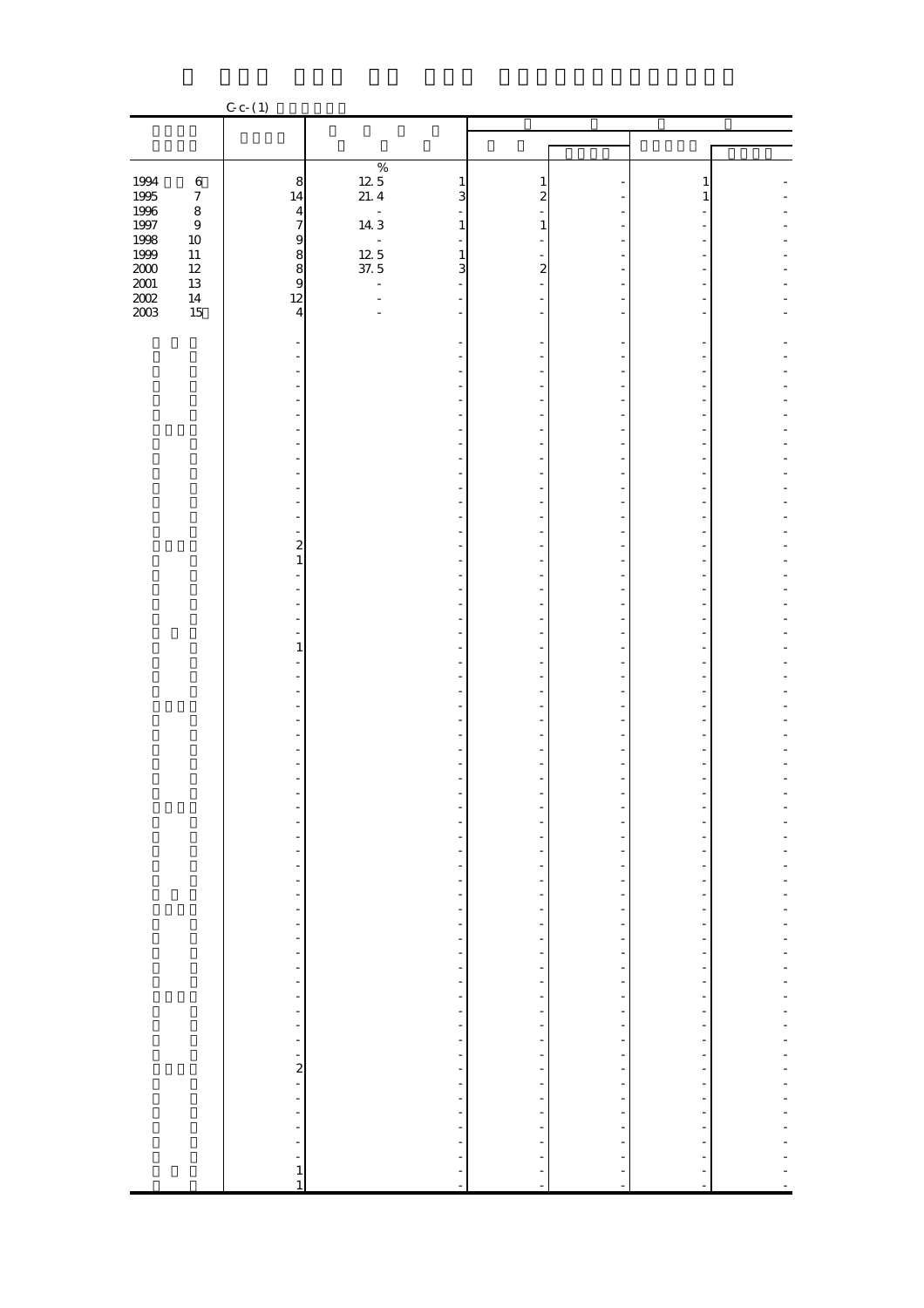C-c-(1)

| | | % | | | | | |
|---|---|---|---|---|---|---|---|
| 1994 6 | 8 | 12.5 | 1 | 1 | - | 1 | - |
| 1995 7 | 14 | 21.4 | 3 | 2 | - | 1 | - |
| 1996 8 | 4 | - | - | - | - | - | - |
| 1997 9 | 7 | 14.3 | 1 | 1 | - | - | - |
| 1998 10 | 9 | - | - | - | - | - | - |
| 1999 11 | 8 | 12.5 | 1 | - | - | - | - |
| 2000 12 | 8 | 37.5 | 3 | 2 | - | - | - |
| 2001 13 | 9 | - | - | - | - | - | - |
| 2002 14 | 12 | - | - | - | - | - | - |
| 2003 15 | 4 | - | - | - | - | - | - |
| | - | | - | - | - | - | - |
| | - | | - | - | - | - | - |
| | - | | - | - | - | - | - |
| | - | | - | - | - | - | - |
| | - | | - | - | - | - | - |
| | - | | - | - | - | - | - |
| | - | | - | - | - | - | - |
| | - | | - | - | - | - | - |
| | - | | - | - | - | - | - |
| | - | | - | - | - | - | - |
| | - | | - | - | - | - | - |
| | - | | - | - | - | - | - |
| | - | | - | - | - | - | - |
| | - | | - | - | - | - | - |
| | 2 | | - | - | - | - | - |
| | 1 | | - | - | - | - | - |
| | - | | - | - | - | - | - |
| | - | | - | - | - | - | - |
| | - | | - | - | - | - | - |
| | - | | - | - | - | - | - |
| | - | | - | - | - | - | - |
| | 1 | | - | - | - | - | - |
| | - | | - | - | - | - | - |
| | - | | - | - | - | - | - |
| | - | | - | - | - | - | - |
| | - | | - | - | - | - | - |
| | - | | - | - | - | - | - |
| | - | | - | - | - | - | - |
| | - | | - | - | - | - | - |
| | - | | - | - | - | - | - |
| | - | | - | - | - | - | - |
| | - | | - | - | - | - | - |
| | - | | - | - | - | - | - |
| | - | | - | - | - | - | - |
| | - | | - | - | - | - | - |
| | - | | - | - | - | - | - |
| | - | | - | - | - | - | - |
| | - | | - | - | - | - | - |
| | - | | - | - | - | - | - |
| | - | | - | - | - | - | - |
| | - | | - | - | - | - | - |
| | - | | - | - | - | - | - |
| | - | | - | - | - | - | - |
| | - | | - | - | - | - | - |
| | - | | - | - | - | - | - |
| | - | | - | - | - | - | - |
| | - | | - | - | - | - | - |
| | - | | - | - | - | - | - |
| | - | | - | - | - | - | - |
| | - | | - | - | - | - | - |
| | - | | - | - | - | - | - |
| | - | | - | - | - | - | - |
| | 2 | | - | - | - | - | - |
| | - | | - | - | - | - | - |
| | - | | - | - | - | - | - |
| | - | | - | - | - | - | - |
| | - | | - | - | - | - | - |
| | - | | - | - | - | - | - |
| | - | | - | - | - | - | - |
| | 1 | | - | - | - | - | - |
| | 1 | | - | - | - | - | - |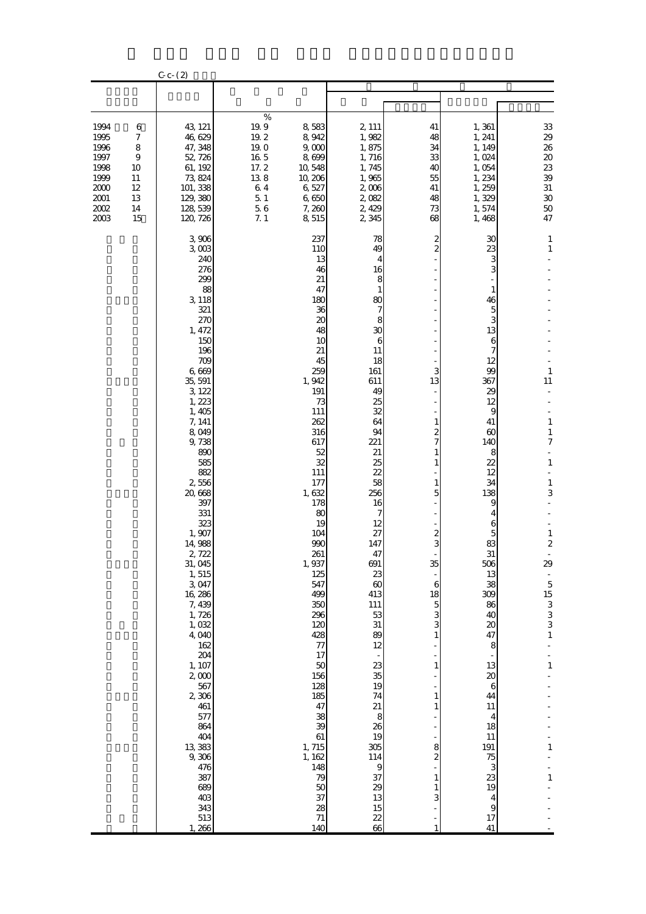C-c-(2)

| | | | | | | | |
|---|---|---|---|---|---|---|---|
| | | | | | | | |
| | | % | | | | | |
| 1994 6 | 43,121 | 19.9 | 8,583 | 2,111 | 41 | 1,361 | 33 |
| 1995 7 | 46,629 | 19.2 | 8,942 | 1,982 | 48 | 1,241 | 29 |
| 1996 8 | 47,348 | 19.0 | 9,000 | 1,875 | 34 | 1,149 | 26 |
| 1997 9 | 52,726 | 16.5 | 8,699 | 1,716 | 33 | 1,024 | 20 |
| 1998 10 | 61,192 | 17.2 | 10,548 | 1,745 | 40 | 1,054 | 23 |
| 1999 11 | 73,824 | 13.8 | 10,206 | 1,965 | 55 | 1,234 | 39 |
| 2000 12 | 101,338 | 6.4 | 6,527 | 2,006 | 41 | 1,259 | 31 |
| 2001 13 | 129,380 | 5.1 | 6,650 | 2,082 | 48 | 1,329 | 30 |
| 2002 14 | 128,539 | 5.6 | 7,260 | 2,429 | 73 | 1,574 | 50 |
| 2003 15 | 120,726 | 7.1 | 8,515 | 2,345 | 68 | 1,468 | 47 |
| | 3,906 | | 237 | 78 | 2 | 30 | 1 |
| | 3,003 | | 110 | 49 | 2 | 23 | 1 |
| | 240 | | 13 | 4 | - | 3 | - |
| | 276 | | 46 | 16 | - | 3 | - |
| | 299 | | 21 | 8 | - | - | - |
| | 88 | | 47 | 1 | - | 1 | - |
| | 3,118 | | 180 | 80 | - | 46 | - |
| | 321 | | 36 | 7 | - | 5 | - |
| | 270 | | 20 | 8 | - | 3 | - |
| | 1,472 | | 48 | 30 | - | 13 | - |
| | 150 | | 10 | 6 | - | 6 | - |
| | 196 | | 21 | 11 | - | 7 | - |
| | 709 | | 45 | 18 | - | 12 | - |
| | 6,669 | | 259 | 161 | 3 | 99 | 1 |
| | 35,591 | | 1,942 | 611 | 13 | 367 | 11 |
| | 3,122 | | 191 | 49 | - | 29 | - |
| | 1,223 | | 73 | 25 | - | 12 | - |
| | 1,405 | | 111 | 32 | - | 9 | - |
| | 7,141 | | 262 | 64 | 1 | 41 | 1 |
| | 8,049 | | 316 | 94 | 2 | 60 | 1 |
| | 9,738 | | 617 | 221 | 7 | 140 | 7 |
| | 890 | | 52 | 21 | 1 | 8 | - |
| | 585 | | 32 | 25 | 1 | 22 | 1 |
| | 882 | | 111 | 22 | - | 12 | - |
| | 2,556 | | 177 | 58 | 1 | 34 | 1 |
| | 20,668 | | 1,632 | 256 | 5 | 138 | 3 |
| | 397 | | 178 | 16 | - | 9 | - |
| | 331 | | 80 | 7 | - | 4 | - |
| | 323 | | 19 | 12 | - | 6 | - |
| | 1,907 | | 104 | 27 | 2 | 5 | 1 |
| | 14,988 | | 990 | 147 | 3 | 83 | 2 |
| | 2,722 | | 261 | 47 | - | 31 | - |
| | 31,045 | | 1,937 | 691 | 35 | 506 | 29 |
| | 1,515 | | 125 | 23 | - | 13 | - |
| | 3,047 | | 547 | 60 | 6 | 38 | 5 |
| | 16,286 | | 499 | 413 | 18 | 309 | 15 |
| | 7,439 | | 350 | 111 | 5 | 86 | 3 |
| | 1,726 | | 296 | 53 | 3 | 40 | 3 |
| | 1,032 | | 120 | 31 | 3 | 20 | 3 |
| | 4,040 | | 428 | 89 | 1 | 47 | 1 |
| | 162 | | 77 | 12 | - | 8 | - |
| | 204 | | 17 | - | - | - | - |
| | 1,107 | | 50 | 23 | 1 | 13 | 1 |
| | 2,000 | | 156 | 35 | - | 20 | - |
| | 567 | | 128 | 19 | - | 6 | - |
| | 2,306 | | 185 | 74 | 1 | 44 | - |
| | 461 | | 47 | 21 | 1 | 11 | - |
| | 577 | | 38 | 8 | - | 4 | - |
| | 864 | | 39 | 26 | - | 18 | - |
| | 404 | | 61 | 19 | - | 11 | - |
| | 13,383 | | 1,715 | 305 | 8 | 191 | 1 |
| | 9,306 | | 1,162 | 114 | 2 | 75 | - |
| | 476 | | 148 | 9 | - | 3 | - |
| | 387 | | 79 | 37 | 1 | 23 | 1 |
| | 689 | | 50 | 29 | 1 | 19 | - |
| | 403 | | 37 | 13 | 3 | 4 | - |
| | 343 | | 28 | 15 | - | 9 | - |
| | 513 | | 71 | 22 | - | 17 | - |
| | 1,266 | | 140 | 66 | 1 | 41 | - |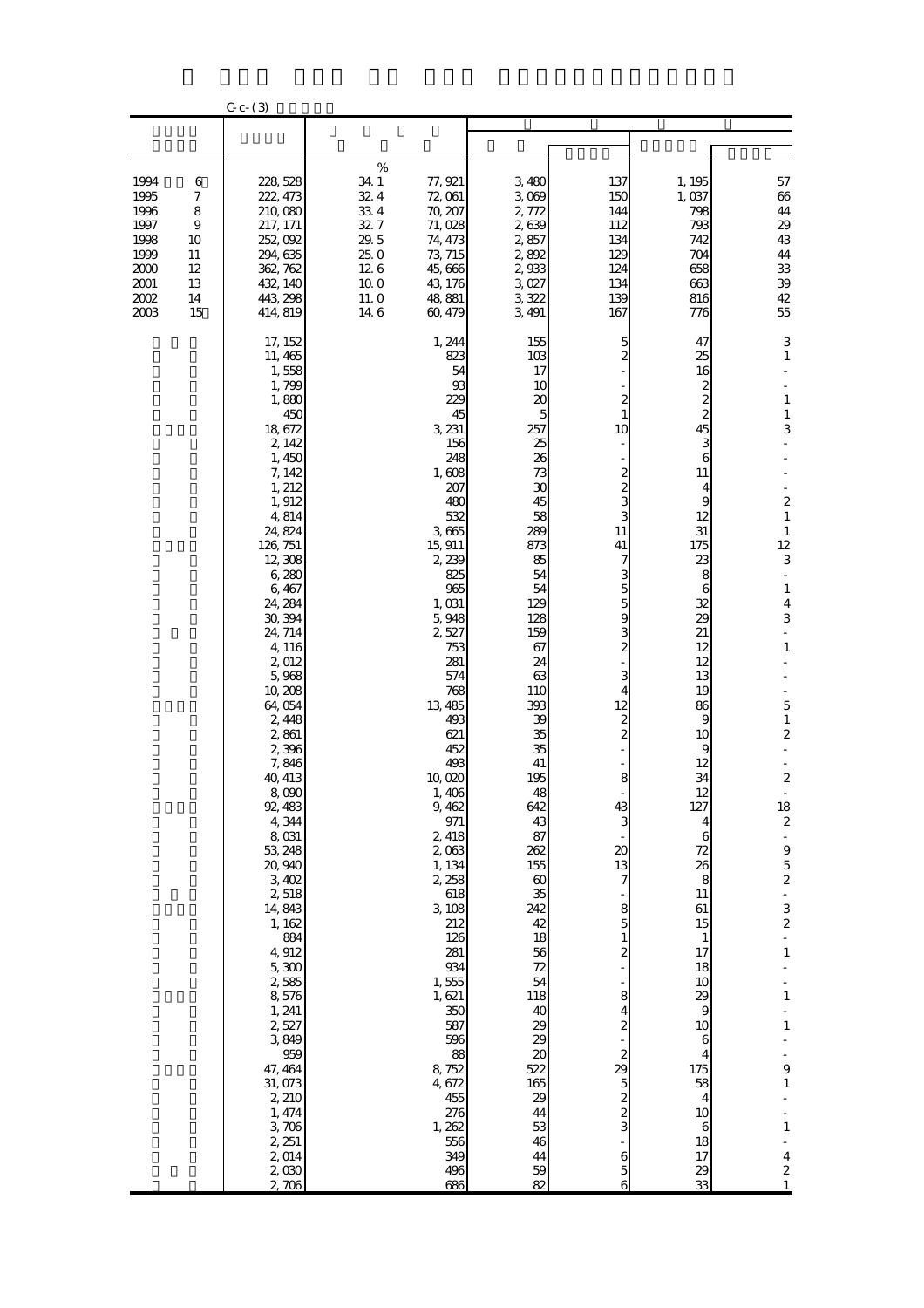C-c-(3)

| | | | | | | | |
|---|---|---|---|---|---|---|---|
| | | | | | | | |
| | | % | | | | | |
| 1994 6 | 228,528 | 34.1 | 77,921 | 3,480 | 137 | 1,195 | 57 |
| 1995 7 | 222,473 | 32.4 | 72,061 | 3,069 | 150 | 1,037 | 66 |
| 1996 8 | 210,080 | 33.4 | 70,207 | 2,772 | 144 | 798 | 44 |
| 1997 9 | 217,171 | 32.7 | 71,028 | 2,639 | 112 | 793 | 29 |
| 1998 10 | 252,092 | 29.5 | 74,473 | 2,857 | 134 | 742 | 43 |
| 1999 11 | 294,635 | 25.0 | 73,715 | 2,892 | 129 | 704 | 44 |
| 2000 12 | 362,762 | 12.6 | 45,666 | 2,933 | 124 | 658 | 33 |
| 2001 13 | 432,140 | 10.0 | 43,176 | 3,027 | 134 | 663 | 39 |
| 2002 14 | 443,298 | 11.0 | 48,881 | 3,322 | 139 | 816 | 42 |
| 2003 15 | 414,819 | 14.6 | 60,479 | 3,491 | 167 | 776 | 55 |
| | 17,152 | | 1,244 | 155 | 5 | 47 | 3 |
| | 11,465 | | 823 | 103 | 2 | 25 | 1 |
| | 1,558 | | 54 | 17 | - | 16 | - |
| | 1,799 | | 93 | 10 | - | 2 | - |
| | 1,880 | | 229 | 20 | 2 | 2 | 1 |
| | 450 | | 45 | 5 | 1 | 2 | 1 |
| | 18,672 | | 3,231 | 257 | 10 | 45 | 3 |
| | 2,142 | | 156 | 25 | - | 3 | - |
| | 1,450 | | 248 | 26 | - | 6 | - |
| | 7,142 | | 1,608 | 73 | 2 | 11 | - |
| | 1,212 | | 207 | 30 | 2 | 4 | - |
| | 1,912 | | 480 | 45 | 3 | 9 | 2 |
| | 4,814 | | 532 | 58 | 3 | 12 | 1 |
| | 24,824 | | 3,665 | 289 | 11 | 31 | 1 |
| | 126,751 | | 15,911 | 873 | 41 | 175 | 12 |
| | 12,308 | | 2,239 | 85 | 7 | 23 | 3 |
| | 6,280 | | 825 | 54 | 3 | 8 | - |
| | 6,467 | | 965 | 54 | 5 | 6 | 1 |
| | 24,284 | | 1,031 | 129 | 5 | 32 | 4 |
| | 30,394 | | 5,948 | 128 | 9 | 29 | 3 |
| | 24,714 | | 2,527 | 159 | 3 | 21 | - |
| | 4,116 | | 753 | 67 | 2 | 12 | 1 |
| | 2,012 | | 281 | 24 | - | 12 | - |
| | 5,968 | | 574 | 63 | 3 | 13 | - |
| | 10,208 | | 768 | 110 | 4 | 19 | - |
| | 64,054 | | 13,485 | 393 | 12 | 86 | 5 |
| | 2,448 | | 493 | 39 | 2 | 9 | 1 |
| | 2,861 | | 621 | 35 | 2 | 10 | 2 |
| | 2,396 | | 452 | 35 | - | 9 | - |
| | 7,846 | | 493 | 41 | - | 12 | - |
| | 40,413 | | 10,020 | 195 | 8 | 34 | 2 |
| | 8,090 | | 1,406 | 48 | - | 12 | - |
| | 92,483 | | 9,462 | 642 | 43 | 127 | 18 |
| | 4,344 | | 971 | 43 | 3 | 4 | 2 |
| | 8,031 | | 2,418 | 87 | - | 6 | - |
| | 53,248 | | 2,063 | 262 | 20 | 72 | 9 |
| | 20,940 | | 1,134 | 155 | 13 | 26 | 5 |
| | 3,402 | | 2,258 | 60 | 7 | 8 | 2 |
| | 2,518 | | 618 | 35 | - | 11 | - |
| | 14,843 | | 3,108 | 242 | 8 | 61 | 3 |
| | 1,162 | | 212 | 42 | 5 | 15 | 2 |
| | 884 | | 126 | 18 | 1 | 1 | - |
| | 4,912 | | 281 | 56 | 2 | 17 | 1 |
| | 5,300 | | 934 | 72 | - | 18 | - |
| | 2,585 | | 1,555 | 54 | - | 10 | - |
| | 8,576 | | 1,621 | 118 | 8 | 29 | 1 |
| | 1,241 | | 350 | 40 | 4 | 9 | - |
| | 2,527 | | 587 | 29 | 2 | 10 | 1 |
| | 3,849 | | 596 | 29 | - | 6 | - |
| | 959 | | 88 | 20 | 2 | 4 | - |
| | 47,464 | | 8,752 | 522 | 29 | 175 | 9 |
| | 31,073 | | 4,672 | 165 | 5 | 58 | 1 |
| | 2,210 | | 455 | 29 | 2 | 4 | - |
| | 1,474 | | 276 | 44 | 2 | 10 | - |
| | 3,706 | | 1,262 | 53 | 3 | 6 | 1 |
| | 2,251 | | 556 | 46 | - | 18 | - |
| | 2,014 | | 349 | 44 | 6 | 17 | 4 |
| | 2,030 | | 496 | 59 | 5 | 29 | 2 |
| | 2,706 | | 686 | 82 | 6 | 33 | 1 |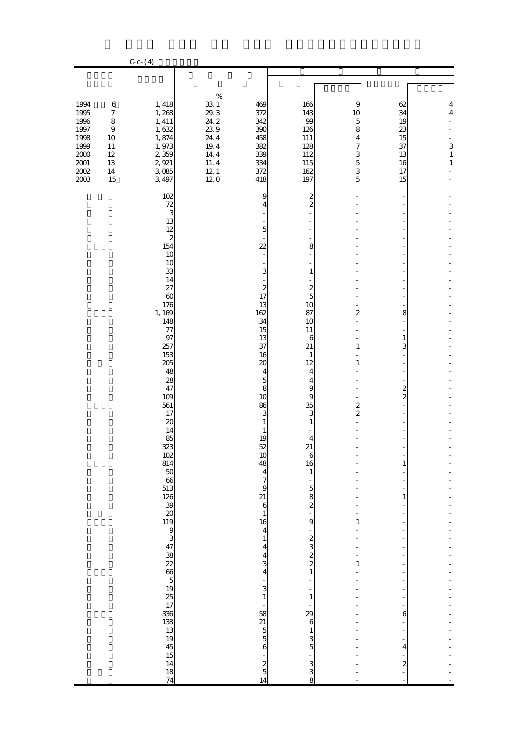C-c-(4)

| | | | | | | | |
|---|---|---|---|---|---|---|---|
| | | % | | | | | |
| 1994 6 | 1,418 | 33.1 | 469 | 166 | 9 | 62 | 4 |
| 1995 7 | 1,268 | 29.3 | 372 | 143 | 10 | 34 | 4 |
| 1996 8 | 1,411 | 24.2 | 342 | 99 | 5 | 19 | - |
| 1997 9 | 1,632 | 23.9 | 390 | 126 | 8 | 23 | - |
| 1998 10 | 1,874 | 24.4 | 458 | 111 | 4 | 15 | - |
| 1999 11 | 1,973 | 19.4 | 382 | 128 | 7 | 37 | 3 |
| 2000 12 | 2,359 | 14.4 | 339 | 112 | 3 | 13 | 1 |
| 2001 13 | 2,921 | 11.4 | 334 | 115 | 5 | 16 | 1 |
| 2002 14 | 3,085 | 12.1 | 372 | 162 | 3 | 17 | - |
| 2003 15 | 3,497 | 12.0 | 418 | 197 | 5 | 15 | - |
| | 102 | | 9 | 2 | - | - | - |
| | 72 | | 4 | 2 | - | - | - |
| | 3 | | - | - | - | - | - |
| | 13 | | - | - | - | - | - |
| | 12 | | 5 | - | - | - | - |
| | 2 | | - | - | - | - | - |
| | 154 | | 22 | 8 | - | - | - |
| | 10 | | - | - | - | - | - |
| | 10 | | - | - | - | - | - |
| | 33 | | 3 | 1 | - | - | - |
| | 14 | | - | - | - | - | - |
| | 27 | | 2 | 2 | - | - | - |
| | 60 | | 17 | 5 | - | - | - |
| | 176 | | 13 | 10 | - | - | - |
| | 1,169 | | 162 | 87 | 2 | 8 | - |
| | 148 | | 34 | 10 | - | - | - |
| | 77 | | 15 | 11 | - | - | - |
| | 97 | | 13 | 6 | - | 1 | - |
| | 257 | | 37 | 21 | 1 | 3 | - |
| | 153 | | 16 | 1 | - | - | - |
| | 205 | | 20 | 12 | 1 | - | - |
| | 48 | | 4 | 4 | - | - | - |
| | 28 | | 5 | 4 | - | - | - |
| | 47 | | 8 | 9 | - | 2 | - |
| | 109 | | 10 | 9 | - | 2 | - |
| | 561 | | 86 | 35 | 2 | - | - |
| | 17 | | 3 | 3 | 2 | - | - |
| | 20 | | 1 | 1 | - | - | - |
| | 14 | | 1 | - | - | - | - |
| | 85 | | 19 | 4 | - | - | - |
| | 323 | | 52 | 21 | - | - | - |
| | 102 | | 10 | 6 | - | - | - |
| | 814 | | 48 | 16 | - | 1 | - |
| | 50 | | 4 | 1 | - | - | - |
| | 66 | | 7 | - | - | - | - |
| | 513 | | 9 | 5 | - | - | - |
| | 126 | | 21 | 8 | - | 1 | - |
| | 39 | | 6 | 2 | - | - | - |
| | 20 | | 1 | - | - | - | - |
| | 119 | | 16 | 9 | 1 | - | - |
| | 9 | | 4 | - | - | - | - |
| | 3 | | 1 | 2 | - | - | - |
| | 47 | | 4 | 3 | - | - | - |
| | 38 | | 4 | 2 | - | - | - |
| | 22 | | 3 | 2 | 1 | - | - |
| | 66 | | 4 | 1 | - | - | - |
| | 5 | | - | - | - | - | - |
| | 19 | | 3 | - | - | - | - |
| | 25 | | 1 | 1 | - | - | - |
| | 17 | | - | - | - | - | - |
| | 336 | | 58 | 29 | - | 6 | - |
| | 138 | | 21 | 6 | - | - | - |
| | 13 | | 5 | 1 | - | - | - |
| | 19 | | 5 | 3 | - | - | - |
| | 45 | | 6 | 5 | - | 4 | - |
| | 15 | | - | - | - | - | - |
| | 14 | | 2 | 3 | - | 2 | - |
| | 18 | | 5 | 3 | - | - | - |
| | 74 | | 14 | 8 | - | - | - |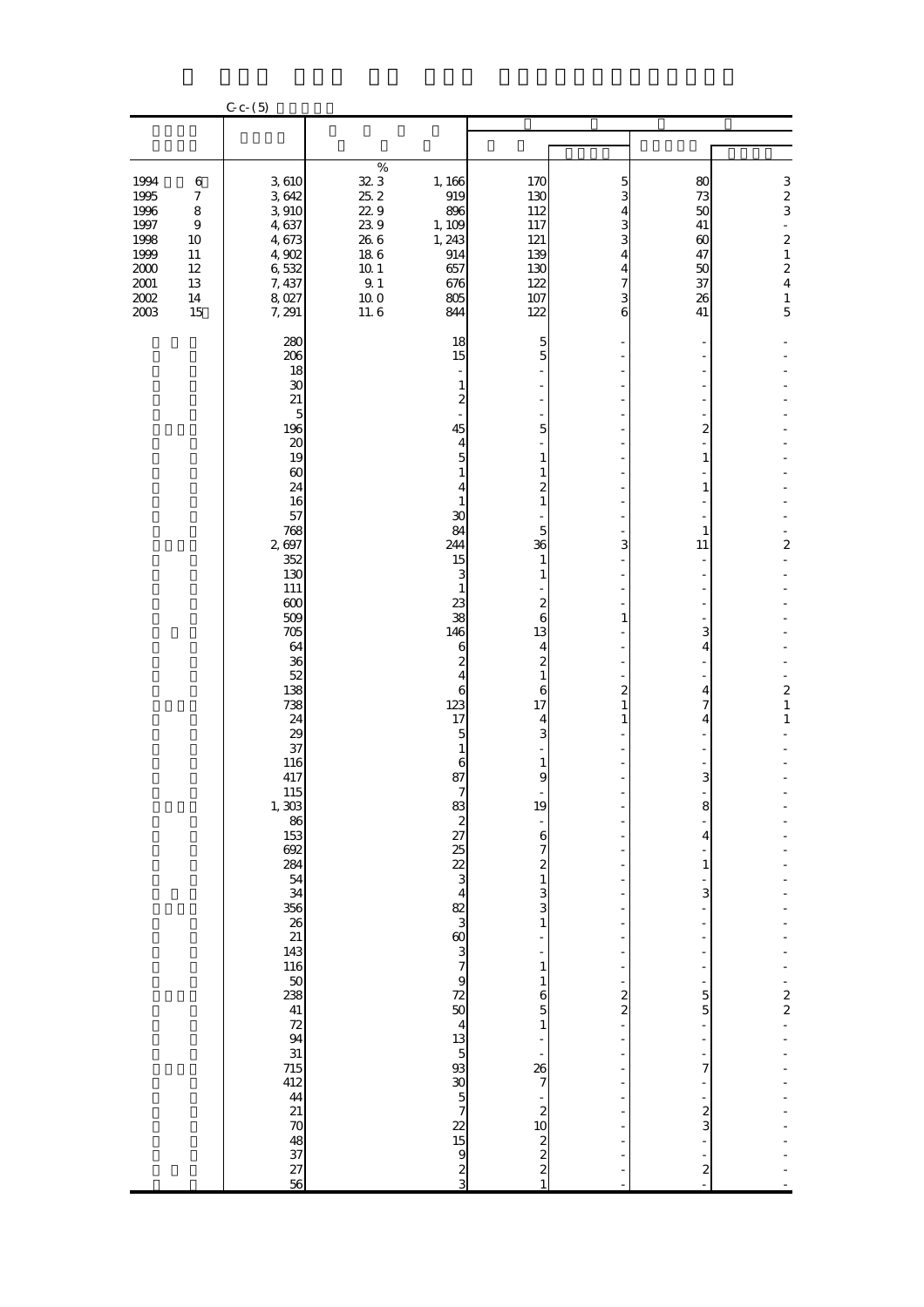C-c-(5)

| | | % | | | | | |
|---|---|---|---|---|---|---|---|
| 1994 6 | 3, 610 | 32. 3 | 1, 166 | 170 | 5 | 80 | 3 |
| 1995 7 | 3, 642 | 25. 2 | 919 | 130 | 3 | 73 | 2 |
| 1996 8 | 3, 910 | 22. 9 | 896 | 112 | 4 | 50 | 3 |
| 1997 9 | 4, 637 | 23. 9 | 1, 109 | 117 | 3 | 41 | - |
| 1998 10 | 4, 673 | 26. 6 | 1, 243 | 121 | 3 | 60 | 2 |
| 1999 11 | 4, 902 | 18. 6 | 914 | 139 | 4 | 47 | 1 |
| 2000 12 | 6, 532 | 10. 1 | 657 | 130 | 4 | 50 | 2 |
| 2001 13 | 7, 437 | 9. 1 | 676 | 122 | 7 | 37 | 4 |
| 2002 14 | 8, 027 | 10. 0 | 805 | 107 | 3 | 26 | 1 |
| 2003 15 | 7, 291 | 11. 6 | 844 | 122 | 6 | 41 | 5 |
| | 280 | | 18 | 5 | - | - | - |
| | 206 | | 15 | 5 | - | - | - |
| | 18 | | - | - | - | - | - |
| | 30 | | 1 | - | - | - | - |
| | 21 | | 2 | - | - | - | - |
| | 5 | | - | - | - | - | - |
| | 196 | | 45 | 5 | - | 2 | - |
| | 20 | | 4 | - | - | - | - |
| | 19 | | 5 | 1 | - | 1 | - |
| | 60 | | 1 | 1 | - | - | - |
| | 24 | | 4 | 2 | - | 1 | - |
| | 16 | | 1 | 1 | - | - | - |
| | 57 | | 30 | - | - | - | - |
| | 768 | | 84 | 5 | - | 1 | - |
| | 2, 697 | | 244 | 36 | 3 | 11 | 2 |
| | 352 | | 15 | 1 | - | - | - |
| | 130 | | 3 | 1 | - | - | - |
| | 111 | | 1 | - | - | - | - |
| | 600 | | 23 | 2 | - | - | - |
| | 509 | | 38 | 6 | 1 | - | - |
| | 705 | | 146 | 13 | - | 3 | - |
| | 64 | | 6 | 4 | - | 4 | - |
| | 36 | | 2 | 2 | - | - | - |
| | 52 | | 4 | 1 | - | - | - |
| | 138 | | 6 | 6 | 2 | 4 | 2 |
| | 738 | | 123 | 17 | 1 | 7 | 1 |
| | 24 | | 17 | 4 | 1 | 4 | 1 |
| | 29 | | 5 | 3 | - | - | - |
| | 37 | | 1 | - | - | - | - |
| | 116 | | 6 | 1 | - | - | - |
| | 417 | | 87 | 9 | - | 3 | - |
| | 115 | | 7 | - | - | - | - |
| | 1, 303 | | 83 | 19 | - | 8 | - |
| | 86 | | 2 | - | - | - | - |
| | 153 | | 27 | 6 | - | 4 | - |
| | 692 | | 25 | 7 | - | - | - |
| | 284 | | 22 | 2 | - | 1 | - |
| | 54 | | 3 | 1 | - | - | - |
| | 34 | | 4 | 3 | - | 3 | - |
| | 356 | | 82 | 3 | - | - | - |
| | 26 | | 3 | 1 | - | - | - |
| | 21 | | 60 | - | - | - | - |
| | 143 | | 3 | - | - | - | - |
| | 116 | | 7 | 1 | - | - | - |
| | 50 | | 9 | 1 | - | - | - |
| | 238 | | 72 | 6 | 2 | 5 | 2 |
| | 41 | | 50 | 5 | 2 | 5 | 2 |
| | 72 | | 4 | 1 | - | - | - |
| | 94 | | 13 | - | - | - | - |
| | 31 | | 5 | - | - | - | - |
| | 715 | | 93 | 26 | - | 7 | - |
| | 412 | | 30 | 7 | - | - | - |
| | 44 | | 5 | - | - | - | - |
| | 21 | | 7 | 2 | - | 2 | - |
| | 70 | | 22 | 10 | - | 3 | - |
| | 48 | | 15 | 2 | - | - | - |
| | 37 | | 9 | 2 | - | - | - |
| | 27 | | 2 | 2 | - | 2 | - |
| | 56 | | 3 | 1 | - | - | - |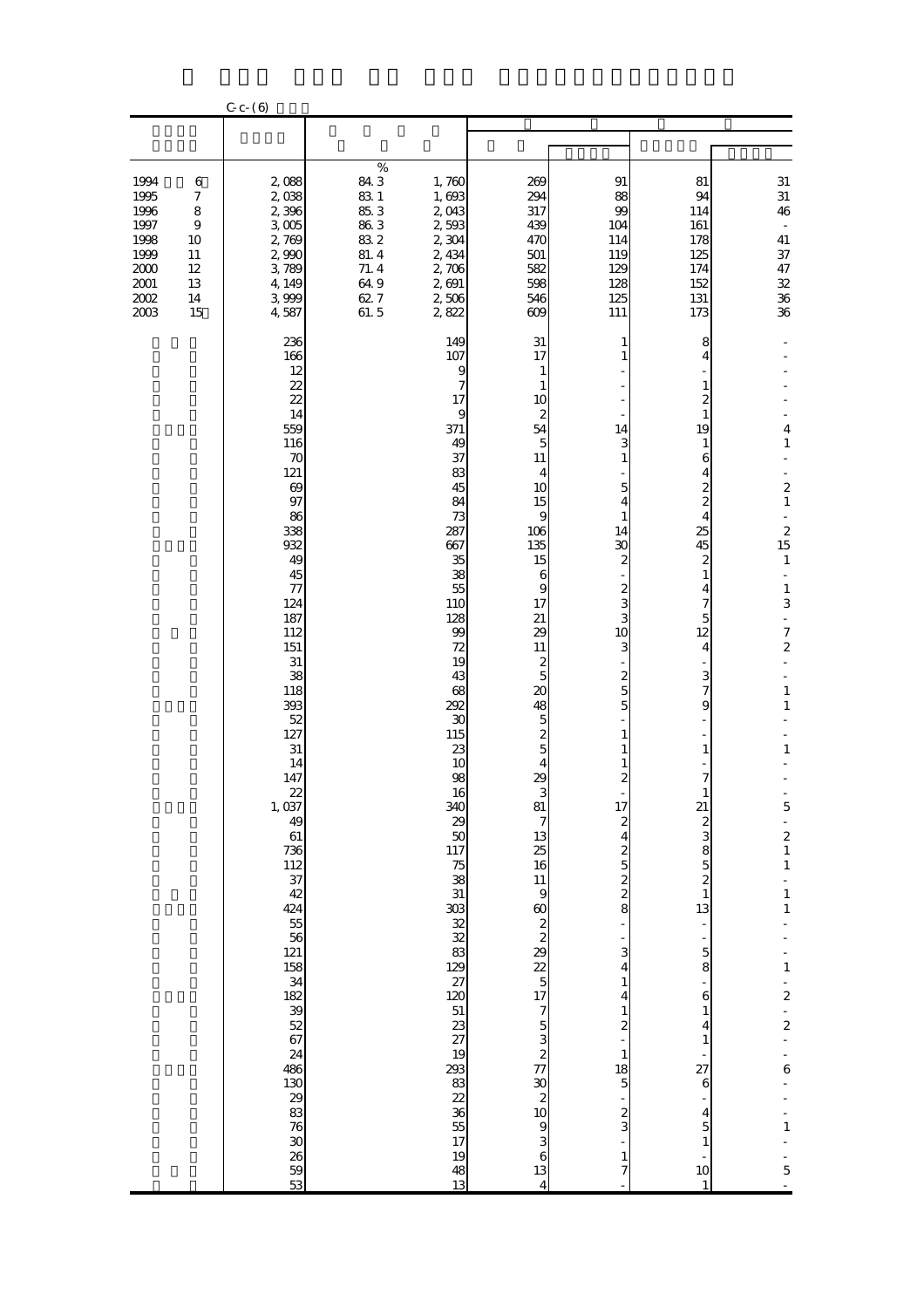C-c-(6)

| | | | | | | | |
|---|---|---|---|---|---|---|---|
| | | % | | | | | |
| 1994 6 | 2,088 | 84.3 | 1,760 | 269 | 91 | 81 | 31 |
| 1995 7 | 2,038 | 83.1 | 1,693 | 294 | 88 | 94 | 31 |
| 1996 8 | 2,396 | 85.3 | 2,043 | 317 | 99 | 114 | 46 |
| 1997 9 | 3,005 | 86.3 | 2,593 | 439 | 104 | 161 | - |
| 1998 10 | 2,769 | 83.2 | 2,304 | 470 | 114 | 178 | 41 |
| 1999 11 | 2,990 | 81.4 | 2,434 | 501 | 119 | 125 | 37 |
| 2000 12 | 3,789 | 71.4 | 2,706 | 582 | 129 | 174 | 47 |
| 2001 13 | 4,149 | 64.9 | 2,691 | 598 | 128 | 152 | 32 |
| 2002 14 | 3,999 | 62.7 | 2,506 | 546 | 125 | 131 | 36 |
| 2003 15 | 4,587 | 61.5 | 2,822 | 609 | 111 | 173 | 36 |
| | 236 | | 149 | 31 | 1 | 8 | - |
| | 166 | | 107 | 17 | 1 | 4 | - |
| | 12 | | 9 | 1 | - | - | - |
| | 22 | | 7 | 1 | - | 1 | - |
| | 22 | | 17 | 10 | - | 2 | - |
| | 14 | | 9 | 2 | - | 1 | - |
| | 559 | | 371 | 54 | 14 | 19 | 4 |
| | 116 | | 49 | 5 | 3 | 1 | 1 |
| | 70 | | 37 | 11 | 1 | 6 | - |
| | 121 | | 83 | 4 | - | 4 | - |
| | 69 | | 45 | 10 | 5 | 2 | 2 |
| | 97 | | 84 | 15 | 4 | 2 | 1 |
| | 86 | | 73 | 9 | 1 | 4 | - |
| | 338 | | 287 | 106 | 14 | 25 | 2 |
| | 932 | | 667 | 135 | 30 | 45 | 15 |
| | 49 | | 35 | 15 | 2 | 2 | 1 |
| | 45 | | 38 | 6 | - | 1 | - |
| | 77 | | 55 | 9 | 2 | 4 | 1 |
| | 124 | | 110 | 17 | 3 | 7 | 3 |
| | 187 | | 128 | 21 | 3 | 5 | - |
| | 112 | | 99 | 29 | 10 | 12 | 7 |
| | 151 | | 72 | 11 | 3 | 4 | 2 |
| | 31 | | 19 | 2 | - | - | - |
| | 38 | | 43 | 5 | 2 | 3 | - |
| | 118 | | 68 | 20 | 5 | 7 | 1 |
| | 393 | | 292 | 48 | 5 | 9 | 1 |
| | 52 | | 30 | 5 | - | - | - |
| | 127 | | 115 | 2 | 1 | - | - |
| | 31 | | 23 | 5 | 1 | 1 | 1 |
| | 14 | | 10 | 4 | 1 | - | - |
| | 147 | | 98 | 29 | 2 | 7 | - |
| | 22 | | 16 | 3 | - | 1 | - |
| | 1,037 | | 340 | 81 | 17 | 21 | 5 |
| | 49 | | 29 | 7 | 2 | 2 | - |
| | 61 | | 50 | 13 | 4 | 3 | 2 |
| | 736 | | 117 | 25 | 2 | 8 | 1 |
| | 112 | | 75 | 16 | 5 | 5 | 1 |
| | 37 | | 38 | 11 | 2 | 2 | - |
| | 42 | | 31 | 9 | 2 | 1 | 1 |
| | 424 | | 303 | 60 | 8 | 13 | 1 |
| | 55 | | 32 | 2 | - | - | - |
| | 56 | | 32 | 2 | - | - | - |
| | 121 | | 83 | 29 | 3 | 5 | - |
| | 158 | | 129 | 22 | 4 | 8 | 1 |
| | 34 | | 27 | 5 | 1 | - | - |
| | 182 | | 120 | 17 | 4 | 6 | 2 |
| | 39 | | 51 | 7 | 1 | 1 | - |
| | 52 | | 23 | 5 | 2 | 4 | 2 |
| | 67 | | 27 | 3 | - | 1 | - |
| | 24 | | 19 | 2 | 1 | - | - |
| | 486 | | 293 | 77 | 18 | 27 | 6 |
| | 130 | | 83 | 30 | 5 | 6 | - |
| | 29 | | 22 | 2 | - | - | - |
| | 83 | | 36 | 10 | 2 | 4 | - |
| | 76 | | 55 | 9 | 3 | 5 | 1 |
| | 30 | | 17 | 3 | - | 1 | - |
| | 26 | | 19 | 6 | 1 | - | - |
| | 59 | | 48 | 13 | 7 | 10 | 5 |
| | 53 | | 13 | 4 | - | 1 | - |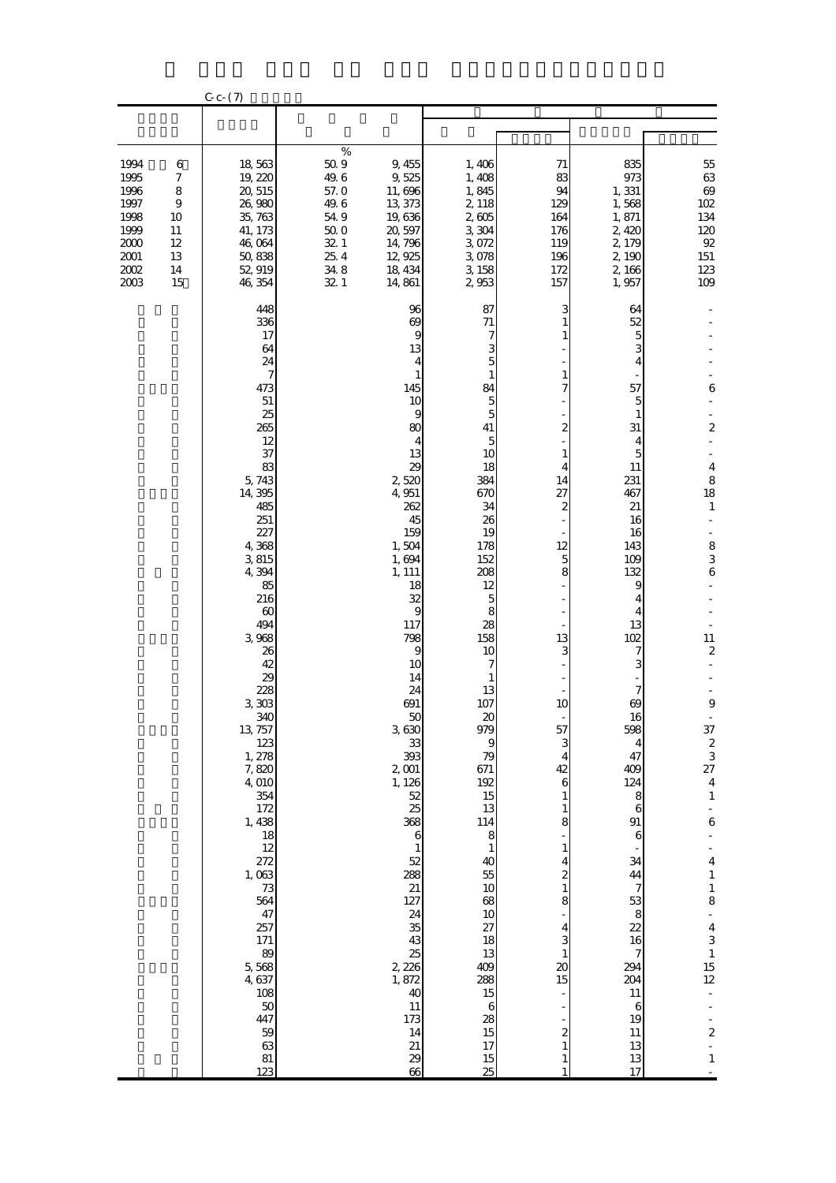C-c-(7)

| | | % | | | | | |
|---|---|---|---|---|---|---|---|
| 1994 6 | 18,563 | 50.9 | 9,455 | 1,406 | 71 | 835 | 55 |
| 1995 7 | 19,220 | 49.6 | 9,525 | 1,408 | 83 | 973 | 63 |
| 1996 8 | 20,515 | 57.0 | 11,696 | 1,845 | 94 | 1,331 | 69 |
| 1997 9 | 26,980 | 49.6 | 13,373 | 2,118 | 129 | 1,568 | 102 |
| 1998 10 | 35,763 | 54.9 | 19,636 | 2,605 | 164 | 1,871 | 134 |
| 1999 11 | 41,173 | 50.0 | 20,597 | 3,304 | 176 | 2,420 | 120 |
| 2000 12 | 46,064 | 32.1 | 14,796 | 3,072 | 119 | 2,179 | 92 |
| 2001 13 | 50,838 | 25.4 | 12,925 | 3,078 | 196 | 2,190 | 151 |
| 2002 14 | 52,919 | 34.8 | 18,434 | 3,158 | 172 | 2,166 | 123 |
| 2003 15 | 46,354 | 32.1 | 14,861 | 2,953 | 157 | 1,957 | 109 |
| | 448 | | 96 | 87 | 3 | 64 | - |
| | 336 | | 69 | 71 | 1 | 52 | - |
| | 17 | | 9 | 7 | 1 | 5 | - |
| | 64 | | 13 | 3 | - | 3 | - |
| | 24 | | 4 | 5 | - | 4 | - |
| | 7 | | 1 | 1 | 1 | - | - |
| | 473 | | 145 | 84 | 7 | 57 | 6 |
| | 51 | | 10 | 5 | - | 5 | - |
| | 25 | | 9 | 5 | - | 1 | - |
| | 265 | | 80 | 41 | 2 | 31 | 2 |
| | 12 | | 4 | 5 | - | 4 | - |
| | 37 | | 13 | 10 | 1 | 5 | - |
| | 83 | | 29 | 18 | 4 | 11 | 4 |
| | 5,743 | | 2,520 | 384 | 14 | 231 | 8 |
| | 14,395 | | 4,951 | 670 | 27 | 467 | 18 |
| | 485 | | 262 | 34 | 2 | 21 | 1 |
| | 251 | | 45 | 26 | - | 16 | - |
| | 227 | | 159 | 19 | - | 16 | - |
| | 4,368 | | 1,504 | 178 | 12 | 143 | 8 |
| | 3,815 | | 1,694 | 152 | 5 | 109 | 3 |
| | 4,394 | | 1,111 | 208 | 8 | 132 | 6 |
| | 85 | | 18 | 12 | - | 9 | - |
| | 216 | | 32 | 5 | - | 4 | - |
| | 60 | | 9 | 8 | - | 4 | - |
| | 494 | | 117 | 28 | - | 13 | - |
| | 3,968 | | 798 | 158 | 13 | 102 | 11 |
| | 26 | | 9 | 10 | 3 | 7 | 2 |
| | 42 | | 10 | 7 | - | 3 | - |
| | 29 | | 14 | 1 | - | - | - |
| | 228 | | 24 | 13 | - | 7 | - |
| | 3,303 | | 691 | 107 | 10 | 69 | 9 |
| | 340 | | 50 | 20 | - | 16 | - |
| | 13,757 | | 3,630 | 979 | 57 | 598 | 37 |
| | 123 | | 33 | 9 | 3 | 4 | 2 |
| | 1,278 | | 393 | 79 | 4 | 47 | 3 |
| | 7,820 | | 2,001 | 671 | 42 | 409 | 27 |
| | 4,010 | | 1,126 | 192 | 6 | 124 | 4 |
| | 354 | | 52 | 15 | 1 | 8 | 1 |
| | 172 | | 25 | 13 | 1 | 6 | - |
| | 1,438 | | 368 | 114 | 8 | 91 | 6 |
| | 18 | | 6 | 8 | - | 6 | - |
| | 12 | | 1 | 1 | 1 | - | - |
| | 272 | | 52 | 40 | 4 | 34 | 4 |
| | 1,063 | | 288 | 55 | 2 | 44 | 1 |
| | 73 | | 21 | 10 | 1 | 7 | 1 |
| | 564 | | 127 | 68 | 8 | 53 | 8 |
| | 47 | | 24 | 10 | - | 8 | - |
| | 257 | | 35 | 27 | 4 | 22 | 4 |
| | 171 | | 43 | 18 | 3 | 16 | 3 |
| | 89 | | 25 | 13 | 1 | 7 | 1 |
| | 5,568 | | 2,226 | 409 | 20 | 294 | 15 |
| | 4,637 | | 1,872 | 288 | 15 | 204 | 12 |
| | 108 | | 40 | 15 | - | 11 | - |
| | 50 | | 11 | 6 | - | 6 | - |
| | 447 | | 173 | 28 | - | 19 | - |
| | 59 | | 14 | 15 | 2 | 11 | 2 |
| | 63 | | 21 | 17 | 1 | 13 | - |
| | 81 | | 29 | 15 | 1 | 13 | 1 |
| | 123 | | 66 | 25 | 1 | 17 | - |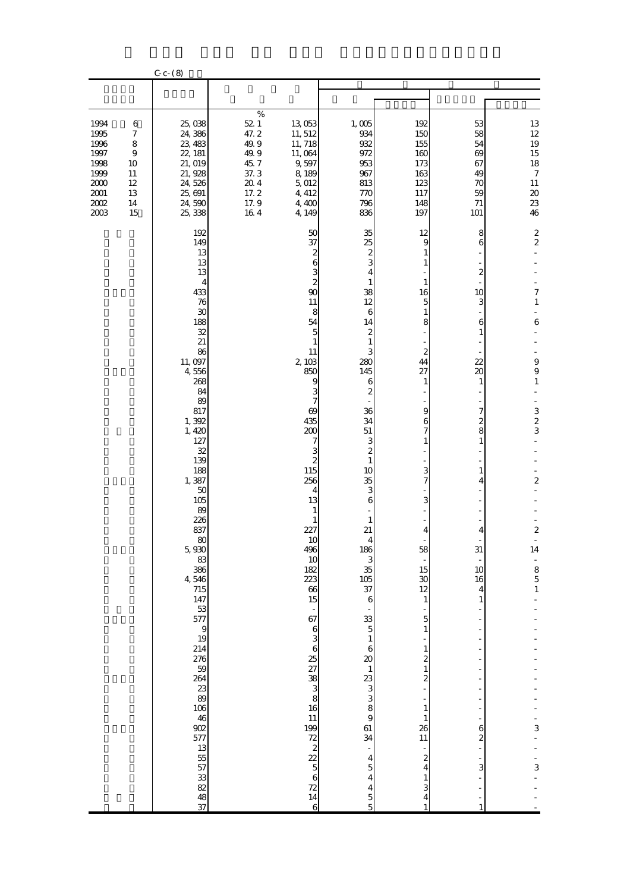C-c-(8)

| | | % | | | | | |
|---|---|---|---|---|---|---|---|
| 1994 6 | 25,038 | 52.1 | 13,053 | 1,005 | 192 | 53 | 13 |
| 1995 7 | 24,386 | 47.2 | 11,512 | 934 | 150 | 58 | 12 |
| 1996 8 | 23,483 | 49.9 | 11,718 | 932 | 155 | 54 | 19 |
| 1997 9 | 22,181 | 49.9 | 11,064 | 972 | 160 | 69 | 15 |
| 1998 10 | 21,019 | 45.7 | 9,597 | 953 | 173 | 67 | 18 |
| 1999 11 | 21,928 | 37.3 | 8,189 | 967 | 163 | 49 | 7 |
| 2000 12 | 24,526 | 20.4 | 5,012 | 813 | 123 | 70 | 11 |
| 2001 13 | 25,691 | 17.2 | 4,412 | 770 | 117 | 59 | 20 |
| 2002 14 | 24,590 | 17.9 | 4,400 | 796 | 148 | 71 | 23 |
| 2003 15 | 25,338 | 16.4 | 4,149 | 836 | 197 | 101 | 46 |
| | 192 | | 50 | 35 | 12 | 8 | 2 |
| | 149 | | 37 | 25 | 9 | 6 | 2 |
| | 13 | | 2 | 2 | 1 | - | - |
| | 13 | | 6 | 3 | 1 | - | - |
| | 13 | | 3 | 4 | - | 2 | - |
| | 4 | | 2 | 1 | 1 | - | - |
| | 433 | | 90 | 38 | 16 | 10 | 7 |
| | 76 | | 11 | 12 | 5 | 3 | 1 |
| | 30 | | 8 | 6 | 1 | - | - |
| | 188 | | 54 | 14 | 8 | 6 | 6 |
| | 32 | | 5 | 2 | - | 1 | - |
| | 21 | | 1 | 1 | - | - | - |
| | 86 | | 11 | 3 | 2 | - | - |
| | 11,097 | | 2,103 | 280 | 44 | 22 | 9 |
| | 4,556 | | 850 | 145 | 27 | 20 | 9 |
| | 268 | | 9 | 6 | 1 | 1 | 1 |
| | 84 | | 3 | 2 | - | - | - |
| | 89 | | 7 | - | - | - | - |
| | 817 | | 69 | 36 | 9 | 7 | 3 |
| | 1,392 | | 435 | 34 | 6 | 2 | 2 |
| | 1,420 | | 200 | 51 | 7 | 8 | 3 |
| | 127 | | 7 | 3 | 1 | 1 | - |
| | 32 | | 3 | 2 | - | - | - |
| | 139 | | 2 | 1 | - | - | - |
| | 188 | | 115 | 10 | 3 | 1 | - |
| | 1,387 | | 256 | 35 | 7 | 4 | 2 |
| | 50 | | 4 | 3 | - | - | - |
| | 105 | | 13 | 6 | 3 | - | - |
| | 89 | | 1 | - | - | - | - |
| | 226 | | 1 | 1 | - | - | - |
| | 837 | | 227 | 21 | 4 | 4 | 2 |
| | 80 | | 10 | 4 | - | - | - |
| | 5,930 | | 496 | 186 | 58 | 31 | 14 |
| | 83 | | 10 | 3 | - | - | - |
| | 386 | | 182 | 35 | 15 | 10 | 8 |
| | 4,546 | | 223 | 105 | 30 | 16 | 5 |
| | 715 | | 66 | 37 | 12 | 4 | 1 |
| | 147 | | 15 | 6 | 1 | 1 | - |
| | 53 | | - | - | - | - | - |
| | 577 | | 67 | 33 | 5 | - | - |
| | 9 | | 6 | 5 | 1 | - | - |
| | 19 | | 3 | 1 | - | - | - |
| | 214 | | 6 | 6 | 1 | - | - |
| | 276 | | 25 | 20 | 2 | - | - |
| | 59 | | 27 | 1 | 1 | - | - |
| | 264 | | 38 | 23 | 2 | - | - |
| | 23 | | 3 | 3 | - | - | - |
| | 89 | | 8 | 3 | - | - | - |
| | 106 | | 16 | 8 | 1 | - | - |
| | 46 | | 11 | 9 | 1 | - | - |
| | 902 | | 199 | 61 | 26 | 6 | 3 |
| | 577 | | 72 | 34 | 11 | 2 | - |
| | 13 | | 2 | - | - | - | - |
| | 55 | | 22 | 4 | 2 | - | - |
| | 57 | | 5 | 5 | 4 | 3 | 3 |
| | 33 | | 6 | 4 | 1 | - | - |
| | 82 | | 72 | 4 | 3 | - | - |
| | 48 | | 14 | 5 | 4 | - | - |
| | 37 | | 6 | 5 | 1 | 1 | - |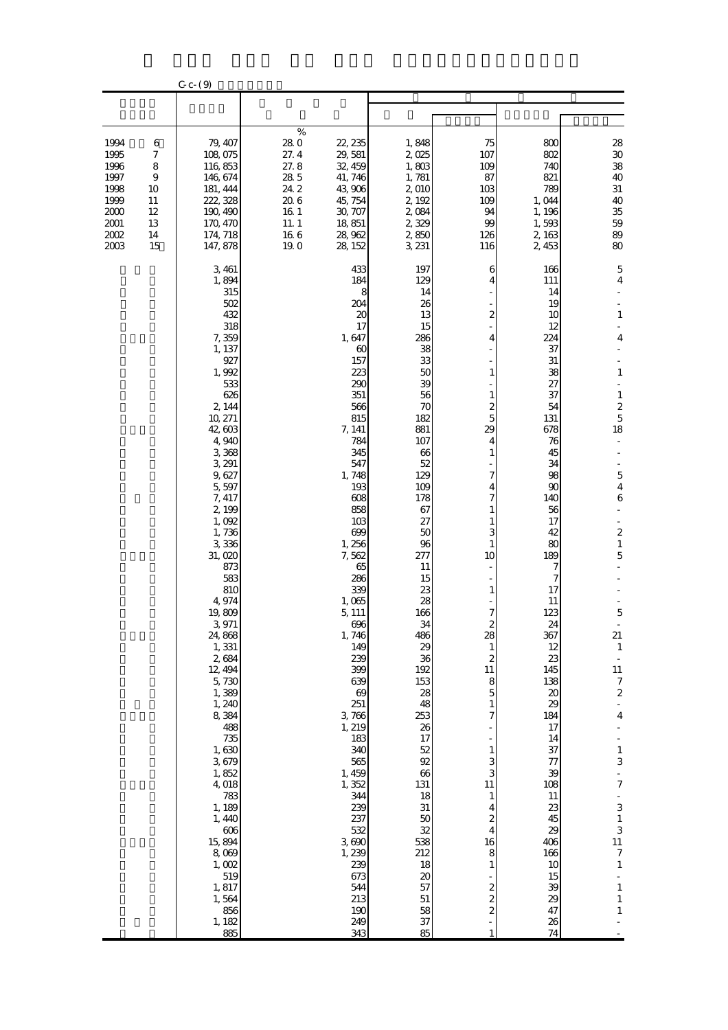C-c-(9)

| | | % | | | | | |
|---|---|---|---|---|---|---|---|
| 1994 6 | 79,407 | 28.0 | 22,235 | 1,848 | 75 | 800 | 28 |
| 1995 7 | 108,075 | 27.4 | 29,581 | 2,025 | 107 | 802 | 30 |
| 1996 8 | 116,853 | 27.8 | 32,459 | 1,803 | 109 | 740 | 38 |
| 1997 9 | 146,674 | 28.5 | 41,746 | 1,781 | 87 | 821 | 40 |
| 1998 10 | 181,444 | 24.2 | 43,906 | 2,010 | 103 | 789 | 31 |
| 1999 11 | 222,328 | 20.6 | 45,754 | 2,192 | 109 | 1,044 | 40 |
| 2000 12 | 190,490 | 16.1 | 30,707 | 2,084 | 94 | 1,196 | 35 |
| 2001 13 | 170,470 | 11.1 | 18,851 | 2,329 | 99 | 1,593 | 59 |
| 2002 14 | 174,718 | 16.6 | 28,962 | 2,850 | 126 | 2,163 | 89 |
| 2003 15 | 147,878 | 19.0 | 28,152 | 3,231 | 116 | 2,453 | 80 |
| | 3,461 | | 433 | 197 | 6 | 166 | 5 |
| | 1,894 | | 184 | 129 | 4 | 111 | 4 |
| | 315 | | 8 | 14 | - | 14 | - |
| | 502 | | 204 | 26 | - | 19 | - |
| | 432 | | 20 | 13 | 2 | 10 | 1 |
| | 318 | | 17 | 15 | - | 12 | - |
| | 7,359 | | 1,647 | 286 | 4 | 224 | 4 |
| | 1,137 | | 60 | 38 | - | 37 | - |
| | 927 | | 157 | 33 | - | 31 | - |
| | 1,992 | | 223 | 50 | 1 | 38 | 1 |
| | 533 | | 290 | 39 | - | 27 | - |
| | 626 | | 351 | 56 | 1 | 37 | 1 |
| | 2,144 | | 566 | 70 | 2 | 54 | 2 |
| | 10,271 | | 815 | 182 | 5 | 131 | 5 |
| | 42,603 | | 7,141 | 881 | 29 | 678 | 18 |
| | 4,940 | | 784 | 107 | 4 | 76 | - |
| | 3,368 | | 345 | 66 | 1 | 45 | - |
| | 3,291 | | 547 | 52 | - | 34 | - |
| | 9,627 | | 1,748 | 129 | 7 | 98 | 5 |
| | 5,597 | | 193 | 109 | 4 | 90 | 4 |
| | 7,417 | | 608 | 178 | 7 | 140 | 6 |
| | 2,199 | | 858 | 67 | 1 | 56 | - |
| | 1,092 | | 103 | 27 | 1 | 17 | - |
| | 1,736 | | 699 | 50 | 3 | 42 | 2 |
| | 3,336 | | 1,256 | 96 | 1 | 80 | 1 |
| | 31,020 | | 7,562 | 277 | 10 | 189 | 5 |
| | 873 | | 65 | 11 | - | 7 | - |
| | 583 | | 286 | 15 | - | 7 | - |
| | 810 | | 339 | 23 | 1 | 17 | - |
| | 4,974 | | 1,065 | 28 | - | 11 | - |
| | 19,809 | | 5,111 | 166 | 7 | 123 | 5 |
| | 3,971 | | 696 | 34 | 2 | 24 | - |
| | 24,868 | | 1,746 | 486 | 28 | 367 | 21 |
| | 1,331 | | 149 | 29 | 1 | 12 | 1 |
| | 2,684 | | 239 | 36 | 2 | 23 | - |
| | 12,494 | | 399 | 192 | 11 | 145 | 11 |
| | 5,730 | | 639 | 153 | 8 | 138 | 7 |
| | 1,389 | | 69 | 28 | 5 | 20 | 2 |
| | 1,240 | | 251 | 48 | 1 | 29 | - |
| | 8,384 | | 3,766 | 253 | 7 | 184 | 4 |
| | 488 | | 1,219 | 26 | - | 17 | - |
| | 735 | | 183 | 17 | - | 14 | - |
| | 1,630 | | 340 | 52 | 1 | 37 | 1 |
| | 3,679 | | 565 | 92 | 3 | 77 | 3 |
| | 1,852 | | 1,459 | 66 | 3 | 39 | - |
| | 4,018 | | 1,352 | 131 | 11 | 108 | 7 |
| | 783 | | 344 | 18 | 1 | 11 | - |
| | 1,189 | | 239 | 31 | 4 | 23 | 3 |
| | 1,440 | | 237 | 50 | 2 | 45 | 1 |
| | 606 | | 532 | 32 | 4 | 29 | 3 |
| | 15,894 | | 3,690 | 538 | 16 | 406 | 11 |
| | 8,069 | | 1,239 | 212 | 8 | 166 | 7 |
| | 1,002 | | 239 | 18 | 1 | 10 | 1 |
| | 519 | | 673 | 20 | - | 15 | - |
| | 1,817 | | 544 | 57 | 2 | 39 | 1 |
| | 1,564 | | 213 | 51 | 2 | 29 | 1 |
| | 856 | | 190 | 58 | 2 | 47 | 1 |
| | 1,182 | | 249 | 37 | - | 26 | - |
| | 885 | | 343 | 85 | 1 | 74 | - |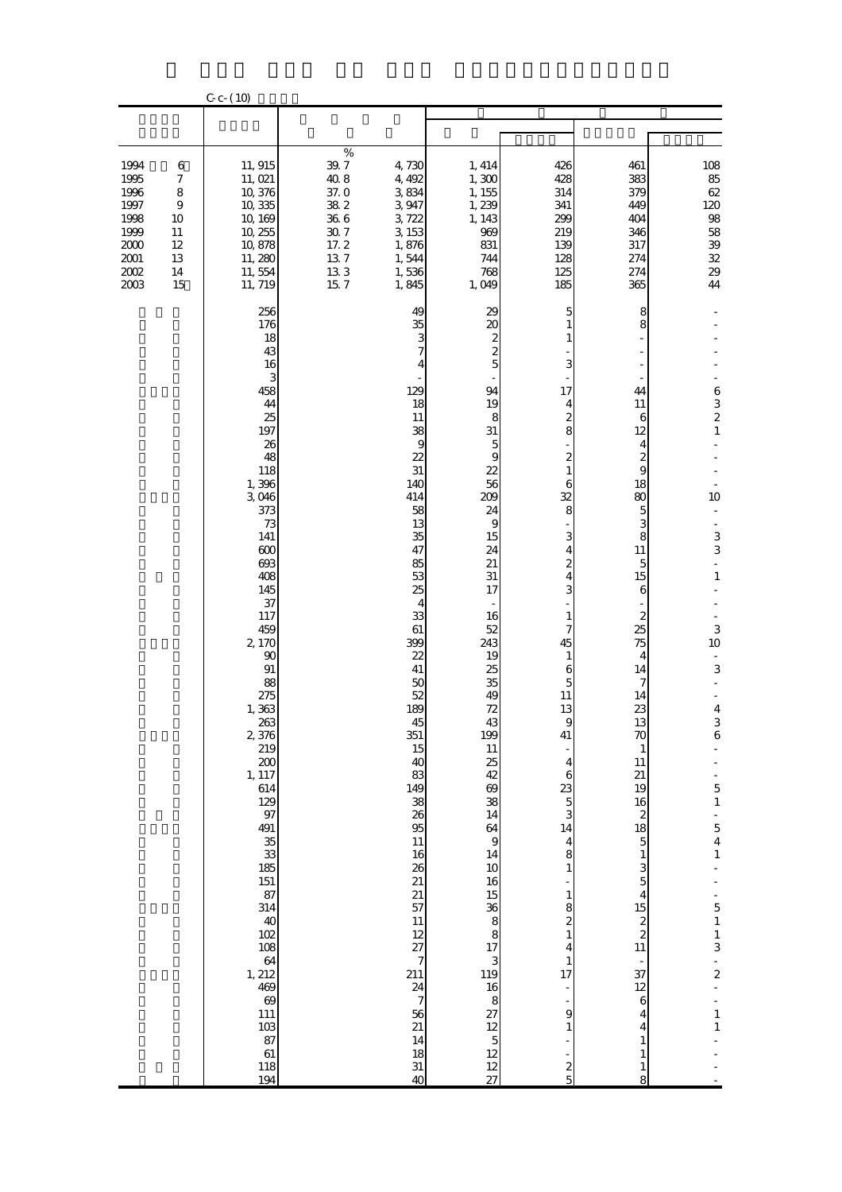C-c-(10)

| | | | | | | | |
|---|---|---|---|---|---|---|---|
| | | % | | | | | |
| 1994 6 | 11,915 | 39.7 | 4,730 | 1,414 | 426 | 461 | 108 |
| 1995 7 | 11,021 | 40.8 | 4,492 | 1,300 | 428 | 383 | 85 |
| 1996 8 | 10,376 | 37.0 | 3,834 | 1,155 | 314 | 379 | 62 |
| 1997 9 | 10,335 | 38.2 | 3,947 | 1,239 | 341 | 449 | 120 |
| 1998 10 | 10,169 | 36.6 | 3,722 | 1,143 | 299 | 404 | 98 |
| 1999 11 | 10,255 | 30.7 | 3,153 | 969 | 219 | 346 | 58 |
| 2000 12 | 10,878 | 17.2 | 1,876 | 831 | 139 | 317 | 39 |
| 2001 13 | 11,280 | 13.7 | 1,544 | 744 | 128 | 274 | 32 |
| 2002 14 | 11,554 | 13.3 | 1,536 | 768 | 125 | 274 | 29 |
| 2003 15 | 11,719 | 15.7 | 1,845 | 1,049 | 185 | 365 | 44 |
| | 256 | | 49 | 29 | 5 | 8 | - |
| | 176 | | 35 | 20 | 1 | 8 | - |
| | 18 | | 3 | 2 | 1 | - | - |
| | 43 | | 7 | 2 | - | - | - |
| | 16 | | 4 | 5 | 3 | - | - |
| | 3 | | - | - | - | - | - |
| | 458 | | 129 | 94 | 17 | 44 | 6 |
| | 44 | | 18 | 19 | 4 | 11 | 3 |
| | 25 | | 11 | 8 | 2 | 6 | 2 |
| | 197 | | 38 | 31 | 8 | 12 | 1 |
| | 26 | | 9 | 5 | - | 4 | - |
| | 48 | | 22 | 9 | 2 | 2 | - |
| | 118 | | 31 | 22 | 1 | 9 | - |
| | 1,396 | | 140 | 56 | 6 | 18 | - |
| | 3,046 | | 414 | 209 | 32 | 80 | 10 |
| | 373 | | 58 | 24 | 8 | 5 | - |
| | 73 | | 13 | 9 | - | 3 | - |
| | 141 | | 35 | 15 | 3 | 8 | 3 |
| | 600 | | 47 | 24 | 4 | 11 | 3 |
| | 693 | | 85 | 21 | 2 | 5 | - |
| | 408 | | 53 | 31 | 4 | 15 | 1 |
| | 145 | | 25 | 17 | 3 | 6 | - |
| | 37 | | 4 | - | - | - | - |
| | 117 | | 33 | 16 | 1 | 2 | - |
| | 459 | | 61 | 52 | 7 | 25 | 3 |
| | 2,170 | | 399 | 243 | 45 | 75 | 10 |
| | 90 | | 22 | 19 | 1 | 4 | - |
| | 91 | | 41 | 25 | 6 | 14 | 3 |
| | 88 | | 50 | 35 | 5 | 7 | - |
| | 275 | | 52 | 49 | 11 | 14 | - |
| | 1,363 | | 189 | 72 | 13 | 23 | 4 |
| | 263 | | 45 | 43 | 9 | 13 | 3 |
| | 2,376 | | 351 | 199 | 41 | 70 | 6 |
| | 219 | | 15 | 11 | - | 1 | - |
| | 200 | | 40 | 25 | 4 | 11 | - |
| | 1,117 | | 83 | 42 | 6 | 21 | - |
| | 614 | | 149 | 69 | 23 | 19 | 5 |
| | 129 | | 38 | 38 | 5 | 16 | 1 |
| | 97 | | 26 | 14 | 3 | 2 | - |
| | 491 | | 95 | 64 | 14 | 18 | 5 |
| | 35 | | 11 | 9 | 4 | 5 | 4 |
| | 33 | | 16 | 14 | 8 | 1 | 1 |
| | 185 | | 26 | 10 | 1 | 3 | - |
| | 151 | | 21 | 16 | - | 5 | - |
| | 87 | | 21 | 15 | 1 | 4 | - |
| | 314 | | 57 | 36 | 8 | 15 | 5 |
| | 40 | | 11 | 8 | 2 | 2 | 1 |
| | 102 | | 12 | 8 | 1 | 2 | 1 |
| | 108 | | 27 | 17 | 4 | 11 | 3 |
| | 64 | | 7 | 3 | 1 | - | - |
| | 1,212 | | 211 | 119 | 17 | 37 | 2 |
| | 469 | | 24 | 16 | - | 12 | - |
| | 69 | | 7 | 8 | - | 6 | - |
| | 111 | | 56 | 27 | 9 | 4 | 1 |
| | 103 | | 21 | 12 | 1 | 4 | 1 |
| | 87 | | 14 | 5 | - | 1 | - |
| | 61 | | 18 | 12 | - | 1 | - |
| | 118 | | 31 | 12 | 2 | 1 | - |
| | 194 | | 40 | 27 | 5 | 8 | - |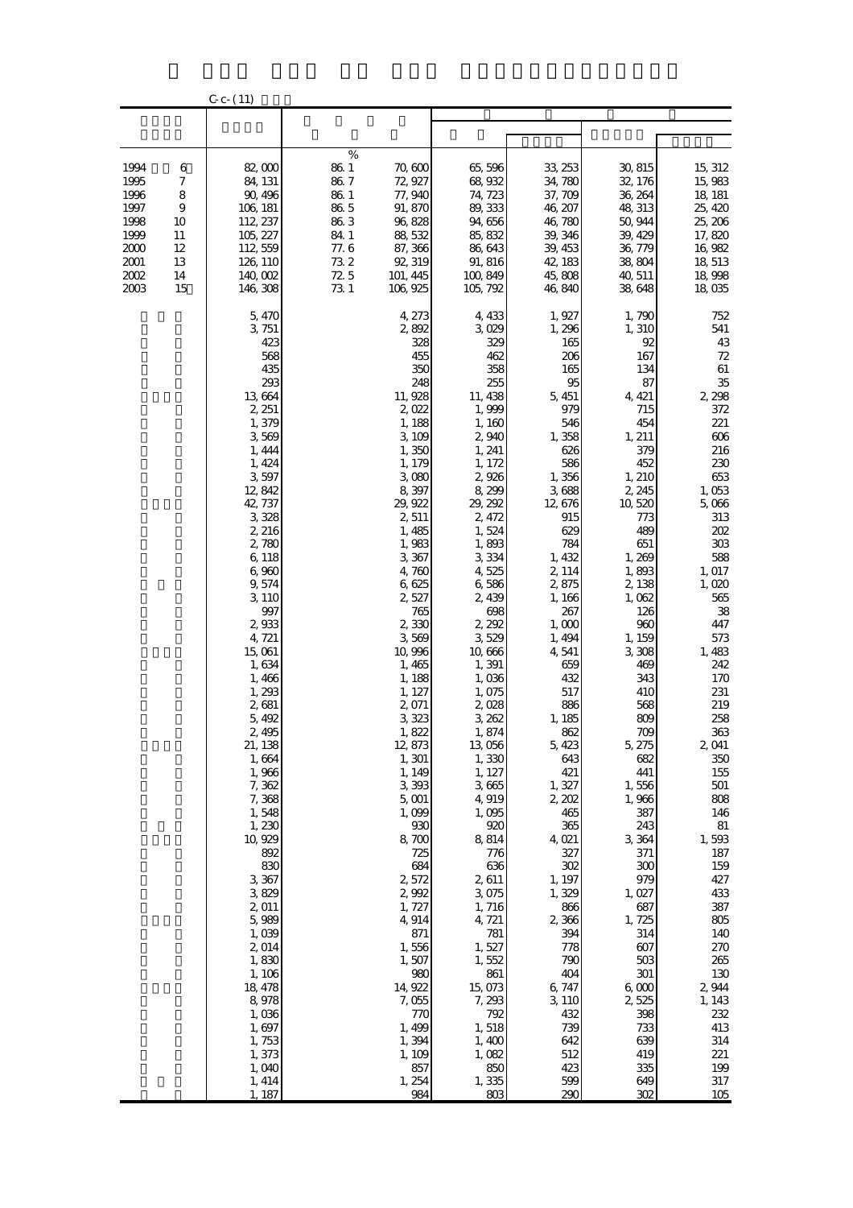C-c-(11)

| | | | | | | | |
|---|---|---|---|---|---|---|---|
| | | % | | | | | |
| 1994 6 | 82,000 | 86.1 | 70,600 | 65,596 | 33,253 | 30,815 | 15,312 |
| 1995 7 | 84,131 | 86.7 | 72,927 | 68,932 | 34,780 | 32,176 | 15,983 |
| 1996 8 | 90,496 | 86.1 | 77,940 | 74,723 | 37,709 | 36,264 | 18,181 |
| 1997 9 | 106,181 | 86.5 | 91,870 | 89,333 | 46,207 | 48,313 | 25,420 |
| 1998 10 | 112,237 | 86.3 | 96,828 | 94,656 | 46,780 | 50,944 | 25,206 |
| 1999 11 | 105,227 | 84.1 | 88,532 | 85,832 | 39,346 | 39,429 | 17,820 |
| 2000 12 | 112,559 | 77.6 | 87,366 | 86,643 | 39,453 | 36,779 | 16,982 |
| 2001 13 | 126,110 | 73.2 | 92,319 | 91,816 | 42,183 | 38,804 | 18,513 |
| 2002 14 | 140,002 | 72.5 | 101,445 | 100,849 | 45,808 | 40,511 | 18,998 |
| 2003 15 | 146,308 | 73.1 | 106,925 | 105,792 | 46,840 | 38,648 | 18,035 |
| | 5,470 | | 4,273 | 4,433 | 1,927 | 1,790 | 752 |
| | 3,751 | | 2,892 | 3,029 | 1,296 | 1,310 | 541 |
| | 423 | | 328 | 329 | 165 | 92 | 43 |
| | 568 | | 455 | 462 | 206 | 167 | 72 |
| | 435 | | 350 | 358 | 165 | 134 | 61 |
| | 293 | | 248 | 255 | 95 | 87 | 35 |
| | 13,664 | | 11,928 | 11,438 | 5,451 | 4,421 | 2,298 |
| | 2,251 | | 2,022 | 1,999 | 979 | 715 | 372 |
| | 1,379 | | 1,188 | 1,160 | 546 | 454 | 221 |
| | 3,569 | | 3,109 | 2,940 | 1,358 | 1,211 | 606 |
| | 1,444 | | 1,350 | 1,241 | 626 | 379 | 216 |
| | 1,424 | | 1,179 | 1,172 | 586 | 452 | 230 |
| | 3,597 | | 3,080 | 2,926 | 1,356 | 1,210 | 653 |
| | 12,842 | | 8,397 | 8,299 | 3,688 | 2,245 | 1,053 |
| | 42,737 | | 29,922 | 29,292 | 12,676 | 10,520 | 5,066 |
| | 3,328 | | 2,511 | 2,472 | 915 | 773 | 313 |
| | 2,216 | | 1,485 | 1,524 | 629 | 489 | 202 |
| | 2,780 | | 1,983 | 1,893 | 784 | 651 | 303 |
| | 6,118 | | 3,367 | 3,334 | 1,432 | 1,269 | 588 |
| | 6,960 | | 4,760 | 4,525 | 2,114 | 1,893 | 1,017 |
| | 9,574 | | 6,625 | 6,586 | 2,875 | 2,138 | 1,020 |
| | 3,110 | | 2,527 | 2,439 | 1,166 | 1,062 | 565 |
| | 997 | | 765 | 698 | 267 | 126 | 38 |
| | 2,933 | | 2,330 | 2,292 | 1,000 | 960 | 447 |
| | 4,721 | | 3,569 | 3,529 | 1,494 | 1,159 | 573 |
| | 15,061 | | 10,996 | 10,666 | 4,541 | 3,308 | 1,483 |
| | 1,634 | | 1,465 | 1,391 | 659 | 469 | 242 |
| | 1,466 | | 1,188 | 1,036 | 432 | 343 | 170 |
| | 1,293 | | 1,127 | 1,075 | 517 | 410 | 231 |
| | 2,681 | | 2,071 | 2,028 | 886 | 568 | 219 |
| | 5,492 | | 3,323 | 3,262 | 1,185 | 809 | 258 |
| | 2,495 | | 1,822 | 1,874 | 862 | 709 | 363 |
| | 21,138 | | 12,873 | 13,056 | 5,423 | 5,275 | 2,041 |
| | 1,664 | | 1,301 | 1,330 | 643 | 682 | 350 |
| | 1,966 | | 1,149 | 1,127 | 421 | 441 | 155 |
| | 7,362 | | 3,393 | 3,665 | 1,327 | 1,556 | 501 |
| | 7,368 | | 5,001 | 4,919 | 2,202 | 1,966 | 808 |
| | 1,548 | | 1,099 | 1,095 | 465 | 387 | 146 |
| | 1,230 | | 930 | 920 | 365 | 243 | 81 |
| | 10,929 | | 8,700 | 8,814 | 4,021 | 3,364 | 1,593 |
| | 892 | | 725 | 776 | 327 | 371 | 187 |
| | 830 | | 684 | 636 | 302 | 300 | 159 |
| | 3,367 | | 2,572 | 2,611 | 1,197 | 979 | 427 |
| | 3,829 | | 2,992 | 3,075 | 1,329 | 1,027 | 433 |
| | 2,011 | | 1,727 | 1,716 | 866 | 687 | 387 |
| | 5,989 | | 4,914 | 4,721 | 2,366 | 1,725 | 805 |
| | 1,039 | | 871 | 781 | 394 | 314 | 140 |
| | 2,014 | | 1,556 | 1,527 | 778 | 607 | 270 |
| | 1,830 | | 1,507 | 1,552 | 790 | 503 | 265 |
| | 1,106 | | 980 | 861 | 404 | 301 | 130 |
| | 18,478 | | 14,922 | 15,073 | 6,747 | 6,000 | 2,944 |
| | 8,978 | | 7,055 | 7,293 | 3,110 | 2,525 | 1,143 |
| | 1,036 | | 770 | 792 | 432 | 398 | 232 |
| | 1,697 | | 1,499 | 1,518 | 739 | 733 | 413 |
| | 1,753 | | 1,394 | 1,400 | 642 | 639 | 314 |
| | 1,373 | | 1,109 | 1,082 | 512 | 419 | 221 |
| | 1,040 | | 857 | 850 | 423 | 335 | 199 |
| | 1,414 | | 1,254 | 1,335 | 599 | 649 | 317 |
| | 1,187 | | 984 | 803 | 290 | 302 | 105 |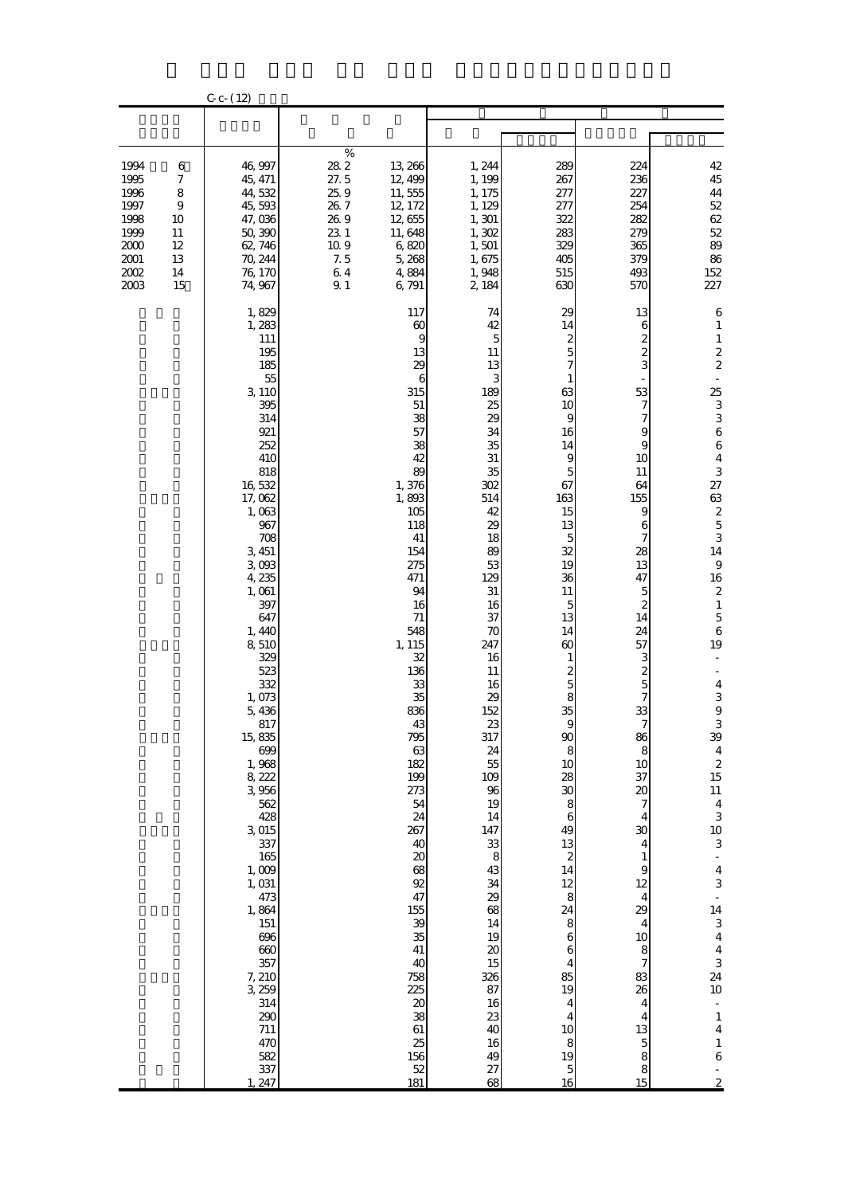C-c-(12)

| | | | | | | | |
|---|---|---|---|---|---|---|---|
| | | % | | | | | |
| 1994 6 | 46,997 | 28.2 | 13,266 | 1,244 | 289 | 224 | 42 |
| 1995 7 | 45,471 | 27.5 | 12,499 | 1,199 | 267 | 236 | 45 |
| 1996 8 | 44,532 | 25.9 | 11,555 | 1,175 | 277 | 227 | 44 |
| 1997 9 | 45,593 | 26.7 | 12,172 | 1,129 | 277 | 254 | 52 |
| 1998 10 | 47,036 | 26.9 | 12,655 | 1,301 | 322 | 282 | 62 |
| 1999 11 | 50,390 | 23.1 | 11,648 | 1,302 | 283 | 279 | 52 |
| 2000 12 | 62,746 | 10.9 | 6,820 | 1,501 | 329 | 365 | 89 |
| 2001 13 | 70,244 | 7.5 | 5,268 | 1,675 | 405 | 379 | 86 |
| 2002 14 | 76,170 | 6.4 | 4,884 | 1,948 | 515 | 493 | 152 |
| 2003 15 | 74,967 | 9.1 | 6,791 | 2,184 | 630 | 570 | 227 |
| | 1,829 | | 117 | 74 | 29 | 13 | 6 |
| | 1,283 | | 60 | 42 | 14 | 6 | 1 |
| | 111 | | 9 | 5 | 2 | 2 | 1 |
| | 195 | | 13 | 11 | 5 | 2 | 2 |
| | 185 | | 29 | 13 | 7 | 3 | 2 |
| | 55 | | 6 | 3 | 1 | - | - |
| | 3,110 | | 315 | 189 | 63 | 53 | 25 |
| | 395 | | 51 | 25 | 10 | 7 | 3 |
| | 314 | | 38 | 29 | 9 | 7 | 3 |
| | 921 | | 57 | 34 | 16 | 9 | 6 |
| | 252 | | 38 | 35 | 14 | 9 | 6 |
| | 410 | | 42 | 31 | 9 | 10 | 4 |
| | 818 | | 89 | 35 | 5 | 11 | 3 |
| | 16,532 | | 1,376 | 302 | 67 | 64 | 27 |
| | 17,062 | | 1,893 | 514 | 163 | 155 | 63 |
| | 1,063 | | 105 | 42 | 15 | 9 | 2 |
| | 967 | | 118 | 29 | 13 | 6 | 5 |
| | 708 | | 41 | 18 | 5 | 7 | 3 |
| | 3,451 | | 154 | 89 | 32 | 28 | 14 |
| | 3,093 | | 275 | 53 | 19 | 13 | 9 |
| | 4,235 | | 471 | 129 | 36 | 47 | 16 |
| | 1,061 | | 94 | 31 | 11 | 5 | 2 |
| | 397 | | 16 | 16 | 5 | 2 | 1 |
| | 647 | | 71 | 37 | 13 | 14 | 5 |
| | 1,440 | | 548 | 70 | 14 | 24 | 6 |
| | 8,510 | | 1,115 | 247 | 60 | 57 | 19 |
| | 329 | | 32 | 16 | 1 | 3 | - |
| | 523 | | 136 | 11 | 2 | 2 | - |
| | 332 | | 33 | 16 | 5 | 5 | 4 |
| | 1,073 | | 35 | 29 | 8 | 7 | 3 |
| | 5,436 | | 836 | 152 | 35 | 33 | 9 |
| | 817 | | 43 | 23 | 9 | 7 | 3 |
| | 15,835 | | 795 | 317 | 90 | 86 | 39 |
| | 699 | | 63 | 24 | 8 | 8 | 4 |
| | 1,968 | | 182 | 55 | 10 | 10 | 2 |
| | 8,222 | | 199 | 109 | 28 | 37 | 15 |
| | 3,956 | | 273 | 96 | 30 | 20 | 11 |
| | 562 | | 54 | 19 | 8 | 7 | 4 |
| | 428 | | 24 | 14 | 6 | 4 | 3 |
| | 3,015 | | 267 | 147 | 49 | 30 | 10 |
| | 337 | | 40 | 33 | 13 | 4 | 3 |
| | 165 | | 20 | 8 | 2 | 1 | - |
| | 1,009 | | 68 | 43 | 14 | 9 | 4 |
| | 1,031 | | 92 | 34 | 12 | 12 | 3 |
| | 473 | | 47 | 29 | 8 | 4 | - |
| | 1,864 | | 155 | 68 | 24 | 29 | 14 |
| | 151 | | 39 | 14 | 8 | 4 | 3 |
| | 696 | | 35 | 19 | 6 | 10 | 4 |
| | 660 | | 41 | 20 | 6 | 8 | 4 |
| | 357 | | 40 | 15 | 4 | 7 | 3 |
| | 7,210 | | 758 | 326 | 85 | 83 | 24 |
| | 3,259 | | 225 | 87 | 19 | 26 | 10 |
| | 314 | | 20 | 16 | 4 | 4 | - |
| | 290 | | 38 | 23 | 4 | 4 | 1 |
| | 711 | | 61 | 40 | 10 | 13 | 4 |
| | 470 | | 25 | 16 | 8 | 5 | 1 |
| | 582 | | 156 | 49 | 19 | 8 | 6 |
| | 337 | | 52 | 27 | 5 | 8 | - |
| | 1,247 | | 181 | 68 | 16 | 15 | 2 |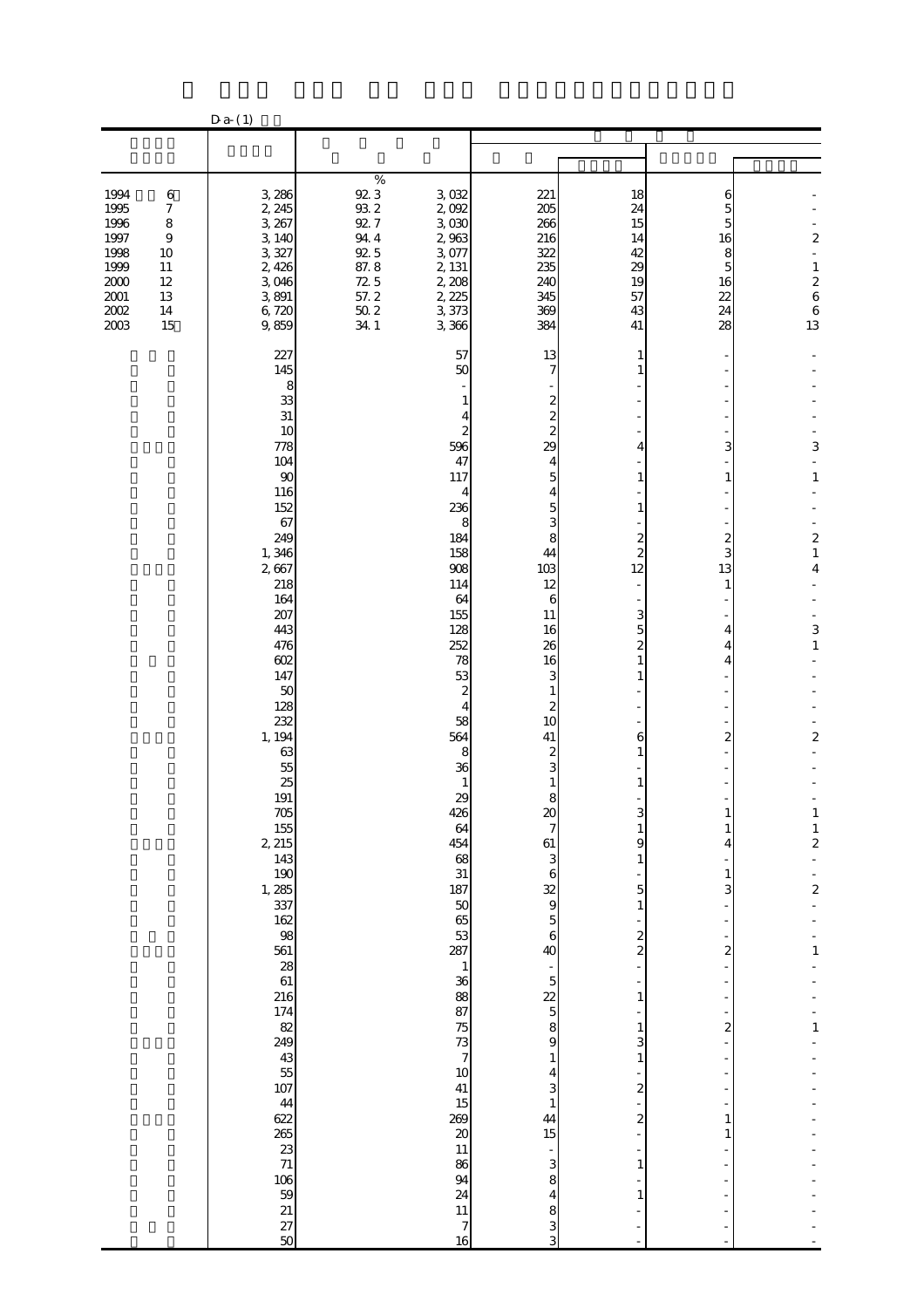D-a-(1)

| | | % | | | | | |
|---|---|---|---|---|---|---|---|
| 1994 6 | 3,286 | 92.3 | 3,032 | 221 | 18 | 6 | - |
| 1995 7 | 2,245 | 93.2 | 2,092 | 205 | 24 | 5 | - |
| 1996 8 | 3,267 | 92.7 | 3,030 | 266 | 15 | 5 | - |
| 1997 9 | 3,140 | 94.4 | 2,963 | 216 | 14 | 16 | 2 |
| 1998 10 | 3,327 | 92.5 | 3,077 | 322 | 42 | 8 | - |
| 1999 11 | 2,426 | 87.8 | 2,131 | 235 | 29 | 5 | 1 |
| 2000 12 | 3,046 | 72.5 | 2,208 | 240 | 19 | 16 | 2 |
| 2001 13 | 3,891 | 57.2 | 2,225 | 345 | 57 | 22 | 6 |
| 2002 14 | 6,720 | 50.2 | 3,373 | 369 | 43 | 24 | 6 |
| 2003 15 | 9,859 | 34.1 | 3,366 | 384 | 41 | 28 | 13 |
| | 227 | | 57 | 13 | 1 | - | - |
| | 145 | | 50 | 7 | 1 | - | - |
| | 8 | | - | - | - | - | - |
| | 33 | | 1 | 2 | - | - | - |
| | 31 | | 4 | 2 | - | - | - |
| | 10 | | 2 | 2 | - | - | - |
| | 778 | | 596 | 29 | 4 | 3 | 3 |
| | 104 | | 47 | 4 | - | - | - |
| | 90 | | 117 | 5 | 1 | 1 | 1 |
| | 116 | | 4 | 4 | - | - | - |
| | 152 | | 236 | 5 | 1 | - | - |
| | 67 | | 8 | 3 | - | - | - |
| | 249 | | 184 | 8 | 2 | 2 | 2 |
| | 1,346 | | 158 | 44 | 2 | 3 | 1 |
| | 2,667 | | 908 | 103 | 12 | 13 | 4 |
| | 218 | | 114 | 12 | - | 1 | - |
| | 164 | | 64 | 6 | - | - | - |
| | 207 | | 155 | 11 | 3 | - | - |
| | 443 | | 128 | 16 | 5 | 4 | 3 |
| | 476 | | 252 | 26 | 2 | 4 | 1 |
| | 602 | | 78 | 16 | 1 | 4 | - |
| | 147 | | 53 | 3 | 1 | - | - |
| | 50 | | 2 | 1 | - | - | - |
| | 128 | | 4 | 2 | - | - | - |
| | 232 | | 58 | 10 | - | - | - |
| | 1,194 | | 564 | 41 | 6 | 2 | 2 |
| | 63 | | 8 | 2 | 1 | - | - |
| | 55 | | 36 | 3 | - | - | - |
| | 25 | | 1 | 1 | 1 | - | - |
| | 191 | | 29 | 8 | - | - | - |
| | 705 | | 426 | 20 | 3 | 1 | 1 |
| | 155 | | 64 | 7 | 1 | 1 | 1 |
| | 2,215 | | 454 | 61 | 9 | 4 | 2 |
| | 143 | | 68 | 3 | 1 | - | - |
| | 190 | | 31 | 6 | - | 1 | - |
| | 1,285 | | 187 | 32 | 5 | 3 | 2 |
| | 337 | | 50 | 9 | 1 | - | - |
| | 162 | | 65 | 5 | - | - | - |
| | 98 | | 53 | 6 | 2 | - | - |
| | 561 | | 287 | 40 | 2 | 2 | 1 |
| | 28 | | 1 | - | - | - | - |
| | 61 | | 36 | 5 | - | - | - |
| | 216 | | 88 | 22 | 1 | - | - |
| | 174 | | 87 | 5 | - | - | - |
| | 82 | | 75 | 8 | 1 | 2 | 1 |
| | 249 | | 73 | 9 | 3 | - | - |
| | 43 | | 7 | 1 | 1 | - | - |
| | 55 | | 10 | 4 | - | - | - |
| | 107 | | 41 | 3 | 2 | - | - |
| | 44 | | 15 | 1 | - | - | - |
| | 622 | | 269 | 44 | 2 | 1 | - |
| | 265 | | 20 | 15 | - | 1 | - |
| | 23 | | 11 | - | - | - | - |
| | 71 | | 86 | 3 | 1 | - | - |
| | 106 | | 94 | 8 | - | - | - |
| | 59 | | 24 | 4 | 1 | - | - |
| | 21 | | 11 | 8 | - | - | - |
| | 27 | | 7 | 3 | - | - | - |
| | 50 | | 16 | 3 | - | - | - |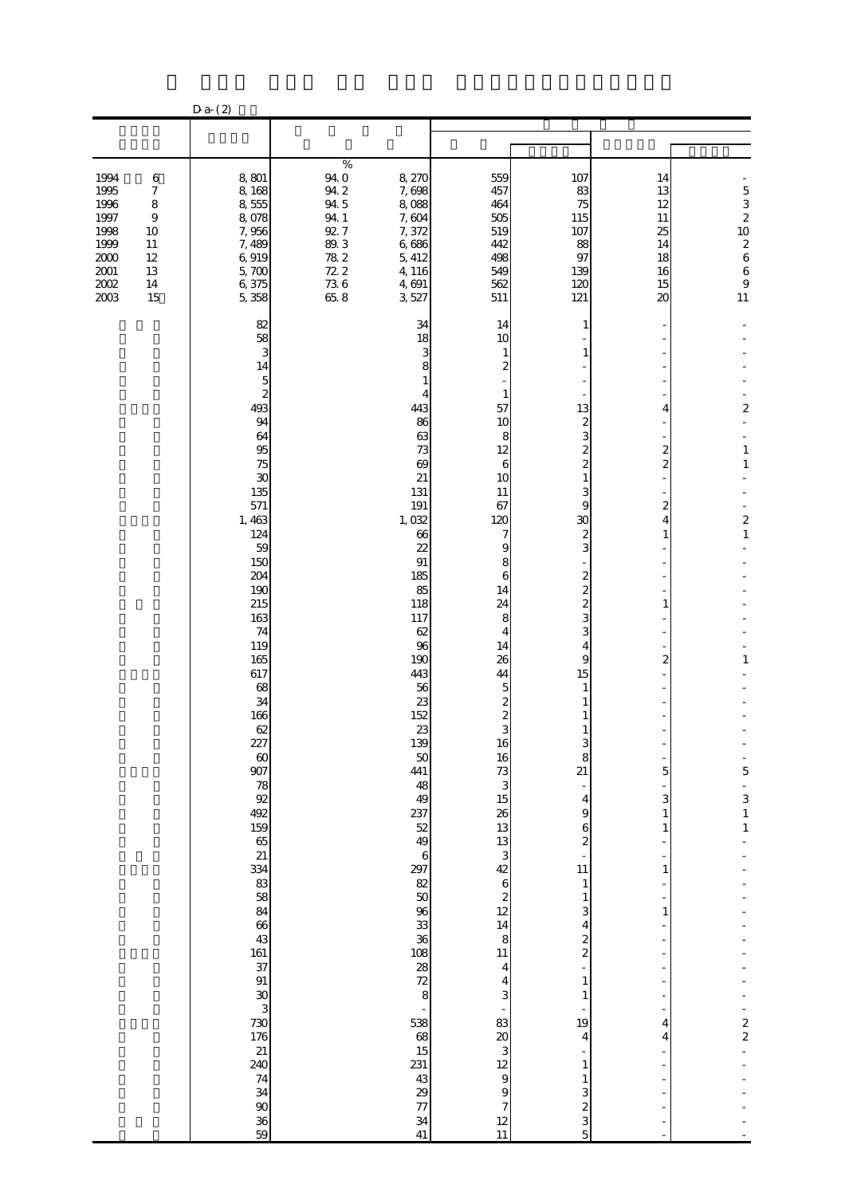D-a-(2)

| | | % | | | | | |
|---|---|---|---|---|---|---|---|
| 1994 6 | 8,801 | 94.0 | 8,270 | 559 | 107 | 14 | - |
| 1995 7 | 8,168 | 94.2 | 7,698 | 457 | 83 | 13 | 5 |
| 1996 8 | 8,555 | 94.5 | 8,088 | 464 | 75 | 12 | 3 |
| 1997 9 | 8,078 | 94.1 | 7,604 | 505 | 115 | 11 | 2 |
| 1998 10 | 7,956 | 92.7 | 7,372 | 519 | 107 | 25 | 10 |
| 1999 11 | 7,489 | 89.3 | 6,686 | 442 | 88 | 14 | 2 |
| 2000 12 | 6,919 | 78.2 | 5,412 | 498 | 97 | 18 | 6 |
| 2001 13 | 5,700 | 72.2 | 4,116 | 549 | 139 | 16 | 6 |
| 2002 14 | 6,375 | 73.6 | 4,691 | 562 | 120 | 15 | 9 |
| 2003 15 | 5,358 | 65.8 | 3,527 | 511 | 121 | 20 | 11 |
| | 82 | | 34 | 14 | 1 | - | - |
| | 58 | | 18 | 10 | - | - | - |
| | 3 | | 3 | 1 | 1 | - | - |
| | 14 | | 8 | 2 | - | - | - |
| | 5 | | 1 | - | - | - | - |
| | 2 | | 4 | 1 | - | - | - |
| | 493 | | 443 | 57 | 13 | 4 | 2 |
| | 94 | | 86 | 10 | 2 | - | - |
| | 64 | | 63 | 8 | 3 | - | - |
| | 95 | | 73 | 12 | 2 | 2 | 1 |
| | 75 | | 69 | 6 | 2 | 2 | 1 |
| | 30 | | 21 | 10 | 1 | - | - |
| | 135 | | 131 | 11 | 3 | - | - |
| | 571 | | 191 | 67 | 9 | 2 | - |
| | 1,463 | | 1,032 | 120 | 30 | 4 | 2 |
| | 124 | | 66 | 7 | 2 | 1 | 1 |
| | 59 | | 22 | 9 | 3 | - | - |
| | 150 | | 91 | 8 | - | - | - |
| | 204 | | 185 | 6 | 2 | - | - |
| | 190 | | 85 | 14 | 2 | - | - |
| | 215 | | 118 | 24 | 2 | 1 | - |
| | 163 | | 117 | 8 | 3 | - | - |
| | 74 | | 62 | 4 | 3 | - | - |
| | 119 | | 96 | 14 | 4 | - | - |
| | 165 | | 190 | 26 | 9 | 2 | 1 |
| | 617 | | 443 | 44 | 15 | - | - |
| | 68 | | 56 | 5 | 1 | - | - |
| | 34 | | 23 | 2 | 1 | - | - |
| | 166 | | 152 | 2 | 1 | - | - |
| | 62 | | 23 | 3 | 1 | - | - |
| | 227 | | 139 | 16 | 3 | - | - |
| | 60 | | 50 | 16 | 8 | - | - |
| | 907 | | 441 | 73 | 21 | 5 | 5 |
| | 78 | | 48 | 3 | - | - | - |
| | 92 | | 49 | 15 | 4 | 3 | 3 |
| | 492 | | 237 | 26 | 9 | 1 | 1 |
| | 159 | | 52 | 13 | 6 | 1 | 1 |
| | 65 | | 49 | 13 | 2 | - | - |
| | 21 | | 6 | 3 | - | - | - |
| | 334 | | 297 | 42 | 11 | 1 | - |
| | 83 | | 82 | 6 | 1 | - | - |
| | 58 | | 50 | 2 | 1 | - | - |
| | 84 | | 96 | 12 | 3 | 1 | - |
| | 66 | | 33 | 14 | 4 | - | - |
| | 43 | | 36 | 8 | 2 | - | - |
| | 161 | | 108 | 11 | 2 | - | - |
| | 37 | | 28 | 4 | - | - | - |
| | 91 | | 72 | 4 | 1 | - | - |
| | 30 | | 8 | 3 | 1 | - | - |
| | 3 | | - | - | - | - | - |
| | 730 | | 538 | 83 | 19 | 4 | 2 |
| | 176 | | 68 | 20 | 4 | 4 | 2 |
| | 21 | | 15 | 3 | - | - | - |
| | 240 | | 231 | 12 | 1 | - | - |
| | 74 | | 43 | 9 | 1 | - | - |
| | 34 | | 29 | 9 | 3 | - | - |
| | 90 | | 77 | 7 | 2 | - | - |
| | 36 | | 34 | 12 | 3 | - | - |
| | 59 | | 41 | 11 | 5 | - | - |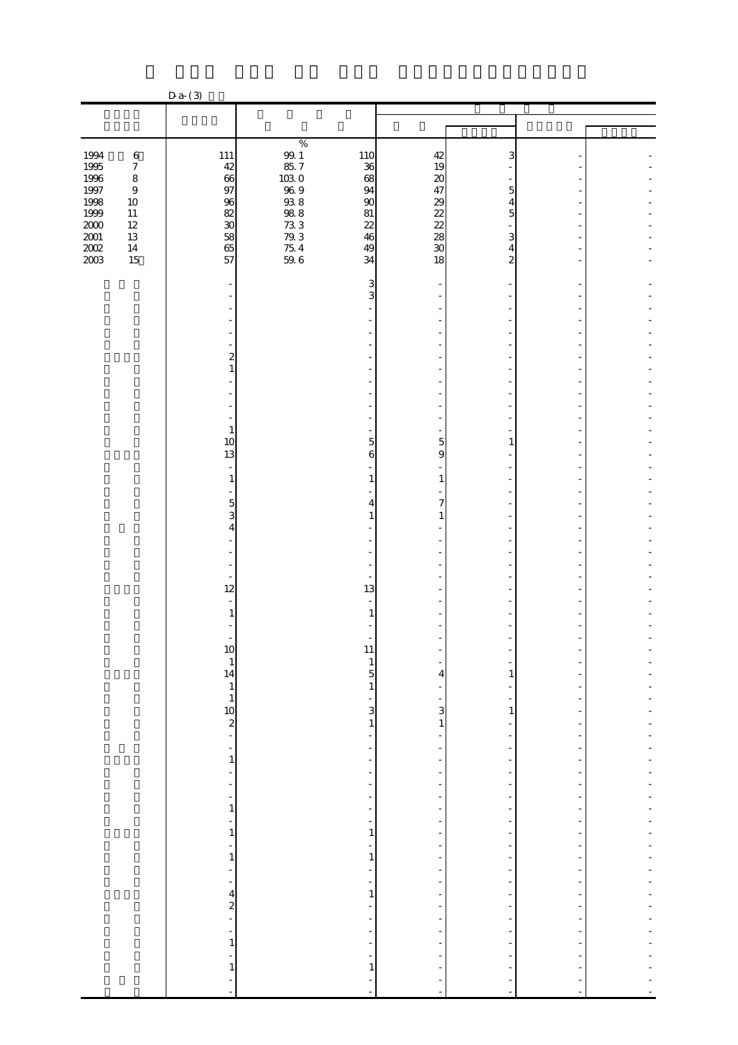D-a-(3)

| | | % | | | | | |
|---|---|---|---|---|---|---|---|
| 1994 6 | 111 | 99.1 | 110 | 42 | 3 | - | - |
| 1995 7 | 42 | 85.7 | 36 | 19 | - | - | - |
| 1996 8 | 66 | 103.0 | 68 | 20 | - | - | - |
| 1997 9 | 97 | 96.9 | 94 | 47 | 5 | - | - |
| 1998 10 | 96 | 93.8 | 90 | 29 | 4 | - | - |
| 1999 11 | 82 | 98.8 | 81 | 22 | 5 | - | - |
| 2000 12 | 30 | 73.3 | 22 | 22 | - | - | - |
| 2001 13 | 58 | 79.3 | 46 | 28 | 3 | - | - |
| 2002 14 | 65 | 75.4 | 49 | 30 | 4 | - | - |
| 2003 15 | 57 | 59.6 | 34 | 18 | 2 | - | - |
| | - | | 3 | - | - | - | - |
| | - | | 3 | - | - | - | - |
| | - | | - | - | - | - | - |
| | - | | - | - | - | - | - |
| | - | | - | - | - | - | - |
| | - | | - | - | - | - | - |
| | 2 | | - | - | - | - | - |
| | 1 | | - | - | - | - | - |
| | - | | - | - | - | - | - |
| | - | | - | - | - | - | - |
| | - | | - | - | - | - | - |
| | - | | - | - | - | - | - |
| | 1 | | - | - | - | - | - |
| | 10 | | 5 | 5 | 1 | - | - |
| | 13 | | 6 | 9 | - | - | - |
| | - | | - | - | - | - | - |
| | 1 | | 1 | 1 | - | - | - |
| | - | | - | - | - | - | - |
| | 5 | | 4 | 7 | - | - | - |
| | 3 | | 1 | 1 | - | - | - |
| | 4 | | - | - | - | - | - |
| | - | | - | - | - | - | - |
| | - | | - | - | - | - | - |
| | - | | - | - | - | - | - |
| | - | | - | - | - | - | - |
| | 12 | | 13 | - | - | - | - |
| | - | | - | - | - | - | - |
| | 1 | | 1 | - | - | - | - |
| | - | | - | - | - | - | - |
| | - | | - | - | - | - | - |
| | 10 | | 11 | - | - | - | - |
| | 1 | | 1 | - | - | - | - |
| | 14 | | 5 | 4 | 1 | - | - |
| | 1 | | 1 | - | - | - | - |
| | 1 | | - | - | - | - | - |
| | 10 | | 3 | 3 | 1 | - | - |
| | 2 | | 1 | 1 | - | - | - |
| | - | | - | - | - | - | - |
| | - | | - | - | - | - | - |
| | 1 | | - | - | - | - | - |
| | - | | - | - | - | - | - |
| | - | | - | - | - | - | - |
| | - | | - | - | - | - | - |
| | 1 | | - | - | - | - | - |
| | - | | - | - | - | - | - |
| | 1 | | 1 | - | - | - | - |
| | - | | - | - | - | - | - |
| | 1 | | 1 | - | - | - | - |
| | - | | - | - | - | - | - |
| | - | | - | - | - | - | - |
| | 4 | | 1 | - | - | - | - |
| | 2 | | - | - | - | - | - |
| | - | | - | - | - | - | - |
| | - | | - | - | - | - | - |
| | 1 | | - | - | - | - | - |
| | - | | - | - | - | - | - |
| | 1 | | 1 | - | - | - | - |
| | - | | - | - | - | - | - |
| | - | | - | - | - | - | - |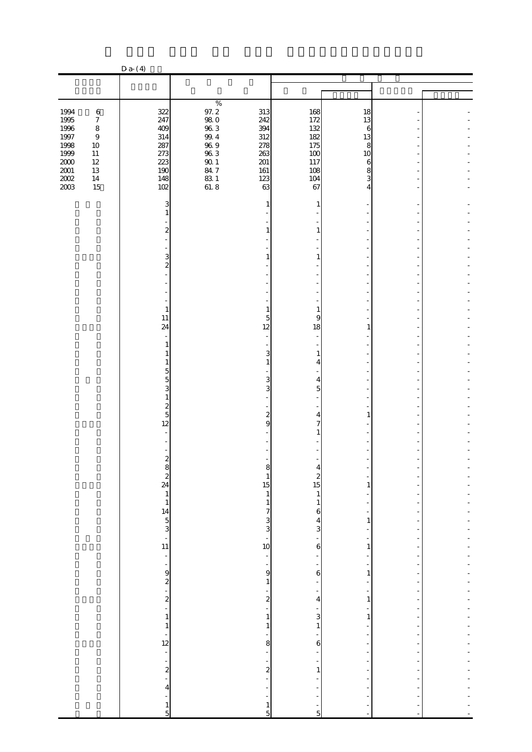D-a-(4)

| | | | | | | | |
|---|---|---|---|---|---|---|---|
| 1994 6 | 322 | 97.2 | 313 | 168 | 18 | - | - |
| 1995 7 | 247 | 98.0 | 242 | 172 | 13 | - | - |
| 1996 8 | 409 | 96.3 | 394 | 132 | 6 | - | - |
| 1997 9 | 314 | 99.4 | 312 | 182 | 13 | - | - |
| 1998 10 | 287 | 96.9 | 278 | 175 | 8 | - | - |
| 1999 11 | 273 | 96.3 | 263 | 100 | 10 | - | - |
| 2000 12 | 223 | 90.1 | 201 | 117 | 6 | - | - |
| 2001 13 | 190 | 84.7 | 161 | 108 | 8 | - | - |
| 2002 14 | 148 | 83.1 | 123 | 104 | 3 | - | - |
| 2003 15 | 102 | 61.8 | 63 | 67 | 4 | - | - |
| | 3 | | 1 | 1 | - | - | - |
| | 1 | | - | - | - | - | - |
| | - | | - | - | - | - | - |
| | 2 | | 1 | 1 | - | - | - |
| | - | | - | - | - | - | - |
| | - | | - | - | - | - | - |
| | 3 | | 1 | 1 | - | - | - |
| | 2 | | - | - | - | - | - |
| | - | | - | - | - | - | - |
| | - | | - | - | - | - | - |
| | - | | - | - | - | - | - |
| | - | | - | - | - | - | - |
| | 1 | | 1 | 1 | - | - | - |
| | 11 | | 5 | 9 | - | - | - |
| | 24 | | 12 | 18 | 1 | - | - |
| | - | | - | - | - | - | - |
| | 1 | | - | - | - | - | - |
| | 1 | | 3 | 1 | - | - | - |
| | 1 | | 1 | 4 | - | - | - |
| | 5 | | - | - | - | - | - |
| | 5 | | 3 | 4 | - | - | - |
| | 3 | | 3 | 5 | - | - | - |
| | 1 | | - | - | - | - | - |
| | 2 | | - | - | - | - | - |
| | 5 | | 2 | 4 | 1 | - | - |
| | 12 | | 9 | 7 | - | - | - |
| | - | | - | 1 | - | - | - |
| | - | | - | - | - | - | - |
| | - | | - | - | - | - | - |
| | 2 | | - | - | - | - | - |
| | 8 | | 8 | 4 | - | - | - |
| | 2 | | 1 | 2 | - | - | - |
| | 24 | | 15 | 15 | 1 | - | - |
| | 1 | | 1 | 1 | - | - | - |
| | 1 | | 1 | 1 | - | - | - |
| | 14 | | 7 | 6 | - | - | - |
| | 5 | | 3 | 4 | 1 | - | - |
| | 3 | | 3 | 3 | - | - | - |
| | - | | - | - | - | - | - |
| | 11 | | 10 | 6 | 1 | - | - |
| | - | | - | - | - | - | - |
| | - | | - | - | - | - | - |
| | 9 | | 9 | 6 | 1 | - | - |
| | 2 | | 1 | - | - | - | - |
| | - | | - | - | - | - | - |
| | 2 | | 2 | 4 | 1 | - | - |
| | - | | - | - | - | - | - |
| | 1 | | 1 | 3 | 1 | - | - |
| | 1 | | 1 | 1 | - | - | - |
| | - | | - | - | - | - | - |
| | 12 | | 8 | 6 | - | - | - |
| | - | | - | - | - | - | - |
| | - | | - | - | - | - | - |
| | 2 | | 2 | 1 | - | - | - |
| | - | | - | - | - | - | - |
| | 4 | | - | - | - | - | - |
| | - | | - | - | - | - | - |
| | 1 | | 1 | - | - | - | - |
| | 5 | | 5 | 5 | - | - | - |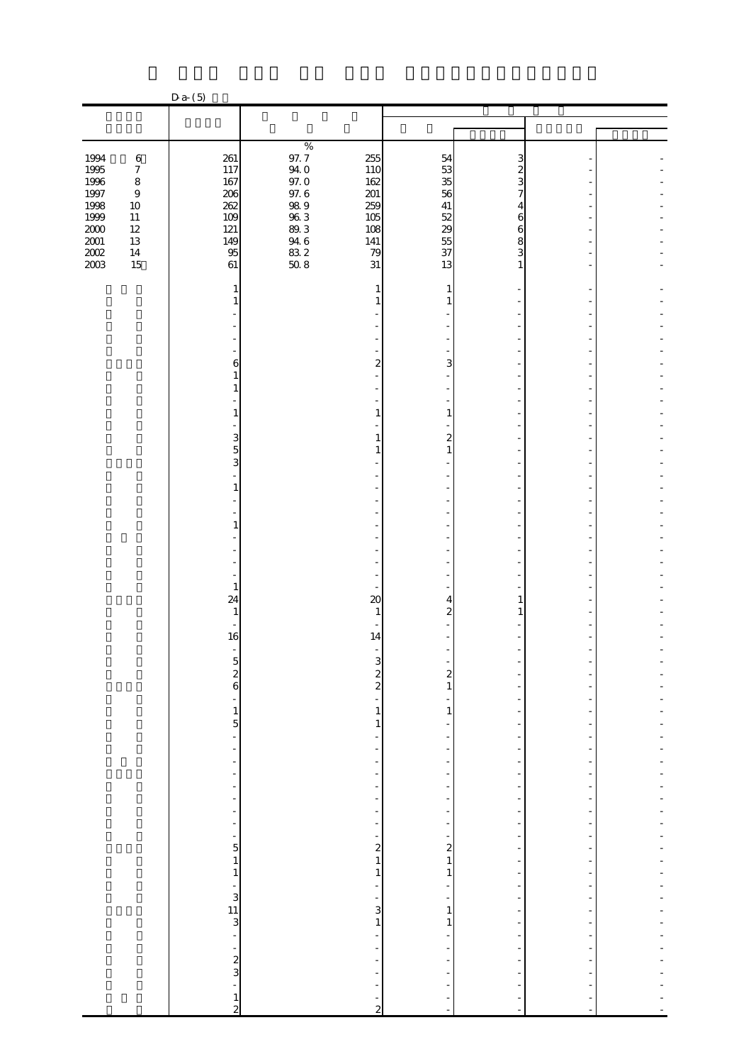D-a-(5)

| | | | | | | | |
|---|---|---|---|---|---|---|---|
| 1994 6 | 261 | 97.7 | 255 | 54 | 3 | - | - |
| 1995 7 | 117 | 94.0 | 110 | 53 | 2 | - | - |
| 1996 8 | 167 | 97.0 | 162 | 35 | 3 | - | - |
| 1997 9 | 206 | 97.6 | 201 | 56 | 7 | - | - |
| 1998 10 | 262 | 98.9 | 259 | 41 | 4 | - | - |
| 1999 11 | 109 | 96.3 | 105 | 52 | 6 | - | - |
| 2000 12 | 121 | 89.3 | 108 | 29 | 6 | - | - |
| 2001 13 | 149 | 94.6 | 141 | 55 | 8 | - | - |
| 2002 14 | 95 | 83.2 | 79 | 37 | 3 | - | - |
| 2003 15 | 61 | 50.8 | 31 | 13 | 1 | - | - |
| | 1 | | 1 | 1 | - | - | - |
| | 1 | | 1 | 1 | - | - | - |
| | - | | - | - | - | - | - |
| | - | | - | - | - | - | - |
| | - | | - | - | - | - | - |
| | - | | - | - | - | - | - |
| | 6 | | 2 | 3 | - | - | - |
| | 1 | | - | - | - | - | - |
| | 1 | | - | - | - | - | - |
| | - | | - | - | - | - | - |
| | 1 | | 1 | 1 | - | - | - |
| | - | | - | - | - | - | - |
| | 3 | | 1 | 2 | - | - | - |
| | 5 | | 1 | 1 | - | - | - |
| | 3 | | - | - | - | - | - |
| | - | | - | - | - | - | - |
| | 1 | | - | - | - | - | - |
| | - | | - | - | - | - | - |
| | - | | - | - | - | - | - |
| | 1 | | - | - | - | - | - |
| | - | | - | - | - | - | - |
| | - | | - | - | - | - | - |
| | - | | - | - | - | - | - |
| | - | | - | - | - | - | - |
| | 1 | | - | - | - | - | - |
| | 24 | | 20 | 4 | 1 | - | - |
| | 1 | | 1 | 2 | 1 | - | - |
| | - | | - | - | - | - | - |
| | 16 | | 14 | - | - | - | - |
| | - | | - | - | - | - | - |
| | 5 | | 3 | - | - | - | - |
| | 2 | | 2 | 2 | - | - | - |
| | 6 | | 2 | 1 | - | - | - |
| | - | | - | - | - | - | - |
| | 1 | | 1 | 1 | - | - | - |
| | 5 | | 1 | - | - | - | - |
| | - | | - | - | - | - | - |
| | - | | - | - | - | - | - |
| | - | | - | - | - | - | - |
| | - | | - | - | - | - | - |
| | - | | - | - | - | - | - |
| | - | | - | - | - | - | - |
| | - | | - | - | - | - | - |
| | - | | - | - | - | - | - |
| | - | | - | - | - | - | - |
| | 5 | | 2 | 2 | - | - | - |
| | 1 | | 1 | 1 | - | - | - |
| | 1 | | 1 | 1 | - | - | - |
| | - | | - | - | - | - | - |
| | 3 | | - | - | - | - | - |
| | 11 | | 3 | 1 | - | - | - |
| | 3 | | 1 | 1 | - | - | - |
| | - | | - | - | - | - | - |
| | - | | - | - | - | - | - |
| | 2 | | - | - | - | - | - |
| | 3 | | - | - | - | - | - |
| | - | | - | - | - | - | - |
| | 1 | | - | - | - | - | - |
| | 2 | | 2 | - | - | - | - |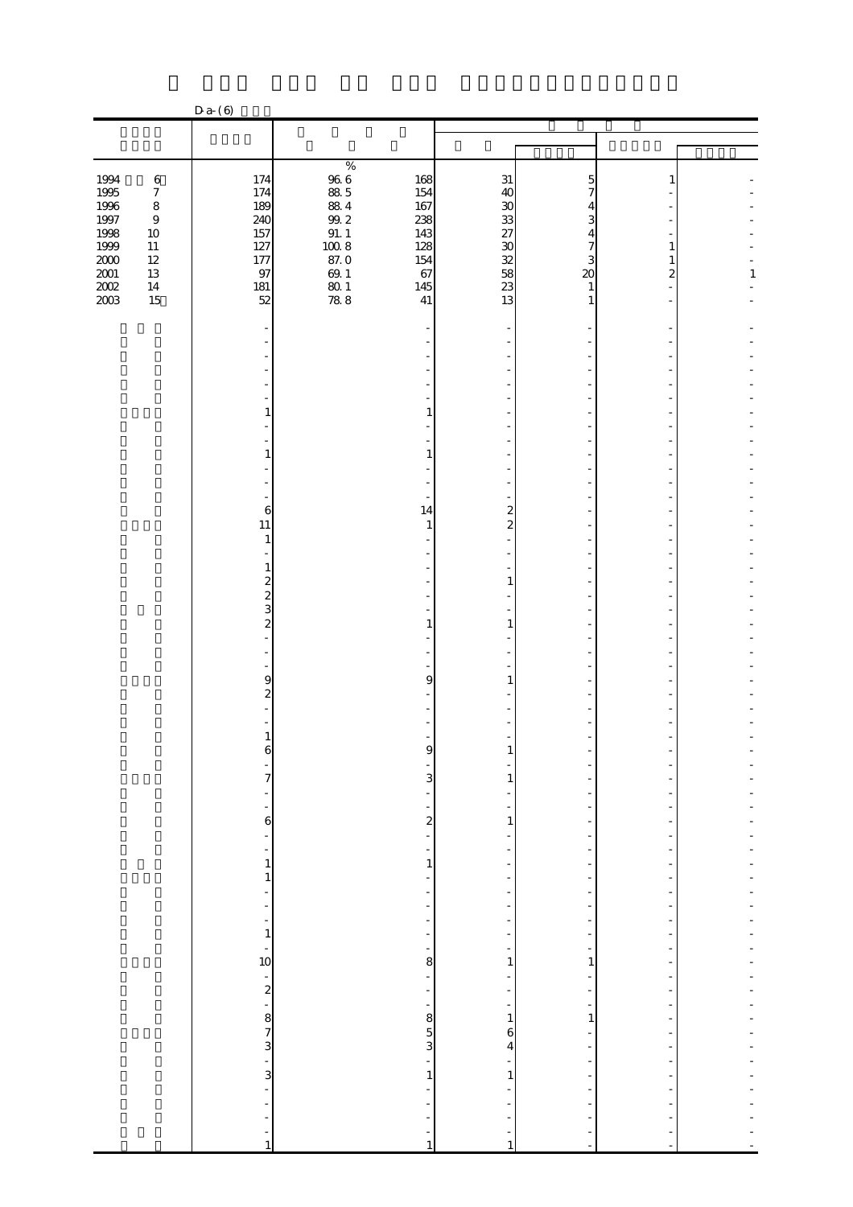D-a-(6)

| | | % | | | | | | |
|---|---|---|---|---|---|---|---|---|
| 1994 6 | 174 | 96.6 | 168 | 31 | 5 | 1 | - |
| 1995 7 | 174 | 88.5 | 154 | 40 | 7 | - | - |
| 1996 8 | 189 | 88.4 | 167 | 30 | 4 | - | - |
| 1997 9 | 240 | 99.2 | 238 | 33 | 3 | - | - |
| 1998 10 | 157 | 91.1 | 143 | 27 | 4 | - | - |
| 1999 11 | 127 | 100.8 | 128 | 30 | 7 | 1 | - |
| 2000 12 | 177 | 87.0 | 154 | 32 | 3 | 1 | - |
| 2001 13 | 97 | 69.1 | 67 | 58 | 20 | 2 | 1 |
| 2002 14 | 181 | 80.1 | 145 | 23 | 1 | - | - |
| 2003 15 | 52 | 78.8 | 41 | 13 | 1 | - | - |
| | - | | - | - | - | - | - |
| | - | | - | - | - | - | - |
| | - | | - | - | - | - | - |
| | - | | - | - | - | - | - |
| | - | | - | - | - | - | - |
| | - | | - | - | - | - | - |
| | 1 | | 1 | - | - | - | - |
| | - | | - | - | - | - | - |
| | - | | - | - | - | - | - |
| | 1 | | 1 | - | - | - | - |
| | - | | - | - | - | - | - |
| | - | | - | - | - | - | - |
| | - | | - | - | - | - | - |
| | 6 | | 14 | 2 | - | - | - |
| | 11 | | 1 | 2 | - | - | - |
| | 1 | | - | - | - | - | - |
| | - | | - | - | - | - | - |
| | 1 | | - | - | - | - | - |
| | 2 | | - | 1 | - | - | - |
| | 2 | | - | - | - | - | - |
| | 3 | | - | - | - | - | - |
| | 2 | | 1 | 1 | - | - | - |
| | - | | - | - | - | - | - |
| | - | | - | - | - | - | - |
| | - | | - | - | - | - | - |
| | 9 | | 9 | 1 | - | - | - |
| | 2 | | - | - | - | - | - |
| | - | | - | - | - | - | - |
| | - | | - | - | - | - | - |
| | 1 | | - | - | - | - | - |
| | 6 | | 9 | 1 | - | - | - |
| | - | | - | - | - | - | - |
| | 7 | | 3 | 1 | - | - | - |
| | - | | - | - | - | - | - |
| | - | | - | - | - | - | - |
| | 6 | | 2 | 1 | - | - | - |
| | - | | - | - | - | - | - |
| | - | | - | - | - | - | - |
| | 1 | | 1 | - | - | - | - |
| | 1 | | - | - | - | - | - |
| | - | | - | - | - | - | - |
| | - | | - | - | - | - | - |
| | - | | - | - | - | - | - |
| | 1 | | - | - | - | - | - |
| | - | | - | - | - | - | - |
| | 10 | | 8 | 1 | 1 | - | - |
| | - | | - | - | - | - | - |
| | 2 | | - | - | - | - | - |
| | - | | - | - | - | - | - |
| | 8 | | 8 | 1 | 1 | - | - |
| | 7 | | 5 | 6 | - | - | - |
| | 3 | | 3 | 4 | - | - | - |
| | - | | - | - | - | - | - |
| | 3 | | 1 | 1 | - | - | - |
| | - | | - | - | - | - | - |
| | - | | - | - | - | - | - |
| | - | | - | - | - | - | - |
| | - | | - | - | - | - | - |
| | 1 | | 1 | 1 | - | - | - |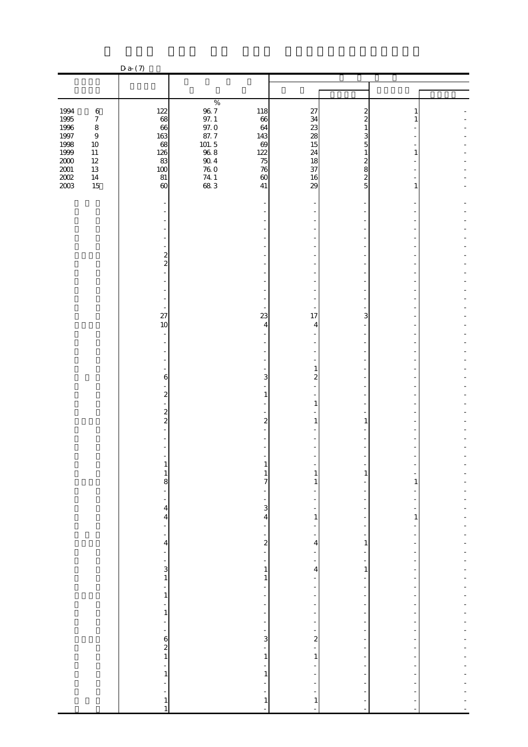D-a-(7)

| | | % | | | | | |
|---|---|---|---|---|---|---|---|
| 1994 6 | 122 | 96.7 | 118 | 27 | 2 | 1 | - |
| 1995 7 | 68 | 97.1 | 66 | 34 | 2 | 1 | - |
| 1996 8 | 66 | 97.0 | 64 | 23 | 1 | - | - |
| 1997 9 | 163 | 87.7 | 143 | 28 | 3 | - | - |
| 1998 10 | 68 | 101.5 | 69 | 15 | 5 | - | - |
| 1999 11 | 126 | 96.8 | 122 | 24 | 1 | 1 | - |
| 2000 12 | 83 | 90.4 | 75 | 18 | 2 | - | - |
| 2001 13 | 100 | 76.0 | 76 | 37 | 8 | - | - |
| 2002 14 | 81 | 74.1 | 60 | 16 | 2 | - | - |
| 2003 15 | 60 | 68.3 | 41 | 29 | 5 | 1 | - |
| | - | | - | - | - | - | - |
| | - | | - | - | - | - | - |
| | - | | - | - | - | - | - |
| | - | | - | - | - | - | - |
| | - | | - | - | - | - | - |
| | - | | - | - | - | - | - |
| | 2 | | - | - | - | - | - |
| | 2 | | - | - | - | - | - |
| | - | | - | - | - | - | - |
| | - | | - | - | - | - | - |
| | - | | - | - | - | - | - |
| | - | | - | - | - | - | - |
| | - | | - | - | - | - | - |
| | 27 | | 23 | 17 | 3 | - | - |
| | 10 | | 4 | 4 | - | - | - |
| | - | | - | - | - | - | - |
| | - | | - | - | - | - | - |
| | - | | - | - | - | - | - |
| | - | | - | - | - | - | - |
| | - | | - | 1 | - | - | - |
| | 6 | | 3 | 2 | - | - | - |
| | - | | - | - | - | - | - |
| | 2 | | 1 | - | - | - | - |
| | - | | - | 1 | - | - | - |
| | 2 | | - | - | - | - | - |
| | 2 | | 2 | 1 | 1 | - | - |
| | - | | - | - | - | - | - |
| | - | | - | - | - | - | - |
| | - | | - | - | - | - | - |
| | - | | - | - | - | - | - |
| | 1 | | 1 | - | - | - | - |
| | 1 | | 1 | 1 | 1 | - | - |
| | 8 | | 7 | 1 | - | 1 | - |
| | - | | - | - | - | - | - |
| | - | | - | - | - | - | - |
| | 4 | | 3 | - | - | - | - |
| | 4 | | 4 | 1 | - | 1 | - |
| | - | | - | - | - | - | - |
| | - | | - | - | - | - | - |
| | 4 | | 2 | 4 | 1 | - | - |
| | - | | - | - | - | - | - |
| | - | | - | - | - | - | - |
| | 3 | | 1 | 4 | 1 | - | - |
| | 1 | | 1 | - | - | - | - |
| | - | | - | - | - | - | - |
| | 1 | | - | - | - | - | - |
| | - | | - | - | - | - | - |
| | 1 | | - | - | - | - | - |
| | - | | - | - | - | - | - |
| | - | | - | - | - | - | - |
| | 6 | | 3 | 2 | - | - | - |
| | 2 | | - | - | - | - | - |
| | 1 | | 1 | 1 | - | - | - |
| | - | | - | - | - | - | - |
| | 1 | | 1 | - | - | - | - |
| | - | | - | - | - | - | - |
| | - | | - | - | - | - | - |
| | 1 | | 1 | 1 | - | - | - |
| | 1 | | - | - | - | - | - |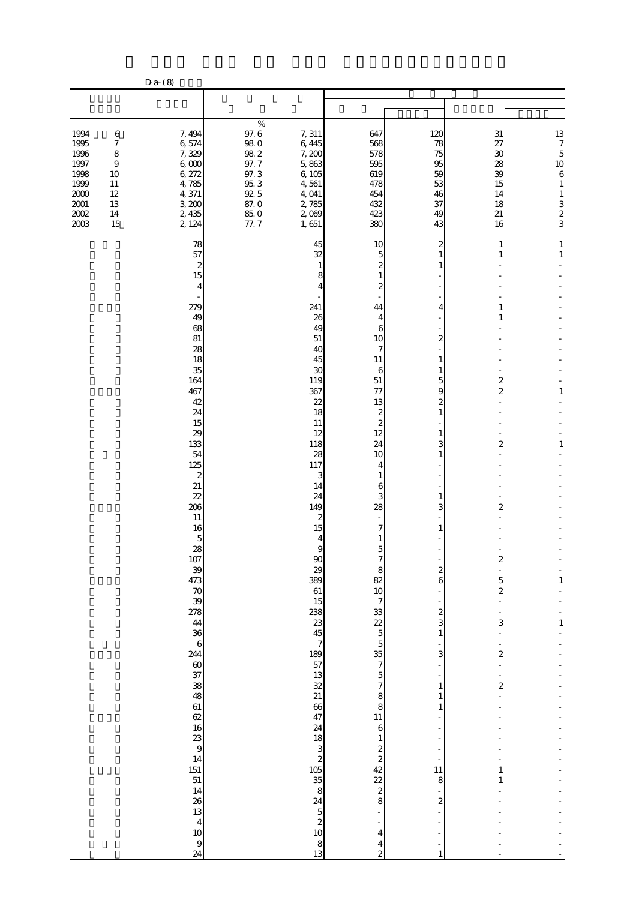D-a-(8)

| | | | | | | | |
|---|---|---|---|---|---|---|---|
| | | % | | | | | |
| 1994 6 | 7,494 | 97.6 | 7,311 | 647 | 120 | 31 | 13 |
| 1995 7 | 6,574 | 98.0 | 6,445 | 568 | 78 | 27 | 7 |
| 1996 8 | 7,329 | 98.2 | 7,200 | 578 | 75 | 30 | 5 |
| 1997 9 | 6,000 | 97.7 | 5,863 | 595 | 95 | 28 | 10 |
| 1998 10 | 6,272 | 97.3 | 6,105 | 619 | 59 | 39 | 6 |
| 1999 11 | 4,785 | 95.3 | 4,561 | 478 | 53 | 15 | 1 |
| 2000 12 | 4,371 | 92.5 | 4,041 | 454 | 46 | 14 | 1 |
| 2001 13 | 3,200 | 87.0 | 2,785 | 432 | 37 | 18 | 3 |
| 2002 14 | 2,435 | 85.0 | 2,069 | 423 | 49 | 21 | 2 |
| 2003 15 | 2,124 | 77.7 | 1,651 | 380 | 43 | 16 | 3 |
| | 78 | | 45 | 10 | 2 | 1 | 1 |
| | 57 | | 32 | 5 | 1 | 1 | 1 |
| | 2 | | 1 | 2 | 1 | - | - |
| | 15 | | 8 | 1 | - | - | - |
| | 4 | | 4 | 2 | - | - | - |
| | - | | - | - | - | - | - |
| | 279 | | 241 | 44 | 4 | 1 | - |
| | 49 | | 26 | 4 | - | 1 | - |
| | 68 | | 49 | 6 | - | - | - |
| | 81 | | 51 | 10 | 2 | - | - |
| | 28 | | 40 | 7 | - | - | - |
| | 18 | | 45 | 11 | 1 | - | - |
| | 35 | | 30 | 6 | 1 | - | - |
| | 164 | | 119 | 51 | 5 | 2 | - |
| | 467 | | 367 | 77 | 9 | 2 | 1 |
| | 42 | | 22 | 13 | 2 | - | - |
| | 24 | | 18 | 2 | 1 | - | - |
| | 15 | | 11 | 2 | - | - | - |
| | 29 | | 12 | 12 | 1 | - | - |
| | 133 | | 118 | 24 | 3 | 2 | 1 |
| | 54 | | 28 | 10 | 1 | - | - |
| | 125 | | 117 | 4 | - | - | - |
| | 2 | | 3 | 1 | - | - | - |
| | 21 | | 14 | 6 | - | - | - |
| | 22 | | 24 | 3 | 1 | - | - |
| | 206 | | 149 | 28 | 3 | 2 | - |
| | 11 | | 2 | - | - | - | - |
| | 16 | | 15 | 7 | 1 | - | - |
| | 5 | | 4 | 1 | - | - | - |
| | 28 | | 9 | 5 | - | - | - |
| | 107 | | 90 | 7 | - | 2 | - |
| | 39 | | 29 | 8 | 2 | - | - |
| | 473 | | 389 | 82 | 6 | 5 | 1 |
| | 70 | | 61 | 10 | - | 2 | - |
| | 39 | | 15 | 7 | - | - | - |
| | 278 | | 238 | 33 | 2 | - | - |
| | 44 | | 23 | 22 | 3 | 3 | 1 |
| | 36 | | 45 | 5 | 1 | - | - |
| | 6 | | 7 | 5 | - | - | - |
| | 244 | | 189 | 35 | 3 | 2 | - |
| | 60 | | 57 | 7 | - | - | - |
| | 37 | | 13 | 5 | - | - | - |
| | 38 | | 32 | 7 | 1 | 2 | - |
| | 48 | | 21 | 8 | 1 | - | - |
| | 61 | | 66 | 8 | 1 | - | - |
| | 62 | | 47 | 11 | - | - | - |
| | 16 | | 24 | 6 | - | - | - |
| | 23 | | 18 | 1 | - | - | - |
| | 9 | | 3 | 2 | - | - | - |
| | 14 | | 2 | 2 | - | - | - |
| | 151 | | 105 | 42 | 11 | 1 | - |
| | 51 | | 35 | 22 | 8 | 1 | - |
| | 14 | | 8 | 2 | - | - | - |
| | 26 | | 24 | 8 | 2 | - | - |
| | 13 | | 5 | - | - | - | - |
| | 4 | | 2 | - | - | - | - |
| | 10 | | 10 | 4 | - | - | - |
| | 9 | | 8 | 4 | - | - | - |
| | 24 | | 13 | 2 | 1 | - | - |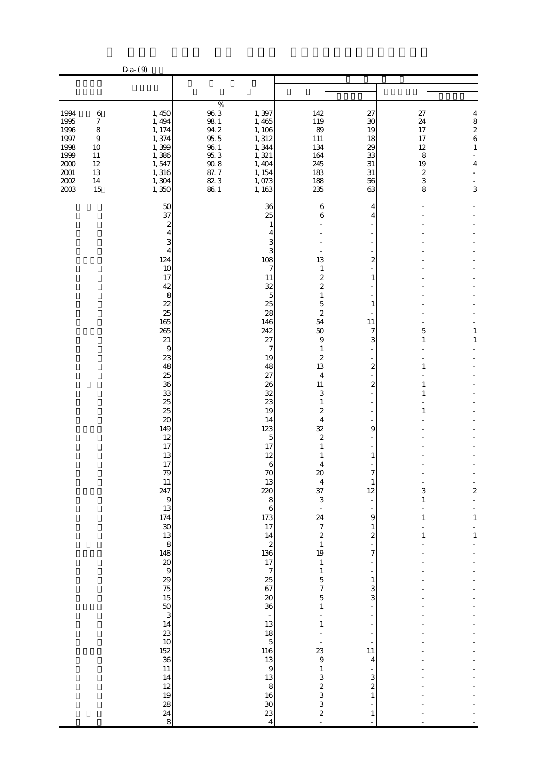D-a-(9)

| | | % | | | | | |
|---|---|---|---|---|---|---|---|
| 1994 6 | 1,450 | 96.3 | 1,397 | 142 | 27 | 27 | 4 |
| 1995 7 | 1,494 | 98.1 | 1,465 | 119 | 30 | 24 | 8 |
| 1996 8 | 1,174 | 94.2 | 1,106 | 89 | 19 | 17 | 2 |
| 1997 9 | 1,374 | 95.5 | 1,312 | 111 | 18 | 17 | 6 |
| 1998 10 | 1,399 | 96.1 | 1,344 | 134 | 29 | 12 | 1 |
| 1999 11 | 1,386 | 95.3 | 1,321 | 164 | 33 | 8 | - |
| 2000 12 | 1,547 | 90.8 | 1,404 | 245 | 31 | 19 | 4 |
| 2001 13 | 1,316 | 87.7 | 1,154 | 183 | 31 | 2 | - |
| 2002 14 | 1,304 | 82.3 | 1,073 | 188 | 56 | 3 | - |
| 2003 15 | 1,350 | 86.1 | 1,163 | 235 | 63 | 8 | 3 |
| | 50 | | 36 | 6 | 4 | - | - |
| | 37 | | 25 | 6 | 4 | - | - |
| | 2 | | 1 | - | - | - | - |
| | 4 | | 4 | - | - | - | - |
| | 3 | | 3 | - | - | - | - |
| | 4 | | 3 | - | - | - | - |
| | 124 | | 108 | 13 | 2 | - | - |
| | 10 | | 7 | 1 | - | - | - |
| | 17 | | 11 | 2 | 1 | - | - |
| | 42 | | 32 | 2 | - | - | - |
| | 8 | | 5 | 1 | - | - | - |
| | 22 | | 25 | 5 | 1 | - | - |
| | 25 | | 28 | 2 | - | - | - |
| | 165 | | 146 | 54 | 11 | - | - |
| | 265 | | 242 | 50 | 7 | 5 | 1 |
| | 21 | | 27 | 9 | 3 | 1 | 1 |
| | 9 | | 7 | 1 | - | - | - |
| | 23 | | 19 | 2 | - | - | - |
| | 48 | | 48 | 13 | 2 | 1 | - |
| | 25 | | 27 | 4 | - | - | - |
| | 36 | | 26 | 11 | 2 | 1 | - |
| | 33 | | 32 | 3 | - | 1 | - |
| | 25 | | 23 | 1 | - | - | - |
| | 25 | | 19 | 2 | - | 1 | - |
| | 20 | | 14 | 4 | - | - | - |
| | 149 | | 123 | 32 | 9 | - | - |
| | 12 | | 5 | 2 | - | - | - |
| | 17 | | 17 | 1 | - | - | - |
| | 13 | | 12 | 1 | 1 | - | - |
| | 17 | | 6 | 4 | - | - | - |
| | 79 | | 70 | 20 | 7 | - | - |
| | 11 | | 13 | 4 | 1 | - | - |
| | 247 | | 220 | 37 | 12 | 3 | 2 |
| | 9 | | 8 | 3 | - | 1 | - |
| | 13 | | 6 | - | - | - | - |
| | 174 | | 173 | 24 | 9 | 1 | 1 |
| | 30 | | 17 | 7 | 1 | - | - |
| | 13 | | 14 | 2 | 2 | 1 | 1 |
| | 8 | | 2 | 1 | - | - | - |
| | 148 | | 136 | 19 | 7 | - | - |
| | 20 | | 17 | 1 | - | - | - |
| | 9 | | 7 | 1 | - | - | - |
| | 29 | | 25 | 5 | 1 | - | - |
| | 75 | | 67 | 7 | 3 | - | - |
| | 15 | | 20 | 5 | 3 | - | - |
| | 50 | | 36 | 1 | - | - | - |
| | 3 | | - | - | - | - | - |
| | 14 | | 13 | 1 | - | - | - |
| | 23 | | 18 | - | - | - | - |
| | 10 | | 5 | - | - | - | - |
| | 152 | | 116 | 23 | 11 | - | - |
| | 36 | | 13 | 9 | 4 | - | - |
| | 11 | | 9 | 1 | - | - | - |
| | 14 | | 13 | 3 | 3 | - | - |
| | 12 | | 8 | 2 | 2 | - | - |
| | 19 | | 16 | 3 | 1 | - | - |
| | 28 | | 30 | 3 | - | - | - |
| | 24 | | 23 | 2 | 1 | - | - |
| | 8 | | 4 | - | - | - | - |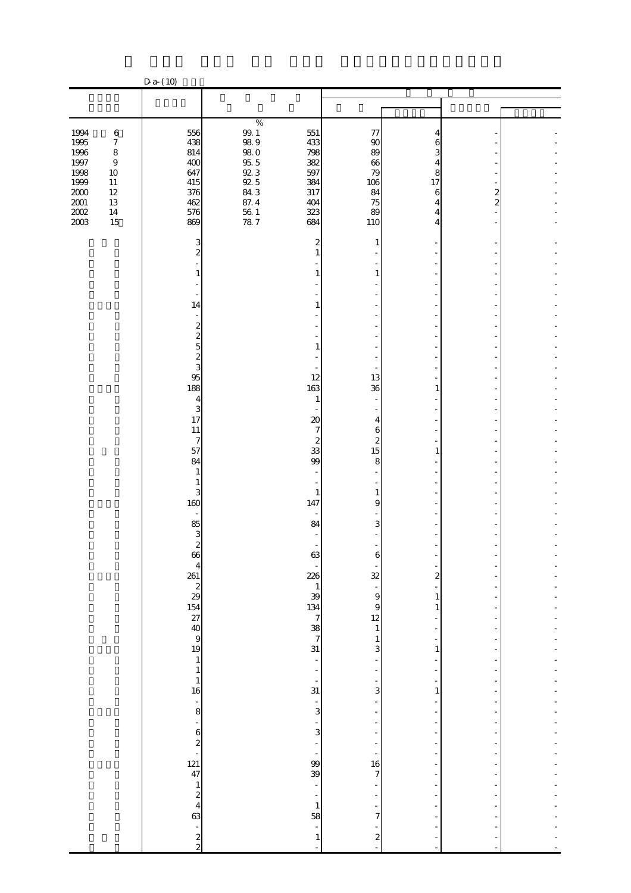D-a-(10)

| | | % | | | | | |
|---|---|---|---|---|---|---|---|
| 1994 6 | 556 | 99.1 | 551 | 77 | 4 | - | - |
| 1995 7 | 438 | 98.9 | 433 | 90 | 6 | - | - |
| 1996 8 | 814 | 98.0 | 798 | 89 | 3 | - | - |
| 1997 9 | 400 | 95.5 | 382 | 66 | 4 | - | - |
| 1998 10 | 647 | 92.3 | 597 | 79 | 8 | - | - |
| 1999 11 | 415 | 92.5 | 384 | 106 | 17 | - | - |
| 2000 12 | 376 | 84.3 | 317 | 84 | 6 | 2 | - |
| 2001 13 | 462 | 87.4 | 404 | 75 | 4 | 2 | - |
| 2002 14 | 576 | 56.1 | 323 | 89 | 4 | - | - |
| 2003 15 | 869 | 78.7 | 684 | 110 | 4 | - | - |
| | 3 | | 2 | 1 | - | - | - |
| | 2 | | 1 | - | - | - | - |
| | - | | - | - | - | - | - |
| | 1 | | 1 | 1 | - | - | - |
| | - | | - | - | - | - | - |
| | - | | - | - | - | - | - |
| | 14 | | 1 | - | - | - | - |
| | - | | - | - | - | - | - |
| | 2 | | - | - | - | - | - |
| | 2 | | - | - | - | - | - |
| | 5 | | 1 | - | - | - | - |
| | 2 | | - | - | - | - | - |
| | 3 | | - | - | - | - | - |
| | 95 | | 12 | 13 | - | - | - |
| | 188 | | 163 | 36 | 1 | - | - |
| | 4 | | 1 | - | - | - | - |
| | 3 | | - | - | - | - | - |
| | 17 | | 20 | 4 | - | - | - |
| | 11 | | 7 | 6 | - | - | - |
| | 7 | | 2 | 2 | - | - | - |
| | 57 | | 33 | 15 | 1 | - | - |
| | 84 | | 99 | 8 | - | - | - |
| | 1 | | - | - | - | - | - |
| | 1 | | - | - | - | - | - |
| | 3 | | 1 | 1 | - | - | - |
| | 160 | | 147 | 9 | - | - | - |
| | - | | - | - | - | - | - |
| | 85 | | 84 | 3 | - | - | - |
| | 3 | | - | - | - | - | - |
| | 2 | | - | - | - | - | - |
| | 66 | | 63 | 6 | - | - | - |
| | 4 | | - | - | - | - | - |
| | 261 | | 226 | 32 | 2 | - | - |
| | 2 | | 1 | - | - | - | - |
| | 29 | | 39 | 9 | 1 | - | - |
| | 154 | | 134 | 9 | 1 | - | - |
| | 27 | | 7 | 12 | - | - | - |
| | 40 | | 38 | 1 | - | - | - |
| | 9 | | 7 | 1 | - | - | - |
| | 19 | | 31 | 3 | 1 | - | - |
| | 1 | | - | - | - | - | - |
| | 1 | | - | - | - | - | - |
| | 1 | | - | - | - | - | - |
| | 16 | | 31 | 3 | 1 | - | - |
| | - | | - | - | - | - | - |
| | 8 | | 3 | - | - | - | - |
| | - | | - | - | - | - | - |
| | 6 | | 3 | - | - | - | - |
| | 2 | | - | - | - | - | - |
| | - | | - | - | - | - | - |
| | 121 | | 99 | 16 | - | - | - |
| | 47 | | 39 | 7 | - | - | - |
| | 1 | | - | - | - | - | - |
| | 2 | | - | - | - | - | - |
| | 4 | | 1 | - | - | - | - |
| | 63 | | 58 | 7 | - | - | - |
| | - | | - | - | - | - | - |
| | 2 | | 1 | 2 | - | - | - |
| | 2 | | - | - | - | - | - |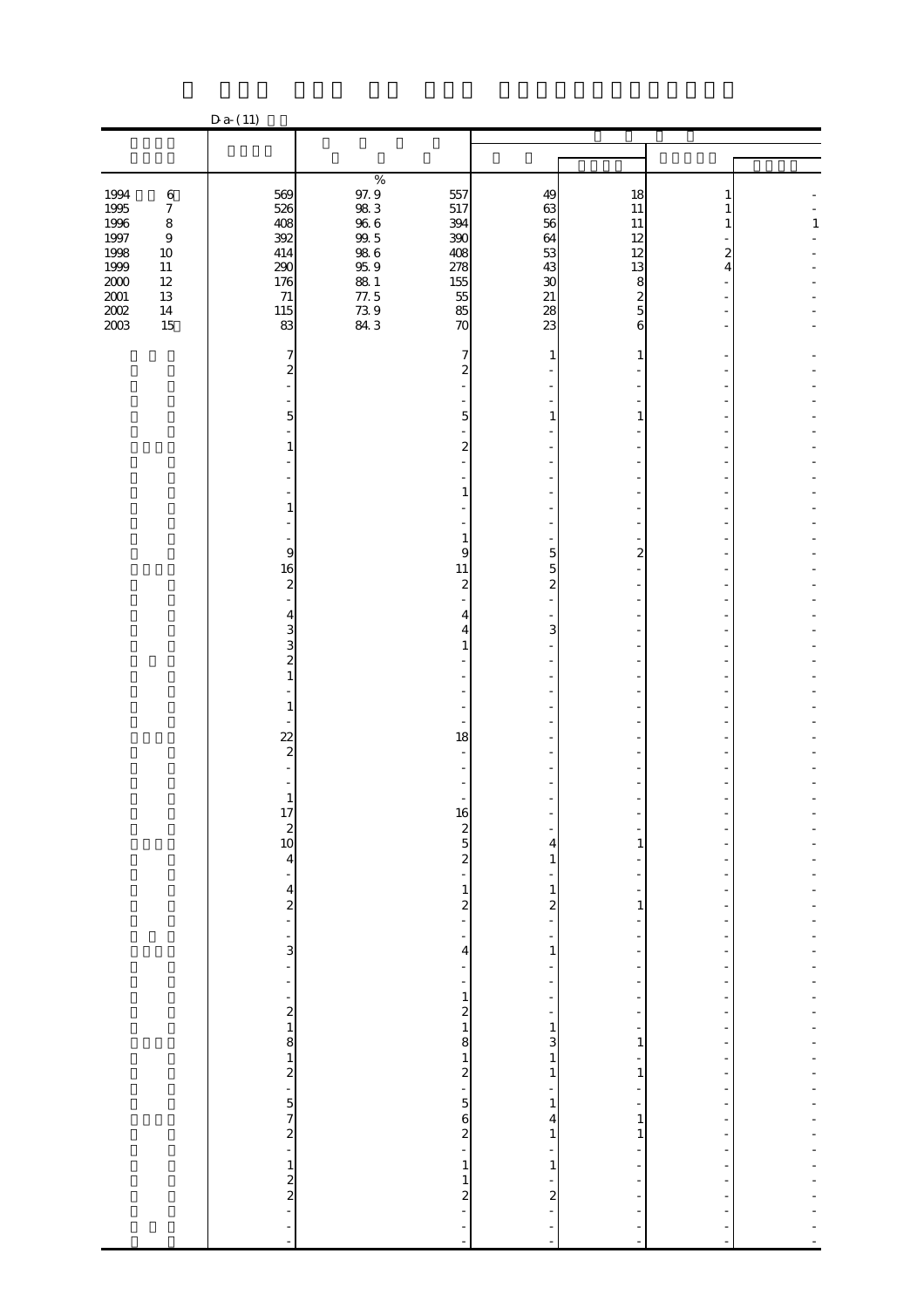D-a-(11)

| | | | | | | | |
|---|---|---|---|---|---|---|---|
| | | % | | | | | |
| 1994 6 | 569 | 97.9 | 557 | 49 | 18 | 1 | - |
| 1995 7 | 526 | 98.3 | 517 | 63 | 11 | 1 | - |
| 1996 8 | 408 | 96.6 | 394 | 56 | 11 | 1 | 1 |
| 1997 9 | 392 | 99.5 | 390 | 64 | 12 | - | - |
| 1998 10 | 414 | 98.6 | 408 | 53 | 12 | 2 | - |
| 1999 11 | 290 | 95.9 | 278 | 43 | 13 | 4 | - |
| 2000 12 | 176 | 88.1 | 155 | 30 | 8 | - | - |
| 2001 13 | 71 | 77.5 | 55 | 21 | 2 | - | - |
| 2002 14 | 115 | 73.9 | 85 | 28 | 5 | - | - |
| 2003 15 | 83 | 84.3 | 70 | 23 | 6 | - | - |
| | 7 | | 7 | 1 | 1 | - | - |
| | 2 | | 2 | - | - | - | - |
| | - | | - | - | - | - | - |
| | - | | - | - | - | - | - |
| | 5 | | 5 | 1 | 1 | - | - |
| | - | | - | - | - | - | - |
| | 1 | | 2 | - | - | - | - |
| | - | | - | - | - | - | - |
| | - | | - | - | - | - | - |
| | - | | 1 | - | - | - | - |
| | 1 | | - | - | - | - | - |
| | - | | - | - | - | - | - |
| | - | | 1 | - | - | - | - |
| | 9 | | 9 | 5 | 2 | - | - |
| | 16 | | 11 | 5 | - | - | - |
| | 2 | | 2 | 2 | - | - | - |
| | - | | - | - | - | - | - |
| | 4 | | 4 | - | - | - | - |
| | 3 | | 4 | 3 | - | - | - |
| | 3 | | 1 | - | - | - | - |
| | 2 | | - | - | - | - | - |
| | 1 | | - | - | - | - | - |
| | - | | - | - | - | - | - |
| | 1 | | - | - | - | - | - |
| | - | | - | - | - | - | - |
| | 22 | | 18 | - | - | - | - |
| | 2 | | - | - | - | - | - |
| | - | | - | - | - | - | - |
| | - | | - | - | - | - | - |
| | 1 | | - | - | - | - | - |
| | 17 | | 16 | - | - | - | - |
| | 2 | | 2 | - | - | - | - |
| | 10 | | 5 | 4 | 1 | - | - |
| | 4 | | 2 | 1 | - | - | - |
| | - | | - | - | - | - | - |
| | 4 | | 1 | 1 | - | - | - |
| | 2 | | 2 | 2 | 1 | - | - |
| | - | | - | - | - | - | - |
| | - | | - | - | - | - | - |
| | 3 | | 4 | 1 | - | - | - |
| | - | | - | - | - | - | - |
| | - | | - | - | - | - | - |
| | - | | 1 | - | - | - | - |
| | 2 | | 2 | - | - | - | - |
| | 1 | | 1 | 1 | - | - | - |
| | 8 | | 8 | 3 | 1 | - | - |
| | 1 | | 1 | 1 | - | - | - |
| | 2 | | 2 | 1 | 1 | - | - |
| | - | | - | - | - | - | - |
| | 5 | | 5 | 1 | - | - | - |
| | 7 | | 6 | 4 | 1 | - | - |
| | 2 | | 2 | 1 | 1 | - | - |
| | - | | - | - | - | - | - |
| | 1 | | 1 | 1 | - | - | - |
| | 2 | | 1 | - | - | - | - |
| | 2 | | 2 | 2 | - | - | - |
| | - | | - | - | - | - | - |
| | - | | - | - | - | - | - |
| | - | | - | - | - | - | - |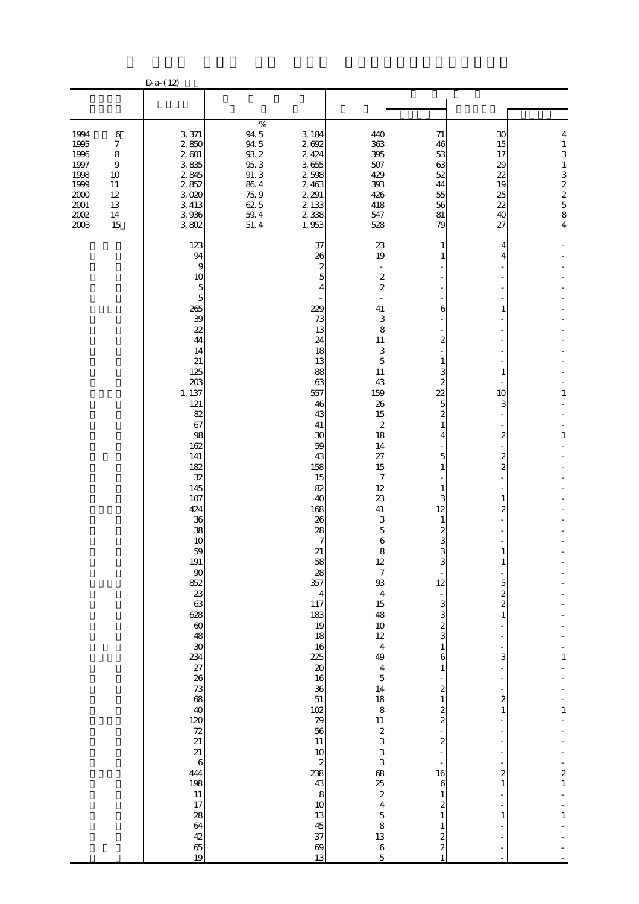D a- (12)

| | | % | | | | | |
|---|---|---|---|---|---|---|---|
| 1994 6 | 3, 371 | 94. 5 | 3, 184 | 440 | 71 | 30 | 4 |
| 1995 7 | 2, 850 | 94. 5 | 2, 692 | 363 | 46 | 15 | 1 |
| 1996 8 | 2, 601 | 93. 2 | 2, 424 | 395 | 53 | 17 | 3 |
| 1997 9 | 3, 835 | 95. 3 | 3, 655 | 507 | 63 | 29 | 1 |
| 1998 10 | 2, 845 | 91. 3 | 2, 598 | 429 | 52 | 22 | 3 |
| 1999 11 | 2, 852 | 86. 4 | 2, 463 | 393 | 44 | 19 | 2 |
| 2000 12 | 3, 020 | 75. 9 | 2, 291 | 426 | 55 | 25 | 2 |
| 2001 13 | 3, 413 | 62. 5 | 2, 133 | 418 | 56 | 22 | 5 |
| 2002 14 | 3, 936 | 59. 4 | 2, 338 | 547 | 81 | 40 | 8 |
| 2003 15 | 3, 802 | 51. 4 | 1, 953 | 528 | 79 | 27 | 4 |
| | 123 | | 37 | 23 | 1 | 4 | - |
| | 94 | | 26 | 19 | 1 | 4 | - |
| | 9 | | 2 | - | - | - | - |
| | 10 | | 5 | 2 | - | - | - |
| | 5 | | 4 | 2 | - | - | - |
| | 5 | | - | - | - | - | - |
| | 265 | | 229 | 41 | 6 | 1 | - |
| | 39 | | 73 | 3 | - | - | - |
| | 22 | | 13 | 8 | - | - | - |
| | 44 | | 24 | 11 | 2 | - | - |
| | 14 | | 18 | 3 | - | - | - |
| | 21 | | 13 | 5 | 1 | - | - |
| | 125 | | 88 | 11 | 3 | 1 | - |
| | 203 | | 63 | 43 | 2 | - | - |
| | 1, 137 | | 557 | 159 | 22 | 10 | 1 |
| | 121 | | 46 | 26 | 5 | 3 | - |
| | 82 | | 43 | 15 | 2 | - | - |
| | 67 | | 41 | 2 | 1 | - | - |
| | 98 | | 30 | 18 | 4 | 2 | 1 |
| | 162 | | 59 | 14 | - | - | - |
| | 141 | | 43 | 27 | 5 | 2 | - |
| | 182 | | 158 | 15 | 1 | 2 | - |
| | 32 | | 15 | 7 | - | - | - |
| | 145 | | 82 | 12 | 1 | - | - |
| | 107 | | 40 | 23 | 3 | 1 | - |
| | 424 | | 168 | 41 | 12 | 2 | - |
| | 36 | | 26 | 3 | 1 | - | - |
| | 38 | | 28 | 5 | 2 | - | - |
| | 10 | | 7 | 6 | 3 | - | - |
| | 59 | | 21 | 8 | 3 | 1 | - |
| | 191 | | 58 | 12 | 3 | 1 | - |
| | 90 | | 28 | 7 | - | - | - |
| | 852 | | 357 | 93 | 12 | 5 | - |
| | 23 | | 4 | 4 | - | 2 | - |
| | 63 | | 117 | 15 | 3 | 2 | - |
| | 628 | | 183 | 48 | 3 | 1 | - |
| | 60 | | 19 | 10 | 2 | - | - |
| | 48 | | 18 | 12 | 3 | - | - |
| | 30 | | 16 | 4 | 1 | - | - |
| | 234 | | 225 | 49 | 6 | 3 | 1 |
| | 27 | | 20 | 4 | 1 | - | - |
| | 26 | | 16 | 5 | - | - | - |
| | 73 | | 36 | 14 | 2 | - | - |
| | 68 | | 51 | 18 | 1 | 2 | - |
| | 40 | | 102 | 8 | 2 | 1 | 1 |
| | 120 | | 79 | 11 | 2 | - | - |
| | 72 | | 56 | 2 | - | - | - |
| | 21 | | 11 | 3 | 2 | - | - |
| | 21 | | 10 | 3 | - | - | - |
| | 6 | | 2 | 3 | - | - | - |
| | 444 | | 238 | 68 | 16 | 2 | 2 |
| | 198 | | 43 | 25 | 6 | 1 | 1 |
| | 11 | | 8 | 2 | 1 | - | - |
| | 17 | | 10 | 4 | 2 | - | - |
| | 28 | | 13 | 5 | 1 | 1 | 1 |
| | 64 | | 45 | 8 | 1 | - | - |
| | 42 | | 37 | 13 | 2 | - | - |
| | 65 | | 69 | 6 | 2 | - | - |
| | 19 | | 13 | 5 | 1 | - | - |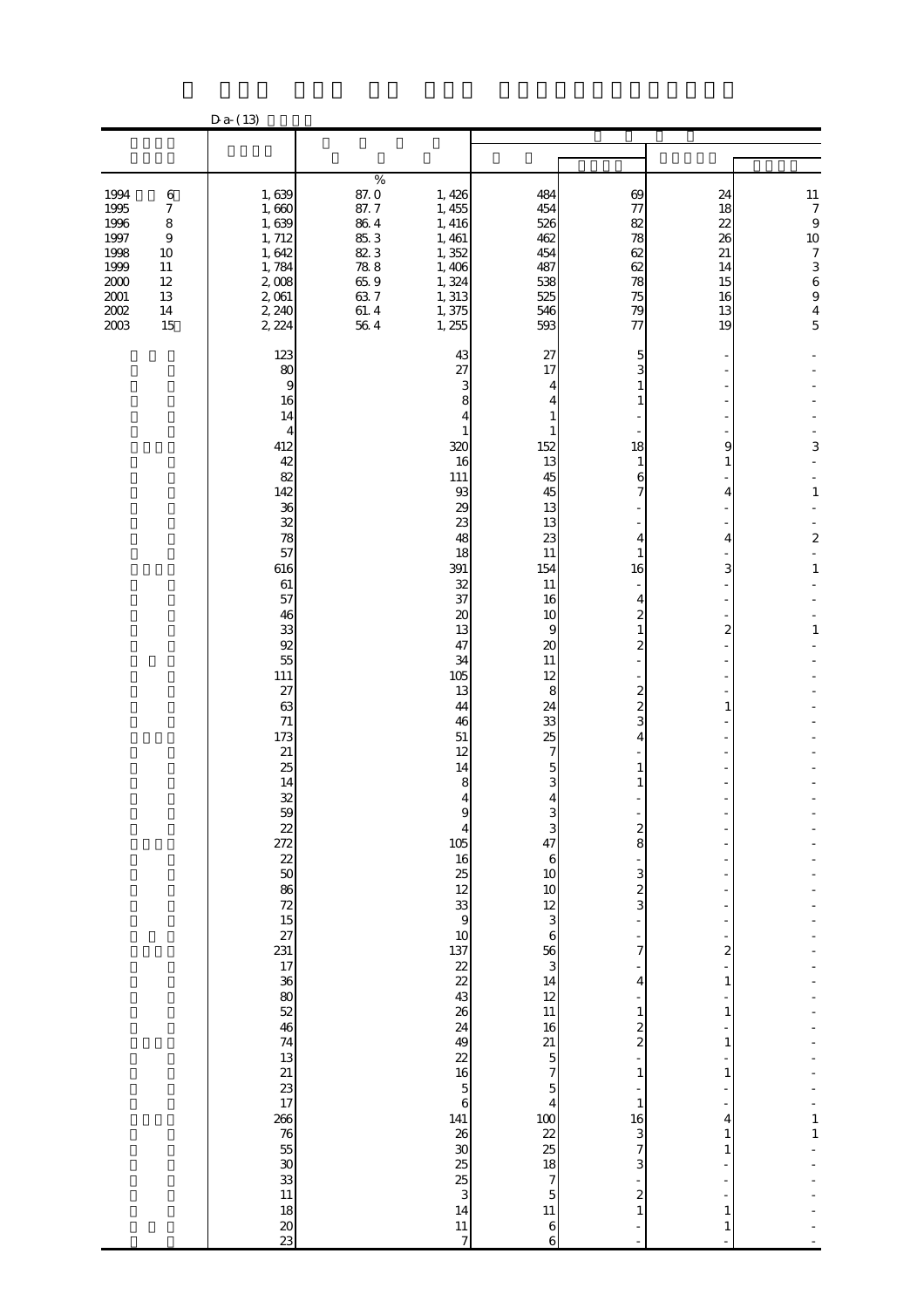D-a-(13)

| | | % | | | | | |
|---|---|---|---|---|---|---|---|
| 1994 6 | 1,639 | 87.0 | 1,426 | 484 | 69 | 24 | 11 |
| 1995 7 | 1,660 | 87.7 | 1,455 | 454 | 77 | 18 | 7 |
| 1996 8 | 1,639 | 86.4 | 1,416 | 526 | 82 | 22 | 9 |
| 1997 9 | 1,712 | 85.3 | 1,461 | 462 | 78 | 26 | 10 |
| 1998 10 | 1,642 | 82.3 | 1,352 | 454 | 62 | 21 | 7 |
| 1999 11 | 1,784 | 78.8 | 1,406 | 487 | 62 | 14 | 3 |
| 2000 12 | 2,008 | 65.9 | 1,324 | 538 | 78 | 15 | 6 |
| 2001 13 | 2,061 | 63.7 | 1,313 | 525 | 75 | 16 | 9 |
| 2002 14 | 2,240 | 61.4 | 1,375 | 546 | 79 | 13 | 4 |
| 2003 15 | 2,224 | 56.4 | 1,255 | 593 | 77 | 19 | 5 |
| | 123 | | 43 | 27 | 5 | - | - |
| | 80 | | 27 | 17 | 3 | - | - |
| | 9 | | 3 | 4 | 1 | - | - |
| | 16 | | 8 | 4 | 1 | - | - |
| | 14 | | 4 | 1 | - | - | - |
| | 4 | | 1 | 1 | - | - | - |
| | 412 | | 320 | 152 | 18 | 9 | 3 |
| | 42 | | 16 | 13 | 1 | 1 | - |
| | 82 | | 111 | 45 | 6 | - | - |
| | 142 | | 93 | 45 | 7 | 4 | 1 |
| | 36 | | 29 | 13 | - | - | - |
| | 32 | | 23 | 13 | - | - | - |
| | 78 | | 48 | 23 | 4 | 4 | 2 |
| | 57 | | 18 | 11 | 1 | - | - |
| | 616 | | 391 | 154 | 16 | 3 | 1 |
| | 61 | | 32 | 11 | - | - | - |
| | 57 | | 37 | 16 | 4 | - | - |
| | 46 | | 20 | 10 | 2 | - | - |
| | 33 | | 13 | 9 | 1 | 2 | 1 |
| | 92 | | 47 | 20 | 2 | - | - |
| | 55 | | 34 | 11 | - | - | - |
| | 111 | | 105 | 12 | - | - | - |
| | 27 | | 13 | 8 | 2 | - | - |
| | 63 | | 44 | 24 | 2 | 1 | - |
| | 71 | | 46 | 33 | 3 | - | - |
| | 173 | | 51 | 25 | 4 | - | - |
| | 21 | | 12 | 7 | - | - | - |
| | 25 | | 14 | 5 | 1 | - | - |
| | 14 | | 8 | 3 | 1 | - | - |
| | 32 | | 4 | 4 | - | - | - |
| | 59 | | 9 | 3 | - | - | - |
| | 22 | | 4 | 3 | 2 | - | - |
| | 272 | | 105 | 47 | 8 | - | - |
| | 22 | | 16 | 6 | - | - | - |
| | 50 | | 25 | 10 | 3 | - | - |
| | 86 | | 12 | 10 | 2 | - | - |
| | 72 | | 33 | 12 | 3 | - | - |
| | 15 | | 9 | 3 | - | - | - |
| | 27 | | 10 | 6 | - | - | - |
| | 231 | | 137 | 56 | 7 | 2 | - |
| | 17 | | 22 | 3 | - | - | - |
| | 36 | | 22 | 14 | 4 | 1 | - |
| | 80 | | 43 | 12 | - | - | - |
| | 52 | | 26 | 11 | 1 | 1 | - |
| | 46 | | 24 | 16 | 2 | - | - |
| | 74 | | 49 | 21 | 2 | 1 | - |
| | 13 | | 22 | 5 | - | - | - |
| | 21 | | 16 | 7 | 1 | 1 | - |
| | 23 | | 5 | 5 | - | - | - |
| | 17 | | 6 | 4 | 1 | - | - |
| | 266 | | 141 | 100 | 16 | 4 | 1 |
| | 76 | | 26 | 22 | 3 | 1 | 1 |
| | 55 | | 30 | 25 | 7 | 1 | - |
| | 30 | | 25 | 18 | 3 | - | - |
| | 33 | | 25 | 7 | - | - | - |
| | 11 | | 3 | 5 | 2 | - | - |
| | 18 | | 14 | 11 | 1 | 1 | - |
| | 20 | | 11 | 6 | - | 1 | - |
| | 23 | | 7 | 6 | - | - | - |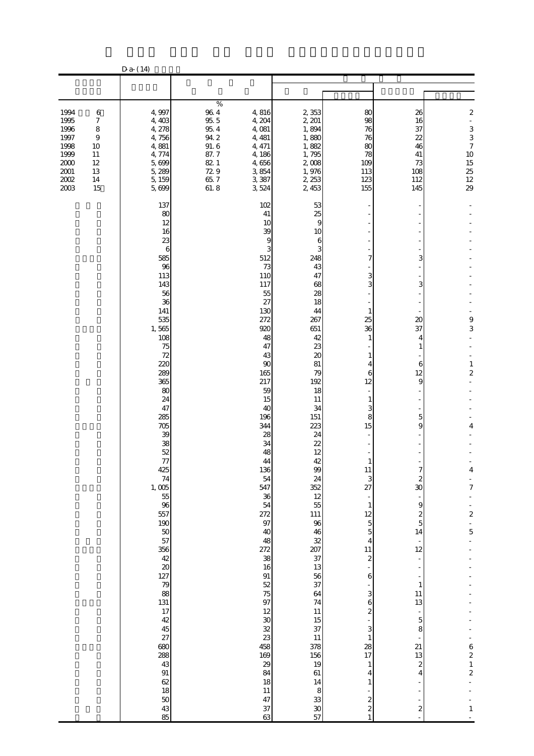D-a-(14)

| | | % | | | | | |
|---|---|---|---|---|---|---|---|
| 1994 6 | 4,997 | 96.4 | 4,816 | 2,353 | 80 | 26 | 2 |
| 1995 7 | 4,403 | 95.5 | 4,204 | 2,201 | 98 | 16 | - |
| 1996 8 | 4,278 | 95.4 | 4,081 | 1,894 | 76 | 37 | 3 |
| 1997 9 | 4,756 | 94.2 | 4,481 | 1,880 | 76 | 22 | 3 |
| 1998 10 | 4,881 | 91.6 | 4,471 | 1,882 | 80 | 46 | 7 |
| 1999 11 | 4,774 | 87.7 | 4,186 | 1,795 | 78 | 41 | 10 |
| 2000 12 | 5,699 | 82.1 | 4,656 | 2,008 | 109 | 73 | 15 |
| 2001 13 | 5,289 | 72.9 | 3,854 | 1,976 | 113 | 108 | 25 |
| 2002 14 | 5,159 | 65.7 | 3,387 | 2,253 | 123 | 112 | 12 |
| 2003 15 | 5,699 | 61.8 | 3,524 | 2,453 | 155 | 145 | 29 |
| | 137 | | 102 | 53 | - | - | - |
| | 80 | | 41 | 25 | - | - | - |
| | 12 | | 10 | 9 | - | - | - |
| | 16 | | 39 | 10 | - | - | - |
| | 23 | | 9 | 6 | - | - | - |
| | 6 | | 3 | 3 | - | - | - |
| | 585 | | 512 | 248 | 7 | 3 | - |
| | 96 | | 73 | 43 | - | - | - |
| | 113 | | 110 | 47 | 3 | - | - |
| | 143 | | 117 | 68 | 3 | 3 | - |
| | 56 | | 55 | 28 | - | - | - |
| | 36 | | 27 | 18 | - | - | - |
| | 141 | | 130 | 44 | 1 | - | - |
| | 535 | | 272 | 267 | 25 | 20 | 9 |
| | 1,565 | | 920 | 651 | 36 | 37 | 3 |
| | 108 | | 48 | 42 | 1 | 4 | - |
| | 75 | | 47 | 23 | - | 1 | - |
| | 72 | | 43 | 20 | 1 | - | - |
| | 220 | | 90 | 81 | 4 | 6 | 1 |
| | 289 | | 165 | 79 | 6 | 12 | 2 |
| | 365 | | 217 | 192 | 12 | 9 | - |
| | 80 | | 59 | 18 | - | - | - |
| | 24 | | 15 | 11 | 1 | - | - |
| | 47 | | 40 | 34 | 3 | - | - |
| | 285 | | 196 | 151 | 8 | 5 | - |
| | 705 | | 344 | 223 | 15 | 9 | 4 |
| | 39 | | 28 | 24 | - | - | - |
| | 38 | | 34 | 22 | - | - | - |
| | 52 | | 48 | 12 | - | - | - |
| | 77 | | 44 | 42 | 1 | - | - |
| | 425 | | 136 | 99 | 11 | 7 | 4 |
| | 74 | | 54 | 24 | 3 | 2 | - |
| | 1,005 | | 547 | 352 | 27 | 30 | 7 |
| | 55 | | 36 | 12 | - | - | - |
| | 96 | | 54 | 55 | 1 | 9 | - |
| | 557 | | 272 | 111 | 12 | 2 | 2 |
| | 190 | | 97 | 96 | 5 | 5 | - |
| | 50 | | 40 | 46 | 5 | 14 | 5 |
| | 57 | | 48 | 32 | 4 | - | - |
| | 356 | | 272 | 207 | 11 | 12 | - |
| | 42 | | 38 | 37 | 2 | - | - |
| | 20 | | 16 | 13 | - | - | - |
| | 127 | | 91 | 56 | 6 | - | - |
| | 79 | | 52 | 37 | - | 1 | - |
| | 88 | | 75 | 64 | 3 | 11 | - |
| | 131 | | 97 | 74 | 6 | 13 | - |
| | 17 | | 12 | 11 | 2 | - | - |
| | 42 | | 30 | 15 | - | 5 | - |
| | 45 | | 32 | 37 | 3 | 8 | - |
| | 27 | | 23 | 11 | 1 | - | - |
| | 680 | | 458 | 378 | 28 | 21 | 6 |
| | 288 | | 169 | 156 | 17 | 13 | 2 |
| | 43 | | 29 | 19 | 1 | 2 | 1 |
| | 91 | | 84 | 61 | 4 | 4 | 2 |
| | 62 | | 18 | 14 | 1 | - | - |
| | 18 | | 11 | 8 | - | - | - |
| | 50 | | 47 | 33 | 2 | - | - |
| | 43 | | 37 | 30 | 2 | 2 | 1 |
| | 85 | | 63 | 57 | 1 | - | - |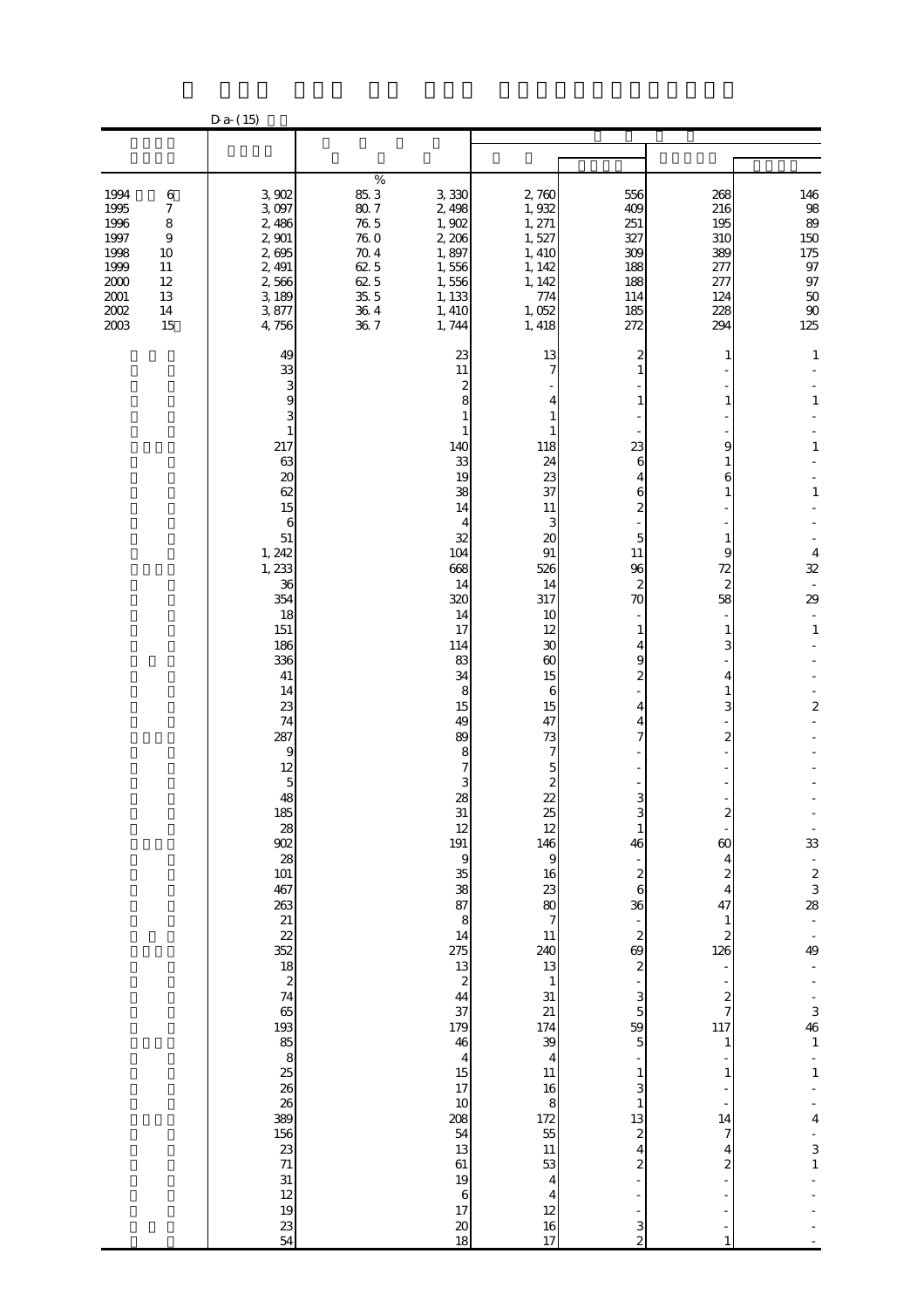D-a-(15)

| | | % | | | | | |
|---|---|---|---|---|---|---|---|
| 1994 6 | 3,902 | 85.3 | 3,330 | 2,760 | 556 | 268 | 146 |
| 1995 7 | 3,097 | 80.7 | 2,498 | 1,932 | 409 | 216 | 98 |
| 1996 8 | 2,486 | 76.5 | 1,902 | 1,271 | 251 | 195 | 89 |
| 1997 9 | 2,901 | 76.0 | 2,206 | 1,527 | 327 | 310 | 150 |
| 1998 10 | 2,695 | 70.4 | 1,897 | 1,410 | 309 | 389 | 175 |
| 1999 11 | 2,491 | 62.5 | 1,556 | 1,142 | 188 | 277 | 97 |
| 2000 12 | 2,566 | 62.5 | 1,556 | 1,142 | 188 | 277 | 97 |
| 2001 13 | 3,189 | 35.5 | 1,133 | 774 | 114 | 124 | 50 |
| 2002 14 | 3,877 | 36.4 | 1,410 | 1,052 | 185 | 228 | 90 |
| 2003 15 | 4,756 | 36.7 | 1,744 | 1,418 | 272 | 294 | 125 |
| | 49 | | 23 | 13 | 2 | 1 | 1 |
| | 33 | | 11 | 7 | 1 | - | - |
| | 3 | | 2 | - | - | - | - |
| | 9 | | 8 | 4 | 1 | 1 | 1 |
| | 3 | | 1 | 1 | - | - | - |
| | 1 | | 1 | 1 | - | - | - |
| | 217 | | 140 | 118 | 23 | 9 | 1 |
| | 63 | | 33 | 24 | 6 | 1 | - |
| | 20 | | 19 | 23 | 4 | 6 | - |
| | 62 | | 38 | 37 | 6 | 1 | 1 |
| | 15 | | 14 | 11 | 2 | - | - |
| | 6 | | 4 | 3 | - | - | - |
| | 51 | | 32 | 20 | 5 | 1 | - |
| | 1,242 | | 104 | 91 | 11 | 9 | 4 |
| | 1,233 | | 668 | 526 | 96 | 72 | 32 |
| | 36 | | 14 | 14 | 2 | 2 | - |
| | 354 | | 320 | 317 | 70 | 58 | 29 |
| | 18 | | 14 | 10 | - | - | - |
| | 151 | | 17 | 12 | 1 | 1 | 1 |
| | 186 | | 114 | 30 | 4 | 3 | - |
| | 336 | | 83 | 60 | 9 | - | - |
| | 41 | | 34 | 15 | 2 | 4 | - |
| | 14 | | 8 | 6 | - | 1 | - |
| | 23 | | 15 | 15 | 4 | 3 | 2 |
| | 74 | | 49 | 47 | 4 | - | - |
| | 287 | | 89 | 73 | 7 | 2 | - |
| | 9 | | 8 | 7 | - | - | - |
| | 12 | | 7 | 5 | - | - | - |
| | 5 | | 3 | 2 | - | - | - |
| | 48 | | 28 | 22 | 3 | - | - |
| | 185 | | 31 | 25 | 3 | 2 | - |
| | 28 | | 12 | 12 | 1 | - | - |
| | 902 | | 191 | 146 | 46 | 60 | 33 |
| | 28 | | 9 | 9 | - | 4 | - |
| | 101 | | 35 | 16 | 2 | 2 | 2 |
| | 467 | | 38 | 23 | 6 | 4 | 3 |
| | 263 | | 87 | 80 | 36 | 47 | 28 |
| | 21 | | 8 | 7 | - | 1 | - |
| | 22 | | 14 | 11 | 2 | 2 | - |
| | 352 | | 275 | 240 | 69 | 126 | 49 |
| | 18 | | 13 | 13 | 2 | - | - |
| | 2 | | 2 | 1 | - | - | - |
| | 74 | | 44 | 31 | 3 | 2 | - |
| | 65 | | 37 | 21 | 5 | 7 | 3 |
| | 193 | | 179 | 174 | 59 | 117 | 46 |
| | 85 | | 46 | 39 | 5 | 1 | 1 |
| | 8 | | 4 | 4 | - | - | - |
| | 25 | | 15 | 11 | 1 | 1 | 1 |
| | 26 | | 17 | 16 | 3 | - | - |
| | 26 | | 10 | 8 | 1 | - | - |
| | 389 | | 208 | 172 | 13 | 14 | 4 |
| | 156 | | 54 | 55 | 2 | 7 | - |
| | 23 | | 13 | 11 | 4 | 4 | 3 |
| | 71 | | 61 | 53 | 2 | 2 | 1 |
| | 31 | | 19 | 4 | - | - | - |
| | 12 | | 6 | 4 | - | - | - |
| | 19 | | 17 | 12 | - | - | - |
| | 23 | | 20 | 16 | 3 | - | - |
| | 54 | | 18 | 17 | 2 | 1 | - |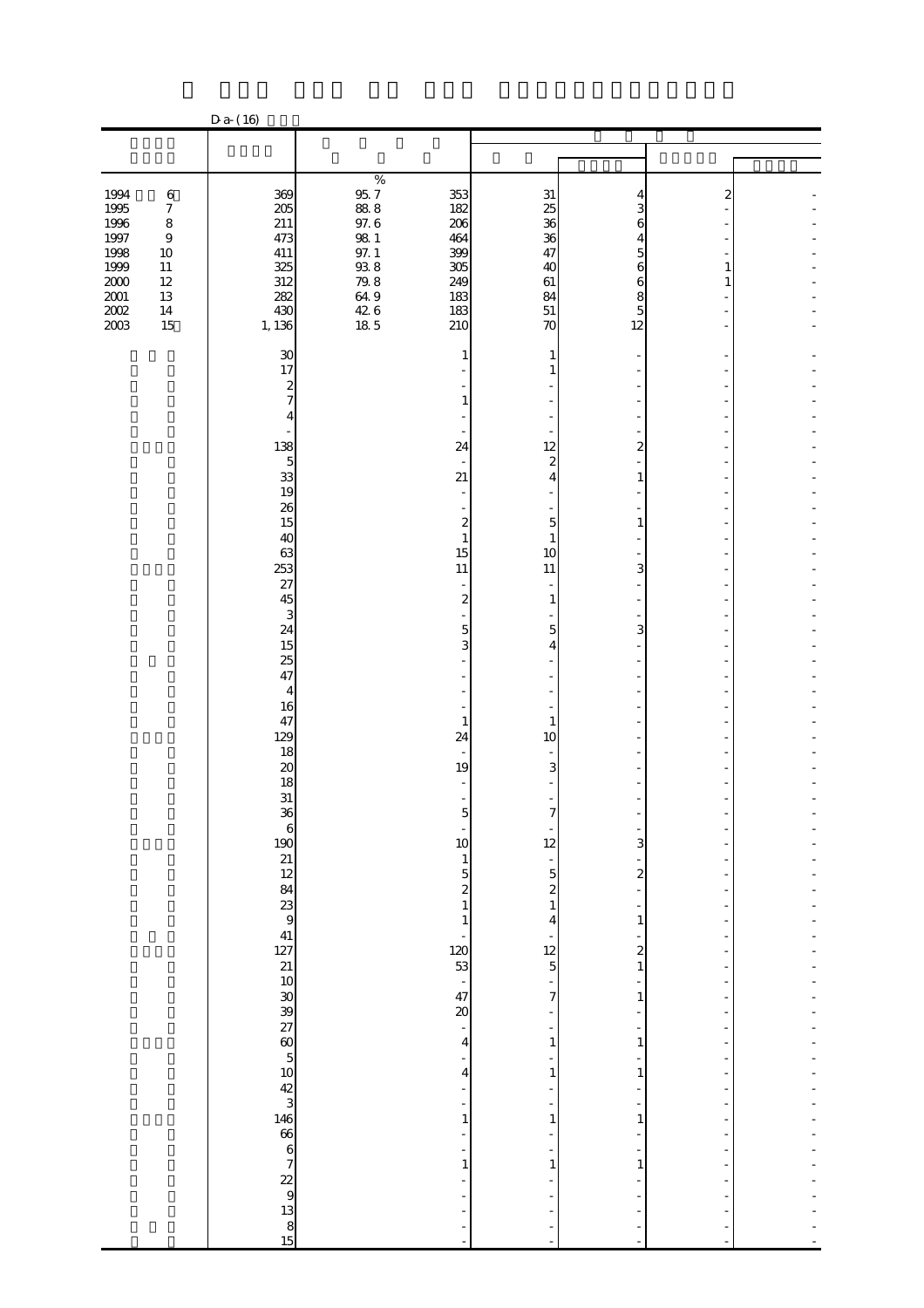D-a-(16)

| | | | | | | | |
|---|---|---|---|---|---|---|---|
| | | % | | | | | |
| 1994 6 | 369 | 95.7 | 353 | 31 | 4 | 2 | - |
| 1995 7 | 205 | 88.8 | 182 | 25 | 3 | - | - |
| 1996 8 | 211 | 97.6 | 206 | 36 | 6 | - | - |
| 1997 9 | 473 | 98.1 | 464 | 36 | 4 | - | - |
| 1998 10 | 411 | 97.1 | 399 | 47 | 5 | - | - |
| 1999 11 | 325 | 93.8 | 305 | 40 | 6 | 1 | - |
| 2000 12 | 312 | 79.8 | 249 | 61 | 6 | 1 | - |
| 2001 13 | 282 | 64.9 | 183 | 84 | 8 | - | - |
| 2002 14 | 430 | 42.6 | 183 | 51 | 5 | - | - |
| 2003 15 | 1,136 | 18.5 | 210 | 70 | 12 | - | - |
| | 30 | | 1 | 1 | - | - | - |
| | 17 | | - | 1 | - | - | - |
| | 2 | | - | - | - | - | - |
| | 7 | | 1 | - | - | - | - |
| | 4 | | - | - | - | - | - |
| | - | | - | - | - | - | - |
| | 138 | | 24 | 12 | 2 | - | - |
| | 5 | | - | 2 | - | - | - |
| | 33 | | 21 | 4 | 1 | - | - |
| | 19 | | - | - | - | - | - |
| | 26 | | - | - | - | - | - |
| | 15 | | 2 | 5 | 1 | - | - |
| | 40 | | 1 | 1 | - | - | - |
| | 63 | | 15 | 10 | - | - | - |
| | 253 | | 11 | 11 | 3 | - | - |
| | 27 | | - | - | - | - | - |
| | 45 | | 2 | 1 | - | - | - |
| | 3 | | - | - | - | - | - |
| | 24 | | 5 | 5 | 3 | - | - |
| | 15 | | 3 | 4 | - | - | - |
| | 25 | | - | - | - | - | - |
| | 47 | | - | - | - | - | - |
| | 4 | | - | - | - | - | - |
| | 16 | | - | - | - | - | - |
| | 47 | | 1 | 1 | - | - | - |
| | 129 | | 24 | 10 | - | - | - |
| | 18 | | - | - | - | - | - |
| | 20 | | 19 | 3 | - | - | - |
| | 18 | | - | - | - | - | - |
| | 31 | | - | - | - | - | - |
| | 36 | | 5 | 7 | - | - | - |
| | 6 | | - | - | - | - | - |
| | 190 | | 10 | 12 | 3 | - | - |
| | 21 | | 1 | - | - | - | - |
| | 12 | | 5 | 5 | 2 | - | - |
| | 84 | | 2 | 2 | - | - | - |
| | 23 | | 1 | 1 | - | - | - |
| | 9 | | 1 | 4 | 1 | - | - |
| | 41 | | - | - | - | - | - |
| | 127 | | 120 | 12 | 2 | - | - |
| | 21 | | 53 | 5 | 1 | - | - |
| | 10 | | - | - | - | - | - |
| | 30 | | 47 | 7 | 1 | - | - |
| | 39 | | 20 | - | - | - | - |
| | 27 | | - | - | - | - | - |
| | 60 | | 4 | 1 | 1 | - | - |
| | 5 | | - | - | - | - | - |
| | 10 | | 4 | 1 | 1 | - | - |
| | 42 | | - | - | - | - | - |
| | 3 | | - | - | - | - | - |
| | 146 | | 1 | 1 | 1 | - | - |
| | 66 | | - | - | - | - | - |
| | 6 | | - | - | - | - | - |
| | 7 | | 1 | 1 | 1 | - | - |
| | 22 | | - | - | - | - | - |
| | 9 | | - | - | - | - | - |
| | 13 | | - | - | - | - | - |
| | 8 | | - | - | - | - | - |
| | 15 | | - | - | - | - | - |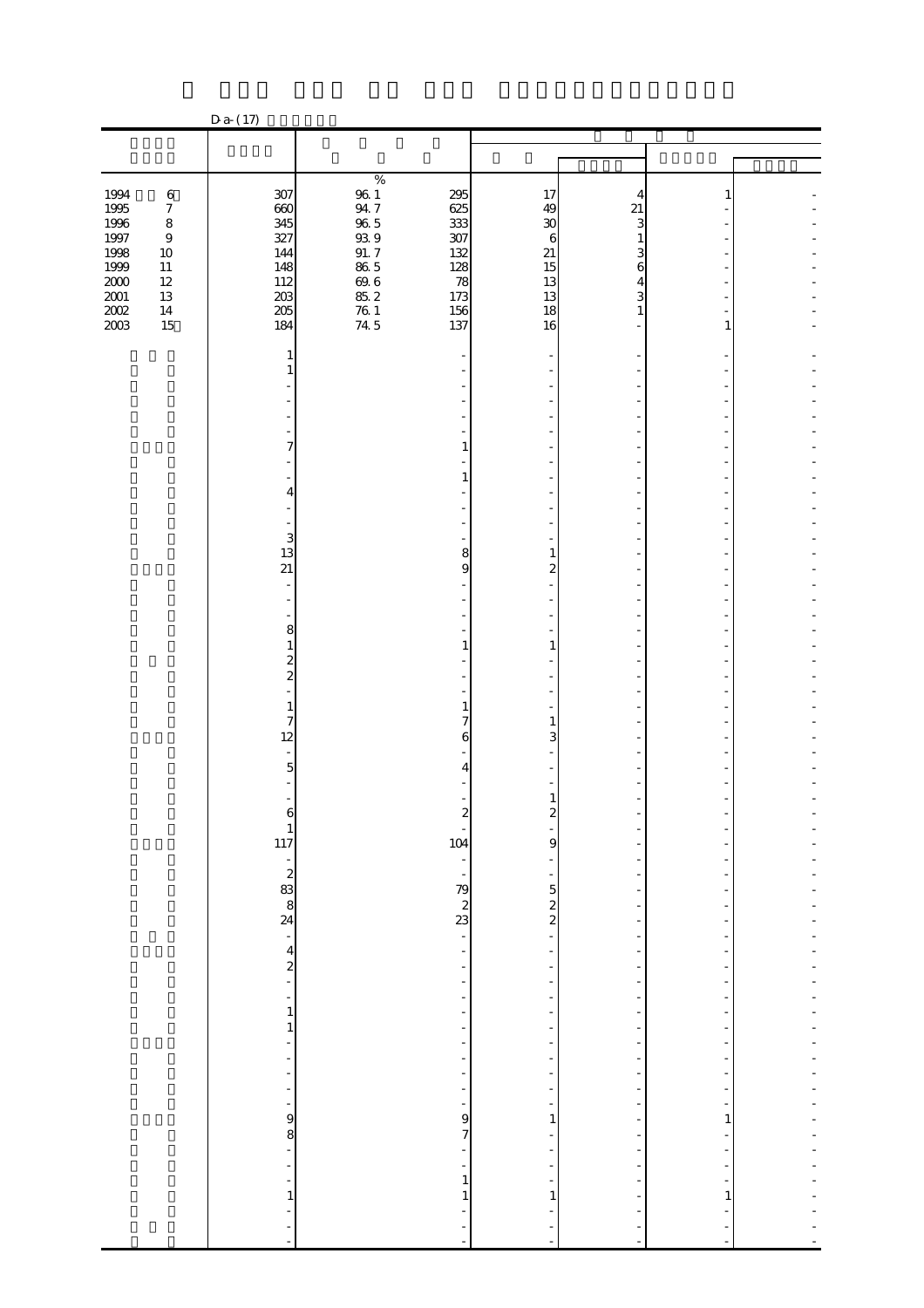D-a-(17)

| | | | | | | | |
|---|---|---|---|---|---|---|---|
| 1994 6 | 307 | 96.1 % | 295 | 17 | 4 | 1 | - |
| 1995 7 | 660 | 94.7 | 625 | 49 | 21 | - | - |
| 1996 8 | 345 | 96.5 | 333 | 30 | 3 | - | - |
| 1997 9 | 327 | 93.9 | 307 | 6 | 1 | - | - |
| 1998 10 | 144 | 91.7 | 132 | 21 | 3 | - | - |
| 1999 11 | 148 | 86.5 | 128 | 15 | 6 | - | - |
| 2000 12 | 112 | 69.6 | 78 | 13 | 4 | - | - |
| 2001 13 | 203 | 85.2 | 173 | 13 | 3 | - | - |
| 2002 14 | 205 | 76.1 | 156 | 18 | 1 | - | - |
| 2003 15 | 184 | 74.5 | 137 | 16 | - | 1 | - |
| | 1 | | - | - | - | - | - |
| | 1 | | - | - | - | - | - |
| | - | | - | - | - | - | - |
| | - | | - | - | - | - | - |
| | - | | - | - | - | - | - |
| | - | | - | - | - | - | - |
| | 7 | | 1 | - | - | - | - |
| | - | | - | - | - | - | - |
| | - | | 1 | - | - | - | - |
| | 4 | | - | - | - | - | - |
| | - | | - | - | - | - | - |
| | - | | - | - | - | - | - |
| | 3 | | - | - | - | - | - |
| | 13 | | 8 | 1 | - | - | - |
| | 21 | | 9 | 2 | - | - | - |
| | - | | - | - | - | - | - |
| | - | | - | - | - | - | - |
| | - | | - | - | - | - | - |
| | 8 | | - | - | - | - | - |
| | 1 | | 1 | 1 | - | - | - |
| | 2 | | - | - | - | - | - |
| | 2 | | - | - | - | - | - |
| | - | | - | - | - | - | - |
| | 1 | | 1 | - | - | - | - |
| | 7 | | 7 | 1 | - | - | - |
| | 12 | | 6 | 3 | - | - | - |
| | - | | - | - | - | - | - |
| | 5 | | 4 | - | - | - | - |
| | - | | - | - | - | - | - |
| | - | | - | 1 | - | - | - |
| | 6 | | 2 | 2 | - | - | - |
| | 1 | | - | - | - | - | - |
| | 117 | | 104 | 9 | - | - | - |
| | - | | - | - | - | - | - |
| | 2 | | - | - | - | - | - |
| | 83 | | 79 | 5 | - | - | - |
| | 8 | | 2 | 2 | - | - | - |
| | 24 | | 23 | 2 | - | - | - |
| | - | | - | - | - | - | - |
| | 4 | | - | - | - | - | - |
| | 2 | | - | - | - | - | - |
| | - | | - | - | - | - | - |
| | - | | - | - | - | - | - |
| | 1 | | - | - | - | - | - |
| | 1 | | - | - | - | - | - |
| | - | | - | - | - | - | - |
| | - | | - | - | - | - | - |
| | - | | - | - | - | - | - |
| | - | | - | - | - | - | - |
| | - | | - | - | - | - | - |
| | 9 | | 9 | 1 | - | 1 | - |
| | 8 | | 7 | - | - | - | - |
| | - | | - | - | - | - | - |
| | - | | - | - | - | - | - |
| | - | | 1 | - | - | - | - |
| | 1 | | 1 | 1 | - | 1 | - |
| | - | | - | - | - | - | - |
| | - | | - | - | - | - | - |
| | - | | - | - | - | - | - |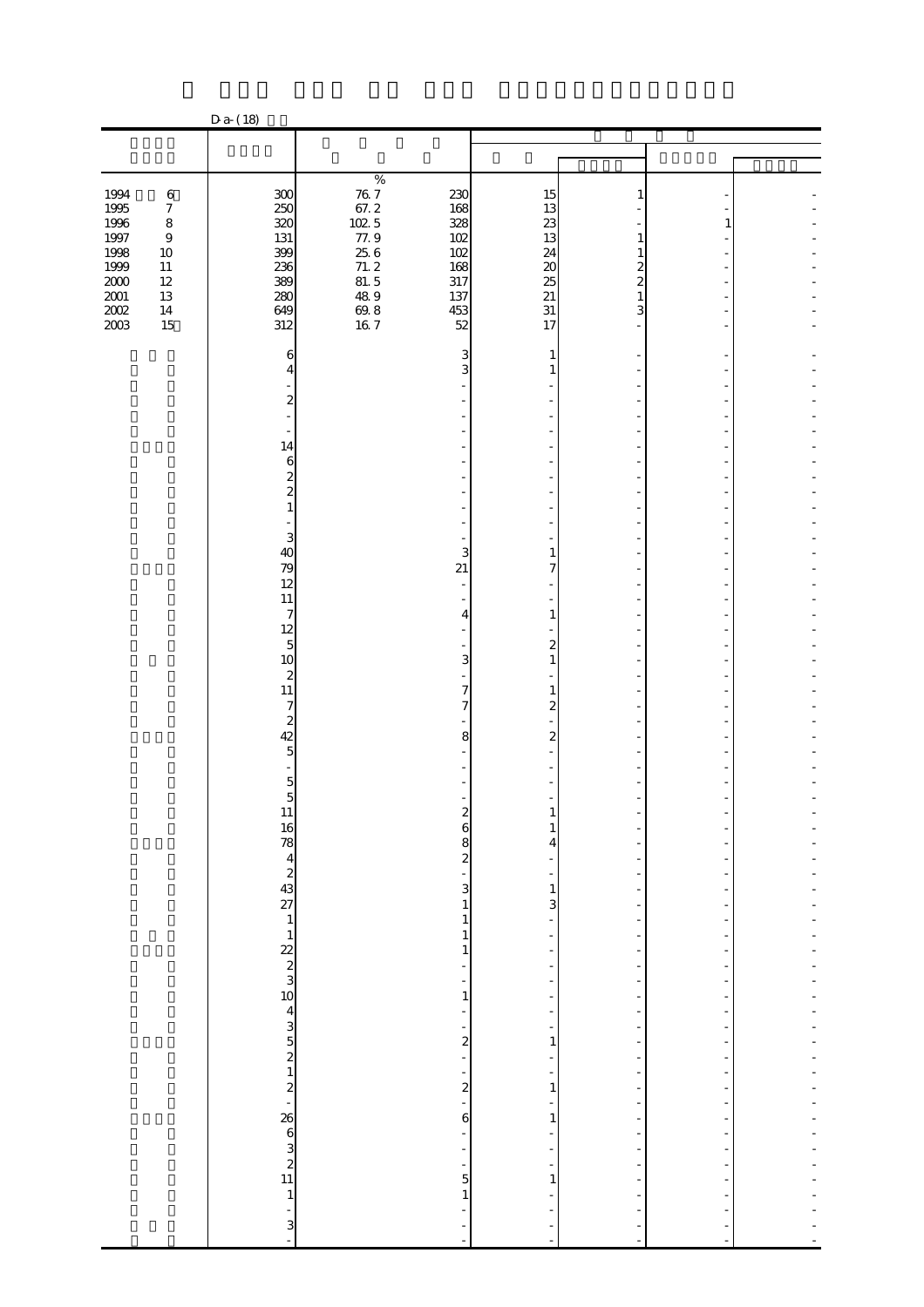D-a-(18)

| | | | | | | | |
|---|---|---|---|---|---|---|---|
| | | % | | | | | |
| 1994 6 | 300 | 76.7 | 230 | 15 | 1 | - | - |
| 1995 7 | 250 | 67.2 | 168 | 13 | - | - | - |
| 1996 8 | 320 | 102.5 | 328 | 23 | - | 1 | - |
| 1997 9 | 131 | 77.9 | 102 | 13 | 1 | - | - |
| 1998 10 | 399 | 25.6 | 102 | 24 | 1 | - | - |
| 1999 11 | 236 | 71.2 | 168 | 20 | 2 | - | - |
| 2000 12 | 389 | 81.5 | 317 | 25 | 2 | - | - |
| 2001 13 | 280 | 48.9 | 137 | 21 | 1 | - | - |
| 2002 14 | 649 | 69.8 | 453 | 31 | 3 | - | - |
| 2003 15 | 312 | 16.7 | 52 | 17 | - | - | - |
| | 6 | | 3 | 1 | - | - | - |
| | 4 | | 3 | 1 | - | - | - |
| | - | | - | - | - | - | - |
| | 2 | | - | - | - | - | - |
| | - | | - | - | - | - | - |
| | - | | - | - | - | - | - |
| | 14 | | - | - | - | - | - |
| | 6 | | - | - | - | - | - |
| | 2 | | - | - | - | - | - |
| | 2 | | - | - | - | - | - |
| | 1 | | - | - | - | - | - |
| | - | | - | - | - | - | - |
| | 3 | | - | - | - | - | - |
| | 40 | | 3 | 1 | - | - | - |
| | 79 | | 21 | 7 | - | - | - |
| | 12 | | - | - | - | - | - |
| | 11 | | - | - | - | - | - |
| | 7 | | 4 | 1 | - | - | - |
| | 12 | | - | - | - | - | - |
| | 5 | | - | 2 | - | - | - |
| | 10 | | 3 | 1 | - | - | - |
| | 2 | | - | - | - | - | - |
| | 11 | | 7 | 1 | - | - | - |
| | 7 | | 7 | 2 | - | - | - |
| | 2 | | - | - | - | - | - |
| | 42 | | 8 | 2 | - | - | - |
| | 5 | | - | - | - | - | - |
| | - | | - | - | - | - | - |
| | 5 | | - | - | - | - | - |
| | 5 | | - | - | - | - | - |
| | 11 | | 2 | 1 | - | - | - |
| | 16 | | 6 | 1 | - | - | - |
| | 78 | | 8 | 4 | - | - | - |
| | 4 | | 2 | - | - | - | - |
| | 2 | | - | - | - | - | - |
| | 43 | | 3 | 1 | - | - | - |
| | 27 | | 1 | 3 | - | - | - |
| | 1 | | 1 | - | - | - | - |
| | 1 | | 1 | - | - | - | - |
| | 22 | | 1 | - | - | - | - |
| | 2 | | - | - | - | - | - |
| | 3 | | - | - | - | - | - |
| | 10 | | 1 | - | - | - | - |
| | 4 | | - | - | - | - | - |
| | 3 | | - | - | - | - | - |
| | 5 | | 2 | 1 | - | - | - |
| | 2 | | - | - | - | - | - |
| | 1 | | - | - | - | - | - |
| | 2 | | 2 | 1 | - | - | - |
| | - | | - | - | - | - | - |
| | 26 | | 6 | 1 | - | - | - |
| | 6 | | - | - | - | - | - |
| | 3 | | - | - | - | - | - |
| | 2 | | - | - | - | - | - |
| | 11 | | 5 | 1 | - | - | - |
| | 1 | | 1 | - | - | - | - |
| | - | | - | - | - | - | - |
| | 3 | | - | - | - | - | - |
| | - | | - | - | - | - | - |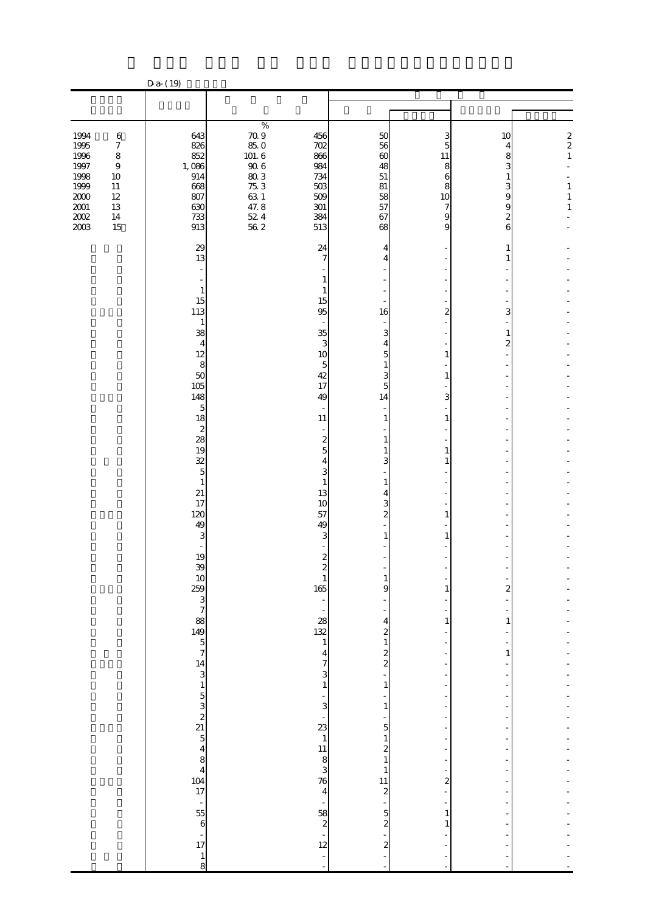D a- (19)

| | | % | | | | | |
|---|---|---|---|---|---|---|---|
| 1994 6 | 643 | 70.9 | 456 | 50 | 3 | 10 | 2 |
| 1995 7 | 826 | 85.0 | 702 | 56 | 5 | 4 | 2 |
| 1996 8 | 852 | 101.6 | 866 | 60 | 11 | 8 | 1 |
| 1997 9 | 1,086 | 90.6 | 984 | 48 | 8 | 3 | - |
| 1998 10 | 914 | 80.3 | 734 | 51 | 6 | 1 | - |
| 1999 11 | 668 | 75.3 | 503 | 81 | 8 | 3 | 1 |
| 2000 12 | 807 | 63.1 | 509 | 58 | 10 | 9 | 1 |
| 2001 13 | 630 | 47.8 | 301 | 57 | 7 | 9 | 1 |
| 2002 14 | 733 | 52.4 | 384 | 67 | 9 | 2 | - |
| 2003 15 | 913 | 56.2 | 513 | 68 | 9 | 6 | - |
| | 29 | | 24 | 4 | - | 1 | - |
| | 13 | | 7 | 4 | - | 1 | - |
| | - | | - | - | - | - | - |
| | - | | 1 | - | - | - | - |
| | 1 | | 1 | - | - | - | - |
| | 15 | | 15 | - | - | - | - |
| | 113 | | 95 | 16 | 2 | 3 | - |
| | 1 | | - | - | - | - | - |
| | 38 | | 35 | 3 | - | 1 | - |
| | 4 | | 3 | 4 | - | 2 | - |
| | 12 | | 10 | 5 | 1 | - | - |
| | 8 | | 5 | 1 | - | - | - |
| | 50 | | 42 | 3 | 1 | - | - |
| | 105 | | 17 | 5 | - | - | - |
| | 148 | | 49 | 14 | 3 | - | - |
| | 5 | | - | - | - | - | - |
| | 18 | | 11 | 1 | 1 | - | - |
| | 2 | | - | - | - | - | - |
| | 28 | | 2 | 1 | - | - | - |
| | 19 | | 5 | 1 | 1 | - | - |
| | 32 | | 4 | 3 | 1 | - | - |
| | 5 | | 3 | - | - | - | - |
| | 1 | | 1 | 1 | - | - | - |
| | 21 | | 13 | 4 | - | - | - |
| | 17 | | 10 | 3 | - | - | - |
| | 120 | | 57 | 2 | 1 | - | - |
| | 49 | | 49 | - | - | - | - |
| | 3 | | 3 | 1 | 1 | - | - |
| | - | | - | - | - | - | - |
| | 19 | | 2 | - | - | - | - |
| | 39 | | 2 | - | - | - | - |
| | 10 | | 1 | 1 | - | - | - |
| | 259 | | 165 | 9 | 1 | 2 | - |
| | 3 | | - | - | - | - | - |
| | 7 | | - | - | - | - | - |
| | 88 | | 28 | 4 | 1 | 1 | - |
| | 149 | | 132 | 2 | - | - | - |
| | 5 | | 1 | 1 | - | - | - |
| | 7 | | 4 | 2 | - | 1 | - |
| | 14 | | 7 | 2 | - | - | - |
| | 3 | | 3 | - | - | - | - |
| | 1 | | 1 | 1 | - | - | - |
| | 5 | | - | - | - | - | - |
| | 3 | | 3 | 1 | - | - | - |
| | 2 | | - | - | - | - | - |
| | 21 | | 23 | 5 | - | - | - |
| | 5 | | 1 | 1 | - | - | - |
| | 4 | | 11 | 2 | - | - | - |
| | 8 | | 8 | 1 | - | - | - |
| | 4 | | 3 | 1 | - | - | - |
| | 104 | | 76 | 11 | 2 | - | - |
| | 17 | | 4 | 2 | - | - | - |
| | - | | - | - | - | - | - |
| | 55 | | 58 | 5 | 1 | - | - |
| | 6 | | 2 | 2 | 1 | - | - |
| | - | | - | - | - | - | - |
| | 17 | | 12 | 2 | - | - | - |
| | 1 | | - | - | - | - | - |
| | 8 | | - | - | - | - | - |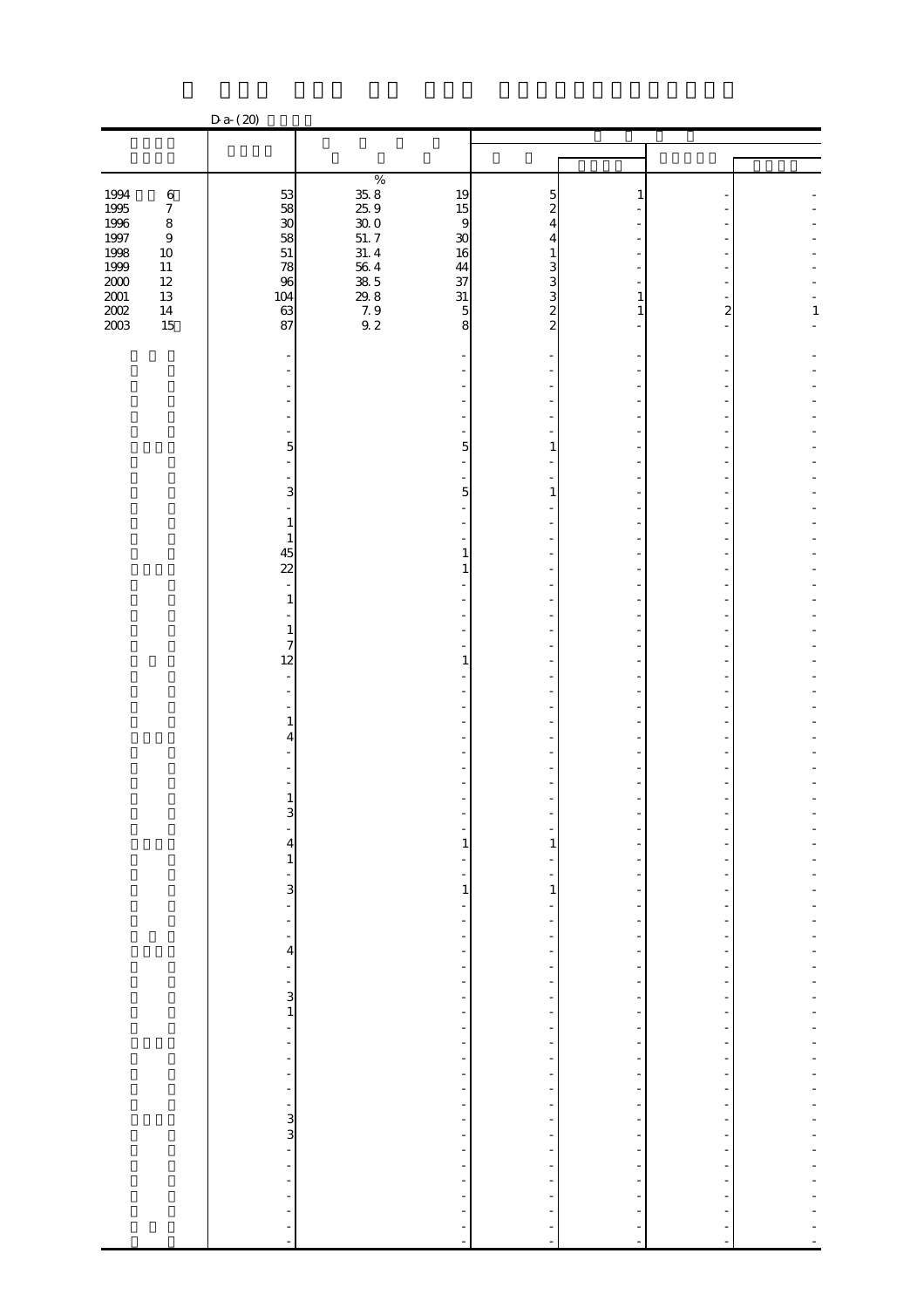D-a-(20)

| | | | | | | | |
|---|---|---|---|---|---|---|---|
| | | % | | | | | |
| 1994 6 | 53 | 35.8 | 19 | 5 | 1 | - | - |
| 1995 7 | 58 | 25.9 | 15 | 2 | - | - | - |
| 1996 8 | 30 | 30.0 | 9 | 4 | - | - | - |
| 1997 9 | 58 | 51.7 | 30 | 4 | - | - | - |
| 1998 10 | 51 | 31.4 | 16 | 1 | - | - | - |
| 1999 11 | 78 | 56.4 | 44 | 3 | - | - | - |
| 2000 12 | 96 | 38.5 | 37 | 3 | - | - | - |
| 2001 13 | 104 | 29.8 | 31 | 3 | 1 | - | - |
| 2002 14 | 63 | 7.9 | 5 | 2 | 1 | 2 | 1 |
| 2003 15 | 87 | 9.2 | 8 | 2 | - | - | - |
| | - | | - | - | - | - | - |
| | - | | - | - | - | - | - |
| | - | | - | - | - | - | - |
| | - | | - | - | - | - | - |
| | - | | - | - | - | - | - |
| | - | | - | - | - | - | - |
| | 5 | | 5 | 1 | - | - | - |
| | - | | - | - | - | - | - |
| | - | | - | - | - | - | - |
| | 3 | | 5 | 1 | - | - | - |
| | - | | - | - | - | - | - |
| | 1 | | - | - | - | - | - |
| | 1 | | - | - | - | - | - |
| | 45 | | 1 | - | - | - | - |
| | 22 | | 1 | - | - | - | - |
| | - | | - | - | - | - | - |
| | 1 | | - | - | - | - | - |
| | - | | - | - | - | - | - |
| | 1 | | - | - | - | - | - |
| | 7 | | - | - | - | - | - |
| | 12 | | 1 | - | - | - | - |
| | - | | - | - | - | - | - |
| | - | | - | - | - | - | - |
| | - | | - | - | - | - | - |
| | 1 | | - | - | - | - | - |
| | 4 | | - | - | - | - | - |
| | - | | - | - | - | - | - |
| | - | | - | - | - | - | - |
| | - | | - | - | - | - | - |
| | 1 | | - | - | - | - | - |
| | 3 | | - | - | - | - | - |
| | - | | - | - | - | - | - |
| | 4 | | 1 | 1 | - | - | - |
| | 1 | | - | - | - | - | - |
| | - | | - | - | - | - | - |
| | 3 | | 1 | 1 | - | - | - |
| | - | | - | - | - | - | - |
| | - | | - | - | - | - | - |
| | - | | - | - | - | - | - |
| | 4 | | - | - | - | - | - |
| | - | | - | - | - | - | - |
| | - | | - | - | - | - | - |
| | 3 | | - | - | - | - | - |
| | 1 | | - | - | - | - | - |
| | - | | - | - | - | - | - |
| | - | | - | - | - | - | - |
| | - | | - | - | - | - | - |
| | - | | - | - | - | - | - |
| | - | | - | - | - | - | - |
| | - | | - | - | - | - | - |
| | 3 | | - | - | - | - | - |
| | 3 | | - | - | - | - | - |
| | - | | - | - | - | - | - |
| | - | | - | - | - | - | - |
| | - | | - | - | - | - | - |
| | - | | - | - | - | - | - |
| | - | | - | - | - | - | - |
| | - | | - | - | - | - | - |
| | - | | - | - | - | - | - |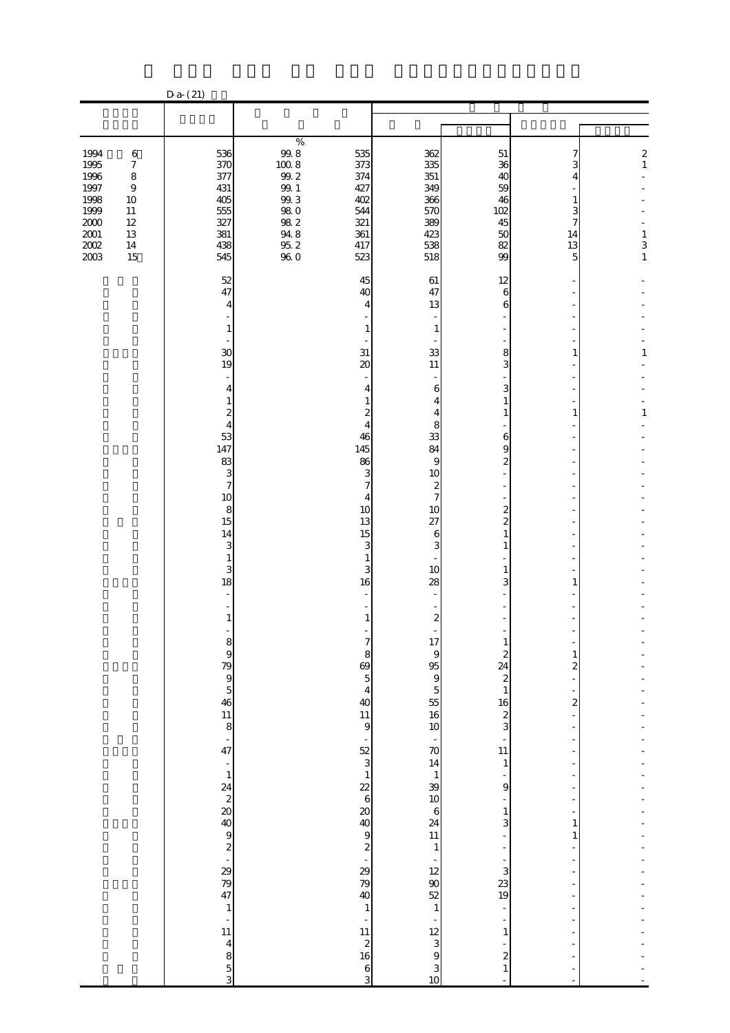D-a-(21)

| | | | | | | | |
|---|---|---|---|---|---|---|---|
| | | % | | | | | |
| 1994 6 | 536 | 99.8 | 535 | 362 | 51 | 7 | 2 |
| 1995 7 | 370 | 100.8 | 373 | 335 | 36 | 3 | 1 |
| 1996 8 | 377 | 99.2 | 374 | 351 | 40 | 4 | - |
| 1997 9 | 431 | 99.1 | 427 | 349 | 59 | - | - |
| 1998 10 | 405 | 99.3 | 402 | 366 | 46 | 1 | - |
| 1999 11 | 555 | 98.0 | 544 | 570 | 102 | 3 | - |
| 2000 12 | 327 | 98.2 | 321 | 389 | 45 | 7 | - |
| 2001 13 | 381 | 94.8 | 361 | 423 | 50 | 14 | 1 |
| 2002 14 | 438 | 95.2 | 417 | 538 | 82 | 13 | 3 |
| 2003 15 | 545 | 96.0 | 523 | 518 | 99 | 5 | 1 |
| | 52 | | 45 | 61 | 12 | - | - |
| | 47 | | 40 | 47 | 6 | - | - |
| | 4 | | 4 | 13 | 6 | - | - |
| | - | | - | - | - | - | - |
| | 1 | | 1 | 1 | - | - | - |
| | - | | - | - | - | - | - |
| | 30 | | 31 | 33 | 8 | 1 | 1 |
| | 19 | | 20 | 11 | 3 | - | - |
| | - | | - | - | - | - | - |
| | 4 | | 4 | 6 | 3 | - | - |
| | 1 | | 1 | 4 | 1 | - | - |
| | 2 | | 2 | 4 | 1 | 1 | 1 |
| | 4 | | 4 | 8 | - | - | - |
| | 53 | | 46 | 33 | 6 | - | - |
| | 147 | | 145 | 84 | 9 | - | - |
| | 83 | | 86 | 9 | 2 | - | - |
| | 3 | | 3 | 10 | - | - | - |
| | 7 | | 7 | 2 | - | - | - |
| | 10 | | 4 | 7 | - | - | - |
| | 8 | | 10 | 10 | 2 | - | - |
| | 15 | | 13 | 27 | 2 | - | - |
| | 14 | | 15 | 6 | 1 | - | - |
| | 3 | | 3 | 3 | 1 | - | - |
| | 1 | | 1 | - | - | - | - |
| | 3 | | 3 | 10 | 1 | - | - |
| | 18 | | 16 | 28 | 3 | 1 | - |
| | - | | - | - | - | - | - |
| | - | | - | - | - | - | - |
| | 1 | | 1 | 2 | - | - | - |
| | - | | - | - | - | - | - |
| | 8 | | 7 | 17 | 1 | - | - |
| | 9 | | 8 | 9 | 2 | 1 | - |
| | 79 | | 69 | 95 | 24 | 2 | - |
| | 9 | | 5 | 9 | 2 | - | - |
| | 5 | | 4 | 5 | 1 | - | - |
| | 46 | | 40 | 55 | 16 | 2 | - |
| | 11 | | 11 | 16 | 2 | - | - |
| | 8 | | 9 | 10 | 3 | - | - |
| | - | | - | - | - | - | - |
| | 47 | | 52 | 70 | 11 | - | - |
| | - | | 3 | 14 | 1 | - | - |
| | 1 | | 1 | 1 | - | - | - |
| | 24 | | 22 | 39 | 9 | - | - |
| | 2 | | 6 | 10 | - | - | - |
| | 20 | | 20 | 6 | 1 | - | - |
| | 40 | | 40 | 24 | 3 | 1 | - |
| | 9 | | 9 | 11 | - | 1 | - |
| | 2 | | 2 | 1 | - | - | - |
| | - | | - | - | - | - | - |
| | 29 | | 29 | 12 | 3 | - | - |
| | 79 | | 79 | 90 | 23 | - | - |
| | 47 | | 40 | 52 | 19 | - | - |
| | 1 | | 1 | 1 | - | - | - |
| | - | | - | - | - | - | - |
| | 11 | | 11 | 12 | 1 | - | - |
| | 4 | | 2 | 3 | - | - | - |
| | 8 | | 16 | 9 | 2 | - | - |
| | 5 | | 6 | 3 | 1 | - | - |
| | 3 | | 3 | 10 | - | - | - |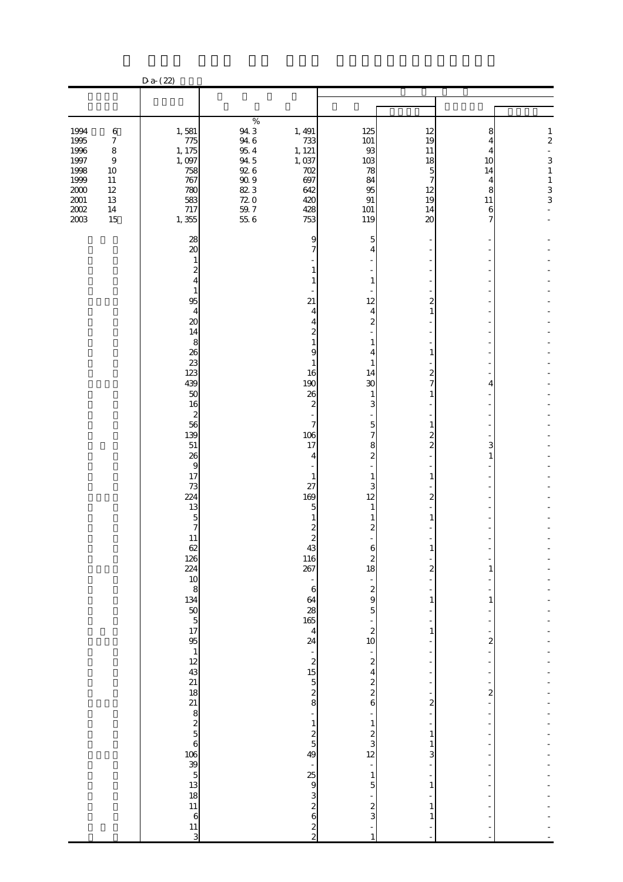D-a-(22)

| | | | | | | | |
|---|---|---|---|---|---|---|---|
| | | % | | | | | |
| 1994 6 | 1,581 | 94.3 | 1,491 | 125 | 12 | 8 | 1 |
| 1995 7 | 775 | 94.6 | 733 | 101 | 19 | 4 | 2 |
| 1996 8 | 1,175 | 95.4 | 1,121 | 93 | 11 | 4 | - |
| 1997 9 | 1,097 | 94.5 | 1,037 | 103 | 18 | 10 | 3 |
| 1998 10 | 758 | 92.6 | 702 | 78 | 5 | 14 | 1 |
| 1999 11 | 767 | 90.9 | 697 | 84 | 7 | 4 | 1 |
| 2000 12 | 780 | 82.3 | 642 | 95 | 12 | 8 | 3 |
| 2001 13 | 583 | 72.0 | 420 | 91 | 19 | 11 | 3 |
| 2002 14 | 717 | 59.7 | 428 | 101 | 14 | 6 | - |
| 2003 15 | 1,355 | 55.6 | 753 | 119 | 20 | 7 | - |
| | 28 | | 9 | 5 | - | - | - |
| | 20 | | 7 | 4 | - | - | - |
| | 1 | | - | - | - | - | - |
| | 2 | | 1 | - | - | - | - |
| | 4 | | 1 | 1 | - | - | - |
| | 1 | | - | - | - | - | - |
| | 95 | | 21 | 12 | 2 | - | - |
| | 4 | | 4 | 4 | 1 | - | - |
| | 20 | | 4 | 2 | - | - | - |
| | 14 | | 2 | - | - | - | - |
| | 8 | | 1 | 1 | - | - | - |
| | 26 | | 9 | 4 | 1 | - | - |
| | 23 | | 1 | 1 | - | - | - |
| | 123 | | 16 | 14 | 2 | - | - |
| | 439 | | 190 | 30 | 7 | 4 | - |
| | 50 | | 26 | 1 | 1 | - | - |
| | 16 | | 2 | 3 | - | - | - |
| | 2 | | - | - | - | - | - |
| | 56 | | 7 | 5 | 1 | - | - |
| | 139 | | 106 | 7 | 2 | - | - |
| | 51 | | 17 | 8 | 2 | 3 | - |
| | 26 | | 4 | 2 | - | 1 | - |
| | 9 | | - | - | - | - | - |
| | 17 | | 1 | 1 | 1 | - | - |
| | 73 | | 27 | 3 | - | - | - |
| | 224 | | 169 | 12 | 2 | - | - |
| | 13 | | 5 | 1 | - | - | - |
| | 5 | | 1 | 1 | 1 | - | - |
| | 7 | | 2 | 2 | - | - | - |
| | 11 | | 2 | - | - | - | - |
| | 62 | | 43 | 6 | 1 | - | - |
| | 126 | | 116 | 2 | - | - | - |
| | 224 | | 267 | 18 | 2 | 1 | - |
| | 10 | | - | - | - | - | - |
| | 8 | | 6 | 2 | - | - | - |
| | 134 | | 64 | 9 | 1 | 1 | - |
| | 50 | | 28 | 5 | - | - | - |
| | 5 | | 165 | - | - | - | - |
| | 17 | | 4 | 2 | 1 | - | - |
| | 95 | | 24 | 10 | - | 2 | - |
| | 1 | | - | - | - | - | - |
| | 12 | | 2 | 2 | - | - | - |
| | 43 | | 15 | 4 | - | - | - |
| | 21 | | 5 | 2 | - | - | - |
| | 18 | | 2 | 2 | - | 2 | - |
| | 21 | | 8 | 6 | 2 | - | - |
| | 8 | | - | - | - | - | - |
| | 2 | | 1 | 1 | - | - | - |
| | 5 | | 2 | 2 | 1 | - | - |
| | 6 | | 5 | 3 | 1 | - | - |
| | 106 | | 49 | 12 | 3 | - | - |
| | 39 | | - | - | - | - | - |
| | 5 | | 25 | 1 | - | - | - |
| | 13 | | 9 | 5 | 1 | - | - |
| | 18 | | 3 | - | - | - | - |
| | 11 | | 2 | 2 | 1 | - | - |
| | 6 | | 6 | 3 | 1 | - | - |
| | 11 | | 2 | - | - | - | - |
| | 3 | | 2 | 1 | - | - | - |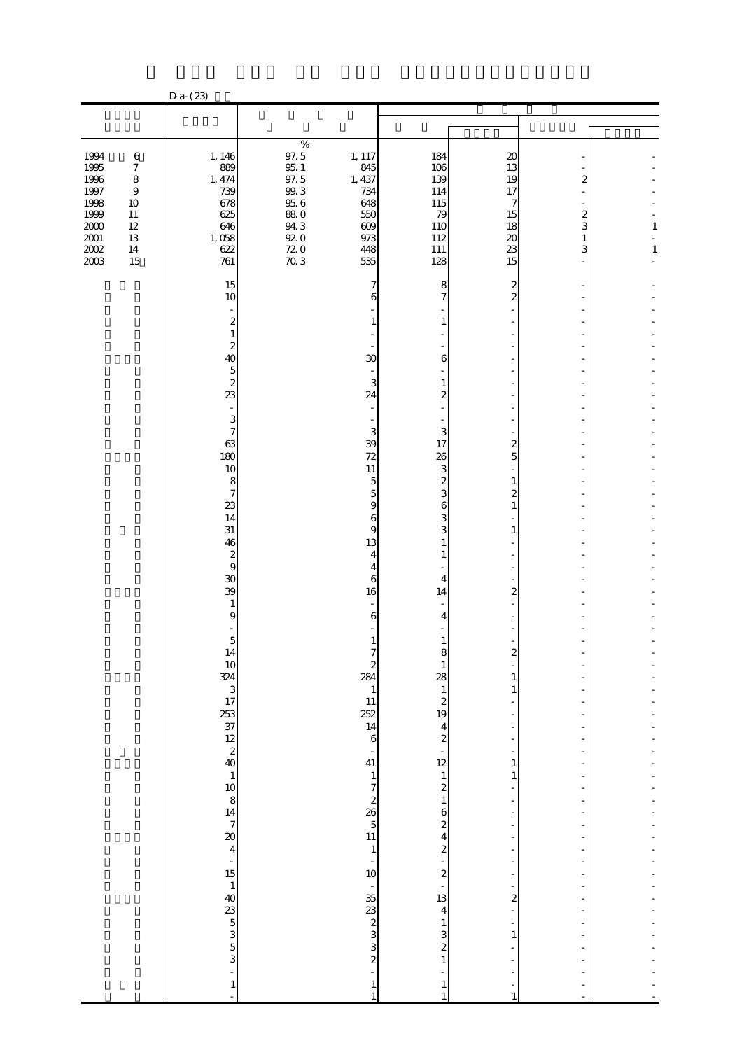D-a-(23)

| | | | | | | | |
|---|---|---|---|---|---|---|---|
| | | % | | | | | |
| 1994 6 | 1, 146 | 97.5 | 1, 117 | 184 | 20 | - | - |
| 1995 7 | 889 | 95.1 | 845 | 106 | 13 | - | - |
| 1996 8 | 1, 474 | 97.5 | 1, 437 | 139 | 19 | 2 | - |
| 1997 9 | 739 | 99.3 | 734 | 114 | 17 | - | - |
| 1998 10 | 678 | 95.6 | 648 | 115 | 7 | - | - |
| 1999 11 | 625 | 88.0 | 550 | 79 | 15 | 2 | - |
| 2000 12 | 646 | 94.3 | 609 | 110 | 18 | 3 | 1 |
| 2001 13 | 1, 058 | 92.0 | 973 | 112 | 20 | 1 | - |
| 2002 14 | 622 | 72.0 | 448 | 111 | 23 | 3 | 1 |
| 2003 15 | 761 | 70.3 | 535 | 128 | 15 | - | - |
| | 15 | | 7 | 8 | 2 | - | - |
| | 10 | | 6 | 7 | 2 | - | - |
| | - | | - | - | - | - | - |
| | 2 | | 1 | 1 | - | - | - |
| | 1 | | - | - | - | - | - |
| | 2 | | - | - | - | - | - |
| | 40 | | 30 | 6 | - | - | - |
| | 5 | | - | - | - | - | - |
| | 2 | | 3 | 1 | - | - | - |
| | 23 | | 24 | 2 | - | - | - |
| | - | | - | - | - | - | - |
| | 3 | | - | - | - | - | - |
| | 7 | | 3 | 3 | - | - | - |
| | 63 | | 39 | 17 | 2 | - | - |
| | 180 | | 72 | 26 | 5 | - | - |
| | 10 | | 11 | 3 | - | - | - |
| | 8 | | 5 | 2 | 1 | - | - |
| | 7 | | 5 | 3 | 2 | - | - |
| | 23 | | 9 | 6 | 1 | - | - |
| | 14 | | 6 | 3 | - | - | - |
| | 31 | | 9 | 3 | 1 | - | - |
| | 46 | | 13 | 1 | - | - | - |
| | 2 | | 4 | 1 | - | - | - |
| | 9 | | 4 | - | - | - | - |
| | 30 | | 6 | 4 | - | - | - |
| | 39 | | 16 | 14 | 2 | - | - |
| | 1 | | - | - | - | - | - |
| | 9 | | 6 | 4 | - | - | - |
| | - | | - | - | - | - | - |
| | 5 | | 1 | 1 | - | - | - |
| | 14 | | 7 | 8 | 2 | - | - |
| | 10 | | 2 | 1 | - | - | - |
| | 324 | | 284 | 28 | 1 | - | - |
| | 3 | | 1 | 1 | 1 | - | - |
| | 17 | | 11 | 2 | - | - | - |
| | 253 | | 252 | 19 | - | - | - |
| | 37 | | 14 | 4 | - | - | - |
| | 12 | | 6 | 2 | - | - | - |
| | 2 | | - | - | - | - | - |
| | 40 | | 41 | 12 | 1 | - | - |
| | 1 | | 1 | 1 | 1 | - | - |
| | 10 | | 7 | 2 | - | - | - |
| | 8 | | 2 | 1 | - | - | - |
| | 14 | | 26 | 6 | - | - | - |
| | 7 | | 5 | 2 | - | - | - |
| | 20 | | 11 | 4 | - | - | - |
| | 4 | | 1 | 2 | - | - | - |
| | - | | - | - | - | - | - |
| | 15 | | 10 | 2 | - | - | - |
| | 1 | | - | - | - | - | - |
| | 40 | | 35 | 13 | 2 | - | - |
| | 23 | | 23 | 4 | - | - | - |
| | 5 | | 2 | 1 | - | - | - |
| | 3 | | 3 | 3 | 1 | - | - |
| | 5 | | 3 | 2 | - | - | - |
| | 3 | | 2 | 1 | - | - | - |
| | - | | - | - | - | - | - |
| | 1 | | 1 | 1 | - | - | - |
| | - | | 1 | 1 | 1 | - | - |